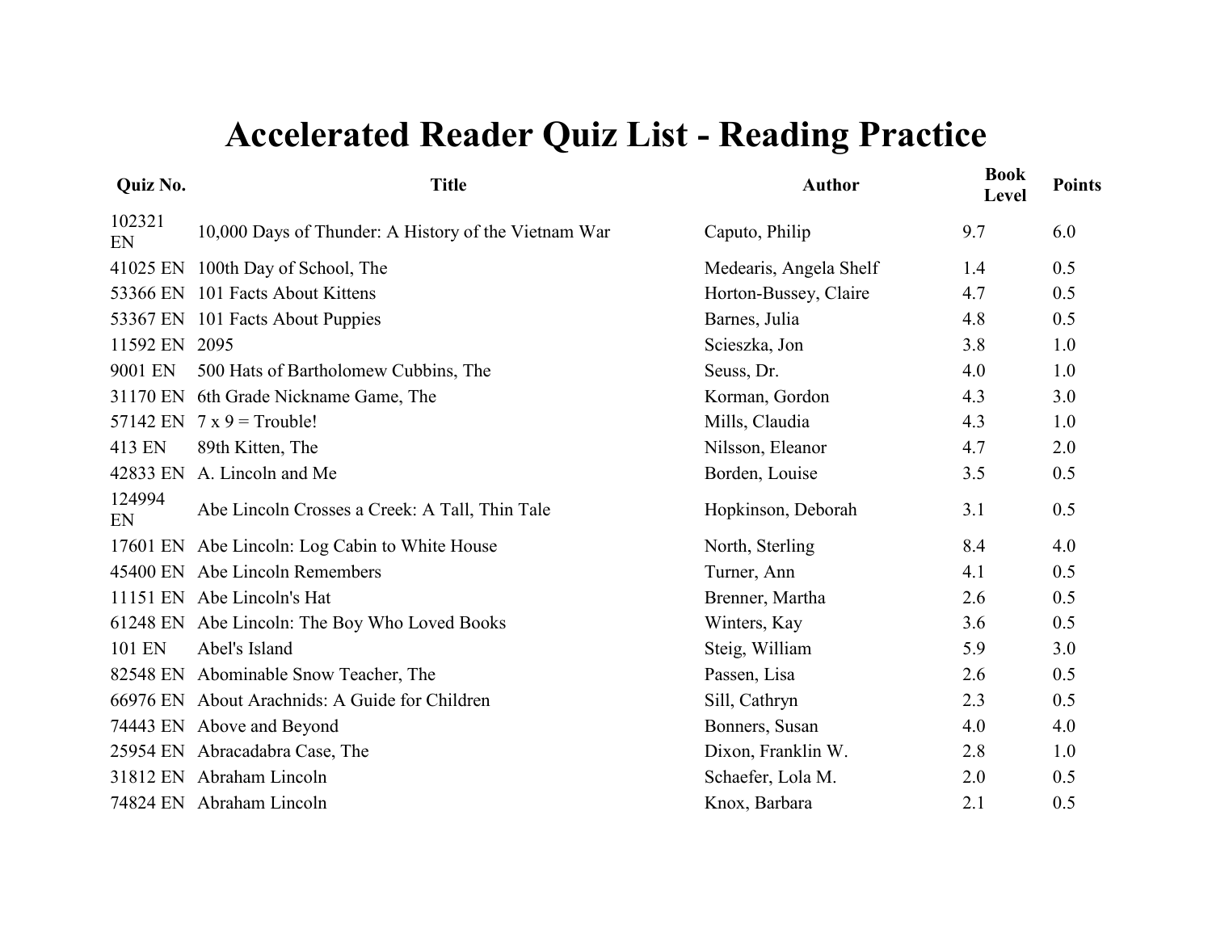# Accelerated Reader Quiz List - Reading Practice

| Quiz No. | Title | Author | Book Level | Points |
|---|---|---|---|---|
| 102321 EN | 10,000 Days of Thunder: A History of the Vietnam War | Caputo, Philip | 9.7 | 6.0 |
| 41025 EN | 100th Day of School, The | Medearis, Angela Shelf | 1.4 | 0.5 |
| 53366 EN | 101 Facts About Kittens | Horton-Bussey, Claire | 4.7 | 0.5 |
| 53367 EN | 101 Facts About Puppies | Barnes, Julia | 4.8 | 0.5 |
| 11592 EN | 2095 | Scieszka, Jon | 3.8 | 1.0 |
| 9001 EN | 500 Hats of Bartholomew Cubbins, The | Seuss, Dr. | 4.0 | 1.0 |
| 31170 EN | 6th Grade Nickname Game, The | Korman, Gordon | 4.3 | 3.0 |
| 57142 EN | 7 x 9 = Trouble! | Mills, Claudia | 4.3 | 1.0 |
| 413 EN | 89th Kitten, The | Nilsson, Eleanor | 4.7 | 2.0 |
| 42833 EN | A. Lincoln and Me | Borden, Louise | 3.5 | 0.5 |
| 124994 EN | Abe Lincoln Crosses a Creek: A Tall, Thin Tale | Hopkinson, Deborah | 3.1 | 0.5 |
| 17601 EN | Abe Lincoln: Log Cabin to White House | North, Sterling | 8.4 | 4.0 |
| 45400 EN | Abe Lincoln Remembers | Turner, Ann | 4.1 | 0.5 |
| 11151 EN | Abe Lincoln's Hat | Brenner, Martha | 2.6 | 0.5 |
| 61248 EN | Abe Lincoln: The Boy Who Loved Books | Winters, Kay | 3.6 | 0.5 |
| 101 EN | Abel's Island | Steig, William | 5.9 | 3.0 |
| 82548 EN | Abominable Snow Teacher, The | Passen, Lisa | 2.6 | 0.5 |
| 66976 EN | About Arachnids: A Guide for Children | Sill, Cathryn | 2.3 | 0.5 |
| 74443 EN | Above and Beyond | Bonners, Susan | 4.0 | 4.0 |
| 25954 EN | Abracadabra Case, The | Dixon, Franklin W. | 2.8 | 1.0 |
| 31812 EN | Abraham Lincoln | Schaefer, Lola M. | 2.0 | 0.5 |
| 74824 EN | Abraham Lincoln | Knox, Barbara | 2.1 | 0.5 |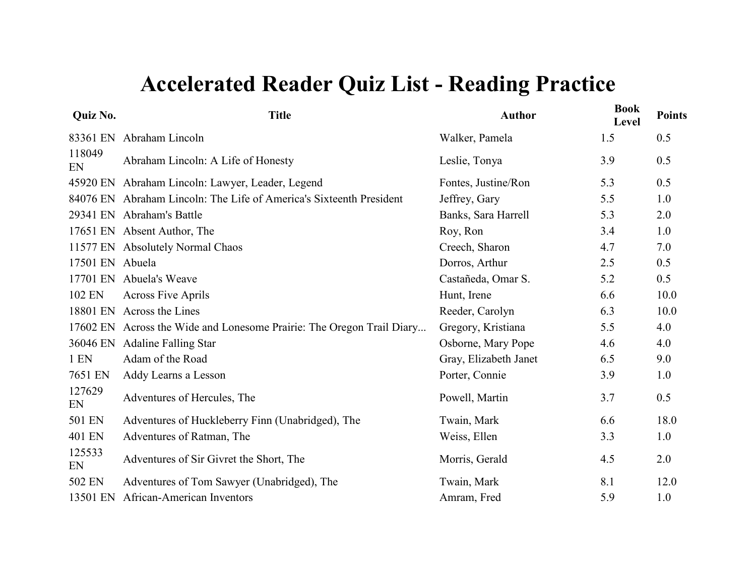# Accelerated Reader Quiz List - Reading Practice

| Quiz No. | Title | Author | Book Level | Points |
|---|---|---|---|---|
| 83361 EN | Abraham Lincoln | Walker, Pamela | 1.5 | 0.5 |
| 118049 EN | Abraham Lincoln: A Life of Honesty | Leslie, Tonya | 3.9 | 0.5 |
| 45920 EN | Abraham Lincoln: Lawyer, Leader, Legend | Fontes, Justine/Ron | 5.3 | 0.5 |
| 84076 EN | Abraham Lincoln: The Life of America's Sixteenth President | Jeffrey, Gary | 5.5 | 1.0 |
| 29341 EN | Abraham's Battle | Banks, Sara Harrell | 5.3 | 2.0 |
| 17651 EN | Absent Author, The | Roy, Ron | 3.4 | 1.0 |
| 11577 EN | Absolutely Normal Chaos | Creech, Sharon | 4.7 | 7.0 |
| 17501 EN | Abuela | Dorros, Arthur | 2.5 | 0.5 |
| 17701 EN | Abuela's Weave | Castañeda, Omar S. | 5.2 | 0.5 |
| 102 EN | Across Five Aprils | Hunt, Irene | 6.6 | 10.0 |
| 18801 EN | Across the Lines | Reeder, Carolyn | 6.3 | 10.0 |
| 17602 EN | Across the Wide and Lonesome Prairie: The Oregon Trail Diary... | Gregory, Kristiana | 5.5 | 4.0 |
| 36046 EN | Adaline Falling Star | Osborne, Mary Pope | 4.6 | 4.0 |
| 1 EN | Adam of the Road | Gray, Elizabeth Janet | 6.5 | 9.0 |
| 7651 EN | Addy Learns a Lesson | Porter, Connie | 3.9 | 1.0 |
| 127629 EN | Adventures of Hercules, The | Powell, Martin | 3.7 | 0.5 |
| 501 EN | Adventures of Huckleberry Finn (Unabridged), The | Twain, Mark | 6.6 | 18.0 |
| 401 EN | Adventures of Ratman, The | Weiss, Ellen | 3.3 | 1.0 |
| 125533 EN | Adventures of Sir Givret the Short, The | Morris, Gerald | 4.5 | 2.0 |
| 502 EN | Adventures of Tom Sawyer (Unabridged), The | Twain, Mark | 8.1 | 12.0 |
| 13501 EN | African-American Inventors | Amram, Fred | 5.9 | 1.0 |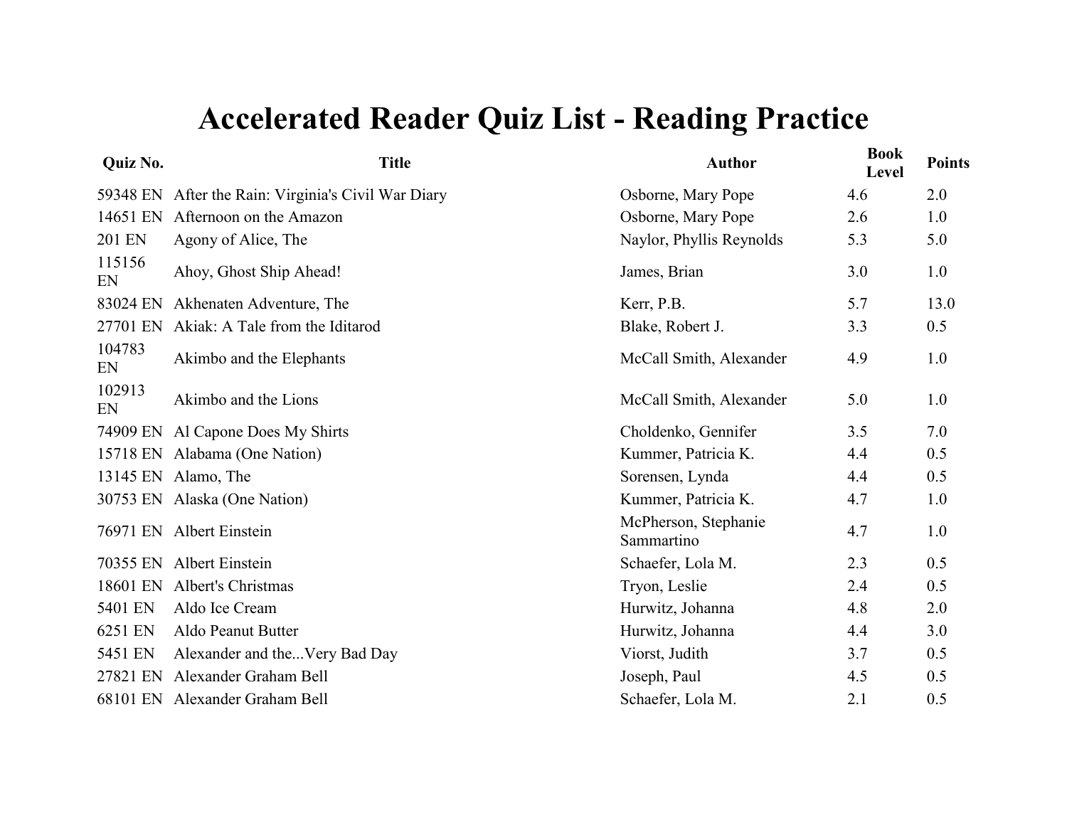# Accelerated Reader Quiz List - Reading Practice

| Quiz No. | Title | Author | Book Level | Points |
|---|---|---|---|---|
| 59348 EN | After the Rain: Virginia's Civil War Diary | Osborne, Mary Pope | 4.6 | 2.0 |
| 14651 EN | Afternoon on the Amazon | Osborne, Mary Pope | 2.6 | 1.0 |
| 201 EN | Agony of Alice, The | Naylor, Phyllis Reynolds | 5.3 | 5.0 |
| 115156 EN | Ahoy, Ghost Ship Ahead! | James, Brian | 3.0 | 1.0 |
| 83024 EN | Akhenaten Adventure, The | Kerr, P.B. | 5.7 | 13.0 |
| 27701 EN | Akiak: A Tale from the Iditarod | Blake, Robert J. | 3.3 | 0.5 |
| 104783 EN | Akimbo and the Elephants | McCall Smith, Alexander | 4.9 | 1.0 |
| 102913 EN | Akimbo and the Lions | McCall Smith, Alexander | 5.0 | 1.0 |
| 74909 EN | Al Capone Does My Shirts | Choldenko, Gennifer | 3.5 | 7.0 |
| 15718 EN | Alabama (One Nation) | Kummer, Patricia K. | 4.4 | 0.5 |
| 13145 EN | Alamo, The | Sorensen, Lynda | 4.4 | 0.5 |
| 30753 EN | Alaska (One Nation) | Kummer, Patricia K. | 4.7 | 1.0 |
| 76971 EN | Albert Einstein | McPherson, Stephanie Sammartino | 4.7 | 1.0 |
| 70355 EN | Albert Einstein | Schaefer, Lola M. | 2.3 | 0.5 |
| 18601 EN | Albert's Christmas | Tryon, Leslie | 2.4 | 0.5 |
| 5401 EN | Aldo Ice Cream | Hurwitz, Johanna | 4.8 | 2.0 |
| 6251 EN | Aldo Peanut Butter | Hurwitz, Johanna | 4.4 | 3.0 |
| 5451 EN | Alexander and the...Very Bad Day | Viorst, Judith | 3.7 | 0.5 |
| 27821 EN | Alexander Graham Bell | Joseph, Paul | 4.5 | 0.5 |
| 68101 EN | Alexander Graham Bell | Schaefer, Lola M. | 2.1 | 0.5 |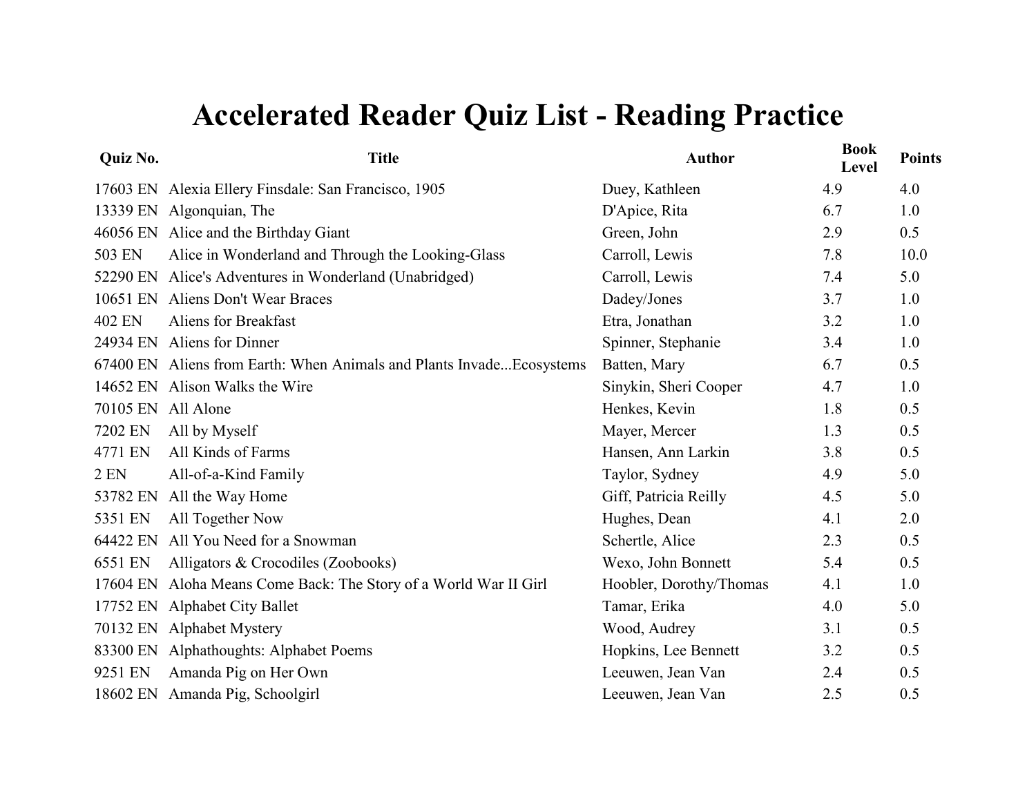# Accelerated Reader Quiz List - Reading Practice

| Quiz No. | Title | Author | Book Level | Points |
|---|---|---|---|---|
| 17603 EN | Alexia Ellery Finsdale: San Francisco, 1905 | Duey, Kathleen | 4.9 | 4.0 |
| 13339 EN | Algonquian, The | D'Apice, Rita | 6.7 | 1.0 |
| 46056 EN | Alice and the Birthday Giant | Green, John | 2.9 | 0.5 |
| 503 EN | Alice in Wonderland and Through the Looking-Glass | Carroll, Lewis | 7.8 | 10.0 |
| 52290 EN | Alice's Adventures in Wonderland (Unabridged) | Carroll, Lewis | 7.4 | 5.0 |
| 10651 EN | Aliens Don't Wear Braces | Dadey/Jones | 3.7 | 1.0 |
| 402 EN | Aliens for Breakfast | Etra, Jonathan | 3.2 | 1.0 |
| 24934 EN | Aliens for Dinner | Spinner, Stephanie | 3.4 | 1.0 |
| 67400 EN | Aliens from Earth: When Animals and Plants Invade...Ecosystems | Batten, Mary | 6.7 | 0.5 |
| 14652 EN | Alison Walks the Wire | Sinykin, Sheri Cooper | 4.7 | 1.0 |
| 70105 EN | All Alone | Henkes, Kevin | 1.8 | 0.5 |
| 7202 EN | All by Myself | Mayer, Mercer | 1.3 | 0.5 |
| 4771 EN | All Kinds of Farms | Hansen, Ann Larkin | 3.8 | 0.5 |
| 2 EN | All-of-a-Kind Family | Taylor, Sydney | 4.9 | 5.0 |
| 53782 EN | All the Way Home | Giff, Patricia Reilly | 4.5 | 5.0 |
| 5351 EN | All Together Now | Hughes, Dean | 4.1 | 2.0 |
| 64422 EN | All You Need for a Snowman | Schertle, Alice | 2.3 | 0.5 |
| 6551 EN | Alligators & Crocodiles (Zoobooks) | Wexo, John Bonnett | 5.4 | 0.5 |
| 17604 EN | Aloha Means Come Back: The Story of a World War II Girl | Hoobler, Dorothy/Thomas | 4.1 | 1.0 |
| 17752 EN | Alphabet City Ballet | Tamar, Erika | 4.0 | 5.0 |
| 70132 EN | Alphabet Mystery | Wood, Audrey | 3.1 | 0.5 |
| 83300 EN | Alphathoughts: Alphabet Poems | Hopkins, Lee Bennett | 3.2 | 0.5 |
| 9251 EN | Amanda Pig on Her Own | Leeuwen, Jean Van | 2.4 | 0.5 |
| 18602 EN | Amanda Pig, Schoolgirl | Leeuwen, Jean Van | 2.5 | 0.5 |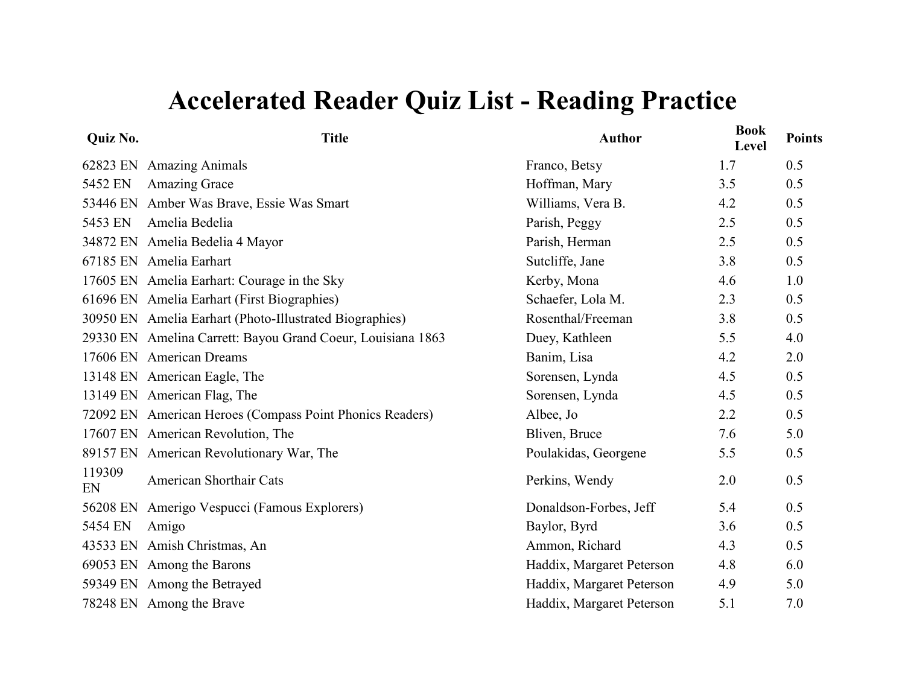# Accelerated Reader Quiz List - Reading Practice

| Quiz No. | Title | Author | Book Level | Points |
|---|---|---|---|---|
| 62823 EN | Amazing Animals | Franco, Betsy | 1.7 | 0.5 |
| 5452 EN | Amazing Grace | Hoffman, Mary | 3.5 | 0.5 |
| 53446 EN | Amber Was Brave, Essie Was Smart | Williams, Vera B. | 4.2 | 0.5 |
| 5453 EN | Amelia Bedelia | Parish, Peggy | 2.5 | 0.5 |
| 34872 EN | Amelia Bedelia 4 Mayor | Parish, Herman | 2.5 | 0.5 |
| 67185 EN | Amelia Earhart | Sutcliffe, Jane | 3.8 | 0.5 |
| 17605 EN | Amelia Earhart: Courage in the Sky | Kerby, Mona | 4.6 | 1.0 |
| 61696 EN | Amelia Earhart (First Biographies) | Schaefer, Lola M. | 2.3 | 0.5 |
| 30950 EN | Amelia Earhart (Photo-Illustrated Biographies) | Rosenthal/Freeman | 3.8 | 0.5 |
| 29330 EN | Amelina Carrett: Bayou Grand Coeur, Louisiana 1863 | Duey, Kathleen | 5.5 | 4.0 |
| 17606 EN | American Dreams | Banim, Lisa | 4.2 | 2.0 |
| 13148 EN | American Eagle, The | Sorensen, Lynda | 4.5 | 0.5 |
| 13149 EN | American Flag, The | Sorensen, Lynda | 4.5 | 0.5 |
| 72092 EN | American Heroes (Compass Point Phonics Readers) | Albee, Jo | 2.2 | 0.5 |
| 17607 EN | American Revolution, The | Bliven, Bruce | 7.6 | 5.0 |
| 89157 EN | American Revolutionary War, The | Poulakidas, Georgene | 5.5 | 0.5 |
| 119309 EN | American Shorthair Cats | Perkins, Wendy | 2.0 | 0.5 |
| 56208 EN | Amerigo Vespucci (Famous Explorers) | Donaldson-Forbes, Jeff | 5.4 | 0.5 |
| 5454 EN | Amigo | Baylor, Byrd | 3.6 | 0.5 |
| 43533 EN | Amish Christmas, An | Ammon, Richard | 4.3 | 0.5 |
| 69053 EN | Among the Barons | Haddix, Margaret Peterson | 4.8 | 6.0 |
| 59349 EN | Among the Betrayed | Haddix, Margaret Peterson | 4.9 | 5.0 |
| 78248 EN | Among the Brave | Haddix, Margaret Peterson | 5.1 | 7.0 |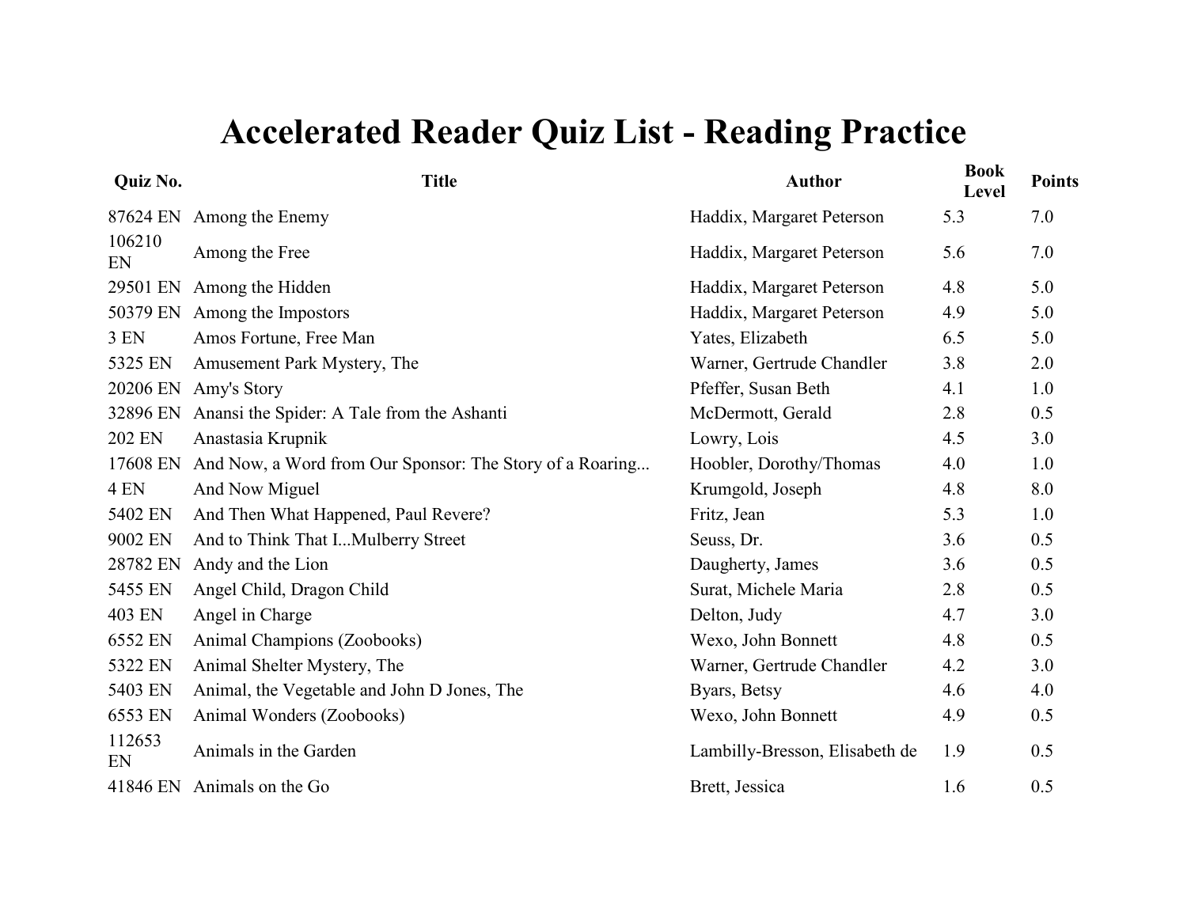# Accelerated Reader Quiz List - Reading Practice

| Quiz No. | Title | Author | Book Level | Points |
|---|---|---|---|---|
| 87624 EN | Among the Enemy | Haddix, Margaret Peterson | 5.3 | 7.0 |
| 106210 EN | Among the Free | Haddix, Margaret Peterson | 5.6 | 7.0 |
| 29501 EN | Among the Hidden | Haddix, Margaret Peterson | 4.8 | 5.0 |
| 50379 EN | Among the Impostors | Haddix, Margaret Peterson | 4.9 | 5.0 |
| 3 EN | Amos Fortune, Free Man | Yates, Elizabeth | 6.5 | 5.0 |
| 5325 EN | Amusement Park Mystery, The | Warner, Gertrude Chandler | 3.8 | 2.0 |
| 20206 EN | Amy's Story | Pfeffer, Susan Beth | 4.1 | 1.0 |
| 32896 EN | Anansi the Spider: A Tale from the Ashanti | McDermott, Gerald | 2.8 | 0.5 |
| 202 EN | Anastasia Krupnik | Lowry, Lois | 4.5 | 3.0 |
| 17608 EN | And Now, a Word from Our Sponsor: The Story of a Roaring... | Hoobler, Dorothy/Thomas | 4.0 | 1.0 |
| 4 EN | And Now Miguel | Krumgold, Joseph | 4.8 | 8.0 |
| 5402 EN | And Then What Happened, Paul Revere? | Fritz, Jean | 5.3 | 1.0 |
| 9002 EN | And to Think That I...Mulberry Street | Seuss, Dr. | 3.6 | 0.5 |
| 28782 EN | Andy and the Lion | Daugherty, James | 3.6 | 0.5 |
| 5455 EN | Angel Child, Dragon Child | Surat, Michele Maria | 2.8 | 0.5 |
| 403 EN | Angel in Charge | Delton, Judy | 4.7 | 3.0 |
| 6552 EN | Animal Champions (Zoobooks) | Wexo, John Bonnett | 4.8 | 0.5 |
| 5322 EN | Animal Shelter Mystery, The | Warner, Gertrude Chandler | 4.2 | 3.0 |
| 5403 EN | Animal, the Vegetable and John D Jones, The | Byars, Betsy | 4.6 | 4.0 |
| 6553 EN | Animal Wonders (Zoobooks) | Wexo, John Bonnett | 4.9 | 0.5 |
| 112653 EN | Animals in the Garden | Lambilly-Bresson, Elisabeth de | 1.9 | 0.5 |
| 41846 EN | Animals on the Go | Brett, Jessica | 1.6 | 0.5 |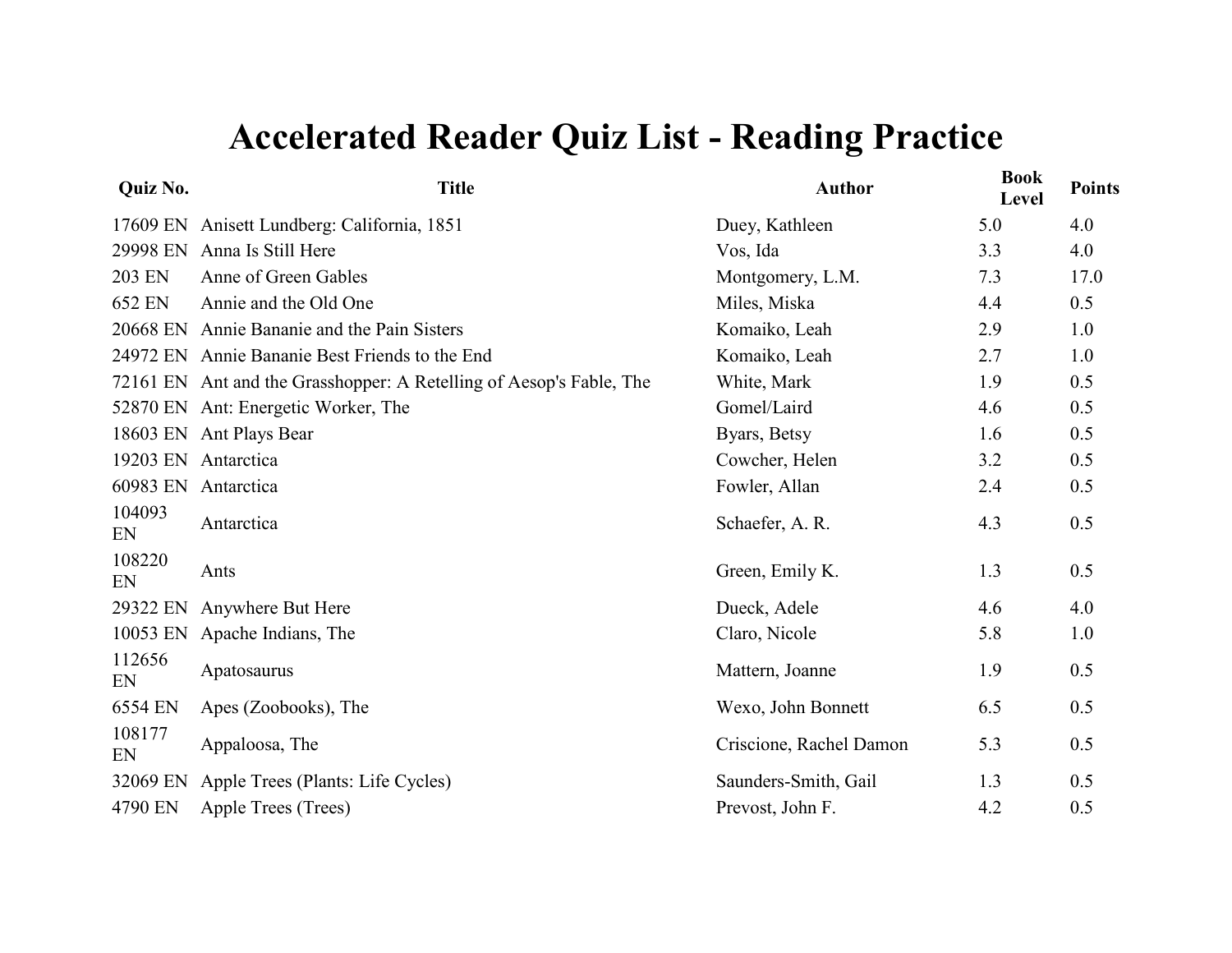# Accelerated Reader Quiz List - Reading Practice

| Quiz No. | Title | Author | Book Level | Points |
|---|---|---|---|---|
| 17609 EN | Anisett Lundberg: California, 1851 | Duey, Kathleen | 5.0 | 4.0 |
| 29998 EN | Anna Is Still Here | Vos, Ida | 3.3 | 4.0 |
| 203 EN | Anne of Green Gables | Montgomery, L.M. | 7.3 | 17.0 |
| 652 EN | Annie and the Old One | Miles, Miska | 4.4 | 0.5 |
| 20668 EN | Annie Bananie and the Pain Sisters | Komaiko, Leah | 2.9 | 1.0 |
| 24972 EN | Annie Bananie Best Friends to the End | Komaiko, Leah | 2.7 | 1.0 |
| 72161 EN | Ant and the Grasshopper: A Retelling of Aesop's Fable, The | White, Mark | 1.9 | 0.5 |
| 52870 EN | Ant: Energetic Worker, The | Gomel/Laird | 4.6 | 0.5 |
| 18603 EN | Ant Plays Bear | Byars, Betsy | 1.6 | 0.5 |
| 19203 EN | Antarctica | Cowcher, Helen | 3.2 | 0.5 |
| 60983 EN | Antarctica | Fowler, Allan | 2.4 | 0.5 |
| 104093 EN | Antarctica | Schaefer, A. R. | 4.3 | 0.5 |
| 108220 EN | Ants | Green, Emily K. | 1.3 | 0.5 |
| 29322 EN | Anywhere But Here | Dueck, Adele | 4.6 | 4.0 |
| 10053 EN | Apache Indians, The | Claro, Nicole | 5.8 | 1.0 |
| 112656 EN | Apatosaurus | Mattern, Joanne | 1.9 | 0.5 |
| 6554 EN | Apes (Zoobooks), The | Wexo, John Bonnett | 6.5 | 0.5 |
| 108177 EN | Appaloosa, The | Criscione, Rachel Damon | 5.3 | 0.5 |
| 32069 EN | Apple Trees (Plants: Life Cycles) | Saunders-Smith, Gail | 1.3 | 0.5 |
| 4790 EN | Apple Trees (Trees) | Prevost, John F. | 4.2 | 0.5 |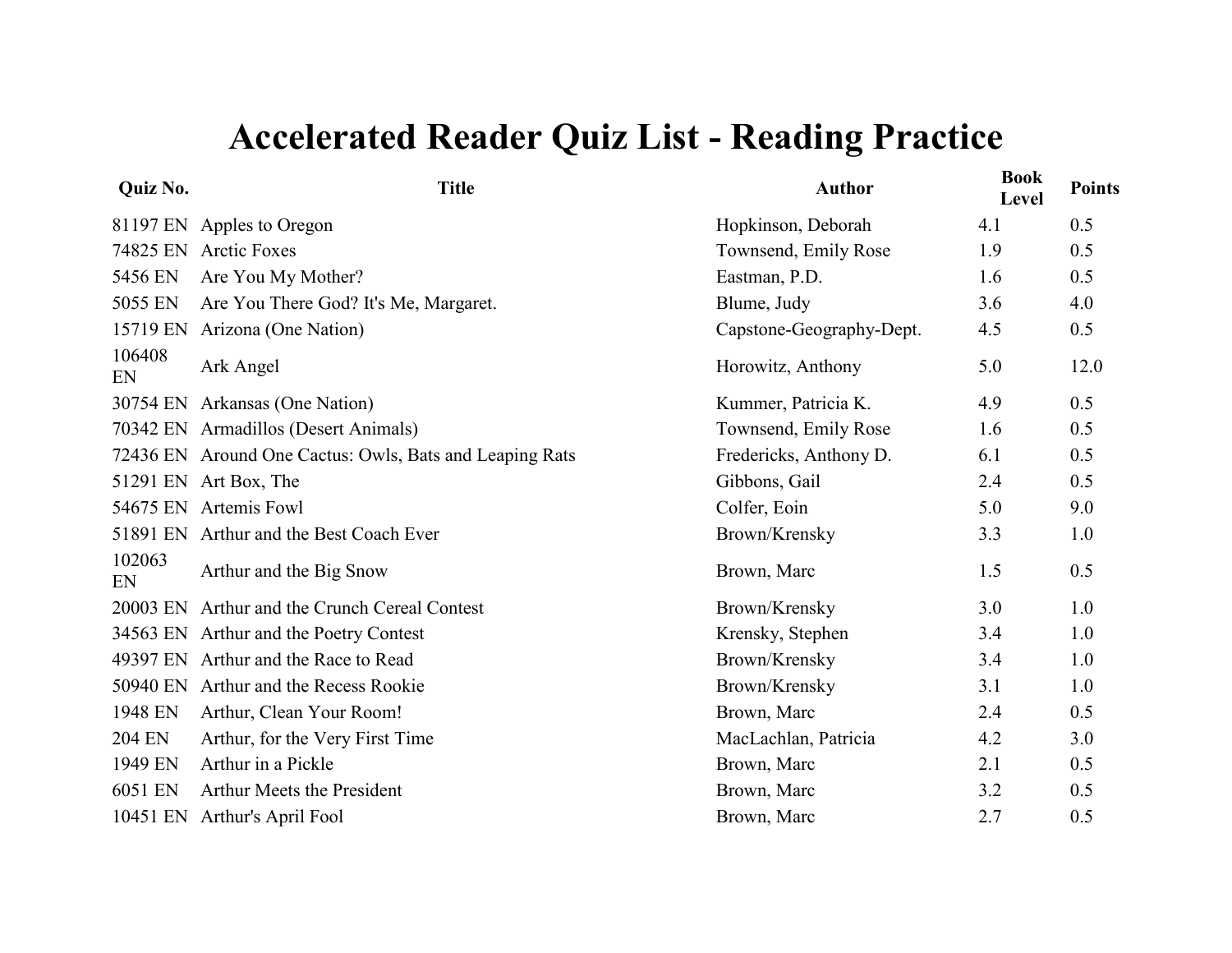# Accelerated Reader Quiz List - Reading Practice

| Quiz No. | Title | Author | Book Level | Points |
|---|---|---|---|---|
| 81197 EN | Apples to Oregon | Hopkinson, Deborah | 4.1 | 0.5 |
| 74825 EN | Arctic Foxes | Townsend, Emily Rose | 1.9 | 0.5 |
| 5456 EN | Are You My Mother? | Eastman, P.D. | 1.6 | 0.5 |
| 5055 EN | Are You There God? It's Me, Margaret. | Blume, Judy | 3.6 | 4.0 |
| 15719 EN | Arizona (One Nation) | Capstone-Geography-Dept. | 4.5 | 0.5 |
| 106408 EN | Ark Angel | Horowitz, Anthony | 5.0 | 12.0 |
| 30754 EN | Arkansas (One Nation) | Kummer, Patricia K. | 4.9 | 0.5 |
| 70342 EN | Armadillos (Desert Animals) | Townsend, Emily Rose | 1.6 | 0.5 |
| 72436 EN | Around One Cactus: Owls, Bats and Leaping Rats | Fredericks, Anthony D. | 6.1 | 0.5 |
| 51291 EN | Art Box, The | Gibbons, Gail | 2.4 | 0.5 |
| 54675 EN | Artemis Fowl | Colfer, Eoin | 5.0 | 9.0 |
| 51891 EN | Arthur and the Best Coach Ever | Brown/Krensky | 3.3 | 1.0 |
| 102063 EN | Arthur and the Big Snow | Brown, Marc | 1.5 | 0.5 |
| 20003 EN | Arthur and the Crunch Cereal Contest | Brown/Krensky | 3.0 | 1.0 |
| 34563 EN | Arthur and the Poetry Contest | Krensky, Stephen | 3.4 | 1.0 |
| 49397 EN | Arthur and the Race to Read | Brown/Krensky | 3.4 | 1.0 |
| 50940 EN | Arthur and the Recess Rookie | Brown/Krensky | 3.1 | 1.0 |
| 1948 EN | Arthur, Clean Your Room! | Brown, Marc | 2.4 | 0.5 |
| 204 EN | Arthur, for the Very First Time | MacLachlan, Patricia | 4.2 | 3.0 |
| 1949 EN | Arthur in a Pickle | Brown, Marc | 2.1 | 0.5 |
| 6051 EN | Arthur Meets the President | Brown, Marc | 3.2 | 0.5 |
| 10451 EN | Arthur's April Fool | Brown, Marc | 2.7 | 0.5 |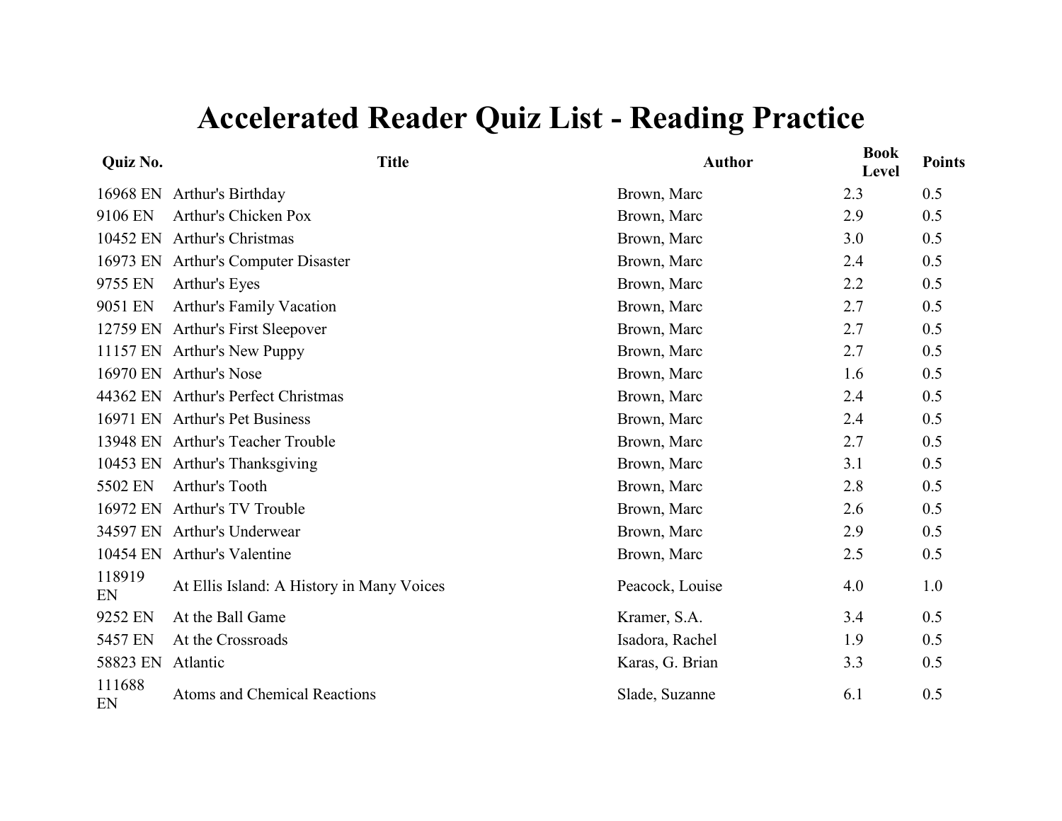# Accelerated Reader Quiz List - Reading Practice

| Quiz No. | Title | Author | Book Level | Points |
|---|---|---|---|---|
| 16968 EN | Arthur's Birthday | Brown, Marc | 2.3 | 0.5 |
| 9106 EN | Arthur's Chicken Pox | Brown, Marc | 2.9 | 0.5 |
| 10452 EN | Arthur's Christmas | Brown, Marc | 3.0 | 0.5 |
| 16973 EN | Arthur's Computer Disaster | Brown, Marc | 2.4 | 0.5 |
| 9755 EN | Arthur's Eyes | Brown, Marc | 2.2 | 0.5 |
| 9051 EN | Arthur's Family Vacation | Brown, Marc | 2.7 | 0.5 |
| 12759 EN | Arthur's First Sleepover | Brown, Marc | 2.7 | 0.5 |
| 11157 EN | Arthur's New Puppy | Brown, Marc | 2.7 | 0.5 |
| 16970 EN | Arthur's Nose | Brown, Marc | 1.6 | 0.5 |
| 44362 EN | Arthur's Perfect Christmas | Brown, Marc | 2.4 | 0.5 |
| 16971 EN | Arthur's Pet Business | Brown, Marc | 2.4 | 0.5 |
| 13948 EN | Arthur's Teacher Trouble | Brown, Marc | 2.7 | 0.5 |
| 10453 EN | Arthur's Thanksgiving | Brown, Marc | 3.1 | 0.5 |
| 5502 EN | Arthur's Tooth | Brown, Marc | 2.8 | 0.5 |
| 16972 EN | Arthur's TV Trouble | Brown, Marc | 2.6 | 0.5 |
| 34597 EN | Arthur's Underwear | Brown, Marc | 2.9 | 0.5 |
| 10454 EN | Arthur's Valentine | Brown, Marc | 2.5 | 0.5 |
| 118919 EN | At Ellis Island: A History in Many Voices | Peacock, Louise | 4.0 | 1.0 |
| 9252 EN | At the Ball Game | Kramer, S.A. | 3.4 | 0.5 |
| 5457 EN | At the Crossroads | Isadora, Rachel | 1.9 | 0.5 |
| 58823 EN | Atlantic | Karas, G. Brian | 3.3 | 0.5 |
| 111688 EN | Atoms and Chemical Reactions | Slade, Suzanne | 6.1 | 0.5 |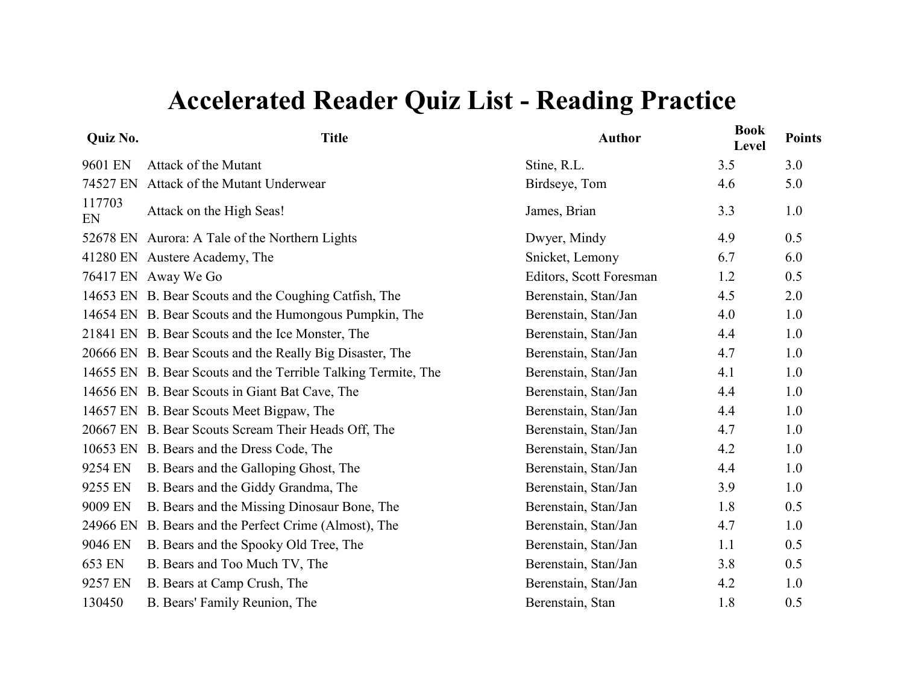# Accelerated Reader Quiz List - Reading Practice

| Quiz No. | Title | Author | Book Level | Points |
|---|---|---|---|---|
| 9601 EN | Attack of the Mutant | Stine, R.L. | 3.5 | 3.0 |
| 74527 EN | Attack of the Mutant Underwear | Birdseye, Tom | 4.6 | 5.0 |
| 117703 EN | Attack on the High Seas! | James, Brian | 3.3 | 1.0 |
| 52678 EN | Aurora: A Tale of the Northern Lights | Dwyer, Mindy | 4.9 | 0.5 |
| 41280 EN | Austere Academy, The | Snicket, Lemony | 6.7 | 6.0 |
| 76417 EN | Away We Go | Editors, Scott Foresman | 1.2 | 0.5 |
| 14653 EN | B. Bear Scouts and the Coughing Catfish, The | Berenstain, Stan/Jan | 4.5 | 2.0 |
| 14654 EN | B. Bear Scouts and the Humongous Pumpkin, The | Berenstain, Stan/Jan | 4.0 | 1.0 |
| 21841 EN | B. Bear Scouts and the Ice Monster, The | Berenstain, Stan/Jan | 4.4 | 1.0 |
| 20666 EN | B. Bear Scouts and the Really Big Disaster, The | Berenstain, Stan/Jan | 4.7 | 1.0 |
| 14655 EN | B. Bear Scouts and the Terrible Talking Termite, The | Berenstain, Stan/Jan | 4.1 | 1.0 |
| 14656 EN | B. Bear Scouts in Giant Bat Cave, The | Berenstain, Stan/Jan | 4.4 | 1.0 |
| 14657 EN | B. Bear Scouts Meet Bigpaw, The | Berenstain, Stan/Jan | 4.4 | 1.0 |
| 20667 EN | B. Bear Scouts Scream Their Heads Off, The | Berenstain, Stan/Jan | 4.7 | 1.0 |
| 10653 EN | B. Bears and the Dress Code, The | Berenstain, Stan/Jan | 4.2 | 1.0 |
| 9254 EN | B. Bears and the Galloping Ghost, The | Berenstain, Stan/Jan | 4.4 | 1.0 |
| 9255 EN | B. Bears and the Giddy Grandma, The | Berenstain, Stan/Jan | 3.9 | 1.0 |
| 9009 EN | B. Bears and the Missing Dinosaur Bone, The | Berenstain, Stan/Jan | 1.8 | 0.5 |
| 24966 EN | B. Bears and the Perfect Crime (Almost), The | Berenstain, Stan/Jan | 4.7 | 1.0 |
| 9046 EN | B. Bears and the Spooky Old Tree, The | Berenstain, Stan/Jan | 1.1 | 0.5 |
| 653 EN | B. Bears and Too Much TV, The | Berenstain, Stan/Jan | 3.8 | 0.5 |
| 9257 EN | B. Bears at Camp Crush, The | Berenstain, Stan/Jan | 4.2 | 1.0 |
| 130450 | B. Bears' Family Reunion, The | Berenstain, Stan | 1.8 | 0.5 |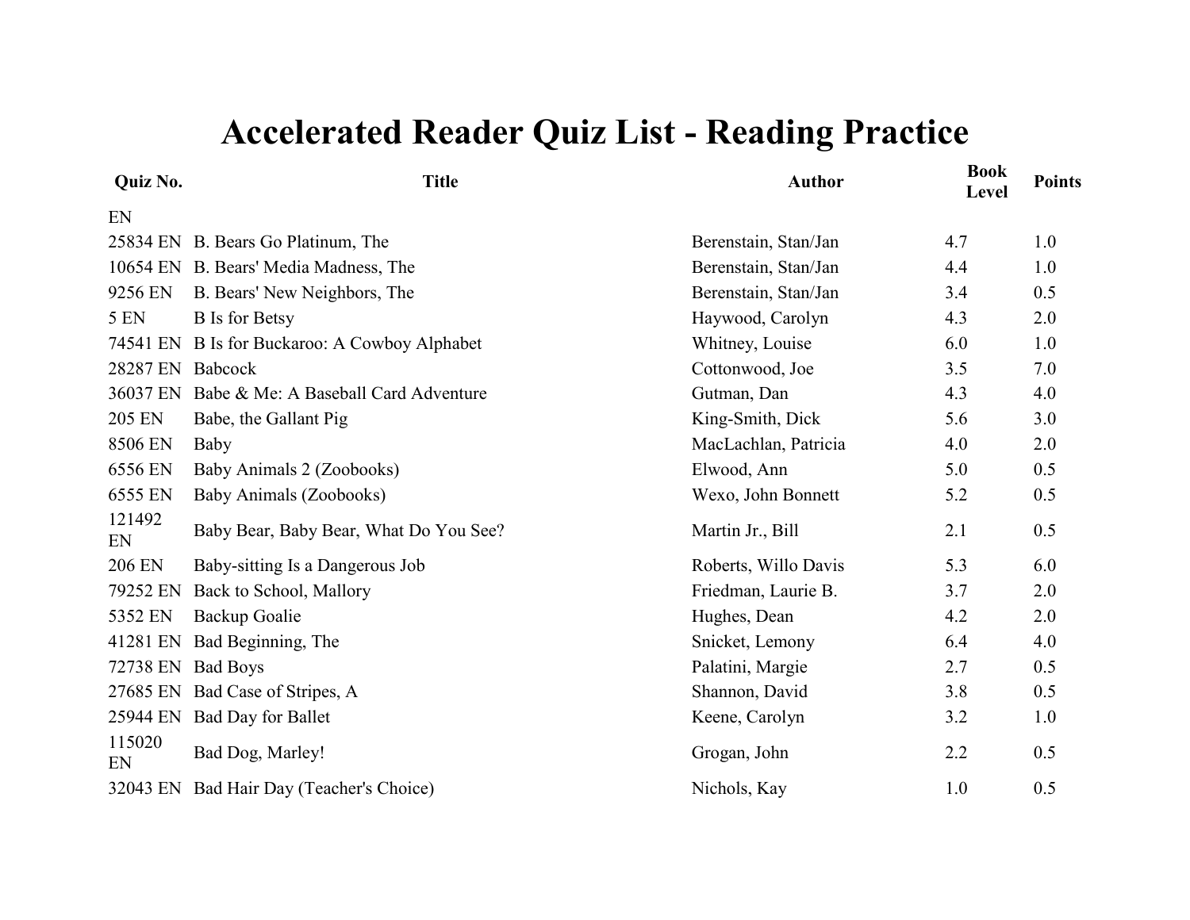# Accelerated Reader Quiz List - Reading Practice

| Quiz No. | Title | Author | Book Level | Points |
|---|---|---|---|---|
| EN | | | | |
| 25834 EN | B. Bears Go Platinum, The | Berenstain, Stan/Jan | 4.7 | 1.0 |
| 10654 EN | B. Bears' Media Madness, The | Berenstain, Stan/Jan | 4.4 | 1.0 |
| 9256 EN | B. Bears' New Neighbors, The | Berenstain, Stan/Jan | 3.4 | 0.5 |
| 5 EN | B Is for Betsy | Haywood, Carolyn | 4.3 | 2.0 |
| 74541 EN | B Is for Buckaroo: A Cowboy Alphabet | Whitney, Louise | 6.0 | 1.0 |
| 28287 EN | Babcock | Cottonwood, Joe | 3.5 | 7.0 |
| 36037 EN | Babe & Me: A Baseball Card Adventure | Gutman, Dan | 4.3 | 4.0 |
| 205 EN | Babe, the Gallant Pig | King-Smith, Dick | 5.6 | 3.0 |
| 8506 EN | Baby | MacLachlan, Patricia | 4.0 | 2.0 |
| 6556 EN | Baby Animals 2 (Zoobooks) | Elwood, Ann | 5.0 | 0.5 |
| 6555 EN | Baby Animals (Zoobooks) | Wexo, John Bonnett | 5.2 | 0.5 |
| 121492 EN | Baby Bear, Baby Bear, What Do You See? | Martin Jr., Bill | 2.1 | 0.5 |
| 206 EN | Baby-sitting Is a Dangerous Job | Roberts, Willo Davis | 5.3 | 6.0 |
| 79252 EN | Back to School, Mallory | Friedman, Laurie B. | 3.7 | 2.0 |
| 5352 EN | Backup Goalie | Hughes, Dean | 4.2 | 2.0 |
| 41281 EN | Bad Beginning, The | Snicket, Lemony | 6.4 | 4.0 |
| 72738 EN | Bad Boys | Palatini, Margie | 2.7 | 0.5 |
| 27685 EN | Bad Case of Stripes, A | Shannon, David | 3.8 | 0.5 |
| 25944 EN | Bad Day for Ballet | Keene, Carolyn | 3.2 | 1.0 |
| 115020 EN | Bad Dog, Marley! | Grogan, John | 2.2 | 0.5 |
| 32043 EN | Bad Hair Day (Teacher's Choice) | Nichols, Kay | 1.0 | 0.5 |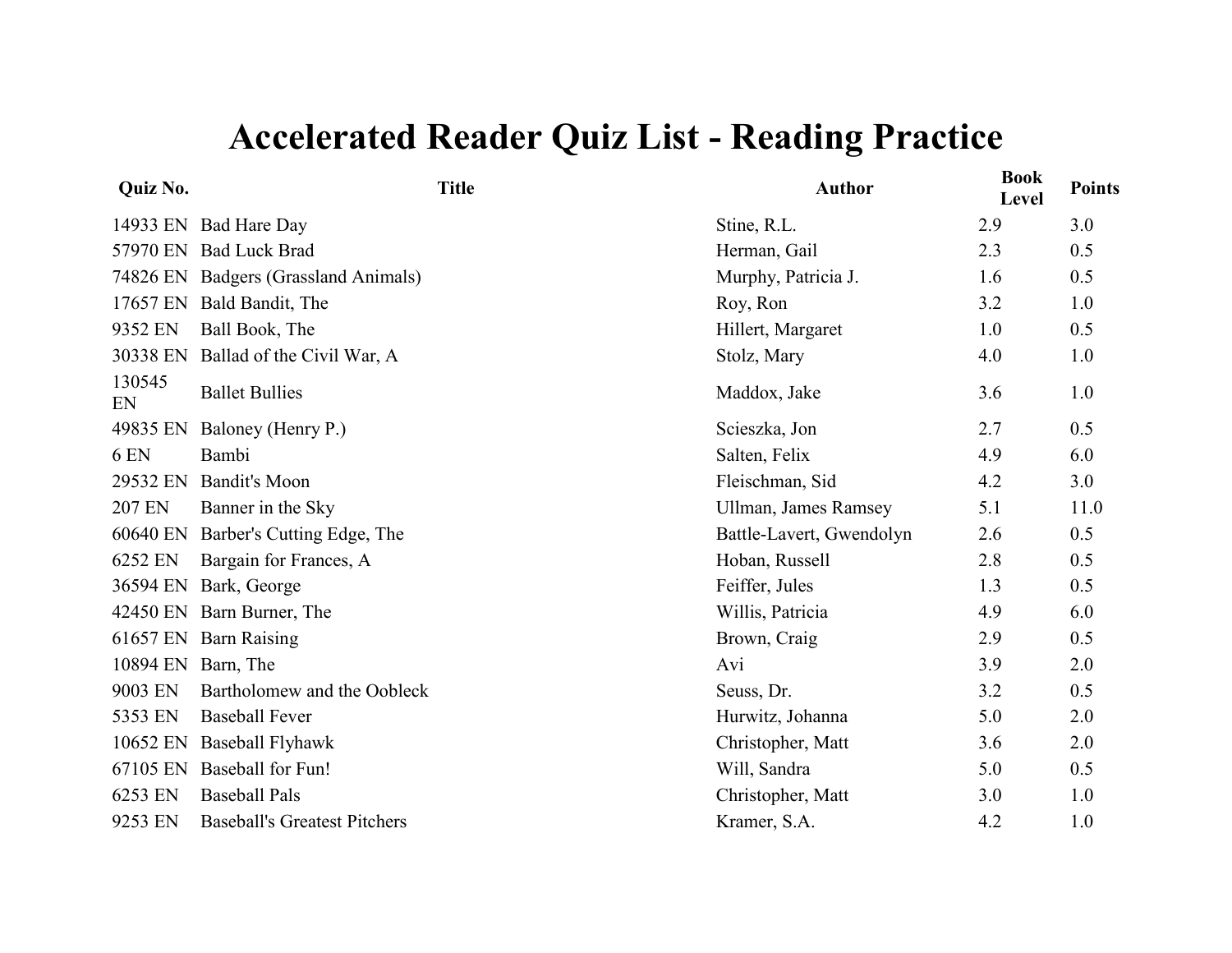# Accelerated Reader Quiz List - Reading Practice

| Quiz No. | Title | Author | Book Level | Points |
|---|---|---|---|---|
| 14933 EN | Bad Hare Day | Stine, R.L. | 2.9 | 3.0 |
| 57970 EN | Bad Luck Brad | Herman, Gail | 2.3 | 0.5 |
| 74826 EN | Badgers (Grassland Animals) | Murphy, Patricia J. | 1.6 | 0.5 |
| 17657 EN | Bald Bandit, The | Roy, Ron | 3.2 | 1.0 |
| 9352 EN | Ball Book, The | Hillert, Margaret | 1.0 | 0.5 |
| 30338 EN | Ballad of the Civil War, A | Stolz, Mary | 4.0 | 1.0 |
| 130545 EN | Ballet Bullies | Maddox, Jake | 3.6 | 1.0 |
| 49835 EN | Baloney (Henry P.) | Scieszka, Jon | 2.7 | 0.5 |
| 6 EN | Bambi | Salten, Felix | 4.9 | 6.0 |
| 29532 EN | Bandit's Moon | Fleischman, Sid | 4.2 | 3.0 |
| 207 EN | Banner in the Sky | Ullman, James Ramsey | 5.1 | 11.0 |
| 60640 EN | Barber's Cutting Edge, The | Battle-Lavert, Gwendolyn | 2.6 | 0.5 |
| 6252 EN | Bargain for Frances, A | Hoban, Russell | 2.8 | 0.5 |
| 36594 EN | Bark, George | Feiffer, Jules | 1.3 | 0.5 |
| 42450 EN | Barn Burner, The | Willis, Patricia | 4.9 | 6.0 |
| 61657 EN | Barn Raising | Brown, Craig | 2.9 | 0.5 |
| 10894 EN | Barn, The | Avi | 3.9 | 2.0 |
| 9003 EN | Bartholomew and the Oobleck | Seuss, Dr. | 3.2 | 0.5 |
| 5353 EN | Baseball Fever | Hurwitz, Johanna | 5.0 | 2.0 |
| 10652 EN | Baseball Flyhawk | Christopher, Matt | 3.6 | 2.0 |
| 67105 EN | Baseball for Fun! | Will, Sandra | 5.0 | 0.5 |
| 6253 EN | Baseball Pals | Christopher, Matt | 3.0 | 1.0 |
| 9253 EN | Baseball's Greatest Pitchers | Kramer, S.A. | 4.2 | 1.0 |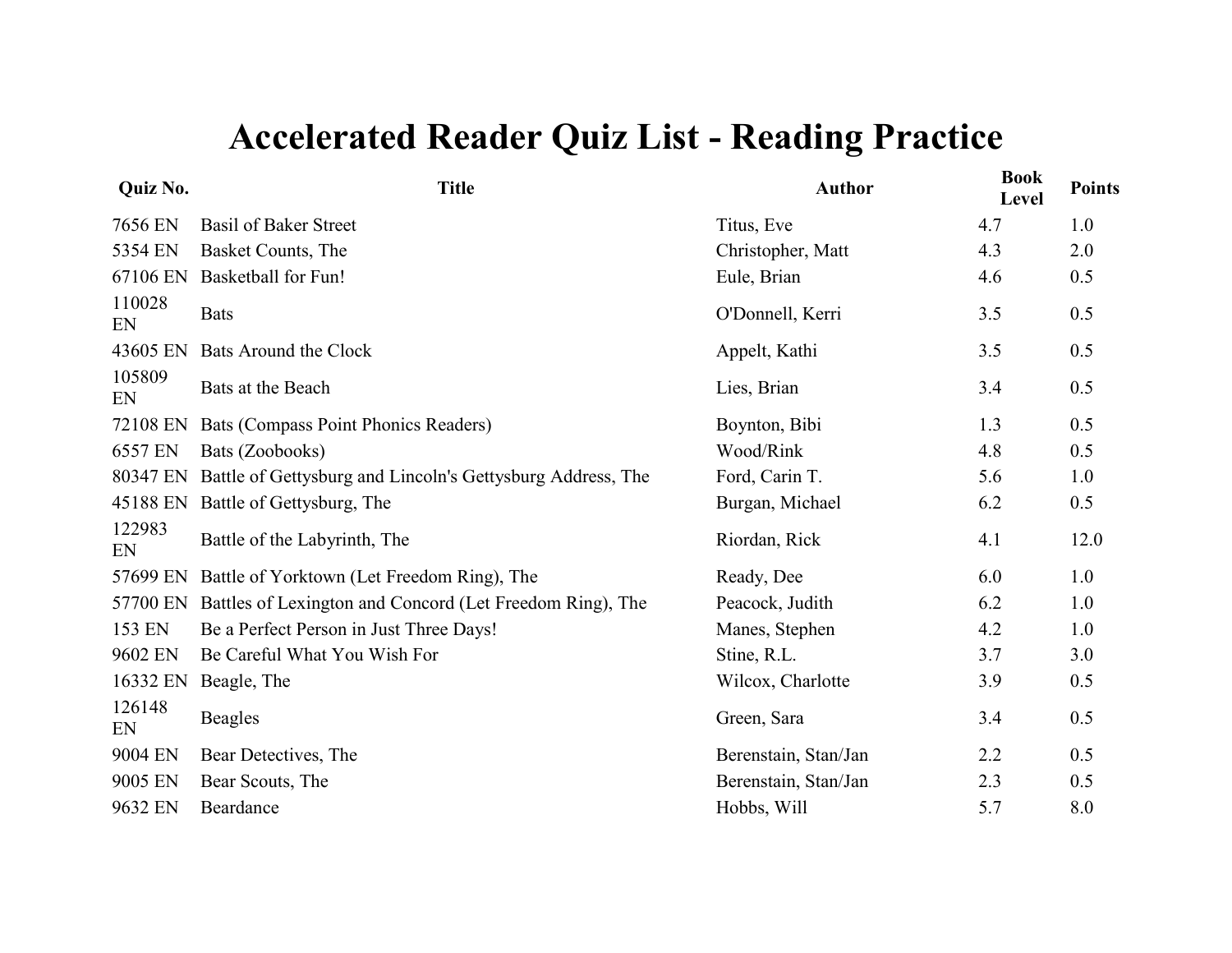# Accelerated Reader Quiz List - Reading Practice

| Quiz No. | Title | Author | Book Level | Points |
|---|---|---|---|---|
| 7656 EN | Basil of Baker Street | Titus, Eve | 4.7 | 1.0 |
| 5354 EN | Basket Counts, The | Christopher, Matt | 4.3 | 2.0 |
| 67106 EN | Basketball for Fun! | Eule, Brian | 4.6 | 0.5 |
| 110028 EN | Bats | O'Donnell, Kerri | 3.5 | 0.5 |
| 43605 EN | Bats Around the Clock | Appelt, Kathi | 3.5 | 0.5 |
| 105809 EN | Bats at the Beach | Lies, Brian | 3.4 | 0.5 |
| 72108 EN | Bats (Compass Point Phonics Readers) | Boynton, Bibi | 1.3 | 0.5 |
| 6557 EN | Bats (Zoobooks) | Wood/Rink | 4.8 | 0.5 |
| 80347 EN | Battle of Gettysburg and Lincoln's Gettysburg Address, The | Ford, Carin T. | 5.6 | 1.0 |
| 45188 EN | Battle of Gettysburg, The | Burgan, Michael | 6.2 | 0.5 |
| 122983 EN | Battle of the Labyrinth, The | Riordan, Rick | 4.1 | 12.0 |
| 57699 EN | Battle of Yorktown (Let Freedom Ring), The | Ready, Dee | 6.0 | 1.0 |
| 57700 EN | Battles of Lexington and Concord (Let Freedom Ring), The | Peacock, Judith | 6.2 | 1.0 |
| 153 EN | Be a Perfect Person in Just Three Days! | Manes, Stephen | 4.2 | 1.0 |
| 9602 EN | Be Careful What You Wish For | Stine, R.L. | 3.7 | 3.0 |
| 16332 EN | Beagle, The | Wilcox, Charlotte | 3.9 | 0.5 |
| 126148 EN | Beagles | Green, Sara | 3.4 | 0.5 |
| 9004 EN | Bear Detectives, The | Berenstain, Stan/Jan | 2.2 | 0.5 |
| 9005 EN | Bear Scouts, The | Berenstain, Stan/Jan | 2.3 | 0.5 |
| 9632 EN | Beardance | Hobbs, Will | 5.7 | 8.0 |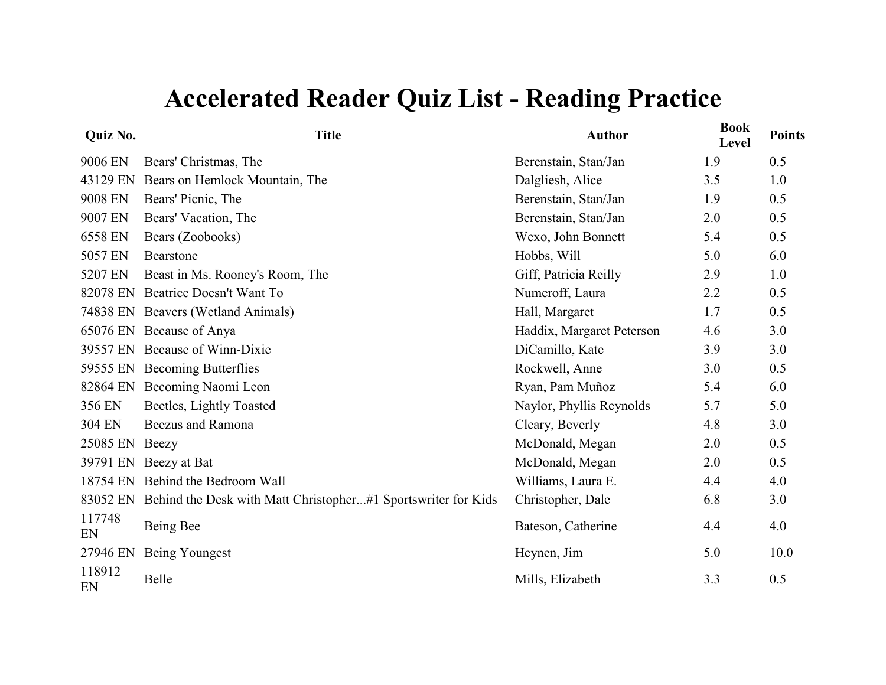# Accelerated Reader Quiz List - Reading Practice

| Quiz No. | Title | Author | Book Level | Points |
|---|---|---|---|---|
| 9006 EN | Bears' Christmas, The | Berenstain, Stan/Jan | 1.9 | 0.5 |
| 43129 EN | Bears on Hemlock Mountain, The | Dalgliesh, Alice | 3.5 | 1.0 |
| 9008 EN | Bears' Picnic, The | Berenstain, Stan/Jan | 1.9 | 0.5 |
| 9007 EN | Bears' Vacation, The | Berenstain, Stan/Jan | 2.0 | 0.5 |
| 6558 EN | Bears (Zoobooks) | Wexo, John Bonnett | 5.4 | 0.5 |
| 5057 EN | Bearstone | Hobbs, Will | 5.0 | 6.0 |
| 5207 EN | Beast in Ms. Rooney's Room, The | Giff, Patricia Reilly | 2.9 | 1.0 |
| 82078 EN | Beatrice Doesn't Want To | Numeroff, Laura | 2.2 | 0.5 |
| 74838 EN | Beavers (Wetland Animals) | Hall, Margaret | 1.7 | 0.5 |
| 65076 EN | Because of Anya | Haddix, Margaret Peterson | 4.6 | 3.0 |
| 39557 EN | Because of Winn-Dixie | DiCamillo, Kate | 3.9 | 3.0 |
| 59555 EN | Becoming Butterflies | Rockwell, Anne | 3.0 | 0.5 |
| 82864 EN | Becoming Naomi Leon | Ryan, Pam Muñoz | 5.4 | 6.0 |
| 356 EN | Beetles, Lightly Toasted | Naylor, Phyllis Reynolds | 5.7 | 5.0 |
| 304 EN | Beezus and Ramona | Cleary, Beverly | 4.8 | 3.0 |
| 25085 EN | Beezy | McDonald, Megan | 2.0 | 0.5 |
| 39791 EN | Beezy at Bat | McDonald, Megan | 2.0 | 0.5 |
| 18754 EN | Behind the Bedroom Wall | Williams, Laura E. | 4.4 | 4.0 |
| 83052 EN | Behind the Desk with Matt Christopher...#1 Sportswriter for Kids | Christopher, Dale | 6.8 | 3.0 |
| 117748 EN | Being Bee | Bateson, Catherine | 4.4 | 4.0 |
| 27946 EN | Being Youngest | Heynen, Jim | 5.0 | 10.0 |
| 118912 EN | Belle | Mills, Elizabeth | 3.3 | 0.5 |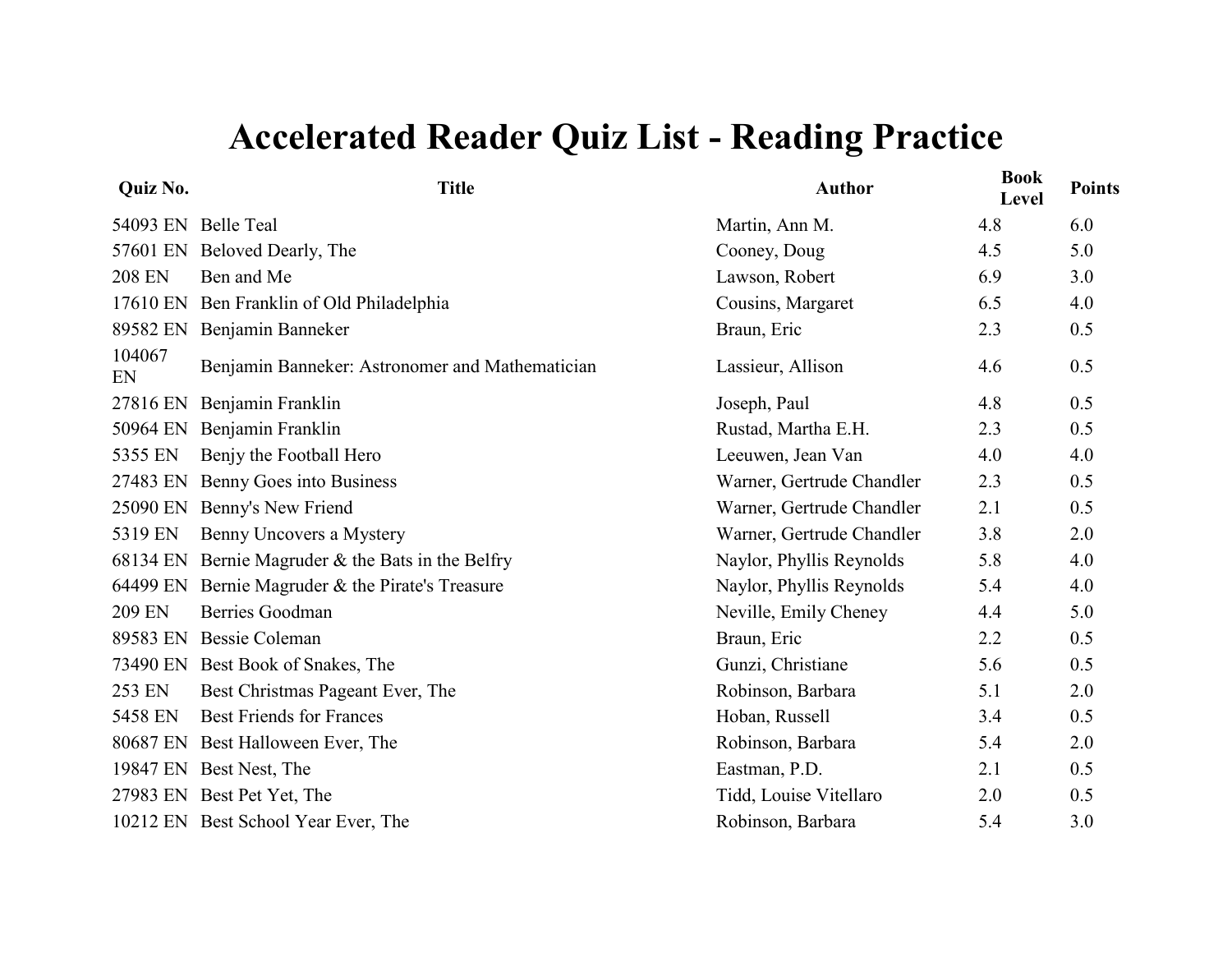# Accelerated Reader Quiz List - Reading Practice

| Quiz No. | Title | Author | Book Level | Points |
|---|---|---|---|---|
| 54093 EN | Belle Teal | Martin, Ann M. | 4.8 | 6.0 |
| 57601 EN | Beloved Dearly, The | Cooney, Doug | 4.5 | 5.0 |
| 208 EN | Ben and Me | Lawson, Robert | 6.9 | 3.0 |
| 17610 EN | Ben Franklin of Old Philadelphia | Cousins, Margaret | 6.5 | 4.0 |
| 89582 EN | Benjamin Banneker | Braun, Eric | 2.3 | 0.5 |
| 104067 EN | Benjamin Banneker: Astronomer and Mathematician | Lassieur, Allison | 4.6 | 0.5 |
| 27816 EN | Benjamin Franklin | Joseph, Paul | 4.8 | 0.5 |
| 50964 EN | Benjamin Franklin | Rustad, Martha E.H. | 2.3 | 0.5 |
| 5355 EN | Benjy the Football Hero | Leeuwen, Jean Van | 4.0 | 4.0 |
| 27483 EN | Benny Goes into Business | Warner, Gertrude Chandler | 2.3 | 0.5 |
| 25090 EN | Benny's New Friend | Warner, Gertrude Chandler | 2.1 | 0.5 |
| 5319 EN | Benny Uncovers a Mystery | Warner, Gertrude Chandler | 3.8 | 2.0 |
| 68134 EN | Bernie Magruder & the Bats in the Belfry | Naylor, Phyllis Reynolds | 5.8 | 4.0 |
| 64499 EN | Bernie Magruder & the Pirate's Treasure | Naylor, Phyllis Reynolds | 5.4 | 4.0 |
| 209 EN | Berries Goodman | Neville, Emily Cheney | 4.4 | 5.0 |
| 89583 EN | Bessie Coleman | Braun, Eric | 2.2 | 0.5 |
| 73490 EN | Best Book of Snakes, The | Gunzi, Christiane | 5.6 | 0.5 |
| 253 EN | Best Christmas Pageant Ever, The | Robinson, Barbara | 5.1 | 2.0 |
| 5458 EN | Best Friends for Frances | Hoban, Russell | 3.4 | 0.5 |
| 80687 EN | Best Halloween Ever, The | Robinson, Barbara | 5.4 | 2.0 |
| 19847 EN | Best Nest, The | Eastman, P.D. | 2.1 | 0.5 |
| 27983 EN | Best Pet Yet, The | Tidd, Louise Vitellaro | 2.0 | 0.5 |
| 10212 EN | Best School Year Ever, The | Robinson, Barbara | 5.4 | 3.0 |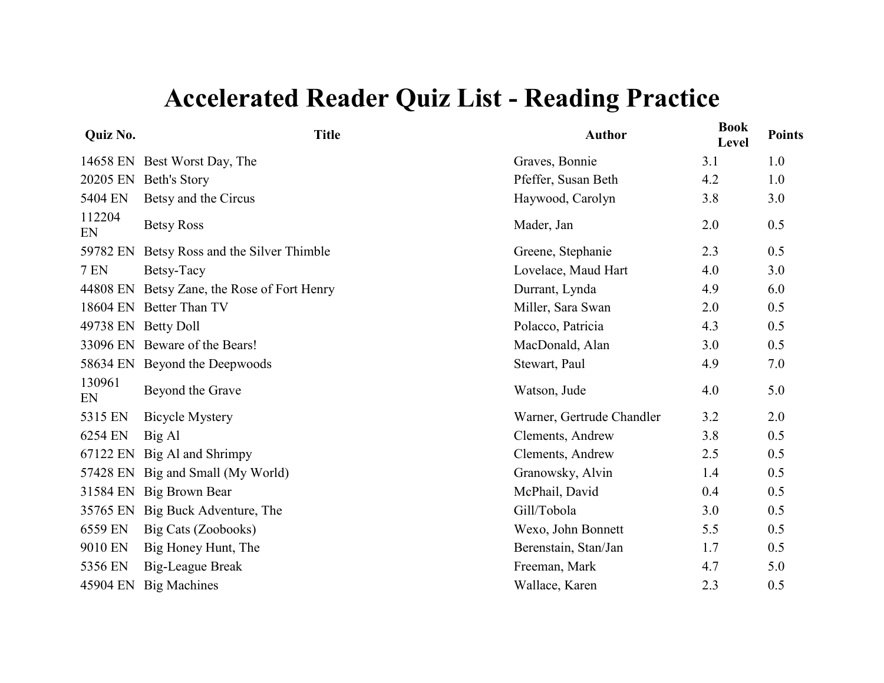# Accelerated Reader Quiz List - Reading Practice

| Quiz No. | Title | Author | Book Level | Points |
|---|---|---|---|---|
| 14658 EN | Best Worst Day, The | Graves, Bonnie | 3.1 | 1.0 |
| 20205 EN | Beth's Story | Pfeffer, Susan Beth | 4.2 | 1.0 |
| 5404 EN | Betsy and the Circus | Haywood, Carolyn | 3.8 | 3.0 |
| 112204 EN | Betsy Ross | Mader, Jan | 2.0 | 0.5 |
| 59782 EN | Betsy Ross and the Silver Thimble | Greene, Stephanie | 2.3 | 0.5 |
| 7 EN | Betsy-Tacy | Lovelace, Maud Hart | 4.0 | 3.0 |
| 44808 EN | Betsy Zane, the Rose of Fort Henry | Durrant, Lynda | 4.9 | 6.0 |
| 18604 EN | Better Than TV | Miller, Sara Swan | 2.0 | 0.5 |
| 49738 EN | Betty Doll | Polacco, Patricia | 4.3 | 0.5 |
| 33096 EN | Beware of the Bears! | MacDonald, Alan | 3.0 | 0.5 |
| 58634 EN | Beyond the Deepwoods | Stewart, Paul | 4.9 | 7.0 |
| 130961 EN | Beyond the Grave | Watson, Jude | 4.0 | 5.0 |
| 5315 EN | Bicycle Mystery | Warner, Gertrude Chandler | 3.2 | 2.0 |
| 6254 EN | Big Al | Clements, Andrew | 3.8 | 0.5 |
| 67122 EN | Big Al and Shrimpy | Clements, Andrew | 2.5 | 0.5 |
| 57428 EN | Big and Small (My World) | Granowsky, Alvin | 1.4 | 0.5 |
| 31584 EN | Big Brown Bear | McPhail, David | 0.4 | 0.5 |
| 35765 EN | Big Buck Adventure, The | Gill/Tobola | 3.0 | 0.5 |
| 6559 EN | Big Cats (Zoobooks) | Wexo, John Bonnett | 5.5 | 0.5 |
| 9010 EN | Big Honey Hunt, The | Berenstain, Stan/Jan | 1.7 | 0.5 |
| 5356 EN | Big-League Break | Freeman, Mark | 4.7 | 5.0 |
| 45904 EN | Big Machines | Wallace, Karen | 2.3 | 0.5 |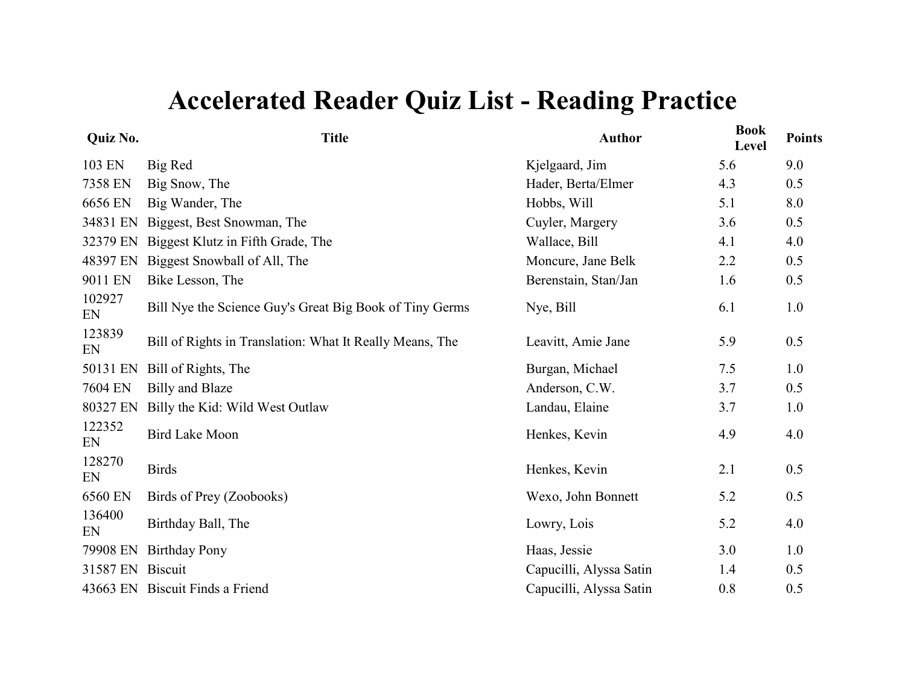# Accelerated Reader Quiz List - Reading Practice

| Quiz No. | Title | Author | Book Level | Points |
|---|---|---|---|---|
| 103 EN | Big Red | Kjelgaard, Jim | 5.6 | 9.0 |
| 7358 EN | Big Snow, The | Hader, Berta/Elmer | 4.3 | 0.5 |
| 6656 EN | Big Wander, The | Hobbs, Will | 5.1 | 8.0 |
| 34831 EN | Biggest, Best Snowman, The | Cuyler, Margery | 3.6 | 0.5 |
| 32379 EN | Biggest Klutz in Fifth Grade, The | Wallace, Bill | 4.1 | 4.0 |
| 48397 EN | Biggest Snowball of All, The | Moncure, Jane Belk | 2.2 | 0.5 |
| 9011 EN | Bike Lesson, The | Berenstain, Stan/Jan | 1.6 | 0.5 |
| 102927 EN | Bill Nye the Science Guy's Great Big Book of Tiny Germs | Nye, Bill | 6.1 | 1.0 |
| 123839 EN | Bill of Rights in Translation: What It Really Means, The | Leavitt, Amie Jane | 5.9 | 0.5 |
| 50131 EN | Bill of Rights, The | Burgan, Michael | 7.5 | 1.0 |
| 7604 EN | Billy and Blaze | Anderson, C.W. | 3.7 | 0.5 |
| 80327 EN | Billy the Kid: Wild West Outlaw | Landau, Elaine | 3.7 | 1.0 |
| 122352 EN | Bird Lake Moon | Henkes, Kevin | 4.9 | 4.0 |
| 128270 EN | Birds | Henkes, Kevin | 2.1 | 0.5 |
| 6560 EN | Birds of Prey (Zoobooks) | Wexo, John Bonnett | 5.2 | 0.5 |
| 136400 EN | Birthday Ball, The | Lowry, Lois | 5.2 | 4.0 |
| 79908 EN | Birthday Pony | Haas, Jessie | 3.0 | 1.0 |
| 31587 EN | Biscuit | Capucilli, Alyssa Satin | 1.4 | 0.5 |
| 43663 EN | Biscuit Finds a Friend | Capucilli, Alyssa Satin | 0.8 | 0.5 |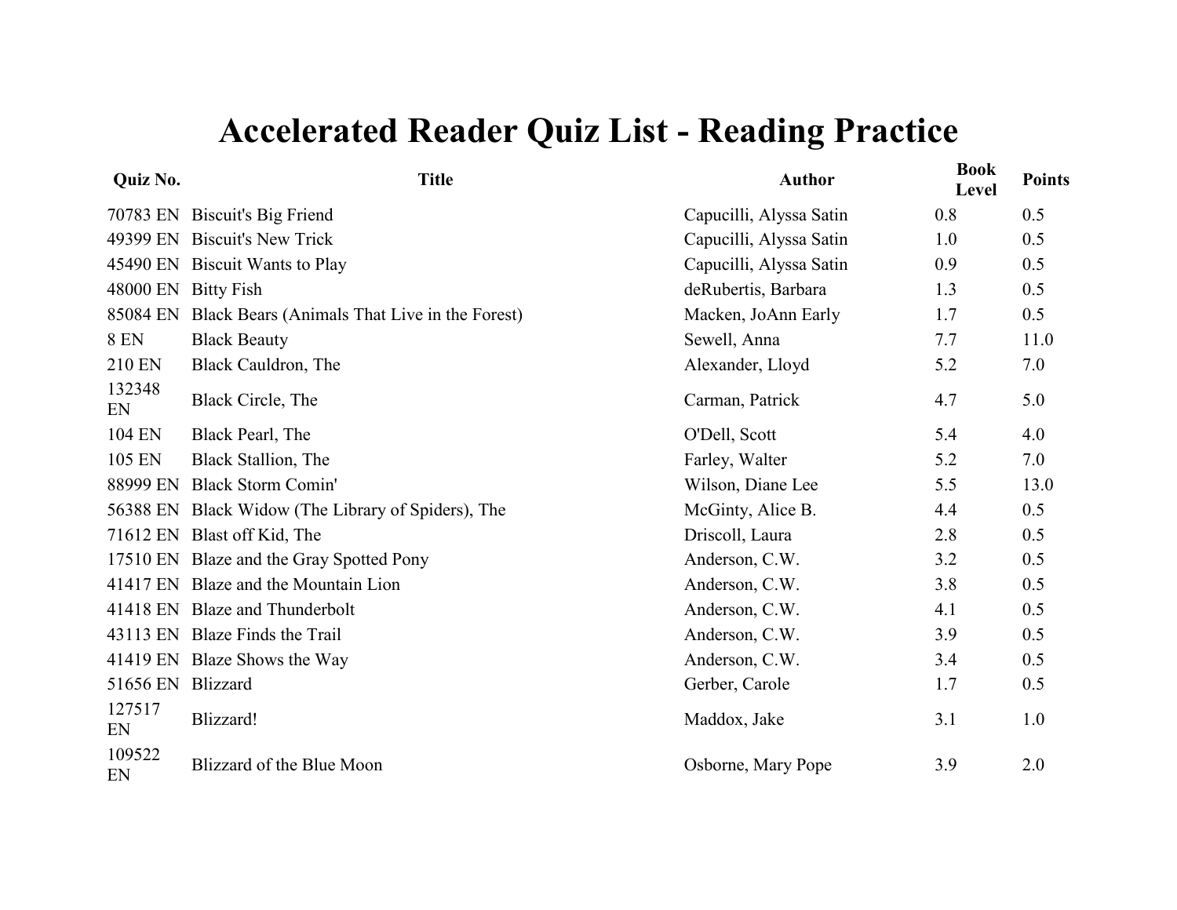# Accelerated Reader Quiz List - Reading Practice

| Quiz No. | Title | Author | Book Level | Points |
|---|---|---|---|---|
| 70783 EN | Biscuit's Big Friend | Capucilli, Alyssa Satin | 0.8 | 0.5 |
| 49399 EN | Biscuit's New Trick | Capucilli, Alyssa Satin | 1.0 | 0.5 |
| 45490 EN | Biscuit Wants to Play | Capucilli, Alyssa Satin | 0.9 | 0.5 |
| 48000 EN | Bitty Fish | deRubertis, Barbara | 1.3 | 0.5 |
| 85084 EN | Black Bears (Animals That Live in the Forest) | Macken, JoAnn Early | 1.7 | 0.5 |
| 8 EN | Black Beauty | Sewell, Anna | 7.7 | 11.0 |
| 210 EN | Black Cauldron, The | Alexander, Lloyd | 5.2 | 7.0 |
| 132348 EN | Black Circle, The | Carman, Patrick | 4.7 | 5.0 |
| 104 EN | Black Pearl, The | O'Dell, Scott | 5.4 | 4.0 |
| 105 EN | Black Stallion, The | Farley, Walter | 5.2 | 7.0 |
| 88999 EN | Black Storm Comin' | Wilson, Diane Lee | 5.5 | 13.0 |
| 56388 EN | Black Widow (The Library of Spiders), The | McGinty, Alice B. | 4.4 | 0.5 |
| 71612 EN | Blast off Kid, The | Driscoll, Laura | 2.8 | 0.5 |
| 17510 EN | Blaze and the Gray Spotted Pony | Anderson, C.W. | 3.2 | 0.5 |
| 41417 EN | Blaze and the Mountain Lion | Anderson, C.W. | 3.8 | 0.5 |
| 41418 EN | Blaze and Thunderbolt | Anderson, C.W. | 4.1 | 0.5 |
| 43113 EN | Blaze Finds the Trail | Anderson, C.W. | 3.9 | 0.5 |
| 41419 EN | Blaze Shows the Way | Anderson, C.W. | 3.4 | 0.5 |
| 51656 EN | Blizzard | Gerber, Carole | 1.7 | 0.5 |
| 127517 EN | Blizzard! | Maddox, Jake | 3.1 | 1.0 |
| 109522 EN | Blizzard of the Blue Moon | Osborne, Mary Pope | 3.9 | 2.0 |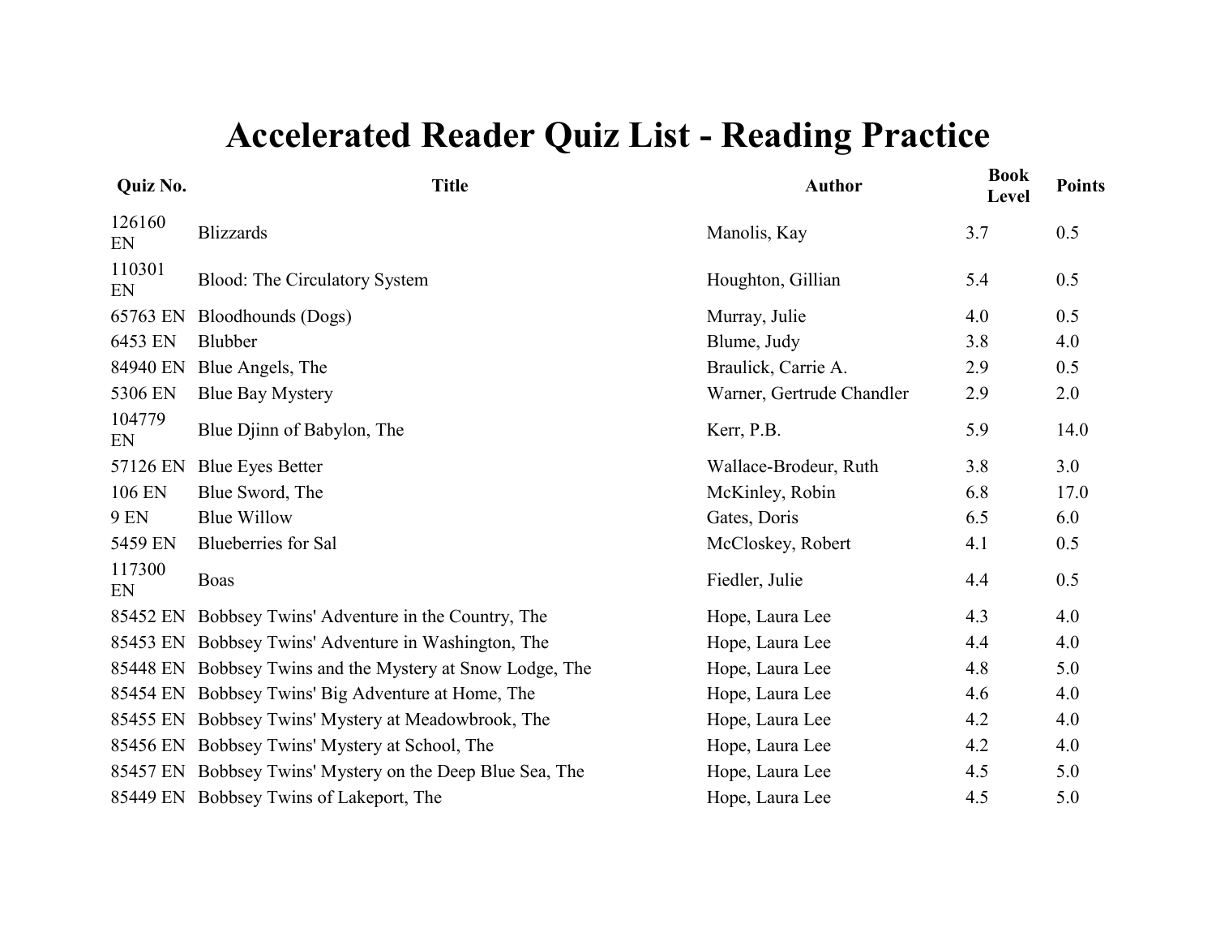# Accelerated Reader Quiz List - Reading Practice

| Quiz No. | Title | Author | Book Level | Points |
|---|---|---|---|---|
| 126160 EN | Blizzards | Manolis, Kay | 3.7 | 0.5 |
| 110301 EN | Blood: The Circulatory System | Houghton, Gillian | 5.4 | 0.5 |
| 65763 EN | Bloodhounds (Dogs) | Murray, Julie | 4.0 | 0.5 |
| 6453 EN | Blubber | Blume, Judy | 3.8 | 4.0 |
| 84940 EN | Blue Angels, The | Braulick, Carrie A. | 2.9 | 0.5 |
| 5306 EN | Blue Bay Mystery | Warner, Gertrude Chandler | 2.9 | 2.0 |
| 104779 EN | Blue Djinn of Babylon, The | Kerr, P.B. | 5.9 | 14.0 |
| 57126 EN | Blue Eyes Better | Wallace-Brodeur, Ruth | 3.8 | 3.0 |
| 106 EN | Blue Sword, The | McKinley, Robin | 6.8 | 17.0 |
| 9 EN | Blue Willow | Gates, Doris | 6.5 | 6.0 |
| 5459 EN | Blueberries for Sal | McCloskey, Robert | 4.1 | 0.5 |
| 117300 EN | Boas | Fiedler, Julie | 4.4 | 0.5 |
| 85452 EN | Bobbsey Twins' Adventure in the Country, The | Hope, Laura Lee | 4.3 | 4.0 |
| 85453 EN | Bobbsey Twins' Adventure in Washington, The | Hope, Laura Lee | 4.4 | 4.0 |
| 85448 EN | Bobbsey Twins and the Mystery at Snow Lodge, The | Hope, Laura Lee | 4.8 | 5.0 |
| 85454 EN | Bobbsey Twins' Big Adventure at Home, The | Hope, Laura Lee | 4.6 | 4.0 |
| 85455 EN | Bobbsey Twins' Mystery at Meadowbrook, The | Hope, Laura Lee | 4.2 | 4.0 |
| 85456 EN | Bobbsey Twins' Mystery at School, The | Hope, Laura Lee | 4.2 | 4.0 |
| 85457 EN | Bobbsey Twins' Mystery on the Deep Blue Sea, The | Hope, Laura Lee | 4.5 | 5.0 |
| 85449 EN | Bobbsey Twins of Lakeport, The | Hope, Laura Lee | 4.5 | 5.0 |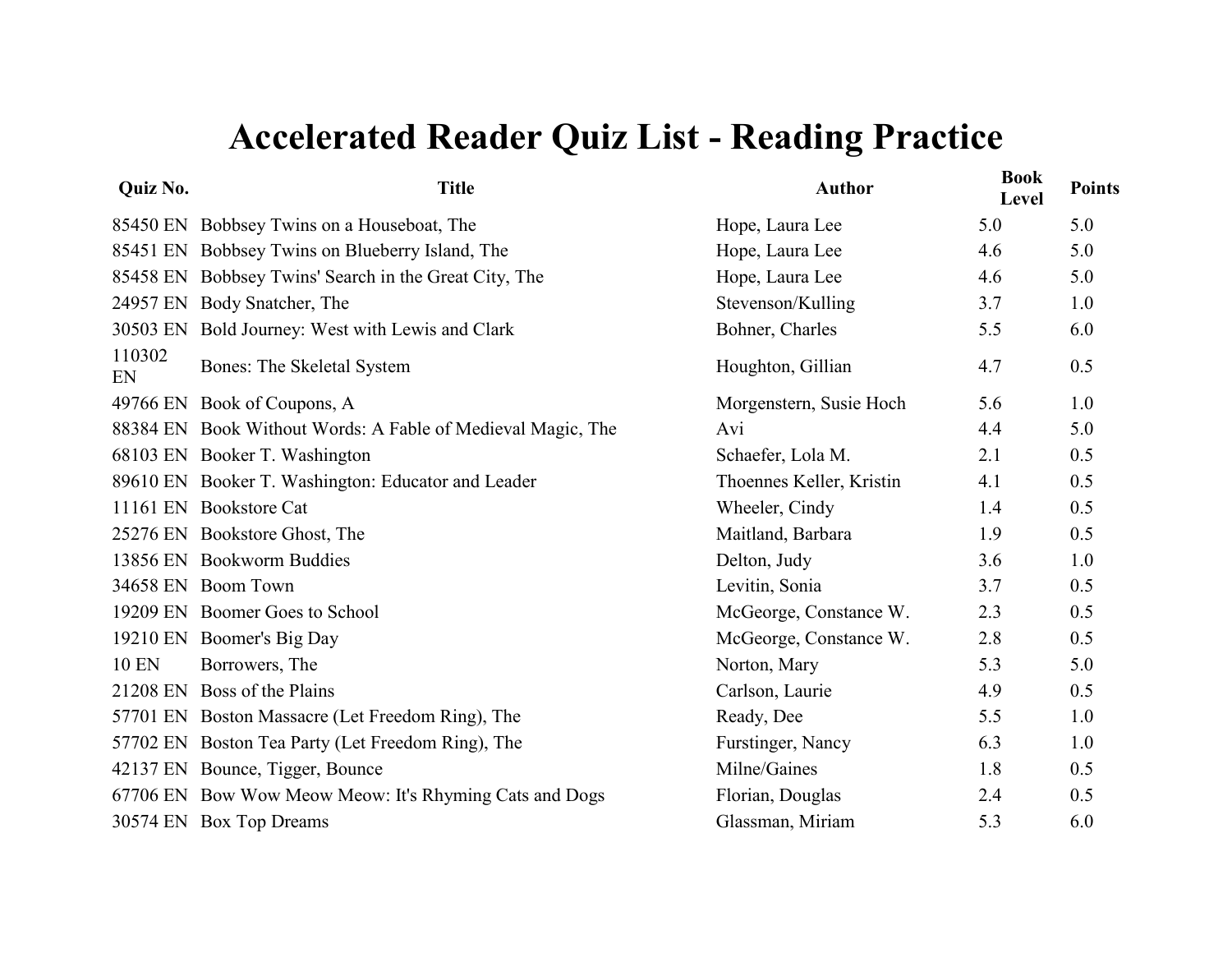# Accelerated Reader Quiz List - Reading Practice

| Quiz No. | Title | Author | Book Level | Points |
|---|---|---|---|---|
| 85450 EN | Bobbsey Twins on a Houseboat, The | Hope, Laura Lee | 5.0 | 5.0 |
| 85451 EN | Bobbsey Twins on Blueberry Island, The | Hope, Laura Lee | 4.6 | 5.0 |
| 85458 EN | Bobbsey Twins' Search in the Great City, The | Hope, Laura Lee | 4.6 | 5.0 |
| 24957 EN | Body Snatcher, The | Stevenson/Kulling | 3.7 | 1.0 |
| 30503 EN | Bold Journey: West with Lewis and Clark | Bohner, Charles | 5.5 | 6.0 |
| 110302 EN | Bones: The Skeletal System | Houghton, Gillian | 4.7 | 0.5 |
| 49766 EN | Book of Coupons, A | Morgenstern, Susie Hoch | 5.6 | 1.0 |
| 88384 EN | Book Without Words: A Fable of Medieval Magic, The | Avi | 4.4 | 5.0 |
| 68103 EN | Booker T. Washington | Schaefer, Lola M. | 2.1 | 0.5 |
| 89610 EN | Booker T. Washington: Educator and Leader | Thoennes Keller, Kristin | 4.1 | 0.5 |
| 11161 EN | Bookstore Cat | Wheeler, Cindy | 1.4 | 0.5 |
| 25276 EN | Bookstore Ghost, The | Maitland, Barbara | 1.9 | 0.5 |
| 13856 EN | Bookworm Buddies | Delton, Judy | 3.6 | 1.0 |
| 34658 EN | Boom Town | Levitin, Sonia | 3.7 | 0.5 |
| 19209 EN | Boomer Goes to School | McGeorge, Constance W. | 2.3 | 0.5 |
| 19210 EN | Boomer's Big Day | McGeorge, Constance W. | 2.8 | 0.5 |
| 10 EN | Borrowers, The | Norton, Mary | 5.3 | 5.0 |
| 21208 EN | Boss of the Plains | Carlson, Laurie | 4.9 | 0.5 |
| 57701 EN | Boston Massacre (Let Freedom Ring), The | Ready, Dee | 5.5 | 1.0 |
| 57702 EN | Boston Tea Party (Let Freedom Ring), The | Furstinger, Nancy | 6.3 | 1.0 |
| 42137 EN | Bounce, Tigger, Bounce | Milne/Gaines | 1.8 | 0.5 |
| 67706 EN | Bow Wow Meow Meow: It's Rhyming Cats and Dogs | Florian, Douglas | 2.4 | 0.5 |
| 30574 EN | Box Top Dreams | Glassman, Miriam | 5.3 | 6.0 |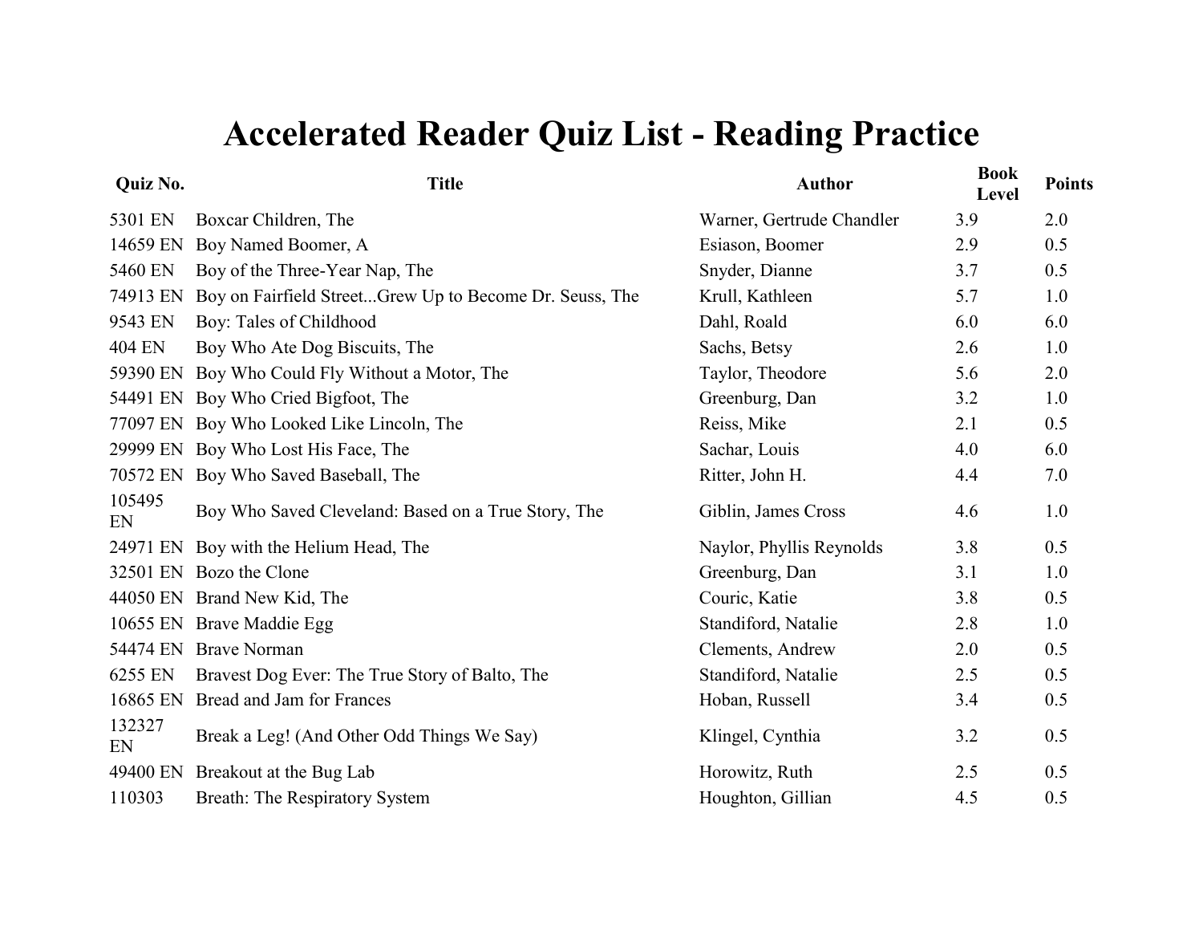# Accelerated Reader Quiz List - Reading Practice

| Quiz No. | Title | Author | Book Level | Points |
|---|---|---|---|---|
| 5301 EN | Boxcar Children, The | Warner, Gertrude Chandler | 3.9 | 2.0 |
| 14659 EN | Boy Named Boomer, A | Esiason, Boomer | 2.9 | 0.5 |
| 5460 EN | Boy of the Three-Year Nap, The | Snyder, Dianne | 3.7 | 0.5 |
| 74913 EN | Boy on Fairfield Street...Grew Up to Become Dr. Seuss, The | Krull, Kathleen | 5.7 | 1.0 |
| 9543 EN | Boy: Tales of Childhood | Dahl, Roald | 6.0 | 6.0 |
| 404 EN | Boy Who Ate Dog Biscuits, The | Sachs, Betsy | 2.6 | 1.0 |
| 59390 EN | Boy Who Could Fly Without a Motor, The | Taylor, Theodore | 5.6 | 2.0 |
| 54491 EN | Boy Who Cried Bigfoot, The | Greenburg, Dan | 3.2 | 1.0 |
| 77097 EN | Boy Who Looked Like Lincoln, The | Reiss, Mike | 2.1 | 0.5 |
| 29999 EN | Boy Who Lost His Face, The | Sachar, Louis | 4.0 | 6.0 |
| 70572 EN | Boy Who Saved Baseball, The | Ritter, John H. | 4.4 | 7.0 |
| 105495 EN | Boy Who Saved Cleveland: Based on a True Story, The | Giblin, James Cross | 4.6 | 1.0 |
| 24971 EN | Boy with the Helium Head, The | Naylor, Phyllis Reynolds | 3.8 | 0.5 |
| 32501 EN | Bozo the Clone | Greenburg, Dan | 3.1 | 1.0 |
| 44050 EN | Brand New Kid, The | Couric, Katie | 3.8 | 0.5 |
| 10655 EN | Brave Maddie Egg | Standiford, Natalie | 2.8 | 1.0 |
| 54474 EN | Brave Norman | Clements, Andrew | 2.0 | 0.5 |
| 6255 EN | Bravest Dog Ever: The True Story of Balto, The | Standiford, Natalie | 2.5 | 0.5 |
| 16865 EN | Bread and Jam for Frances | Hoban, Russell | 3.4 | 0.5 |
| 132327 EN | Break a Leg! (And Other Odd Things We Say) | Klingel, Cynthia | 3.2 | 0.5 |
| 49400 EN | Breakout at the Bug Lab | Horowitz, Ruth | 2.5 | 0.5 |
| 110303 | Breath: The Respiratory System | Houghton, Gillian | 4.5 | 0.5 |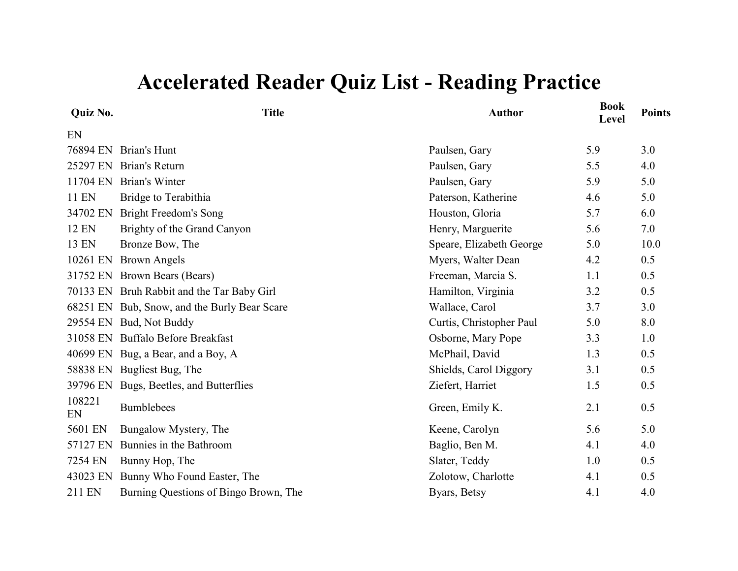# Accelerated Reader Quiz List - Reading Practice

| Quiz No. | Title | Author | Book Level | Points |
|---|---|---|---|---|
| EN | | | | |
| 76894 EN | Brian's Hunt | Paulsen, Gary | 5.9 | 3.0 |
| 25297 EN | Brian's Return | Paulsen, Gary | 5.5 | 4.0 |
| 11704 EN | Brian's Winter | Paulsen, Gary | 5.9 | 5.0 |
| 11 EN | Bridge to Terabithia | Paterson, Katherine | 4.6 | 5.0 |
| 34702 EN | Bright Freedom's Song | Houston, Gloria | 5.7 | 6.0 |
| 12 EN | Brighty of the Grand Canyon | Henry, Marguerite | 5.6 | 7.0 |
| 13 EN | Bronze Bow, The | Speare, Elizabeth George | 5.0 | 10.0 |
| 10261 EN | Brown Angels | Myers, Walter Dean | 4.2 | 0.5 |
| 31752 EN | Brown Bears (Bears) | Freeman, Marcia S. | 1.1 | 0.5 |
| 70133 EN | Bruh Rabbit and the Tar Baby Girl | Hamilton, Virginia | 3.2 | 0.5 |
| 68251 EN | Bub, Snow, and the Burly Bear Scare | Wallace, Carol | 3.7 | 3.0 |
| 29554 EN | Bud, Not Buddy | Curtis, Christopher Paul | 5.0 | 8.0 |
| 31058 EN | Buffalo Before Breakfast | Osborne, Mary Pope | 3.3 | 1.0 |
| 40699 EN | Bug, a Bear, and a Boy, A | McPhail, David | 1.3 | 0.5 |
| 58838 EN | Bugliest Bug, The | Shields, Carol Diggory | 3.1 | 0.5 |
| 39796 EN | Bugs, Beetles, and Butterflies | Ziefert, Harriet | 1.5 | 0.5 |
| 108221 EN | Bumblebees | Green, Emily K. | 2.1 | 0.5 |
| 5601 EN | Bungalow Mystery, The | Keene, Carolyn | 5.6 | 5.0 |
| 57127 EN | Bunnies in the Bathroom | Baglio, Ben M. | 4.1 | 4.0 |
| 7254 EN | Bunny Hop, The | Slater, Teddy | 1.0 | 0.5 |
| 43023 EN | Bunny Who Found Easter, The | Zolotow, Charlotte | 4.1 | 0.5 |
| 211 EN | Burning Questions of Bingo Brown, The | Byars, Betsy | 4.1 | 4.0 |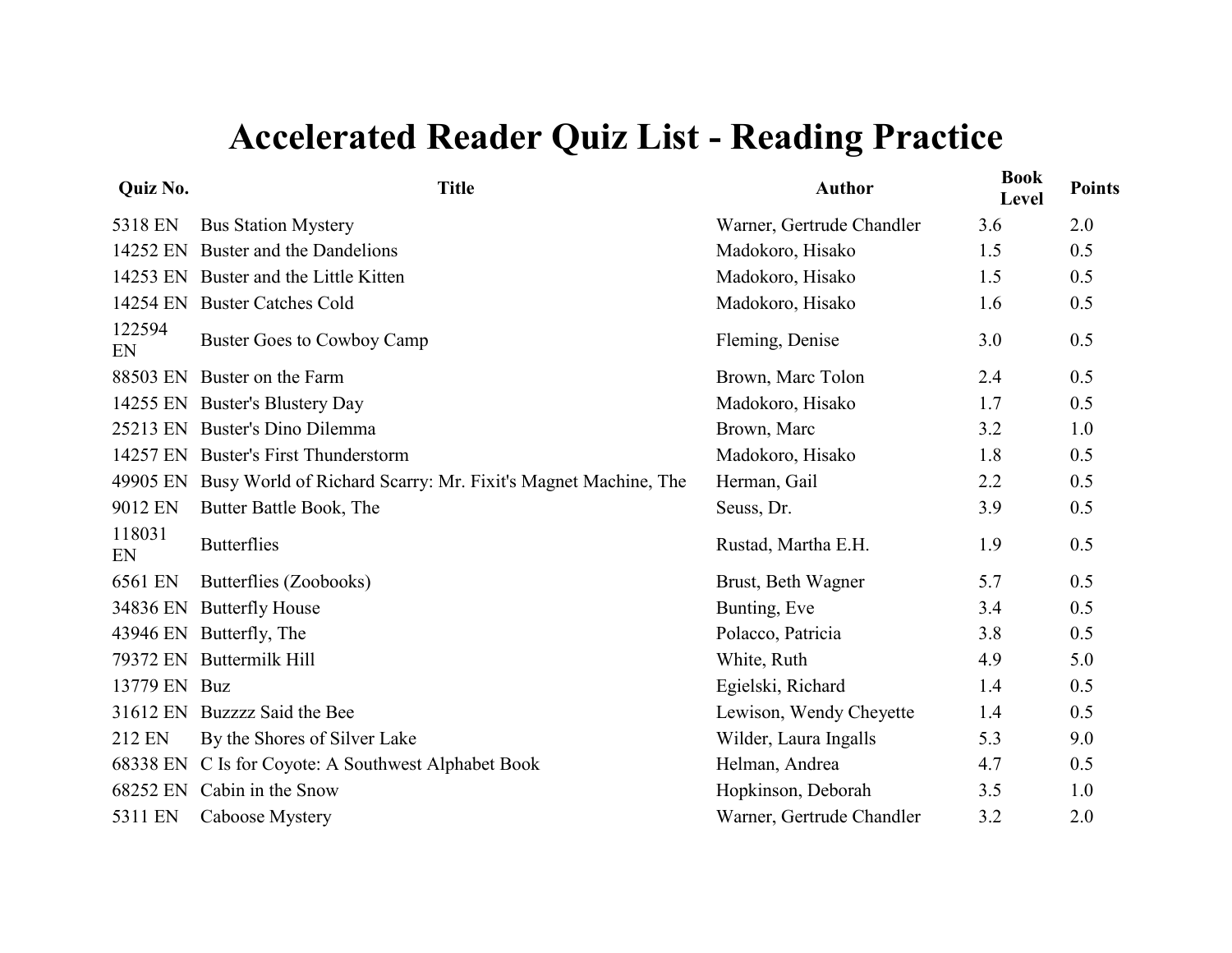# Accelerated Reader Quiz List - Reading Practice

| Quiz No. | Title | Author | Book Level | Points |
|---|---|---|---|---|
| 5318 EN | Bus Station Mystery | Warner, Gertrude Chandler | 3.6 | 2.0 |
| 14252 EN | Buster and the Dandelions | Madokoro, Hisako | 1.5 | 0.5 |
| 14253 EN | Buster and the Little Kitten | Madokoro, Hisako | 1.5 | 0.5 |
| 14254 EN | Buster Catches Cold | Madokoro, Hisako | 1.6 | 0.5 |
| 122594 EN | Buster Goes to Cowboy Camp | Fleming, Denise | 3.0 | 0.5 |
| 88503 EN | Buster on the Farm | Brown, Marc Tolon | 2.4 | 0.5 |
| 14255 EN | Buster's Blustery Day | Madokoro, Hisako | 1.7 | 0.5 |
| 25213 EN | Buster's Dino Dilemma | Brown, Marc | 3.2 | 1.0 |
| 14257 EN | Buster's First Thunderstorm | Madokoro, Hisako | 1.8 | 0.5 |
| 49905 EN | Busy World of Richard Scarry: Mr. Fixit's Magnet Machine, The | Herman, Gail | 2.2 | 0.5 |
| 9012 EN | Butter Battle Book, The | Seuss, Dr. | 3.9 | 0.5 |
| 118031 EN | Butterflies | Rustad, Martha E.H. | 1.9 | 0.5 |
| 6561 EN | Butterflies (Zoobooks) | Brust, Beth Wagner | 5.7 | 0.5 |
| 34836 EN | Butterfly House | Bunting, Eve | 3.4 | 0.5 |
| 43946 EN | Butterfly, The | Polacco, Patricia | 3.8 | 0.5 |
| 79372 EN | Buttermilk Hill | White, Ruth | 4.9 | 5.0 |
| 13779 EN | Buz | Egielski, Richard | 1.4 | 0.5 |
| 31612 EN | Buzzzz Said the Bee | Lewison, Wendy Cheyette | 1.4 | 0.5 |
| 212 EN | By the Shores of Silver Lake | Wilder, Laura Ingalls | 5.3 | 9.0 |
| 68338 EN | C Is for Coyote: A Southwest Alphabet Book | Helman, Andrea | 4.7 | 0.5 |
| 68252 EN | Cabin in the Snow | Hopkinson, Deborah | 3.5 | 1.0 |
| 5311 EN | Caboose Mystery | Warner, Gertrude Chandler | 3.2 | 2.0 |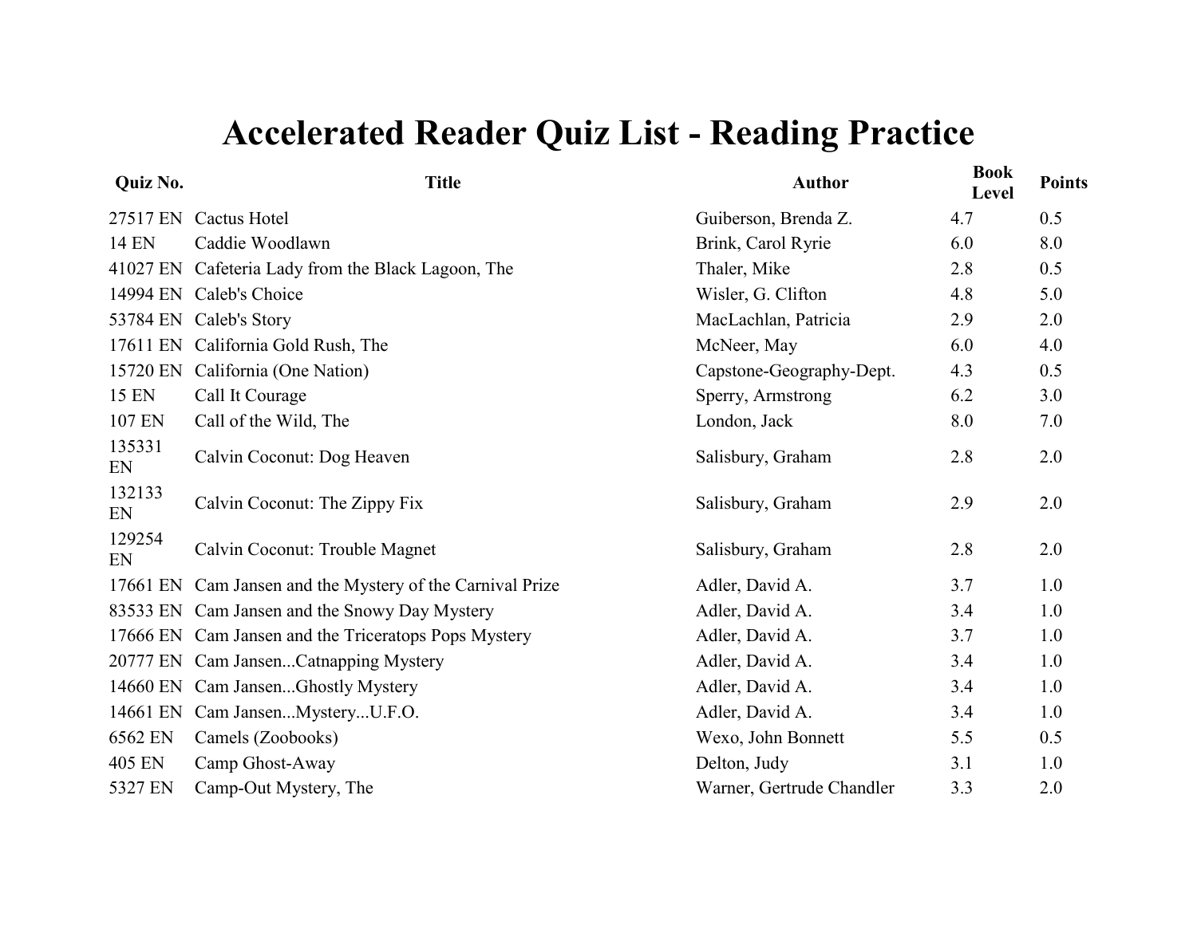# Accelerated Reader Quiz List - Reading Practice

| Quiz No. | Title | Author | Book Level | Points |
|---|---|---|---|---|
| 27517 EN | Cactus Hotel | Guiberson, Brenda Z. | 4.7 | 0.5 |
| 14 EN | Caddie Woodlawn | Brink, Carol Ryrie | 6.0 | 8.0 |
| 41027 EN | Cafeteria Lady from the Black Lagoon, The | Thaler, Mike | 2.8 | 0.5 |
| 14994 EN | Caleb's Choice | Wisler, G. Clifton | 4.8 | 5.0 |
| 53784 EN | Caleb's Story | MacLachlan, Patricia | 2.9 | 2.0 |
| 17611 EN | California Gold Rush, The | McNeer, May | 6.0 | 4.0 |
| 15720 EN | California (One Nation) | Capstone-Geography-Dept. | 4.3 | 0.5 |
| 15 EN | Call It Courage | Sperry, Armstrong | 6.2 | 3.0 |
| 107 EN | Call of the Wild, The | London, Jack | 8.0 | 7.0 |
| 135331 EN | Calvin Coconut: Dog Heaven | Salisbury, Graham | 2.8 | 2.0 |
| 132133 EN | Calvin Coconut: The Zippy Fix | Salisbury, Graham | 2.9 | 2.0 |
| 129254 EN | Calvin Coconut: Trouble Magnet | Salisbury, Graham | 2.8 | 2.0 |
| 17661 EN | Cam Jansen and the Mystery of the Carnival Prize | Adler, David A. | 3.7 | 1.0 |
| 83533 EN | Cam Jansen and the Snowy Day Mystery | Adler, David A. | 3.4 | 1.0 |
| 17666 EN | Cam Jansen and the Triceratops Pops Mystery | Adler, David A. | 3.7 | 1.0 |
| 20777 EN | Cam Jansen...Catnapping Mystery | Adler, David A. | 3.4 | 1.0 |
| 14660 EN | Cam Jansen...Ghostly Mystery | Adler, David A. | 3.4 | 1.0 |
| 14661 EN | Cam Jansen...Mystery...U.F.O. | Adler, David A. | 3.4 | 1.0 |
| 6562 EN | Camels (Zoobooks) | Wexo, John Bonnett | 5.5 | 0.5 |
| 405 EN | Camp Ghost-Away | Delton, Judy | 3.1 | 1.0 |
| 5327 EN | Camp-Out Mystery, The | Warner, Gertrude Chandler | 3.3 | 2.0 |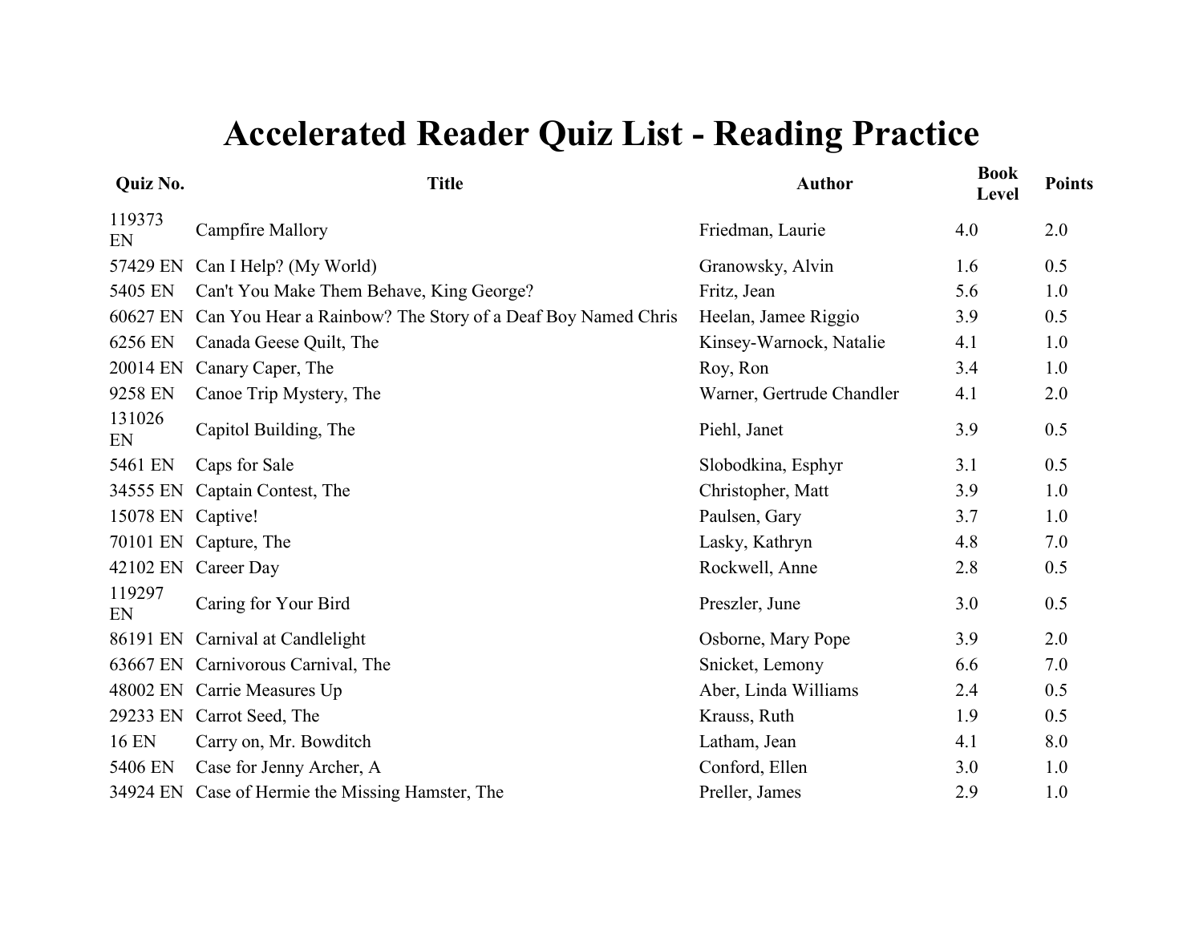# Accelerated Reader Quiz List - Reading Practice

| Quiz No. | Title | Author | Book Level | Points |
|---|---|---|---|---|
| 119373 EN | Campfire Mallory | Friedman, Laurie | 4.0 | 2.0 |
| 57429 EN | Can I Help? (My World) | Granowsky, Alvin | 1.6 | 0.5 |
| 5405 EN | Can't You Make Them Behave, King George? | Fritz, Jean | 5.6 | 1.0 |
| 60627 EN | Can You Hear a Rainbow? The Story of a Deaf Boy Named Chris | Heelan, Jamee Riggio | 3.9 | 0.5 |
| 6256 EN | Canada Geese Quilt, The | Kinsey-Warnock, Natalie | 4.1 | 1.0 |
| 20014 EN | Canary Caper, The | Roy, Ron | 3.4 | 1.0 |
| 9258 EN | Canoe Trip Mystery, The | Warner, Gertrude Chandler | 4.1 | 2.0 |
| 131026 EN | Capitol Building, The | Piehl, Janet | 3.9 | 0.5 |
| 5461 EN | Caps for Sale | Slobodkina, Esphyr | 3.1 | 0.5 |
| 34555 EN | Captain Contest, The | Christopher, Matt | 3.9 | 1.0 |
| 15078 EN | Captive! | Paulsen, Gary | 3.7 | 1.0 |
| 70101 EN | Capture, The | Lasky, Kathryn | 4.8 | 7.0 |
| 42102 EN | Career Day | Rockwell, Anne | 2.8 | 0.5 |
| 119297 EN | Caring for Your Bird | Preszler, June | 3.0 | 0.5 |
| 86191 EN | Carnival at Candlelight | Osborne, Mary Pope | 3.9 | 2.0 |
| 63667 EN | Carnivorous Carnival, The | Snicket, Lemony | 6.6 | 7.0 |
| 48002 EN | Carrie Measures Up | Aber, Linda Williams | 2.4 | 0.5 |
| 29233 EN | Carrot Seed, The | Krauss, Ruth | 1.9 | 0.5 |
| 16 EN | Carry on, Mr. Bowditch | Latham, Jean | 4.1 | 8.0 |
| 5406 EN | Case for Jenny Archer, A | Conford, Ellen | 3.0 | 1.0 |
| 34924 EN | Case of Hermie the Missing Hamster, The | Preller, James | 2.9 | 1.0 |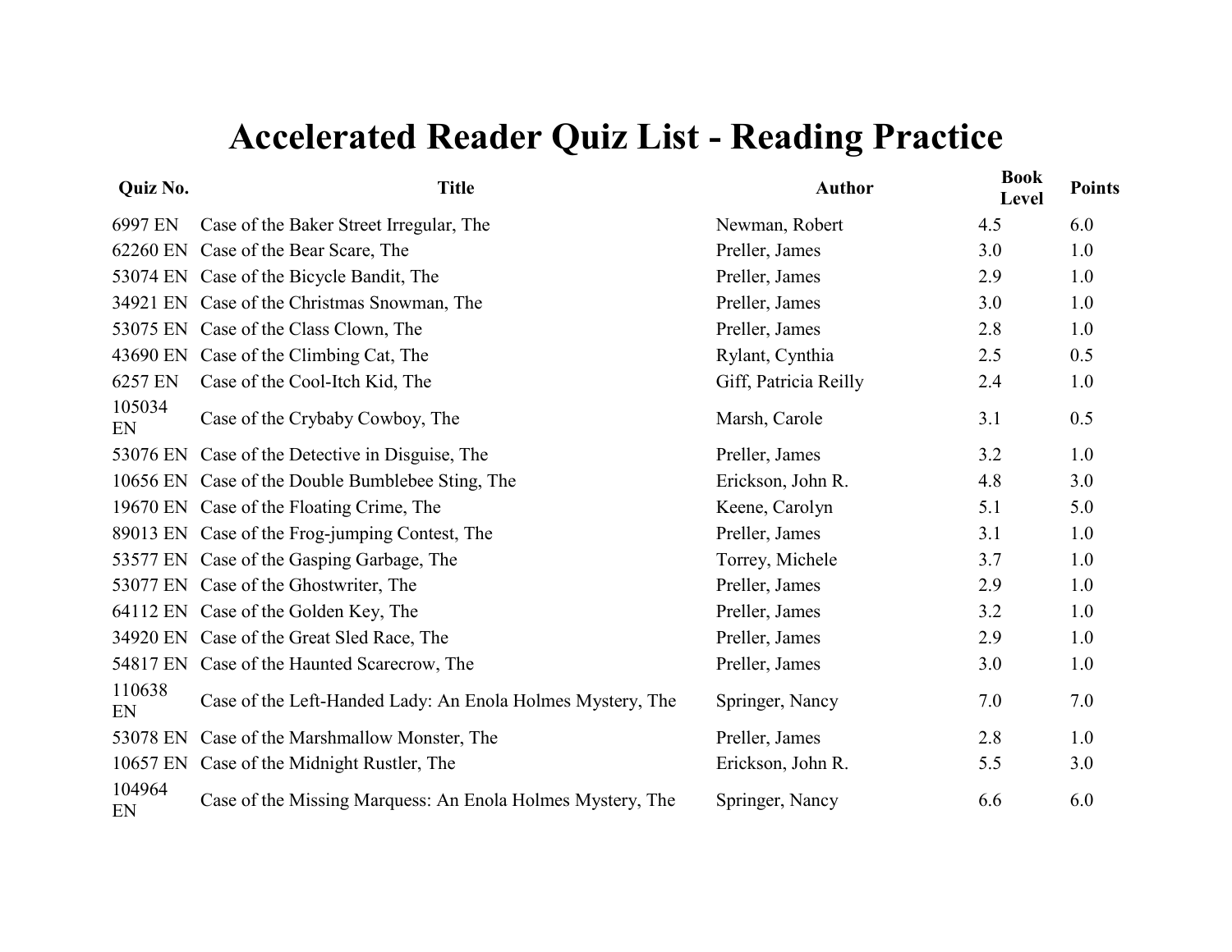# Accelerated Reader Quiz List - Reading Practice

| Quiz No. | Title | Author | Book Level | Points |
|---|---|---|---|---|
| 6997 EN | Case of the Baker Street Irregular, The | Newman, Robert | 4.5 | 6.0 |
| 62260 EN | Case of the Bear Scare, The | Preller, James | 3.0 | 1.0 |
| 53074 EN | Case of the Bicycle Bandit, The | Preller, James | 2.9 | 1.0 |
| 34921 EN | Case of the Christmas Snowman, The | Preller, James | 3.0 | 1.0 |
| 53075 EN | Case of the Class Clown, The | Preller, James | 2.8 | 1.0 |
| 43690 EN | Case of the Climbing Cat, The | Rylant, Cynthia | 2.5 | 0.5 |
| 6257 EN | Case of the Cool-Itch Kid, The | Giff, Patricia Reilly | 2.4 | 1.0 |
| 105034 EN | Case of the Crybaby Cowboy, The | Marsh, Carole | 3.1 | 0.5 |
| 53076 EN | Case of the Detective in Disguise, The | Preller, James | 3.2 | 1.0 |
| 10656 EN | Case of the Double Bumblebee Sting, The | Erickson, John R. | 4.8 | 3.0 |
| 19670 EN | Case of the Floating Crime, The | Keene, Carolyn | 5.1 | 5.0 |
| 89013 EN | Case of the Frog-jumping Contest, The | Preller, James | 3.1 | 1.0 |
| 53577 EN | Case of the Gasping Garbage, The | Torrey, Michele | 3.7 | 1.0 |
| 53077 EN | Case of the Ghostwriter, The | Preller, James | 2.9 | 1.0 |
| 64112 EN | Case of the Golden Key, The | Preller, James | 3.2 | 1.0 |
| 34920 EN | Case of the Great Sled Race, The | Preller, James | 2.9 | 1.0 |
| 54817 EN | Case of the Haunted Scarecrow, The | Preller, James | 3.0 | 1.0 |
| 110638 EN | Case of the Left-Handed Lady: An Enola Holmes Mystery, The | Springer, Nancy | 7.0 | 7.0 |
| 53078 EN | Case of the Marshmallow Monster, The | Preller, James | 2.8 | 1.0 |
| 10657 EN | Case of the Midnight Rustler, The | Erickson, John R. | 5.5 | 3.0 |
| 104964 EN | Case of the Missing Marquess: An Enola Holmes Mystery, The | Springer, Nancy | 6.6 | 6.0 |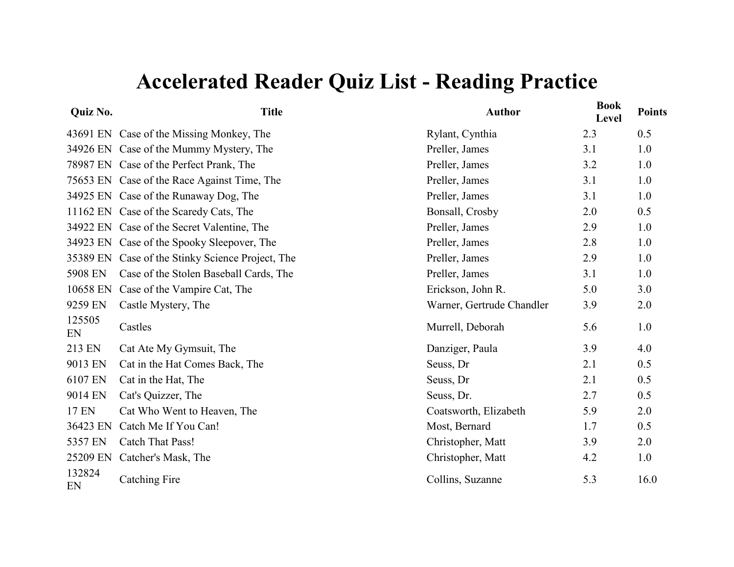# Accelerated Reader Quiz List - Reading Practice

| Quiz No. | Title | Author | Book Level | Points |
|---|---|---|---|---|
| 43691 EN | Case of the Missing Monkey, The | Rylant, Cynthia | 2.3 | 0.5 |
| 34926 EN | Case of the Mummy Mystery, The | Preller, James | 3.1 | 1.0 |
| 78987 EN | Case of the Perfect Prank, The | Preller, James | 3.2 | 1.0 |
| 75653 EN | Case of the Race Against Time, The | Preller, James | 3.1 | 1.0 |
| 34925 EN | Case of the Runaway Dog, The | Preller, James | 3.1 | 1.0 |
| 11162 EN | Case of the Scaredy Cats, The | Bonsall, Crosby | 2.0 | 0.5 |
| 34922 EN | Case of the Secret Valentine, The | Preller, James | 2.9 | 1.0 |
| 34923 EN | Case of the Spooky Sleepover, The | Preller, James | 2.8 | 1.0 |
| 35389 EN | Case of the Stinky Science Project, The | Preller, James | 2.9 | 1.0 |
| 5908 EN | Case of the Stolen Baseball Cards, The | Preller, James | 3.1 | 1.0 |
| 10658 EN | Case of the Vampire Cat, The | Erickson, John R. | 5.0 | 3.0 |
| 9259 EN | Castle Mystery, The | Warner, Gertrude Chandler | 3.9 | 2.0 |
| 125505 EN | Castles | Murrell, Deborah | 5.6 | 1.0 |
| 213 EN | Cat Ate My Gymsuit, The | Danziger, Paula | 3.9 | 4.0 |
| 9013 EN | Cat in the Hat Comes Back, The | Seuss, Dr | 2.1 | 0.5 |
| 6107 EN | Cat in the Hat, The | Seuss, Dr | 2.1 | 0.5 |
| 9014 EN | Cat's Quizzer, The | Seuss, Dr. | 2.7 | 0.5 |
| 17 EN | Cat Who Went to Heaven, The | Coatsworth, Elizabeth | 5.9 | 2.0 |
| 36423 EN | Catch Me If You Can! | Most, Bernard | 1.7 | 0.5 |
| 5357 EN | Catch That Pass! | Christopher, Matt | 3.9 | 2.0 |
| 25209 EN | Catcher's Mask, The | Christopher, Matt | 4.2 | 1.0 |
| 132824 EN | Catching Fire | Collins, Suzanne | 5.3 | 16.0 |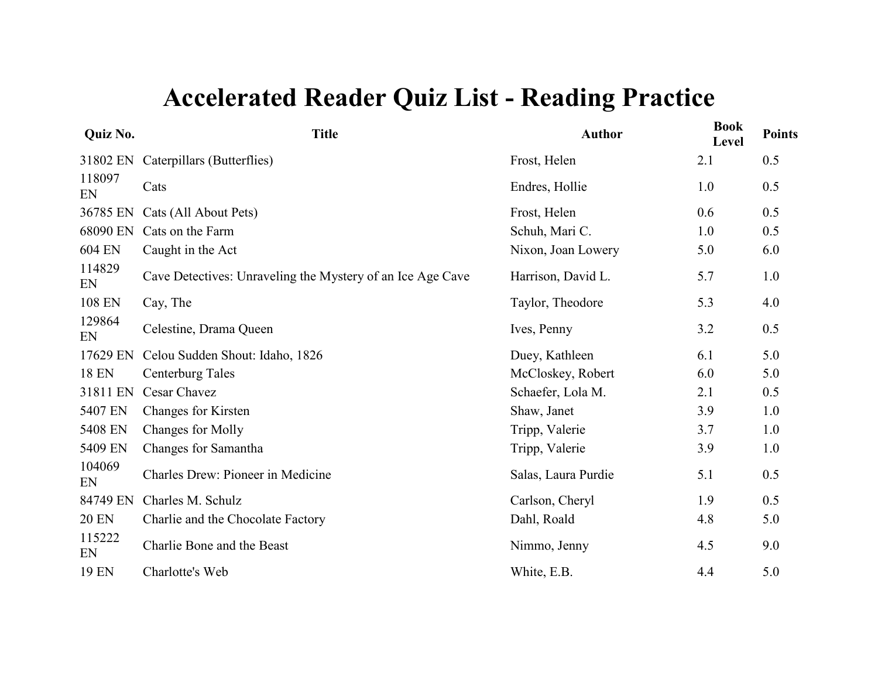# Accelerated Reader Quiz List - Reading Practice

| Quiz No. | Title | Author | Book Level | Points |
|---|---|---|---|---|
| 31802 EN | Caterpillars (Butterflies) | Frost, Helen | 2.1 | 0.5 |
| 118097 EN | Cats | Endres, Hollie | 1.0 | 0.5 |
| 36785 EN | Cats (All About Pets) | Frost, Helen | 0.6 | 0.5 |
| 68090 EN | Cats on the Farm | Schuh, Mari C. | 1.0 | 0.5 |
| 604 EN | Caught in the Act | Nixon, Joan Lowery | 5.0 | 6.0 |
| 114829 EN | Cave Detectives: Unraveling the Mystery of an Ice Age Cave | Harrison, David L. | 5.7 | 1.0 |
| 108 EN | Cay, The | Taylor, Theodore | 5.3 | 4.0 |
| 129864 EN | Celestine, Drama Queen | Ives, Penny | 3.2 | 0.5 |
| 17629 EN | Celou Sudden Shout: Idaho, 1826 | Duey, Kathleen | 6.1 | 5.0 |
| 18 EN | Centerburg Tales | McCloskey, Robert | 6.0 | 5.0 |
| 31811 EN | Cesar Chavez | Schaefer, Lola M. | 2.1 | 0.5 |
| 5407 EN | Changes for Kirsten | Shaw, Janet | 3.9 | 1.0 |
| 5408 EN | Changes for Molly | Tripp, Valerie | 3.7 | 1.0 |
| 5409 EN | Changes for Samantha | Tripp, Valerie | 3.9 | 1.0 |
| 104069 EN | Charles Drew: Pioneer in Medicine | Salas, Laura Purdie | 5.1 | 0.5 |
| 84749 EN | Charles M. Schulz | Carlson, Cheryl | 1.9 | 0.5 |
| 20 EN | Charlie and the Chocolate Factory | Dahl, Roald | 4.8 | 5.0 |
| 115222 EN | Charlie Bone and the Beast | Nimmo, Jenny | 4.5 | 9.0 |
| 19 EN | Charlotte's Web | White, E.B. | 4.4 | 5.0 |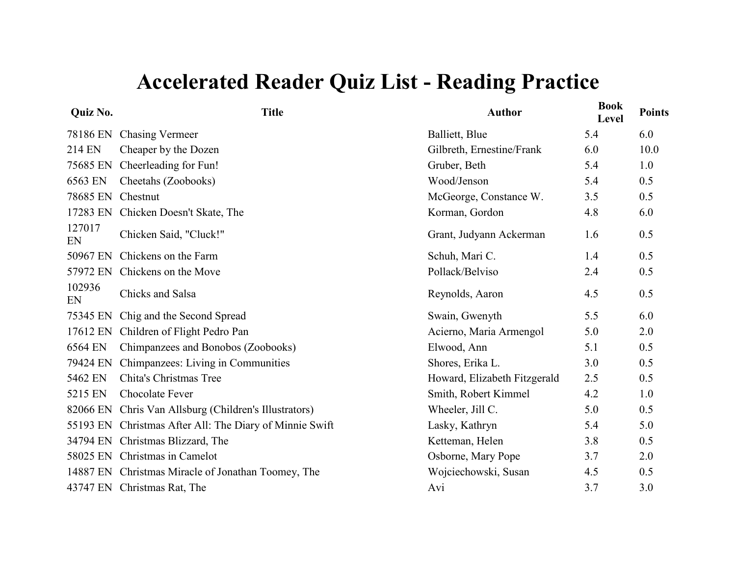# Accelerated Reader Quiz List - Reading Practice

| Quiz No. | Title | Author | Book Level | Points |
|---|---|---|---|---|
| 78186 EN | Chasing Vermeer | Balliett, Blue | 5.4 | 6.0 |
| 214 EN | Cheaper by the Dozen | Gilbreth, Ernestine/Frank | 6.0 | 10.0 |
| 75685 EN | Cheerleading for Fun! | Gruber, Beth | 5.4 | 1.0 |
| 6563 EN | Cheetahs (Zoobooks) | Wood/Jenson | 5.4 | 0.5 |
| 78685 EN | Chestnut | McGeorge, Constance W. | 3.5 | 0.5 |
| 17283 EN | Chicken Doesn't Skate, The | Korman, Gordon | 4.8 | 6.0 |
| 127017 EN | Chicken Said, "Cluck!" | Grant, Judyann Ackerman | 1.6 | 0.5 |
| 50967 EN | Chickens on the Farm | Schuh, Mari C. | 1.4 | 0.5 |
| 57972 EN | Chickens on the Move | Pollack/Belviso | 2.4 | 0.5 |
| 102936 EN | Chicks and Salsa | Reynolds, Aaron | 4.5 | 0.5 |
| 75345 EN | Chig and the Second Spread | Swain, Gwenyth | 5.5 | 6.0 |
| 17612 EN | Children of Flight Pedro Pan | Acierno, Maria Armengol | 5.0 | 2.0 |
| 6564 EN | Chimpanzees and Bonobos (Zoobooks) | Elwood, Ann | 5.1 | 0.5 |
| 79424 EN | Chimpanzees: Living in Communities | Shores, Erika L. | 3.0 | 0.5 |
| 5462 EN | Chita's Christmas Tree | Howard, Elizabeth Fitzgerald | 2.5 | 0.5 |
| 5215 EN | Chocolate Fever | Smith, Robert Kimmel | 4.2 | 1.0 |
| 82066 EN | Chris Van Allsburg (Children's Illustrators) | Wheeler, Jill C. | 5.0 | 0.5 |
| 55193 EN | Christmas After All: The Diary of Minnie Swift | Lasky, Kathryn | 5.4 | 5.0 |
| 34794 EN | Christmas Blizzard, The | Ketteman, Helen | 3.8 | 0.5 |
| 58025 EN | Christmas in Camelot | Osborne, Mary Pope | 3.7 | 2.0 |
| 14887 EN | Christmas Miracle of Jonathan Toomey, The | Wojciechowski, Susan | 4.5 | 0.5 |
| 43747 EN | Christmas Rat, The | Avi | 3.7 | 3.0 |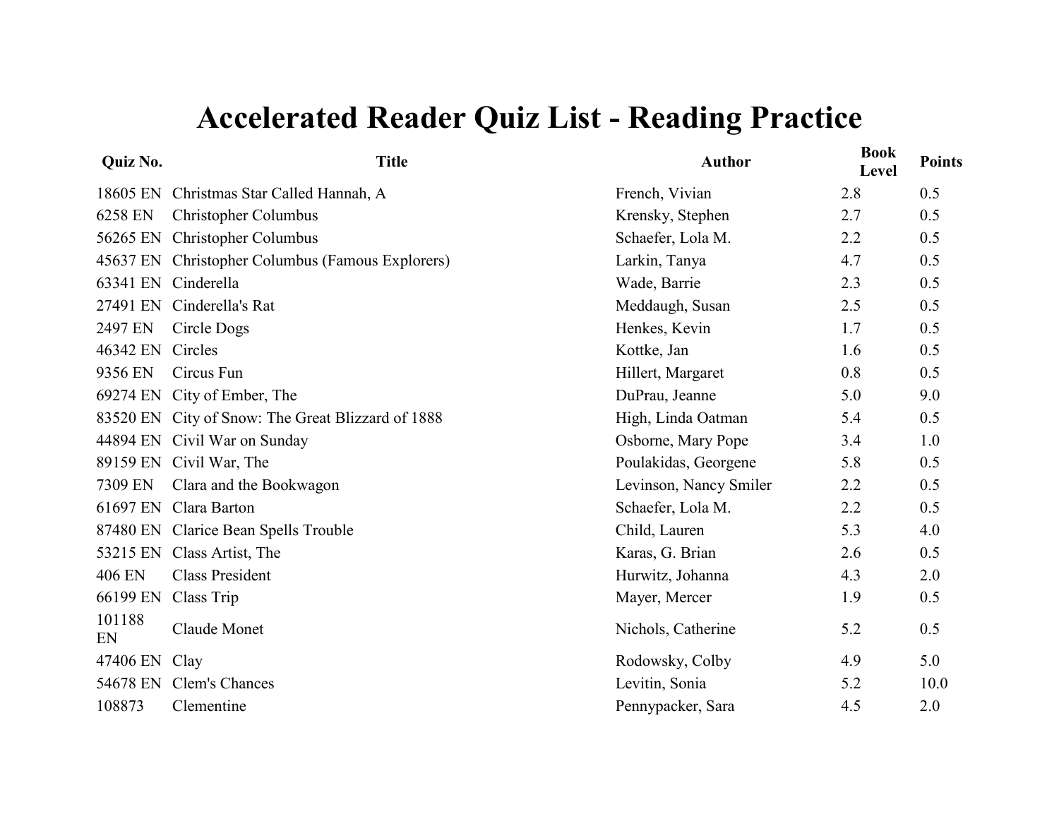# Accelerated Reader Quiz List - Reading Practice

| Quiz No. | Title | Author | Book Level | Points |
|---|---|---|---|---|
| 18605 EN | Christmas Star Called Hannah, A | French, Vivian | 2.8 | 0.5 |
| 6258 EN | Christopher Columbus | Krensky, Stephen | 2.7 | 0.5 |
| 56265 EN | Christopher Columbus | Schaefer, Lola M. | 2.2 | 0.5 |
| 45637 EN | Christopher Columbus (Famous Explorers) | Larkin, Tanya | 4.7 | 0.5 |
| 63341 EN | Cinderella | Wade, Barrie | 2.3 | 0.5 |
| 27491 EN | Cinderella's Rat | Meddaugh, Susan | 2.5 | 0.5 |
| 2497 EN | Circle Dogs | Henkes, Kevin | 1.7 | 0.5 |
| 46342 EN | Circles | Kottke, Jan | 1.6 | 0.5 |
| 9356 EN | Circus Fun | Hillert, Margaret | 0.8 | 0.5 |
| 69274 EN | City of Ember, The | DuPrau, Jeanne | 5.0 | 9.0 |
| 83520 EN | City of Snow: The Great Blizzard of 1888 | High, Linda Oatman | 5.4 | 0.5 |
| 44894 EN | Civil War on Sunday | Osborne, Mary Pope | 3.4 | 1.0 |
| 89159 EN | Civil War, The | Poulakidas, Georgene | 5.8 | 0.5 |
| 7309 EN | Clara and the Bookwagon | Levinson, Nancy Smiler | 2.2 | 0.5 |
| 61697 EN | Clara Barton | Schaefer, Lola M. | 2.2 | 0.5 |
| 87480 EN | Clarice Bean Spells Trouble | Child, Lauren | 5.3 | 4.0 |
| 53215 EN | Class Artist, The | Karas, G. Brian | 2.6 | 0.5 |
| 406 EN | Class President | Hurwitz, Johanna | 4.3 | 2.0 |
| 66199 EN | Class Trip | Mayer, Mercer | 1.9 | 0.5 |
| 101188 EN | Claude Monet | Nichols, Catherine | 5.2 | 0.5 |
| 47406 EN | Clay | Rodowsky, Colby | 4.9 | 5.0 |
| 54678 EN | Clem's Chances | Levitin, Sonia | 5.2 | 10.0 |
| 108873 | Clementine | Pennypacker, Sara | 4.5 | 2.0 |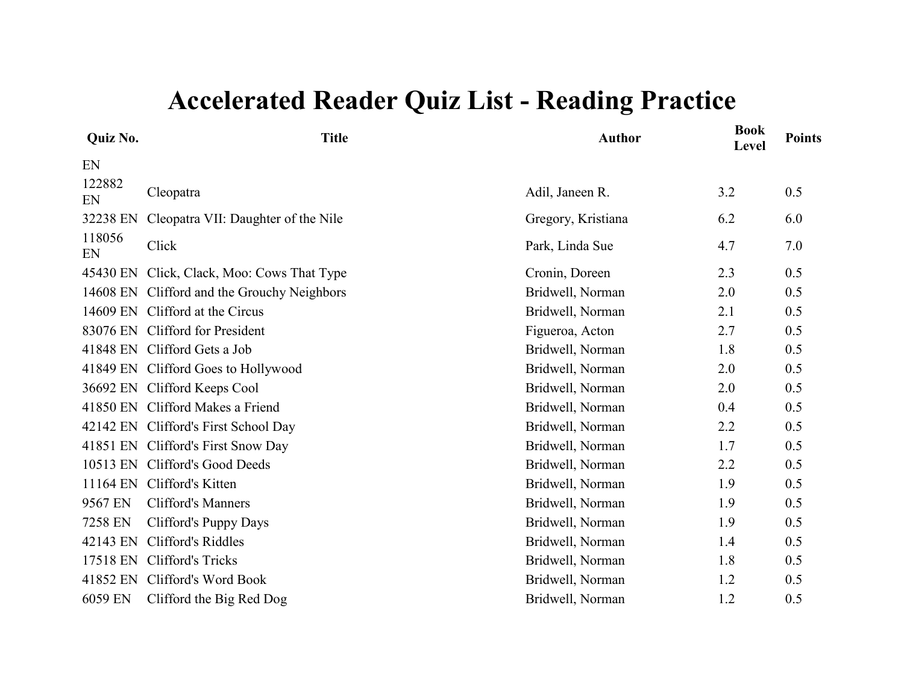# Accelerated Reader Quiz List - Reading Practice

| Quiz No. | Title | Author | Book Level | Points |
|---|---|---|---|---|
| EN | | | | |
| 122882 EN | Cleopatra | Adil, Janeen R. | 3.2 | 0.5 |
| 32238 EN | Cleopatra VII: Daughter of the Nile | Gregory, Kristiana | 6.2 | 6.0 |
| 118056 EN | Click | Park, Linda Sue | 4.7 | 7.0 |
| 45430 EN | Click, Clack, Moo: Cows That Type | Cronin, Doreen | 2.3 | 0.5 |
| 14608 EN | Clifford and the Grouchy Neighbors | Bridwell, Norman | 2.0 | 0.5 |
| 14609 EN | Clifford at the Circus | Bridwell, Norman | 2.1 | 0.5 |
| 83076 EN | Clifford for President | Figueroa, Acton | 2.7 | 0.5 |
| 41848 EN | Clifford Gets a Job | Bridwell, Norman | 1.8 | 0.5 |
| 41849 EN | Clifford Goes to Hollywood | Bridwell, Norman | 2.0 | 0.5 |
| 36692 EN | Clifford Keeps Cool | Bridwell, Norman | 2.0 | 0.5 |
| 41850 EN | Clifford Makes a Friend | Bridwell, Norman | 0.4 | 0.5 |
| 42142 EN | Clifford's First School Day | Bridwell, Norman | 2.2 | 0.5 |
| 41851 EN | Clifford's First Snow Day | Bridwell, Norman | 1.7 | 0.5 |
| 10513 EN | Clifford's Good Deeds | Bridwell, Norman | 2.2 | 0.5 |
| 11164 EN | Clifford's Kitten | Bridwell, Norman | 1.9 | 0.5 |
| 9567 EN | Clifford's Manners | Bridwell, Norman | 1.9 | 0.5 |
| 7258 EN | Clifford's Puppy Days | Bridwell, Norman | 1.9 | 0.5 |
| 42143 EN | Clifford's Riddles | Bridwell, Norman | 1.4 | 0.5 |
| 17518 EN | Clifford's Tricks | Bridwell, Norman | 1.8 | 0.5 |
| 41852 EN | Clifford's Word Book | Bridwell, Norman | 1.2 | 0.5 |
| 6059 EN | Clifford the Big Red Dog | Bridwell, Norman | 1.2 | 0.5 |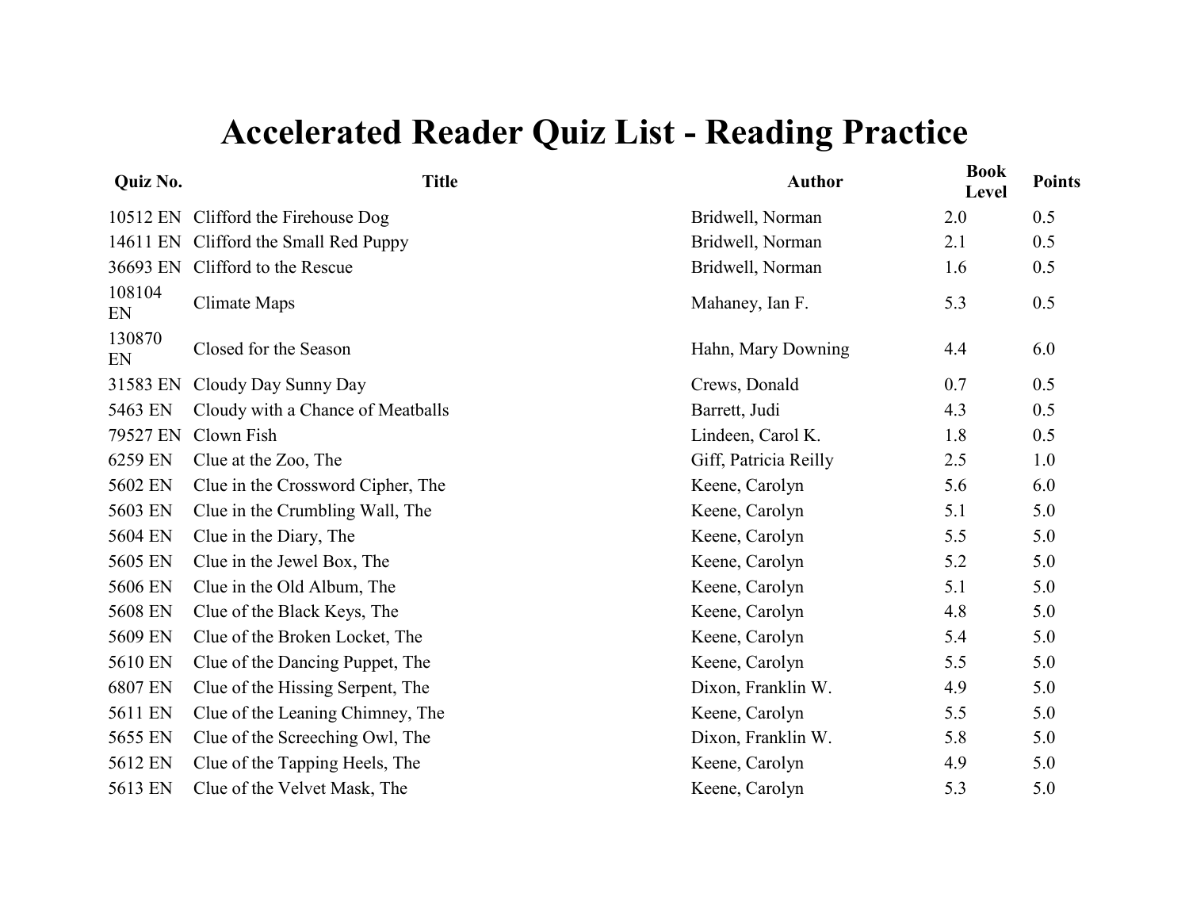# Accelerated Reader Quiz List - Reading Practice

| Quiz No. | Title | Author | Book Level | Points |
|---|---|---|---|---|
| 10512 EN | Clifford the Firehouse Dog | Bridwell, Norman | 2.0 | 0.5 |
| 14611 EN | Clifford the Small Red Puppy | Bridwell, Norman | 2.1 | 0.5 |
| 36693 EN | Clifford to the Rescue | Bridwell, Norman | 1.6 | 0.5 |
| 108104 EN | Climate Maps | Mahaney, Ian F. | 5.3 | 0.5 |
| 130870 EN | Closed for the Season | Hahn, Mary Downing | 4.4 | 6.0 |
| 31583 EN | Cloudy Day Sunny Day | Crews, Donald | 0.7 | 0.5 |
| 5463 EN | Cloudy with a Chance of Meatballs | Barrett, Judi | 4.3 | 0.5 |
| 79527 EN | Clown Fish | Lindeen, Carol K. | 1.8 | 0.5 |
| 6259 EN | Clue at the Zoo, The | Giff, Patricia Reilly | 2.5 | 1.0 |
| 5602 EN | Clue in the Crossword Cipher, The | Keene, Carolyn | 5.6 | 6.0 |
| 5603 EN | Clue in the Crumbling Wall, The | Keene, Carolyn | 5.1 | 5.0 |
| 5604 EN | Clue in the Diary, The | Keene, Carolyn | 5.5 | 5.0 |
| 5605 EN | Clue in the Jewel Box, The | Keene, Carolyn | 5.2 | 5.0 |
| 5606 EN | Clue in the Old Album, The | Keene, Carolyn | 5.1 | 5.0 |
| 5608 EN | Clue of the Black Keys, The | Keene, Carolyn | 4.8 | 5.0 |
| 5609 EN | Clue of the Broken Locket, The | Keene, Carolyn | 5.4 | 5.0 |
| 5610 EN | Clue of the Dancing Puppet, The | Keene, Carolyn | 5.5 | 5.0 |
| 6807 EN | Clue of the Hissing Serpent, The | Dixon, Franklin W. | 4.9 | 5.0 |
| 5611 EN | Clue of the Leaning Chimney, The | Keene, Carolyn | 5.5 | 5.0 |
| 5655 EN | Clue of the Screeching Owl, The | Dixon, Franklin W. | 5.8 | 5.0 |
| 5612 EN | Clue of the Tapping Heels, The | Keene, Carolyn | 4.9 | 5.0 |
| 5613 EN | Clue of the Velvet Mask, The | Keene, Carolyn | 5.3 | 5.0 |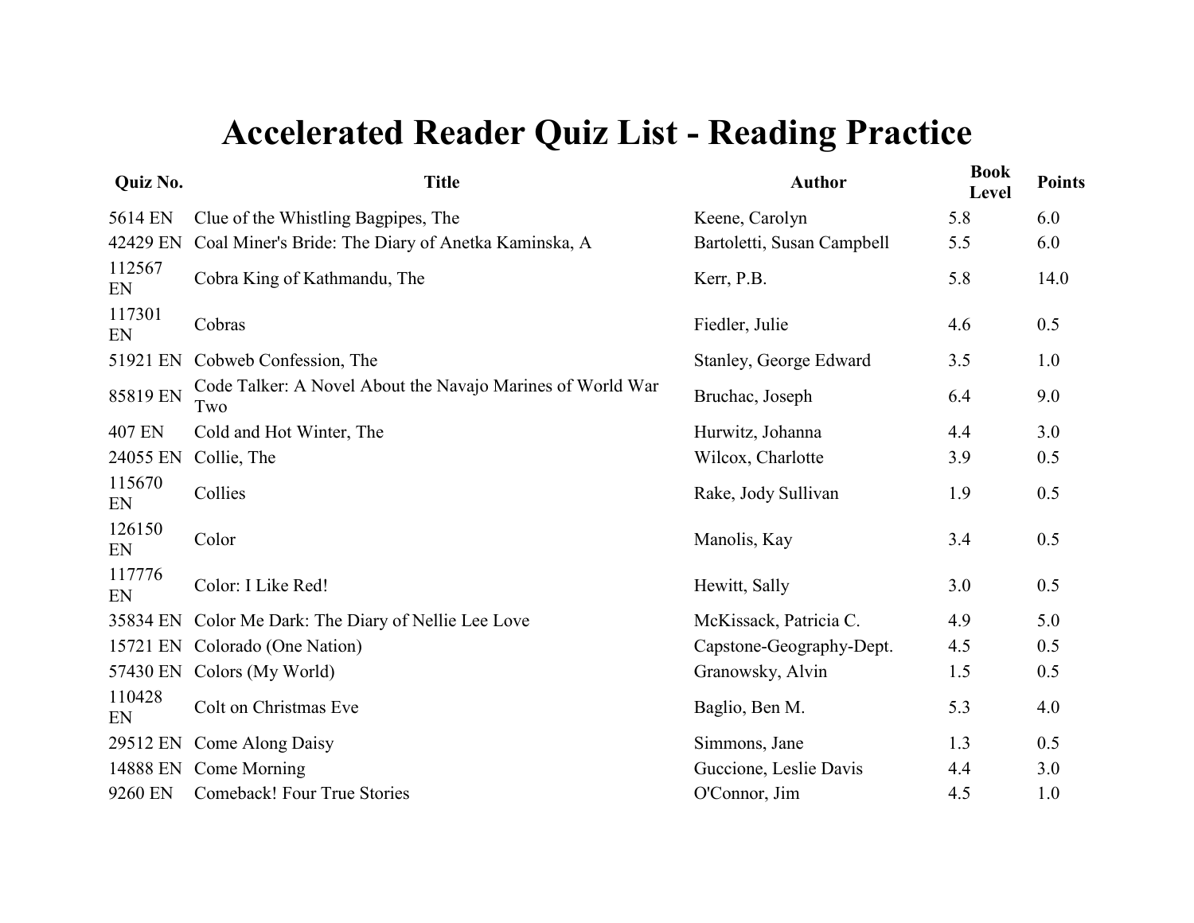# Accelerated Reader Quiz List - Reading Practice

| Quiz No. | Title | Author | Book Level | Points |
|---|---|---|---|---|
| 5614 EN | Clue of the Whistling Bagpipes, The | Keene, Carolyn | 5.8 | 6.0 |
| 42429 EN | Coal Miner's Bride: The Diary of Anetka Kaminska, A | Bartoletti, Susan Campbell | 5.5 | 6.0 |
| 112567 EN | Cobra King of Kathmandu, The | Kerr, P.B. | 5.8 | 14.0 |
| 117301 EN | Cobras | Fiedler, Julie | 4.6 | 0.5 |
| 51921 EN | Cobweb Confession, The | Stanley, George Edward | 3.5 | 1.0 |
| 85819 EN | Code Talker: A Novel About the Navajo Marines of World War Two | Bruchac, Joseph | 6.4 | 9.0 |
| 407 EN | Cold and Hot Winter, The | Hurwitz, Johanna | 4.4 | 3.0 |
| 24055 EN | Collie, The | Wilcox, Charlotte | 3.9 | 0.5 |
| 115670 EN | Collies | Rake, Jody Sullivan | 1.9 | 0.5 |
| 126150 EN | Color | Manolis, Kay | 3.4 | 0.5 |
| 117776 EN | Color: I Like Red! | Hewitt, Sally | 3.0 | 0.5 |
| 35834 EN | Color Me Dark: The Diary of Nellie Lee Love | McKissack, Patricia C. | 4.9 | 5.0 |
| 15721 EN | Colorado (One Nation) | Capstone-Geography-Dept. | 4.5 | 0.5 |
| 57430 EN | Colors (My World) | Granowsky, Alvin | 1.5 | 0.5 |
| 110428 EN | Colt on Christmas Eve | Baglio, Ben M. | 5.3 | 4.0 |
| 29512 EN | Come Along Daisy | Simmons, Jane | 1.3 | 0.5 |
| 14888 EN | Come Morning | Guccione, Leslie Davis | 4.4 | 3.0 |
| 9260 EN | Comeback! Four True Stories | O'Connor, Jim | 4.5 | 1.0 |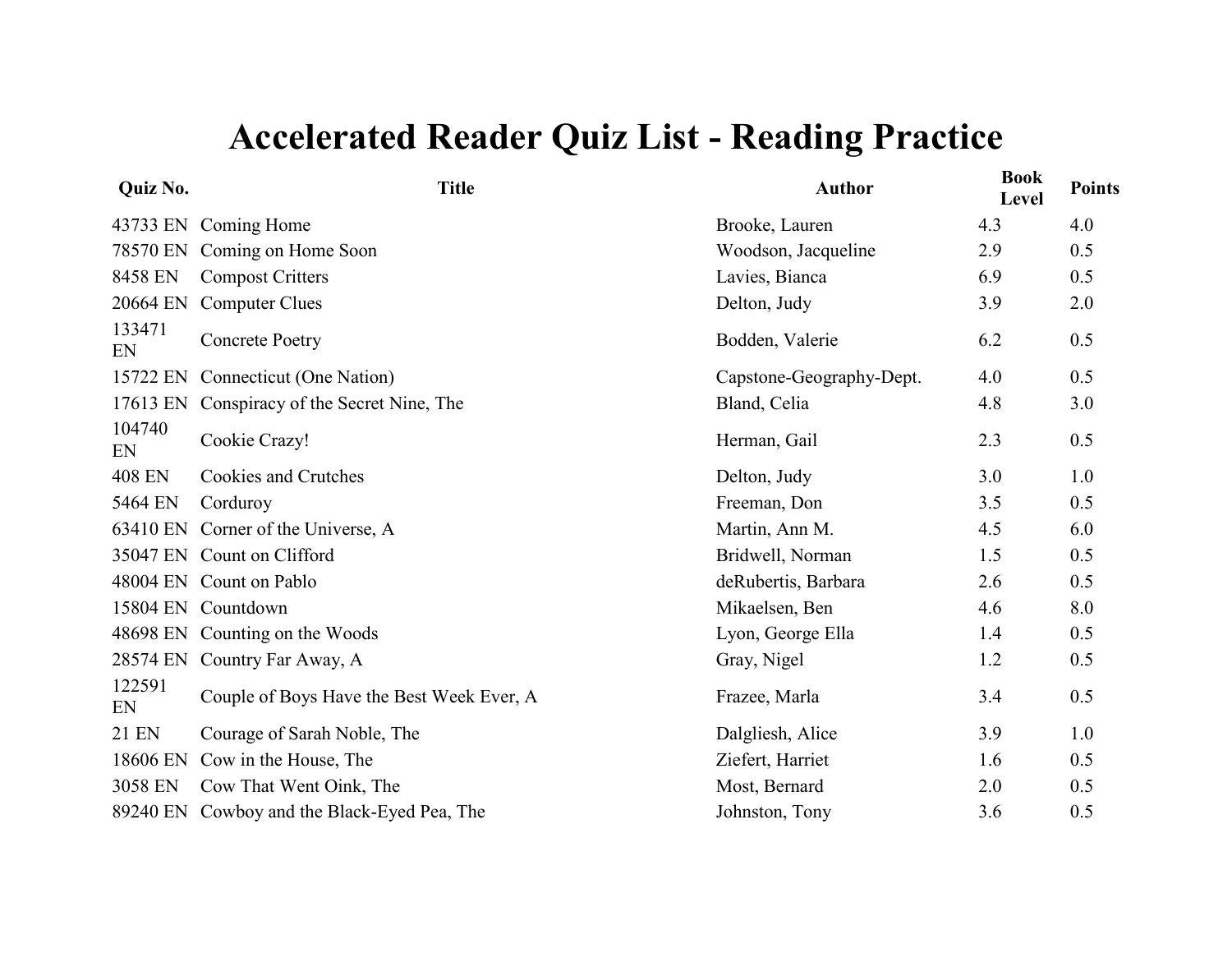# Accelerated Reader Quiz List - Reading Practice

| Quiz No. | Title | Author | Book Level | Points |
|---|---|---|---|---|
| 43733 EN | Coming Home | Brooke, Lauren | 4.3 | 4.0 |
| 78570 EN | Coming on Home Soon | Woodson, Jacqueline | 2.9 | 0.5 |
| 8458 EN | Compost Critters | Lavies, Bianca | 6.9 | 0.5 |
| 20664 EN | Computer Clues | Delton, Judy | 3.9 | 2.0 |
| 133471 EN | Concrete Poetry | Bodden, Valerie | 6.2 | 0.5 |
| 15722 EN | Connecticut (One Nation) | Capstone-Geography-Dept. | 4.0 | 0.5 |
| 17613 EN | Conspiracy of the Secret Nine, The | Bland, Celia | 4.8 | 3.0 |
| 104740 EN | Cookie Crazy! | Herman, Gail | 2.3 | 0.5 |
| 408 EN | Cookies and Crutches | Delton, Judy | 3.0 | 1.0 |
| 5464 EN | Corduroy | Freeman, Don | 3.5 | 0.5 |
| 63410 EN | Corner of the Universe, A | Martin, Ann M. | 4.5 | 6.0 |
| 35047 EN | Count on Clifford | Bridwell, Norman | 1.5 | 0.5 |
| 48004 EN | Count on Pablo | deRubertis, Barbara | 2.6 | 0.5 |
| 15804 EN | Countdown | Mikaelsen, Ben | 4.6 | 8.0 |
| 48698 EN | Counting on the Woods | Lyon, George Ella | 1.4 | 0.5 |
| 28574 EN | Country Far Away, A | Gray, Nigel | 1.2 | 0.5 |
| 122591 EN | Couple of Boys Have the Best Week Ever, A | Frazee, Marla | 3.4 | 0.5 |
| 21 EN | Courage of Sarah Noble, The | Dalgliesh, Alice | 3.9 | 1.0 |
| 18606 EN | Cow in the House, The | Ziefert, Harriet | 1.6 | 0.5 |
| 3058 EN | Cow That Went Oink, The | Most, Bernard | 2.0 | 0.5 |
| 89240 EN | Cowboy and the Black-Eyed Pea, The | Johnston, Tony | 3.6 | 0.5 |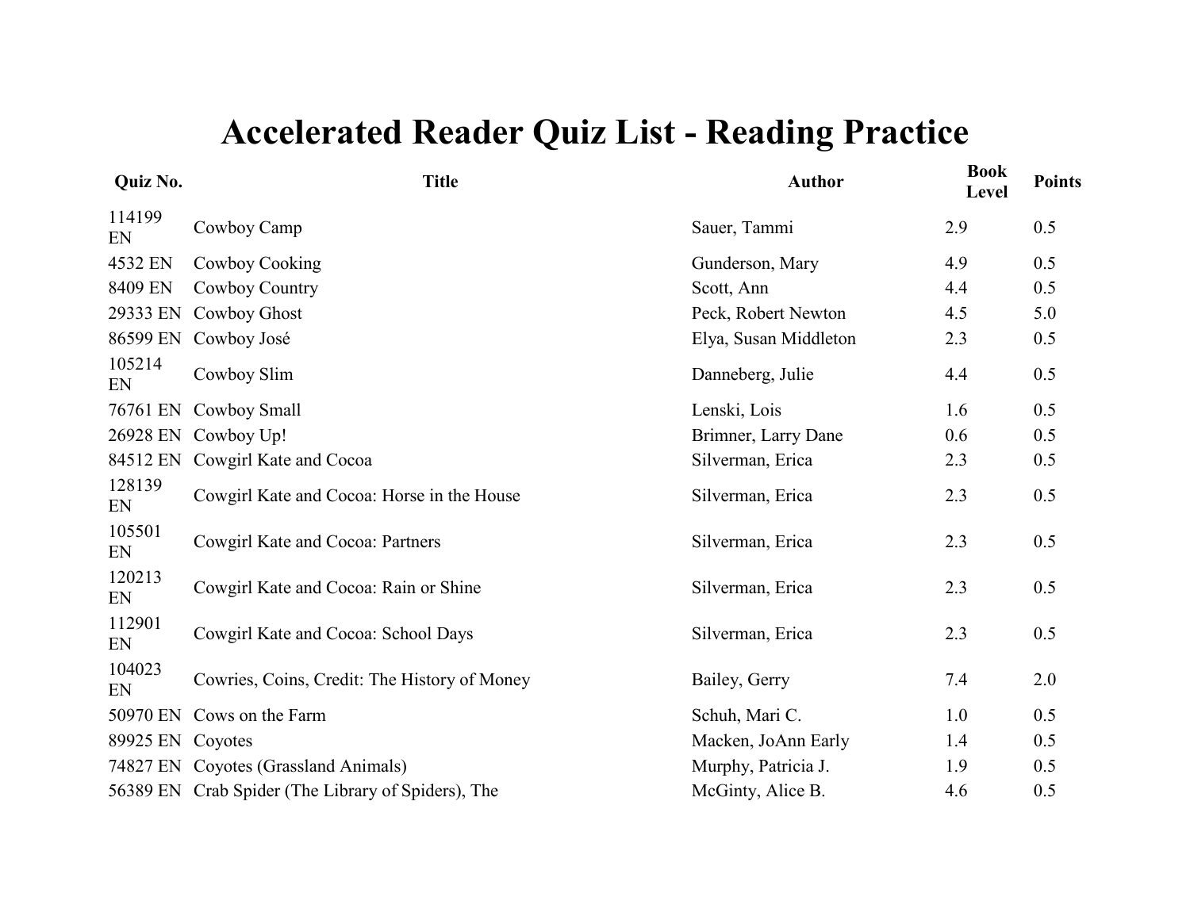# Accelerated Reader Quiz List - Reading Practice

| Quiz No. | Title | Author | Book Level | Points |
|---|---|---|---|---|
| 114199 EN | Cowboy Camp | Sauer, Tammi | 2.9 | 0.5 |
| 4532 EN | Cowboy Cooking | Gunderson, Mary | 4.9 | 0.5 |
| 8409 EN | Cowboy Country | Scott, Ann | 4.4 | 0.5 |
| 29333 EN | Cowboy Ghost | Peck, Robert Newton | 4.5 | 5.0 |
| 86599 EN | Cowboy José | Elya, Susan Middleton | 2.3 | 0.5 |
| 105214 EN | Cowboy Slim | Danneberg, Julie | 4.4 | 0.5 |
| 76761 EN | Cowboy Small | Lenski, Lois | 1.6 | 0.5 |
| 26928 EN | Cowboy Up! | Brimner, Larry Dane | 0.6 | 0.5 |
| 84512 EN | Cowgirl Kate and Cocoa | Silverman, Erica | 2.3 | 0.5 |
| 128139 EN | Cowgirl Kate and Cocoa: Horse in the House | Silverman, Erica | 2.3 | 0.5 |
| 105501 EN | Cowgirl Kate and Cocoa: Partners | Silverman, Erica | 2.3 | 0.5 |
| 120213 EN | Cowgirl Kate and Cocoa: Rain or Shine | Silverman, Erica | 2.3 | 0.5 |
| 112901 EN | Cowgirl Kate and Cocoa: School Days | Silverman, Erica | 2.3 | 0.5 |
| 104023 EN | Cowries, Coins, Credit: The History of Money | Bailey, Gerry | 7.4 | 2.0 |
| 50970 EN | Cows on the Farm | Schuh, Mari C. | 1.0 | 0.5 |
| 89925 EN | Coyotes | Macken, JoAnn Early | 1.4 | 0.5 |
| 74827 EN | Coyotes (Grassland Animals) | Murphy, Patricia J. | 1.9 | 0.5 |
| 56389 EN | Crab Spider (The Library of Spiders), The | McGinty, Alice B. | 4.6 | 0.5 |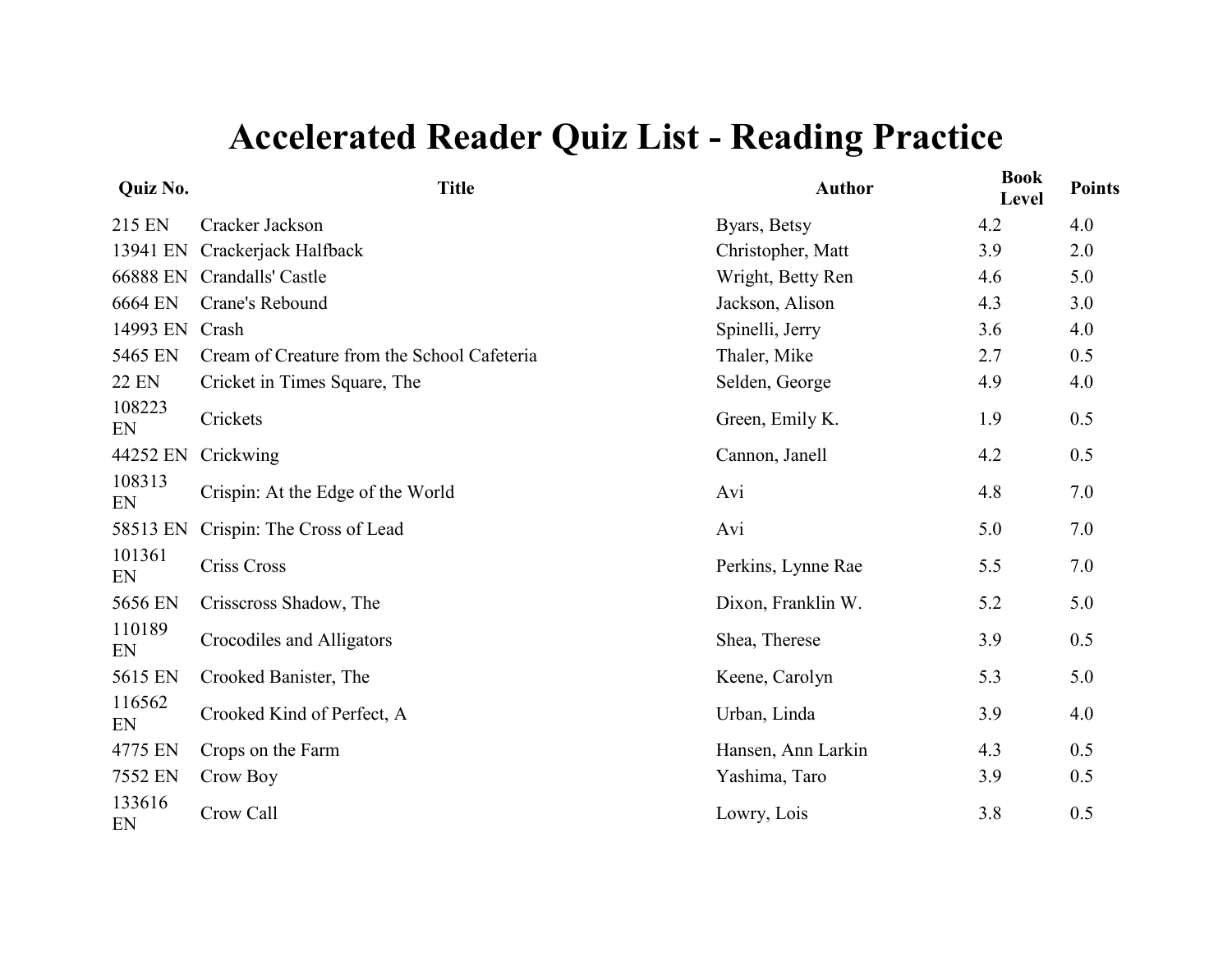# Accelerated Reader Quiz List - Reading Practice

| Quiz No. | Title | Author | Book Level | Points |
|---|---|---|---|---|
| 215 EN | Cracker Jackson | Byars, Betsy | 4.2 | 4.0 |
| 13941 EN | Crackerjack Halfback | Christopher, Matt | 3.9 | 2.0 |
| 66888 EN | Crandalls' Castle | Wright, Betty Ren | 4.6 | 5.0 |
| 6664 EN | Crane's Rebound | Jackson, Alison | 4.3 | 3.0 |
| 14993 EN | Crash | Spinelli, Jerry | 3.6 | 4.0 |
| 5465 EN | Cream of Creature from the School Cafeteria | Thaler, Mike | 2.7 | 0.5 |
| 22 EN | Cricket in Times Square, The | Selden, George | 4.9 | 4.0 |
| 108223 EN | Crickets | Green, Emily K. | 1.9 | 0.5 |
| 44252 EN | Crickwing | Cannon, Janell | 4.2 | 0.5 |
| 108313 EN | Crispin: At the Edge of the World | Avi | 4.8 | 7.0 |
| 58513 EN | Crispin: The Cross of Lead | Avi | 5.0 | 7.0 |
| 101361 EN | Criss Cross | Perkins, Lynne Rae | 5.5 | 7.0 |
| 5656 EN | Crisscross Shadow, The | Dixon, Franklin W. | 5.2 | 5.0 |
| 110189 EN | Crocodiles and Alligators | Shea, Therese | 3.9 | 0.5 |
| 5615 EN | Crooked Banister, The | Keene, Carolyn | 5.3 | 5.0 |
| 116562 EN | Crooked Kind of Perfect, A | Urban, Linda | 3.9 | 4.0 |
| 4775 EN | Crops on the Farm | Hansen, Ann Larkin | 4.3 | 0.5 |
| 7552 EN | Crow Boy | Yashima, Taro | 3.9 | 0.5 |
| 133616 EN | Crow Call | Lowry, Lois | 3.8 | 0.5 |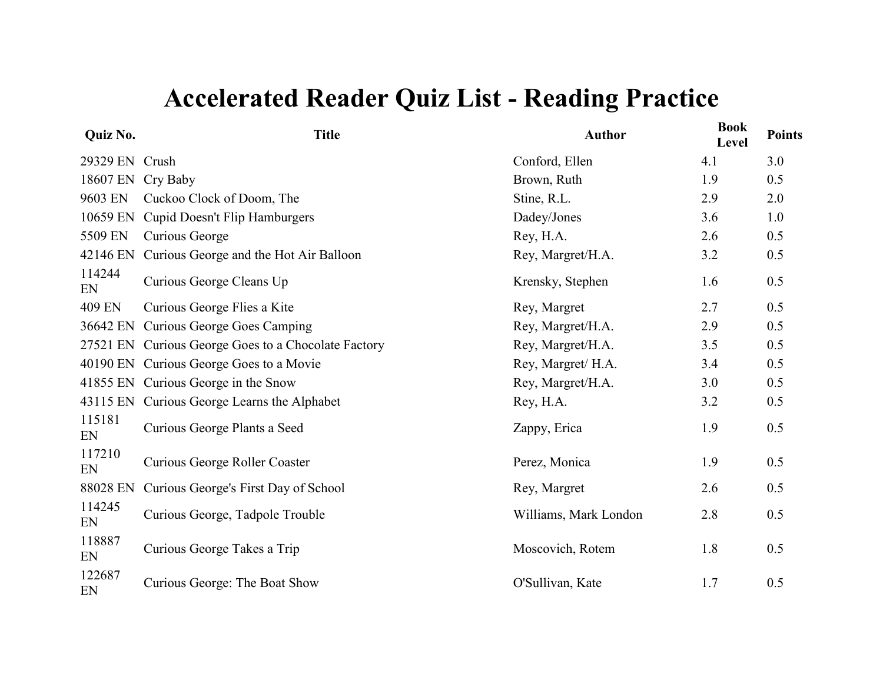# Accelerated Reader Quiz List - Reading Practice

| Quiz No. | Title | Author | Book Level | Points |
|---|---|---|---|---|
| 29329 EN | Crush | Conford, Ellen | 4.1 | 3.0 |
| 18607 EN | Cry Baby | Brown, Ruth | 1.9 | 0.5 |
| 9603 EN | Cuckoo Clock of Doom, The | Stine, R.L. | 2.9 | 2.0 |
| 10659 EN | Cupid Doesn't Flip Hamburgers | Dadey/Jones | 3.6 | 1.0 |
| 5509 EN | Curious George | Rey, H.A. | 2.6 | 0.5 |
| 42146 EN | Curious George and the Hot Air Balloon | Rey, Margret/H.A. | 3.2 | 0.5 |
| 114244 EN | Curious George Cleans Up | Krensky, Stephen | 1.6 | 0.5 |
| 409 EN | Curious George Flies a Kite | Rey, Margret | 2.7 | 0.5 |
| 36642 EN | Curious George Goes Camping | Rey, Margret/H.A. | 2.9 | 0.5 |
| 27521 EN | Curious George Goes to a Chocolate Factory | Rey, Margret/H.A. | 3.5 | 0.5 |
| 40190 EN | Curious George Goes to a Movie | Rey, Margret/ H.A. | 3.4 | 0.5 |
| 41855 EN | Curious George in the Snow | Rey, Margret/H.A. | 3.0 | 0.5 |
| 43115 EN | Curious George Learns the Alphabet | Rey, H.A. | 3.2 | 0.5 |
| 115181 EN | Curious George Plants a Seed | Zappy, Erica | 1.9 | 0.5 |
| 117210 EN | Curious George Roller Coaster | Perez, Monica | 1.9 | 0.5 |
| 88028 EN | Curious George's First Day of School | Rey, Margret | 2.6 | 0.5 |
| 114245 EN | Curious George, Tadpole Trouble | Williams, Mark London | 2.8 | 0.5 |
| 118887 EN | Curious George Takes a Trip | Moscovich, Rotem | 1.8 | 0.5 |
| 122687 EN | Curious George: The Boat Show | O'Sullivan, Kate | 1.7 | 0.5 |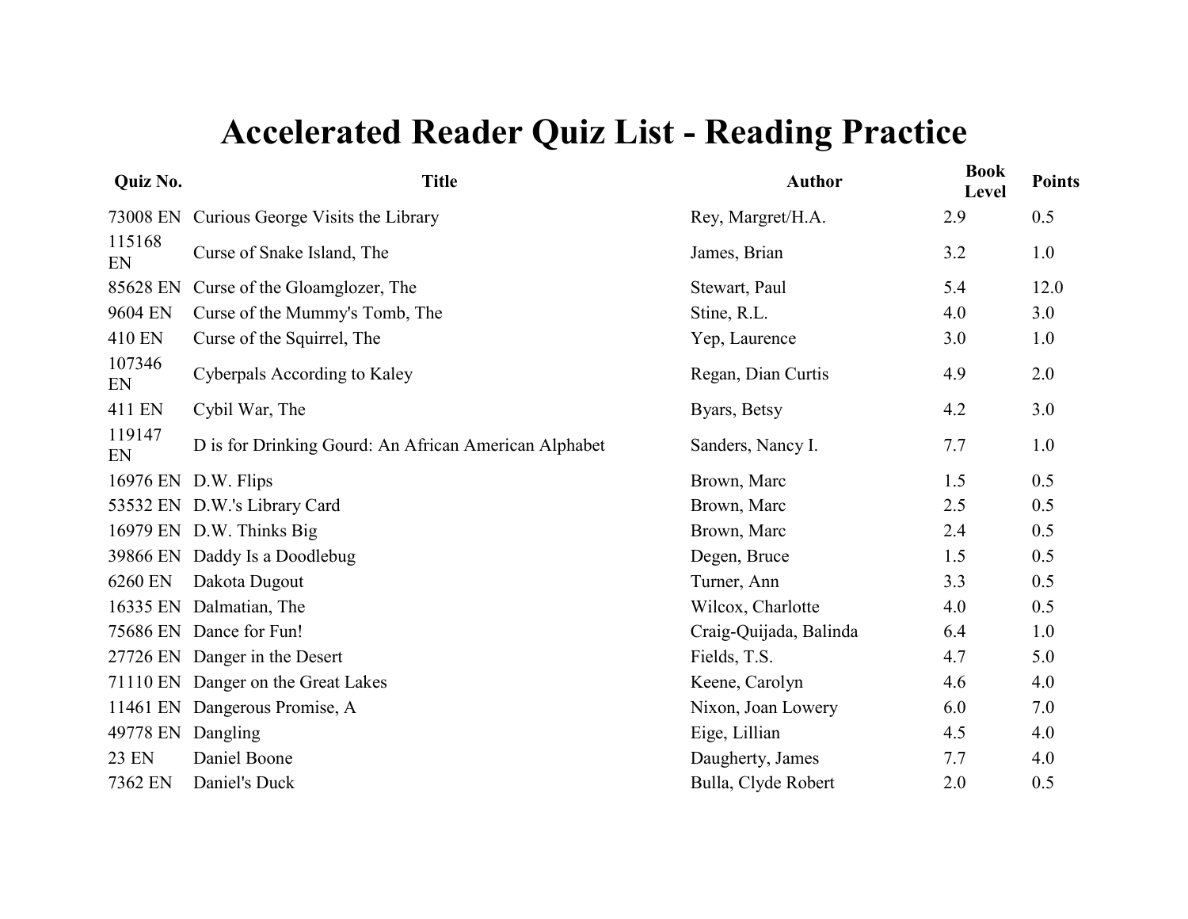# Accelerated Reader Quiz List - Reading Practice

| Quiz No. | Title | Author | Book Level | Points |
|---|---|---|---|---|
| 73008 EN | Curious George Visits the Library | Rey, Margret/H.A. | 2.9 | 0.5 |
| 115168 EN | Curse of Snake Island, The | James, Brian | 3.2 | 1.0 |
| 85628 EN | Curse of the Gloamglozer, The | Stewart, Paul | 5.4 | 12.0 |
| 9604 EN | Curse of the Mummy's Tomb, The | Stine, R.L. | 4.0 | 3.0 |
| 410 EN | Curse of the Squirrel, The | Yep, Laurence | 3.0 | 1.0 |
| 107346 EN | Cyberpals According to Kaley | Regan, Dian Curtis | 4.9 | 2.0 |
| 411 EN | Cybil War, The | Byars, Betsy | 4.2 | 3.0 |
| 119147 EN | D is for Drinking Gourd: An African American Alphabet | Sanders, Nancy I. | 7.7 | 1.0 |
| 16976 EN | D.W. Flips | Brown, Marc | 1.5 | 0.5 |
| 53532 EN | D.W.'s Library Card | Brown, Marc | 2.5 | 0.5 |
| 16979 EN | D.W. Thinks Big | Brown, Marc | 2.4 | 0.5 |
| 39866 EN | Daddy Is a Doodlebug | Degen, Bruce | 1.5 | 0.5 |
| 6260 EN | Dakota Dugout | Turner, Ann | 3.3 | 0.5 |
| 16335 EN | Dalmatian, The | Wilcox, Charlotte | 4.0 | 0.5 |
| 75686 EN | Dance for Fun! | Craig-Quijada, Balinda | 6.4 | 1.0 |
| 27726 EN | Danger in the Desert | Fields, T.S. | 4.7 | 5.0 |
| 71110 EN | Danger on the Great Lakes | Keene, Carolyn | 4.6 | 4.0 |
| 11461 EN | Dangerous Promise, A | Nixon, Joan Lowery | 6.0 | 7.0 |
| 49778 EN | Dangling | Eige, Lillian | 4.5 | 4.0 |
| 23 EN | Daniel Boone | Daugherty, James | 7.7 | 4.0 |
| 7362 EN | Daniel's Duck | Bulla, Clyde Robert | 2.0 | 0.5 |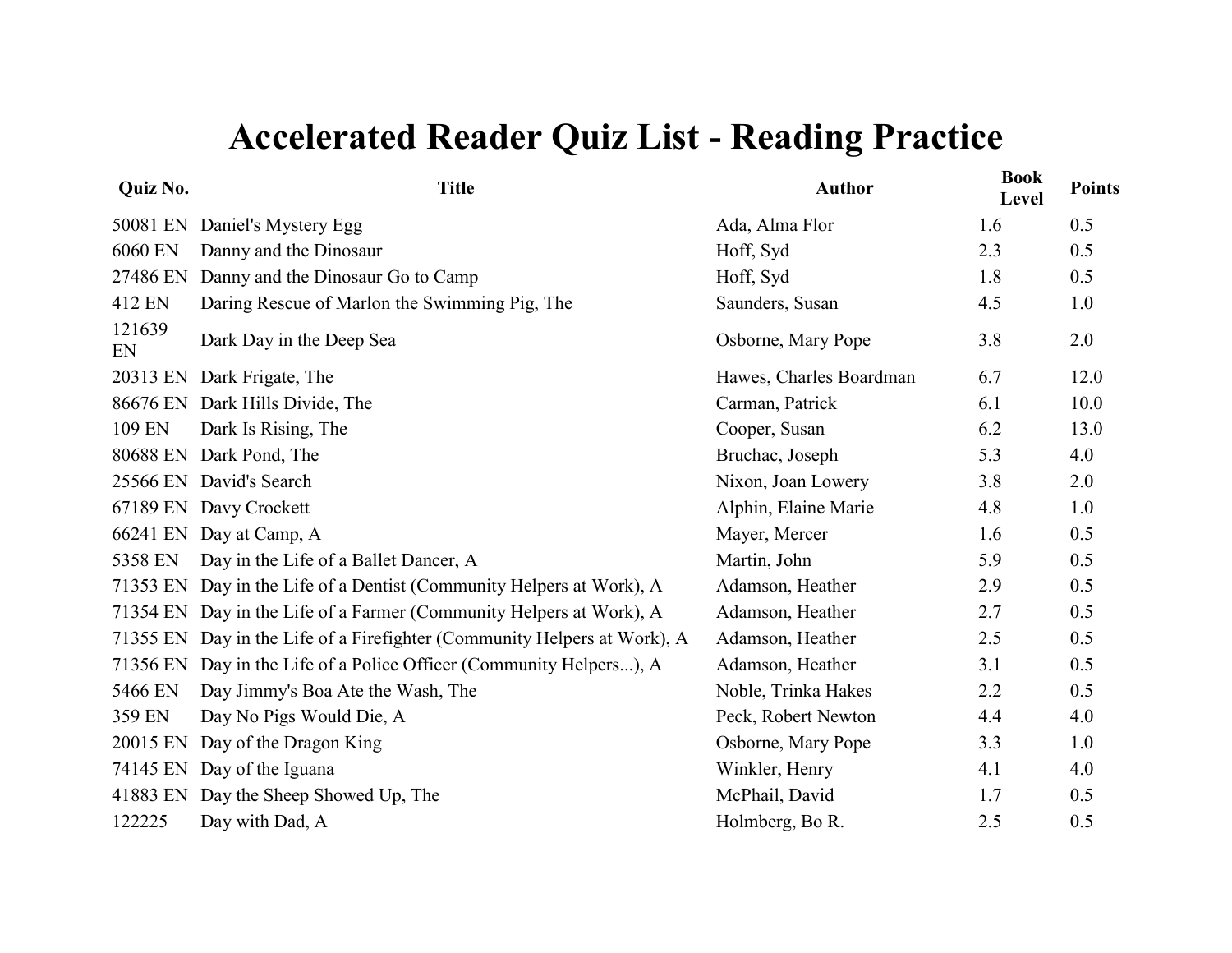# Accelerated Reader Quiz List - Reading Practice

| Quiz No. | Title | Author | Book Level | Points |
|---|---|---|---|---|
| 50081 EN | Daniel's Mystery Egg | Ada, Alma Flor | 1.6 | 0.5 |
| 6060 EN | Danny and the Dinosaur | Hoff, Syd | 2.3 | 0.5 |
| 27486 EN | Danny and the Dinosaur Go to Camp | Hoff, Syd | 1.8 | 0.5 |
| 412 EN | Daring Rescue of Marlon the Swimming Pig, The | Saunders, Susan | 4.5 | 1.0 |
| 121639 EN | Dark Day in the Deep Sea | Osborne, Mary Pope | 3.8 | 2.0 |
| 20313 EN | Dark Frigate, The | Hawes, Charles Boardman | 6.7 | 12.0 |
| 86676 EN | Dark Hills Divide, The | Carman, Patrick | 6.1 | 10.0 |
| 109 EN | Dark Is Rising, The | Cooper, Susan | 6.2 | 13.0 |
| 80688 EN | Dark Pond, The | Bruchac, Joseph | 5.3 | 4.0 |
| 25566 EN | David's Search | Nixon, Joan Lowery | 3.8 | 2.0 |
| 67189 EN | Davy Crockett | Alphin, Elaine Marie | 4.8 | 1.0 |
| 66241 EN | Day at Camp, A | Mayer, Mercer | 1.6 | 0.5 |
| 5358 EN | Day in the Life of a Ballet Dancer, A | Martin, John | 5.9 | 0.5 |
| 71353 EN | Day in the Life of a Dentist (Community Helpers at Work), A | Adamson, Heather | 2.9 | 0.5 |
| 71354 EN | Day in the Life of a Farmer (Community Helpers at Work), A | Adamson, Heather | 2.7 | 0.5 |
| 71355 EN | Day in the Life of a Firefighter (Community Helpers at Work), A | Adamson, Heather | 2.5 | 0.5 |
| 71356 EN | Day in the Life of a Police Officer (Community Helpers...), A | Adamson, Heather | 3.1 | 0.5 |
| 5466 EN | Day Jimmy's Boa Ate the Wash, The | Noble, Trinka Hakes | 2.2 | 0.5 |
| 359 EN | Day No Pigs Would Die, A | Peck, Robert Newton | 4.4 | 4.0 |
| 20015 EN | Day of the Dragon King | Osborne, Mary Pope | 3.3 | 1.0 |
| 74145 EN | Day of the Iguana | Winkler, Henry | 4.1 | 4.0 |
| 41883 EN | Day the Sheep Showed Up, The | McPhail, David | 1.7 | 0.5 |
| 122225 | Day with Dad, A | Holmberg, Bo R. | 2.5 | 0.5 |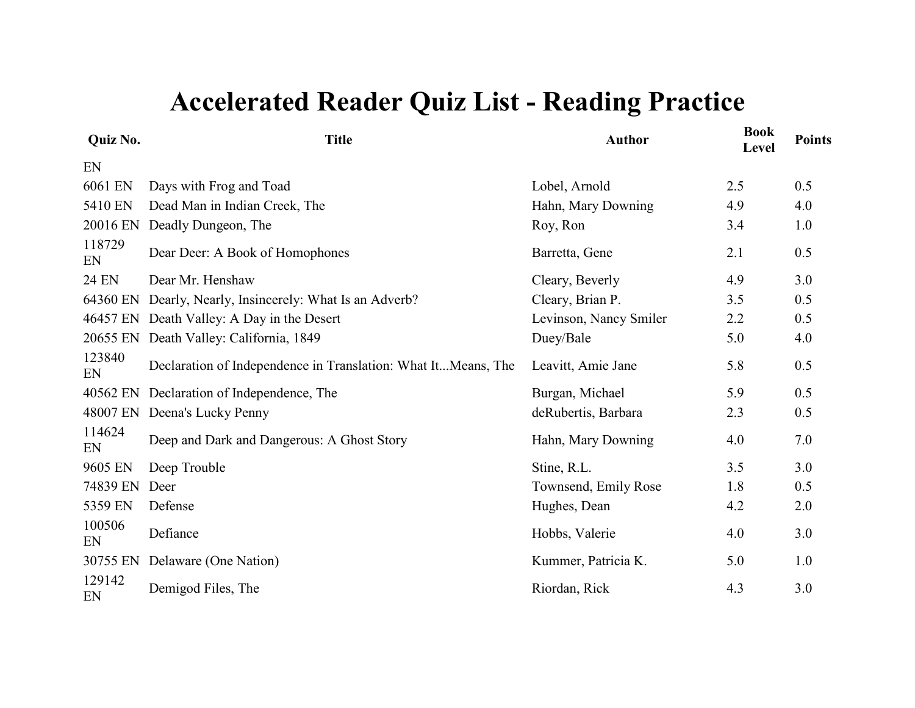# Accelerated Reader Quiz List - Reading Practice

| Quiz No. | Title | Author | Book Level | Points |
|---|---|---|---|---|
| EN | | | | |
| 6061 EN | Days with Frog and Toad | Lobel, Arnold | 2.5 | 0.5 |
| 5410 EN | Dead Man in Indian Creek, The | Hahn, Mary Downing | 4.9 | 4.0 |
| 20016 EN | Deadly Dungeon, The | Roy, Ron | 3.4 | 1.0 |
| 118729 EN | Dear Deer: A Book of Homophones | Barretta, Gene | 2.1 | 0.5 |
| 24 EN | Dear Mr. Henshaw | Cleary, Beverly | 4.9 | 3.0 |
| 64360 EN | Dearly, Nearly, Insincerely: What Is an Adverb? | Cleary, Brian P. | 3.5 | 0.5 |
| 46457 EN | Death Valley: A Day in the Desert | Levinson, Nancy Smiler | 2.2 | 0.5 |
| 20655 EN | Death Valley: California, 1849 | Duey/Bale | 5.0 | 4.0 |
| 123840 EN | Declaration of Independence in Translation: What It...Means, The | Leavitt, Amie Jane | 5.8 | 0.5 |
| 40562 EN | Declaration of Independence, The | Burgan, Michael | 5.9 | 0.5 |
| 48007 EN | Deena's Lucky Penny | deRubertis, Barbara | 2.3 | 0.5 |
| 114624 EN | Deep and Dark and Dangerous: A Ghost Story | Hahn, Mary Downing | 4.0 | 7.0 |
| 9605 EN | Deep Trouble | Stine, R.L. | 3.5 | 3.0 |
| 74839 EN | Deer | Townsend, Emily Rose | 1.8 | 0.5 |
| 5359 EN | Defense | Hughes, Dean | 4.2 | 2.0 |
| 100506 EN | Defiance | Hobbs, Valerie | 4.0 | 3.0 |
| 30755 EN | Delaware (One Nation) | Kummer, Patricia K. | 5.0 | 1.0 |
| 129142 EN | Demigod Files, The | Riordan, Rick | 4.3 | 3.0 |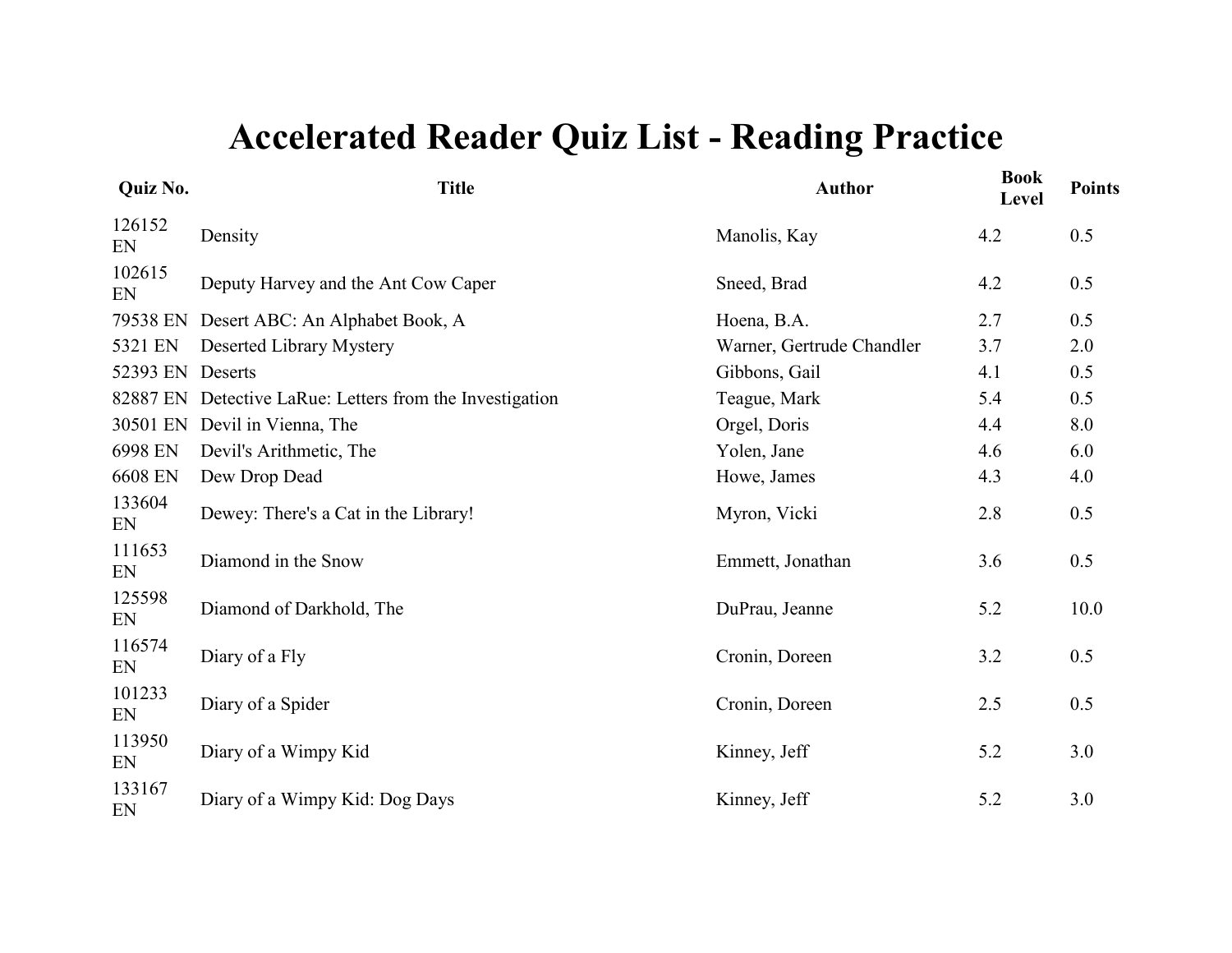# Accelerated Reader Quiz List - Reading Practice

| Quiz No. | Title | Author | Book Level | Points |
| --- | --- | --- | --- | --- |
| 126152 EN | Density | Manolis, Kay | 4.2 | 0.5 |
| 102615 EN | Deputy Harvey and the Ant Cow Caper | Sneed, Brad | 4.2 | 0.5 |
| 79538 EN | Desert ABC: An Alphabet Book, A | Hoena, B.A. | 2.7 | 0.5 |
| 5321 EN | Deserted Library Mystery | Warner, Gertrude Chandler | 3.7 | 2.0 |
| 52393 EN | Deserts | Gibbons, Gail | 4.1 | 0.5 |
| 82887 EN | Detective LaRue: Letters from the Investigation | Teague, Mark | 5.4 | 0.5 |
| 30501 EN | Devil in Vienna, The | Orgel, Doris | 4.4 | 8.0 |
| 6998 EN | Devil's Arithmetic, The | Yolen, Jane | 4.6 | 6.0 |
| 6608 EN | Dew Drop Dead | Howe, James | 4.3 | 4.0 |
| 133604 EN | Dewey: There's a Cat in the Library! | Myron, Vicki | 2.8 | 0.5 |
| 111653 EN | Diamond in the Snow | Emmett, Jonathan | 3.6 | 0.5 |
| 125598 EN | Diamond of Darkhold, The | DuPrau, Jeanne | 5.2 | 10.0 |
| 116574 EN | Diary of a Fly | Cronin, Doreen | 3.2 | 0.5 |
| 101233 EN | Diary of a Spider | Cronin, Doreen | 2.5 | 0.5 |
| 113950 EN | Diary of a Wimpy Kid | Kinney, Jeff | 5.2 | 3.0 |
| 133167 EN | Diary of a Wimpy Kid: Dog Days | Kinney, Jeff | 5.2 | 3.0 |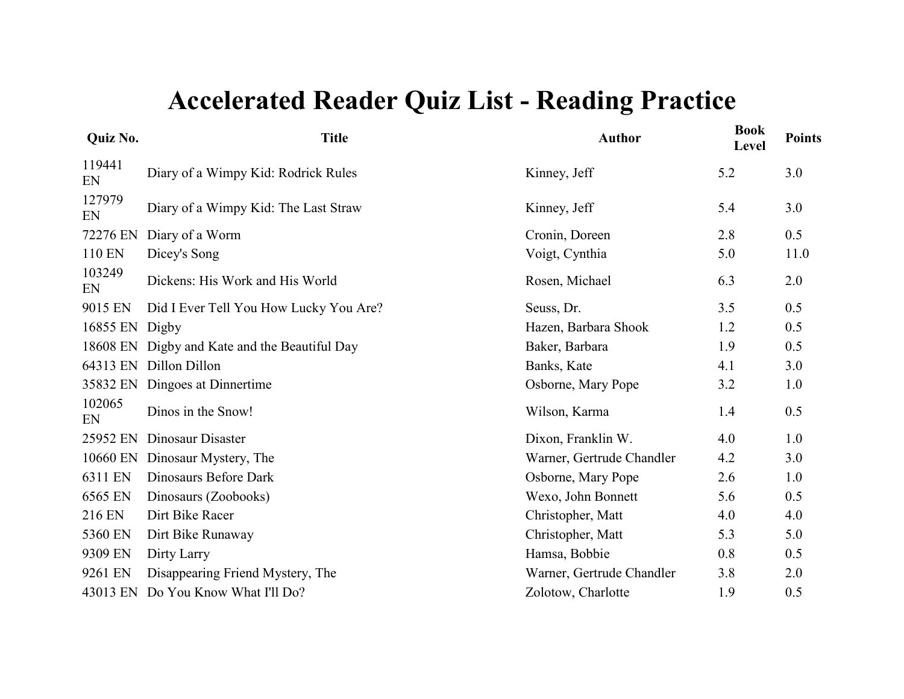# Accelerated Reader Quiz List - Reading Practice

| Quiz No. | Title | Author | Book Level | Points |
|---|---|---|---|---|
| 119441 EN | Diary of a Wimpy Kid: Rodrick Rules | Kinney, Jeff | 5.2 | 3.0 |
| 127979 EN | Diary of a Wimpy Kid: The Last Straw | Kinney, Jeff | 5.4 | 3.0 |
| 72276 EN | Diary of a Worm | Cronin, Doreen | 2.8 | 0.5 |
| 110 EN | Dicey's Song | Voigt, Cynthia | 5.0 | 11.0 |
| 103249 EN | Dickens: His Work and His World | Rosen, Michael | 6.3 | 2.0 |
| 9015 EN | Did I Ever Tell You How Lucky You Are? | Seuss, Dr. | 3.5 | 0.5 |
| 16855 EN | Digby | Hazen, Barbara Shook | 1.2 | 0.5 |
| 18608 EN | Digby and Kate and the Beautiful Day | Baker, Barbara | 1.9 | 0.5 |
| 64313 EN | Dillon Dillon | Banks, Kate | 4.1 | 3.0 |
| 35832 EN | Dingoes at Dinnertime | Osborne, Mary Pope | 3.2 | 1.0 |
| 102065 EN | Dinos in the Snow! | Wilson, Karma | 1.4 | 0.5 |
| 25952 EN | Dinosaur Disaster | Dixon, Franklin W. | 4.0 | 1.0 |
| 10660 EN | Dinosaur Mystery, The | Warner, Gertrude Chandler | 4.2 | 3.0 |
| 6311 EN | Dinosaurs Before Dark | Osborne, Mary Pope | 2.6 | 1.0 |
| 6565 EN | Dinosaurs (Zoobooks) | Wexo, John Bonnett | 5.6 | 0.5 |
| 216 EN | Dirt Bike Racer | Christopher, Matt | 4.0 | 4.0 |
| 5360 EN | Dirt Bike Runaway | Christopher, Matt | 5.3 | 5.0 |
| 9309 EN | Dirty Larry | Hamsa, Bobbie | 0.8 | 0.5 |
| 9261 EN | Disappearing Friend Mystery, The | Warner, Gertrude Chandler | 3.8 | 2.0 |
| 43013 EN | Do You Know What I'll Do? | Zolotow, Charlotte | 1.9 | 0.5 |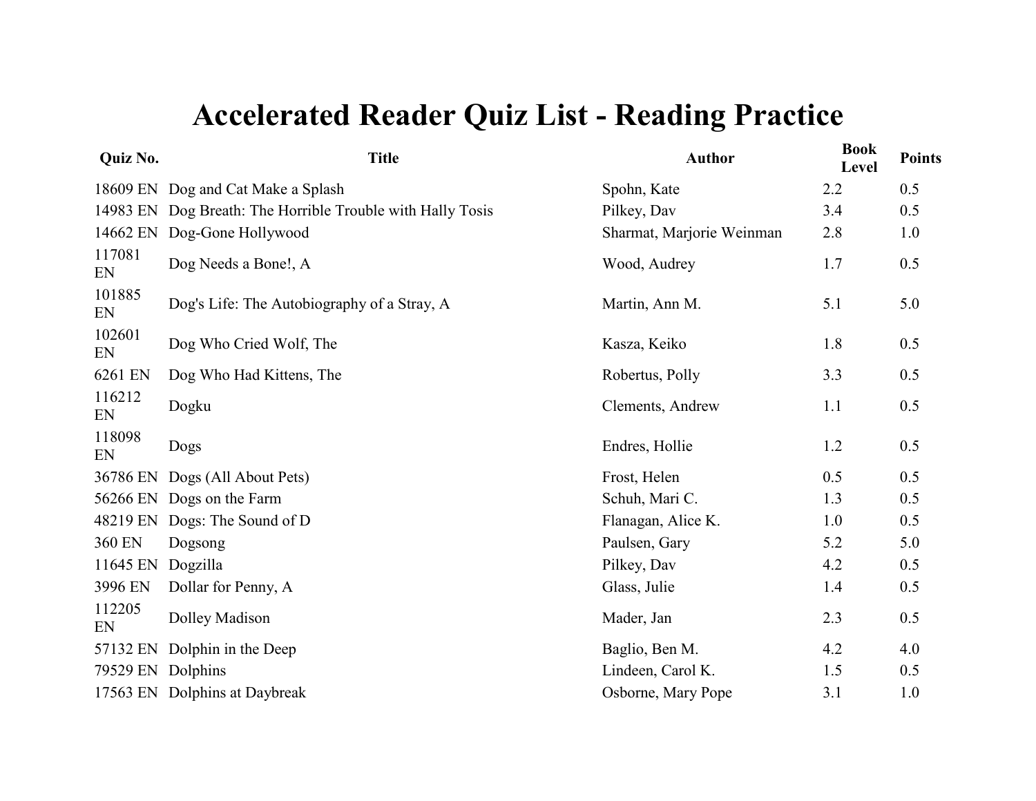# Accelerated Reader Quiz List - Reading Practice

| Quiz No. | Title | Author | Book Level | Points |
| --- | --- | --- | --- | --- |
| 18609 EN | Dog and Cat Make a Splash | Spohn, Kate | 2.2 | 0.5 |
| 14983 EN | Dog Breath: The Horrible Trouble with Hally Tosis | Pilkey, Dav | 3.4 | 0.5 |
| 14662 EN | Dog-Gone Hollywood | Sharmat, Marjorie Weinman | 2.8 | 1.0 |
| 117081 EN | Dog Needs a Bone!, A | Wood, Audrey | 1.7 | 0.5 |
| 101885 EN | Dog's Life: The Autobiography of a Stray, A | Martin, Ann M. | 5.1 | 5.0 |
| 102601 EN | Dog Who Cried Wolf, The | Kasza, Keiko | 1.8 | 0.5 |
| 6261 EN | Dog Who Had Kittens, The | Robertus, Polly | 3.3 | 0.5 |
| 116212 EN | Dogku | Clements, Andrew | 1.1 | 0.5 |
| 118098 EN | Dogs | Endres, Hollie | 1.2 | 0.5 |
| 36786 EN | Dogs (All About Pets) | Frost, Helen | 0.5 | 0.5 |
| 56266 EN | Dogs on the Farm | Schuh, Mari C. | 1.3 | 0.5 |
| 48219 EN | Dogs: The Sound of D | Flanagan, Alice K. | 1.0 | 0.5 |
| 360 EN | Dogsong | Paulsen, Gary | 5.2 | 5.0 |
| 11645 EN | Dogzilla | Pilkey, Dav | 4.2 | 0.5 |
| 3996 EN | Dollar for Penny, A | Glass, Julie | 1.4 | 0.5 |
| 112205 EN | Dolley Madison | Mader, Jan | 2.3 | 0.5 |
| 57132 EN | Dolphin in the Deep | Baglio, Ben M. | 4.2 | 4.0 |
| 79529 EN | Dolphins | Lindeen, Carol K. | 1.5 | 0.5 |
| 17563 EN | Dolphins at Daybreak | Osborne, Mary Pope | 3.1 | 1.0 |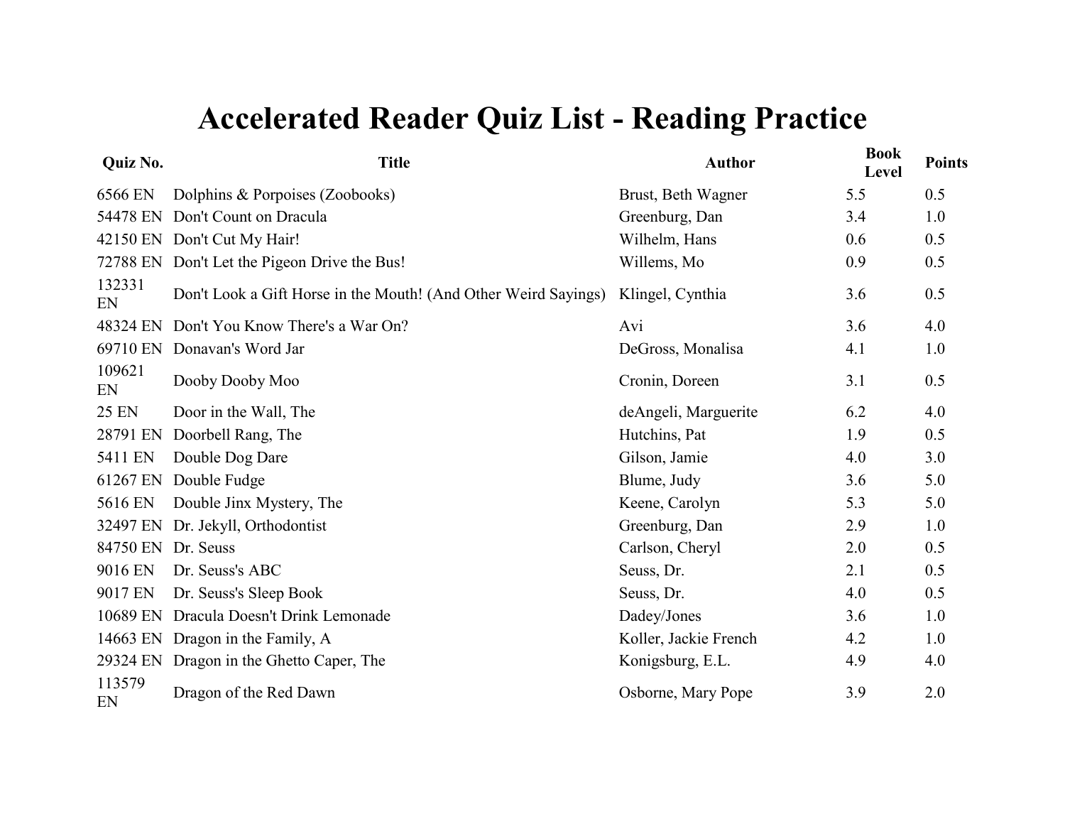# Accelerated Reader Quiz List - Reading Practice

| Quiz No. | Title | Author | Book Level | Points |
|---|---|---|---|---|
| 6566 EN | Dolphins & Porpoises (Zoobooks) | Brust, Beth Wagner | 5.5 | 0.5 |
| 54478 EN | Don't Count on Dracula | Greenburg, Dan | 3.4 | 1.0 |
| 42150 EN | Don't Cut My Hair! | Wilhelm, Hans | 0.6 | 0.5 |
| 72788 EN | Don't Let the Pigeon Drive the Bus! | Willems, Mo | 0.9 | 0.5 |
| 132331 EN | Don't Look a Gift Horse in the Mouth! (And Other Weird Sayings) | Klingel, Cynthia | 3.6 | 0.5 |
| 48324 EN | Don't You Know There's a War On? | Avi | 3.6 | 4.0 |
| 69710 EN | Donavan's Word Jar | DeGross, Monalisa | 4.1 | 1.0 |
| 109621 EN | Dooby Dooby Moo | Cronin, Doreen | 3.1 | 0.5 |
| 25 EN | Door in the Wall, The | deAngeli, Marguerite | 6.2 | 4.0 |
| 28791 EN | Doorbell Rang, The | Hutchins, Pat | 1.9 | 0.5 |
| 5411 EN | Double Dog Dare | Gilson, Jamie | 4.0 | 3.0 |
| 61267 EN | Double Fudge | Blume, Judy | 3.6 | 5.0 |
| 5616 EN | Double Jinx Mystery, The | Keene, Carolyn | 5.3 | 5.0 |
| 32497 EN | Dr. Jekyll, Orthodontist | Greenburg, Dan | 2.9 | 1.0 |
| 84750 EN | Dr. Seuss | Carlson, Cheryl | 2.0 | 0.5 |
| 9016 EN | Dr. Seuss's ABC | Seuss, Dr. | 2.1 | 0.5 |
| 9017 EN | Dr. Seuss's Sleep Book | Seuss, Dr. | 4.0 | 0.5 |
| 10689 EN | Dracula Doesn't Drink Lemonade | Dadey/Jones | 3.6 | 1.0 |
| 14663 EN | Dragon in the Family, A | Koller, Jackie French | 4.2 | 1.0 |
| 29324 EN | Dragon in the Ghetto Caper, The | Konigsburg, E.L. | 4.9 | 4.0 |
| 113579 EN | Dragon of the Red Dawn | Osborne, Mary Pope | 3.9 | 2.0 |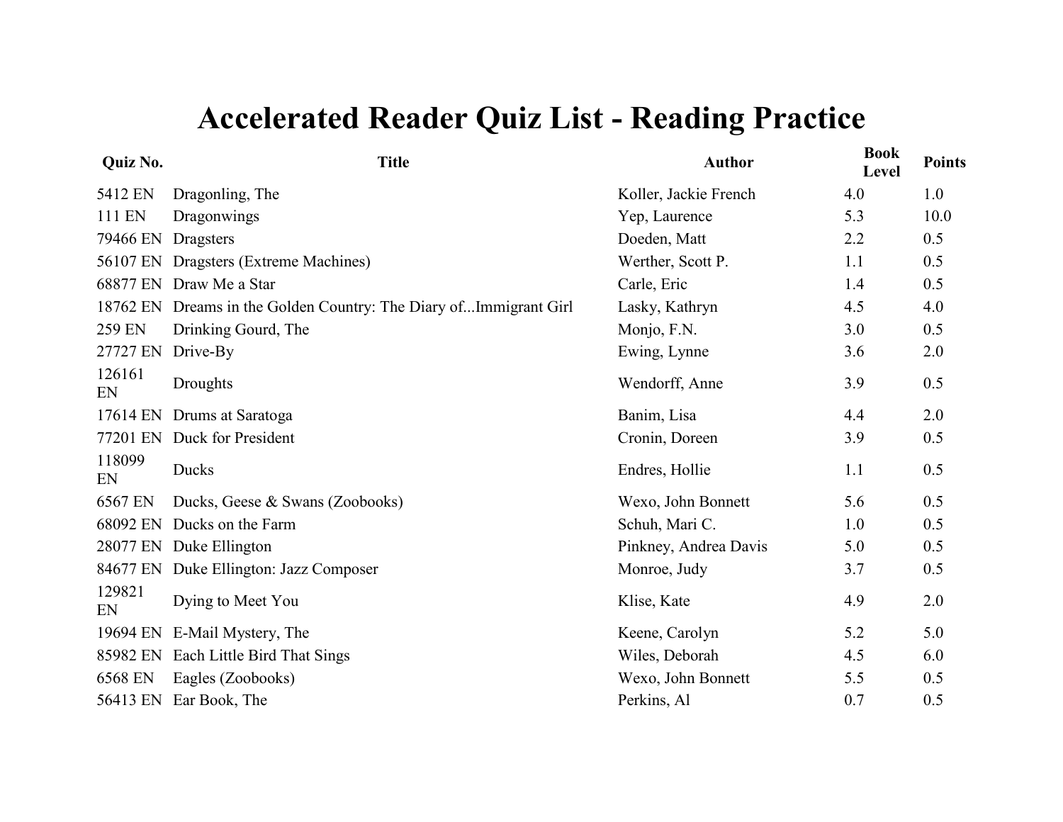# Accelerated Reader Quiz List - Reading Practice

| Quiz No. | Title | Author | Book Level | Points |
|---|---|---|---|---|
| 5412 EN | Dragonling, The | Koller, Jackie French | 4.0 | 1.0 |
| 111 EN | Dragonwings | Yep, Laurence | 5.3 | 10.0 |
| 79466 EN | Dragsters | Doeden, Matt | 2.2 | 0.5 |
| 56107 EN | Dragsters (Extreme Machines) | Werther, Scott P. | 1.1 | 0.5 |
| 68877 EN | Draw Me a Star | Carle, Eric | 1.4 | 0.5 |
| 18762 EN | Dreams in the Golden Country: The Diary of...Immigrant Girl | Lasky, Kathryn | 4.5 | 4.0 |
| 259 EN | Drinking Gourd, The | Monjo, F.N. | 3.0 | 0.5 |
| 27727 EN | Drive-By | Ewing, Lynne | 3.6 | 2.0 |
| 126161 EN | Droughts | Wendorff, Anne | 3.9 | 0.5 |
| 17614 EN | Drums at Saratoga | Banim, Lisa | 4.4 | 2.0 |
| 77201 EN | Duck for President | Cronin, Doreen | 3.9 | 0.5 |
| 118099 EN | Ducks | Endres, Hollie | 1.1 | 0.5 |
| 6567 EN | Ducks, Geese & Swans (Zoobooks) | Wexo, John Bonnett | 5.6 | 0.5 |
| 68092 EN | Ducks on the Farm | Schuh, Mari C. | 1.0 | 0.5 |
| 28077 EN | Duke Ellington | Pinkney, Andrea Davis | 5.0 | 0.5 |
| 84677 EN | Duke Ellington: Jazz Composer | Monroe, Judy | 3.7 | 0.5 |
| 129821 EN | Dying to Meet You | Klise, Kate | 4.9 | 2.0 |
| 19694 EN | E-Mail Mystery, The | Keene, Carolyn | 5.2 | 5.0 |
| 85982 EN | Each Little Bird That Sings | Wiles, Deborah | 4.5 | 6.0 |
| 6568 EN | Eagles (Zoobooks) | Wexo, John Bonnett | 5.5 | 0.5 |
| 56413 EN | Ear Book, The | Perkins, Al | 0.7 | 0.5 |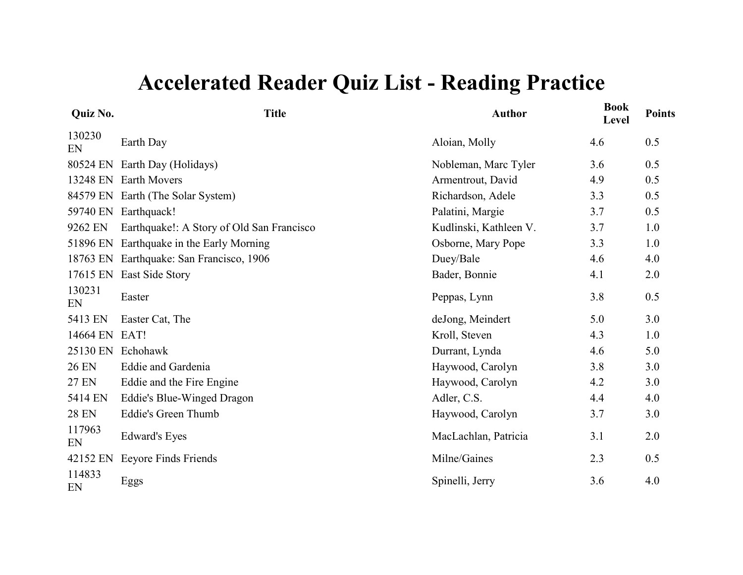# Accelerated Reader Quiz List - Reading Practice

| Quiz No. | Title | Author | Book Level | Points |
|---|---|---|---|---|
| 130230 EN | Earth Day | Aloian, Molly | 4.6 | 0.5 |
| 80524 EN | Earth Day (Holidays) | Nobleman, Marc Tyler | 3.6 | 0.5 |
| 13248 EN | Earth Movers | Armentrout, David | 4.9 | 0.5 |
| 84579 EN | Earth (The Solar System) | Richardson, Adele | 3.3 | 0.5 |
| 59740 EN | Earthquack! | Palatini, Margie | 3.7 | 0.5 |
| 9262 EN | Earthquake!: A Story of Old San Francisco | Kudlinski, Kathleen V. | 3.7 | 1.0 |
| 51896 EN | Earthquake in the Early Morning | Osborne, Mary Pope | 3.3 | 1.0 |
| 18763 EN | Earthquake: San Francisco, 1906 | Duey/Bale | 4.6 | 4.0 |
| 17615 EN | East Side Story | Bader, Bonnie | 4.1 | 2.0 |
| 130231 EN | Easter | Peppas, Lynn | 3.8 | 0.5 |
| 5413 EN | Easter Cat, The | deJong, Meindert | 5.0 | 3.0 |
| 14664 EN | EAT! | Kroll, Steven | 4.3 | 1.0 |
| 25130 EN | Echohawk | Durrant, Lynda | 4.6 | 5.0 |
| 26 EN | Eddie and Gardenia | Haywood, Carolyn | 3.8 | 3.0 |
| 27 EN | Eddie and the Fire Engine | Haywood, Carolyn | 4.2 | 3.0 |
| 5414 EN | Eddie's Blue-Winged Dragon | Adler, C.S. | 4.4 | 4.0 |
| 28 EN | Eddie's Green Thumb | Haywood, Carolyn | 3.7 | 3.0 |
| 117963 EN | Edward's Eyes | MacLachlan, Patricia | 3.1 | 2.0 |
| 42152 EN | Eeyore Finds Friends | Milne/Gaines | 2.3 | 0.5 |
| 114833 EN | Eggs | Spinelli, Jerry | 3.6 | 4.0 |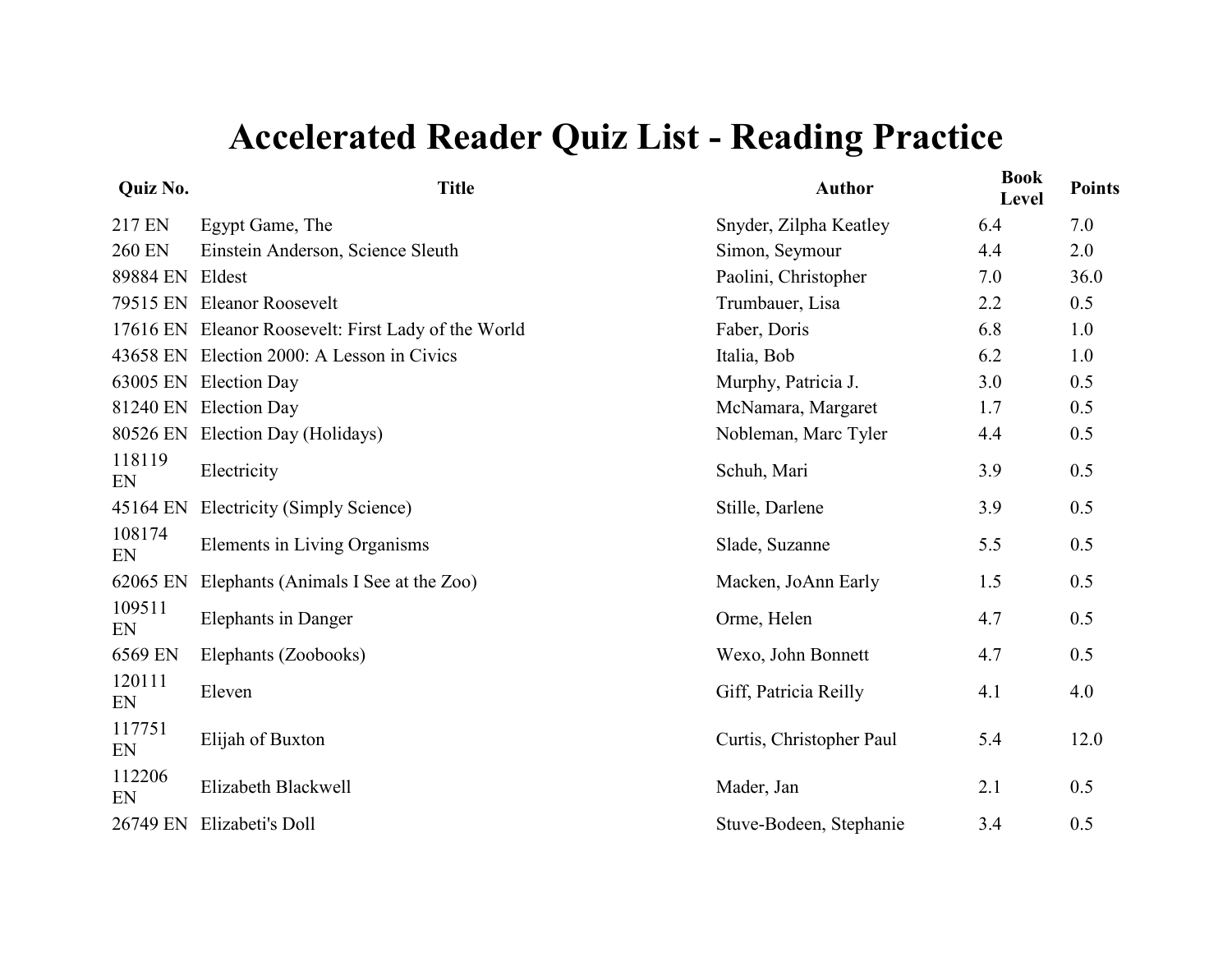# Accelerated Reader Quiz List - Reading Practice

| Quiz No. | Title | Author | Book Level | Points |
|---|---|---|---|---|
| 217 EN | Egypt Game, The | Snyder, Zilpha Keatley | 6.4 | 7.0 |
| 260 EN | Einstein Anderson, Science Sleuth | Simon, Seymour | 4.4 | 2.0 |
| 89884 EN | Eldest | Paolini, Christopher | 7.0 | 36.0 |
| 79515 EN | Eleanor Roosevelt | Trumbauer, Lisa | 2.2 | 0.5 |
| 17616 EN | Eleanor Roosevelt: First Lady of the World | Faber, Doris | 6.8 | 1.0 |
| 43658 EN | Election 2000: A Lesson in Civics | Italia, Bob | 6.2 | 1.0 |
| 63005 EN | Election Day | Murphy, Patricia J. | 3.0 | 0.5 |
| 81240 EN | Election Day | McNamara, Margaret | 1.7 | 0.5 |
| 80526 EN | Election Day (Holidays) | Nobleman, Marc Tyler | 4.4 | 0.5 |
| 118119 EN | Electricity | Schuh, Mari | 3.9 | 0.5 |
| 45164 EN | Electricity (Simply Science) | Stille, Darlene | 3.9 | 0.5 |
| 108174 EN | Elements in Living Organisms | Slade, Suzanne | 5.5 | 0.5 |
| 62065 EN | Elephants (Animals I See at the Zoo) | Macken, JoAnn Early | 1.5 | 0.5 |
| 109511 EN | Elephants in Danger | Orme, Helen | 4.7 | 0.5 |
| 6569 EN | Elephants (Zoobooks) | Wexo, John Bonnett | 4.7 | 0.5 |
| 120111 EN | Eleven | Giff, Patricia Reilly | 4.1 | 4.0 |
| 117751 EN | Elijah of Buxton | Curtis, Christopher Paul | 5.4 | 12.0 |
| 112206 EN | Elizabeth Blackwell | Mader, Jan | 2.1 | 0.5 |
| 26749 EN | Elizabeti's Doll | Stuve-Bodeen, Stephanie | 3.4 | 0.5 |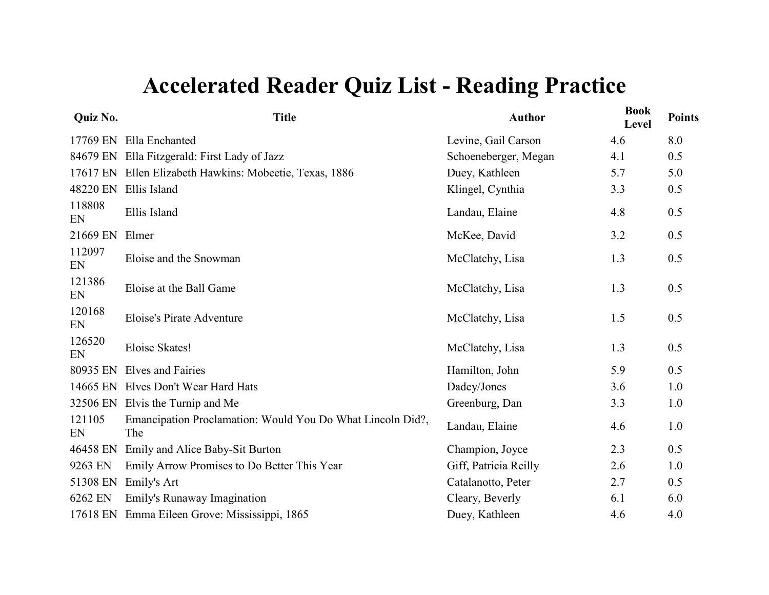# Accelerated Reader Quiz List - Reading Practice

| Quiz No. | Title | Author | Book Level | Points |
|---|---|---|---|---|
| 17769 EN | Ella Enchanted | Levine, Gail Carson | 4.6 | 8.0 |
| 84679 EN | Ella Fitzgerald: First Lady of Jazz | Schoeneberger, Megan | 4.1 | 0.5 |
| 17617 EN | Ellen Elizabeth Hawkins: Mobeetie, Texas, 1886 | Duey, Kathleen | 5.7 | 5.0 |
| 48220 EN | Ellis Island | Klingel, Cynthia | 3.3 | 0.5 |
| 118808 EN | Ellis Island | Landau, Elaine | 4.8 | 0.5 |
| 21669 EN | Elmer | McKee, David | 3.2 | 0.5 |
| 112097 EN | Eloise and the Snowman | McClatchy, Lisa | 1.3 | 0.5 |
| 121386 EN | Eloise at the Ball Game | McClatchy, Lisa | 1.3 | 0.5 |
| 120168 EN | Eloise's Pirate Adventure | McClatchy, Lisa | 1.5 | 0.5 |
| 126520 EN | Eloise Skates! | McClatchy, Lisa | 1.3 | 0.5 |
| 80935 EN | Elves and Fairies | Hamilton, John | 5.9 | 0.5 |
| 14665 EN | Elves Don't Wear Hard Hats | Dadey/Jones | 3.6 | 1.0 |
| 32506 EN | Elvis the Turnip and Me | Greenburg, Dan | 3.3 | 1.0 |
| 121105 EN | Emancipation Proclamation: Would You Do What Lincoln Did?, The | Landau, Elaine | 4.6 | 1.0 |
| 46458 EN | Emily and Alice Baby-Sit Burton | Champion, Joyce | 2.3 | 0.5 |
| 9263 EN | Emily Arrow Promises to Do Better This Year | Giff, Patricia Reilly | 2.6 | 1.0 |
| 51308 EN | Emily's Art | Catalanotto, Peter | 2.7 | 0.5 |
| 6262 EN | Emily's Runaway Imagination | Cleary, Beverly | 6.1 | 6.0 |
| 17618 EN | Emma Eileen Grove: Mississippi, 1865 | Duey, Kathleen | 4.6 | 4.0 |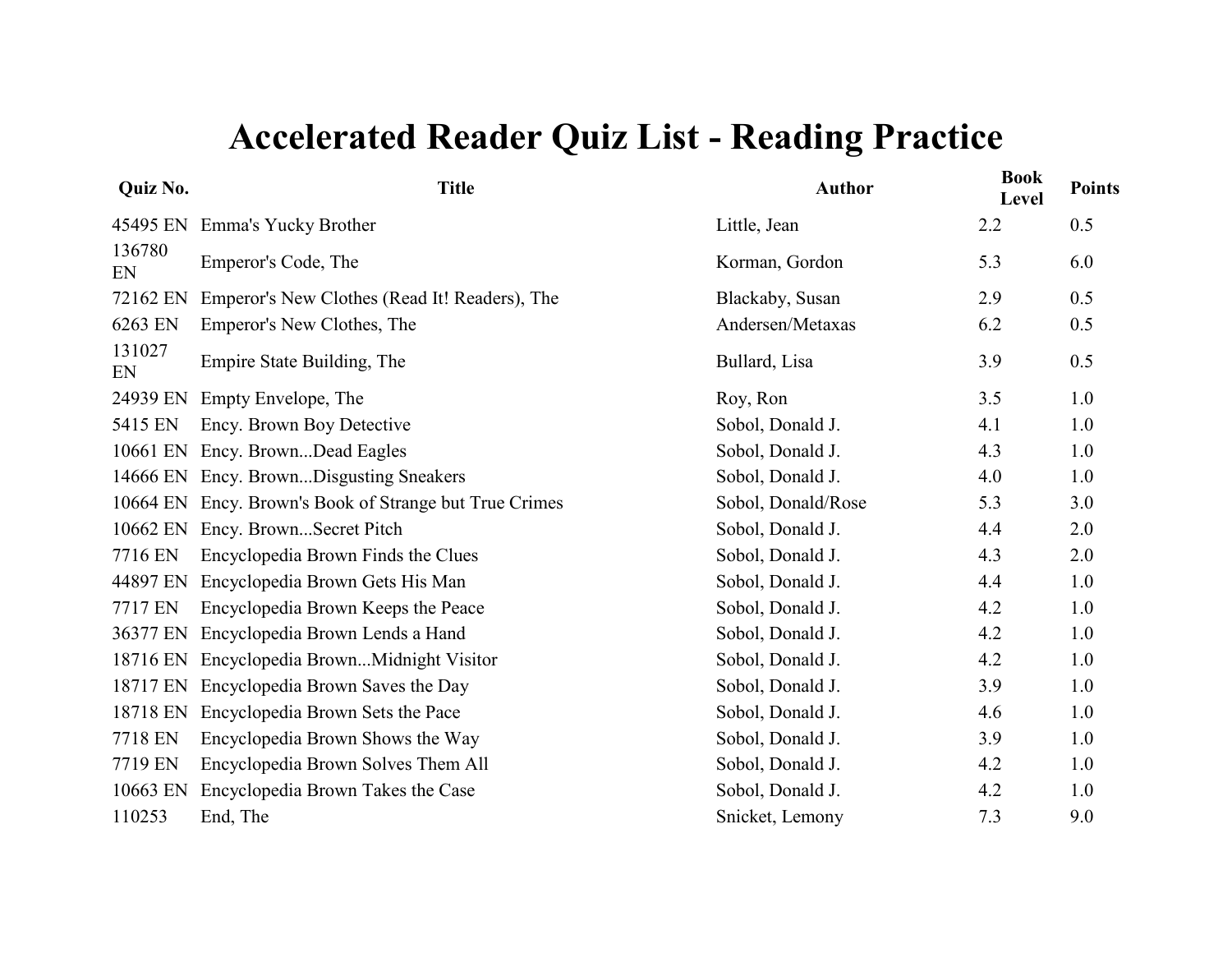# Accelerated Reader Quiz List - Reading Practice

| Quiz No. | Title | Author | Book Level | Points |
|---|---|---|---|---|
| 45495 EN | Emma's Yucky Brother | Little, Jean | 2.2 | 0.5 |
| 136780 EN | Emperor's Code, The | Korman, Gordon | 5.3 | 6.0 |
| 72162 EN | Emperor's New Clothes (Read It! Readers), The | Blackaby, Susan | 2.9 | 0.5 |
| 6263 EN | Emperor's New Clothes, The | Andersen/Metaxas | 6.2 | 0.5 |
| 131027 EN | Empire State Building, The | Bullard, Lisa | 3.9 | 0.5 |
| 24939 EN | Empty Envelope, The | Roy, Ron | 3.5 | 1.0 |
| 5415 EN | Ency. Brown Boy Detective | Sobol, Donald J. | 4.1 | 1.0 |
| 10661 EN | Ency. Brown...Dead Eagles | Sobol, Donald J. | 4.3 | 1.0 |
| 14666 EN | Ency. Brown...Disgusting Sneakers | Sobol, Donald J. | 4.0 | 1.0 |
| 10664 EN | Ency. Brown's Book of Strange but True Crimes | Sobol, Donald/Rose | 5.3 | 3.0 |
| 10662 EN | Ency. Brown...Secret Pitch | Sobol, Donald J. | 4.4 | 2.0 |
| 7716 EN | Encyclopedia Brown Finds the Clues | Sobol, Donald J. | 4.3 | 2.0 |
| 44897 EN | Encyclopedia Brown Gets His Man | Sobol, Donald J. | 4.4 | 1.0 |
| 7717 EN | Encyclopedia Brown Keeps the Peace | Sobol, Donald J. | 4.2 | 1.0 |
| 36377 EN | Encyclopedia Brown Lends a Hand | Sobol, Donald J. | 4.2 | 1.0 |
| 18716 EN | Encyclopedia Brown...Midnight Visitor | Sobol, Donald J. | 4.2 | 1.0 |
| 18717 EN | Encyclopedia Brown Saves the Day | Sobol, Donald J. | 3.9 | 1.0 |
| 18718 EN | Encyclopedia Brown Sets the Pace | Sobol, Donald J. | 4.6 | 1.0 |
| 7718 EN | Encyclopedia Brown Shows the Way | Sobol, Donald J. | 3.9 | 1.0 |
| 7719 EN | Encyclopedia Brown Solves Them All | Sobol, Donald J. | 4.2 | 1.0 |
| 10663 EN | Encyclopedia Brown Takes the Case | Sobol, Donald J. | 4.2 | 1.0 |
| 110253 | End, The | Snicket, Lemony | 7.3 | 9.0 |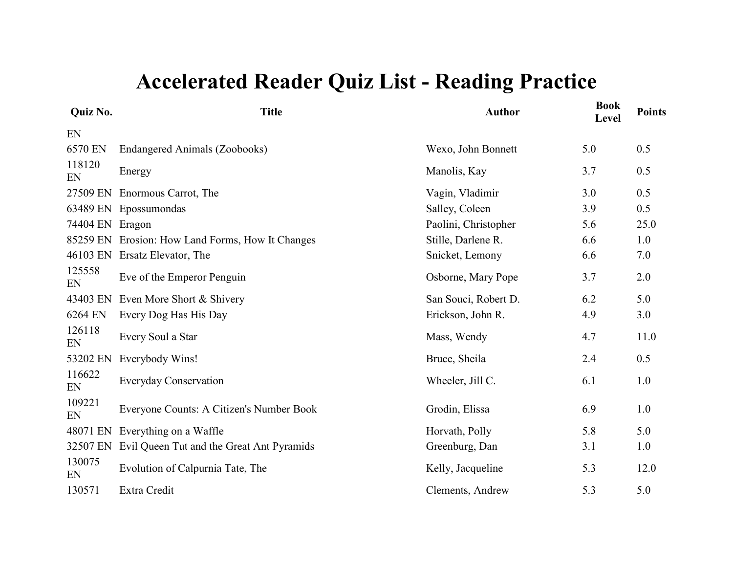# Accelerated Reader Quiz List - Reading Practice

| Quiz No. | Title | Author | Book Level | Points |
|---|---|---|---|---|
| EN | | | | |
| 6570 EN | Endangered Animals (Zoobooks) | Wexo, John Bonnett | 5.0 | 0.5 |
| 118120 EN | Energy | Manolis, Kay | 3.7 | 0.5 |
| 27509 EN | Enormous Carrot, The | Vagin, Vladimir | 3.0 | 0.5 |
| 63489 EN | Epossumondas | Salley, Coleen | 3.9 | 0.5 |
| 74404 EN | Eragon | Paolini, Christopher | 5.6 | 25.0 |
| 85259 EN | Erosion: How Land Forms, How It Changes | Stille, Darlene R. | 6.6 | 1.0 |
| 46103 EN | Ersatz Elevator, The | Snicket, Lemony | 6.6 | 7.0 |
| 125558 EN | Eve of the Emperor Penguin | Osborne, Mary Pope | 3.7 | 2.0 |
| 43403 EN | Even More Short & Shivery | San Souci, Robert D. | 6.2 | 5.0 |
| 6264 EN | Every Dog Has His Day | Erickson, John R. | 4.9 | 3.0 |
| 126118 EN | Every Soul a Star | Mass, Wendy | 4.7 | 11.0 |
| 53202 EN | Everybody Wins! | Bruce, Sheila | 2.4 | 0.5 |
| 116622 EN | Everyday Conservation | Wheeler, Jill C. | 6.1 | 1.0 |
| 109221 EN | Everyone Counts: A Citizen's Number Book | Grodin, Elissa | 6.9 | 1.0 |
| 48071 EN | Everything on a Waffle | Horvath, Polly | 5.8 | 5.0 |
| 32507 EN | Evil Queen Tut and the Great Ant Pyramids | Greenburg, Dan | 3.1 | 1.0 |
| 130075 EN | Evolution of Calpurnia Tate, The | Kelly, Jacqueline | 5.3 | 12.0 |
| 130571 | Extra Credit | Clements, Andrew | 5.3 | 5.0 |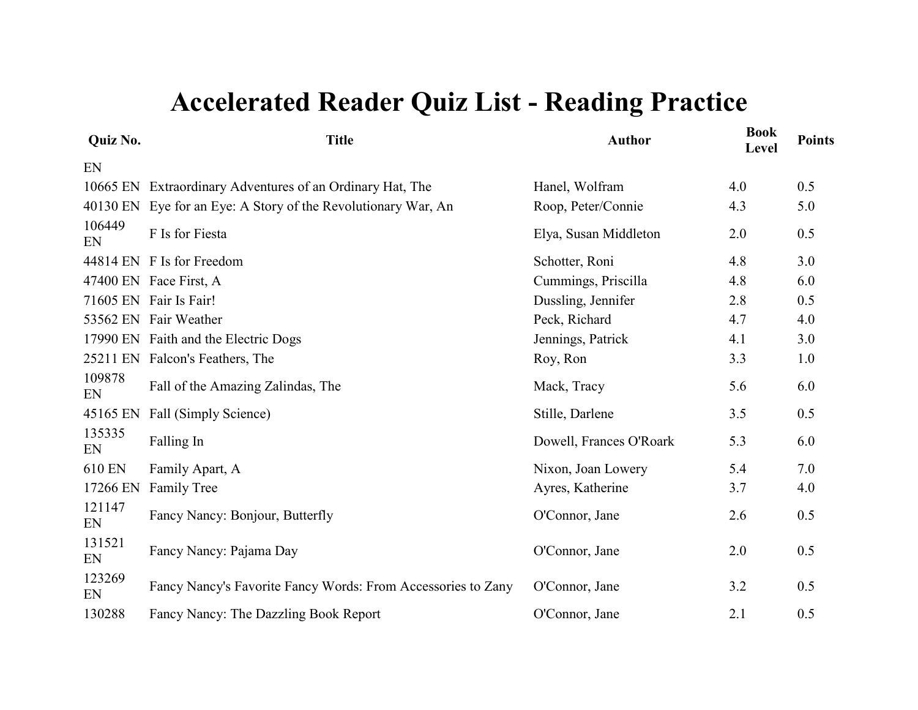# Accelerated Reader Quiz List - Reading Practice

| Quiz No. | Title | Author | Book Level | Points |
|---|---|---|---|---|
| EN | | | | |
| 10665 EN | Extraordinary Adventures of an Ordinary Hat, The | Hanel, Wolfram | 4.0 | 0.5 |
| 40130 EN | Eye for an Eye: A Story of the Revolutionary War, An | Roop, Peter/Connie | 4.3 | 5.0 |
| 106449 EN | F Is for Fiesta | Elya, Susan Middleton | 2.0 | 0.5 |
| 44814 EN | F Is for Freedom | Schotter, Roni | 4.8 | 3.0 |
| 47400 EN | Face First, A | Cummings, Priscilla | 4.8 | 6.0 |
| 71605 EN | Fair Is Fair! | Dussling, Jennifer | 2.8 | 0.5 |
| 53562 EN | Fair Weather | Peck, Richard | 4.7 | 4.0 |
| 17990 EN | Faith and the Electric Dogs | Jennings, Patrick | 4.1 | 3.0 |
| 25211 EN | Falcon's Feathers, The | Roy, Ron | 3.3 | 1.0 |
| 109878 EN | Fall of the Amazing Zalindas, The | Mack, Tracy | 5.6 | 6.0 |
| 45165 EN | Fall (Simply Science) | Stille, Darlene | 3.5 | 0.5 |
| 135335 EN | Falling In | Dowell, Frances O'Roark | 5.3 | 6.0 |
| 610 EN | Family Apart, A | Nixon, Joan Lowery | 5.4 | 7.0 |
| 17266 EN | Family Tree | Ayres, Katherine | 3.7 | 4.0 |
| 121147 EN | Fancy Nancy: Bonjour, Butterfly | O'Connor, Jane | 2.6 | 0.5 |
| 131521 EN | Fancy Nancy: Pajama Day | O'Connor, Jane | 2.0 | 0.5 |
| 123269 EN | Fancy Nancy's Favorite Fancy Words: From Accessories to Zany | O'Connor, Jane | 3.2 | 0.5 |
| 130288 | Fancy Nancy: The Dazzling Book Report | O'Connor, Jane | 2.1 | 0.5 |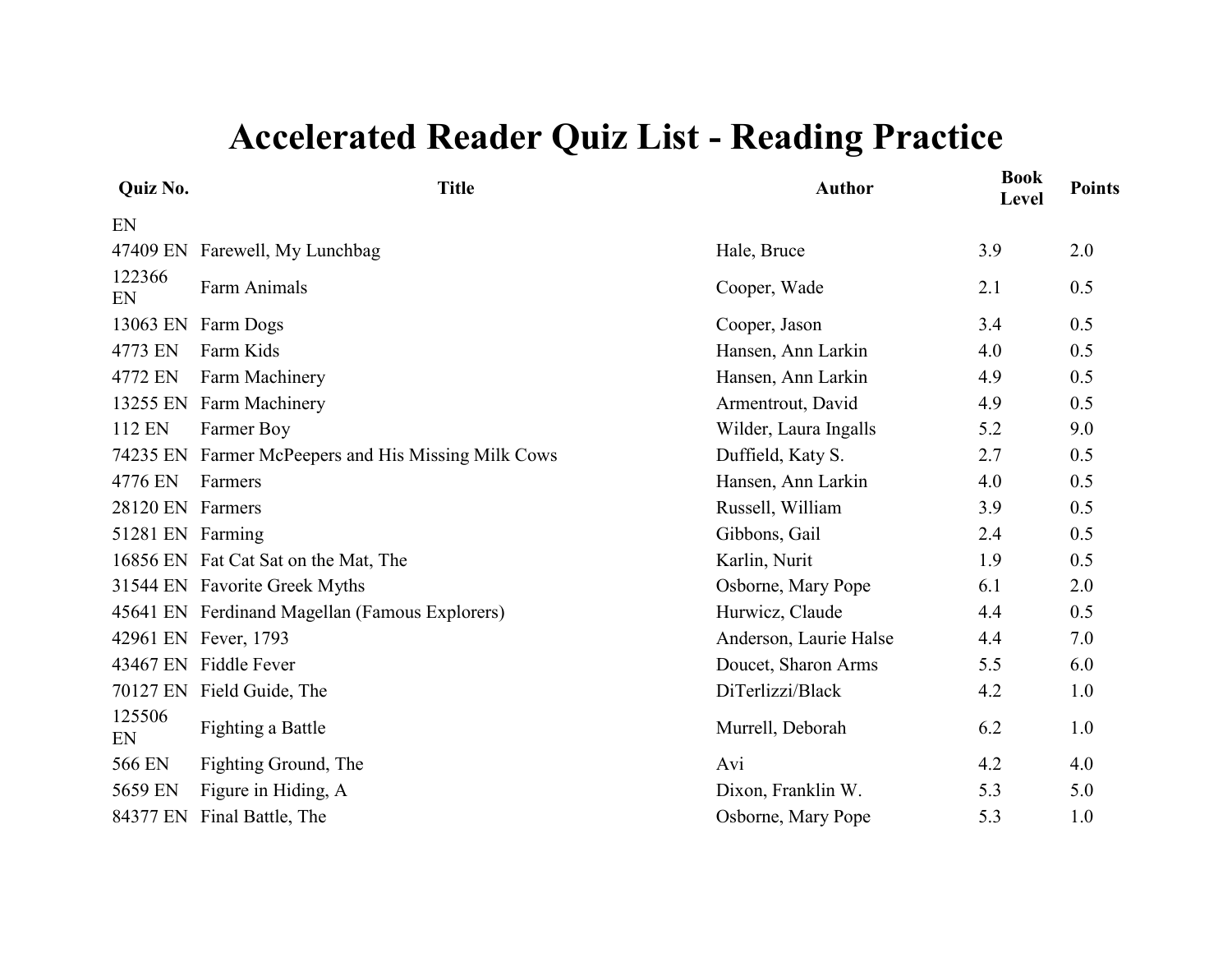# Accelerated Reader Quiz List - Reading Practice

| Quiz No. | Title | Author | Book Level | Points |
|---|---|---|---|---|
| EN | | | | |
| 47409 EN | Farewell, My Lunchbag | Hale, Bruce | 3.9 | 2.0 |
| 122366 EN | Farm Animals | Cooper, Wade | 2.1 | 0.5 |
| 13063 EN | Farm Dogs | Cooper, Jason | 3.4 | 0.5 |
| 4773 EN | Farm Kids | Hansen, Ann Larkin | 4.0 | 0.5 |
| 4772 EN | Farm Machinery | Hansen, Ann Larkin | 4.9 | 0.5 |
| 13255 EN | Farm Machinery | Armentrout, David | 4.9 | 0.5 |
| 112 EN | Farmer Boy | Wilder, Laura Ingalls | 5.2 | 9.0 |
| 74235 EN | Farmer McPeepers and His Missing Milk Cows | Duffield, Katy S. | 2.7 | 0.5 |
| 4776 EN | Farmers | Hansen, Ann Larkin | 4.0 | 0.5 |
| 28120 EN | Farmers | Russell, William | 3.9 | 0.5 |
| 51281 EN | Farming | Gibbons, Gail | 2.4 | 0.5 |
| 16856 EN | Fat Cat Sat on the Mat, The | Karlin, Nurit | 1.9 | 0.5 |
| 31544 EN | Favorite Greek Myths | Osborne, Mary Pope | 6.1 | 2.0 |
| 45641 EN | Ferdinand Magellan (Famous Explorers) | Hurwicz, Claude | 4.4 | 0.5 |
| 42961 EN | Fever, 1793 | Anderson, Laurie Halse | 4.4 | 7.0 |
| 43467 EN | Fiddle Fever | Doucet, Sharon Arms | 5.5 | 6.0 |
| 70127 EN | Field Guide, The | DiTerlizzi/Black | 4.2 | 1.0 |
| 125506 EN | Fighting a Battle | Murrell, Deborah | 6.2 | 1.0 |
| 566 EN | Fighting Ground, The | Avi | 4.2 | 4.0 |
| 5659 EN | Figure in Hiding, A | Dixon, Franklin W. | 5.3 | 5.0 |
| 84377 EN | Final Battle, The | Osborne, Mary Pope | 5.3 | 1.0 |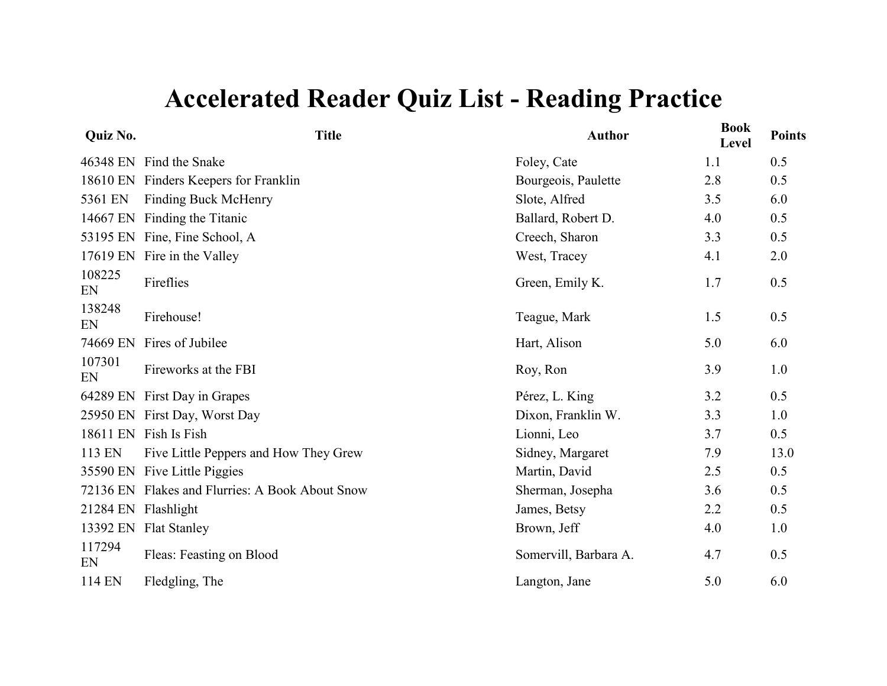# Accelerated Reader Quiz List - Reading Practice

| Quiz No. | Title | Author | Book Level | Points |
|---|---|---|---|---|
| 46348 EN | Find the Snake | Foley, Cate | 1.1 | 0.5 |
| 18610 EN | Finders Keepers for Franklin | Bourgeois, Paulette | 2.8 | 0.5 |
| 5361 EN | Finding Buck McHenry | Slote, Alfred | 3.5 | 6.0 |
| 14667 EN | Finding the Titanic | Ballard, Robert D. | 4.0 | 0.5 |
| 53195 EN | Fine, Fine School, A | Creech, Sharon | 3.3 | 0.5 |
| 17619 EN | Fire in the Valley | West, Tracey | 4.1 | 2.0 |
| 108225 EN | Fireflies | Green, Emily K. | 1.7 | 0.5 |
| 138248 EN | Firehouse! | Teague, Mark | 1.5 | 0.5 |
| 74669 EN | Fires of Jubilee | Hart, Alison | 5.0 | 6.0 |
| 107301 EN | Fireworks at the FBI | Roy, Ron | 3.9 | 1.0 |
| 64289 EN | First Day in Grapes | Pérez, L. King | 3.2 | 0.5 |
| 25950 EN | First Day, Worst Day | Dixon, Franklin W. | 3.3 | 1.0 |
| 18611 EN | Fish Is Fish | Lionni, Leo | 3.7 | 0.5 |
| 113 EN | Five Little Peppers and How They Grew | Sidney, Margaret | 7.9 | 13.0 |
| 35590 EN | Five Little Piggies | Martin, David | 2.5 | 0.5 |
| 72136 EN | Flakes and Flurries: A Book About Snow | Sherman, Josepha | 3.6 | 0.5 |
| 21284 EN | Flashlight | James, Betsy | 2.2 | 0.5 |
| 13392 EN | Flat Stanley | Brown, Jeff | 4.0 | 1.0 |
| 117294 EN | Fleas: Feasting on Blood | Somervill, Barbara A. | 4.7 | 0.5 |
| 114 EN | Fledgling, The | Langton, Jane | 5.0 | 6.0 |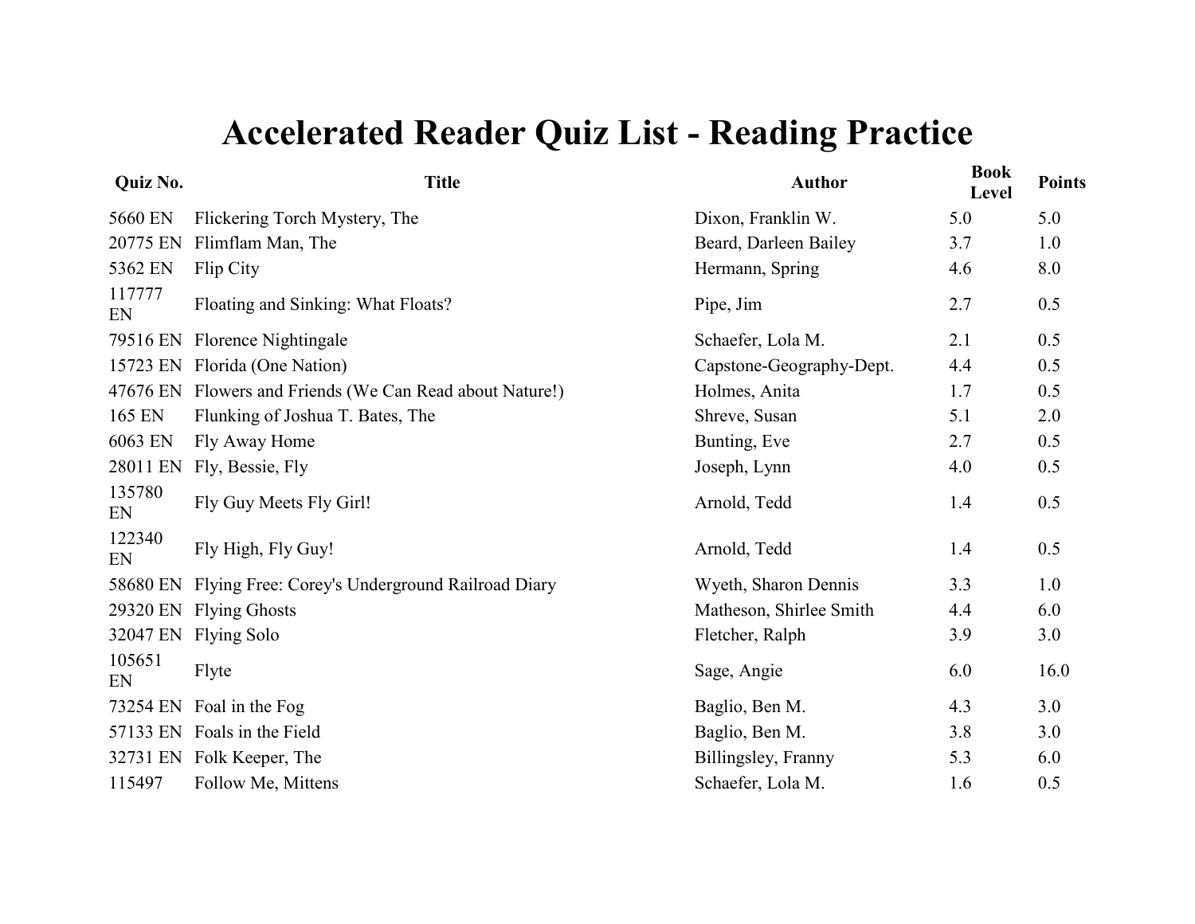# Accelerated Reader Quiz List - Reading Practice

| Quiz No. | Title | Author | Book Level | Points |
|---|---|---|---|---|
| 5660 EN | Flickering Torch Mystery, The | Dixon, Franklin W. | 5.0 | 5.0 |
| 20775 EN | Flimflam Man, The | Beard, Darleen Bailey | 3.7 | 1.0 |
| 5362 EN | Flip City | Hermann, Spring | 4.6 | 8.0 |
| 117777 EN | Floating and Sinking: What Floats? | Pipe, Jim | 2.7 | 0.5 |
| 79516 EN | Florence Nightingale | Schaefer, Lola M. | 2.1 | 0.5 |
| 15723 EN | Florida (One Nation) | Capstone-Geography-Dept. | 4.4 | 0.5 |
| 47676 EN | Flowers and Friends (We Can Read about Nature!) | Holmes, Anita | 1.7 | 0.5 |
| 165 EN | Flunking of Joshua T. Bates, The | Shreve, Susan | 5.1 | 2.0 |
| 6063 EN | Fly Away Home | Bunting, Eve | 2.7 | 0.5 |
| 28011 EN | Fly, Bessie, Fly | Joseph, Lynn | 4.0 | 0.5 |
| 135780 EN | Fly Guy Meets Fly Girl! | Arnold, Tedd | 1.4 | 0.5 |
| 122340 EN | Fly High, Fly Guy! | Arnold, Tedd | 1.4 | 0.5 |
| 58680 EN | Flying Free: Corey's Underground Railroad Diary | Wyeth, Sharon Dennis | 3.3 | 1.0 |
| 29320 EN | Flying Ghosts | Matheson, Shirlee Smith | 4.4 | 6.0 |
| 32047 EN | Flying Solo | Fletcher, Ralph | 3.9 | 3.0 |
| 105651 EN | Flyte | Sage, Angie | 6.0 | 16.0 |
| 73254 EN | Foal in the Fog | Baglio, Ben M. | 4.3 | 3.0 |
| 57133 EN | Foals in the Field | Baglio, Ben M. | 3.8 | 3.0 |
| 32731 EN | Folk Keeper, The | Billingsley, Franny | 5.3 | 6.0 |
| 115497 | Follow Me, Mittens | Schaefer, Lola M. | 1.6 | 0.5 |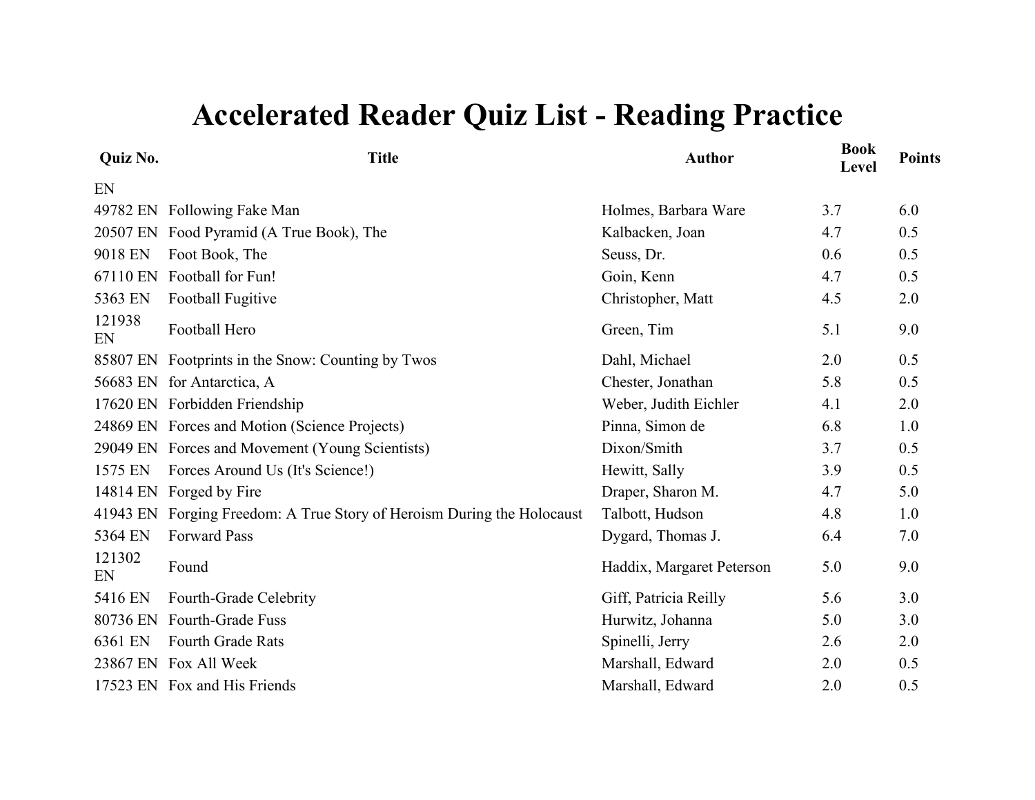# Accelerated Reader Quiz List - Reading Practice

| Quiz No. | Title | Author | Book Level | Points |
|---|---|---|---|---|
| EN | | | | |
| 49782 EN | Following Fake Man | Holmes, Barbara Ware | 3.7 | 6.0 |
| 20507 EN | Food Pyramid (A True Book), The | Kalbacken, Joan | 4.7 | 0.5 |
| 9018 EN | Foot Book, The | Seuss, Dr. | 0.6 | 0.5 |
| 67110 EN | Football for Fun! | Goin, Kenn | 4.7 | 0.5 |
| 5363 EN | Football Fugitive | Christopher, Matt | 4.5 | 2.0 |
| 121938 EN | Football Hero | Green, Tim | 5.1 | 9.0 |
| 85807 EN | Footprints in the Snow: Counting by Twos | Dahl, Michael | 2.0 | 0.5 |
| 56683 EN | for Antarctica, A | Chester, Jonathan | 5.8 | 0.5 |
| 17620 EN | Forbidden Friendship | Weber, Judith Eichler | 4.1 | 2.0 |
| 24869 EN | Forces and Motion (Science Projects) | Pinna, Simon de | 6.8 | 1.0 |
| 29049 EN | Forces and Movement (Young Scientists) | Dixon/Smith | 3.7 | 0.5 |
| 1575 EN | Forces Around Us (It's Science!) | Hewitt, Sally | 3.9 | 0.5 |
| 14814 EN | Forged by Fire | Draper, Sharon M. | 4.7 | 5.0 |
| 41943 EN | Forging Freedom: A True Story of Heroism During the Holocaust | Talbott, Hudson | 4.8 | 1.0 |
| 5364 EN | Forward Pass | Dygard, Thomas J. | 6.4 | 7.0 |
| 121302 EN | Found | Haddix, Margaret Peterson | 5.0 | 9.0 |
| 5416 EN | Fourth-Grade Celebrity | Giff, Patricia Reilly | 5.6 | 3.0 |
| 80736 EN | Fourth-Grade Fuss | Hurwitz, Johanna | 5.0 | 3.0 |
| 6361 EN | Fourth Grade Rats | Spinelli, Jerry | 2.6 | 2.0 |
| 23867 EN | Fox All Week | Marshall, Edward | 2.0 | 0.5 |
| 17523 EN | Fox and His Friends | Marshall, Edward | 2.0 | 0.5 |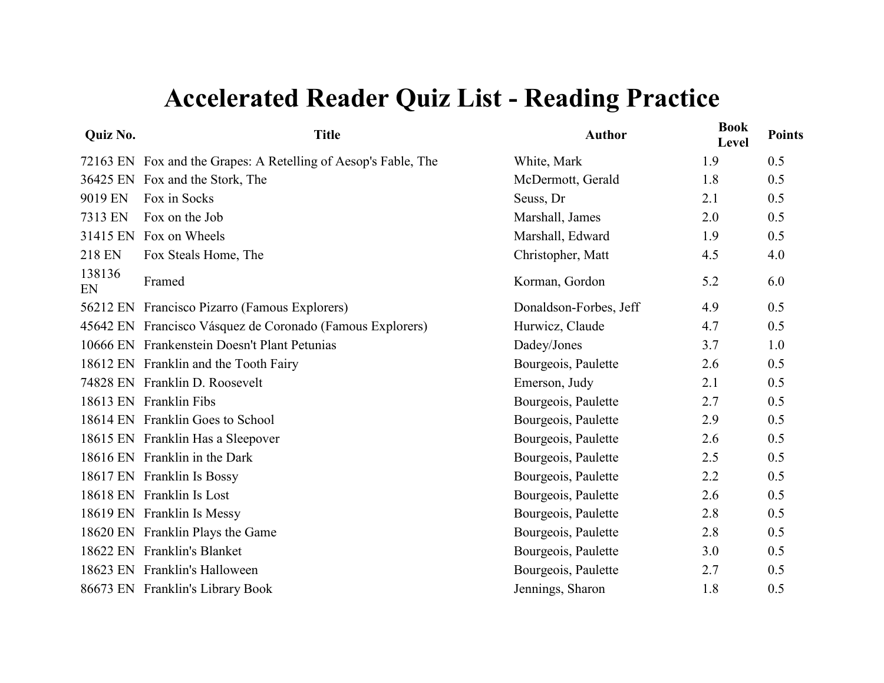# Accelerated Reader Quiz List - Reading Practice

| Quiz No. | Title | Author | Book Level | Points |
|---|---|---|---|---|
| 72163 EN | Fox and the Grapes: A Retelling of Aesop's Fable, The | White, Mark | 1.9 | 0.5 |
| 36425 EN | Fox and the Stork, The | McDermott, Gerald | 1.8 | 0.5 |
| 9019 EN | Fox in Socks | Seuss, Dr | 2.1 | 0.5 |
| 7313 EN | Fox on the Job | Marshall, James | 2.0 | 0.5 |
| 31415 EN | Fox on Wheels | Marshall, Edward | 1.9 | 0.5 |
| 218 EN | Fox Steals Home, The | Christopher, Matt | 4.5 | 4.0 |
| 138136 EN | Framed | Korman, Gordon | 5.2 | 6.0 |
| 56212 EN | Francisco Pizarro (Famous Explorers) | Donaldson-Forbes, Jeff | 4.9 | 0.5 |
| 45642 EN | Francisco Vásquez de Coronado (Famous Explorers) | Hurwicz, Claude | 4.7 | 0.5 |
| 10666 EN | Frankenstein Doesn't Plant Petunias | Dadey/Jones | 3.7 | 1.0 |
| 18612 EN | Franklin and the Tooth Fairy | Bourgeois, Paulette | 2.6 | 0.5 |
| 74828 EN | Franklin D. Roosevelt | Emerson, Judy | 2.1 | 0.5 |
| 18613 EN | Franklin Fibs | Bourgeois, Paulette | 2.7 | 0.5 |
| 18614 EN | Franklin Goes to School | Bourgeois, Paulette | 2.9 | 0.5 |
| 18615 EN | Franklin Has a Sleepover | Bourgeois, Paulette | 2.6 | 0.5 |
| 18616 EN | Franklin in the Dark | Bourgeois, Paulette | 2.5 | 0.5 |
| 18617 EN | Franklin Is Bossy | Bourgeois, Paulette | 2.2 | 0.5 |
| 18618 EN | Franklin Is Lost | Bourgeois, Paulette | 2.6 | 0.5 |
| 18619 EN | Franklin Is Messy | Bourgeois, Paulette | 2.8 | 0.5 |
| 18620 EN | Franklin Plays the Game | Bourgeois, Paulette | 2.8 | 0.5 |
| 18622 EN | Franklin's Blanket | Bourgeois, Paulette | 3.0 | 0.5 |
| 18623 EN | Franklin's Halloween | Bourgeois, Paulette | 2.7 | 0.5 |
| 86673 EN | Franklin's Library Book | Jennings, Sharon | 1.8 | 0.5 |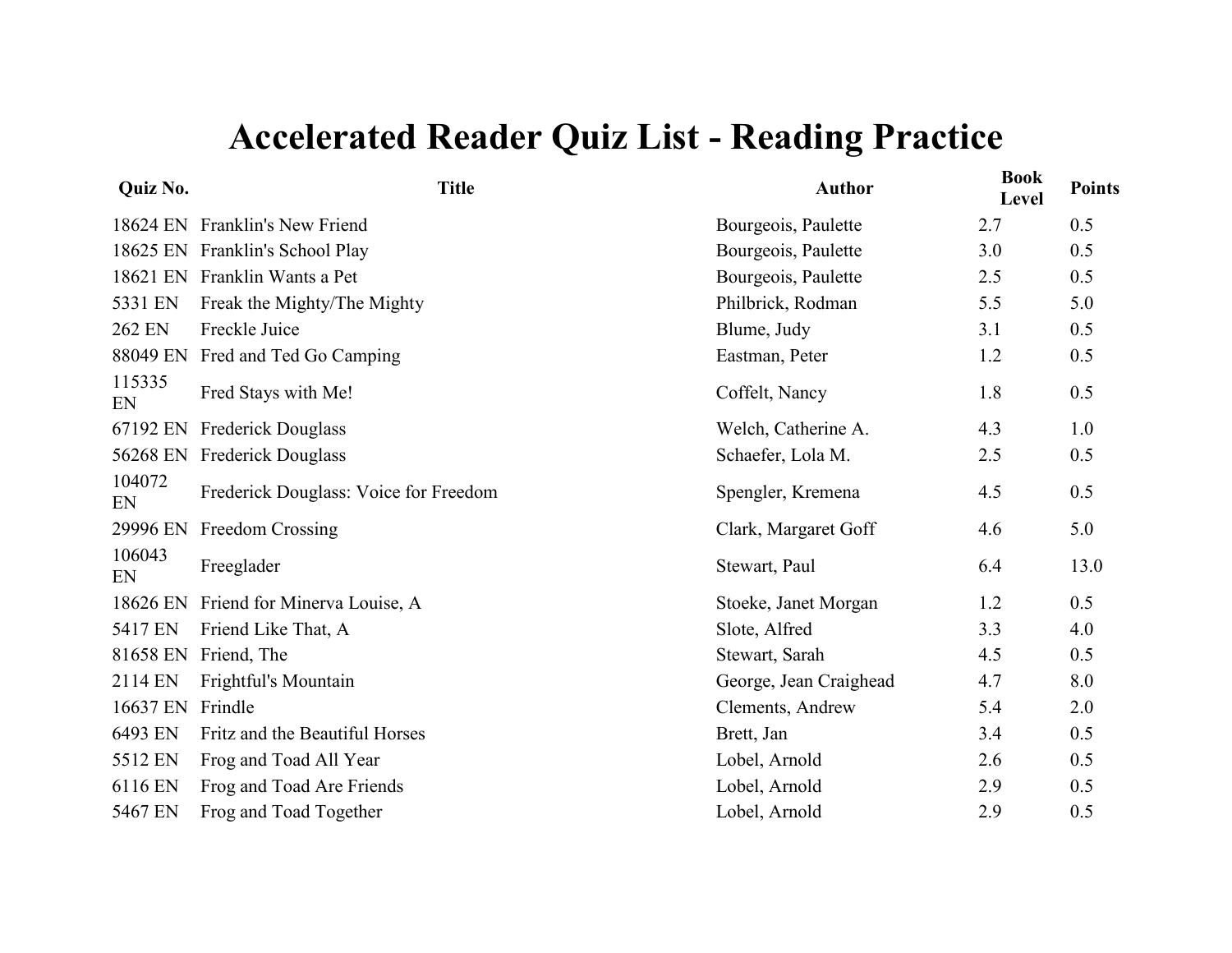# Accelerated Reader Quiz List - Reading Practice

| Quiz No. | Title | Author | Book Level | Points |
|---|---|---|---|---|
| 18624 EN | Franklin's New Friend | Bourgeois, Paulette | 2.7 | 0.5 |
| 18625 EN | Franklin's School Play | Bourgeois, Paulette | 3.0 | 0.5 |
| 18621 EN | Franklin Wants a Pet | Bourgeois, Paulette | 2.5 | 0.5 |
| 5331 EN | Freak the Mighty/The Mighty | Philbrick, Rodman | 5.5 | 5.0 |
| 262 EN | Freckle Juice | Blume, Judy | 3.1 | 0.5 |
| 88049 EN | Fred and Ted Go Camping | Eastman, Peter | 1.2 | 0.5 |
| 115335 EN | Fred Stays with Me! | Coffelt, Nancy | 1.8 | 0.5 |
| 67192 EN | Frederick Douglass | Welch, Catherine A. | 4.3 | 1.0 |
| 56268 EN | Frederick Douglass | Schaefer, Lola M. | 2.5 | 0.5 |
| 104072 EN | Frederick Douglass: Voice for Freedom | Spengler, Kremena | 4.5 | 0.5 |
| 29996 EN | Freedom Crossing | Clark, Margaret Goff | 4.6 | 5.0 |
| 106043 EN | Freeglader | Stewart, Paul | 6.4 | 13.0 |
| 18626 EN | Friend for Minerva Louise, A | Stoeke, Janet Morgan | 1.2 | 0.5 |
| 5417 EN | Friend Like That, A | Slote, Alfred | 3.3 | 4.0 |
| 81658 EN | Friend, The | Stewart, Sarah | 4.5 | 0.5 |
| 2114 EN | Frightful's Mountain | George, Jean Craighead | 4.7 | 8.0 |
| 16637 EN | Frindle | Clements, Andrew | 5.4 | 2.0 |
| 6493 EN | Fritz and the Beautiful Horses | Brett, Jan | 3.4 | 0.5 |
| 5512 EN | Frog and Toad All Year | Lobel, Arnold | 2.6 | 0.5 |
| 6116 EN | Frog and Toad Are Friends | Lobel, Arnold | 2.9 | 0.5 |
| 5467 EN | Frog and Toad Together | Lobel, Arnold | 2.9 | 0.5 |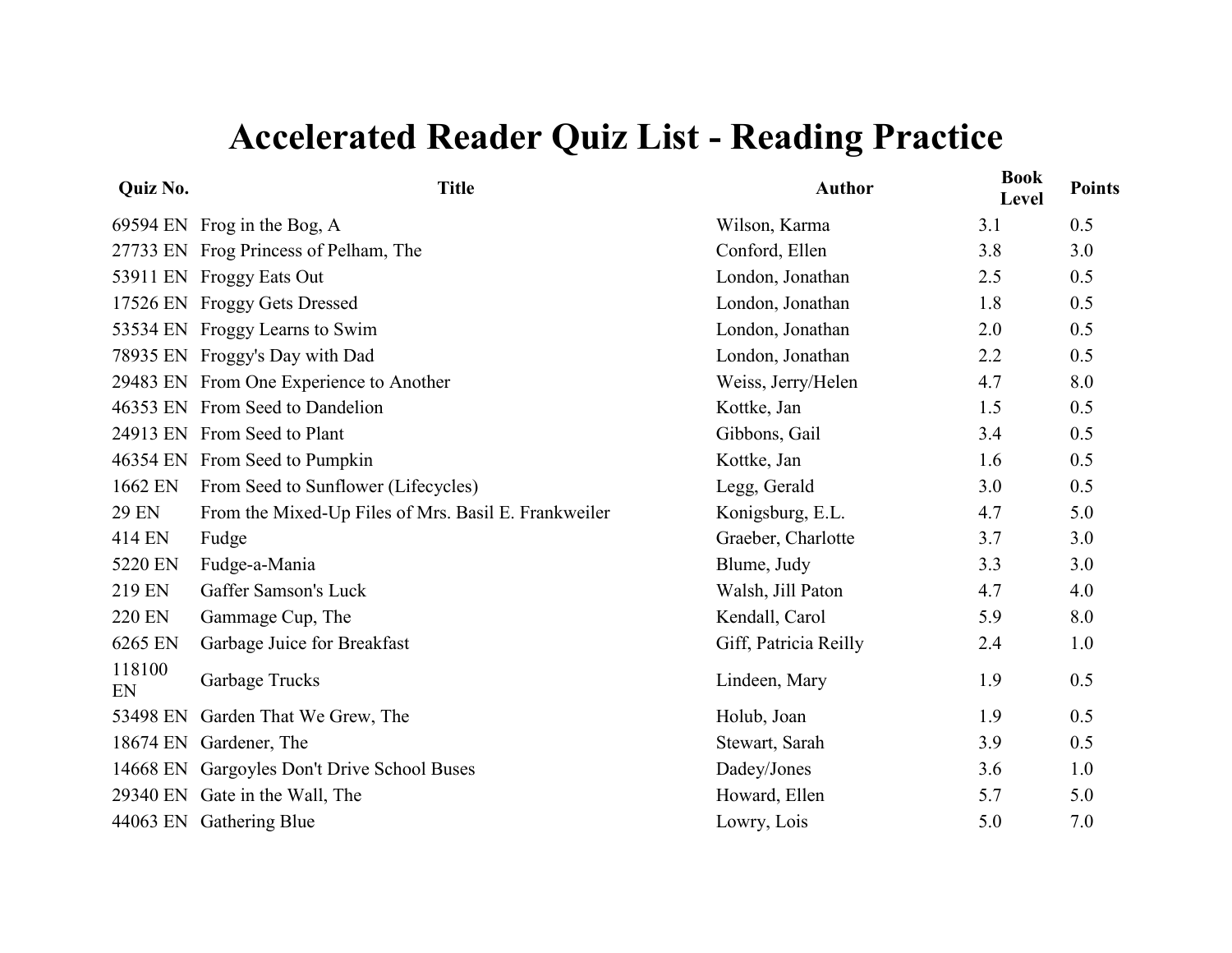# Accelerated Reader Quiz List - Reading Practice

| Quiz No. | Title | Author | Book Level | Points |
|---|---|---|---|---|
| 69594 EN | Frog in the Bog, A | Wilson, Karma | 3.1 | 0.5 |
| 27733 EN | Frog Princess of Pelham, The | Conford, Ellen | 3.8 | 3.0 |
| 53911 EN | Froggy Eats Out | London, Jonathan | 2.5 | 0.5 |
| 17526 EN | Froggy Gets Dressed | London, Jonathan | 1.8 | 0.5 |
| 53534 EN | Froggy Learns to Swim | London, Jonathan | 2.0 | 0.5 |
| 78935 EN | Froggy's Day with Dad | London, Jonathan | 2.2 | 0.5 |
| 29483 EN | From One Experience to Another | Weiss, Jerry/Helen | 4.7 | 8.0 |
| 46353 EN | From Seed to Dandelion | Kottke, Jan | 1.5 | 0.5 |
| 24913 EN | From Seed to Plant | Gibbons, Gail | 3.4 | 0.5 |
| 46354 EN | From Seed to Pumpkin | Kottke, Jan | 1.6 | 0.5 |
| 1662 EN | From Seed to Sunflower (Lifecycles) | Legg, Gerald | 3.0 | 0.5 |
| 29 EN | From the Mixed-Up Files of Mrs. Basil E. Frankweiler | Konigsburg, E.L. | 4.7 | 5.0 |
| 414 EN | Fudge | Graeber, Charlotte | 3.7 | 3.0 |
| 5220 EN | Fudge-a-Mania | Blume, Judy | 3.3 | 3.0 |
| 219 EN | Gaffer Samson's Luck | Walsh, Jill Paton | 4.7 | 4.0 |
| 220 EN | Gammage Cup, The | Kendall, Carol | 5.9 | 8.0 |
| 6265 EN | Garbage Juice for Breakfast | Giff, Patricia Reilly | 2.4 | 1.0 |
| 118100 EN | Garbage Trucks | Lindeen, Mary | 1.9 | 0.5 |
| 53498 EN | Garden That We Grew, The | Holub, Joan | 1.9 | 0.5 |
| 18674 EN | Gardener, The | Stewart, Sarah | 3.9 | 0.5 |
| 14668 EN | Gargoyles Don't Drive School Buses | Dadey/Jones | 3.6 | 1.0 |
| 29340 EN | Gate in the Wall, The | Howard, Ellen | 5.7 | 5.0 |
| 44063 EN | Gathering Blue | Lowry, Lois | 5.0 | 7.0 |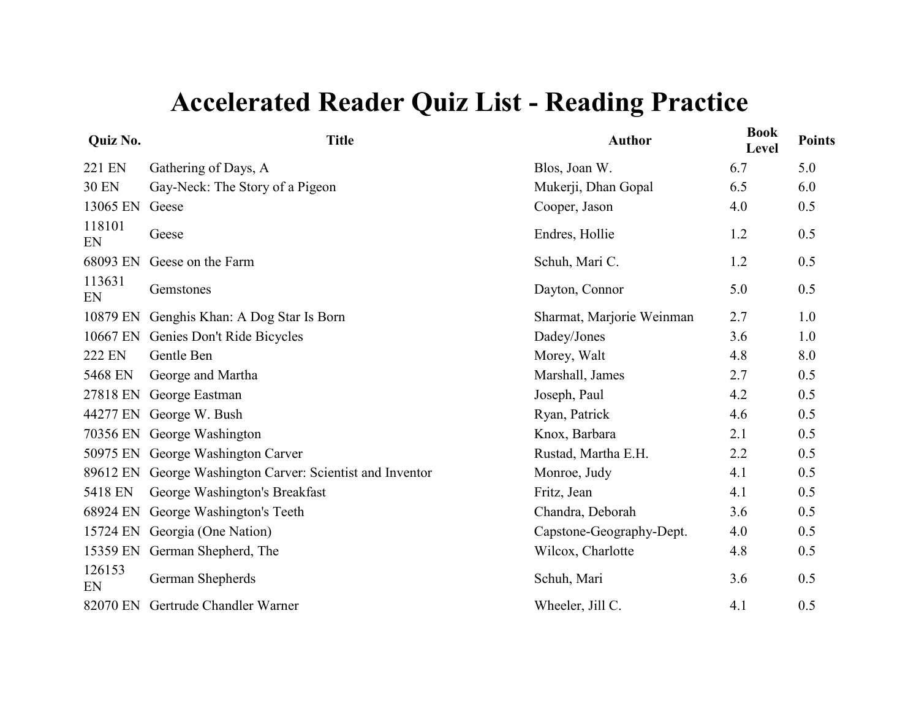# Accelerated Reader Quiz List - Reading Practice

| Quiz No. | Title | Author | Book Level | Points |
| --- | --- | --- | --- | --- |
| 221 EN | Gathering of Days, A | Blos, Joan W. | 6.7 | 5.0 |
| 30 EN | Gay-Neck: The Story of a Pigeon | Mukerji, Dhan Gopal | 6.5 | 6.0 |
| 13065 EN | Geese | Cooper, Jason | 4.0 | 0.5 |
| 118101 EN | Geese | Endres, Hollie | 1.2 | 0.5 |
| 68093 EN | Geese on the Farm | Schuh, Mari C. | 1.2 | 0.5 |
| 113631 EN | Gemstones | Dayton, Connor | 5.0 | 0.5 |
| 10879 EN | Genghis Khan: A Dog Star Is Born | Sharmat, Marjorie Weinman | 2.7 | 1.0 |
| 10667 EN | Genies Don't Ride Bicycles | Dadey/Jones | 3.6 | 1.0 |
| 222 EN | Gentle Ben | Morey, Walt | 4.8 | 8.0 |
| 5468 EN | George and Martha | Marshall, James | 2.7 | 0.5 |
| 27818 EN | George Eastman | Joseph, Paul | 4.2 | 0.5 |
| 44277 EN | George W. Bush | Ryan, Patrick | 4.6 | 0.5 |
| 70356 EN | George Washington | Knox, Barbara | 2.1 | 0.5 |
| 50975 EN | George Washington Carver | Rustad, Martha E.H. | 2.2 | 0.5 |
| 89612 EN | George Washington Carver: Scientist and Inventor | Monroe, Judy | 4.1 | 0.5 |
| 5418 EN | George Washington's Breakfast | Fritz, Jean | 4.1 | 0.5 |
| 68924 EN | George Washington's Teeth | Chandra, Deborah | 3.6 | 0.5 |
| 15724 EN | Georgia (One Nation) | Capstone-Geography-Dept. | 4.0 | 0.5 |
| 15359 EN | German Shepherd, The | Wilcox, Charlotte | 4.8 | 0.5 |
| 126153 EN | German Shepherds | Schuh, Mari | 3.6 | 0.5 |
| 82070 EN | Gertrude Chandler Warner | Wheeler, Jill C. | 4.1 | 0.5 |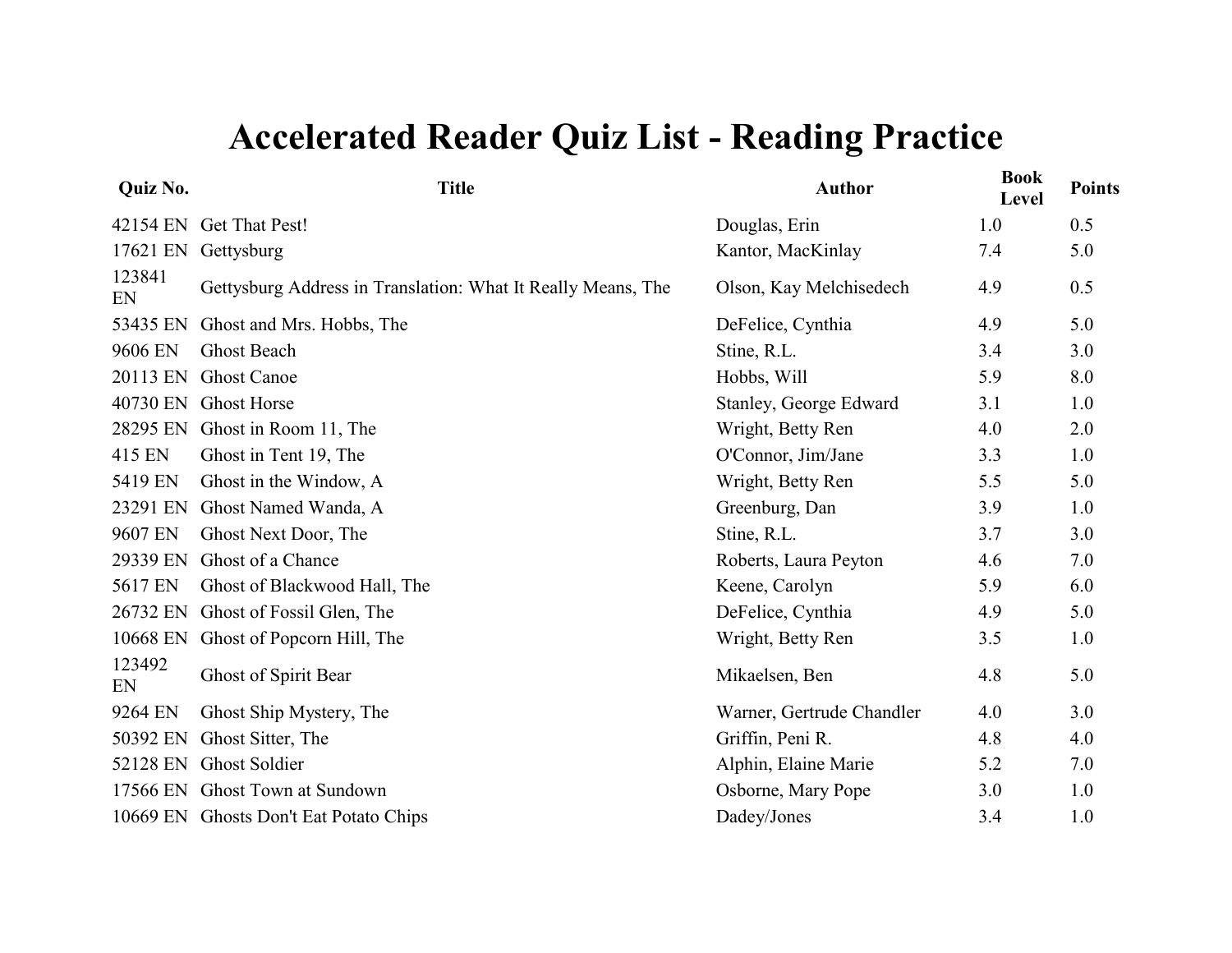# Accelerated Reader Quiz List - Reading Practice

| Quiz No. | Title | Author | Book Level | Points |
|---|---|---|---|---|
| 42154 EN | Get That Pest! | Douglas, Erin | 1.0 | 0.5 |
| 17621 EN | Gettysburg | Kantor, MacKinlay | 7.4 | 5.0 |
| 123841 EN | Gettysburg Address in Translation: What It Really Means, The | Olson, Kay Melchisedech | 4.9 | 0.5 |
| 53435 EN | Ghost and Mrs. Hobbs, The | DeFelice, Cynthia | 4.9 | 5.0 |
| 9606 EN | Ghost Beach | Stine, R.L. | 3.4 | 3.0 |
| 20113 EN | Ghost Canoe | Hobbs, Will | 5.9 | 8.0 |
| 40730 EN | Ghost Horse | Stanley, George Edward | 3.1 | 1.0 |
| 28295 EN | Ghost in Room 11, The | Wright, Betty Ren | 4.0 | 2.0 |
| 415 EN | Ghost in Tent 19, The | O'Connor, Jim/Jane | 3.3 | 1.0 |
| 5419 EN | Ghost in the Window, A | Wright, Betty Ren | 5.5 | 5.0 |
| 23291 EN | Ghost Named Wanda, A | Greenburg, Dan | 3.9 | 1.0 |
| 9607 EN | Ghost Next Door, The | Stine, R.L. | 3.7 | 3.0 |
| 29339 EN | Ghost of a Chance | Roberts, Laura Peyton | 4.6 | 7.0 |
| 5617 EN | Ghost of Blackwood Hall, The | Keene, Carolyn | 5.9 | 6.0 |
| 26732 EN | Ghost of Fossil Glen, The | DeFelice, Cynthia | 4.9 | 5.0 |
| 10668 EN | Ghost of Popcorn Hill, The | Wright, Betty Ren | 3.5 | 1.0 |
| 123492 EN | Ghost of Spirit Bear | Mikaelsen, Ben | 4.8 | 5.0 |
| 9264 EN | Ghost Ship Mystery, The | Warner, Gertrude Chandler | 4.0 | 3.0 |
| 50392 EN | Ghost Sitter, The | Griffin, Peni R. | 4.8 | 4.0 |
| 52128 EN | Ghost Soldier | Alphin, Elaine Marie | 5.2 | 7.0 |
| 17566 EN | Ghost Town at Sundown | Osborne, Mary Pope | 3.0 | 1.0 |
| 10669 EN | Ghosts Don't Eat Potato Chips | Dadey/Jones | 3.4 | 1.0 |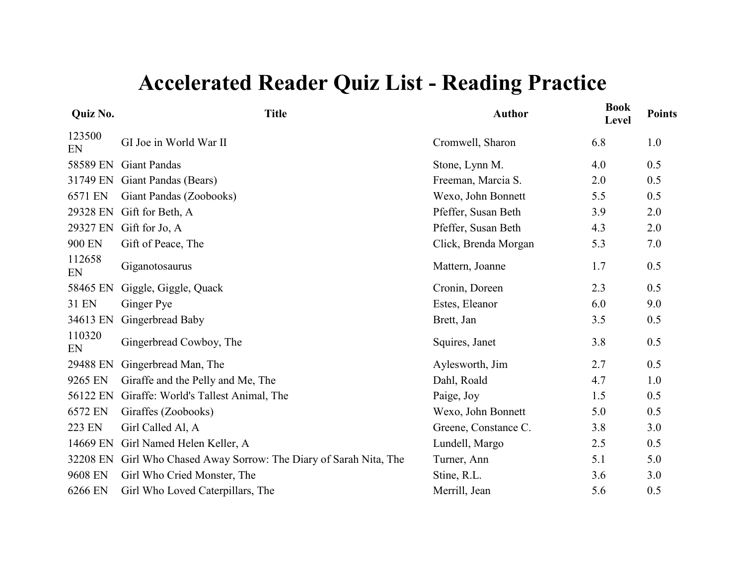# Accelerated Reader Quiz List - Reading Practice

| Quiz No. | Title | Author | Book Level | Points |
|---|---|---|---|---|
| 123500 EN | GI Joe in World War II | Cromwell, Sharon | 6.8 | 1.0 |
| 58589 EN | Giant Pandas | Stone, Lynn M. | 4.0 | 0.5 |
| 31749 EN | Giant Pandas (Bears) | Freeman, Marcia S. | 2.0 | 0.5 |
| 6571 EN | Giant Pandas (Zoobooks) | Wexo, John Bonnett | 5.5 | 0.5 |
| 29328 EN | Gift for Beth, A | Pfeffer, Susan Beth | 3.9 | 2.0 |
| 29327 EN | Gift for Jo, A | Pfeffer, Susan Beth | 4.3 | 2.0 |
| 900 EN | Gift of Peace, The | Click, Brenda Morgan | 5.3 | 7.0 |
| 112658 EN | Giganotosaurus | Mattern, Joanne | 1.7 | 0.5 |
| 58465 EN | Giggle, Giggle, Quack | Cronin, Doreen | 2.3 | 0.5 |
| 31 EN | Ginger Pye | Estes, Eleanor | 6.0 | 9.0 |
| 34613 EN | Gingerbread Baby | Brett, Jan | 3.5 | 0.5 |
| 110320 EN | Gingerbread Cowboy, The | Squires, Janet | 3.8 | 0.5 |
| 29488 EN | Gingerbread Man, The | Aylesworth, Jim | 2.7 | 0.5 |
| 9265 EN | Giraffe and the Pelly and Me, The | Dahl, Roald | 4.7 | 1.0 |
| 56122 EN | Giraffe: World's Tallest Animal, The | Paige, Joy | 1.5 | 0.5 |
| 6572 EN | Giraffes (Zoobooks) | Wexo, John Bonnett | 5.0 | 0.5 |
| 223 EN | Girl Called Al, A | Greene, Constance C. | 3.8 | 3.0 |
| 14669 EN | Girl Named Helen Keller, A | Lundell, Margo | 2.5 | 0.5 |
| 32208 EN | Girl Who Chased Away Sorrow: The Diary of Sarah Nita, The | Turner, Ann | 5.1 | 5.0 |
| 9608 EN | Girl Who Cried Monster, The | Stine, R.L. | 3.6 | 3.0 |
| 6266 EN | Girl Who Loved Caterpillars, The | Merrill, Jean | 5.6 | 0.5 |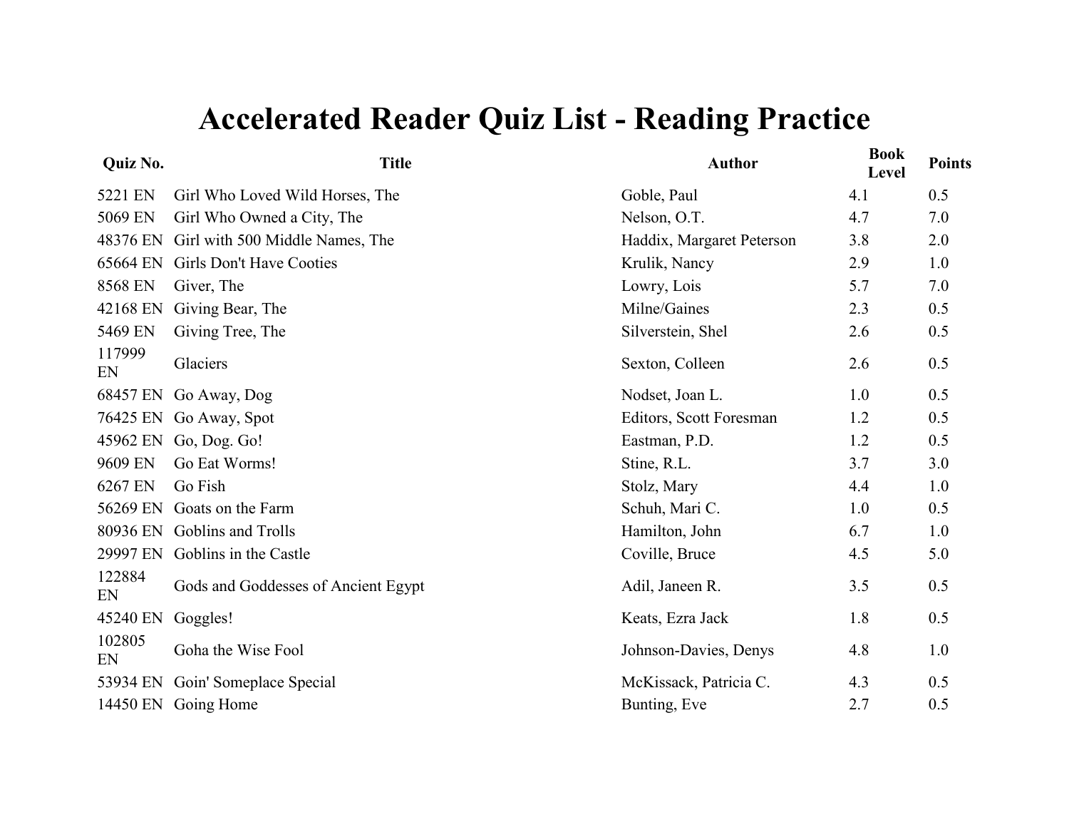# Accelerated Reader Quiz List - Reading Practice

| Quiz No. | Title | Author | Book Level | Points |
|---|---|---|---|---|
| 5221 EN | Girl Who Loved Wild Horses, The | Goble, Paul | 4.1 | 0.5 |
| 5069 EN | Girl Who Owned a City, The | Nelson, O.T. | 4.7 | 7.0 |
| 48376 EN | Girl with 500 Middle Names, The | Haddix, Margaret Peterson | 3.8 | 2.0 |
| 65664 EN | Girls Don't Have Cooties | Krulik, Nancy | 2.9 | 1.0 |
| 8568 EN | Giver, The | Lowry, Lois | 5.7 | 7.0 |
| 42168 EN | Giving Bear, The | Milne/Gaines | 2.3 | 0.5 |
| 5469 EN | Giving Tree, The | Silverstein, Shel | 2.6 | 0.5 |
| 117999 EN | Glaciers | Sexton, Colleen | 2.6 | 0.5 |
| 68457 EN | Go Away, Dog | Nodset, Joan L. | 1.0 | 0.5 |
| 76425 EN | Go Away, Spot | Editors, Scott Foresman | 1.2 | 0.5 |
| 45962 EN | Go, Dog. Go! | Eastman, P.D. | 1.2 | 0.5 |
| 9609 EN | Go Eat Worms! | Stine, R.L. | 3.7 | 3.0 |
| 6267 EN | Go Fish | Stolz, Mary | 4.4 | 1.0 |
| 56269 EN | Goats on the Farm | Schuh, Mari C. | 1.0 | 0.5 |
| 80936 EN | Goblins and Trolls | Hamilton, John | 6.7 | 1.0 |
| 29997 EN | Goblins in the Castle | Coville, Bruce | 4.5 | 5.0 |
| 122884 EN | Gods and Goddesses of Ancient Egypt | Adil, Janeen R. | 3.5 | 0.5 |
| 45240 EN | Goggles! | Keats, Ezra Jack | 1.8 | 0.5 |
| 102805 EN | Goha the Wise Fool | Johnson-Davies, Denys | 4.8 | 1.0 |
| 53934 EN | Goin' Someplace Special | McKissack, Patricia C. | 4.3 | 0.5 |
| 14450 EN | Going Home | Bunting, Eve | 2.7 | 0.5 |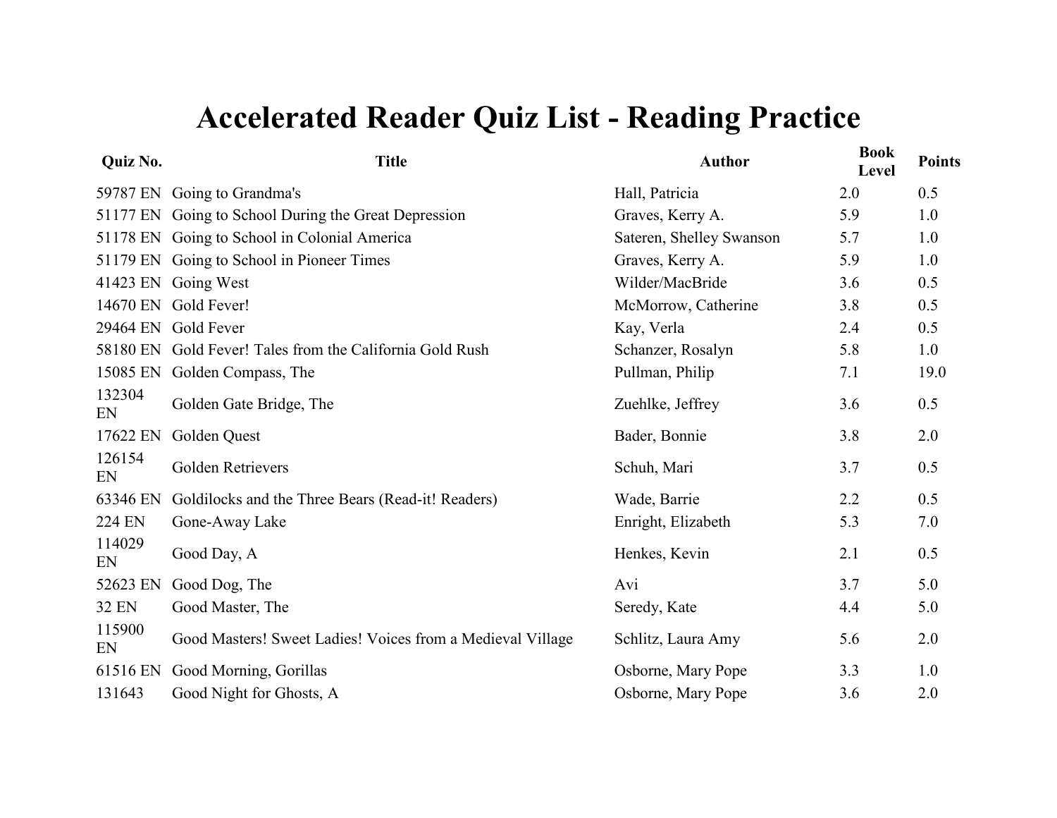# Accelerated Reader Quiz List - Reading Practice

| Quiz No. | Title | Author | Book Level | Points |
|---|---|---|---|---|
| 59787 EN | Going to Grandma's | Hall, Patricia | 2.0 | 0.5 |
| 51177 EN | Going to School During the Great Depression | Graves, Kerry A. | 5.9 | 1.0 |
| 51178 EN | Going to School in Colonial America | Sateren, Shelley Swanson | 5.7 | 1.0 |
| 51179 EN | Going to School in Pioneer Times | Graves, Kerry A. | 5.9 | 1.0 |
| 41423 EN | Going West | Wilder/MacBride | 3.6 | 0.5 |
| 14670 EN | Gold Fever! | McMorrow, Catherine | 3.8 | 0.5 |
| 29464 EN | Gold Fever | Kay, Verla | 2.4 | 0.5 |
| 58180 EN | Gold Fever! Tales from the California Gold Rush | Schanzer, Rosalyn | 5.8 | 1.0 |
| 15085 EN | Golden Compass, The | Pullman, Philip | 7.1 | 19.0 |
| 132304 EN | Golden Gate Bridge, The | Zuehlke, Jeffrey | 3.6 | 0.5 |
| 17622 EN | Golden Quest | Bader, Bonnie | 3.8 | 2.0 |
| 126154 EN | Golden Retrievers | Schuh, Mari | 3.7 | 0.5 |
| 63346 EN | Goldilocks and the Three Bears (Read-it! Readers) | Wade, Barrie | 2.2 | 0.5 |
| 224 EN | Gone-Away Lake | Enright, Elizabeth | 5.3 | 7.0 |
| 114029 EN | Good Day, A | Henkes, Kevin | 2.1 | 0.5 |
| 52623 EN | Good Dog, The | Avi | 3.7 | 5.0 |
| 32 EN | Good Master, The | Seredy, Kate | 4.4 | 5.0 |
| 115900 EN | Good Masters! Sweet Ladies! Voices from a Medieval Village | Schlitz, Laura Amy | 5.6 | 2.0 |
| 61516 EN | Good Morning, Gorillas | Osborne, Mary Pope | 3.3 | 1.0 |
| 131643 | Good Night for Ghosts, A | Osborne, Mary Pope | 3.6 | 2.0 |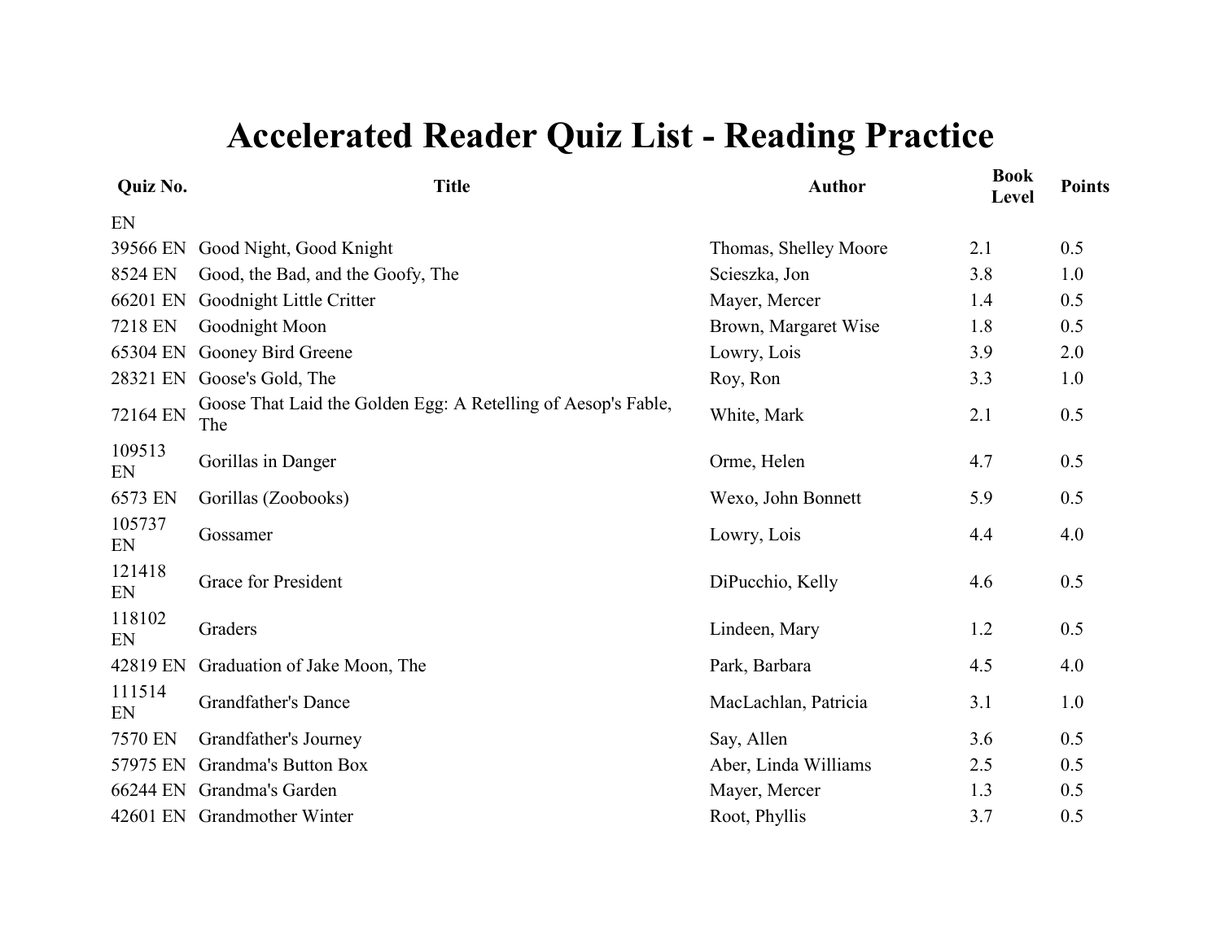# Accelerated Reader Quiz List - Reading Practice

| Quiz No. | Title | Author | Book Level | Points |
|---|---|---|---|---|
| EN | | | | |
| 39566 EN | Good Night, Good Knight | Thomas, Shelley Moore | 2.1 | 0.5 |
| 8524 EN | Good, the Bad, and the Goofy, The | Scieszka, Jon | 3.8 | 1.0 |
| 66201 EN | Goodnight Little Critter | Mayer, Mercer | 1.4 | 0.5 |
| 7218 EN | Goodnight Moon | Brown, Margaret Wise | 1.8 | 0.5 |
| 65304 EN | Gooney Bird Greene | Lowry, Lois | 3.9 | 2.0 |
| 28321 EN | Goose's Gold, The | Roy, Ron | 3.3 | 1.0 |
| 72164 EN | Goose That Laid the Golden Egg: A Retelling of Aesop's Fable, The | White, Mark | 2.1 | 0.5 |
| 109513 EN | Gorillas in Danger | Orme, Helen | 4.7 | 0.5 |
| 6573 EN | Gorillas (Zoobooks) | Wexo, John Bonnett | 5.9 | 0.5 |
| 105737 EN | Gossamer | Lowry, Lois | 4.4 | 4.0 |
| 121418 EN | Grace for President | DiPucchio, Kelly | 4.6 | 0.5 |
| 118102 EN | Graders | Lindeen, Mary | 1.2 | 0.5 |
| 42819 EN | Graduation of Jake Moon, The | Park, Barbara | 4.5 | 4.0 |
| 111514 EN | Grandfather's Dance | MacLachlan, Patricia | 3.1 | 1.0 |
| 7570 EN | Grandfather's Journey | Say, Allen | 3.6 | 0.5 |
| 57975 EN | Grandma's Button Box | Aber, Linda Williams | 2.5 | 0.5 |
| 66244 EN | Grandma's Garden | Mayer, Mercer | 1.3 | 0.5 |
| 42601 EN | Grandmother Winter | Root, Phyllis | 3.7 | 0.5 |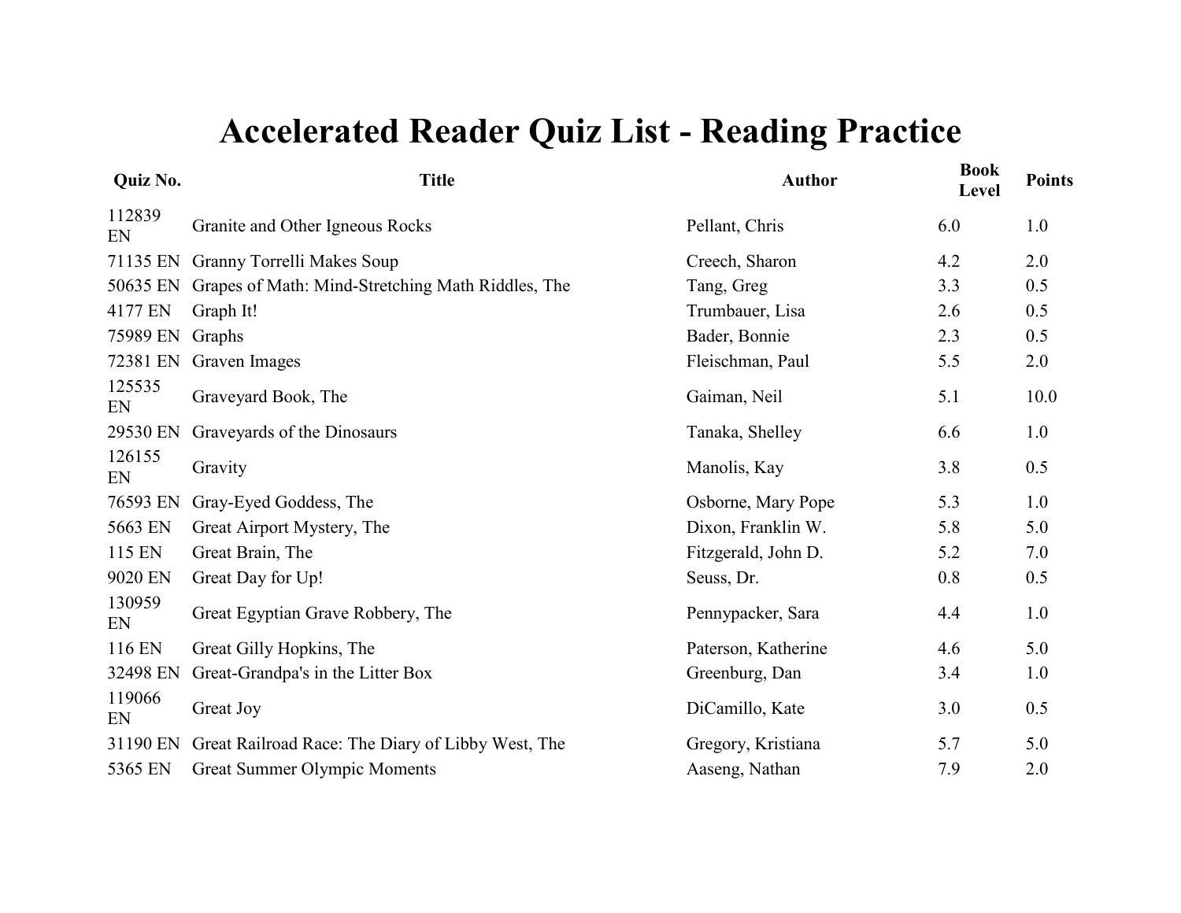# Accelerated Reader Quiz List - Reading Practice

| Quiz No. | Title | Author | Book Level | Points |
|---|---|---|---|---|
| 112839 EN | Granite and Other Igneous Rocks | Pellant, Chris | 6.0 | 1.0 |
| 71135 EN | Granny Torrelli Makes Soup | Creech, Sharon | 4.2 | 2.0 |
| 50635 EN | Grapes of Math: Mind-Stretching Math Riddles, The | Tang, Greg | 3.3 | 0.5 |
| 4177 EN | Graph It! | Trumbauer, Lisa | 2.6 | 0.5 |
| 75989 EN | Graphs | Bader, Bonnie | 2.3 | 0.5 |
| 72381 EN | Graven Images | Fleischman, Paul | 5.5 | 2.0 |
| 125535 EN | Graveyard Book, The | Gaiman, Neil | 5.1 | 10.0 |
| 29530 EN | Graveyards of the Dinosaurs | Tanaka, Shelley | 6.6 | 1.0 |
| 126155 EN | Gravity | Manolis, Kay | 3.8 | 0.5 |
| 76593 EN | Gray-Eyed Goddess, The | Osborne, Mary Pope | 5.3 | 1.0 |
| 5663 EN | Great Airport Mystery, The | Dixon, Franklin W. | 5.8 | 5.0 |
| 115 EN | Great Brain, The | Fitzgerald, John D. | 5.2 | 7.0 |
| 9020 EN | Great Day for Up! | Seuss, Dr. | 0.8 | 0.5 |
| 130959 EN | Great Egyptian Grave Robbery, The | Pennypacker, Sara | 4.4 | 1.0 |
| 116 EN | Great Gilly Hopkins, The | Paterson, Katherine | 4.6 | 5.0 |
| 32498 EN | Great-Grandpa's in the Litter Box | Greenburg, Dan | 3.4 | 1.0 |
| 119066 EN | Great Joy | DiCamillo, Kate | 3.0 | 0.5 |
| 31190 EN | Great Railroad Race: The Diary of Libby West, The | Gregory, Kristiana | 5.7 | 5.0 |
| 5365 EN | Great Summer Olympic Moments | Aaseng, Nathan | 7.9 | 2.0 |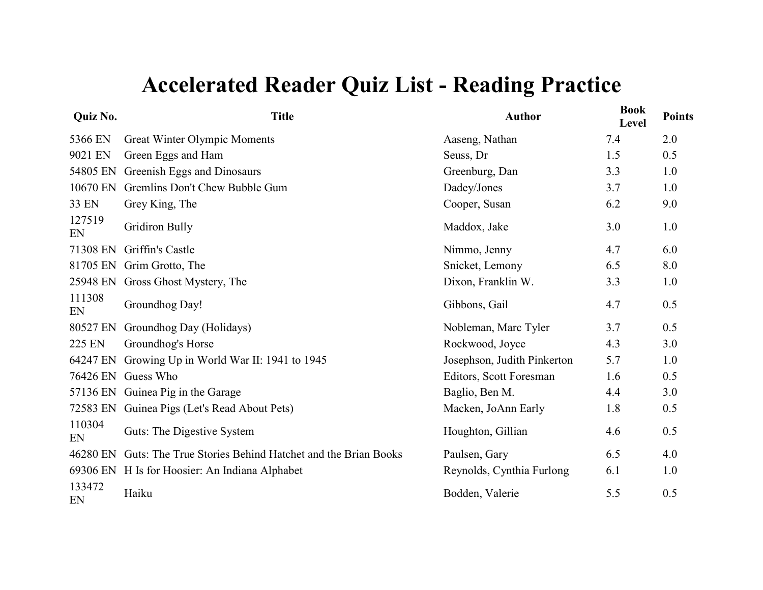# Accelerated Reader Quiz List - Reading Practice

| Quiz No. | Title | Author | Book Level | Points |
|---|---|---|---|---|
| 5366 EN | Great Winter Olympic Moments | Aaseng, Nathan | 7.4 | 2.0 |
| 9021 EN | Green Eggs and Ham | Seuss, Dr | 1.5 | 0.5 |
| 54805 EN | Greenish Eggs and Dinosaurs | Greenburg, Dan | 3.3 | 1.0 |
| 10670 EN | Gremlins Don't Chew Bubble Gum | Dadey/Jones | 3.7 | 1.0 |
| 33 EN | Grey King, The | Cooper, Susan | 6.2 | 9.0 |
| 127519 EN | Gridiron Bully | Maddox, Jake | 3.0 | 1.0 |
| 71308 EN | Griffin's Castle | Nimmo, Jenny | 4.7 | 6.0 |
| 81705 EN | Grim Grotto, The | Snicket, Lemony | 6.5 | 8.0 |
| 25948 EN | Gross Ghost Mystery, The | Dixon, Franklin W. | 3.3 | 1.0 |
| 111308 EN | Groundhog Day! | Gibbons, Gail | 4.7 | 0.5 |
| 80527 EN | Groundhog Day (Holidays) | Nobleman, Marc Tyler | 3.7 | 0.5 |
| 225 EN | Groundhog's Horse | Rockwood, Joyce | 4.3 | 3.0 |
| 64247 EN | Growing Up in World War II: 1941 to 1945 | Josephson, Judith Pinkerton | 5.7 | 1.0 |
| 76426 EN | Guess Who | Editors, Scott Foresman | 1.6 | 0.5 |
| 57136 EN | Guinea Pig in the Garage | Baglio, Ben M. | 4.4 | 3.0 |
| 72583 EN | Guinea Pigs (Let's Read About Pets) | Macken, JoAnn Early | 1.8 | 0.5 |
| 110304 EN | Guts: The Digestive System | Houghton, Gillian | 4.6 | 0.5 |
| 46280 EN | Guts: The True Stories Behind Hatchet and the Brian Books | Paulsen, Gary | 6.5 | 4.0 |
| 69306 EN | H Is for Hoosier: An Indiana Alphabet | Reynolds, Cynthia Furlong | 6.1 | 1.0 |
| 133472 EN | Haiku | Bodden, Valerie | 5.5 | 0.5 |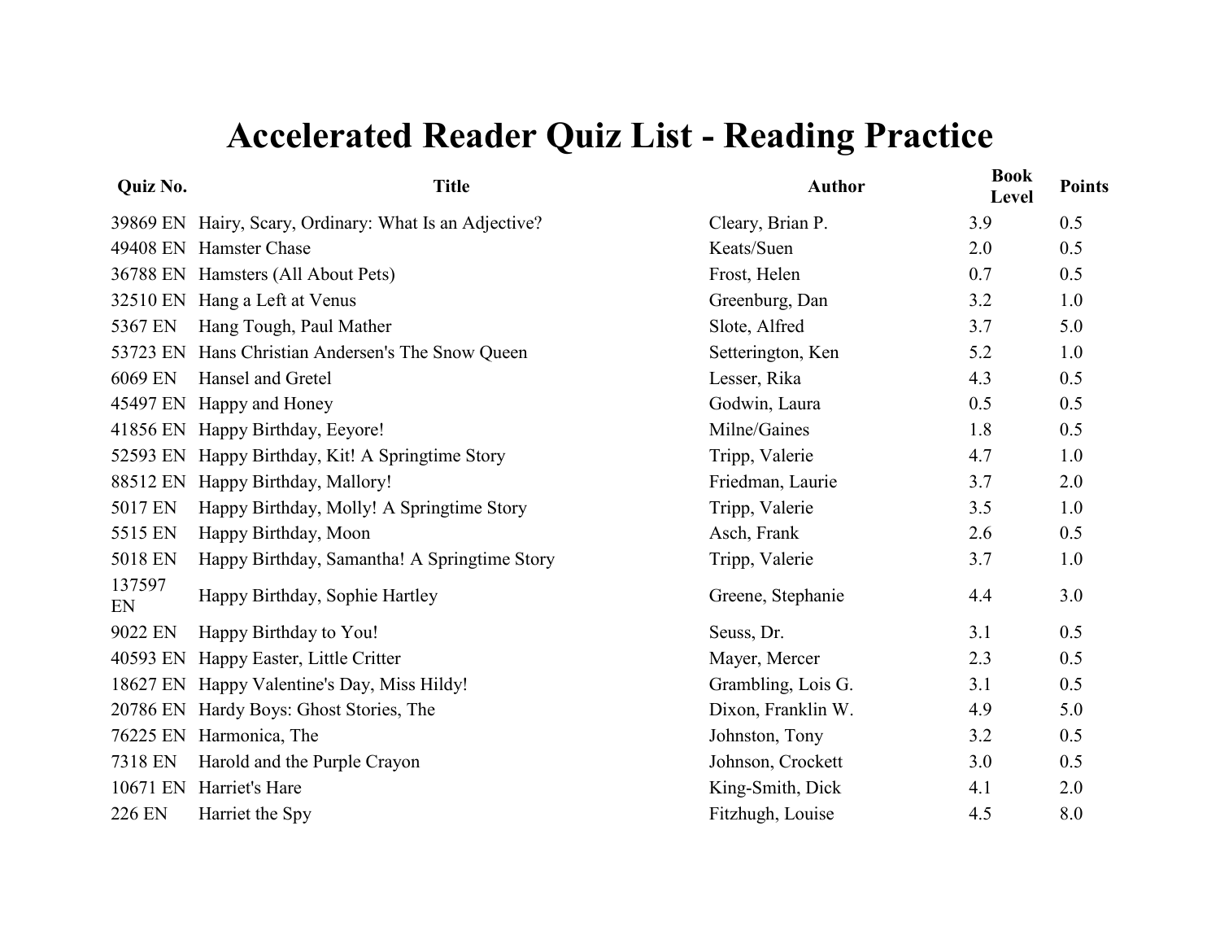# Accelerated Reader Quiz List - Reading Practice

| Quiz No. | Title | Author | Book Level | Points |
|---|---|---|---|---|
| 39869 EN | Hairy, Scary, Ordinary: What Is an Adjective? | Cleary, Brian P. | 3.9 | 0.5 |
| 49408 EN | Hamster Chase | Keats/Suen | 2.0 | 0.5 |
| 36788 EN | Hamsters (All About Pets) | Frost, Helen | 0.7 | 0.5 |
| 32510 EN | Hang a Left at Venus | Greenburg, Dan | 3.2 | 1.0 |
| 5367 EN | Hang Tough, Paul Mather | Slote, Alfred | 3.7 | 5.0 |
| 53723 EN | Hans Christian Andersen's The Snow Queen | Setterington, Ken | 5.2 | 1.0 |
| 6069 EN | Hansel and Gretel | Lesser, Rika | 4.3 | 0.5 |
| 45497 EN | Happy and Honey | Godwin, Laura | 0.5 | 0.5 |
| 41856 EN | Happy Birthday, Eeyore! | Milne/Gaines | 1.8 | 0.5 |
| 52593 EN | Happy Birthday, Kit! A Springtime Story | Tripp, Valerie | 4.7 | 1.0 |
| 88512 EN | Happy Birthday, Mallory! | Friedman, Laurie | 3.7 | 2.0 |
| 5017 EN | Happy Birthday, Molly! A Springtime Story | Tripp, Valerie | 3.5 | 1.0 |
| 5515 EN | Happy Birthday, Moon | Asch, Frank | 2.6 | 0.5 |
| 5018 EN | Happy Birthday, Samantha! A Springtime Story | Tripp, Valerie | 3.7 | 1.0 |
| 137597 EN | Happy Birthday, Sophie Hartley | Greene, Stephanie | 4.4 | 3.0 |
| 9022 EN | Happy Birthday to You! | Seuss, Dr. | 3.1 | 0.5 |
| 40593 EN | Happy Easter, Little Critter | Mayer, Mercer | 2.3 | 0.5 |
| 18627 EN | Happy Valentine's Day, Miss Hildy! | Grambling, Lois G. | 3.1 | 0.5 |
| 20786 EN | Hardy Boys: Ghost Stories, The | Dixon, Franklin W. | 4.9 | 5.0 |
| 76225 EN | Harmonica, The | Johnston, Tony | 3.2 | 0.5 |
| 7318 EN | Harold and the Purple Crayon | Johnson, Crockett | 3.0 | 0.5 |
| 10671 EN | Harriet's Hare | King-Smith, Dick | 4.1 | 2.0 |
| 226 EN | Harriet the Spy | Fitzhugh, Louise | 4.5 | 8.0 |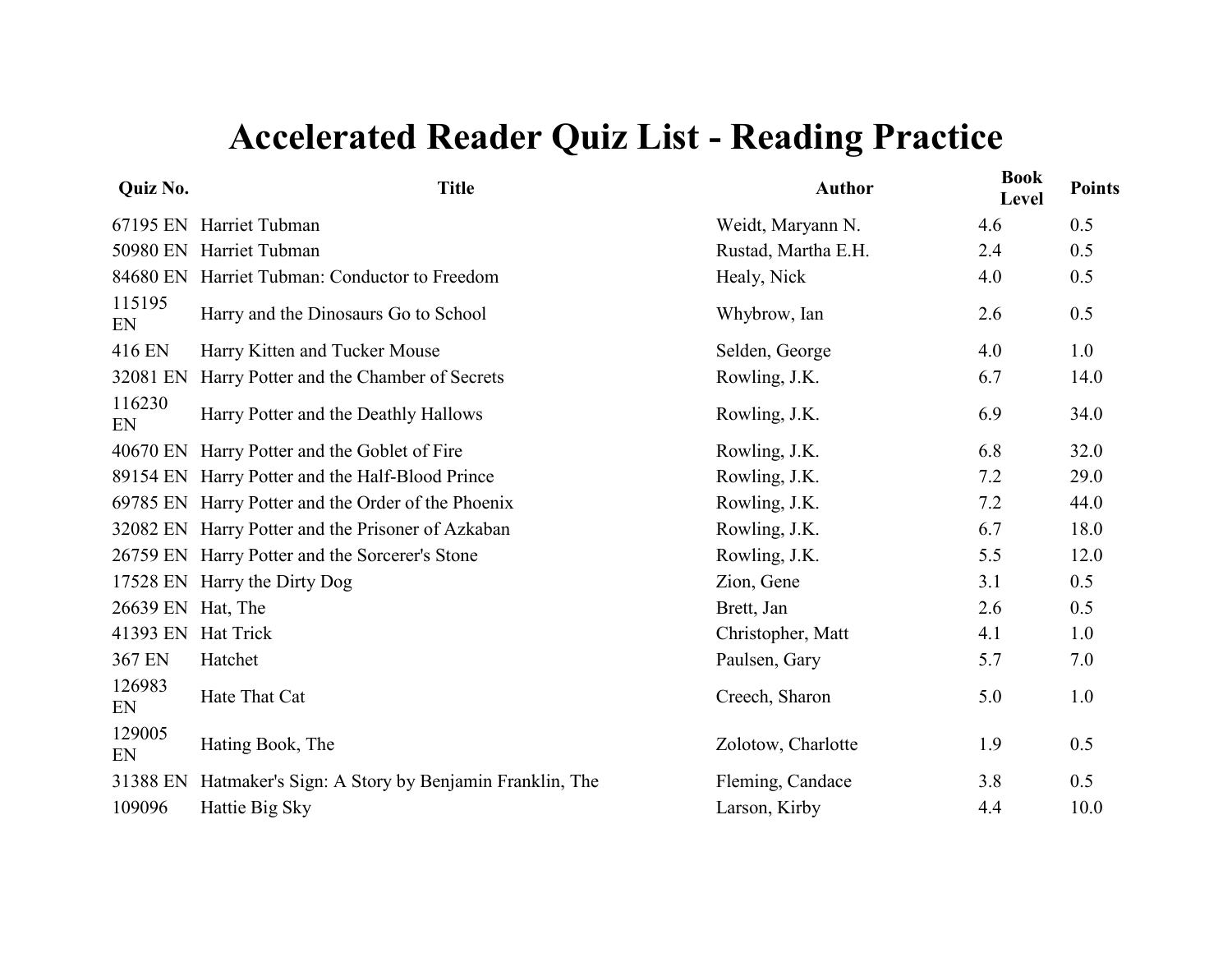# Accelerated Reader Quiz List - Reading Practice

| Quiz No. | Title | Author | Book Level | Points |
| --- | --- | --- | --- | --- |
| 67195 EN | Harriet Tubman | Weidt, Maryann N. | 4.6 | 0.5 |
| 50980 EN | Harriet Tubman | Rustad, Martha E.H. | 2.4 | 0.5 |
| 84680 EN | Harriet Tubman: Conductor to Freedom | Healy, Nick | 4.0 | 0.5 |
| 115195 EN | Harry and the Dinosaurs Go to School | Whybrow, Ian | 2.6 | 0.5 |
| 416 EN | Harry Kitten and Tucker Mouse | Selden, George | 4.0 | 1.0 |
| 32081 EN | Harry Potter and the Chamber of Secrets | Rowling, J.K. | 6.7 | 14.0 |
| 116230 EN | Harry Potter and the Deathly Hallows | Rowling, J.K. | 6.9 | 34.0 |
| 40670 EN | Harry Potter and the Goblet of Fire | Rowling, J.K. | 6.8 | 32.0 |
| 89154 EN | Harry Potter and the Half-Blood Prince | Rowling, J.K. | 7.2 | 29.0 |
| 69785 EN | Harry Potter and the Order of the Phoenix | Rowling, J.K. | 7.2 | 44.0 |
| 32082 EN | Harry Potter and the Prisoner of Azkaban | Rowling, J.K. | 6.7 | 18.0 |
| 26759 EN | Harry Potter and the Sorcerer's Stone | Rowling, J.K. | 5.5 | 12.0 |
| 17528 EN | Harry the Dirty Dog | Zion, Gene | 3.1 | 0.5 |
| 26639 EN | Hat, The | Brett, Jan | 2.6 | 0.5 |
| 41393 EN | Hat Trick | Christopher, Matt | 4.1 | 1.0 |
| 367 EN | Hatchet | Paulsen, Gary | 5.7 | 7.0 |
| 126983 EN | Hate That Cat | Creech, Sharon | 5.0 | 1.0 |
| 129005 EN | Hating Book, The | Zolotow, Charlotte | 1.9 | 0.5 |
| 31388 EN | Hatmaker's Sign: A Story by Benjamin Franklin, The | Fleming, Candace | 3.8 | 0.5 |
| 109096 | Hattie Big Sky | Larson, Kirby | 4.4 | 10.0 |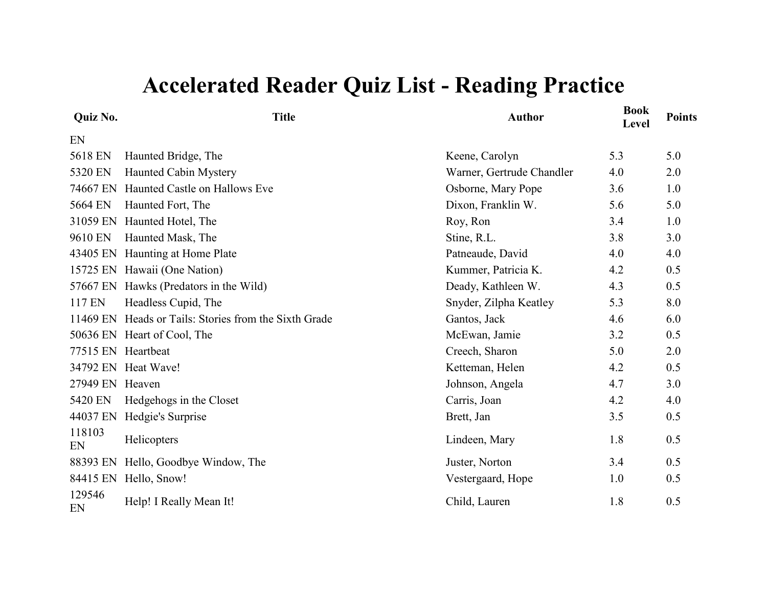# Accelerated Reader Quiz List - Reading Practice

| Quiz No. | Title | Author | Book Level | Points |
|---|---|---|---|---|
| EN | | | | |
| 5618 EN | Haunted Bridge, The | Keene, Carolyn | 5.3 | 5.0 |
| 5320 EN | Haunted Cabin Mystery | Warner, Gertrude Chandler | 4.0 | 2.0 |
| 74667 EN | Haunted Castle on Hallows Eve | Osborne, Mary Pope | 3.6 | 1.0 |
| 5664 EN | Haunted Fort, The | Dixon, Franklin W. | 5.6 | 5.0 |
| 31059 EN | Haunted Hotel, The | Roy, Ron | 3.4 | 1.0 |
| 9610 EN | Haunted Mask, The | Stine, R.L. | 3.8 | 3.0 |
| 43405 EN | Haunting at Home Plate | Patneaude, David | 4.0 | 4.0 |
| 15725 EN | Hawaii (One Nation) | Kummer, Patricia K. | 4.2 | 0.5 |
| 57667 EN | Hawks (Predators in the Wild) | Deady, Kathleen W. | 4.3 | 0.5 |
| 117 EN | Headless Cupid, The | Snyder, Zilpha Keatley | 5.3 | 8.0 |
| 11469 EN | Heads or Tails: Stories from the Sixth Grade | Gantos, Jack | 4.6 | 6.0 |
| 50636 EN | Heart of Cool, The | McEwan, Jamie | 3.2 | 0.5 |
| 77515 EN | Heartbeat | Creech, Sharon | 5.0 | 2.0 |
| 34792 EN | Heat Wave! | Ketteman, Helen | 4.2 | 0.5 |
| 27949 EN | Heaven | Johnson, Angela | 4.7 | 3.0 |
| 5420 EN | Hedgehogs in the Closet | Carris, Joan | 4.2 | 4.0 |
| 44037 EN | Hedgie's Surprise | Brett, Jan | 3.5 | 0.5 |
| 118103 EN | Helicopters | Lindeen, Mary | 1.8 | 0.5 |
| 88393 EN | Hello, Goodbye Window, The | Juster, Norton | 3.4 | 0.5 |
| 84415 EN | Hello, Snow! | Vestergaard, Hope | 1.0 | 0.5 |
| 129546 EN | Help! I Really Mean It! | Child, Lauren | 1.8 | 0.5 |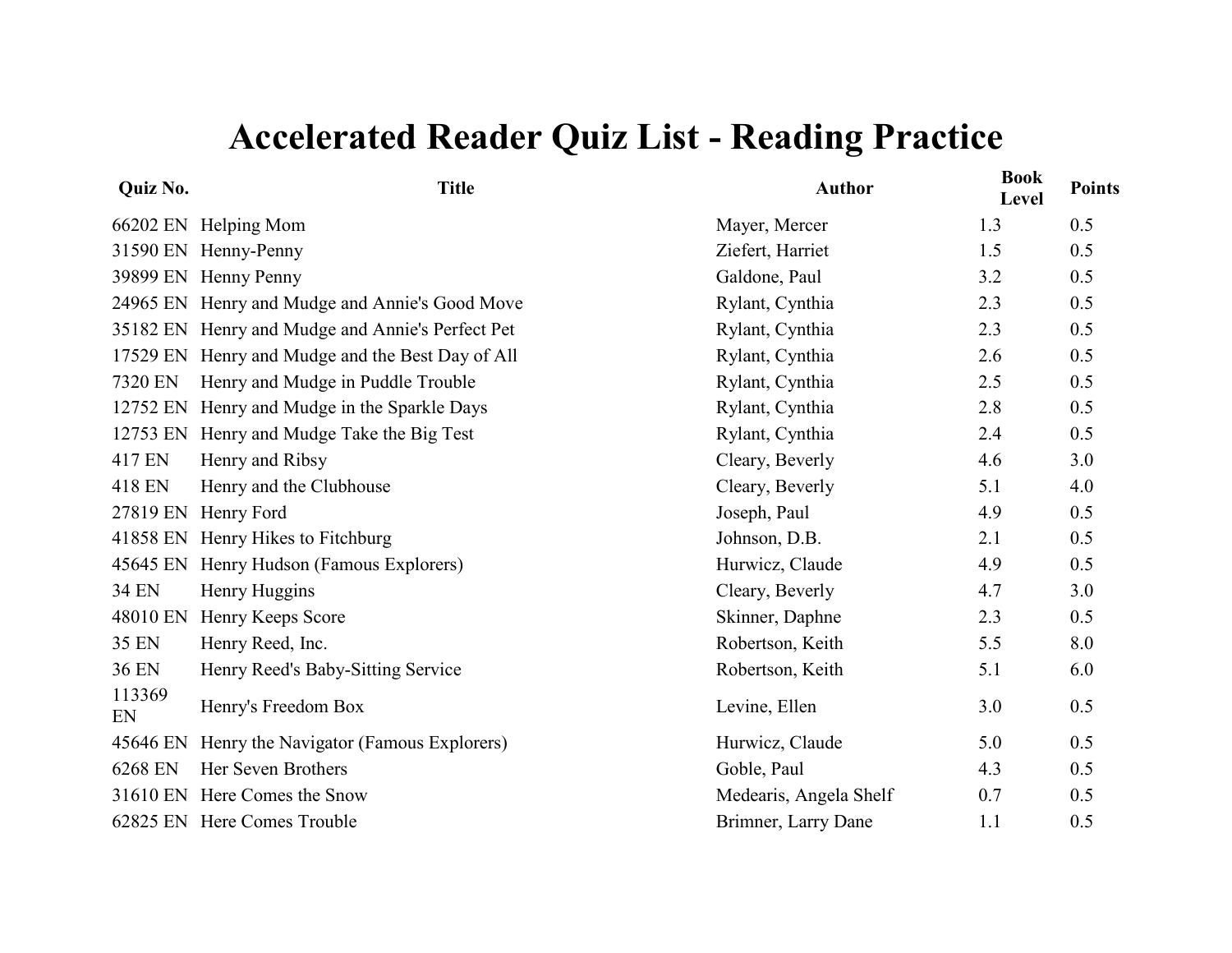# Accelerated Reader Quiz List - Reading Practice

| Quiz No. | Title | Author | Book Level | Points |
|---|---|---|---|---|
| 66202 EN | Helping Mom | Mayer, Mercer | 1.3 | 0.5 |
| 31590 EN | Henny-Penny | Ziefert, Harriet | 1.5 | 0.5 |
| 39899 EN | Henny Penny | Galdone, Paul | 3.2 | 0.5 |
| 24965 EN | Henry and Mudge and Annie's Good Move | Rylant, Cynthia | 2.3 | 0.5 |
| 35182 EN | Henry and Mudge and Annie's Perfect Pet | Rylant, Cynthia | 2.3 | 0.5 |
| 17529 EN | Henry and Mudge and the Best Day of All | Rylant, Cynthia | 2.6 | 0.5 |
| 7320 EN | Henry and Mudge in Puddle Trouble | Rylant, Cynthia | 2.5 | 0.5 |
| 12752 EN | Henry and Mudge in the Sparkle Days | Rylant, Cynthia | 2.8 | 0.5 |
| 12753 EN | Henry and Mudge Take the Big Test | Rylant, Cynthia | 2.4 | 0.5 |
| 417 EN | Henry and Ribsy | Cleary, Beverly | 4.6 | 3.0 |
| 418 EN | Henry and the Clubhouse | Cleary, Beverly | 5.1 | 4.0 |
| 27819 EN | Henry Ford | Joseph, Paul | 4.9 | 0.5 |
| 41858 EN | Henry Hikes to Fitchburg | Johnson, D.B. | 2.1 | 0.5 |
| 45645 EN | Henry Hudson (Famous Explorers) | Hurwicz, Claude | 4.9 | 0.5 |
| 34 EN | Henry Huggins | Cleary, Beverly | 4.7 | 3.0 |
| 48010 EN | Henry Keeps Score | Skinner, Daphne | 2.3 | 0.5 |
| 35 EN | Henry Reed, Inc. | Robertson, Keith | 5.5 | 8.0 |
| 36 EN | Henry Reed's Baby-Sitting Service | Robertson, Keith | 5.1 | 6.0 |
| 113369 EN | Henry's Freedom Box | Levine, Ellen | 3.0 | 0.5 |
| 45646 EN | Henry the Navigator (Famous Explorers) | Hurwicz, Claude | 5.0 | 0.5 |
| 6268 EN | Her Seven Brothers | Goble, Paul | 4.3 | 0.5 |
| 31610 EN | Here Comes the Snow | Medearis, Angela Shelf | 0.7 | 0.5 |
| 62825 EN | Here Comes Trouble | Brimner, Larry Dane | 1.1 | 0.5 |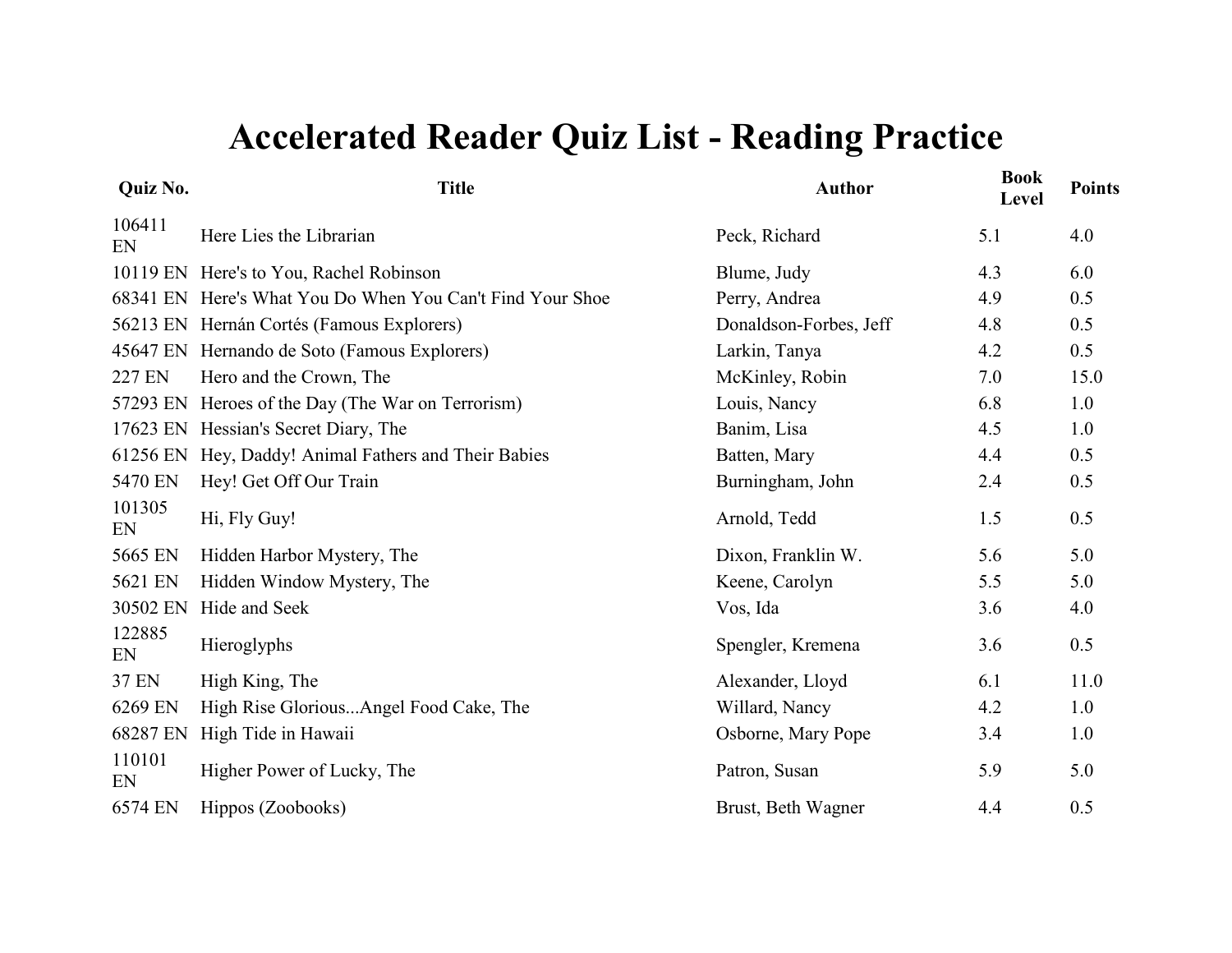# Accelerated Reader Quiz List - Reading Practice

| Quiz No. | Title | Author | Book Level | Points |
|---|---|---|---|---|
| 106411 EN | Here Lies the Librarian | Peck, Richard | 5.1 | 4.0 |
| 10119 EN | Here's to You, Rachel Robinson | Blume, Judy | 4.3 | 6.0 |
| 68341 EN | Here's What You Do When You Can't Find Your Shoe | Perry, Andrea | 4.9 | 0.5 |
| 56213 EN | Hernán Cortés (Famous Explorers) | Donaldson-Forbes, Jeff | 4.8 | 0.5 |
| 45647 EN | Hernando de Soto (Famous Explorers) | Larkin, Tanya | 4.2 | 0.5 |
| 227 EN | Hero and the Crown, The | McKinley, Robin | 7.0 | 15.0 |
| 57293 EN | Heroes of the Day (The War on Terrorism) | Louis, Nancy | 6.8 | 1.0 |
| 17623 EN | Hessian's Secret Diary, The | Banim, Lisa | 4.5 | 1.0 |
| 61256 EN | Hey, Daddy! Animal Fathers and Their Babies | Batten, Mary | 4.4 | 0.5 |
| 5470 EN | Hey! Get Off Our Train | Burningham, John | 2.4 | 0.5 |
| 101305 EN | Hi, Fly Guy! | Arnold, Tedd | 1.5 | 0.5 |
| 5665 EN | Hidden Harbor Mystery, The | Dixon, Franklin W. | 5.6 | 5.0 |
| 5621 EN | Hidden Window Mystery, The | Keene, Carolyn | 5.5 | 5.0 |
| 30502 EN | Hide and Seek | Vos, Ida | 3.6 | 4.0 |
| 122885 EN | Hieroglyphs | Spengler, Kremena | 3.6 | 0.5 |
| 37 EN | High King, The | Alexander, Lloyd | 6.1 | 11.0 |
| 6269 EN | High Rise Glorious...Angel Food Cake, The | Willard, Nancy | 4.2 | 1.0 |
| 68287 EN | High Tide in Hawaii | Osborne, Mary Pope | 3.4 | 1.0 |
| 110101 EN | Higher Power of Lucky, The | Patron, Susan | 5.9 | 5.0 |
| 6574 EN | Hippos (Zoobooks) | Brust, Beth Wagner | 4.4 | 0.5 |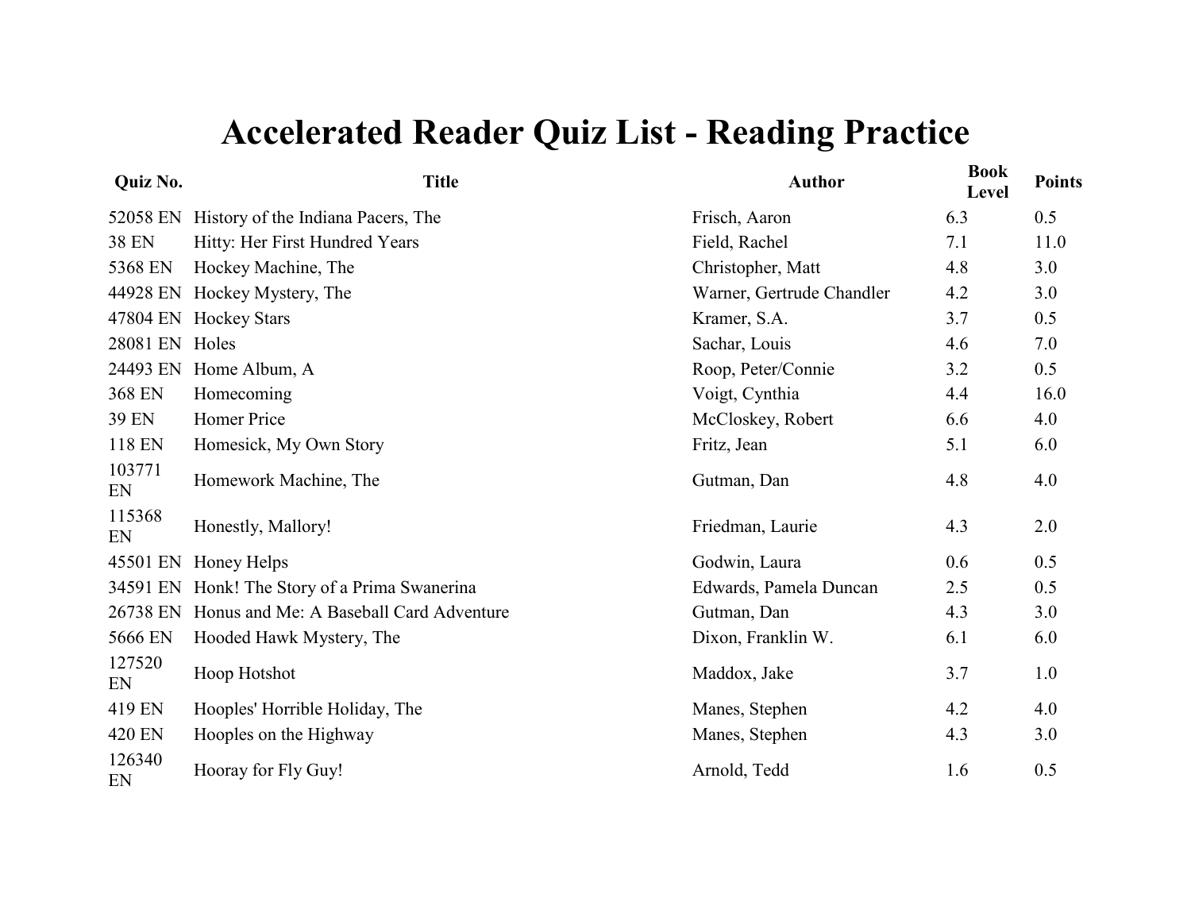# Accelerated Reader Quiz List - Reading Practice

| Quiz No. | Title | Author | Book Level | Points |
|---|---|---|---|---|
| 52058 EN | History of the Indiana Pacers, The | Frisch, Aaron | 6.3 | 0.5 |
| 38 EN | Hitty: Her First Hundred Years | Field, Rachel | 7.1 | 11.0 |
| 5368 EN | Hockey Machine, The | Christopher, Matt | 4.8 | 3.0 |
| 44928 EN | Hockey Mystery, The | Warner, Gertrude Chandler | 4.2 | 3.0 |
| 47804 EN | Hockey Stars | Kramer, S.A. | 3.7 | 0.5 |
| 28081 EN | Holes | Sachar, Louis | 4.6 | 7.0 |
| 24493 EN | Home Album, A | Roop, Peter/Connie | 3.2 | 0.5 |
| 368 EN | Homecoming | Voigt, Cynthia | 4.4 | 16.0 |
| 39 EN | Homer Price | McCloskey, Robert | 6.6 | 4.0 |
| 118 EN | Homesick, My Own Story | Fritz, Jean | 5.1 | 6.0 |
| 103771 EN | Homework Machine, The | Gutman, Dan | 4.8 | 4.0 |
| 115368 EN | Honestly, Mallory! | Friedman, Laurie | 4.3 | 2.0 |
| 45501 EN | Honey Helps | Godwin, Laura | 0.6 | 0.5 |
| 34591 EN | Honk! The Story of a Prima Swanerina | Edwards, Pamela Duncan | 2.5 | 0.5 |
| 26738 EN | Honus and Me: A Baseball Card Adventure | Gutman, Dan | 4.3 | 3.0 |
| 5666 EN | Hooded Hawk Mystery, The | Dixon, Franklin W. | 6.1 | 6.0 |
| 127520 EN | Hoop Hotshot | Maddox, Jake | 3.7 | 1.0 |
| 419 EN | Hooples' Horrible Holiday, The | Manes, Stephen | 4.2 | 4.0 |
| 420 EN | Hooples on the Highway | Manes, Stephen | 4.3 | 3.0 |
| 126340 EN | Hooray for Fly Guy! | Arnold, Tedd | 1.6 | 0.5 |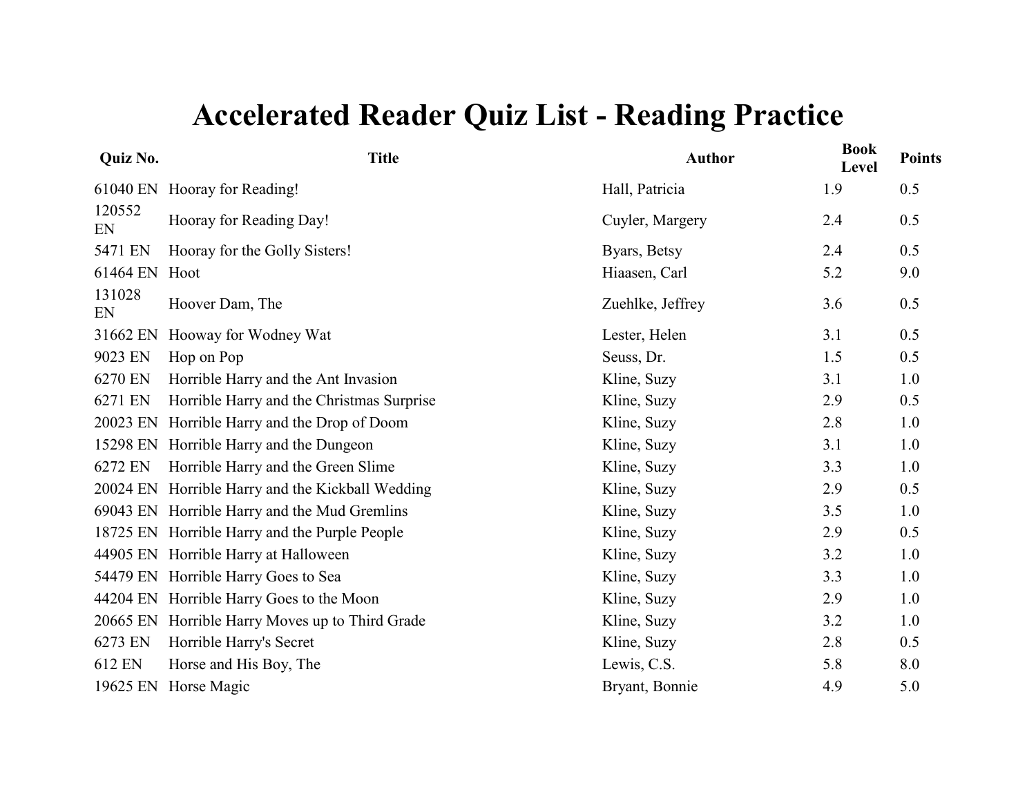# Accelerated Reader Quiz List - Reading Practice

| Quiz No. | Title | Author | Book Level | Points |
|---|---|---|---|---|
| 61040 EN | Hooray for Reading! | Hall, Patricia | 1.9 | 0.5 |
| 120552 EN | Hooray for Reading Day! | Cuyler, Margery | 2.4 | 0.5 |
| 5471 EN | Hooray for the Golly Sisters! | Byars, Betsy | 2.4 | 0.5 |
| 61464 EN | Hoot | Hiaasen, Carl | 5.2 | 9.0 |
| 131028 EN | Hoover Dam, The | Zuehlke, Jeffrey | 3.6 | 0.5 |
| 31662 EN | Hooway for Wodney Wat | Lester, Helen | 3.1 | 0.5 |
| 9023 EN | Hop on Pop | Seuss, Dr. | 1.5 | 0.5 |
| 6270 EN | Horrible Harry and the Ant Invasion | Kline, Suzy | 3.1 | 1.0 |
| 6271 EN | Horrible Harry and the Christmas Surprise | Kline, Suzy | 2.9 | 0.5 |
| 20023 EN | Horrible Harry and the Drop of Doom | Kline, Suzy | 2.8 | 1.0 |
| 15298 EN | Horrible Harry and the Dungeon | Kline, Suzy | 3.1 | 1.0 |
| 6272 EN | Horrible Harry and the Green Slime | Kline, Suzy | 3.3 | 1.0 |
| 20024 EN | Horrible Harry and the Kickball Wedding | Kline, Suzy | 2.9 | 0.5 |
| 69043 EN | Horrible Harry and the Mud Gremlins | Kline, Suzy | 3.5 | 1.0 |
| 18725 EN | Horrible Harry and the Purple People | Kline, Suzy | 2.9 | 0.5 |
| 44905 EN | Horrible Harry at Halloween | Kline, Suzy | 3.2 | 1.0 |
| 54479 EN | Horrible Harry Goes to Sea | Kline, Suzy | 3.3 | 1.0 |
| 44204 EN | Horrible Harry Goes to the Moon | Kline, Suzy | 2.9 | 1.0 |
| 20665 EN | Horrible Harry Moves up to Third Grade | Kline, Suzy | 3.2 | 1.0 |
| 6273 EN | Horrible Harry's Secret | Kline, Suzy | 2.8 | 0.5 |
| 612 EN | Horse and His Boy, The | Lewis, C.S. | 5.8 | 8.0 |
| 19625 EN | Horse Magic | Bryant, Bonnie | 4.9 | 5.0 |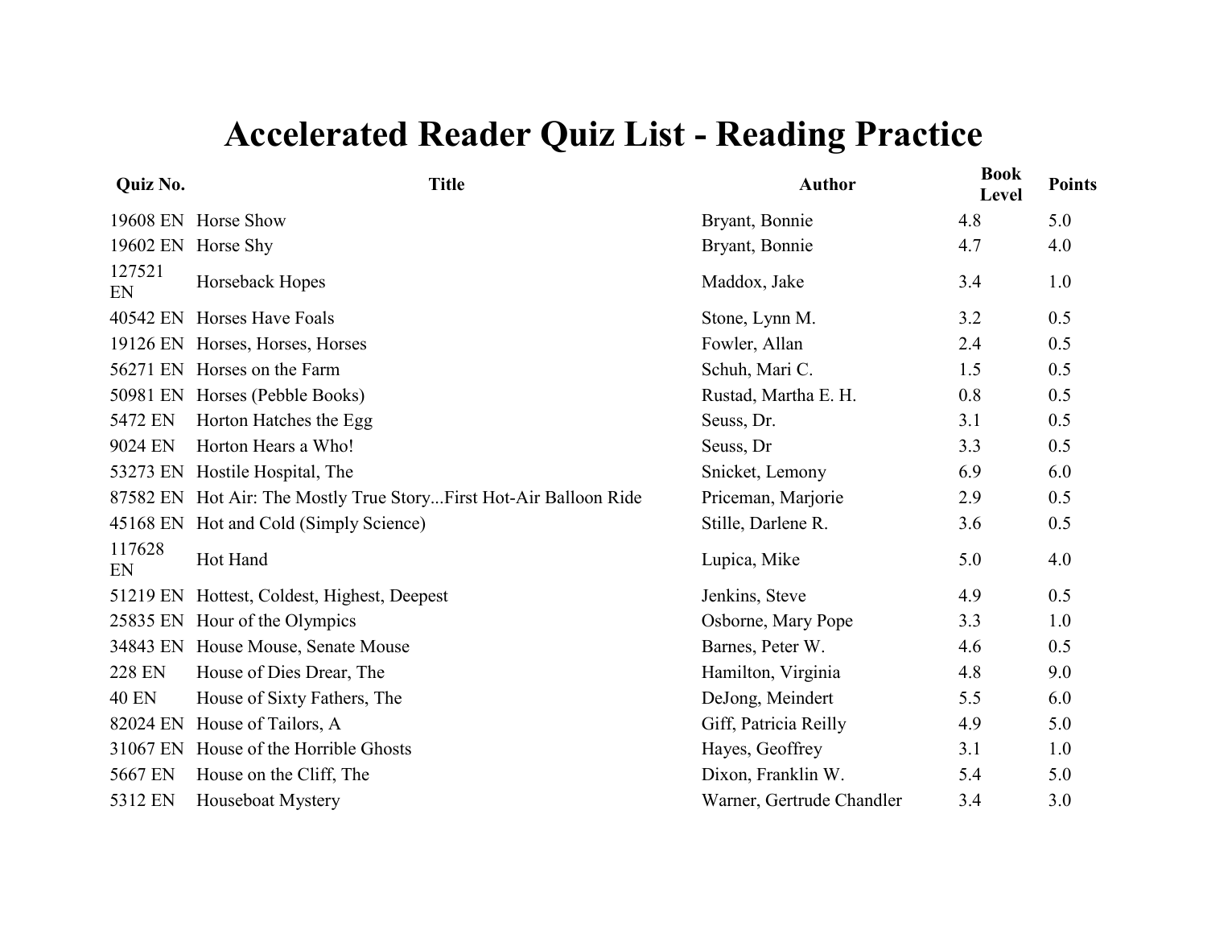# Accelerated Reader Quiz List - Reading Practice

| Quiz No. | Title | Author | Book Level | Points |
|---|---|---|---|---|
| 19608 EN | Horse Show | Bryant, Bonnie | 4.8 | 5.0 |
| 19602 EN | Horse Shy | Bryant, Bonnie | 4.7 | 4.0 |
| 127521 EN | Horseback Hopes | Maddox, Jake | 3.4 | 1.0 |
| 40542 EN | Horses Have Foals | Stone, Lynn M. | 3.2 | 0.5 |
| 19126 EN | Horses, Horses, Horses | Fowler, Allan | 2.4 | 0.5 |
| 56271 EN | Horses on the Farm | Schuh, Mari C. | 1.5 | 0.5 |
| 50981 EN | Horses (Pebble Books) | Rustad, Martha E. H. | 0.8 | 0.5 |
| 5472 EN | Horton Hatches the Egg | Seuss, Dr. | 3.1 | 0.5 |
| 9024 EN | Horton Hears a Who! | Seuss, Dr | 3.3 | 0.5 |
| 53273 EN | Hostile Hospital, The | Snicket, Lemony | 6.9 | 6.0 |
| 87582 EN | Hot Air: The Mostly True Story...First Hot-Air Balloon Ride | Priceman, Marjorie | 2.9 | 0.5 |
| 45168 EN | Hot and Cold (Simply Science) | Stille, Darlene R. | 3.6 | 0.5 |
| 117628 EN | Hot Hand | Lupica, Mike | 5.0 | 4.0 |
| 51219 EN | Hottest, Coldest, Highest, Deepest | Jenkins, Steve | 4.9 | 0.5 |
| 25835 EN | Hour of the Olympics | Osborne, Mary Pope | 3.3 | 1.0 |
| 34843 EN | House Mouse, Senate Mouse | Barnes, Peter W. | 4.6 | 0.5 |
| 228 EN | House of Dies Drear, The | Hamilton, Virginia | 4.8 | 9.0 |
| 40 EN | House of Sixty Fathers, The | DeJong, Meindert | 5.5 | 6.0 |
| 82024 EN | House of Tailors, A | Giff, Patricia Reilly | 4.9 | 5.0 |
| 31067 EN | House of the Horrible Ghosts | Hayes, Geoffrey | 3.1 | 1.0 |
| 5667 EN | House on the Cliff, The | Dixon, Franklin W. | 5.4 | 5.0 |
| 5312 EN | Houseboat Mystery | Warner, Gertrude Chandler | 3.4 | 3.0 |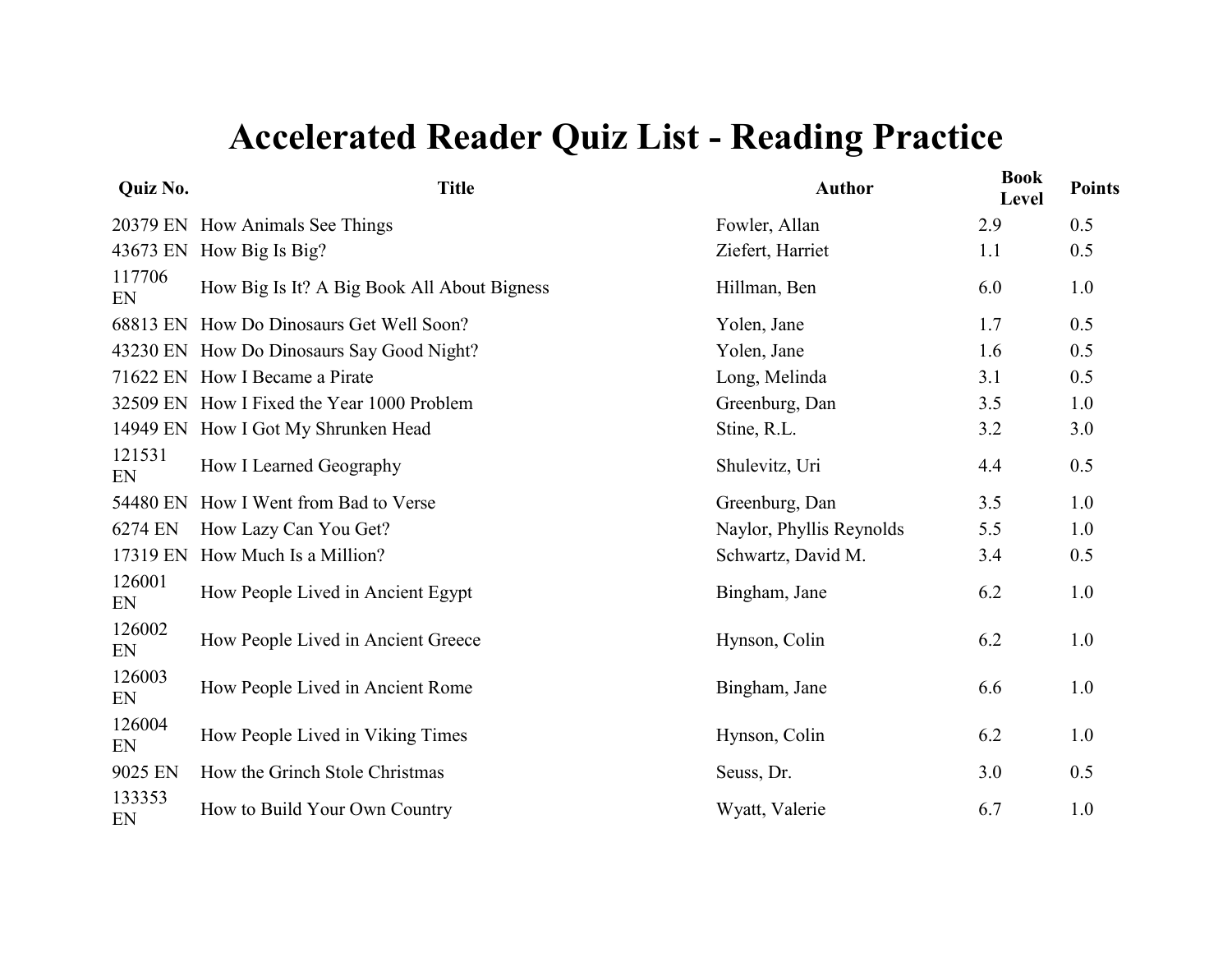# Accelerated Reader Quiz List - Reading Practice

| Quiz No. | Title | Author | Book Level | Points |
|---|---|---|---|---|
| 20379 EN | How Animals See Things | Fowler, Allan | 2.9 | 0.5 |
| 43673 EN | How Big Is Big? | Ziefert, Harriet | 1.1 | 0.5 |
| 117706 EN | How Big Is It? A Big Book All About Bigness | Hillman, Ben | 6.0 | 1.0 |
| 68813 EN | How Do Dinosaurs Get Well Soon? | Yolen, Jane | 1.7 | 0.5 |
| 43230 EN | How Do Dinosaurs Say Good Night? | Yolen, Jane | 1.6 | 0.5 |
| 71622 EN | How I Became a Pirate | Long, Melinda | 3.1 | 0.5 |
| 32509 EN | How I Fixed the Year 1000 Problem | Greenburg, Dan | 3.5 | 1.0 |
| 14949 EN | How I Got My Shrunken Head | Stine, R.L. | 3.2 | 3.0 |
| 121531 EN | How I Learned Geography | Shulevitz, Uri | 4.4 | 0.5 |
| 54480 EN | How I Went from Bad to Verse | Greenburg, Dan | 3.5 | 1.0 |
| 6274 EN | How Lazy Can You Get? | Naylor, Phyllis Reynolds | 5.5 | 1.0 |
| 17319 EN | How Much Is a Million? | Schwartz, David M. | 3.4 | 0.5 |
| 126001 EN | How People Lived in Ancient Egypt | Bingham, Jane | 6.2 | 1.0 |
| 126002 EN | How People Lived in Ancient Greece | Hynson, Colin | 6.2 | 1.0 |
| 126003 EN | How People Lived in Ancient Rome | Bingham, Jane | 6.6 | 1.0 |
| 126004 EN | How People Lived in Viking Times | Hynson, Colin | 6.2 | 1.0 |
| 9025 EN | How the Grinch Stole Christmas | Seuss, Dr. | 3.0 | 0.5 |
| 133353 EN | How to Build Your Own Country | Wyatt, Valerie | 6.7 | 1.0 |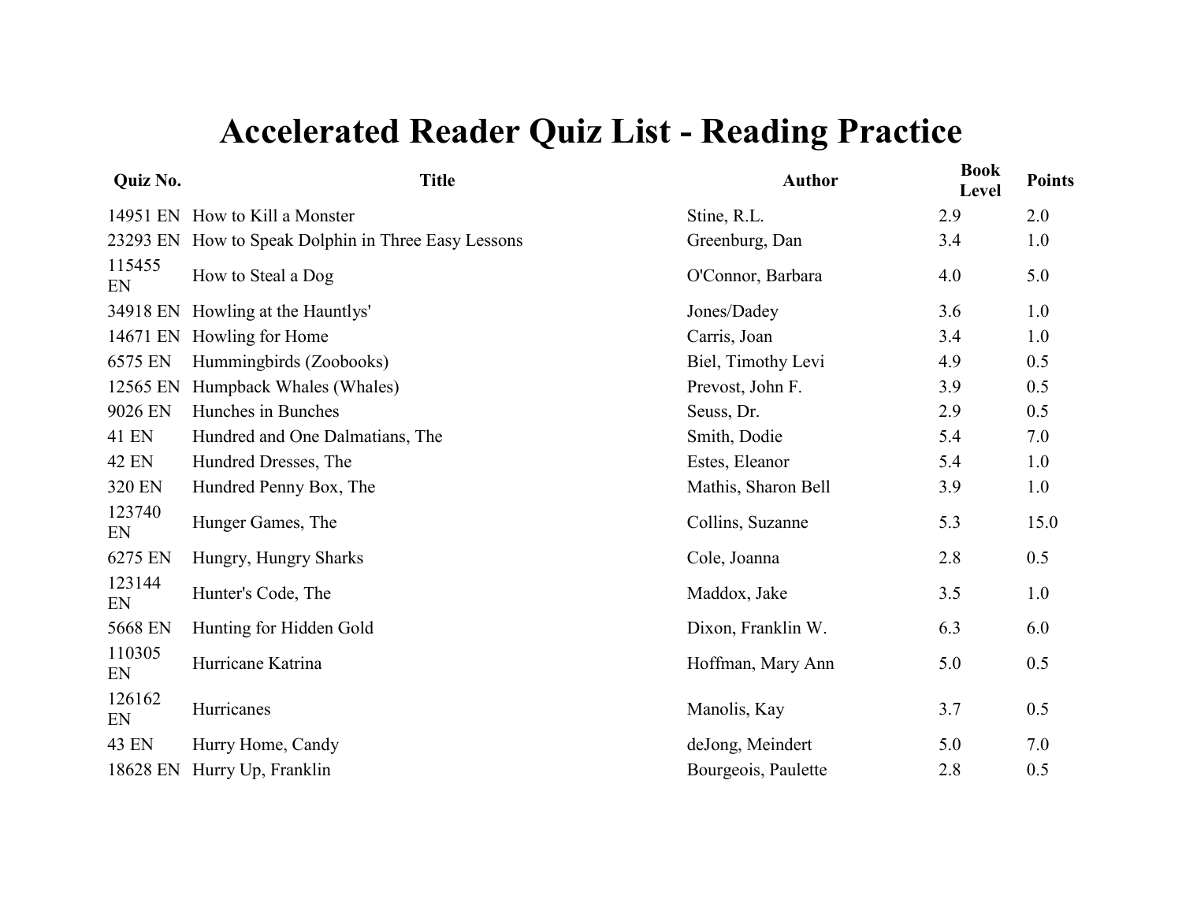# Accelerated Reader Quiz List - Reading Practice

| Quiz No. | Title | Author | Book Level | Points |
| --- | --- | --- | --- | --- |
| 14951 EN | How to Kill a Monster | Stine, R.L. | 2.9 | 2.0 |
| 23293 EN | How to Speak Dolphin in Three Easy Lessons | Greenburg, Dan | 3.4 | 1.0 |
| 115455 EN | How to Steal a Dog | O'Connor, Barbara | 4.0 | 5.0 |
| 34918 EN | Howling at the Hauntlys' | Jones/Dadey | 3.6 | 1.0 |
| 14671 EN | Howling for Home | Carris, Joan | 3.4 | 1.0 |
| 6575 EN | Hummingbirds (Zoobooks) | Biel, Timothy Levi | 4.9 | 0.5 |
| 12565 EN | Humpback Whales (Whales) | Prevost, John F. | 3.9 | 0.5 |
| 9026 EN | Hunches in Bunches | Seuss, Dr. | 2.9 | 0.5 |
| 41 EN | Hundred and One Dalmatians, The | Smith, Dodie | 5.4 | 7.0 |
| 42 EN | Hundred Dresses, The | Estes, Eleanor | 5.4 | 1.0 |
| 320 EN | Hundred Penny Box, The | Mathis, Sharon Bell | 3.9 | 1.0 |
| 123740 EN | Hunger Games, The | Collins, Suzanne | 5.3 | 15.0 |
| 6275 EN | Hungry, Hungry Sharks | Cole, Joanna | 2.8 | 0.5 |
| 123144 EN | Hunter's Code, The | Maddox, Jake | 3.5 | 1.0 |
| 5668 EN | Hunting for Hidden Gold | Dixon, Franklin W. | 6.3 | 6.0 |
| 110305 EN | Hurricane Katrina | Hoffman, Mary Ann | 5.0 | 0.5 |
| 126162 EN | Hurricanes | Manolis, Kay | 3.7 | 0.5 |
| 43 EN | Hurry Home, Candy | deJong, Meindert | 5.0 | 7.0 |
| 18628 EN | Hurry Up, Franklin | Bourgeois, Paulette | 2.8 | 0.5 |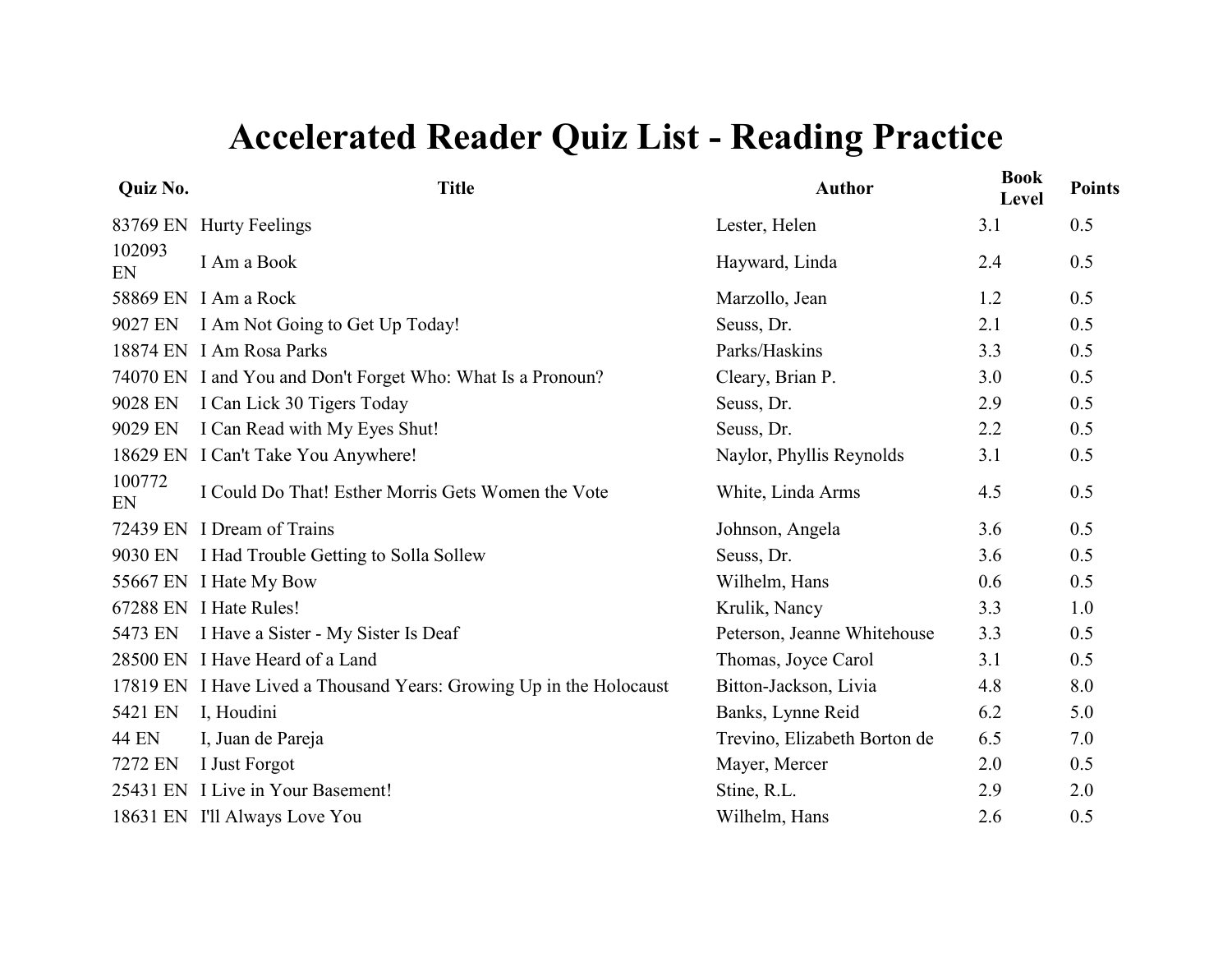# Accelerated Reader Quiz List - Reading Practice

| Quiz No. | Title | Author | Book Level | Points |
|---|---|---|---|---|
| 83769 EN | Hurty Feelings | Lester, Helen | 3.1 | 0.5 |
| 102093 EN | I Am a Book | Hayward, Linda | 2.4 | 0.5 |
| 58869 EN | I Am a Rock | Marzollo, Jean | 1.2 | 0.5 |
| 9027 EN | I Am Not Going to Get Up Today! | Seuss, Dr. | 2.1 | 0.5 |
| 18874 EN | I Am Rosa Parks | Parks/Haskins | 3.3 | 0.5 |
| 74070 EN | I and You and Don't Forget Who: What Is a Pronoun? | Cleary, Brian P. | 3.0 | 0.5 |
| 9028 EN | I Can Lick 30 Tigers Today | Seuss, Dr. | 2.9 | 0.5 |
| 9029 EN | I Can Read with My Eyes Shut! | Seuss, Dr. | 2.2 | 0.5 |
| 18629 EN | I Can't Take You Anywhere! | Naylor, Phyllis Reynolds | 3.1 | 0.5 |
| 100772 EN | I Could Do That! Esther Morris Gets Women the Vote | White, Linda Arms | 4.5 | 0.5 |
| 72439 EN | I Dream of Trains | Johnson, Angela | 3.6 | 0.5 |
| 9030 EN | I Had Trouble Getting to Solla Sollew | Seuss, Dr. | 3.6 | 0.5 |
| 55667 EN | I Hate My Bow | Wilhelm, Hans | 0.6 | 0.5 |
| 67288 EN | I Hate Rules! | Krulik, Nancy | 3.3 | 1.0 |
| 5473 EN | I Have a Sister - My Sister Is Deaf | Peterson, Jeanne Whitehouse | 3.3 | 0.5 |
| 28500 EN | I Have Heard of a Land | Thomas, Joyce Carol | 3.1 | 0.5 |
| 17819 EN | I Have Lived a Thousand Years: Growing Up in the Holocaust | Bitton-Jackson, Livia | 4.8 | 8.0 |
| 5421 EN | I, Houdini | Banks, Lynne Reid | 6.2 | 5.0 |
| 44 EN | I, Juan de Pareja | Trevino, Elizabeth Borton de | 6.5 | 7.0 |
| 7272 EN | I Just Forgot | Mayer, Mercer | 2.0 | 0.5 |
| 25431 EN | I Live in Your Basement! | Stine, R.L. | 2.9 | 2.0 |
| 18631 EN | I'll Always Love You | Wilhelm, Hans | 2.6 | 0.5 |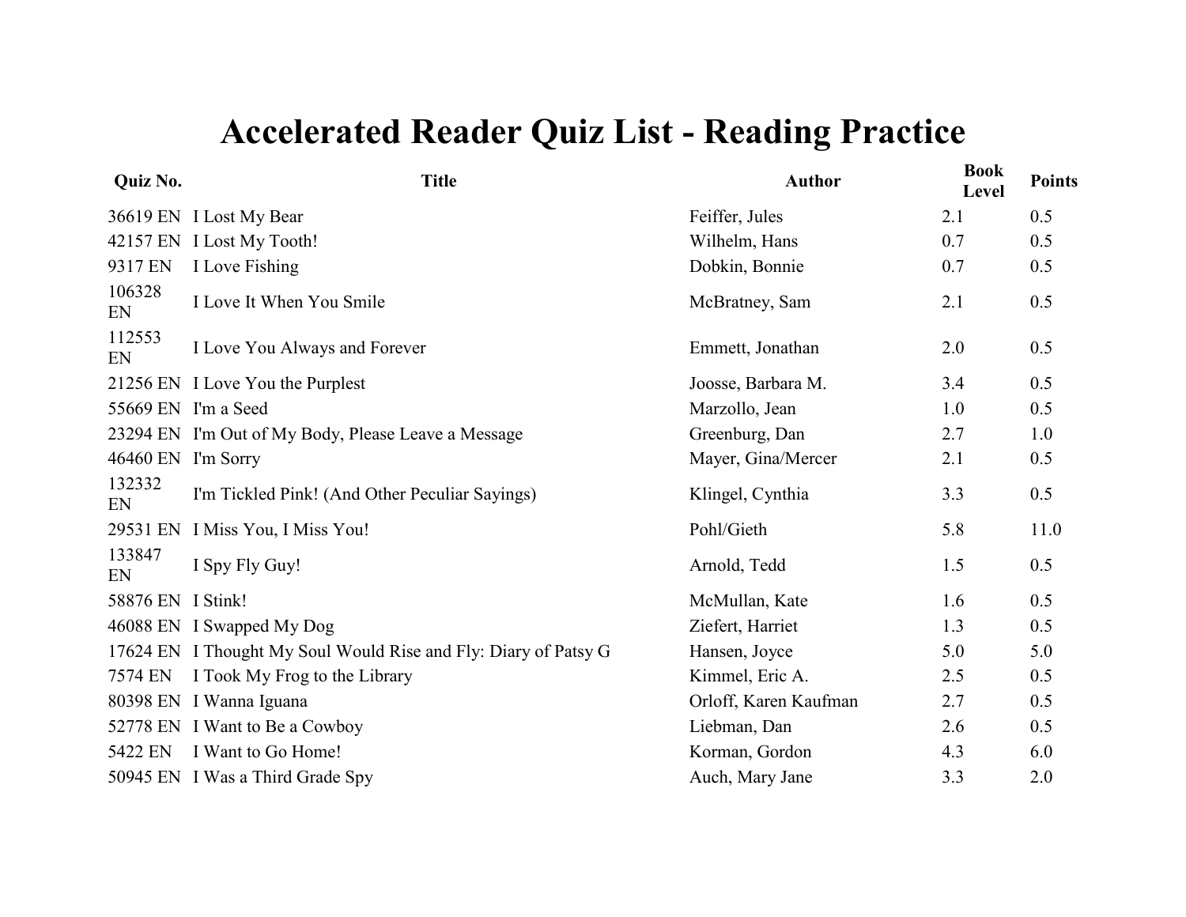# Accelerated Reader Quiz List - Reading Practice

| Quiz No. | Title | Author | Book Level | Points |
|---|---|---|---|---|
| 36619 EN | I Lost My Bear | Feiffer, Jules | 2.1 | 0.5 |
| 42157 EN | I Lost My Tooth! | Wilhelm, Hans | 0.7 | 0.5 |
| 9317 EN | I Love Fishing | Dobkin, Bonnie | 0.7 | 0.5 |
| 106328 EN | I Love It When You Smile | McBratney, Sam | 2.1 | 0.5 |
| 112553 EN | I Love You Always and Forever | Emmett, Jonathan | 2.0 | 0.5 |
| 21256 EN | I Love You the Purplest | Joosse, Barbara M. | 3.4 | 0.5 |
| 55669 EN | I'm a Seed | Marzollo, Jean | 1.0 | 0.5 |
| 23294 EN | I'm Out of My Body, Please Leave a Message | Greenburg, Dan | 2.7 | 1.0 |
| 46460 EN | I'm Sorry | Mayer, Gina/Mercer | 2.1 | 0.5 |
| 132332 EN | I'm Tickled Pink! (And Other Peculiar Sayings) | Klingel, Cynthia | 3.3 | 0.5 |
| 29531 EN | I Miss You, I Miss You! | Pohl/Gieth | 5.8 | 11.0 |
| 133847 EN | I Spy Fly Guy! | Arnold, Tedd | 1.5 | 0.5 |
| 58876 EN | I Stink! | McMullan, Kate | 1.6 | 0.5 |
| 46088 EN | I Swapped My Dog | Ziefert, Harriet | 1.3 | 0.5 |
| 17624 EN | I Thought My Soul Would Rise and Fly: Diary of Patsy G | Hansen, Joyce | 5.0 | 5.0 |
| 7574 EN | I Took My Frog to the Library | Kimmel, Eric A. | 2.5 | 0.5 |
| 80398 EN | I Wanna Iguana | Orloff, Karen Kaufman | 2.7 | 0.5 |
| 52778 EN | I Want to Be a Cowboy | Liebman, Dan | 2.6 | 0.5 |
| 5422 EN | I Want to Go Home! | Korman, Gordon | 4.3 | 6.0 |
| 50945 EN | I Was a Third Grade Spy | Auch, Mary Jane | 3.3 | 2.0 |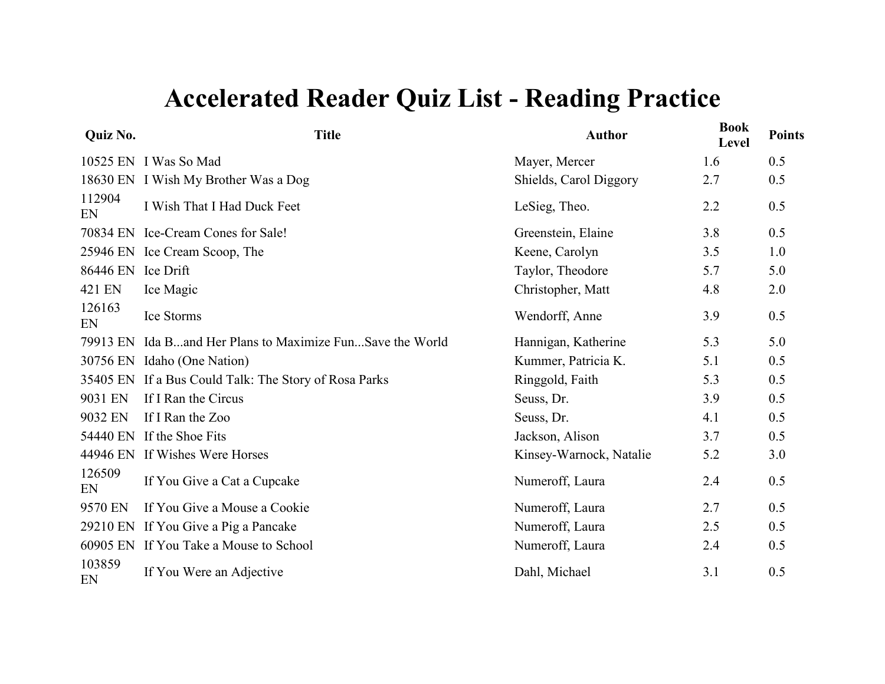# Accelerated Reader Quiz List - Reading Practice

| Quiz No. | Title | Author | Book Level | Points |
|---|---|---|---|---|
| 10525 EN | I Was So Mad | Mayer, Mercer | 1.6 | 0.5 |
| 18630 EN | I Wish My Brother Was a Dog | Shields, Carol Diggory | 2.7 | 0.5 |
| 112904 EN | I Wish That I Had Duck Feet | LeSieg, Theo. | 2.2 | 0.5 |
| 70834 EN | Ice-Cream Cones for Sale! | Greenstein, Elaine | 3.8 | 0.5 |
| 25946 EN | Ice Cream Scoop, The | Keene, Carolyn | 3.5 | 1.0 |
| 86446 EN | Ice Drift | Taylor, Theodore | 5.7 | 5.0 |
| 421 EN | Ice Magic | Christopher, Matt | 4.8 | 2.0 |
| 126163 EN | Ice Storms | Wendorff, Anne | 3.9 | 0.5 |
| 79913 EN | Ida B...and Her Plans to Maximize Fun...Save the World | Hannigan, Katherine | 5.3 | 5.0 |
| 30756 EN | Idaho (One Nation) | Kummer, Patricia K. | 5.1 | 0.5 |
| 35405 EN | If a Bus Could Talk: The Story of Rosa Parks | Ringgold, Faith | 5.3 | 0.5 |
| 9031 EN | If I Ran the Circus | Seuss, Dr. | 3.9 | 0.5 |
| 9032 EN | If I Ran the Zoo | Seuss, Dr. | 4.1 | 0.5 |
| 54440 EN | If the Shoe Fits | Jackson, Alison | 3.7 | 0.5 |
| 44946 EN | If Wishes Were Horses | Kinsey-Warnock, Natalie | 5.2 | 3.0 |
| 126509 EN | If You Give a Cat a Cupcake | Numeroff, Laura | 2.4 | 0.5 |
| 9570 EN | If You Give a Mouse a Cookie | Numeroff, Laura | 2.7 | 0.5 |
| 29210 EN | If You Give a Pig a Pancake | Numeroff, Laura | 2.5 | 0.5 |
| 60905 EN | If You Take a Mouse to School | Numeroff, Laura | 2.4 | 0.5 |
| 103859 EN | If You Were an Adjective | Dahl, Michael | 3.1 | 0.5 |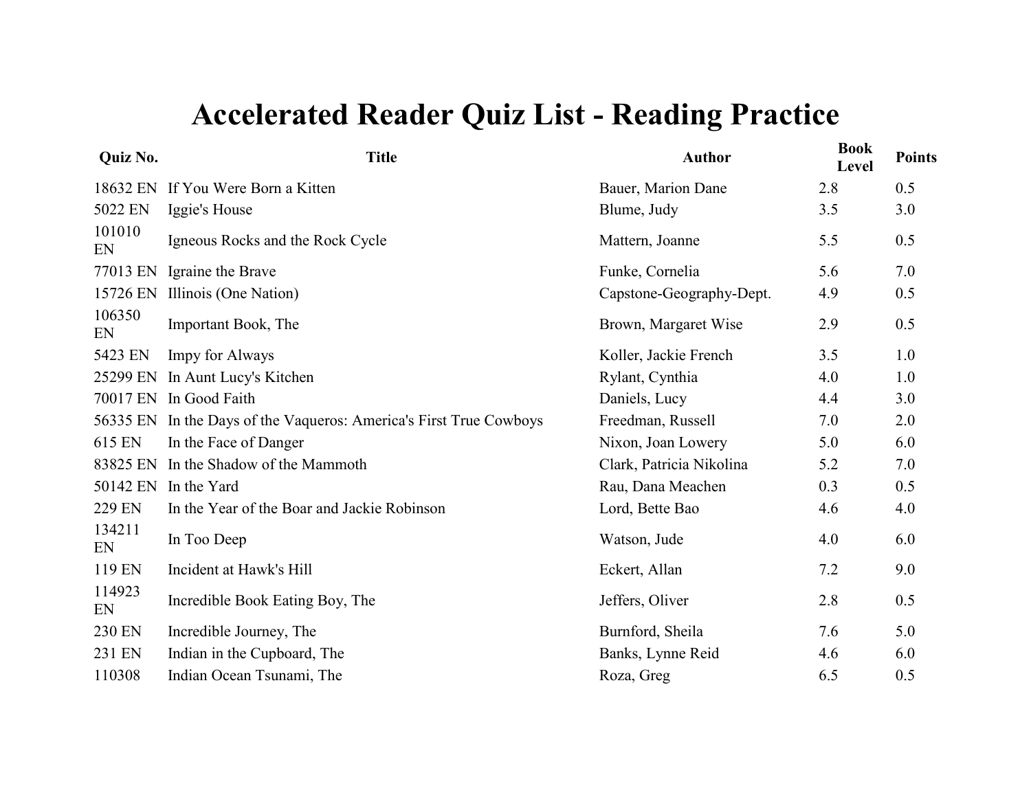# Accelerated Reader Quiz List - Reading Practice

| Quiz No. | Title | Author | Book Level | Points |
|---|---|---|---|---|
| 18632 EN | If You Were Born a Kitten | Bauer, Marion Dane | 2.8 | 0.5 |
| 5022 EN | Iggie's House | Blume, Judy | 3.5 | 3.0 |
| 101010 EN | Igneous Rocks and the Rock Cycle | Mattern, Joanne | 5.5 | 0.5 |
| 77013 EN | Igraine the Brave | Funke, Cornelia | 5.6 | 7.0 |
| 15726 EN | Illinois (One Nation) | Capstone-Geography-Dept. | 4.9 | 0.5 |
| 106350 EN | Important Book, The | Brown, Margaret Wise | 2.9 | 0.5 |
| 5423 EN | Impy for Always | Koller, Jackie French | 3.5 | 1.0 |
| 25299 EN | In Aunt Lucy's Kitchen | Rylant, Cynthia | 4.0 | 1.0 |
| 70017 EN | In Good Faith | Daniels, Lucy | 4.4 | 3.0 |
| 56335 EN | In the Days of the Vaqueros: America's First True Cowboys | Freedman, Russell | 7.0 | 2.0 |
| 615 EN | In the Face of Danger | Nixon, Joan Lowery | 5.0 | 6.0 |
| 83825 EN | In the Shadow of the Mammoth | Clark, Patricia Nikolina | 5.2 | 7.0 |
| 50142 EN | In the Yard | Rau, Dana Meachen | 0.3 | 0.5 |
| 229 EN | In the Year of the Boar and Jackie Robinson | Lord, Bette Bao | 4.6 | 4.0 |
| 134211 EN | In Too Deep | Watson, Jude | 4.0 | 6.0 |
| 119 EN | Incident at Hawk's Hill | Eckert, Allan | 7.2 | 9.0 |
| 114923 EN | Incredible Book Eating Boy, The | Jeffers, Oliver | 2.8 | 0.5 |
| 230 EN | Incredible Journey, The | Burnford, Sheila | 7.6 | 5.0 |
| 231 EN | Indian in the Cupboard, The | Banks, Lynne Reid | 4.6 | 6.0 |
| 110308 | Indian Ocean Tsunami, The | Roza, Greg | 6.5 | 0.5 |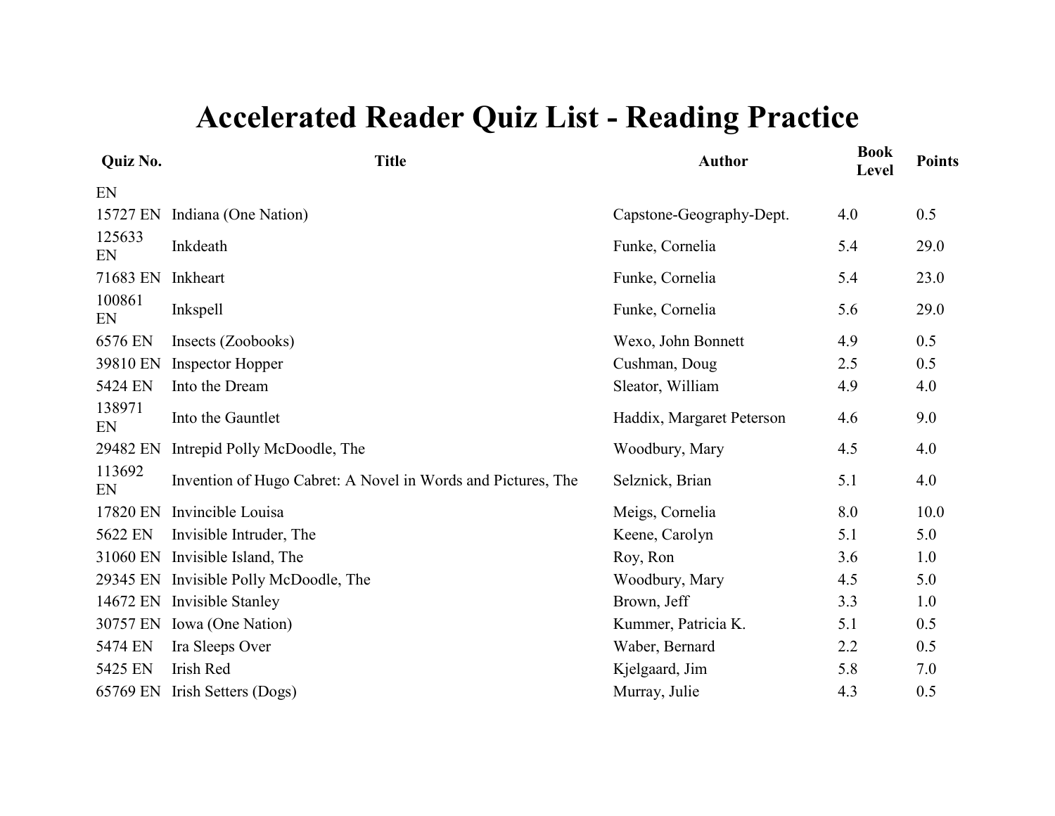# Accelerated Reader Quiz List - Reading Practice

| Quiz No. | Title | Author | Book Level | Points |
|---|---|---|---|---|
| EN | | | | |
| 15727 EN | Indiana (One Nation) | Capstone-Geography-Dept. | 4.0 | 0.5 |
| 125633 EN | Inkdeath | Funke, Cornelia | 5.4 | 29.0 |
| 71683 EN | Inkheart | Funke, Cornelia | 5.4 | 23.0 |
| 100861 EN | Inkspell | Funke, Cornelia | 5.6 | 29.0 |
| 6576 EN | Insects (Zoobooks) | Wexo, John Bonnett | 4.9 | 0.5 |
| 39810 EN | Inspector Hopper | Cushman, Doug | 2.5 | 0.5 |
| 5424 EN | Into the Dream | Sleator, William | 4.9 | 4.0 |
| 138971 EN | Into the Gauntlet | Haddix, Margaret Peterson | 4.6 | 9.0 |
| 29482 EN | Intrepid Polly McDoodle, The | Woodbury, Mary | 4.5 | 4.0 |
| 113692 EN | Invention of Hugo Cabret: A Novel in Words and Pictures, The | Selznick, Brian | 5.1 | 4.0 |
| 17820 EN | Invincible Louisa | Meigs, Cornelia | 8.0 | 10.0 |
| 5622 EN | Invisible Intruder, The | Keene, Carolyn | 5.1 | 5.0 |
| 31060 EN | Invisible Island, The | Roy, Ron | 3.6 | 1.0 |
| 29345 EN | Invisible Polly McDoodle, The | Woodbury, Mary | 4.5 | 5.0 |
| 14672 EN | Invisible Stanley | Brown, Jeff | 3.3 | 1.0 |
| 30757 EN | Iowa (One Nation) | Kummer, Patricia K. | 5.1 | 0.5 |
| 5474 EN | Ira Sleeps Over | Waber, Bernard | 2.2 | 0.5 |
| 5425 EN | Irish Red | Kjelgaard, Jim | 5.8 | 7.0 |
| 65769 EN | Irish Setters (Dogs) | Murray, Julie | 4.3 | 0.5 |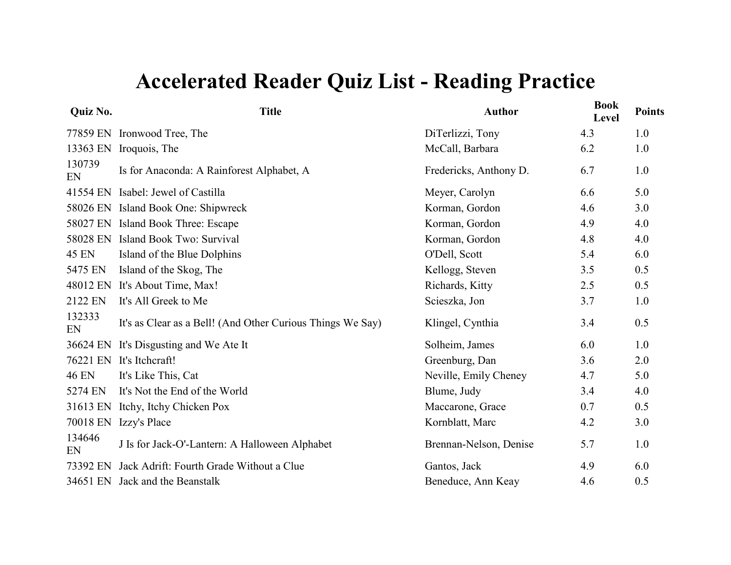# Accelerated Reader Quiz List - Reading Practice

| Quiz No. | Title | Author | Book Level | Points |
|---|---|---|---|---|
| 77859 EN | Ironwood Tree, The | DiTerlizzi, Tony | 4.3 | 1.0 |
| 13363 EN | Iroquois, The | McCall, Barbara | 6.2 | 1.0 |
| 130739 EN | Is for Anaconda: A Rainforest Alphabet, A | Fredericks, Anthony D. | 6.7 | 1.0 |
| 41554 EN | Isabel: Jewel of Castilla | Meyer, Carolyn | 6.6 | 5.0 |
| 58026 EN | Island Book One: Shipwreck | Korman, Gordon | 4.6 | 3.0 |
| 58027 EN | Island Book Three: Escape | Korman, Gordon | 4.9 | 4.0 |
| 58028 EN | Island Book Two: Survival | Korman, Gordon | 4.8 | 4.0 |
| 45 EN | Island of the Blue Dolphins | O'Dell, Scott | 5.4 | 6.0 |
| 5475 EN | Island of the Skog, The | Kellogg, Steven | 3.5 | 0.5 |
| 48012 EN | It's About Time, Max! | Richards, Kitty | 2.5 | 0.5 |
| 2122 EN | It's All Greek to Me | Scieszka, Jon | 3.7 | 1.0 |
| 132333 EN | It's as Clear as a Bell! (And Other Curious Things We Say) | Klingel, Cynthia | 3.4 | 0.5 |
| 36624 EN | It's Disgusting and We Ate It | Solheim, James | 6.0 | 1.0 |
| 76221 EN | It's Itchcraft! | Greenburg, Dan | 3.6 | 2.0 |
| 46 EN | It's Like This, Cat | Neville, Emily Cheney | 4.7 | 5.0 |
| 5274 EN | It's Not the End of the World | Blume, Judy | 3.4 | 4.0 |
| 31613 EN | Itchy, Itchy Chicken Pox | Maccarone, Grace | 0.7 | 0.5 |
| 70018 EN | Izzy's Place | Kornblatt, Marc | 4.2 | 3.0 |
| 134646 EN | J Is for Jack-O'-Lantern: A Halloween Alphabet | Brennan-Nelson, Denise | 5.7 | 1.0 |
| 73392 EN | Jack Adrift: Fourth Grade Without a Clue | Gantos, Jack | 4.9 | 6.0 |
| 34651 EN | Jack and the Beanstalk | Beneduce, Ann Keay | 4.6 | 0.5 |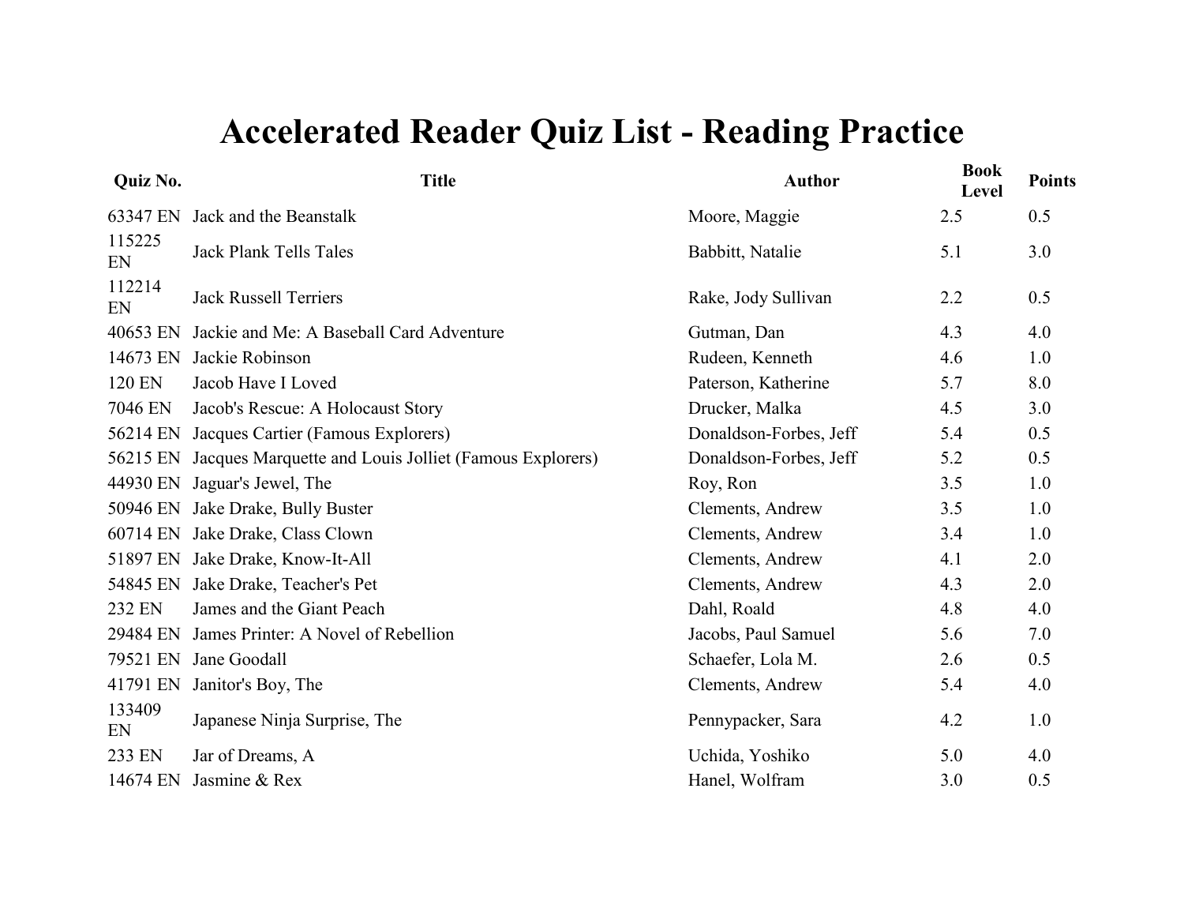# Accelerated Reader Quiz List - Reading Practice

| Quiz No. | Title | Author | Book Level | Points |
|---|---|---|---|---|
| 63347 EN | Jack and the Beanstalk | Moore, Maggie | 2.5 | 0.5 |
| 115225 EN | Jack Plank Tells Tales | Babbitt, Natalie | 5.1 | 3.0 |
| 112214 EN | Jack Russell Terriers | Rake, Jody Sullivan | 2.2 | 0.5 |
| 40653 EN | Jackie and Me: A Baseball Card Adventure | Gutman, Dan | 4.3 | 4.0 |
| 14673 EN | Jackie Robinson | Rudeen, Kenneth | 4.6 | 1.0 |
| 120 EN | Jacob Have I Loved | Paterson, Katherine | 5.7 | 8.0 |
| 7046 EN | Jacob's Rescue: A Holocaust Story | Drucker, Malka | 4.5 | 3.0 |
| 56214 EN | Jacques Cartier (Famous Explorers) | Donaldson-Forbes, Jeff | 5.4 | 0.5 |
| 56215 EN | Jacques Marquette and Louis Jolliet (Famous Explorers) | Donaldson-Forbes, Jeff | 5.2 | 0.5 |
| 44930 EN | Jaguar's Jewel, The | Roy, Ron | 3.5 | 1.0 |
| 50946 EN | Jake Drake, Bully Buster | Clements, Andrew | 3.5 | 1.0 |
| 60714 EN | Jake Drake, Class Clown | Clements, Andrew | 3.4 | 1.0 |
| 51897 EN | Jake Drake, Know-It-All | Clements, Andrew | 4.1 | 2.0 |
| 54845 EN | Jake Drake, Teacher's Pet | Clements, Andrew | 4.3 | 2.0 |
| 232 EN | James and the Giant Peach | Dahl, Roald | 4.8 | 4.0 |
| 29484 EN | James Printer: A Novel of Rebellion | Jacobs, Paul Samuel | 5.6 | 7.0 |
| 79521 EN | Jane Goodall | Schaefer, Lola M. | 2.6 | 0.5 |
| 41791 EN | Janitor's Boy, The | Clements, Andrew | 5.4 | 4.0 |
| 133409 EN | Japanese Ninja Surprise, The | Pennypacker, Sara | 4.2 | 1.0 |
| 233 EN | Jar of Dreams, A | Uchida, Yoshiko | 5.0 | 4.0 |
| 14674 EN | Jasmine & Rex | Hanel, Wolfram | 3.0 | 0.5 |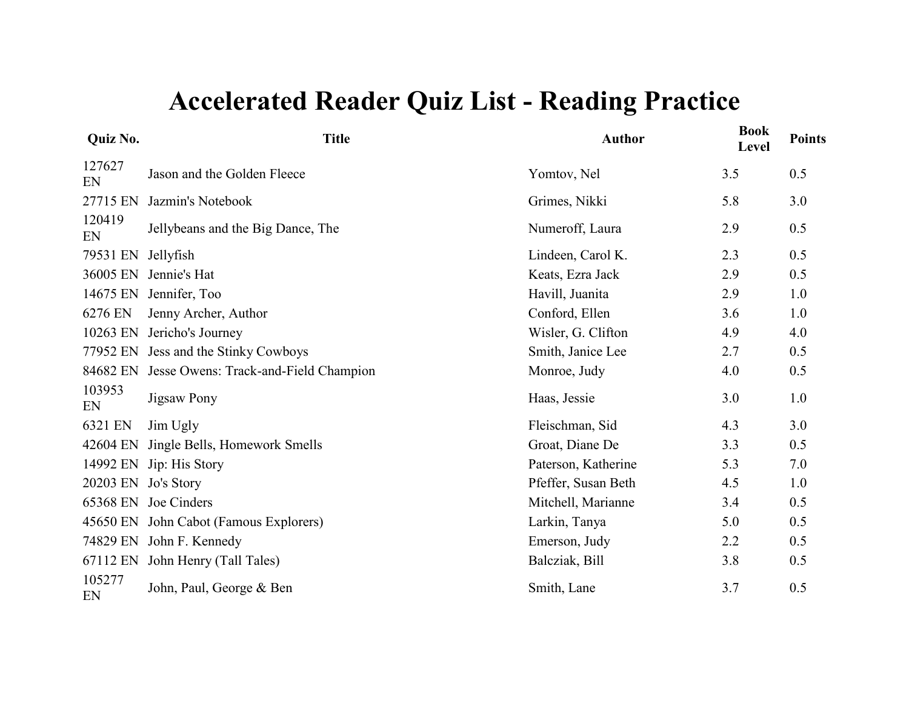# Accelerated Reader Quiz List - Reading Practice

| Quiz No. | Title | Author | Book Level | Points |
|---|---|---|---|---|
| 127627 EN | Jason and the Golden Fleece | Yomtov, Nel | 3.5 | 0.5 |
| 27715 EN | Jazmin's Notebook | Grimes, Nikki | 5.8 | 3.0 |
| 120419 EN | Jellybeans and the Big Dance, The | Numeroff, Laura | 2.9 | 0.5 |
| 79531 EN | Jellyfish | Lindeen, Carol K. | 2.3 | 0.5 |
| 36005 EN | Jennie's Hat | Keats, Ezra Jack | 2.9 | 0.5 |
| 14675 EN | Jennifer, Too | Havill, Juanita | 2.9 | 1.0 |
| 6276 EN | Jenny Archer, Author | Conford, Ellen | 3.6 | 1.0 |
| 10263 EN | Jericho's Journey | Wisler, G. Clifton | 4.9 | 4.0 |
| 77952 EN | Jess and the Stinky Cowboys | Smith, Janice Lee | 2.7 | 0.5 |
| 84682 EN | Jesse Owens: Track-and-Field Champion | Monroe, Judy | 4.0 | 0.5 |
| 103953 EN | Jigsaw Pony | Haas, Jessie | 3.0 | 1.0 |
| 6321 EN | Jim Ugly | Fleischman, Sid | 4.3 | 3.0 |
| 42604 EN | Jingle Bells, Homework Smells | Groat, Diane De | 3.3 | 0.5 |
| 14992 EN | Jip: His Story | Paterson, Katherine | 5.3 | 7.0 |
| 20203 EN | Jo's Story | Pfeffer, Susan Beth | 4.5 | 1.0 |
| 65368 EN | Joe Cinders | Mitchell, Marianne | 3.4 | 0.5 |
| 45650 EN | John Cabot (Famous Explorers) | Larkin, Tanya | 5.0 | 0.5 |
| 74829 EN | John F. Kennedy | Emerson, Judy | 2.2 | 0.5 |
| 67112 EN | John Henry (Tall Tales) | Balcziak, Bill | 3.8 | 0.5 |
| 105277 EN | John, Paul, George & Ben | Smith, Lane | 3.7 | 0.5 |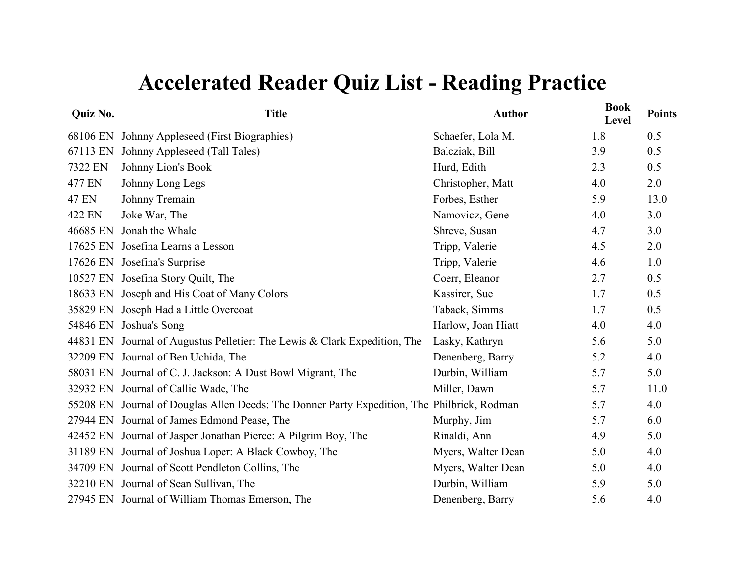# Accelerated Reader Quiz List - Reading Practice

| Quiz No. | Title | Author | Book Level | Points |
|---|---|---|---|---|
| 68106 EN | Johnny Appleseed (First Biographies) | Schaefer, Lola M. | 1.8 | 0.5 |
| 67113 EN | Johnny Appleseed (Tall Tales) | Balcziak, Bill | 3.9 | 0.5 |
| 7322 EN | Johnny Lion's Book | Hurd, Edith | 2.3 | 0.5 |
| 477 EN | Johnny Long Legs | Christopher, Matt | 4.0 | 2.0 |
| 47 EN | Johnny Tremain | Forbes, Esther | 5.9 | 13.0 |
| 422 EN | Joke War, The | Namovicz, Gene | 4.0 | 3.0 |
| 46685 EN | Jonah the Whale | Shreve, Susan | 4.7 | 3.0 |
| 17625 EN | Josefina Learns a Lesson | Tripp, Valerie | 4.5 | 2.0 |
| 17626 EN | Josefina's Surprise | Tripp, Valerie | 4.6 | 1.0 |
| 10527 EN | Josefina Story Quilt, The | Coerr, Eleanor | 2.7 | 0.5 |
| 18633 EN | Joseph and His Coat of Many Colors | Kassirer, Sue | 1.7 | 0.5 |
| 35829 EN | Joseph Had a Little Overcoat | Taback, Simms | 1.7 | 0.5 |
| 54846 EN | Joshua's Song | Harlow, Joan Hiatt | 4.0 | 4.0 |
| 44831 EN | Journal of Augustus Pelletier: The Lewis & Clark Expedition, The | Lasky, Kathryn | 5.6 | 5.0 |
| 32209 EN | Journal of Ben Uchida, The | Denenberg, Barry | 5.2 | 4.0 |
| 58031 EN | Journal of C. J. Jackson: A Dust Bowl Migrant, The | Durbin, William | 5.7 | 5.0 |
| 32932 EN | Journal of Callie Wade, The | Miller, Dawn | 5.7 | 11.0 |
| 55208 EN | Journal of Douglas Allen Deeds: The Donner Party Expedition, The | Philbrick, Rodman | 5.7 | 4.0 |
| 27944 EN | Journal of James Edmond Pease, The | Murphy, Jim | 5.7 | 6.0 |
| 42452 EN | Journal of Jasper Jonathan Pierce: A Pilgrim Boy, The | Rinaldi, Ann | 4.9 | 5.0 |
| 31189 EN | Journal of Joshua Loper: A Black Cowboy, The | Myers, Walter Dean | 5.0 | 4.0 |
| 34709 EN | Journal of Scott Pendleton Collins, The | Myers, Walter Dean | 5.0 | 4.0 |
| 32210 EN | Journal of Sean Sullivan, The | Durbin, William | 5.9 | 5.0 |
| 27945 EN | Journal of William Thomas Emerson, The | Denenberg, Barry | 5.6 | 4.0 |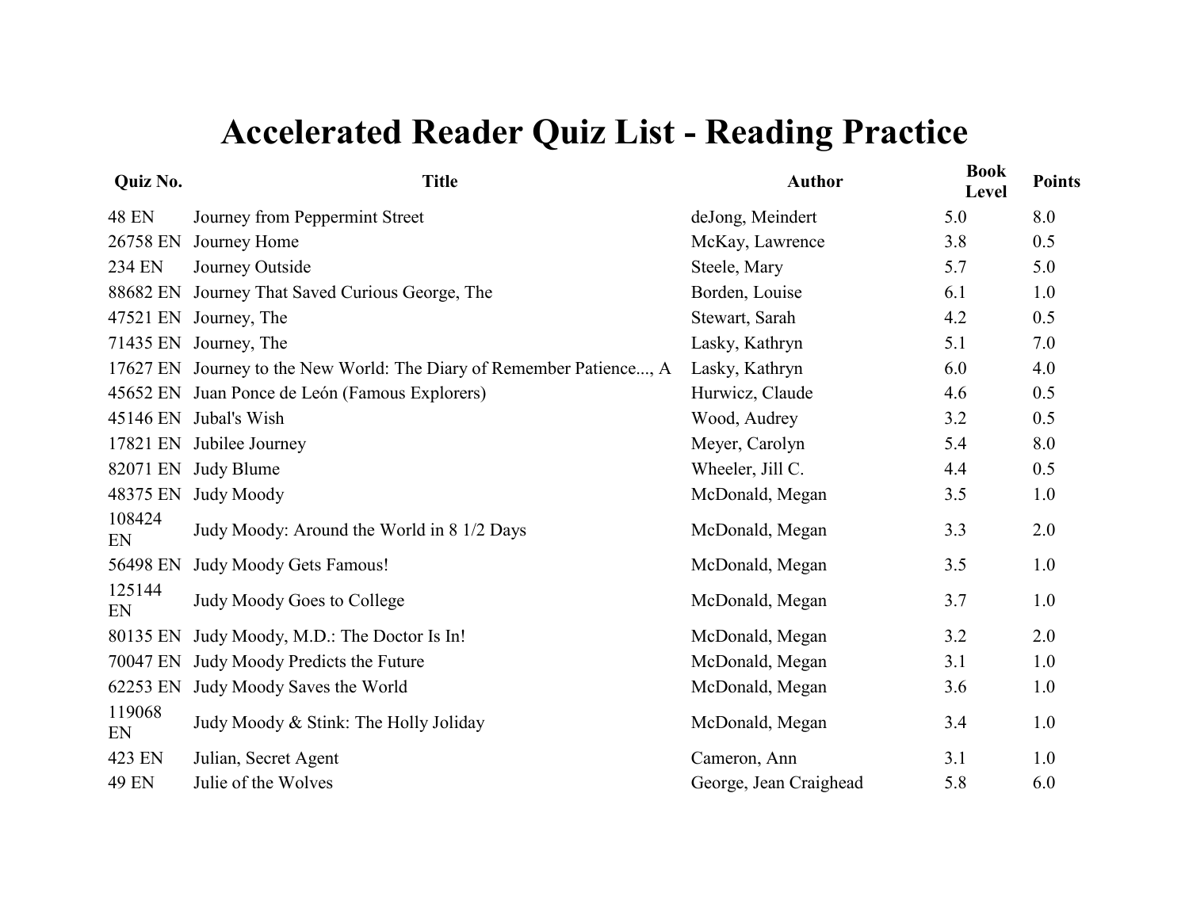# Accelerated Reader Quiz List - Reading Practice

| Quiz No. | Title | Author | Book Level | Points |
|---|---|---|---|---|
| 48 EN | Journey from Peppermint Street | deJong, Meindert | 5.0 | 8.0 |
| 26758 EN | Journey Home | McKay, Lawrence | 3.8 | 0.5 |
| 234 EN | Journey Outside | Steele, Mary | 5.7 | 5.0 |
| 88682 EN | Journey That Saved Curious George, The | Borden, Louise | 6.1 | 1.0 |
| 47521 EN | Journey, The | Stewart, Sarah | 4.2 | 0.5 |
| 71435 EN | Journey, The | Lasky, Kathryn | 5.1 | 7.0 |
| 17627 EN | Journey to the New World: The Diary of Remember Patience..., A | Lasky, Kathryn | 6.0 | 4.0 |
| 45652 EN | Juan Ponce de León (Famous Explorers) | Hurwicz, Claude | 4.6 | 0.5 |
| 45146 EN | Jubal's Wish | Wood, Audrey | 3.2 | 0.5 |
| 17821 EN | Jubilee Journey | Meyer, Carolyn | 5.4 | 8.0 |
| 82071 EN | Judy Blume | Wheeler, Jill C. | 4.4 | 0.5 |
| 48375 EN | Judy Moody | McDonald, Megan | 3.5 | 1.0 |
| 108424 EN | Judy Moody: Around the World in 8 1/2 Days | McDonald, Megan | 3.3 | 2.0 |
| 56498 EN | Judy Moody Gets Famous! | McDonald, Megan | 3.5 | 1.0 |
| 125144 EN | Judy Moody Goes to College | McDonald, Megan | 3.7 | 1.0 |
| 80135 EN | Judy Moody, M.D.: The Doctor Is In! | McDonald, Megan | 3.2 | 2.0 |
| 70047 EN | Judy Moody Predicts the Future | McDonald, Megan | 3.1 | 1.0 |
| 62253 EN | Judy Moody Saves the World | McDonald, Megan | 3.6 | 1.0 |
| 119068 EN | Judy Moody & Stink: The Holly Joliday | McDonald, Megan | 3.4 | 1.0 |
| 423 EN | Julian, Secret Agent | Cameron, Ann | 3.1 | 1.0 |
| 49 EN | Julie of the Wolves | George, Jean Craighead | 5.8 | 6.0 |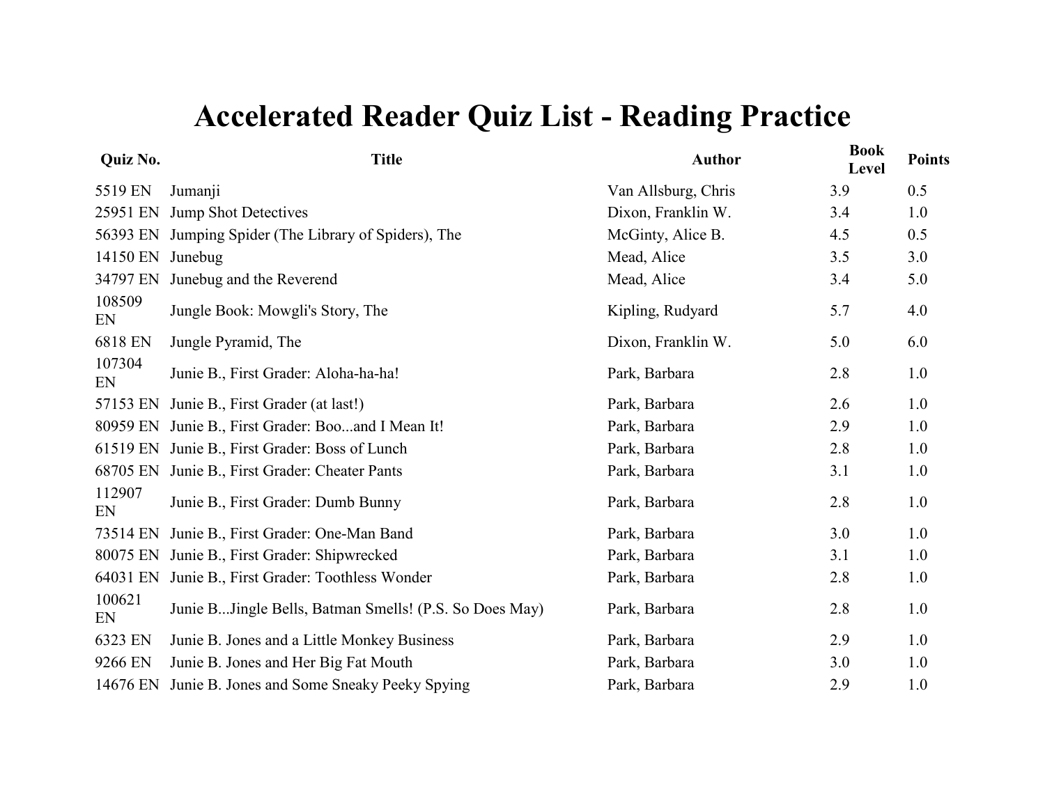# Accelerated Reader Quiz List - Reading Practice

| Quiz No. | Title | Author | Book Level | Points |
|---|---|---|---|---|
| 5519 EN | Jumanji | Van Allsburg, Chris | 3.9 | 0.5 |
| 25951 EN | Jump Shot Detectives | Dixon, Franklin W. | 3.4 | 1.0 |
| 56393 EN | Jumping Spider (The Library of Spiders), The | McGinty, Alice B. | 4.5 | 0.5 |
| 14150 EN | Junebug | Mead, Alice | 3.5 | 3.0 |
| 34797 EN | Junebug and the Reverend | Mead, Alice | 3.4 | 5.0 |
| 108509 EN | Jungle Book: Mowgli's Story, The | Kipling, Rudyard | 5.7 | 4.0 |
| 6818 EN | Jungle Pyramid, The | Dixon, Franklin W. | 5.0 | 6.0 |
| 107304 EN | Junie B., First Grader: Aloha-ha-ha! | Park, Barbara | 2.8 | 1.0 |
| 57153 EN | Junie B., First Grader (at last!) | Park, Barbara | 2.6 | 1.0 |
| 80959 EN | Junie B., First Grader: Boo...and I Mean It! | Park, Barbara | 2.9 | 1.0 |
| 61519 EN | Junie B., First Grader: Boss of Lunch | Park, Barbara | 2.8 | 1.0 |
| 68705 EN | Junie B., First Grader: Cheater Pants | Park, Barbara | 3.1 | 1.0 |
| 112907 EN | Junie B., First Grader: Dumb Bunny | Park, Barbara | 2.8 | 1.0 |
| 73514 EN | Junie B., First Grader: One-Man Band | Park, Barbara | 3.0 | 1.0 |
| 80075 EN | Junie B., First Grader: Shipwrecked | Park, Barbara | 3.1 | 1.0 |
| 64031 EN | Junie B., First Grader: Toothless Wonder | Park, Barbara | 2.8 | 1.0 |
| 100621 EN | Junie B...Jingle Bells, Batman Smells! (P.S. So Does May) | Park, Barbara | 2.8 | 1.0 |
| 6323 EN | Junie B. Jones and a Little Monkey Business | Park, Barbara | 2.9 | 1.0 |
| 9266 EN | Junie B. Jones and Her Big Fat Mouth | Park, Barbara | 3.0 | 1.0 |
| 14676 EN | Junie B. Jones and Some Sneaky Peeky Spying | Park, Barbara | 2.9 | 1.0 |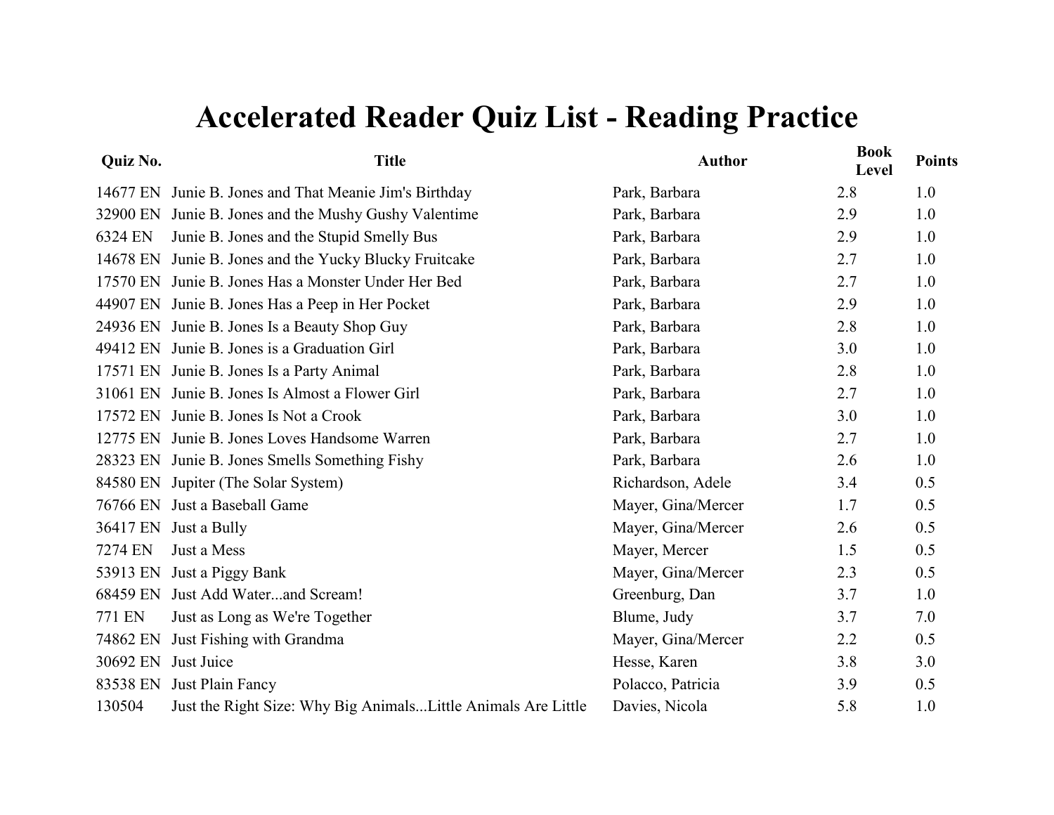# Accelerated Reader Quiz List - Reading Practice

| Quiz No. | Title | Author | Book Level | Points |
|---|---|---|---|---|
| 14677 EN | Junie B. Jones and That Meanie Jim's Birthday | Park, Barbara | 2.8 | 1.0 |
| 32900 EN | Junie B. Jones and the Mushy Gushy Valentime | Park, Barbara | 2.9 | 1.0 |
| 6324 EN | Junie B. Jones and the Stupid Smelly Bus | Park, Barbara | 2.9 | 1.0 |
| 14678 EN | Junie B. Jones and the Yucky Blucky Fruitcake | Park, Barbara | 2.7 | 1.0 |
| 17570 EN | Junie B. Jones Has a Monster Under Her Bed | Park, Barbara | 2.7 | 1.0 |
| 44907 EN | Junie B. Jones Has a Peep in Her Pocket | Park, Barbara | 2.9 | 1.0 |
| 24936 EN | Junie B. Jones Is a Beauty Shop Guy | Park, Barbara | 2.8 | 1.0 |
| 49412 EN | Junie B. Jones is a Graduation Girl | Park, Barbara | 3.0 | 1.0 |
| 17571 EN | Junie B. Jones Is a Party Animal | Park, Barbara | 2.8 | 1.0 |
| 31061 EN | Junie B. Jones Is Almost a Flower Girl | Park, Barbara | 2.7 | 1.0 |
| 17572 EN | Junie B. Jones Is Not a Crook | Park, Barbara | 3.0 | 1.0 |
| 12775 EN | Junie B. Jones Loves Handsome Warren | Park, Barbara | 2.7 | 1.0 |
| 28323 EN | Junie B. Jones Smells Something Fishy | Park, Barbara | 2.6 | 1.0 |
| 84580 EN | Jupiter (The Solar System) | Richardson, Adele | 3.4 | 0.5 |
| 76766 EN | Just a Baseball Game | Mayer, Gina/Mercer | 1.7 | 0.5 |
| 36417 EN | Just a Bully | Mayer, Gina/Mercer | 2.6 | 0.5 |
| 7274 EN | Just a Mess | Mayer, Mercer | 1.5 | 0.5 |
| 53913 EN | Just a Piggy Bank | Mayer, Gina/Mercer | 2.3 | 0.5 |
| 68459 EN | Just Add Water...and Scream! | Greenburg, Dan | 3.7 | 1.0 |
| 771 EN | Just as Long as We're Together | Blume, Judy | 3.7 | 7.0 |
| 74862 EN | Just Fishing with Grandma | Mayer, Gina/Mercer | 2.2 | 0.5 |
| 30692 EN | Just Juice | Hesse, Karen | 3.8 | 3.0 |
| 83538 EN | Just Plain Fancy | Polacco, Patricia | 3.9 | 0.5 |
| 130504 | Just the Right Size: Why Big Animals...Little Animals Are Little | Davies, Nicola | 5.8 | 1.0 |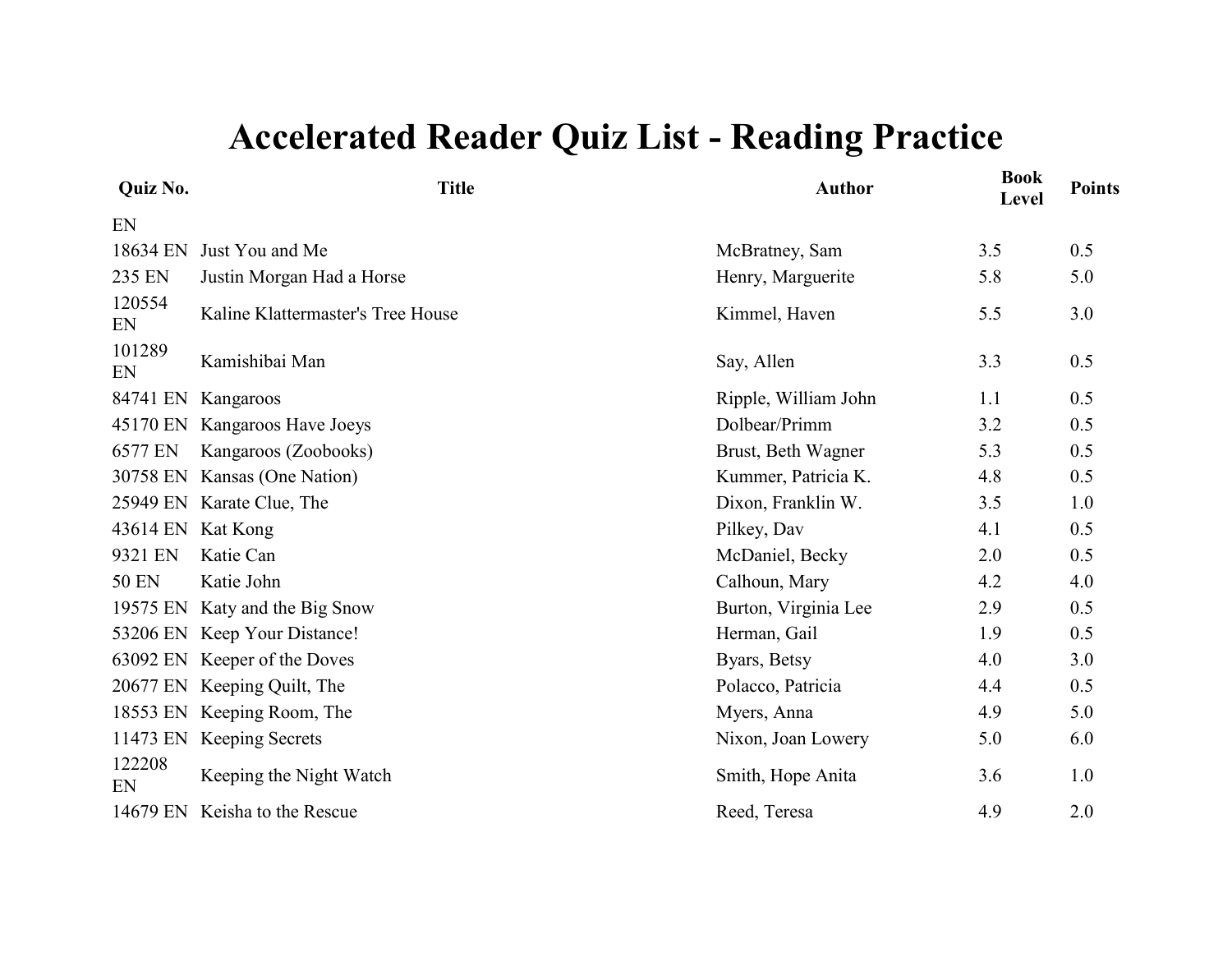# Accelerated Reader Quiz List - Reading Practice

| Quiz No. | Title | Author | Book Level | Points |
|---|---|---|---|---|
| EN | | | | |
| 18634 EN | Just You and Me | McBratney, Sam | 3.5 | 0.5 |
| 235 EN | Justin Morgan Had a Horse | Henry, Marguerite | 5.8 | 5.0 |
| 120554 EN | Kaline Klattermaster's Tree House | Kimmel, Haven | 5.5 | 3.0 |
| 101289 EN | Kamishibai Man | Say, Allen | 3.3 | 0.5 |
| 84741 EN | Kangaroos | Ripple, William John | 1.1 | 0.5 |
| 45170 EN | Kangaroos Have Joeys | Dolbear/Primm | 3.2 | 0.5 |
| 6577 EN | Kangaroos (Zoobooks) | Brust, Beth Wagner | 5.3 | 0.5 |
| 30758 EN | Kansas (One Nation) | Kummer, Patricia K. | 4.8 | 0.5 |
| 25949 EN | Karate Clue, The | Dixon, Franklin W. | 3.5 | 1.0 |
| 43614 EN | Kat Kong | Pilkey, Dav | 4.1 | 0.5 |
| 9321 EN | Katie Can | McDaniel, Becky | 2.0 | 0.5 |
| 50 EN | Katie John | Calhoun, Mary | 4.2 | 4.0 |
| 19575 EN | Katy and the Big Snow | Burton, Virginia Lee | 2.9 | 0.5 |
| 53206 EN | Keep Your Distance! | Herman, Gail | 1.9 | 0.5 |
| 63092 EN | Keeper of the Doves | Byars, Betsy | 4.0 | 3.0 |
| 20677 EN | Keeping Quilt, The | Polacco, Patricia | 4.4 | 0.5 |
| 18553 EN | Keeping Room, The | Myers, Anna | 4.9 | 5.0 |
| 11473 EN | Keeping Secrets | Nixon, Joan Lowery | 5.0 | 6.0 |
| 122208 EN | Keeping the Night Watch | Smith, Hope Anita | 3.6 | 1.0 |
| 14679 EN | Keisha to the Rescue | Reed, Teresa | 4.9 | 2.0 |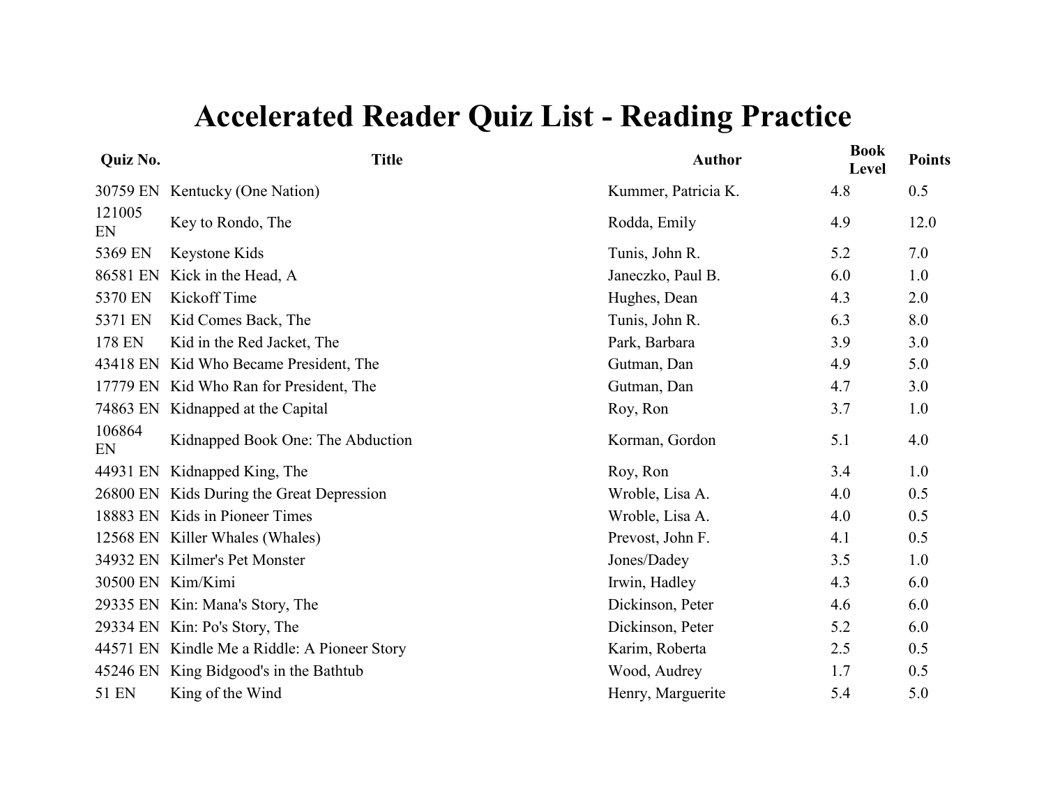# Accelerated Reader Quiz List - Reading Practice

| Quiz No. | Title | Author | Book Level | Points |
| --- | --- | --- | --- | --- |
| 30759 EN | Kentucky (One Nation) | Kummer, Patricia K. | 4.8 | 0.5 |
| 121005 EN | Key to Rondo, The | Rodda, Emily | 4.9 | 12.0 |
| 5369 EN | Keystone Kids | Tunis, John R. | 5.2 | 7.0 |
| 86581 EN | Kick in the Head, A | Janeczko, Paul B. | 6.0 | 1.0 |
| 5370 EN | Kickoff Time | Hughes, Dean | 4.3 | 2.0 |
| 5371 EN | Kid Comes Back, The | Tunis, John R. | 6.3 | 8.0 |
| 178 EN | Kid in the Red Jacket, The | Park, Barbara | 3.9 | 3.0 |
| 43418 EN | Kid Who Became President, The | Gutman, Dan | 4.9 | 5.0 |
| 17779 EN | Kid Who Ran for President, The | Gutman, Dan | 4.7 | 3.0 |
| 74863 EN | Kidnapped at the Capital | Roy, Ron | 3.7 | 1.0 |
| 106864 EN | Kidnapped Book One: The Abduction | Korman, Gordon | 5.1 | 4.0 |
| 44931 EN | Kidnapped King, The | Roy, Ron | 3.4 | 1.0 |
| 26800 EN | Kids During the Great Depression | Wroble, Lisa A. | 4.0 | 0.5 |
| 18883 EN | Kids in Pioneer Times | Wroble, Lisa A. | 4.0 | 0.5 |
| 12568 EN | Killer Whales (Whales) | Prevost, John F. | 4.1 | 0.5 |
| 34932 EN | Kilmer's Pet Monster | Jones/Dadey | 3.5 | 1.0 |
| 30500 EN | Kim/Kimi | Irwin, Hadley | 4.3 | 6.0 |
| 29335 EN | Kin: Mana's Story, The | Dickinson, Peter | 4.6 | 6.0 |
| 29334 EN | Kin: Po's Story, The | Dickinson, Peter | 5.2 | 6.0 |
| 44571 EN | Kindle Me a Riddle: A Pioneer Story | Karim, Roberta | 2.5 | 0.5 |
| 45246 EN | King Bidgood's in the Bathtub | Wood, Audrey | 1.7 | 0.5 |
| 51 EN | King of the Wind | Henry, Marguerite | 5.4 | 5.0 |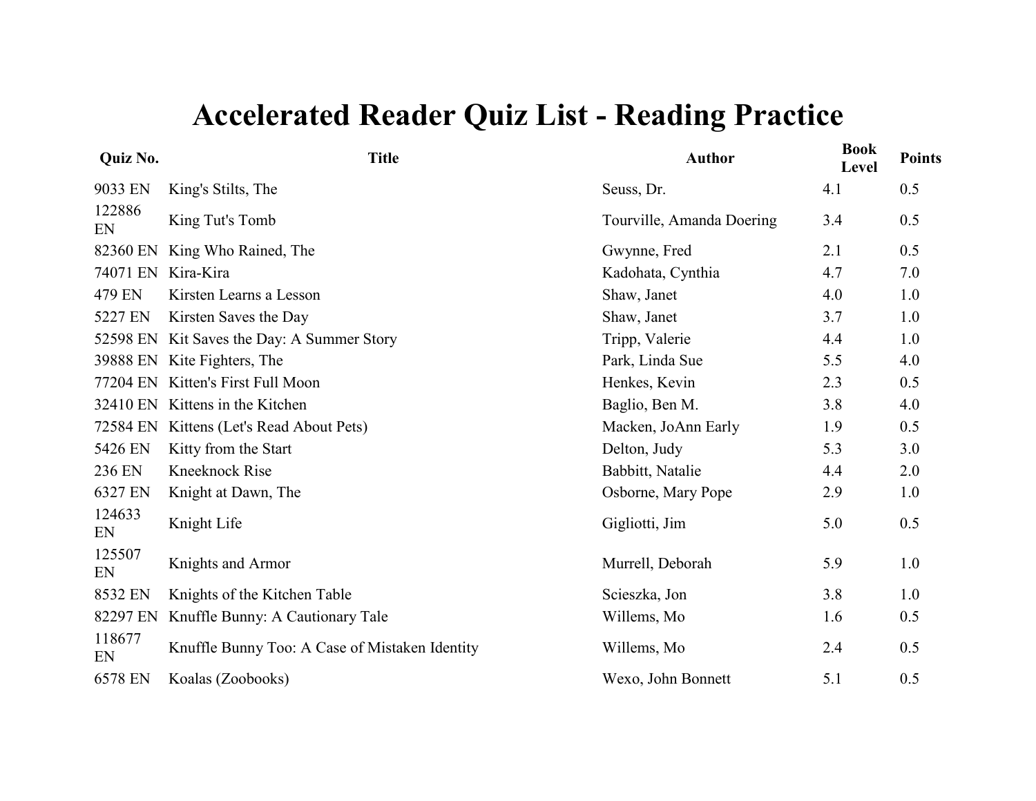# Accelerated Reader Quiz List - Reading Practice

| Quiz No. | Title | Author | Book Level | Points |
|---|---|---|---|---|
| 9033 EN | King's Stilts, The | Seuss, Dr. | 4.1 | 0.5 |
| 122886 EN | King Tut's Tomb | Tourville, Amanda Doering | 3.4 | 0.5 |
| 82360 EN | King Who Rained, The | Gwynne, Fred | 2.1 | 0.5 |
| 74071 EN | Kira-Kira | Kadohata, Cynthia | 4.7 | 7.0 |
| 479 EN | Kirsten Learns a Lesson | Shaw, Janet | 4.0 | 1.0 |
| 5227 EN | Kirsten Saves the Day | Shaw, Janet | 3.7 | 1.0 |
| 52598 EN | Kit Saves the Day: A Summer Story | Tripp, Valerie | 4.4 | 1.0 |
| 39888 EN | Kite Fighters, The | Park, Linda Sue | 5.5 | 4.0 |
| 77204 EN | Kitten's First Full Moon | Henkes, Kevin | 2.3 | 0.5 |
| 32410 EN | Kittens in the Kitchen | Baglio, Ben M. | 3.8 | 4.0 |
| 72584 EN | Kittens (Let's Read About Pets) | Macken, JoAnn Early | 1.9 | 0.5 |
| 5426 EN | Kitty from the Start | Delton, Judy | 5.3 | 3.0 |
| 236 EN | Kneeknock Rise | Babbitt, Natalie | 4.4 | 2.0 |
| 6327 EN | Knight at Dawn, The | Osborne, Mary Pope | 2.9 | 1.0 |
| 124633 EN | Knight Life | Gigliotti, Jim | 5.0 | 0.5 |
| 125507 EN | Knights and Armor | Murrell, Deborah | 5.9 | 1.0 |
| 8532 EN | Knights of the Kitchen Table | Scieszka, Jon | 3.8 | 1.0 |
| 82297 EN | Knuffle Bunny: A Cautionary Tale | Willems, Mo | 1.6 | 0.5 |
| 118677 EN | Knuffle Bunny Too: A Case of Mistaken Identity | Willems, Mo | 2.4 | 0.5 |
| 6578 EN | Koalas (Zoobooks) | Wexo, John Bonnett | 5.1 | 0.5 |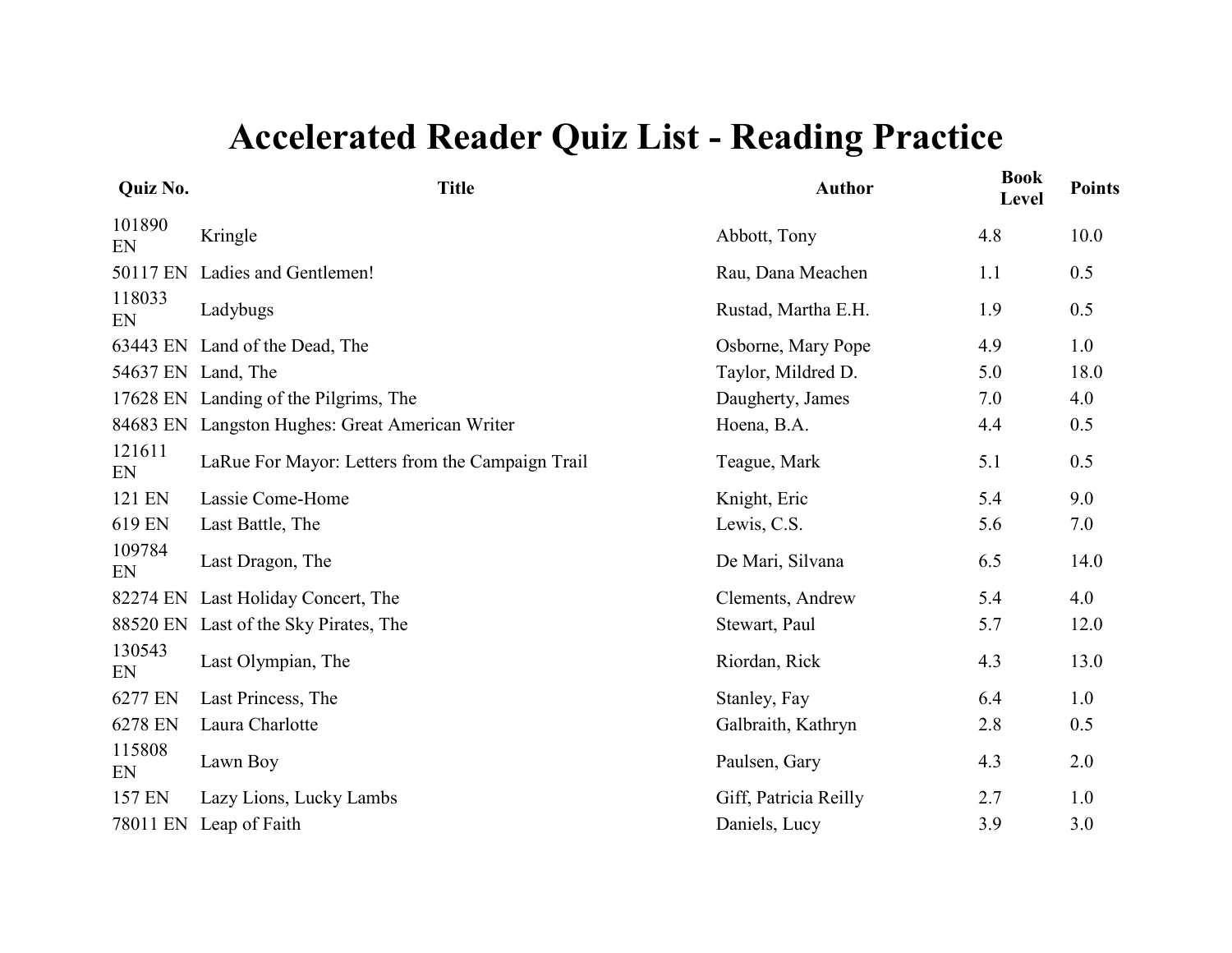# Accelerated Reader Quiz List - Reading Practice

| Quiz No. | Title | Author | Book Level | Points |
|---|---|---|---|---|
| 101890 EN | Kringle | Abbott, Tony | 4.8 | 10.0 |
| 50117 EN | Ladies and Gentlemen! | Rau, Dana Meachen | 1.1 | 0.5 |
| 118033 EN | Ladybugs | Rustad, Martha E.H. | 1.9 | 0.5 |
| 63443 EN | Land of the Dead, The | Osborne, Mary Pope | 4.9 | 1.0 |
| 54637 EN | Land, The | Taylor, Mildred D. | 5.0 | 18.0 |
| 17628 EN | Landing of the Pilgrims, The | Daugherty, James | 7.0 | 4.0 |
| 84683 EN | Langston Hughes: Great American Writer | Hoena, B.A. | 4.4 | 0.5 |
| 121611 EN | LaRue For Mayor: Letters from the Campaign Trail | Teague, Mark | 5.1 | 0.5 |
| 121 EN | Lassie Come-Home | Knight, Eric | 5.4 | 9.0 |
| 619 EN | Last Battle, The | Lewis, C.S. | 5.6 | 7.0 |
| 109784 EN | Last Dragon, The | De Mari, Silvana | 6.5 | 14.0 |
| 82274 EN | Last Holiday Concert, The | Clements, Andrew | 5.4 | 4.0 |
| 88520 EN | Last of the Sky Pirates, The | Stewart, Paul | 5.7 | 12.0 |
| 130543 EN | Last Olympian, The | Riordan, Rick | 4.3 | 13.0 |
| 6277 EN | Last Princess, The | Stanley, Fay | 6.4 | 1.0 |
| 6278 EN | Laura Charlotte | Galbraith, Kathryn | 2.8 | 0.5 |
| 115808 EN | Lawn Boy | Paulsen, Gary | 4.3 | 2.0 |
| 157 EN | Lazy Lions, Lucky Lambs | Giff, Patricia Reilly | 2.7 | 1.0 |
| 78011 EN | Leap of Faith | Daniels, Lucy | 3.9 | 3.0 |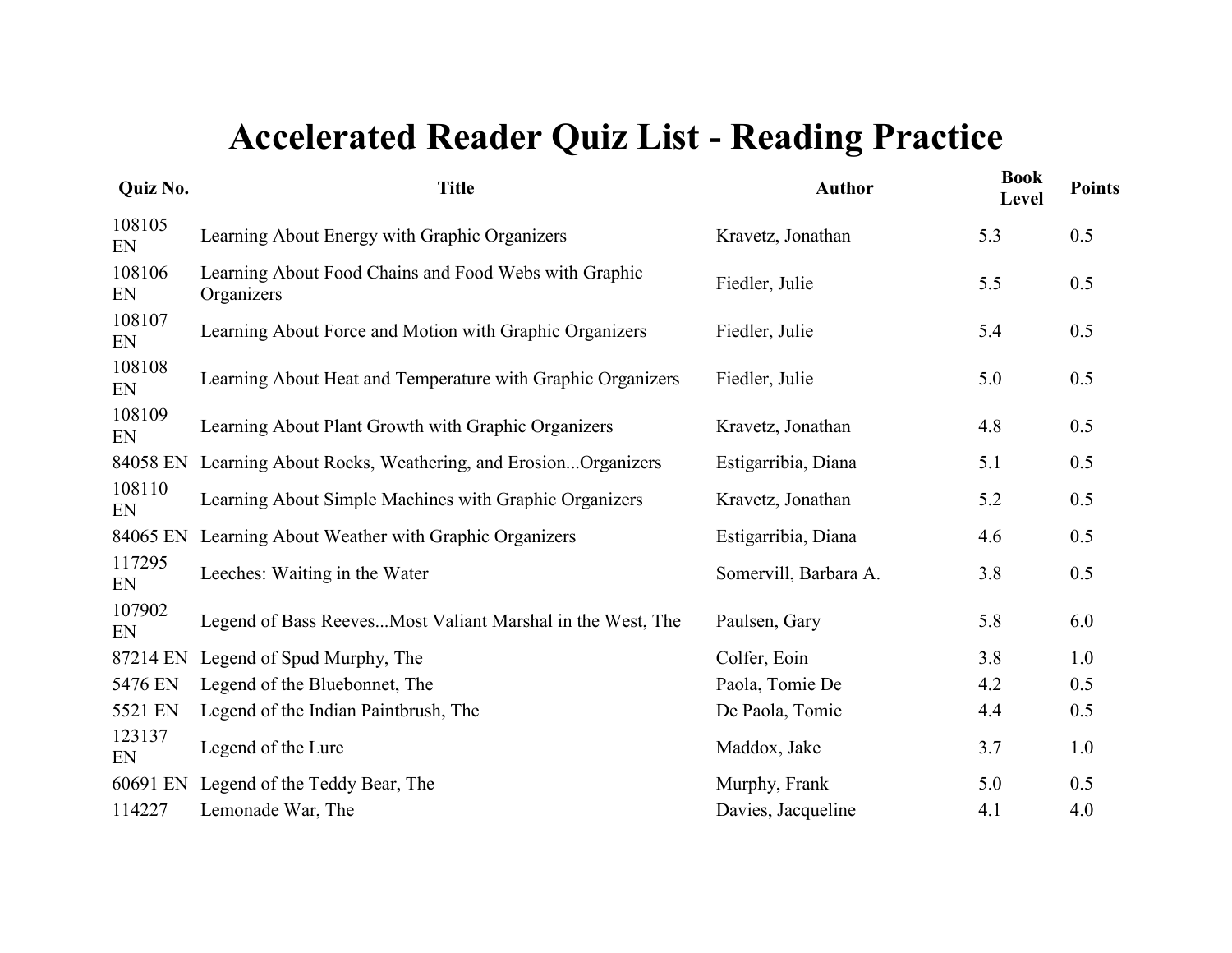# Accelerated Reader Quiz List - Reading Practice

| Quiz No. | Title | Author | Book Level | Points |
|---|---|---|---|---|
| 108105 EN | Learning About Energy with Graphic Organizers | Kravetz, Jonathan | 5.3 | 0.5 |
| 108106 EN | Learning About Food Chains and Food Webs with Graphic Organizers | Fiedler, Julie | 5.5 | 0.5 |
| 108107 EN | Learning About Force and Motion with Graphic Organizers | Fiedler, Julie | 5.4 | 0.5 |
| 108108 EN | Learning About Heat and Temperature with Graphic Organizers | Fiedler, Julie | 5.0 | 0.5 |
| 108109 EN | Learning About Plant Growth with Graphic Organizers | Kravetz, Jonathan | 4.8 | 0.5 |
| 84058 EN | Learning About Rocks, Weathering, and Erosion...Organizers | Estigarribia, Diana | 5.1 | 0.5 |
| 108110 EN | Learning About Simple Machines with Graphic Organizers | Kravetz, Jonathan | 5.2 | 0.5 |
| 84065 EN | Learning About Weather with Graphic Organizers | Estigarribia, Diana | 4.6 | 0.5 |
| 117295 EN | Leeches: Waiting in the Water | Somervill, Barbara A. | 3.8 | 0.5 |
| 107902 EN | Legend of Bass Reeves...Most Valiant Marshal in the West, The | Paulsen, Gary | 5.8 | 6.0 |
| 87214 EN | Legend of Spud Murphy, The | Colfer, Eoin | 3.8 | 1.0 |
| 5476 EN | Legend of the Bluebonnet, The | Paola, Tomie De | 4.2 | 0.5 |
| 5521 EN | Legend of the Indian Paintbrush, The | De Paola, Tomie | 4.4 | 0.5 |
| 123137 EN | Legend of the Lure | Maddox, Jake | 3.7 | 1.0 |
| 60691 EN | Legend of the Teddy Bear, The | Murphy, Frank | 5.0 | 0.5 |
| 114227 | Lemonade War, The | Davies, Jacqueline | 4.1 | 4.0 |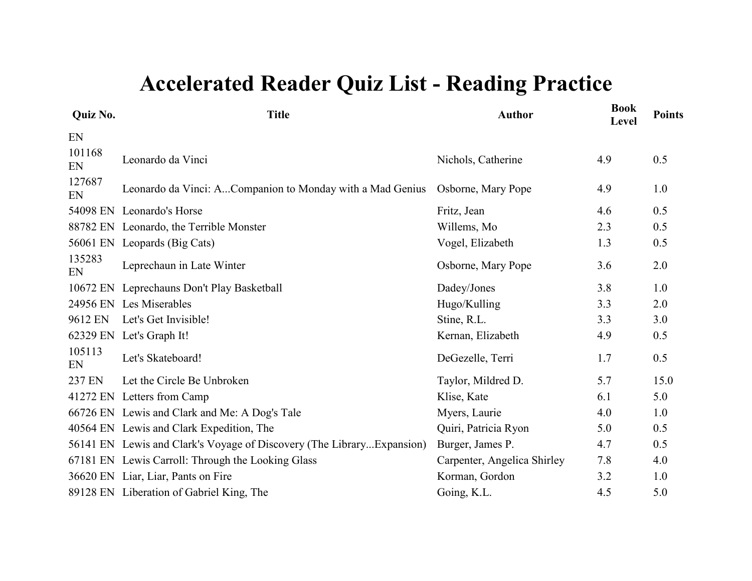# Accelerated Reader Quiz List - Reading Practice

| Quiz No. | Title | Author | Book Level | Points |
|---|---|---|---|---|
| EN | | | | |
| 101168 EN | Leonardo da Vinci | Nichols, Catherine | 4.9 | 0.5 |
| 127687 EN | Leonardo da Vinci: A...Companion to Monday with a Mad Genius | Osborne, Mary Pope | 4.9 | 1.0 |
| 54098 EN | Leonardo's Horse | Fritz, Jean | 4.6 | 0.5 |
| 88782 EN | Leonardo, the Terrible Monster | Willems, Mo | 2.3 | 0.5 |
| 56061 EN | Leopards (Big Cats) | Vogel, Elizabeth | 1.3 | 0.5 |
| 135283 EN | Leprechaun in Late Winter | Osborne, Mary Pope | 3.6 | 2.0 |
| 10672 EN | Leprechauns Don't Play Basketball | Dadey/Jones | 3.8 | 1.0 |
| 24956 EN | Les Miserables | Hugo/Kulling | 3.3 | 2.0 |
| 9612 EN | Let's Get Invisible! | Stine, R.L. | 3.3 | 3.0 |
| 62329 EN | Let's Graph It! | Kernan, Elizabeth | 4.9 | 0.5 |
| 105113 EN | Let's Skateboard! | DeGezelle, Terri | 1.7 | 0.5 |
| 237 EN | Let the Circle Be Unbroken | Taylor, Mildred D. | 5.7 | 15.0 |
| 41272 EN | Letters from Camp | Klise, Kate | 6.1 | 5.0 |
| 66726 EN | Lewis and Clark and Me: A Dog's Tale | Myers, Laurie | 4.0 | 1.0 |
| 40564 EN | Lewis and Clark Expedition, The | Quiri, Patricia Ryon | 5.0 | 0.5 |
| 56141 EN | Lewis and Clark's Voyage of Discovery (The Library...Expansion) | Burger, James P. | 4.7 | 0.5 |
| 67181 EN | Lewis Carroll: Through the Looking Glass | Carpenter, Angelica Shirley | 7.8 | 4.0 |
| 36620 EN | Liar, Liar, Pants on Fire | Korman, Gordon | 3.2 | 1.0 |
| 89128 EN | Liberation of Gabriel King, The | Going, K.L. | 4.5 | 5.0 |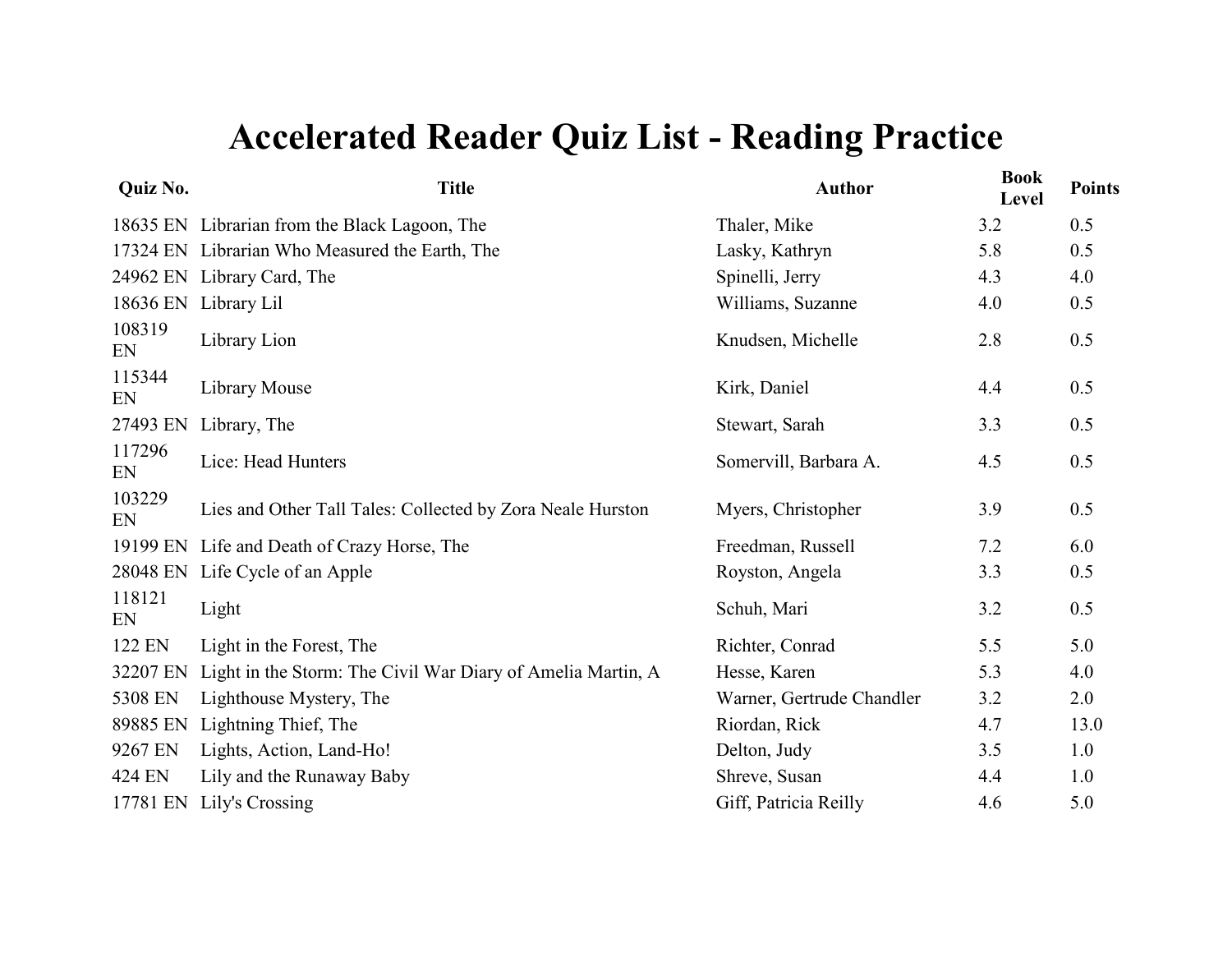# Accelerated Reader Quiz List - Reading Practice

| Quiz No. | Title | Author | Book Level | Points |
|---|---|---|---|---|
| 18635 EN | Librarian from the Black Lagoon, The | Thaler, Mike | 3.2 | 0.5 |
| 17324 EN | Librarian Who Measured the Earth, The | Lasky, Kathryn | 5.8 | 0.5 |
| 24962 EN | Library Card, The | Spinelli, Jerry | 4.3 | 4.0 |
| 18636 EN | Library Lil | Williams, Suzanne | 4.0 | 0.5 |
| 108319 EN | Library Lion | Knudsen, Michelle | 2.8 | 0.5 |
| 115344 EN | Library Mouse | Kirk, Daniel | 4.4 | 0.5 |
| 27493 EN | Library, The | Stewart, Sarah | 3.3 | 0.5 |
| 117296 EN | Lice: Head Hunters | Somervill, Barbara A. | 4.5 | 0.5 |
| 103229 EN | Lies and Other Tall Tales: Collected by Zora Neale Hurston | Myers, Christopher | 3.9 | 0.5 |
| 19199 EN | Life and Death of Crazy Horse, The | Freedman, Russell | 7.2 | 6.0 |
| 28048 EN | Life Cycle of an Apple | Royston, Angela | 3.3 | 0.5 |
| 118121 EN | Light | Schuh, Mari | 3.2 | 0.5 |
| 122 EN | Light in the Forest, The | Richter, Conrad | 5.5 | 5.0 |
| 32207 EN | Light in the Storm: The Civil War Diary of Amelia Martin, A | Hesse, Karen | 5.3 | 4.0 |
| 5308 EN | Lighthouse Mystery, The | Warner, Gertrude Chandler | 3.2 | 2.0 |
| 89885 EN | Lightning Thief, The | Riordan, Rick | 4.7 | 13.0 |
| 9267 EN | Lights, Action, Land-Ho! | Delton, Judy | 3.5 | 1.0 |
| 424 EN | Lily and the Runaway Baby | Shreve, Susan | 4.4 | 1.0 |
| 17781 EN | Lily's Crossing | Giff, Patricia Reilly | 4.6 | 5.0 |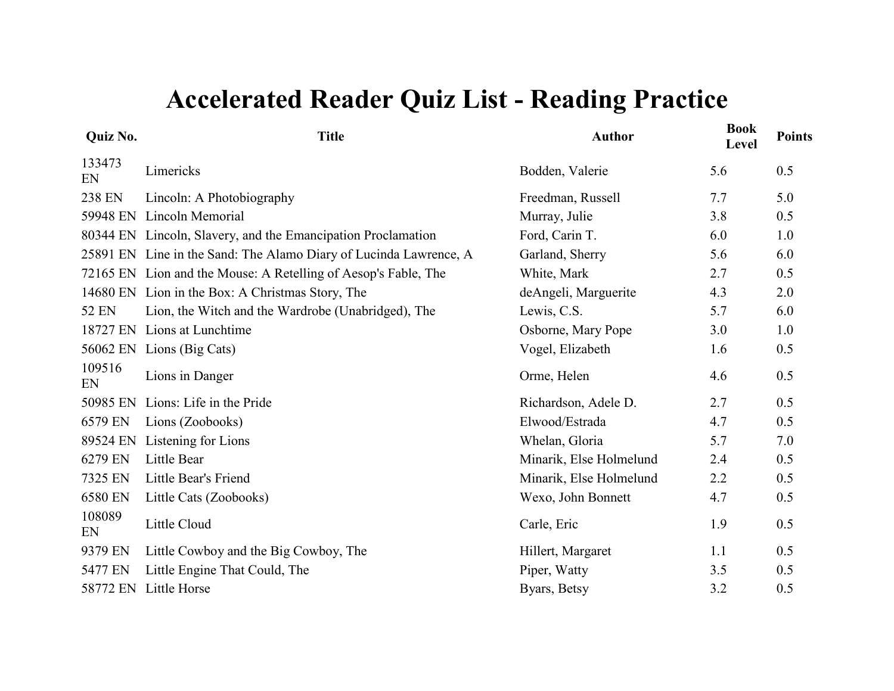# Accelerated Reader Quiz List - Reading Practice

| Quiz No. | Title | Author | Book Level | Points |
|---|---|---|---|---|
| 133473 EN | Limericks | Bodden, Valerie | 5.6 | 0.5 |
| 238 EN | Lincoln: A Photobiography | Freedman, Russell | 7.7 | 5.0 |
| 59948 EN | Lincoln Memorial | Murray, Julie | 3.8 | 0.5 |
| 80344 EN | Lincoln, Slavery, and the Emancipation Proclamation | Ford, Carin T. | 6.0 | 1.0 |
| 25891 EN | Line in the Sand: The Alamo Diary of Lucinda Lawrence, A | Garland, Sherry | 5.6 | 6.0 |
| 72165 EN | Lion and the Mouse: A Retelling of Aesop's Fable, The | White, Mark | 2.7 | 0.5 |
| 14680 EN | Lion in the Box: A Christmas Story, The | deAngeli, Marguerite | 4.3 | 2.0 |
| 52 EN | Lion, the Witch and the Wardrobe (Unabridged), The | Lewis, C.S. | 5.7 | 6.0 |
| 18727 EN | Lions at Lunchtime | Osborne, Mary Pope | 3.0 | 1.0 |
| 56062 EN | Lions (Big Cats) | Vogel, Elizabeth | 1.6 | 0.5 |
| 109516 EN | Lions in Danger | Orme, Helen | 4.6 | 0.5 |
| 50985 EN | Lions: Life in the Pride | Richardson, Adele D. | 2.7 | 0.5 |
| 6579 EN | Lions (Zoobooks) | Elwood/Estrada | 4.7 | 0.5 |
| 89524 EN | Listening for Lions | Whelan, Gloria | 5.7 | 7.0 |
| 6279 EN | Little Bear | Minarik, Else Holmelund | 2.4 | 0.5 |
| 7325 EN | Little Bear's Friend | Minarik, Else Holmelund | 2.2 | 0.5 |
| 6580 EN | Little Cats (Zoobooks) | Wexo, John Bonnett | 4.7 | 0.5 |
| 108089 EN | Little Cloud | Carle, Eric | 1.9 | 0.5 |
| 9379 EN | Little Cowboy and the Big Cowboy, The | Hillert, Margaret | 1.1 | 0.5 |
| 5477 EN | Little Engine That Could, The | Piper, Watty | 3.5 | 0.5 |
| 58772 EN | Little Horse | Byars, Betsy | 3.2 | 0.5 |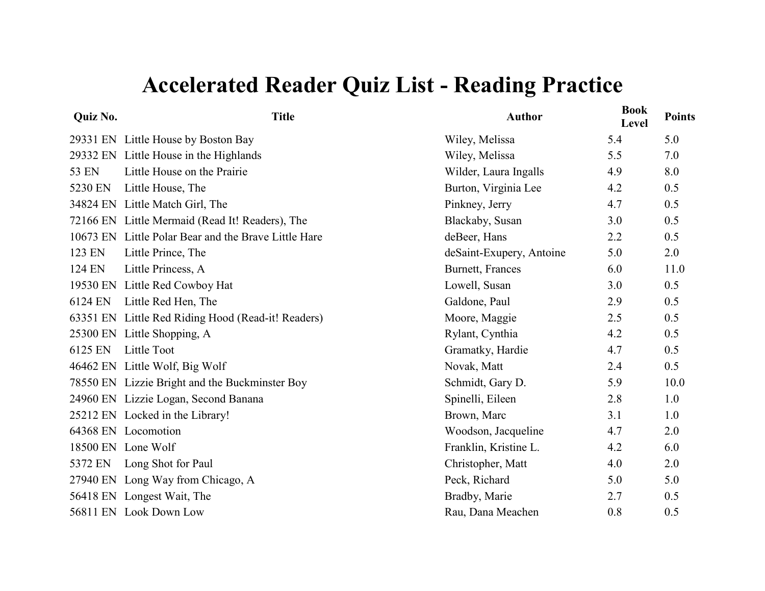# Accelerated Reader Quiz List - Reading Practice

| Quiz No. | Title | Author | Book Level | Points |
|---|---|---|---|---|
| 29331 EN | Little House by Boston Bay | Wiley, Melissa | 5.4 | 5.0 |
| 29332 EN | Little House in the Highlands | Wiley, Melissa | 5.5 | 7.0 |
| 53 EN | Little House on the Prairie | Wilder, Laura Ingalls | 4.9 | 8.0 |
| 5230 EN | Little House, The | Burton, Virginia Lee | 4.2 | 0.5 |
| 34824 EN | Little Match Girl, The | Pinkney, Jerry | 4.7 | 0.5 |
| 72166 EN | Little Mermaid (Read It! Readers), The | Blackaby, Susan | 3.0 | 0.5 |
| 10673 EN | Little Polar Bear and the Brave Little Hare | deBeer, Hans | 2.2 | 0.5 |
| 123 EN | Little Prince, The | deSaint-Exupery, Antoine | 5.0 | 2.0 |
| 124 EN | Little Princess, A | Burnett, Frances | 6.0 | 11.0 |
| 19530 EN | Little Red Cowboy Hat | Lowell, Susan | 3.0 | 0.5 |
| 6124 EN | Little Red Hen, The | Galdone, Paul | 2.9 | 0.5 |
| 63351 EN | Little Red Riding Hood (Read-it! Readers) | Moore, Maggie | 2.5 | 0.5 |
| 25300 EN | Little Shopping, A | Rylant, Cynthia | 4.2 | 0.5 |
| 6125 EN | Little Toot | Gramatky, Hardie | 4.7 | 0.5 |
| 46462 EN | Little Wolf, Big Wolf | Novak, Matt | 2.4 | 0.5 |
| 78550 EN | Lizzie Bright and the Buckminster Boy | Schmidt, Gary D. | 5.9 | 10.0 |
| 24960 EN | Lizzie Logan, Second Banana | Spinelli, Eileen | 2.8 | 1.0 |
| 25212 EN | Locked in the Library! | Brown, Marc | 3.1 | 1.0 |
| 64368 EN | Locomotion | Woodson, Jacqueline | 4.7 | 2.0 |
| 18500 EN | Lone Wolf | Franklin, Kristine L. | 4.2 | 6.0 |
| 5372 EN | Long Shot for Paul | Christopher, Matt | 4.0 | 2.0 |
| 27940 EN | Long Way from Chicago, A | Peck, Richard | 5.0 | 5.0 |
| 56418 EN | Longest Wait, The | Bradby, Marie | 2.7 | 0.5 |
| 56811 EN | Look Down Low | Rau, Dana Meachen | 0.8 | 0.5 |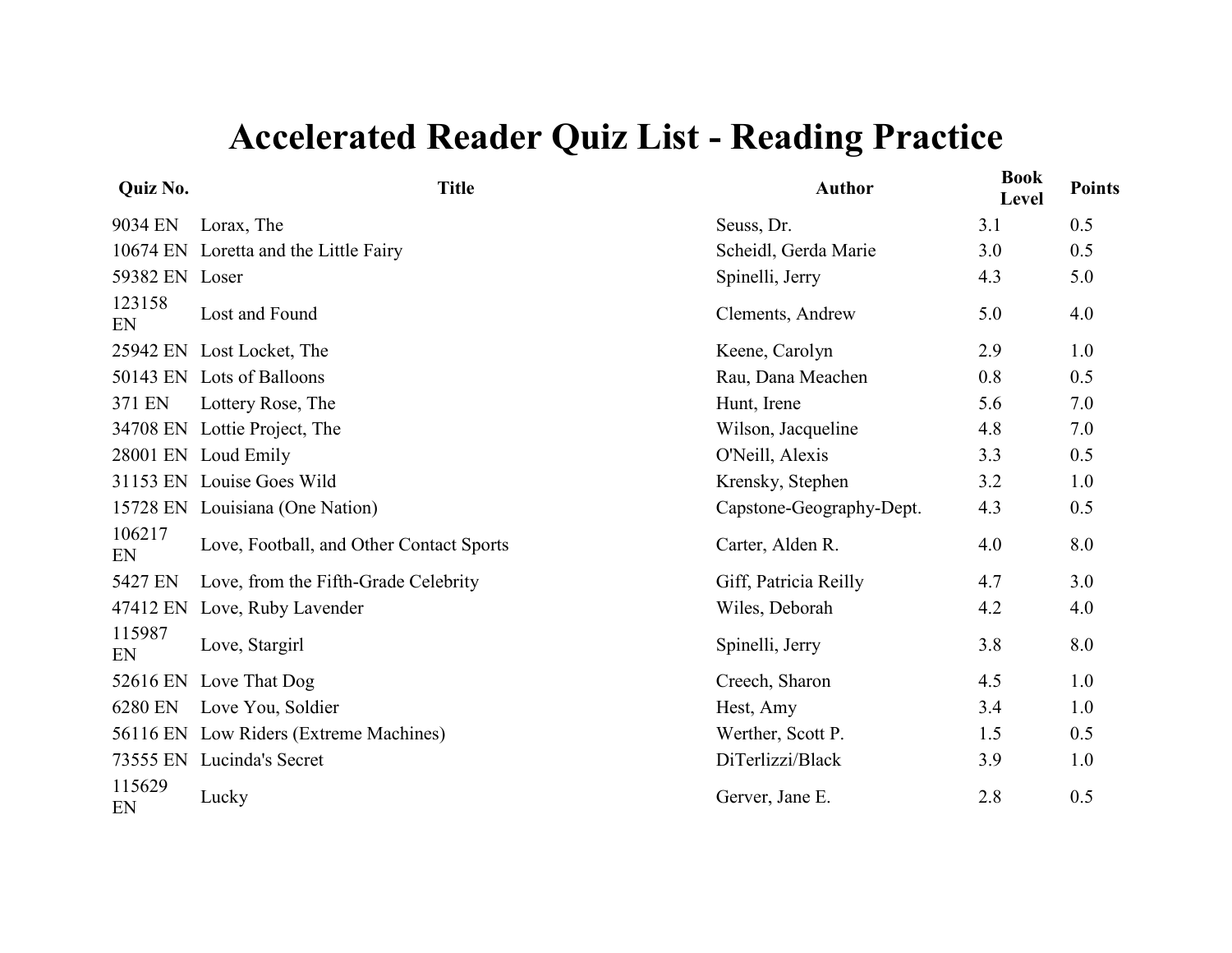# Accelerated Reader Quiz List - Reading Practice

| Quiz No. | Title | Author | Book Level | Points |
|---|---|---|---|---|
| 9034 EN | Lorax, The | Seuss, Dr. | 3.1 | 0.5 |
| 10674 EN | Loretta and the Little Fairy | Scheidl, Gerda Marie | 3.0 | 0.5 |
| 59382 EN | Loser | Spinelli, Jerry | 4.3 | 5.0 |
| 123158 EN | Lost and Found | Clements, Andrew | 5.0 | 4.0 |
| 25942 EN | Lost Locket, The | Keene, Carolyn | 2.9 | 1.0 |
| 50143 EN | Lots of Balloons | Rau, Dana Meachen | 0.8 | 0.5 |
| 371 EN | Lottery Rose, The | Hunt, Irene | 5.6 | 7.0 |
| 34708 EN | Lottie Project, The | Wilson, Jacqueline | 4.8 | 7.0 |
| 28001 EN | Loud Emily | O'Neill, Alexis | 3.3 | 0.5 |
| 31153 EN | Louise Goes Wild | Krensky, Stephen | 3.2 | 1.0 |
| 15728 EN | Louisiana (One Nation) | Capstone-Geography-Dept. | 4.3 | 0.5 |
| 106217 EN | Love, Football, and Other Contact Sports | Carter, Alden R. | 4.0 | 8.0 |
| 5427 EN | Love, from the Fifth-Grade Celebrity | Giff, Patricia Reilly | 4.7 | 3.0 |
| 47412 EN | Love, Ruby Lavender | Wiles, Deborah | 4.2 | 4.0 |
| 115987 EN | Love, Stargirl | Spinelli, Jerry | 3.8 | 8.0 |
| 52616 EN | Love That Dog | Creech, Sharon | 4.5 | 1.0 |
| 6280 EN | Love You, Soldier | Hest, Amy | 3.4 | 1.0 |
| 56116 EN | Low Riders (Extreme Machines) | Werther, Scott P. | 1.5 | 0.5 |
| 73555 EN | Lucinda's Secret | DiTerlizzi/Black | 3.9 | 1.0 |
| 115629 EN | Lucky | Gerver, Jane E. | 2.8 | 0.5 |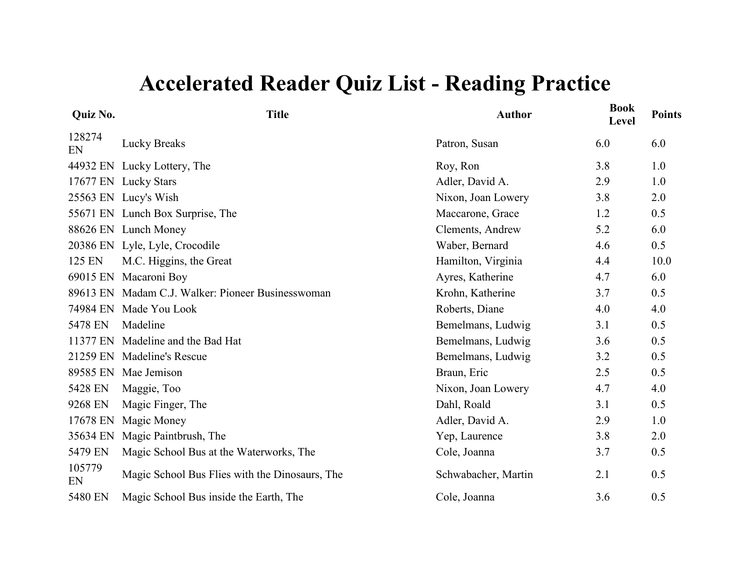# Accelerated Reader Quiz List - Reading Practice

| Quiz No. | Title | Author | Book Level | Points |
|---|---|---|---|---|
| 128274 EN | Lucky Breaks | Patron, Susan | 6.0 | 6.0 |
| 44932 EN | Lucky Lottery, The | Roy, Ron | 3.8 | 1.0 |
| 17677 EN | Lucky Stars | Adler, David A. | 2.9 | 1.0 |
| 25563 EN | Lucy's Wish | Nixon, Joan Lowery | 3.8 | 2.0 |
| 55671 EN | Lunch Box Surprise, The | Maccarone, Grace | 1.2 | 0.5 |
| 88626 EN | Lunch Money | Clements, Andrew | 5.2 | 6.0 |
| 20386 EN | Lyle, Lyle, Crocodile | Waber, Bernard | 4.6 | 0.5 |
| 125 EN | M.C. Higgins, the Great | Hamilton, Virginia | 4.4 | 10.0 |
| 69015 EN | Macaroni Boy | Ayres, Katherine | 4.7 | 6.0 |
| 89613 EN | Madam C.J. Walker: Pioneer Businesswoman | Krohn, Katherine | 3.7 | 0.5 |
| 74984 EN | Made You Look | Roberts, Diane | 4.0 | 4.0 |
| 5478 EN | Madeline | Bemelmans, Ludwig | 3.1 | 0.5 |
| 11377 EN | Madeline and the Bad Hat | Bemelmans, Ludwig | 3.6 | 0.5 |
| 21259 EN | Madeline's Rescue | Bemelmans, Ludwig | 3.2 | 0.5 |
| 89585 EN | Mae Jemison | Braun, Eric | 2.5 | 0.5 |
| 5428 EN | Maggie, Too | Nixon, Joan Lowery | 4.7 | 4.0 |
| 9268 EN | Magic Finger, The | Dahl, Roald | 3.1 | 0.5 |
| 17678 EN | Magic Money | Adler, David A. | 2.9 | 1.0 |
| 35634 EN | Magic Paintbrush, The | Yep, Laurence | 3.8 | 2.0 |
| 5479 EN | Magic School Bus at the Waterworks, The | Cole, Joanna | 3.7 | 0.5 |
| 105779 EN | Magic School Bus Flies with the Dinosaurs, The | Schwabacher, Martin | 2.1 | 0.5 |
| 5480 EN | Magic School Bus inside the Earth, The | Cole, Joanna | 3.6 | 0.5 |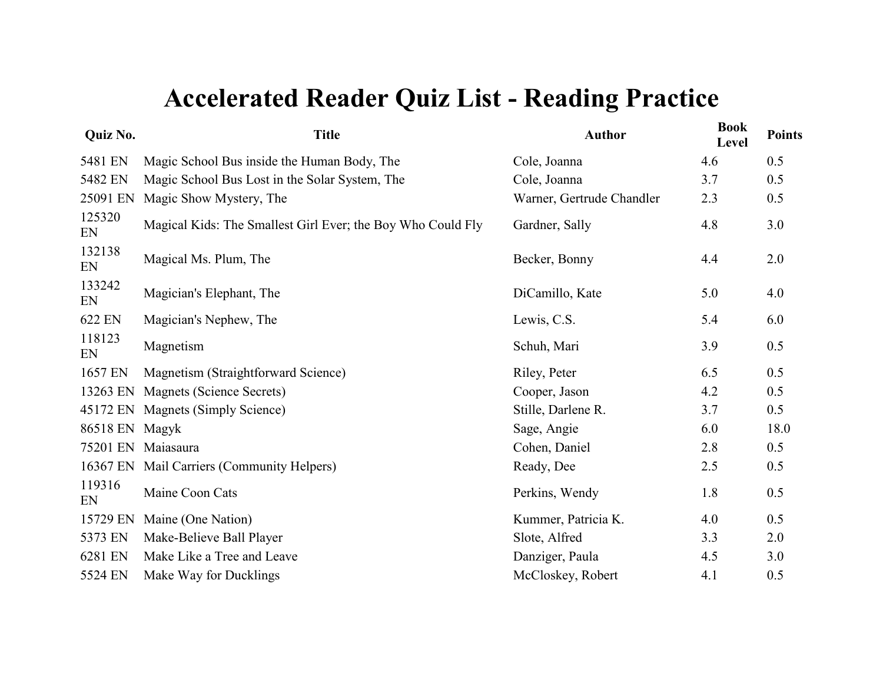# Accelerated Reader Quiz List - Reading Practice

| Quiz No. | Title | Author | Book Level | Points |
|---|---|---|---|---|
| 5481 EN | Magic School Bus inside the Human Body, The | Cole, Joanna | 4.6 | 0.5 |
| 5482 EN | Magic School Bus Lost in the Solar System, The | Cole, Joanna | 3.7 | 0.5 |
| 25091 EN | Magic Show Mystery, The | Warner, Gertrude Chandler | 2.3 | 0.5 |
| 125320 EN | Magical Kids: The Smallest Girl Ever; the Boy Who Could Fly | Gardner, Sally | 4.8 | 3.0 |
| 132138 EN | Magical Ms. Plum, The | Becker, Bonny | 4.4 | 2.0 |
| 133242 EN | Magician's Elephant, The | DiCamillo, Kate | 5.0 | 4.0 |
| 622 EN | Magician's Nephew, The | Lewis, C.S. | 5.4 | 6.0 |
| 118123 EN | Magnetism | Schuh, Mari | 3.9 | 0.5 |
| 1657 EN | Magnetism (Straightforward Science) | Riley, Peter | 6.5 | 0.5 |
| 13263 EN | Magnets (Science Secrets) | Cooper, Jason | 4.2 | 0.5 |
| 45172 EN | Magnets (Simply Science) | Stille, Darlene R. | 3.7 | 0.5 |
| 86518 EN | Magyk | Sage, Angie | 6.0 | 18.0 |
| 75201 EN | Maiasaura | Cohen, Daniel | 2.8 | 0.5 |
| 16367 EN | Mail Carriers (Community Helpers) | Ready, Dee | 2.5 | 0.5 |
| 119316 EN | Maine Coon Cats | Perkins, Wendy | 1.8 | 0.5 |
| 15729 EN | Maine (One Nation) | Kummer, Patricia K. | 4.0 | 0.5 |
| 5373 EN | Make-Believe Ball Player | Slote, Alfred | 3.3 | 2.0 |
| 6281 EN | Make Like a Tree and Leave | Danziger, Paula | 4.5 | 3.0 |
| 5524 EN | Make Way for Ducklings | McCloskey, Robert | 4.1 | 0.5 |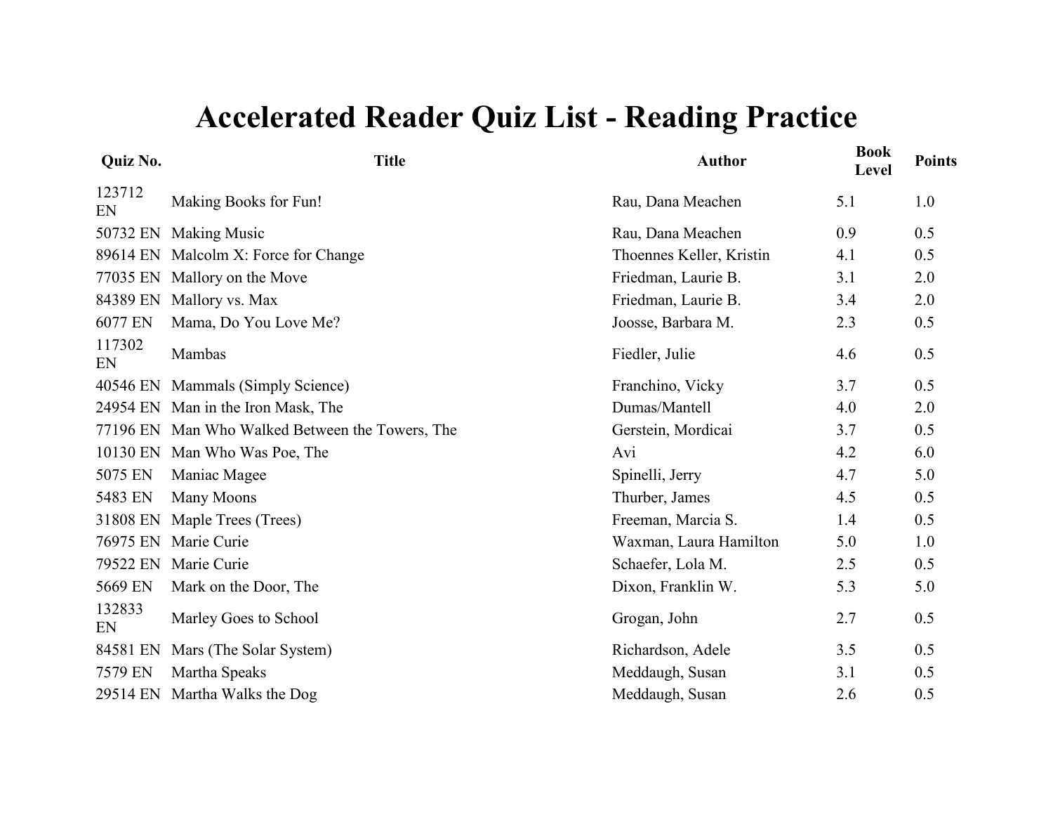# Accelerated Reader Quiz List - Reading Practice

| Quiz No. | Title | Author | Book Level | Points |
|---|---|---|---|---|
| 123712 EN | Making Books for Fun! | Rau, Dana Meachen | 5.1 | 1.0 |
| 50732 EN | Making Music | Rau, Dana Meachen | 0.9 | 0.5 |
| 89614 EN | Malcolm X: Force for Change | Thoennes Keller, Kristin | 4.1 | 0.5 |
| 77035 EN | Mallory on the Move | Friedman, Laurie B. | 3.1 | 2.0 |
| 84389 EN | Mallory vs. Max | Friedman, Laurie B. | 3.4 | 2.0 |
| 6077 EN | Mama, Do You Love Me? | Joosse, Barbara M. | 2.3 | 0.5 |
| 117302 EN | Mambas | Fiedler, Julie | 4.6 | 0.5 |
| 40546 EN | Mammals (Simply Science) | Franchino, Vicky | 3.7 | 0.5 |
| 24954 EN | Man in the Iron Mask, The | Dumas/Mantell | 4.0 | 2.0 |
| 77196 EN | Man Who Walked Between the Towers, The | Gerstein, Mordicai | 3.7 | 0.5 |
| 10130 EN | Man Who Was Poe, The | Avi | 4.2 | 6.0 |
| 5075 EN | Maniac Magee | Spinelli, Jerry | 4.7 | 5.0 |
| 5483 EN | Many Moons | Thurber, James | 4.5 | 0.5 |
| 31808 EN | Maple Trees (Trees) | Freeman, Marcia S. | 1.4 | 0.5 |
| 76975 EN | Marie Curie | Waxman, Laura Hamilton | 5.0 | 1.0 |
| 79522 EN | Marie Curie | Schaefer, Lola M. | 2.5 | 0.5 |
| 5669 EN | Mark on the Door, The | Dixon, Franklin W. | 5.3 | 5.0 |
| 132833 EN | Marley Goes to School | Grogan, John | 2.7 | 0.5 |
| 84581 EN | Mars (The Solar System) | Richardson, Adele | 3.5 | 0.5 |
| 7579 EN | Martha Speaks | Meddaugh, Susan | 3.1 | 0.5 |
| 29514 EN | Martha Walks the Dog | Meddaugh, Susan | 2.6 | 0.5 |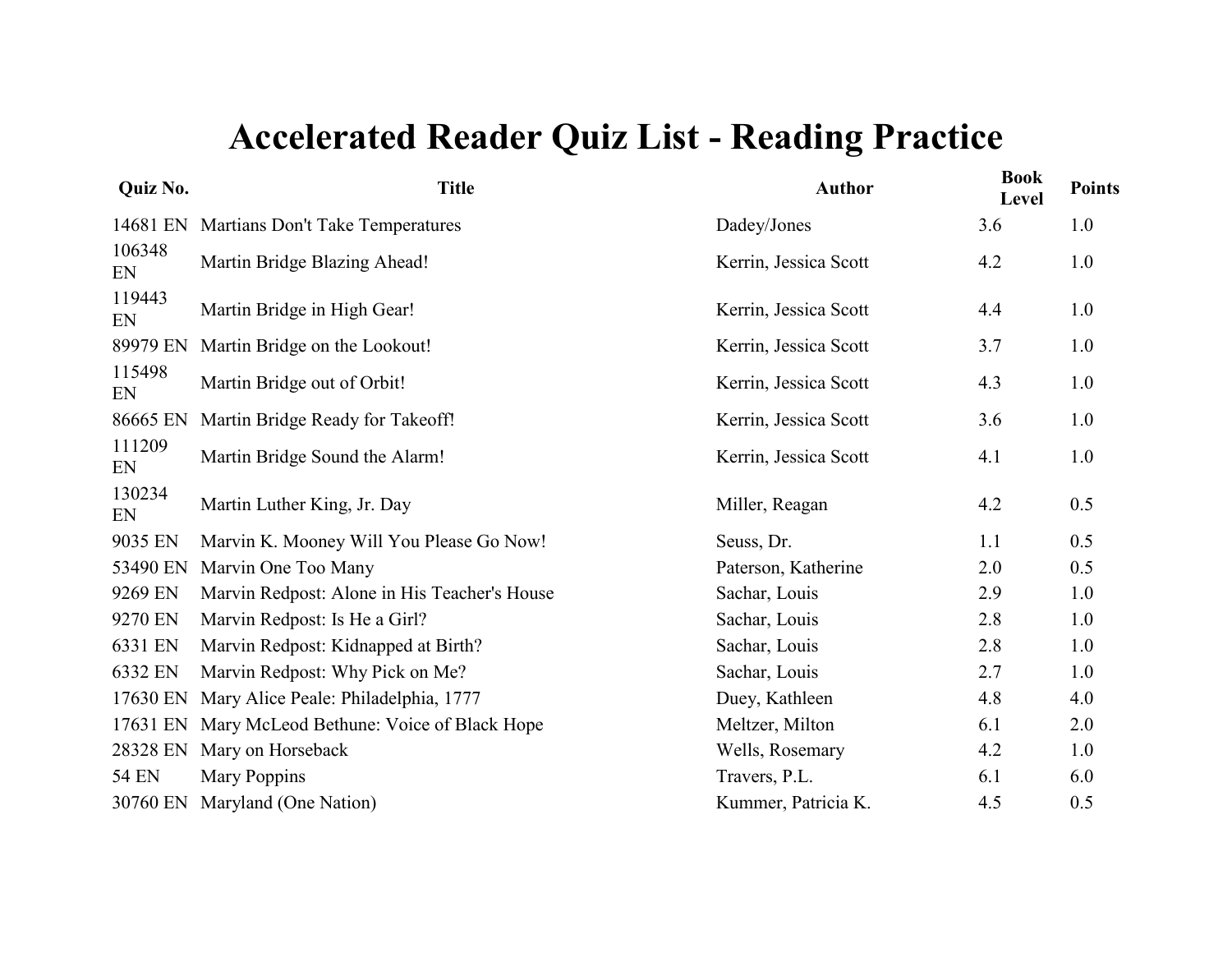# Accelerated Reader Quiz List - Reading Practice

| Quiz No. | Title | Author | Book Level | Points |
|---|---|---|---|---|
| 14681 EN | Martians Don't Take Temperatures | Dadey/Jones | 3.6 | 1.0 |
| 106348 EN | Martin Bridge Blazing Ahead! | Kerrin, Jessica Scott | 4.2 | 1.0 |
| 119443 EN | Martin Bridge in High Gear! | Kerrin, Jessica Scott | 4.4 | 1.0 |
| 89979 EN | Martin Bridge on the Lookout! | Kerrin, Jessica Scott | 3.7 | 1.0 |
| 115498 EN | Martin Bridge out of Orbit! | Kerrin, Jessica Scott | 4.3 | 1.0 |
| 86665 EN | Martin Bridge Ready for Takeoff! | Kerrin, Jessica Scott | 3.6 | 1.0 |
| 111209 EN | Martin Bridge Sound the Alarm! | Kerrin, Jessica Scott | 4.1 | 1.0 |
| 130234 EN | Martin Luther King, Jr. Day | Miller, Reagan | 4.2 | 0.5 |
| 9035 EN | Marvin K. Mooney Will You Please Go Now! | Seuss, Dr. | 1.1 | 0.5 |
| 53490 EN | Marvin One Too Many | Paterson, Katherine | 2.0 | 0.5 |
| 9269 EN | Marvin Redpost: Alone in His Teacher's House | Sachar, Louis | 2.9 | 1.0 |
| 9270 EN | Marvin Redpost: Is He a Girl? | Sachar, Louis | 2.8 | 1.0 |
| 6331 EN | Marvin Redpost: Kidnapped at Birth? | Sachar, Louis | 2.8 | 1.0 |
| 6332 EN | Marvin Redpost: Why Pick on Me? | Sachar, Louis | 2.7 | 1.0 |
| 17630 EN | Mary Alice Peale: Philadelphia, 1777 | Duey, Kathleen | 4.8 | 4.0 |
| 17631 EN | Mary McLeod Bethune: Voice of Black Hope | Meltzer, Milton | 6.1 | 2.0 |
| 28328 EN | Mary on Horseback | Wells, Rosemary | 4.2 | 1.0 |
| 54 EN | Mary Poppins | Travers, P.L. | 6.1 | 6.0 |
| 30760 EN | Maryland (One Nation) | Kummer, Patricia K. | 4.5 | 0.5 |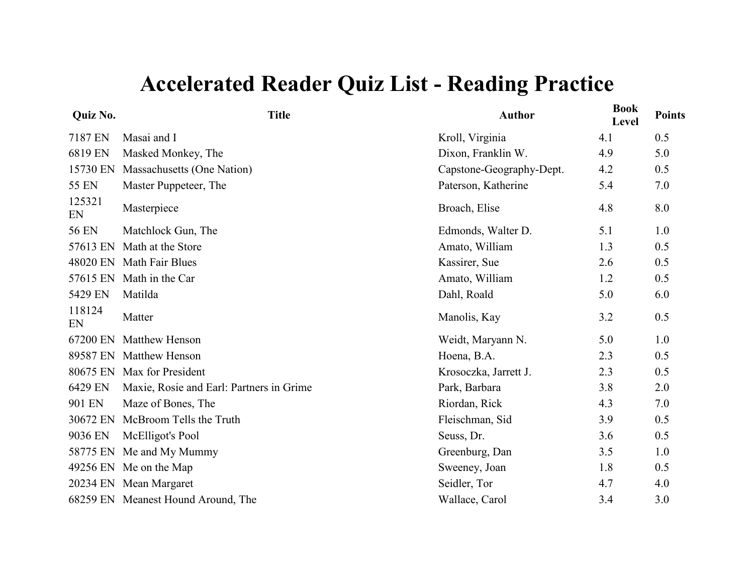# Accelerated Reader Quiz List - Reading Practice

| Quiz No. | Title | Author | Book Level | Points |
|---|---|---|---|---|
| 7187 EN | Masai and I | Kroll, Virginia | 4.1 | 0.5 |
| 6819 EN | Masked Monkey, The | Dixon, Franklin W. | 4.9 | 5.0 |
| 15730 EN | Massachusetts (One Nation) | Capstone-Geography-Dept. | 4.2 | 0.5 |
| 55 EN | Master Puppeteer, The | Paterson, Katherine | 5.4 | 7.0 |
| 125321 EN | Masterpiece | Broach, Elise | 4.8 | 8.0 |
| 56 EN | Matchlock Gun, The | Edmonds, Walter D. | 5.1 | 1.0 |
| 57613 EN | Math at the Store | Amato, William | 1.3 | 0.5 |
| 48020 EN | Math Fair Blues | Kassirer, Sue | 2.6 | 0.5 |
| 57615 EN | Math in the Car | Amato, William | 1.2 | 0.5 |
| 5429 EN | Matilda | Dahl, Roald | 5.0 | 6.0 |
| 118124 EN | Matter | Manolis, Kay | 3.2 | 0.5 |
| 67200 EN | Matthew Henson | Weidt, Maryann N. | 5.0 | 1.0 |
| 89587 EN | Matthew Henson | Hoena, B.A. | 2.3 | 0.5 |
| 80675 EN | Max for President | Krosoczka, Jarrett J. | 2.3 | 0.5 |
| 6429 EN | Maxie, Rosie and Earl: Partners in Grime | Park, Barbara | 3.8 | 2.0 |
| 901 EN | Maze of Bones, The | Riordan, Rick | 4.3 | 7.0 |
| 30672 EN | McBroom Tells the Truth | Fleischman, Sid | 3.9 | 0.5 |
| 9036 EN | McElligot's Pool | Seuss, Dr. | 3.6 | 0.5 |
| 58775 EN | Me and My Mummy | Greenburg, Dan | 3.5 | 1.0 |
| 49256 EN | Me on the Map | Sweeney, Joan | 1.8 | 0.5 |
| 20234 EN | Mean Margaret | Seidler, Tor | 4.7 | 4.0 |
| 68259 EN | Meanest Hound Around, The | Wallace, Carol | 3.4 | 3.0 |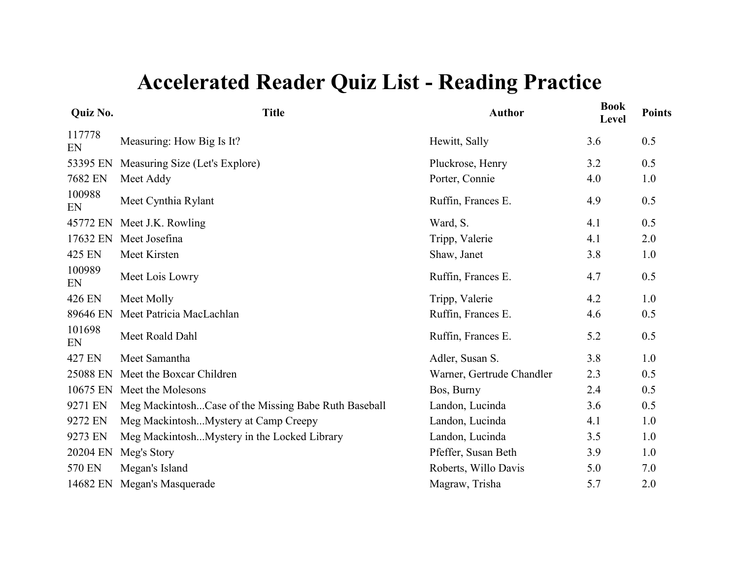# Accelerated Reader Quiz List - Reading Practice

| Quiz No. | Title | Author | Book Level | Points |
|---|---|---|---|---|
| 117778 EN | Measuring: How Big Is It? | Hewitt, Sally | 3.6 | 0.5 |
| 53395 EN | Measuring Size (Let's Explore) | Pluckrose, Henry | 3.2 | 0.5 |
| 7682 EN | Meet Addy | Porter, Connie | 4.0 | 1.0 |
| 100988 EN | Meet Cynthia Rylant | Ruffin, Frances E. | 4.9 | 0.5 |
| 45772 EN | Meet J.K. Rowling | Ward, S. | 4.1 | 0.5 |
| 17632 EN | Meet Josefina | Tripp, Valerie | 4.1 | 2.0 |
| 425 EN | Meet Kirsten | Shaw, Janet | 3.8 | 1.0 |
| 100989 EN | Meet Lois Lowry | Ruffin, Frances E. | 4.7 | 0.5 |
| 426 EN | Meet Molly | Tripp, Valerie | 4.2 | 1.0 |
| 89646 EN | Meet Patricia MacLachlan | Ruffin, Frances E. | 4.6 | 0.5 |
| 101698 EN | Meet Roald Dahl | Ruffin, Frances E. | 5.2 | 0.5 |
| 427 EN | Meet Samantha | Adler, Susan S. | 3.8 | 1.0 |
| 25088 EN | Meet the Boxcar Children | Warner, Gertrude Chandler | 2.3 | 0.5 |
| 10675 EN | Meet the Molesons | Bos, Burny | 2.4 | 0.5 |
| 9271 EN | Meg Mackintosh...Case of the Missing Babe Ruth Baseball | Landon, Lucinda | 3.6 | 0.5 |
| 9272 EN | Meg Mackintosh...Mystery at Camp Creepy | Landon, Lucinda | 4.1 | 1.0 |
| 9273 EN | Meg Mackintosh...Mystery in the Locked Library | Landon, Lucinda | 3.5 | 1.0 |
| 20204 EN | Meg's Story | Pfeffer, Susan Beth | 3.9 | 1.0 |
| 570 EN | Megan's Island | Roberts, Willo Davis | 5.0 | 7.0 |
| 14682 EN | Megan's Masquerade | Magraw, Trisha | 5.7 | 2.0 |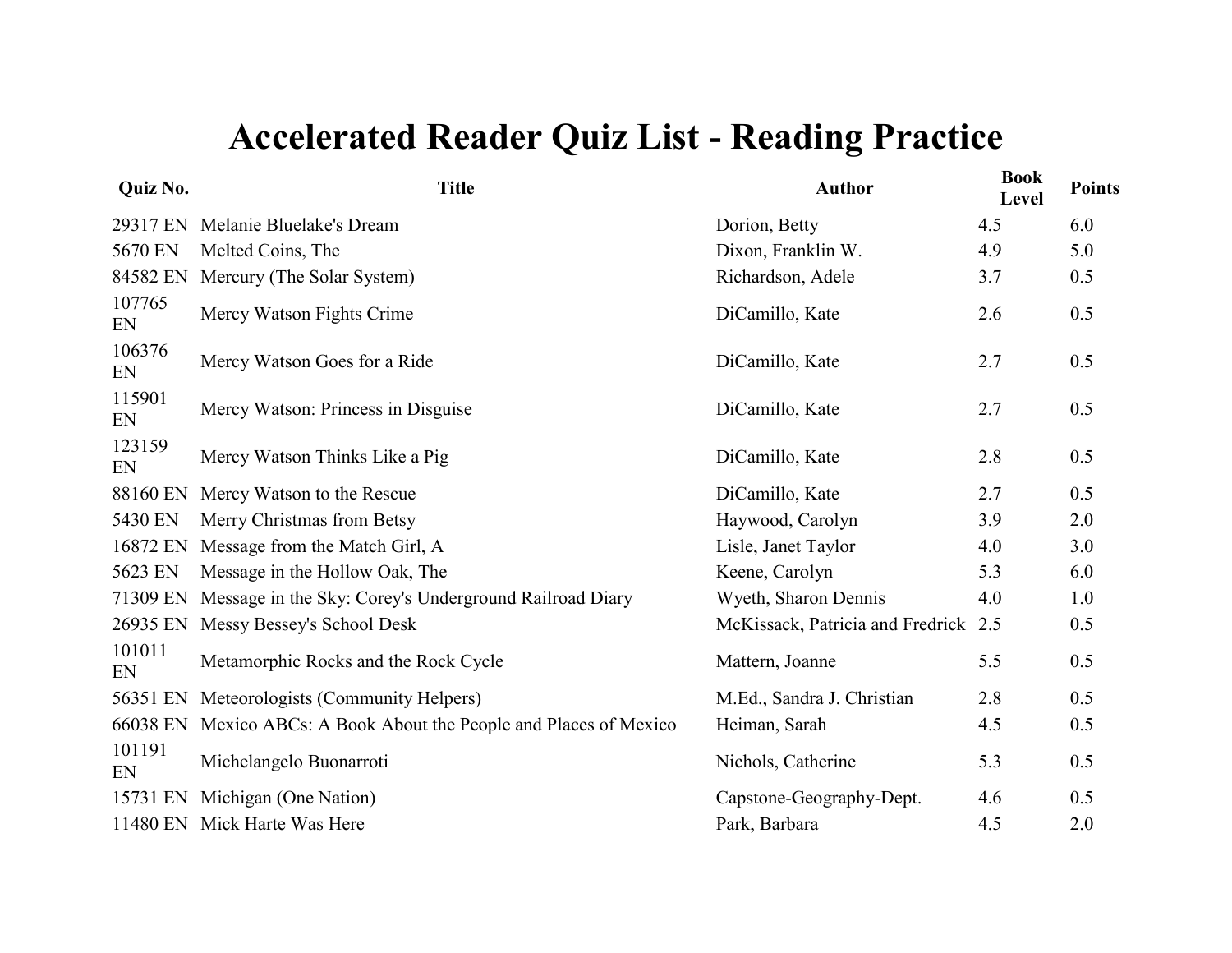# Accelerated Reader Quiz List - Reading Practice

| Quiz No. | Title | Author | Book Level | Points |
|---|---|---|---|---|
| 29317 EN | Melanie Bluelake's Dream | Dorion, Betty | 4.5 | 6.0 |
| 5670 EN | Melted Coins, The | Dixon, Franklin W. | 4.9 | 5.0 |
| 84582 EN | Mercury (The Solar System) | Richardson, Adele | 3.7 | 0.5 |
| 107765 EN | Mercy Watson Fights Crime | DiCamillo, Kate | 2.6 | 0.5 |
| 106376 EN | Mercy Watson Goes for a Ride | DiCamillo, Kate | 2.7 | 0.5 |
| 115901 EN | Mercy Watson: Princess in Disguise | DiCamillo, Kate | 2.7 | 0.5 |
| 123159 EN | Mercy Watson Thinks Like a Pig | DiCamillo, Kate | 2.8 | 0.5 |
| 88160 EN | Mercy Watson to the Rescue | DiCamillo, Kate | 2.7 | 0.5 |
| 5430 EN | Merry Christmas from Betsy | Haywood, Carolyn | 3.9 | 2.0 |
| 16872 EN | Message from the Match Girl, A | Lisle, Janet Taylor | 4.0 | 3.0 |
| 5623 EN | Message in the Hollow Oak, The | Keene, Carolyn | 5.3 | 6.0 |
| 71309 EN | Message in the Sky: Corey's Underground Railroad Diary | Wyeth, Sharon Dennis | 4.0 | 1.0 |
| 26935 EN | Messy Bessey's School Desk | McKissack, Patricia and Fredrick | 2.5 | 0.5 |
| 101011 EN | Metamorphic Rocks and the Rock Cycle | Mattern, Joanne | 5.5 | 0.5 |
| 56351 EN | Meteorologists (Community Helpers) | M.Ed., Sandra J. Christian | 2.8 | 0.5 |
| 66038 EN | Mexico ABCs: A Book About the People and Places of Mexico | Heiman, Sarah | 4.5 | 0.5 |
| 101191 EN | Michelangelo Buonarroti | Nichols, Catherine | 5.3 | 0.5 |
| 15731 EN | Michigan (One Nation) | Capstone-Geography-Dept. | 4.6 | 0.5 |
| 11480 EN | Mick Harte Was Here | Park, Barbara | 4.5 | 2.0 |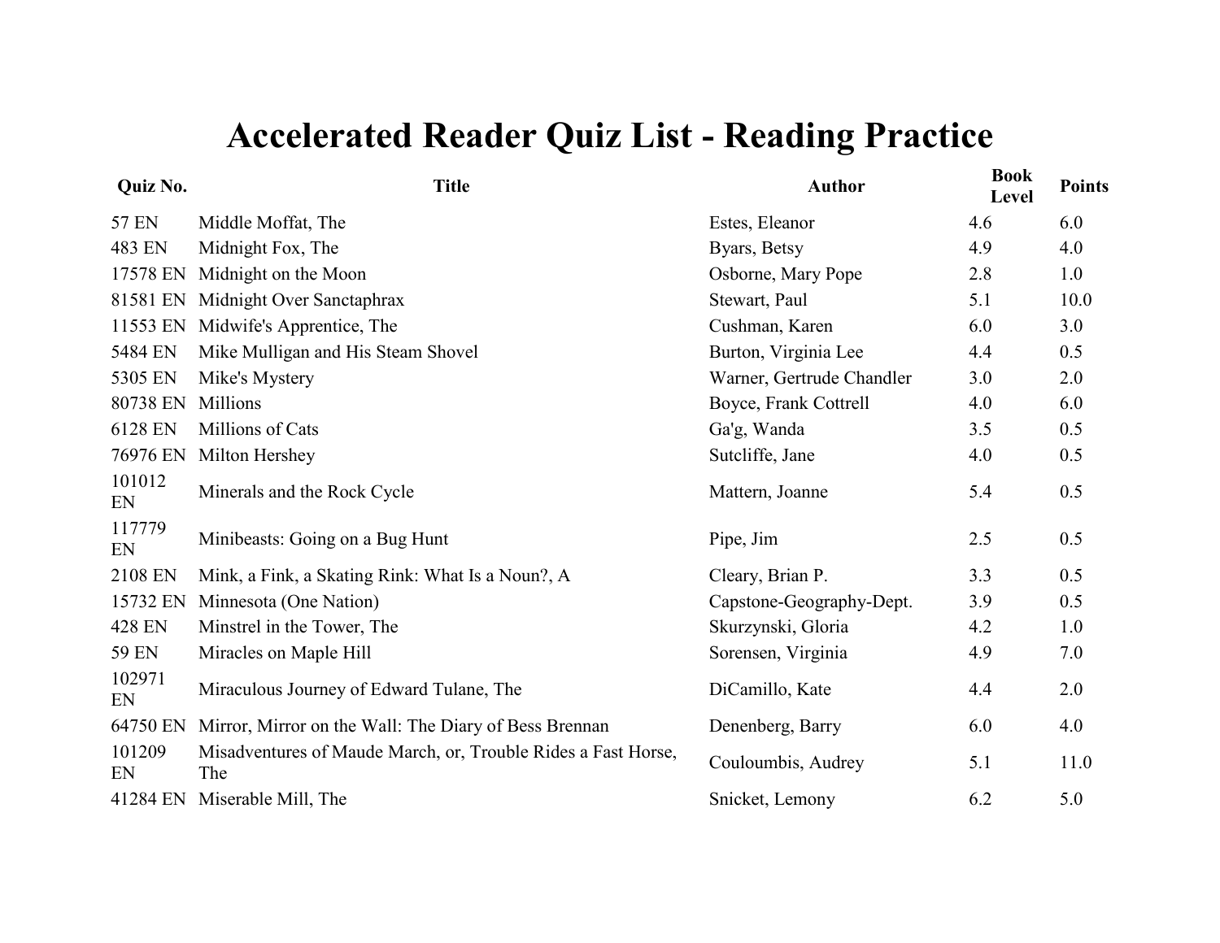# Accelerated Reader Quiz List - Reading Practice

| Quiz No. | Title | Author | Book Level | Points |
|---|---|---|---|---|
| 57 EN | Middle Moffat, The | Estes, Eleanor | 4.6 | 6.0 |
| 483 EN | Midnight Fox, The | Byars, Betsy | 4.9 | 4.0 |
| 17578 EN | Midnight on the Moon | Osborne, Mary Pope | 2.8 | 1.0 |
| 81581 EN | Midnight Over Sanctaphrax | Stewart, Paul | 5.1 | 10.0 |
| 11553 EN | Midwife's Apprentice, The | Cushman, Karen | 6.0 | 3.0 |
| 5484 EN | Mike Mulligan and His Steam Shovel | Burton, Virginia Lee | 4.4 | 0.5 |
| 5305 EN | Mike's Mystery | Warner, Gertrude Chandler | 3.0 | 2.0 |
| 80738 EN | Millions | Boyce, Frank Cottrell | 4.0 | 6.0 |
| 6128 EN | Millions of Cats | Ga'g, Wanda | 3.5 | 0.5 |
| 76976 EN | Milton Hershey | Sutcliffe, Jane | 4.0 | 0.5 |
| 101012 EN | Minerals and the Rock Cycle | Mattern, Joanne | 5.4 | 0.5 |
| 117779 EN | Minibeasts: Going on a Bug Hunt | Pipe, Jim | 2.5 | 0.5 |
| 2108 EN | Mink, a Fink, a Skating Rink: What Is a Noun?, A | Cleary, Brian P. | 3.3 | 0.5 |
| 15732 EN | Minnesota (One Nation) | Capstone-Geography-Dept. | 3.9 | 0.5 |
| 428 EN | Minstrel in the Tower, The | Skurzynski, Gloria | 4.2 | 1.0 |
| 59 EN | Miracles on Maple Hill | Sorensen, Virginia | 4.9 | 7.0 |
| 102971 EN | Miraculous Journey of Edward Tulane, The | DiCamillo, Kate | 4.4 | 2.0 |
| 64750 EN | Mirror, Mirror on the Wall: The Diary of Bess Brennan | Denenberg, Barry | 6.0 | 4.0 |
| 101209 EN | Misadventures of Maude March, or, Trouble Rides a Fast Horse, The | Couloumbis, Audrey | 5.1 | 11.0 |
| 41284 EN | Miserable Mill, The | Snicket, Lemony | 6.2 | 5.0 |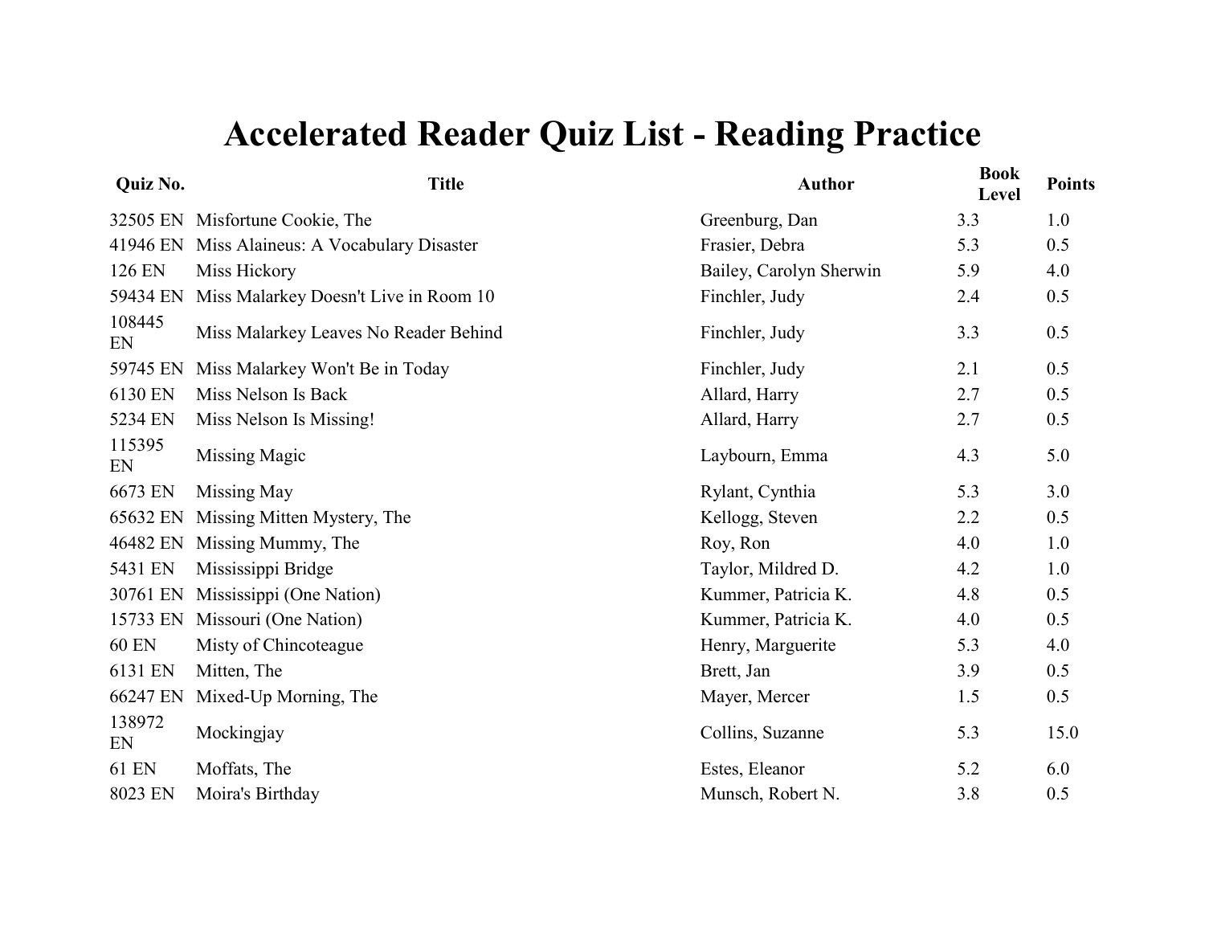# Accelerated Reader Quiz List - Reading Practice

| Quiz No. | Title | Author | Book Level | Points |
|---|---|---|---|---|
| 32505 EN | Misfortune Cookie, The | Greenburg, Dan | 3.3 | 1.0 |
| 41946 EN | Miss Alaineus: A Vocabulary Disaster | Frasier, Debra | 5.3 | 0.5 |
| 126 EN | Miss Hickory | Bailey, Carolyn Sherwin | 5.9 | 4.0 |
| 59434 EN | Miss Malarkey Doesn't Live in Room 10 | Finchler, Judy | 2.4 | 0.5 |
| 108445 EN | Miss Malarkey Leaves No Reader Behind | Finchler, Judy | 3.3 | 0.5 |
| 59745 EN | Miss Malarkey Won't Be in Today | Finchler, Judy | 2.1 | 0.5 |
| 6130 EN | Miss Nelson Is Back | Allard, Harry | 2.7 | 0.5 |
| 5234 EN | Miss Nelson Is Missing! | Allard, Harry | 2.7 | 0.5 |
| 115395 EN | Missing Magic | Laybourn, Emma | 4.3 | 5.0 |
| 6673 EN | Missing May | Rylant, Cynthia | 5.3 | 3.0 |
| 65632 EN | Missing Mitten Mystery, The | Kellogg, Steven | 2.2 | 0.5 |
| 46482 EN | Missing Mummy, The | Roy, Ron | 4.0 | 1.0 |
| 5431 EN | Mississippi Bridge | Taylor, Mildred D. | 4.2 | 1.0 |
| 30761 EN | Mississippi (One Nation) | Kummer, Patricia K. | 4.8 | 0.5 |
| 15733 EN | Missouri (One Nation) | Kummer, Patricia K. | 4.0 | 0.5 |
| 60 EN | Misty of Chincoteague | Henry, Marguerite | 5.3 | 4.0 |
| 6131 EN | Mitten, The | Brett, Jan | 3.9 | 0.5 |
| 66247 EN | Mixed-Up Morning, The | Mayer, Mercer | 1.5 | 0.5 |
| 138972 EN | Mockingjay | Collins, Suzanne | 5.3 | 15.0 |
| 61 EN | Moffats, The | Estes, Eleanor | 5.2 | 6.0 |
| 8023 EN | Moira's Birthday | Munsch, Robert N. | 3.8 | 0.5 |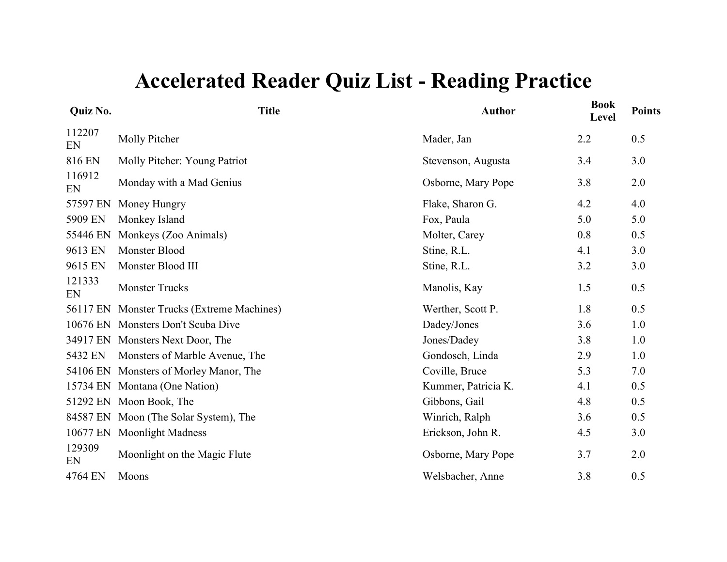# Accelerated Reader Quiz List - Reading Practice

| Quiz No. | Title | Author | Book Level | Points |
|---|---|---|---|---|
| 112207 EN | Molly Pitcher | Mader, Jan | 2.2 | 0.5 |
| 816 EN | Molly Pitcher: Young Patriot | Stevenson, Augusta | 3.4 | 3.0 |
| 116912 EN | Monday with a Mad Genius | Osborne, Mary Pope | 3.8 | 2.0 |
| 57597 EN | Money Hungry | Flake, Sharon G. | 4.2 | 4.0 |
| 5909 EN | Monkey Island | Fox, Paula | 5.0 | 5.0 |
| 55446 EN | Monkeys (Zoo Animals) | Molter, Carey | 0.8 | 0.5 |
| 9613 EN | Monster Blood | Stine, R.L. | 4.1 | 3.0 |
| 9615 EN | Monster Blood III | Stine, R.L. | 3.2 | 3.0 |
| 121333 EN | Monster Trucks | Manolis, Kay | 1.5 | 0.5 |
| 56117 EN | Monster Trucks (Extreme Machines) | Werther, Scott P. | 1.8 | 0.5 |
| 10676 EN | Monsters Don't Scuba Dive | Dadey/Jones | 3.6 | 1.0 |
| 34917 EN | Monsters Next Door, The | Jones/Dadey | 3.8 | 1.0 |
| 5432 EN | Monsters of Marble Avenue, The | Gondosch, Linda | 2.9 | 1.0 |
| 54106 EN | Monsters of Morley Manor, The | Coville, Bruce | 5.3 | 7.0 |
| 15734 EN | Montana (One Nation) | Kummer, Patricia K. | 4.1 | 0.5 |
| 51292 EN | Moon Book, The | Gibbons, Gail | 4.8 | 0.5 |
| 84587 EN | Moon (The Solar System), The | Winrich, Ralph | 3.6 | 0.5 |
| 10677 EN | Moonlight Madness | Erickson, John R. | 4.5 | 3.0 |
| 129309 EN | Moonlight on the Magic Flute | Osborne, Mary Pope | 3.7 | 2.0 |
| 4764 EN | Moons | Welsbacher, Anne | 3.8 | 0.5 |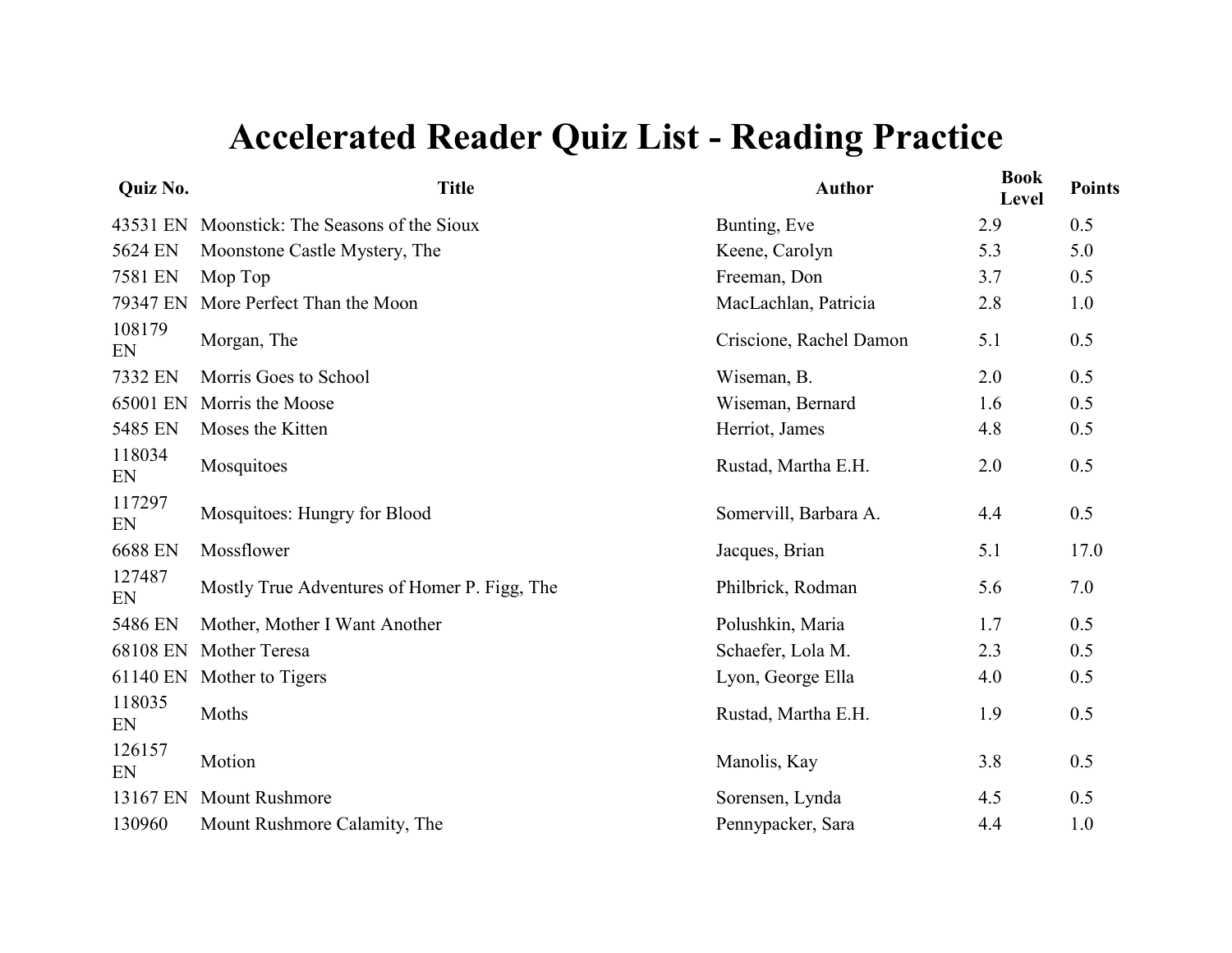# Accelerated Reader Quiz List - Reading Practice

| Quiz No. | Title | Author | Book Level | Points |
|---|---|---|---|---|
| 43531 EN | Moonstick: The Seasons of the Sioux | Bunting, Eve | 2.9 | 0.5 |
| 5624 EN | Moonstone Castle Mystery, The | Keene, Carolyn | 5.3 | 5.0 |
| 7581 EN | Mop Top | Freeman, Don | 3.7 | 0.5 |
| 79347 EN | More Perfect Than the Moon | MacLachlan, Patricia | 2.8 | 1.0 |
| 108179 EN | Morgan, The | Criscione, Rachel Damon | 5.1 | 0.5 |
| 7332 EN | Morris Goes to School | Wiseman, B. | 2.0 | 0.5 |
| 65001 EN | Morris the Moose | Wiseman, Bernard | 1.6 | 0.5 |
| 5485 EN | Moses the Kitten | Herriot, James | 4.8 | 0.5 |
| 118034 EN | Mosquitoes | Rustad, Martha E.H. | 2.0 | 0.5 |
| 117297 EN | Mosquitoes: Hungry for Blood | Somervill, Barbara A. | 4.4 | 0.5 |
| 6688 EN | Mossflower | Jacques, Brian | 5.1 | 17.0 |
| 127487 EN | Mostly True Adventures of Homer P. Figg, The | Philbrick, Rodman | 5.6 | 7.0 |
| 5486 EN | Mother, Mother I Want Another | Polushkin, Maria | 1.7 | 0.5 |
| 68108 EN | Mother Teresa | Schaefer, Lola M. | 2.3 | 0.5 |
| 61140 EN | Mother to Tigers | Lyon, George Ella | 4.0 | 0.5 |
| 118035 EN | Moths | Rustad, Martha E.H. | 1.9 | 0.5 |
| 126157 EN | Motion | Manolis, Kay | 3.8 | 0.5 |
| 13167 EN | Mount Rushmore | Sorensen, Lynda | 4.5 | 0.5 |
| 130960 | Mount Rushmore Calamity, The | Pennypacker, Sara | 4.4 | 1.0 |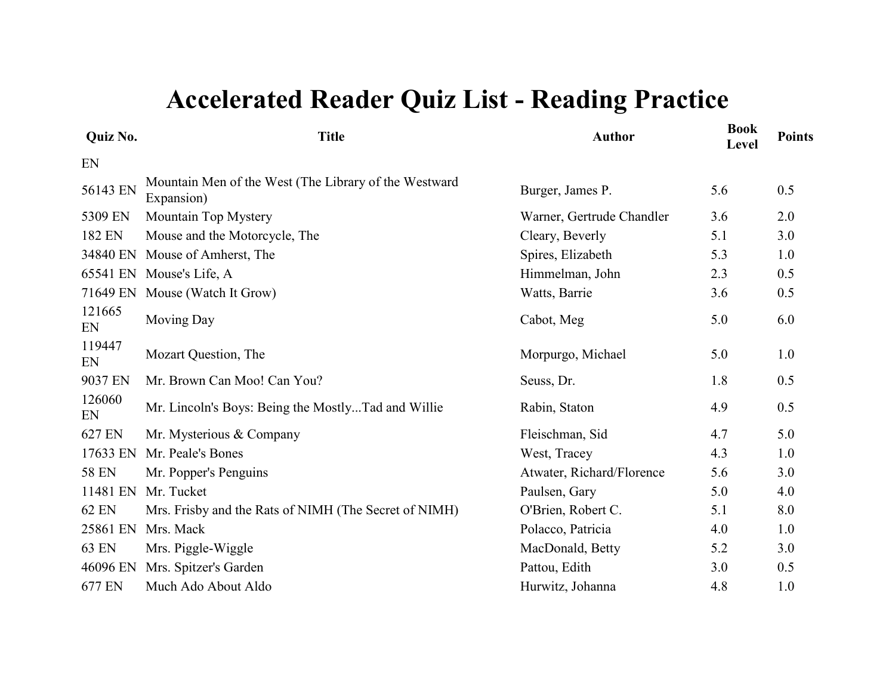# Accelerated Reader Quiz List - Reading Practice

| Quiz No. | Title | Author | Book Level | Points |
|---|---|---|---|---|
| EN | | | | |
| 56143 EN | Mountain Men of the West (The Library of the Westward Expansion) | Burger, James P. | 5.6 | 0.5 |
| 5309 EN | Mountain Top Mystery | Warner, Gertrude Chandler | 3.6 | 2.0 |
| 182 EN | Mouse and the Motorcycle, The | Cleary, Beverly | 5.1 | 3.0 |
| 34840 EN | Mouse of Amherst, The | Spires, Elizabeth | 5.3 | 1.0 |
| 65541 EN | Mouse's Life, A | Himmelman, John | 2.3 | 0.5 |
| 71649 EN | Mouse (Watch It Grow) | Watts, Barrie | 3.6 | 0.5 |
| 121665 EN | Moving Day | Cabot, Meg | 5.0 | 6.0 |
| 119447 EN | Mozart Question, The | Morpurgo, Michael | 5.0 | 1.0 |
| 9037 EN | Mr. Brown Can Moo! Can You? | Seuss, Dr. | 1.8 | 0.5 |
| 126060 EN | Mr. Lincoln's Boys: Being the Mostly...Tad and Willie | Rabin, Staton | 4.9 | 0.5 |
| 627 EN | Mr. Mysterious & Company | Fleischman, Sid | 4.7 | 5.0 |
| 17633 EN | Mr. Peale's Bones | West, Tracey | 4.3 | 1.0 |
| 58 EN | Mr. Popper's Penguins | Atwater, Richard/Florence | 5.6 | 3.0 |
| 11481 EN | Mr. Tucket | Paulsen, Gary | 5.0 | 4.0 |
| 62 EN | Mrs. Frisby and the Rats of NIMH (The Secret of NIMH) | O'Brien, Robert C. | 5.1 | 8.0 |
| 25861 EN | Mrs. Mack | Polacco, Patricia | 4.0 | 1.0 |
| 63 EN | Mrs. Piggle-Wiggle | MacDonald, Betty | 5.2 | 3.0 |
| 46096 EN | Mrs. Spitzer's Garden | Pattou, Edith | 3.0 | 0.5 |
| 677 EN | Much Ado About Aldo | Hurwitz, Johanna | 4.8 | 1.0 |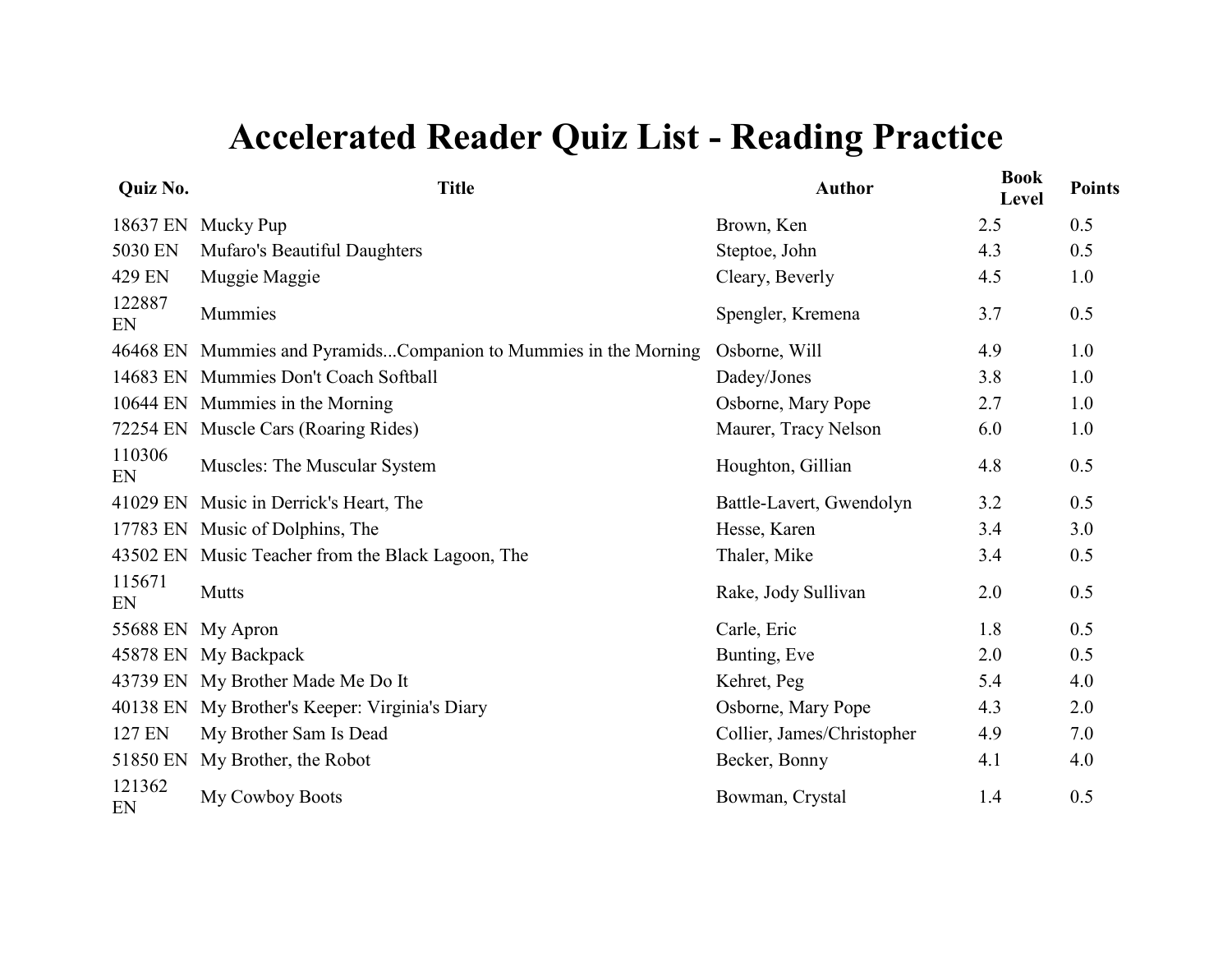# Accelerated Reader Quiz List - Reading Practice

| Quiz No. | Title | Author | Book Level | Points |
| --- | --- | --- | --- | --- |
| 18637 EN | Mucky Pup | Brown, Ken | 2.5 | 0.5 |
| 5030 EN | Mufaro's Beautiful Daughters | Steptoe, John | 4.3 | 0.5 |
| 429 EN | Muggie Maggie | Cleary, Beverly | 4.5 | 1.0 |
| 122887 EN | Mummies | Spengler, Kremena | 3.7 | 0.5 |
| 46468 EN | Mummies and Pyramids...Companion to Mummies in the Morning | Osborne, Will | 4.9 | 1.0 |
| 14683 EN | Mummies Don't Coach Softball | Dadey/Jones | 3.8 | 1.0 |
| 10644 EN | Mummies in the Morning | Osborne, Mary Pope | 2.7 | 1.0 |
| 72254 EN | Muscle Cars (Roaring Rides) | Maurer, Tracy Nelson | 6.0 | 1.0 |
| 110306 EN | Muscles: The Muscular System | Houghton, Gillian | 4.8 | 0.5 |
| 41029 EN | Music in Derrick's Heart, The | Battle-Lavert, Gwendolyn | 3.2 | 0.5 |
| 17783 EN | Music of Dolphins, The | Hesse, Karen | 3.4 | 3.0 |
| 43502 EN | Music Teacher from the Black Lagoon, The | Thaler, Mike | 3.4 | 0.5 |
| 115671 EN | Mutts | Rake, Jody Sullivan | 2.0 | 0.5 |
| 55688 EN | My Apron | Carle, Eric | 1.8 | 0.5 |
| 45878 EN | My Backpack | Bunting, Eve | 2.0 | 0.5 |
| 43739 EN | My Brother Made Me Do It | Kehret, Peg | 5.4 | 4.0 |
| 40138 EN | My Brother's Keeper: Virginia's Diary | Osborne, Mary Pope | 4.3 | 2.0 |
| 127 EN | My Brother Sam Is Dead | Collier, James/Christopher | 4.9 | 7.0 |
| 51850 EN | My Brother, the Robot | Becker, Bonny | 4.1 | 4.0 |
| 121362 EN | My Cowboy Boots | Bowman, Crystal | 1.4 | 0.5 |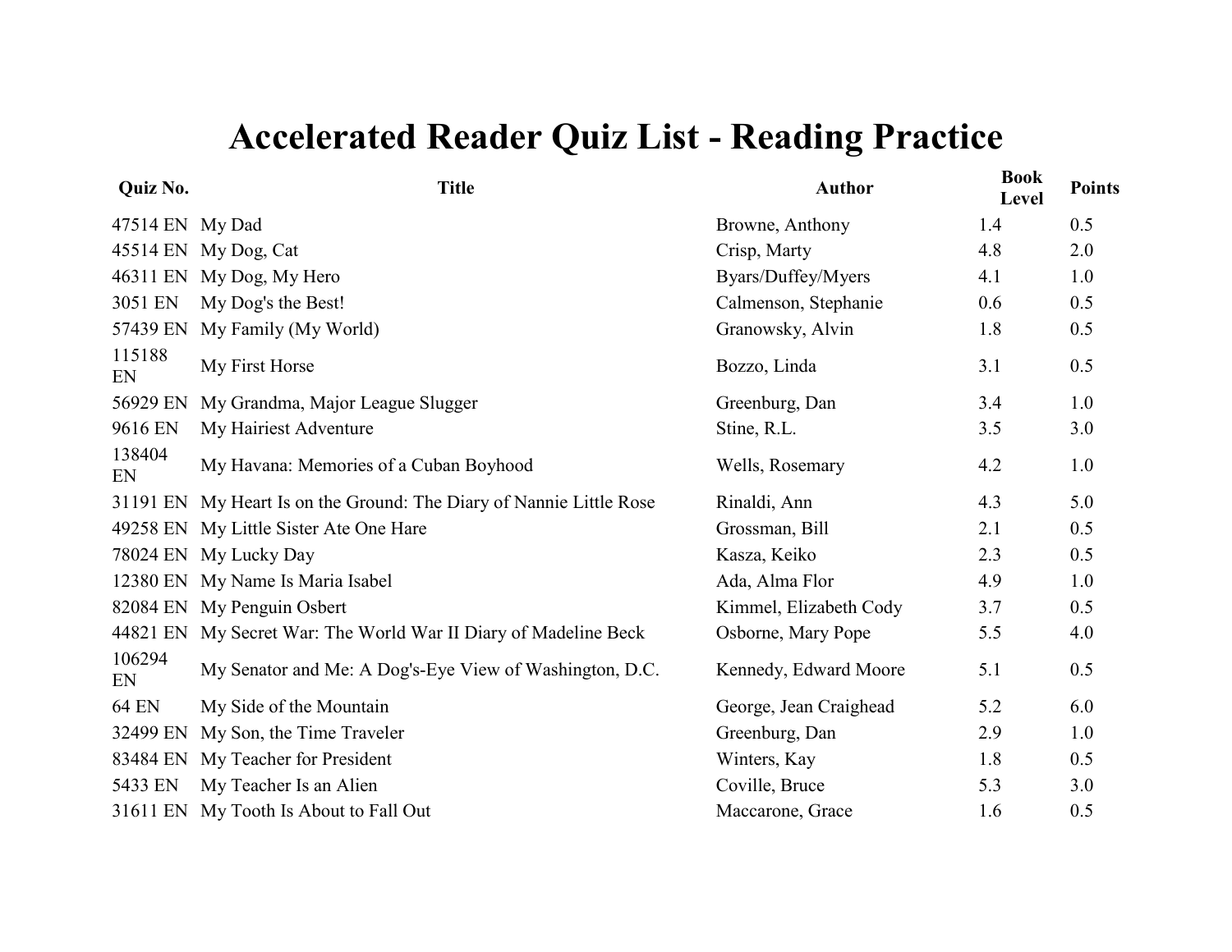# Accelerated Reader Quiz List - Reading Practice

| Quiz No. | Title | Author | Book Level | Points |
|---|---|---|---|---|
| 47514 EN | My Dad | Browne, Anthony | 1.4 | 0.5 |
| 45514 EN | My Dog, Cat | Crisp, Marty | 4.8 | 2.0 |
| 46311 EN | My Dog, My Hero | Byars/Duffey/Myers | 4.1 | 1.0 |
| 3051 EN | My Dog's the Best! | Calmenson, Stephanie | 0.6 | 0.5 |
| 57439 EN | My Family (My World) | Granowsky, Alvin | 1.8 | 0.5 |
| 115188 EN | My First Horse | Bozzo, Linda | 3.1 | 0.5 |
| 56929 EN | My Grandma, Major League Slugger | Greenburg, Dan | 3.4 | 1.0 |
| 9616 EN | My Hairiest Adventure | Stine, R.L. | 3.5 | 3.0 |
| 138404 EN | My Havana: Memories of a Cuban Boyhood | Wells, Rosemary | 4.2 | 1.0 |
| 31191 EN | My Heart Is on the Ground: The Diary of Nannie Little Rose | Rinaldi, Ann | 4.3 | 5.0 |
| 49258 EN | My Little Sister Ate One Hare | Grossman, Bill | 2.1 | 0.5 |
| 78024 EN | My Lucky Day | Kasza, Keiko | 2.3 | 0.5 |
| 12380 EN | My Name Is Maria Isabel | Ada, Alma Flor | 4.9 | 1.0 |
| 82084 EN | My Penguin Osbert | Kimmel, Elizabeth Cody | 3.7 | 0.5 |
| 44821 EN | My Secret War: The World War II Diary of Madeline Beck | Osborne, Mary Pope | 5.5 | 4.0 |
| 106294 EN | My Senator and Me: A Dog's-Eye View of Washington, D.C. | Kennedy, Edward Moore | 5.1 | 0.5 |
| 64 EN | My Side of the Mountain | George, Jean Craighead | 5.2 | 6.0 |
| 32499 EN | My Son, the Time Traveler | Greenburg, Dan | 2.9 | 1.0 |
| 83484 EN | My Teacher for President | Winters, Kay | 1.8 | 0.5 |
| 5433 EN | My Teacher Is an Alien | Coville, Bruce | 5.3 | 3.0 |
| 31611 EN | My Tooth Is About to Fall Out | Maccarone, Grace | 1.6 | 0.5 |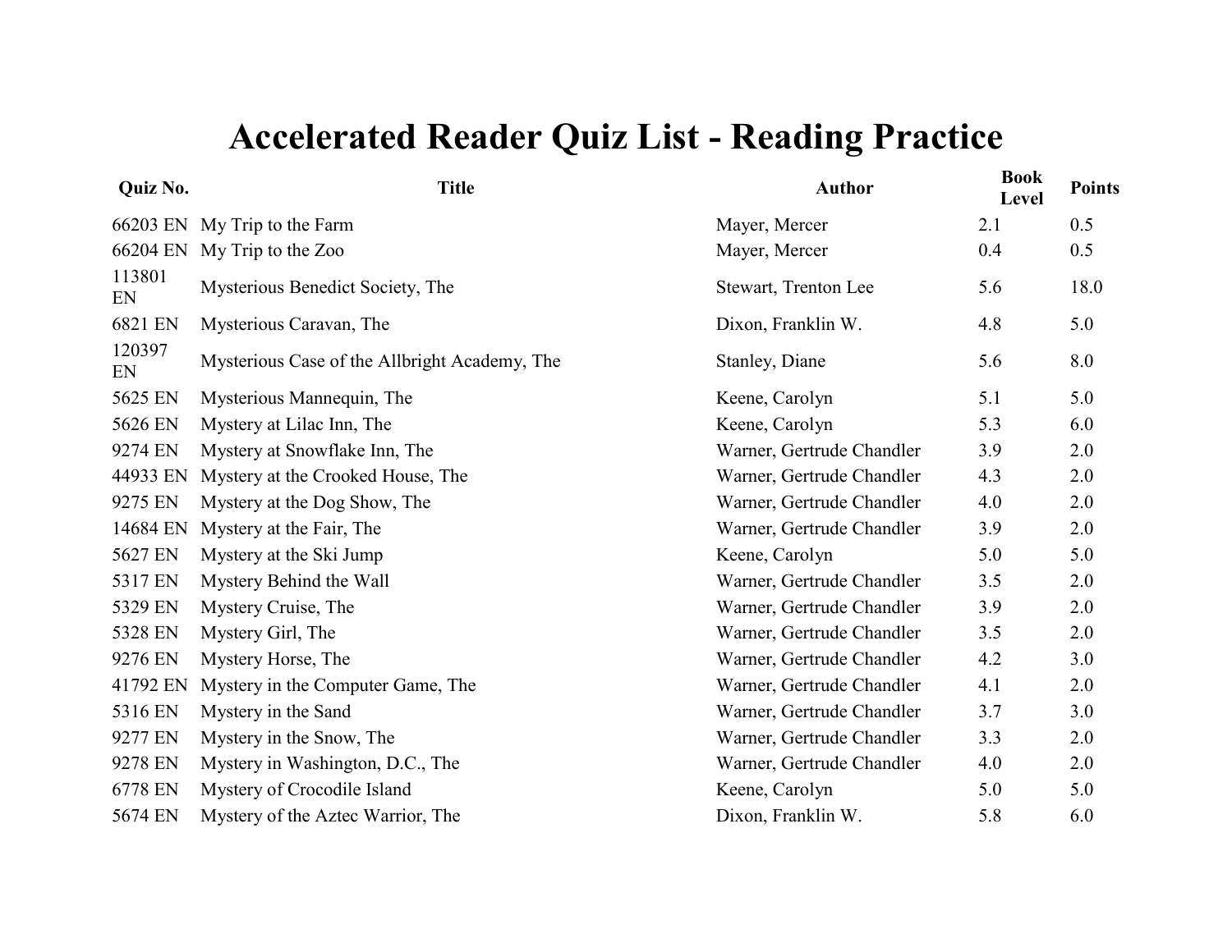# Accelerated Reader Quiz List - Reading Practice

| Quiz No. | Title | Author | Book Level | Points |
|---|---|---|---|---|
| 66203 EN | My Trip to the Farm | Mayer, Mercer | 2.1 | 0.5 |
| 66204 EN | My Trip to the Zoo | Mayer, Mercer | 0.4 | 0.5 |
| 113801 EN | Mysterious Benedict Society, The | Stewart, Trenton Lee | 5.6 | 18.0 |
| 6821 EN | Mysterious Caravan, The | Dixon, Franklin W. | 4.8 | 5.0 |
| 120397 EN | Mysterious Case of the Allbright Academy, The | Stanley, Diane | 5.6 | 8.0 |
| 5625 EN | Mysterious Mannequin, The | Keene, Carolyn | 5.1 | 5.0 |
| 5626 EN | Mystery at Lilac Inn, The | Keene, Carolyn | 5.3 | 6.0 |
| 9274 EN | Mystery at Snowflake Inn, The | Warner, Gertrude Chandler | 3.9 | 2.0 |
| 44933 EN | Mystery at the Crooked House, The | Warner, Gertrude Chandler | 4.3 | 2.0 |
| 9275 EN | Mystery at the Dog Show, The | Warner, Gertrude Chandler | 4.0 | 2.0 |
| 14684 EN | Mystery at the Fair, The | Warner, Gertrude Chandler | 3.9 | 2.0 |
| 5627 EN | Mystery at the Ski Jump | Keene, Carolyn | 5.0 | 5.0 |
| 5317 EN | Mystery Behind the Wall | Warner, Gertrude Chandler | 3.5 | 2.0 |
| 5329 EN | Mystery Cruise, The | Warner, Gertrude Chandler | 3.9 | 2.0 |
| 5328 EN | Mystery Girl, The | Warner, Gertrude Chandler | 3.5 | 2.0 |
| 9276 EN | Mystery Horse, The | Warner, Gertrude Chandler | 4.2 | 3.0 |
| 41792 EN | Mystery in the Computer Game, The | Warner, Gertrude Chandler | 4.1 | 2.0 |
| 5316 EN | Mystery in the Sand | Warner, Gertrude Chandler | 3.7 | 3.0 |
| 9277 EN | Mystery in the Snow, The | Warner, Gertrude Chandler | 3.3 | 2.0 |
| 9278 EN | Mystery in Washington, D.C., The | Warner, Gertrude Chandler | 4.0 | 2.0 |
| 6778 EN | Mystery of Crocodile Island | Keene, Carolyn | 5.0 | 5.0 |
| 5674 EN | Mystery of the Aztec Warrior, The | Dixon, Franklin W. | 5.8 | 6.0 |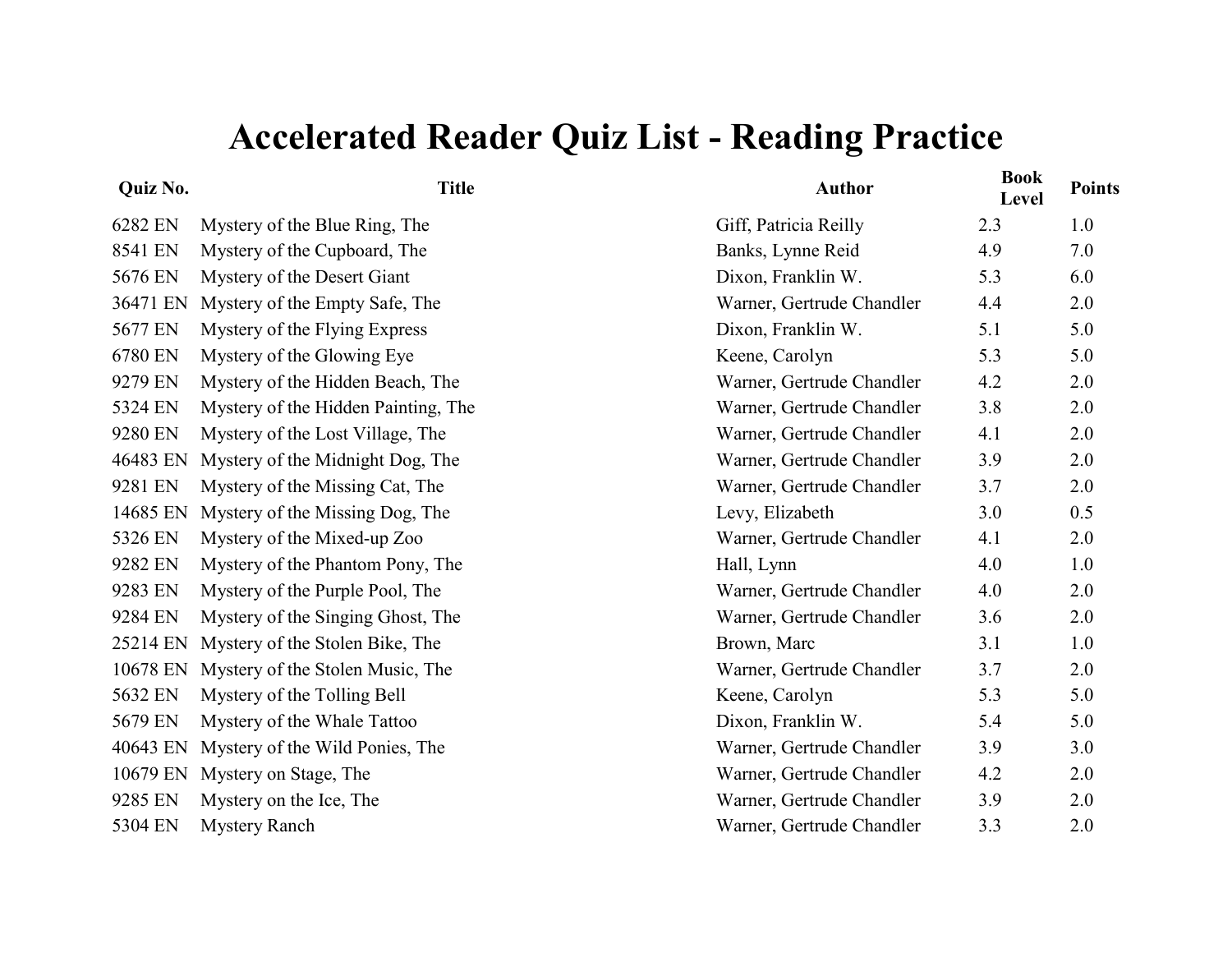# Accelerated Reader Quiz List - Reading Practice

| Quiz No. | Title | Author | Book Level | Points |
|---|---|---|---|---|
| 6282 EN | Mystery of the Blue Ring, The | Giff, Patricia Reilly | 2.3 | 1.0 |
| 8541 EN | Mystery of the Cupboard, The | Banks, Lynne Reid | 4.9 | 7.0 |
| 5676 EN | Mystery of the Desert Giant | Dixon, Franklin W. | 5.3 | 6.0 |
| 36471 EN | Mystery of the Empty Safe, The | Warner, Gertrude Chandler | 4.4 | 2.0 |
| 5677 EN | Mystery of the Flying Express | Dixon, Franklin W. | 5.1 | 5.0 |
| 6780 EN | Mystery of the Glowing Eye | Keene, Carolyn | 5.3 | 5.0 |
| 9279 EN | Mystery of the Hidden Beach, The | Warner, Gertrude Chandler | 4.2 | 2.0 |
| 5324 EN | Mystery of the Hidden Painting, The | Warner, Gertrude Chandler | 3.8 | 2.0 |
| 9280 EN | Mystery of the Lost Village, The | Warner, Gertrude Chandler | 4.1 | 2.0 |
| 46483 EN | Mystery of the Midnight Dog, The | Warner, Gertrude Chandler | 3.9 | 2.0 |
| 9281 EN | Mystery of the Missing Cat, The | Warner, Gertrude Chandler | 3.7 | 2.0 |
| 14685 EN | Mystery of the Missing Dog, The | Levy, Elizabeth | 3.0 | 0.5 |
| 5326 EN | Mystery of the Mixed-up Zoo | Warner, Gertrude Chandler | 4.1 | 2.0 |
| 9282 EN | Mystery of the Phantom Pony, The | Hall, Lynn | 4.0 | 1.0 |
| 9283 EN | Mystery of the Purple Pool, The | Warner, Gertrude Chandler | 4.0 | 2.0 |
| 9284 EN | Mystery of the Singing Ghost, The | Warner, Gertrude Chandler | 3.6 | 2.0 |
| 25214 EN | Mystery of the Stolen Bike, The | Brown, Marc | 3.1 | 1.0 |
| 10678 EN | Mystery of the Stolen Music, The | Warner, Gertrude Chandler | 3.7 | 2.0 |
| 5632 EN | Mystery of the Tolling Bell | Keene, Carolyn | 5.3 | 5.0 |
| 5679 EN | Mystery of the Whale Tattoo | Dixon, Franklin W. | 5.4 | 5.0 |
| 40643 EN | Mystery of the Wild Ponies, The | Warner, Gertrude Chandler | 3.9 | 3.0 |
| 10679 EN | Mystery on Stage, The | Warner, Gertrude Chandler | 4.2 | 2.0 |
| 9285 EN | Mystery on the Ice, The | Warner, Gertrude Chandler | 3.9 | 2.0 |
| 5304 EN | Mystery Ranch | Warner, Gertrude Chandler | 3.3 | 2.0 |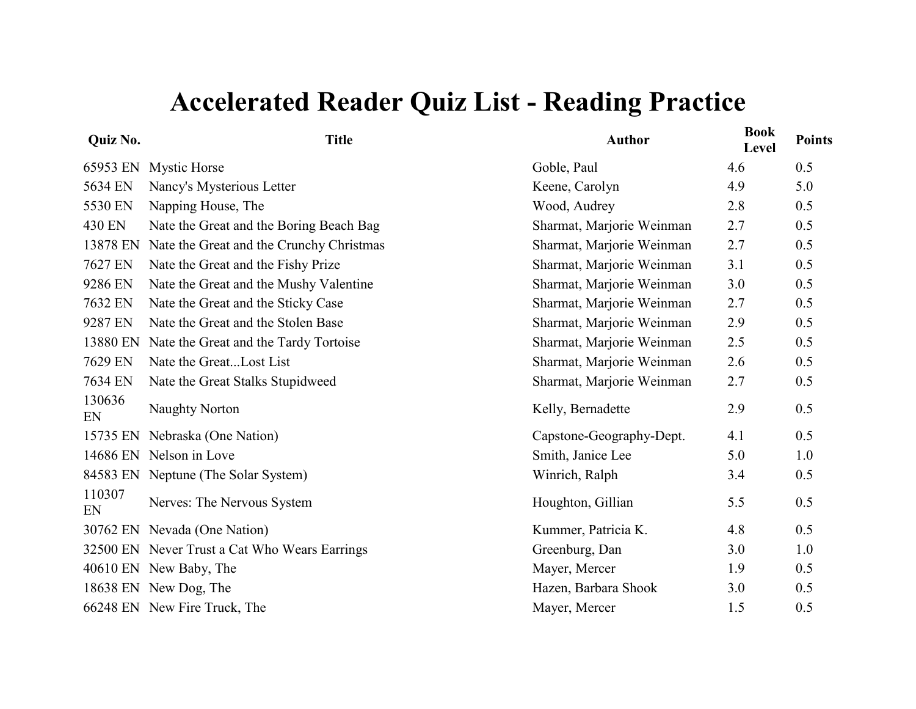# Accelerated Reader Quiz List - Reading Practice

| Quiz No. | Title | Author | Book Level | Points |
|---|---|---|---|---|
| 65953 EN | Mystic Horse | Goble, Paul | 4.6 | 0.5 |
| 5634 EN | Nancy's Mysterious Letter | Keene, Carolyn | 4.9 | 5.0 |
| 5530 EN | Napping House, The | Wood, Audrey | 2.8 | 0.5 |
| 430 EN | Nate the Great and the Boring Beach Bag | Sharmat, Marjorie Weinman | 2.7 | 0.5 |
| 13878 EN | Nate the Great and the Crunchy Christmas | Sharmat, Marjorie Weinman | 2.7 | 0.5 |
| 7627 EN | Nate the Great and the Fishy Prize | Sharmat, Marjorie Weinman | 3.1 | 0.5 |
| 9286 EN | Nate the Great and the Mushy Valentine | Sharmat, Marjorie Weinman | 3.0 | 0.5 |
| 7632 EN | Nate the Great and the Sticky Case | Sharmat, Marjorie Weinman | 2.7 | 0.5 |
| 9287 EN | Nate the Great and the Stolen Base | Sharmat, Marjorie Weinman | 2.9 | 0.5 |
| 13880 EN | Nate the Great and the Tardy Tortoise | Sharmat, Marjorie Weinman | 2.5 | 0.5 |
| 7629 EN | Nate the Great...Lost List | Sharmat, Marjorie Weinman | 2.6 | 0.5 |
| 7634 EN | Nate the Great Stalks Stupidweed | Sharmat, Marjorie Weinman | 2.7 | 0.5 |
| 130636 EN | Naughty Norton | Kelly, Bernadette | 2.9 | 0.5 |
| 15735 EN | Nebraska (One Nation) | Capstone-Geography-Dept. | 4.1 | 0.5 |
| 14686 EN | Nelson in Love | Smith, Janice Lee | 5.0 | 1.0 |
| 84583 EN | Neptune (The Solar System) | Winrich, Ralph | 3.4 | 0.5 |
| 110307 EN | Nerves: The Nervous System | Houghton, Gillian | 5.5 | 0.5 |
| 30762 EN | Nevada (One Nation) | Kummer, Patricia K. | 4.8 | 0.5 |
| 32500 EN | Never Trust a Cat Who Wears Earrings | Greenburg, Dan | 3.0 | 1.0 |
| 40610 EN | New Baby, The | Mayer, Mercer | 1.9 | 0.5 |
| 18638 EN | New Dog, The | Hazen, Barbara Shook | 3.0 | 0.5 |
| 66248 EN | New Fire Truck, The | Mayer, Mercer | 1.5 | 0.5 |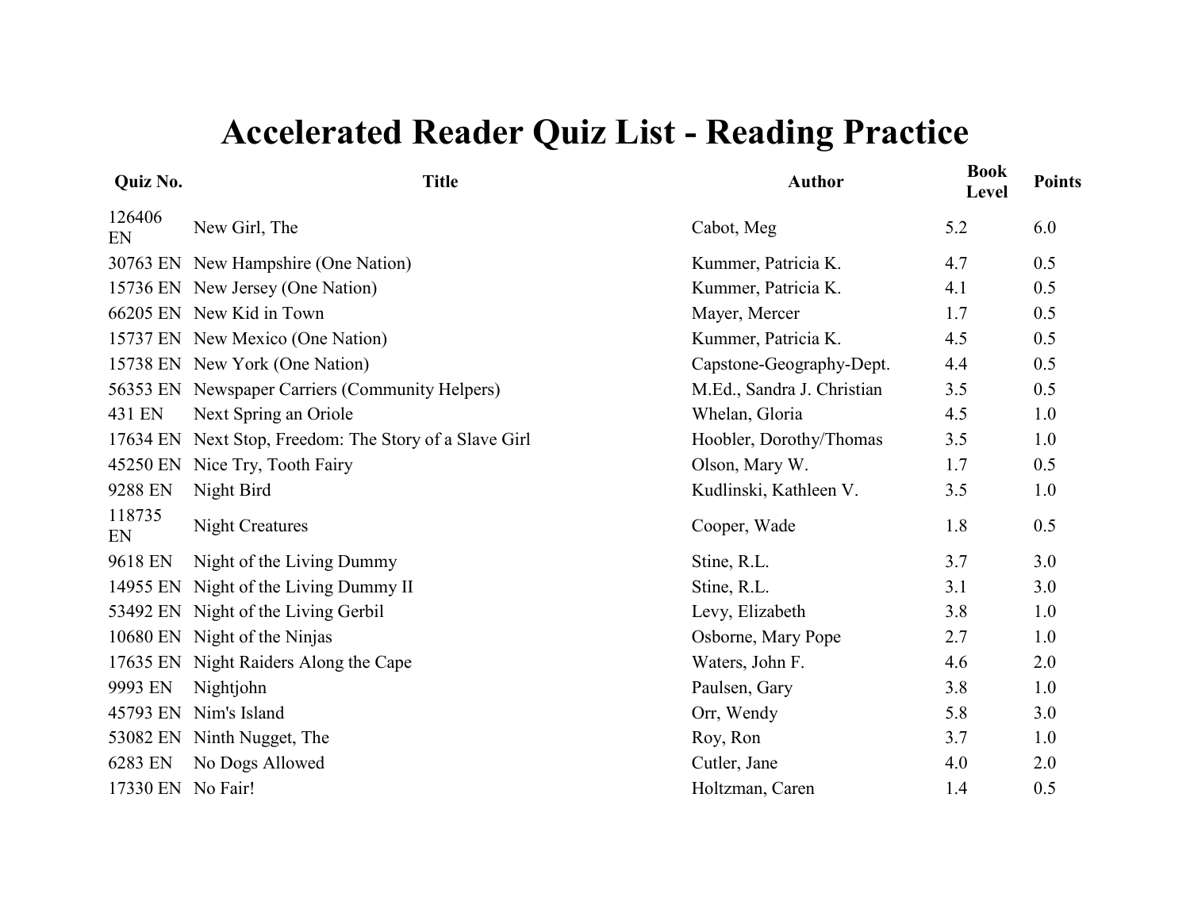# Accelerated Reader Quiz List - Reading Practice

| Quiz No. | Title | Author | Book Level | Points |
|---|---|---|---|---|
| 126406 EN | New Girl, The | Cabot, Meg | 5.2 | 6.0 |
| 30763 EN | New Hampshire (One Nation) | Kummer, Patricia K. | 4.7 | 0.5 |
| 15736 EN | New Jersey (One Nation) | Kummer, Patricia K. | 4.1 | 0.5 |
| 66205 EN | New Kid in Town | Mayer, Mercer | 1.7 | 0.5 |
| 15737 EN | New Mexico (One Nation) | Kummer, Patricia K. | 4.5 | 0.5 |
| 15738 EN | New York (One Nation) | Capstone-Geography-Dept. | 4.4 | 0.5 |
| 56353 EN | Newspaper Carriers (Community Helpers) | M.Ed., Sandra J. Christian | 3.5 | 0.5 |
| 431 EN | Next Spring an Oriole | Whelan, Gloria | 4.5 | 1.0 |
| 17634 EN | Next Stop, Freedom: The Story of a Slave Girl | Hoobler, Dorothy/Thomas | 3.5 | 1.0 |
| 45250 EN | Nice Try, Tooth Fairy | Olson, Mary W. | 1.7 | 0.5 |
| 9288 EN | Night Bird | Kudlinski, Kathleen V. | 3.5 | 1.0 |
| 118735 EN | Night Creatures | Cooper, Wade | 1.8 | 0.5 |
| 9618 EN | Night of the Living Dummy | Stine, R.L. | 3.7 | 3.0 |
| 14955 EN | Night of the Living Dummy II | Stine, R.L. | 3.1 | 3.0 |
| 53492 EN | Night of the Living Gerbil | Levy, Elizabeth | 3.8 | 1.0 |
| 10680 EN | Night of the Ninjas | Osborne, Mary Pope | 2.7 | 1.0 |
| 17635 EN | Night Raiders Along the Cape | Waters, John F. | 4.6 | 2.0 |
| 9993 EN | Nightjohn | Paulsen, Gary | 3.8 | 1.0 |
| 45793 EN | Nim's Island | Orr, Wendy | 5.8 | 3.0 |
| 53082 EN | Ninth Nugget, The | Roy, Ron | 3.7 | 1.0 |
| 6283 EN | No Dogs Allowed | Cutler, Jane | 4.0 | 2.0 |
| 17330 EN | No Fair! | Holtzman, Caren | 1.4 | 0.5 |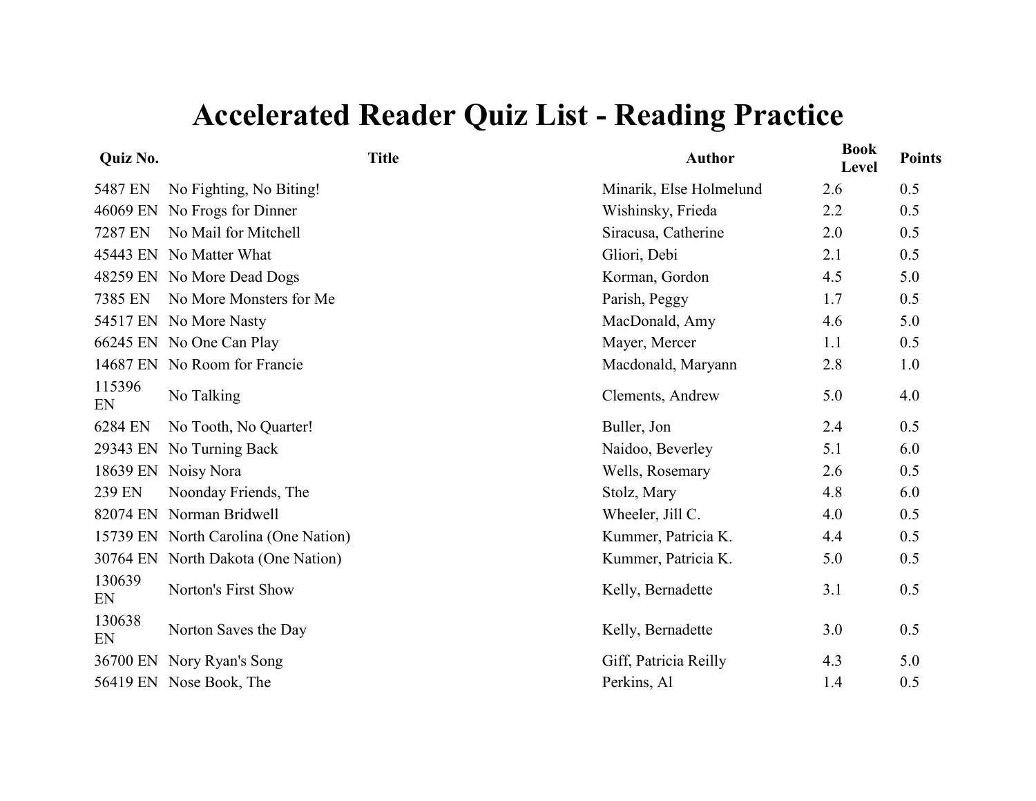# Accelerated Reader Quiz List - Reading Practice

| Quiz No. | Title | Author | Book Level | Points |
|---|---|---|---|---|
| 5487 EN | No Fighting, No Biting! | Minarik, Else Holmelund | 2.6 | 0.5 |
| 46069 EN | No Frogs for Dinner | Wishinsky, Frieda | 2.2 | 0.5 |
| 7287 EN | No Mail for Mitchell | Siracusa, Catherine | 2.0 | 0.5 |
| 45443 EN | No Matter What | Gliori, Debi | 2.1 | 0.5 |
| 48259 EN | No More Dead Dogs | Korman, Gordon | 4.5 | 5.0 |
| 7385 EN | No More Monsters for Me | Parish, Peggy | 1.7 | 0.5 |
| 54517 EN | No More Nasty | MacDonald, Amy | 4.6 | 5.0 |
| 66245 EN | No One Can Play | Mayer, Mercer | 1.1 | 0.5 |
| 14687 EN | No Room for Francie | Macdonald, Maryann | 2.8 | 1.0 |
| 115396 EN | No Talking | Clements, Andrew | 5.0 | 4.0 |
| 6284 EN | No Tooth, No Quarter! | Buller, Jon | 2.4 | 0.5 |
| 29343 EN | No Turning Back | Naidoo, Beverley | 5.1 | 6.0 |
| 18639 EN | Noisy Nora | Wells, Rosemary | 2.6 | 0.5 |
| 239 EN | Noonday Friends, The | Stolz, Mary | 4.8 | 6.0 |
| 82074 EN | Norman Bridwell | Wheeler, Jill C. | 4.0 | 0.5 |
| 15739 EN | North Carolina (One Nation) | Kummer, Patricia K. | 4.4 | 0.5 |
| 30764 EN | North Dakota (One Nation) | Kummer, Patricia K. | 5.0 | 0.5 |
| 130639 EN | Norton's First Show | Kelly, Bernadette | 3.1 | 0.5 |
| 130638 EN | Norton Saves the Day | Kelly, Bernadette | 3.0 | 0.5 |
| 36700 EN | Nory Ryan's Song | Giff, Patricia Reilly | 4.3 | 5.0 |
| 56419 EN | Nose Book, The | Perkins, Al | 1.4 | 0.5 |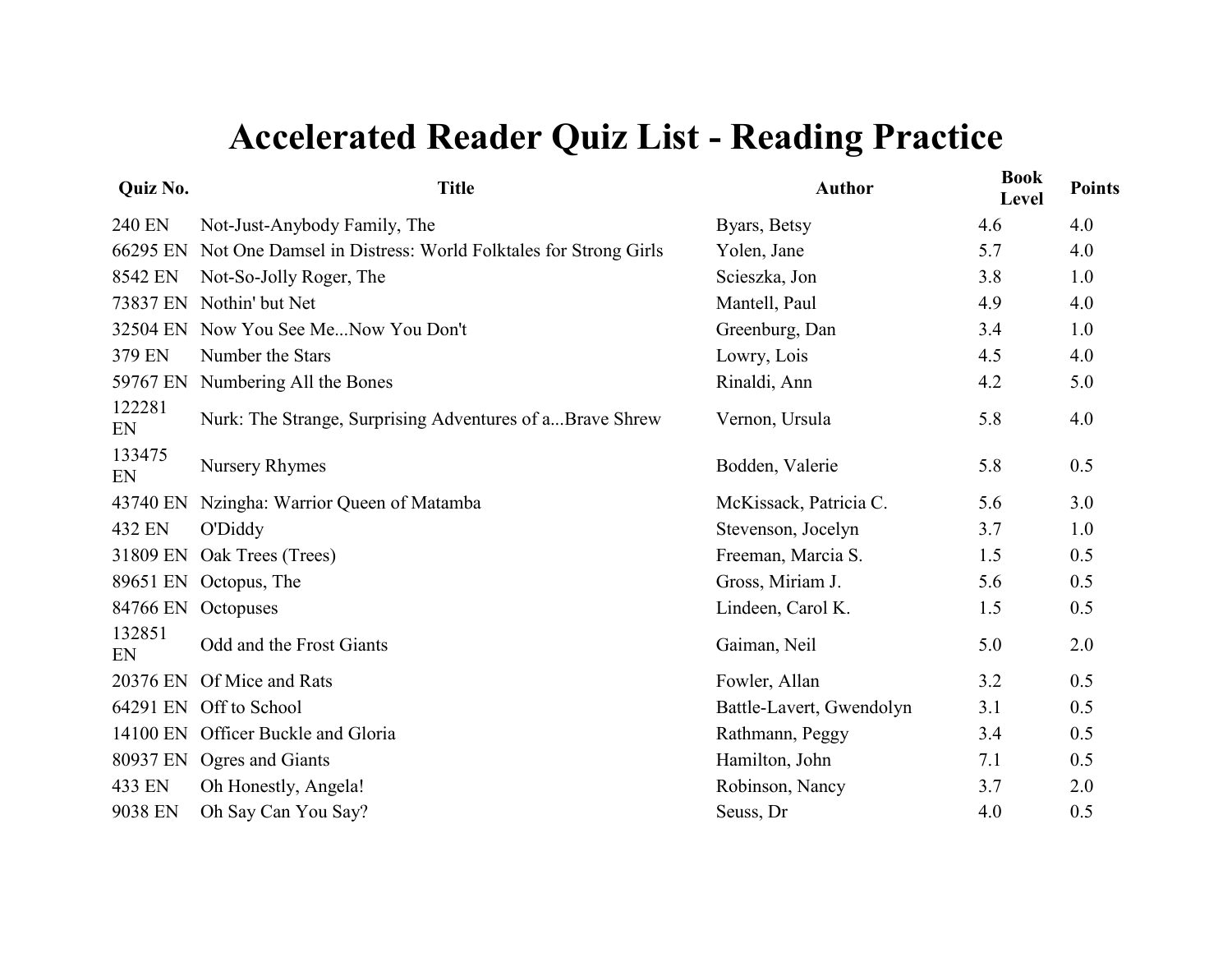# Accelerated Reader Quiz List - Reading Practice

| Quiz No. | Title | Author | Book Level | Points |
|---|---|---|---|---|
| 240 EN | Not-Just-Anybody Family, The | Byars, Betsy | 4.6 | 4.0 |
| 66295 EN | Not One Damsel in Distress: World Folktales for Strong Girls | Yolen, Jane | 5.7 | 4.0 |
| 8542 EN | Not-So-Jolly Roger, The | Scieszka, Jon | 3.8 | 1.0 |
| 73837 EN | Nothin' but Net | Mantell, Paul | 4.9 | 4.0 |
| 32504 EN | Now You See Me...Now You Don't | Greenburg, Dan | 3.4 | 1.0 |
| 379 EN | Number the Stars | Lowry, Lois | 4.5 | 4.0 |
| 59767 EN | Numbering All the Bones | Rinaldi, Ann | 4.2 | 5.0 |
| 122281 EN | Nurk: The Strange, Surprising Adventures of a...Brave Shrew | Vernon, Ursula | 5.8 | 4.0 |
| 133475 EN | Nursery Rhymes | Bodden, Valerie | 5.8 | 0.5 |
| 43740 EN | Nzingha: Warrior Queen of Matamba | McKissack, Patricia C. | 5.6 | 3.0 |
| 432 EN | O'Diddy | Stevenson, Jocelyn | 3.7 | 1.0 |
| 31809 EN | Oak Trees (Trees) | Freeman, Marcia S. | 1.5 | 0.5 |
| 89651 EN | Octopus, The | Gross, Miriam J. | 5.6 | 0.5 |
| 84766 EN | Octopuses | Lindeen, Carol K. | 1.5 | 0.5 |
| 132851 EN | Odd and the Frost Giants | Gaiman, Neil | 5.0 | 2.0 |
| 20376 EN | Of Mice and Rats | Fowler, Allan | 3.2 | 0.5 |
| 64291 EN | Off to School | Battle-Lavert, Gwendolyn | 3.1 | 0.5 |
| 14100 EN | Officer Buckle and Gloria | Rathmann, Peggy | 3.4 | 0.5 |
| 80937 EN | Ogres and Giants | Hamilton, John | 7.1 | 0.5 |
| 433 EN | Oh Honestly, Angela! | Robinson, Nancy | 3.7 | 2.0 |
| 9038 EN | Oh Say Can You Say? | Seuss, Dr | 4.0 | 0.5 |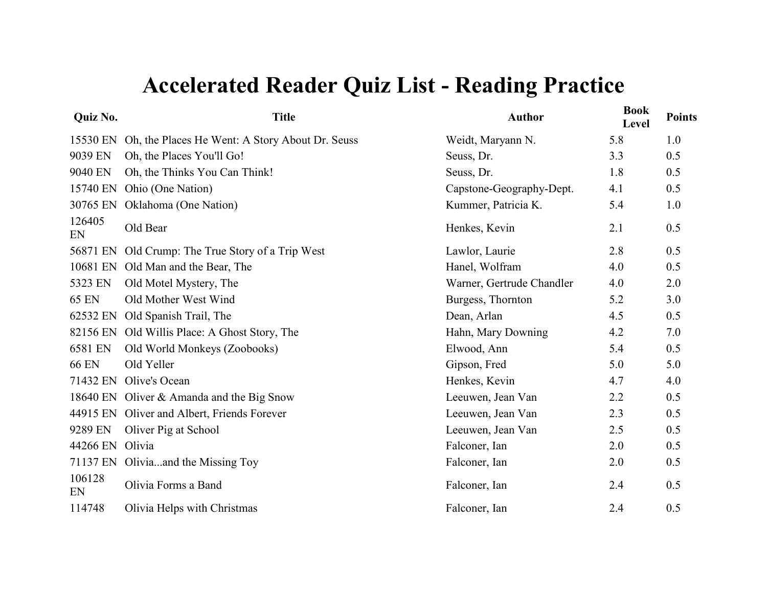# Accelerated Reader Quiz List - Reading Practice

| Quiz No. | Title | Author | Book Level | Points |
|---|---|---|---|---|
| 15530 EN | Oh, the Places He Went: A Story About Dr. Seuss | Weidt, Maryann N. | 5.8 | 1.0 |
| 9039 EN | Oh, the Places You'll Go! | Seuss, Dr. | 3.3 | 0.5 |
| 9040 EN | Oh, the Thinks You Can Think! | Seuss, Dr. | 1.8 | 0.5 |
| 15740 EN | Ohio (One Nation) | Capstone-Geography-Dept. | 4.1 | 0.5 |
| 30765 EN | Oklahoma (One Nation) | Kummer, Patricia K. | 5.4 | 1.0 |
| 126405 EN | Old Bear | Henkes, Kevin | 2.1 | 0.5 |
| 56871 EN | Old Crump: The True Story of a Trip West | Lawlor, Laurie | 2.8 | 0.5 |
| 10681 EN | Old Man and the Bear, The | Hanel, Wolfram | 4.0 | 0.5 |
| 5323 EN | Old Motel Mystery, The | Warner, Gertrude Chandler | 4.0 | 2.0 |
| 65 EN | Old Mother West Wind | Burgess, Thornton | 5.2 | 3.0 |
| 62532 EN | Old Spanish Trail, The | Dean, Arlan | 4.5 | 0.5 |
| 82156 EN | Old Willis Place: A Ghost Story, The | Hahn, Mary Downing | 4.2 | 7.0 |
| 6581 EN | Old World Monkeys (Zoobooks) | Elwood, Ann | 5.4 | 0.5 |
| 66 EN | Old Yeller | Gipson, Fred | 5.0 | 5.0 |
| 71432 EN | Olive's Ocean | Henkes, Kevin | 4.7 | 4.0 |
| 18640 EN | Oliver & Amanda and the Big Snow | Leeuwen, Jean Van | 2.2 | 0.5 |
| 44915 EN | Oliver and Albert, Friends Forever | Leeuwen, Jean Van | 2.3 | 0.5 |
| 9289 EN | Oliver Pig at School | Leeuwen, Jean Van | 2.5 | 0.5 |
| 44266 EN | Olivia | Falconer, Ian | 2.0 | 0.5 |
| 71137 EN | Olivia...and the Missing Toy | Falconer, Ian | 2.0 | 0.5 |
| 106128 EN | Olivia Forms a Band | Falconer, Ian | 2.4 | 0.5 |
| 114748 | Olivia Helps with Christmas | Falconer, Ian | 2.4 | 0.5 |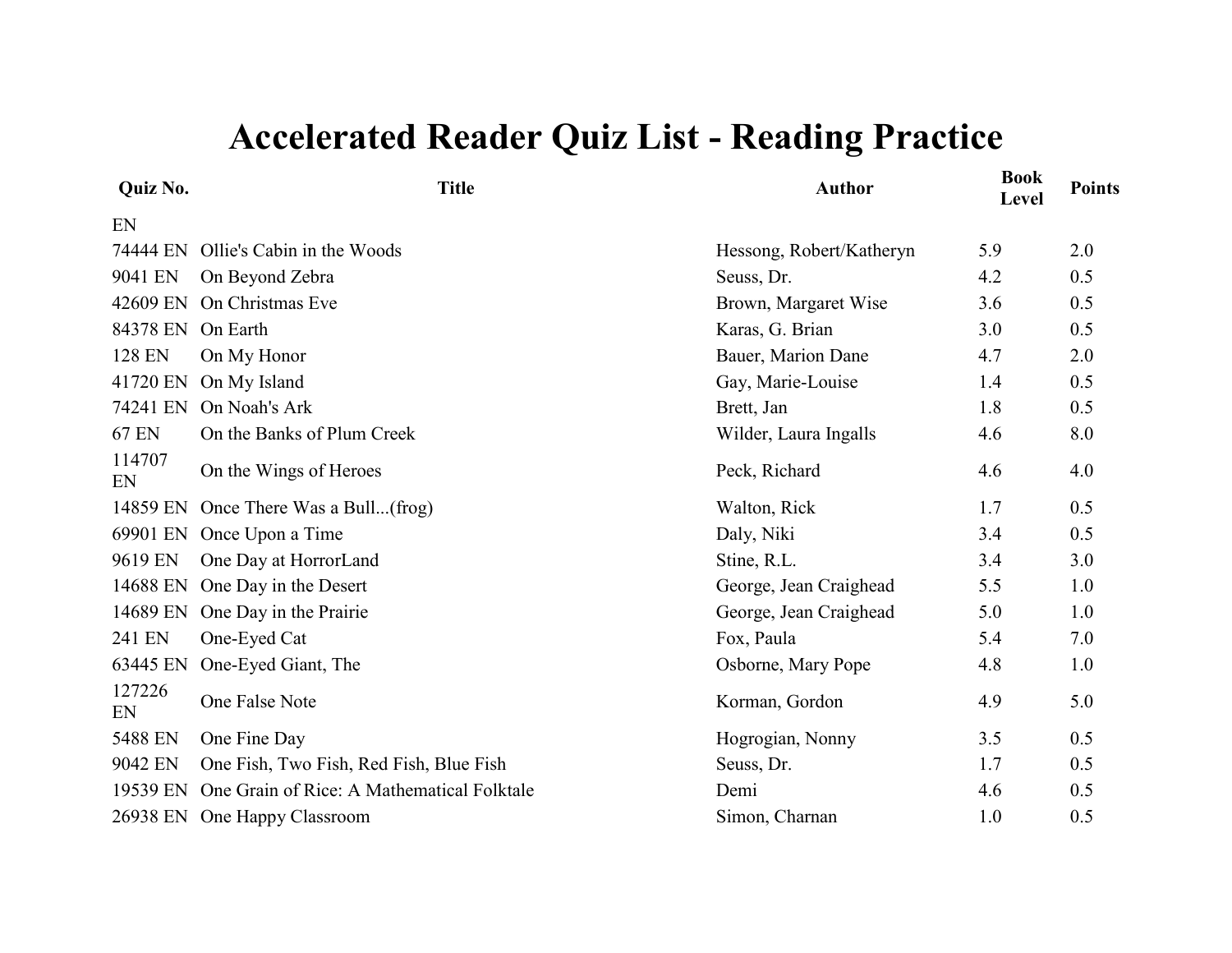# Accelerated Reader Quiz List - Reading Practice

| Quiz No. | Title | Author | Book Level | Points |
|---|---|---|---|---|
| EN | | | | |
| 74444 EN | Ollie's Cabin in the Woods | Hessong, Robert/Katheryn | 5.9 | 2.0 |
| 9041 EN | On Beyond Zebra | Seuss, Dr. | 4.2 | 0.5 |
| 42609 EN | On Christmas Eve | Brown, Margaret Wise | 3.6 | 0.5 |
| 84378 EN | On Earth | Karas, G. Brian | 3.0 | 0.5 |
| 128 EN | On My Honor | Bauer, Marion Dane | 4.7 | 2.0 |
| 41720 EN | On My Island | Gay, Marie-Louise | 1.4 | 0.5 |
| 74241 EN | On Noah's Ark | Brett, Jan | 1.8 | 0.5 |
| 67 EN | On the Banks of Plum Creek | Wilder, Laura Ingalls | 4.6 | 8.0 |
| 114707 EN | On the Wings of Heroes | Peck, Richard | 4.6 | 4.0 |
| 14859 EN | Once There Was a Bull...(frog) | Walton, Rick | 1.7 | 0.5 |
| 69901 EN | Once Upon a Time | Daly, Niki | 3.4 | 0.5 |
| 9619 EN | One Day at HorrorLand | Stine, R.L. | 3.4 | 3.0 |
| 14688 EN | One Day in the Desert | George, Jean Craighead | 5.5 | 1.0 |
| 14689 EN | One Day in the Prairie | George, Jean Craighead | 5.0 | 1.0 |
| 241 EN | One-Eyed Cat | Fox, Paula | 5.4 | 7.0 |
| 63445 EN | One-Eyed Giant, The | Osborne, Mary Pope | 4.8 | 1.0 |
| 127226 EN | One False Note | Korman, Gordon | 4.9 | 5.0 |
| 5488 EN | One Fine Day | Hogrogian, Nonny | 3.5 | 0.5 |
| 9042 EN | One Fish, Two Fish, Red Fish, Blue Fish | Seuss, Dr. | 1.7 | 0.5 |
| 19539 EN | One Grain of Rice: A Mathematical Folktale | Demi | 4.6 | 0.5 |
| 26938 EN | One Happy Classroom | Simon, Charnan | 1.0 | 0.5 |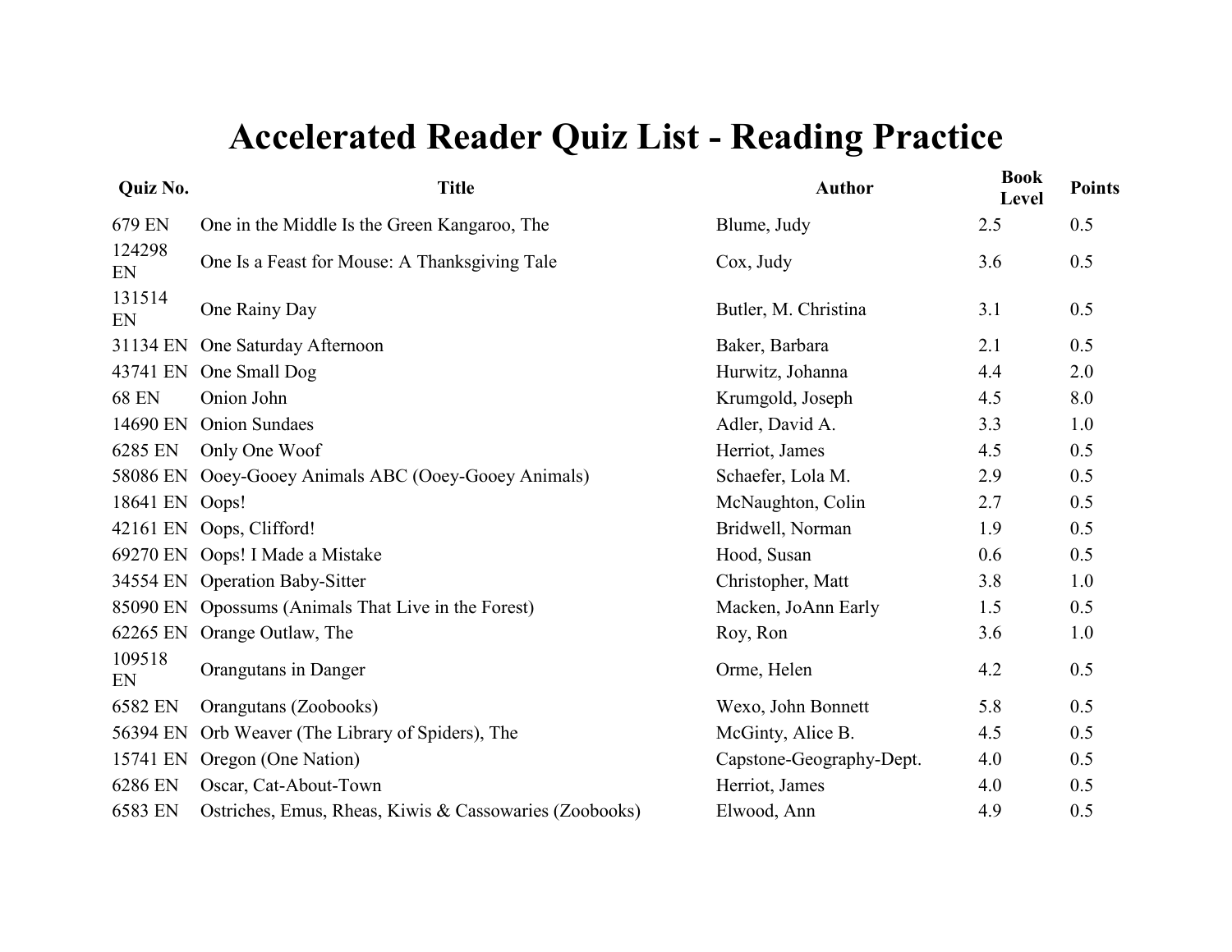# Accelerated Reader Quiz List - Reading Practice

| Quiz No. | Title | Author | Book Level | Points |
|---|---|---|---|---|
| 679 EN | One in the Middle Is the Green Kangaroo, The | Blume, Judy | 2.5 | 0.5 |
| 124298 EN | One Is a Feast for Mouse: A Thanksgiving Tale | Cox, Judy | 3.6 | 0.5 |
| 131514 EN | One Rainy Day | Butler, M. Christina | 3.1 | 0.5 |
| 31134 EN | One Saturday Afternoon | Baker, Barbara | 2.1 | 0.5 |
| 43741 EN | One Small Dog | Hurwitz, Johanna | 4.4 | 2.0 |
| 68 EN | Onion John | Krumgold, Joseph | 4.5 | 8.0 |
| 14690 EN | Onion Sundaes | Adler, David A. | 3.3 | 1.0 |
| 6285 EN | Only One Woof | Herriot, James | 4.5 | 0.5 |
| 58086 EN | Ooey-Gooey Animals ABC (Ooey-Gooey Animals) | Schaefer, Lola M. | 2.9 | 0.5 |
| 18641 EN | Oops! | McNaughton, Colin | 2.7 | 0.5 |
| 42161 EN | Oops, Clifford! | Bridwell, Norman | 1.9 | 0.5 |
| 69270 EN | Oops! I Made a Mistake | Hood, Susan | 0.6 | 0.5 |
| 34554 EN | Operation Baby-Sitter | Christopher, Matt | 3.8 | 1.0 |
| 85090 EN | Opossums (Animals That Live in the Forest) | Macken, JoAnn Early | 1.5 | 0.5 |
| 62265 EN | Orange Outlaw, The | Roy, Ron | 3.6 | 1.0 |
| 109518 EN | Orangutans in Danger | Orme, Helen | 4.2 | 0.5 |
| 6582 EN | Orangutans (Zoobooks) | Wexo, John Bonnett | 5.8 | 0.5 |
| 56394 EN | Orb Weaver (The Library of Spiders), The | McGinty, Alice B. | 4.5 | 0.5 |
| 15741 EN | Oregon (One Nation) | Capstone-Geography-Dept. | 4.0 | 0.5 |
| 6286 EN | Oscar, Cat-About-Town | Herriot, James | 4.0 | 0.5 |
| 6583 EN | Ostriches, Emus, Rheas, Kiwis & Cassowaries (Zoobooks) | Elwood, Ann | 4.9 | 0.5 |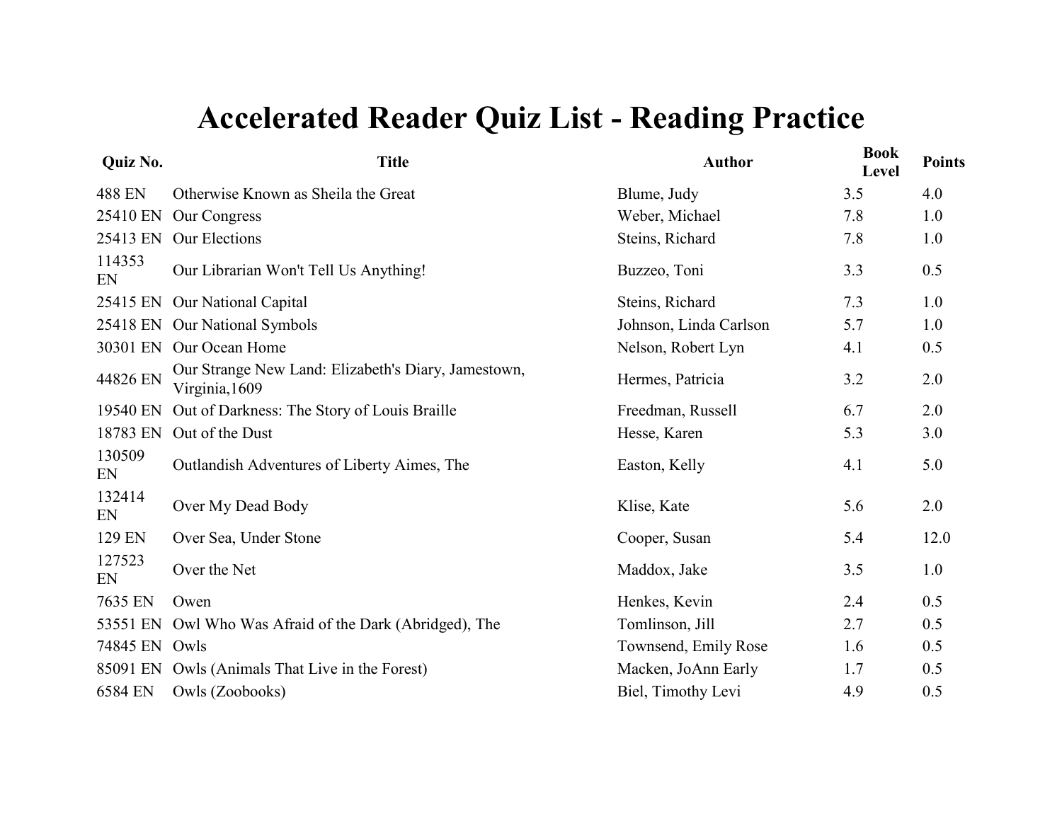# Accelerated Reader Quiz List - Reading Practice

| Quiz No. | Title | Author | Book Level | Points |
|---|---|---|---|---|
| 488 EN | Otherwise Known as Sheila the Great | Blume, Judy | 3.5 | 4.0 |
| 25410 EN | Our Congress | Weber, Michael | 7.8 | 1.0 |
| 25413 EN | Our Elections | Steins, Richard | 7.8 | 1.0 |
| 114353 EN | Our Librarian Won't Tell Us Anything! | Buzzeo, Toni | 3.3 | 0.5 |
| 25415 EN | Our National Capital | Steins, Richard | 7.3 | 1.0 |
| 25418 EN | Our National Symbols | Johnson, Linda Carlson | 5.7 | 1.0 |
| 30301 EN | Our Ocean Home | Nelson, Robert Lyn | 4.1 | 0.5 |
| 44826 EN | Our Strange New Land: Elizabeth's Diary, Jamestown, Virginia,1609 | Hermes, Patricia | 3.2 | 2.0 |
| 19540 EN | Out of Darkness: The Story of Louis Braille | Freedman, Russell | 6.7 | 2.0 |
| 18783 EN | Out of the Dust | Hesse, Karen | 5.3 | 3.0 |
| 130509 EN | Outlandish Adventures of Liberty Aimes, The | Easton, Kelly | 4.1 | 5.0 |
| 132414 EN | Over My Dead Body | Klise, Kate | 5.6 | 2.0 |
| 129 EN | Over Sea, Under Stone | Cooper, Susan | 5.4 | 12.0 |
| 127523 EN | Over the Net | Maddox, Jake | 3.5 | 1.0 |
| 7635 EN | Owen | Henkes, Kevin | 2.4 | 0.5 |
| 53551 EN | Owl Who Was Afraid of the Dark (Abridged), The | Tomlinson, Jill | 2.7 | 0.5 |
| 74845 EN | Owls | Townsend, Emily Rose | 1.6 | 0.5 |
| 85091 EN | Owls (Animals That Live in the Forest) | Macken, JoAnn Early | 1.7 | 0.5 |
| 6584 EN | Owls (Zoobooks) | Biel, Timothy Levi | 4.9 | 0.5 |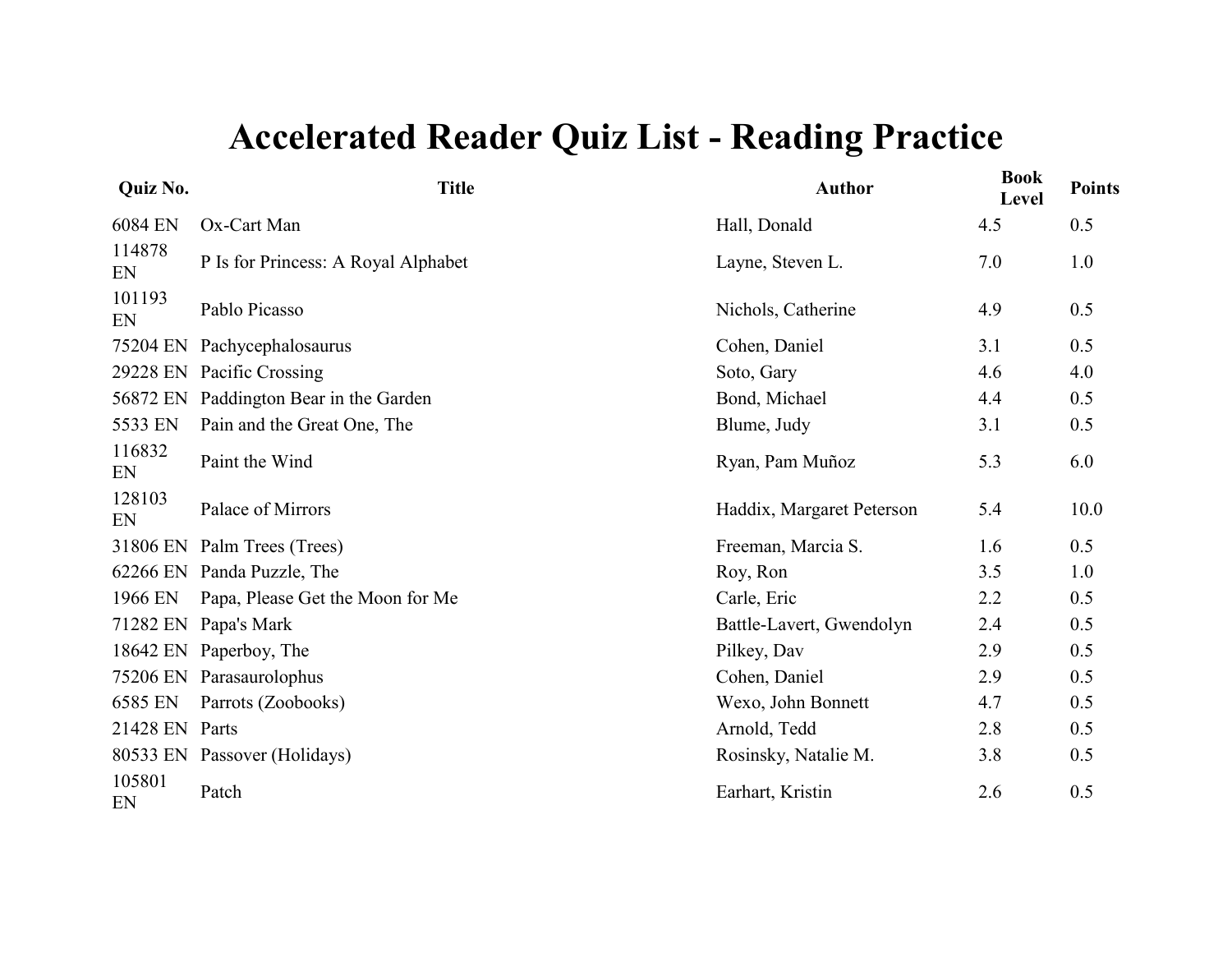# Accelerated Reader Quiz List - Reading Practice

| Quiz No. | Title | Author | Book Level | Points |
|---|---|---|---|---|
| 6084 EN | Ox-Cart Man | Hall, Donald | 4.5 | 0.5 |
| 114878 EN | P Is for Princess: A Royal Alphabet | Layne, Steven L. | 7.0 | 1.0 |
| 101193 EN | Pablo Picasso | Nichols, Catherine | 4.9 | 0.5 |
| 75204 EN | Pachycephalosaurus | Cohen, Daniel | 3.1 | 0.5 |
| 29228 EN | Pacific Crossing | Soto, Gary | 4.6 | 4.0 |
| 56872 EN | Paddington Bear in the Garden | Bond, Michael | 4.4 | 0.5 |
| 5533 EN | Pain and the Great One, The | Blume, Judy | 3.1 | 0.5 |
| 116832 EN | Paint the Wind | Ryan, Pam Muñoz | 5.3 | 6.0 |
| 128103 EN | Palace of Mirrors | Haddix, Margaret Peterson | 5.4 | 10.0 |
| 31806 EN | Palm Trees (Trees) | Freeman, Marcia S. | 1.6 | 0.5 |
| 62266 EN | Panda Puzzle, The | Roy, Ron | 3.5 | 1.0 |
| 1966 EN | Papa, Please Get the Moon for Me | Carle, Eric | 2.2 | 0.5 |
| 71282 EN | Papa's Mark | Battle-Lavert, Gwendolyn | 2.4 | 0.5 |
| 18642 EN | Paperboy, The | Pilkey, Dav | 2.9 | 0.5 |
| 75206 EN | Parasaurolophus | Cohen, Daniel | 2.9 | 0.5 |
| 6585 EN | Parrots (Zoobooks) | Wexo, John Bonnett | 4.7 | 0.5 |
| 21428 EN | Parts | Arnold, Tedd | 2.8 | 0.5 |
| 80533 EN | Passover (Holidays) | Rosinsky, Natalie M. | 3.8 | 0.5 |
| 105801 EN | Patch | Earhart, Kristin | 2.6 | 0.5 |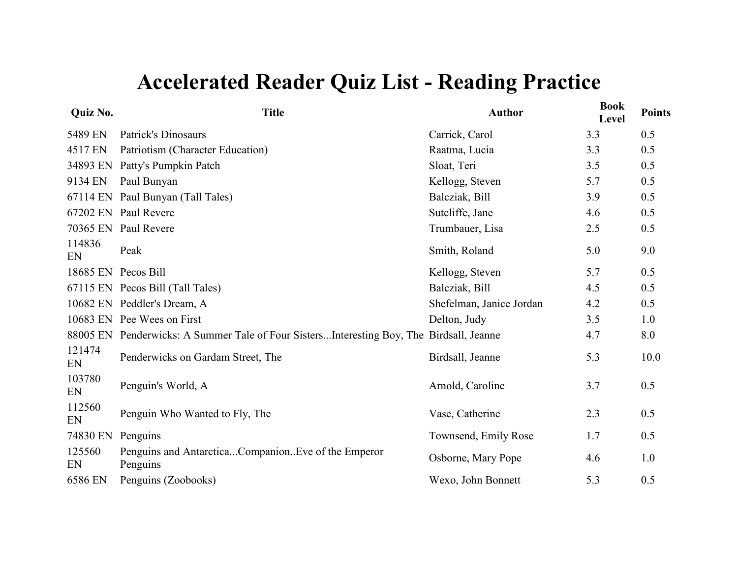# Accelerated Reader Quiz List - Reading Practice

| Quiz No. | Title | Author | Book Level | Points |
|---|---|---|---|---|
| 5489 EN | Patrick's Dinosaurs | Carrick, Carol | 3.3 | 0.5 |
| 4517 EN | Patriotism (Character Education) | Raatma, Lucia | 3.3 | 0.5 |
| 34893 EN | Patty's Pumpkin Patch | Sloat, Teri | 3.5 | 0.5 |
| 9134 EN | Paul Bunyan | Kellogg, Steven | 5.7 | 0.5 |
| 67114 EN | Paul Bunyan (Tall Tales) | Balcziak, Bill | 3.9 | 0.5 |
| 67202 EN | Paul Revere | Sutcliffe, Jane | 4.6 | 0.5 |
| 70365 EN | Paul Revere | Trumbauer, Lisa | 2.5 | 0.5 |
| 114836 EN | Peak | Smith, Roland | 5.0 | 9.0 |
| 18685 EN | Pecos Bill | Kellogg, Steven | 5.7 | 0.5 |
| 67115 EN | Pecos Bill (Tall Tales) | Balcziak, Bill | 4.5 | 0.5 |
| 10682 EN | Peddler's Dream, A | Shefelman, Janice Jordan | 4.2 | 0.5 |
| 10683 EN | Pee Wees on First | Delton, Judy | 3.5 | 1.0 |
| 88005 EN | Penderwicks: A Summer Tale of Four Sisters...Interesting Boy, The | Birdsall, Jeanne | 4.7 | 8.0 |
| 121474 EN | Penderwicks on Gardam Street, The | Birdsall, Jeanne | 5.3 | 10.0 |
| 103780 EN | Penguin's World, A | Arnold, Caroline | 3.7 | 0.5 |
| 112560 EN | Penguin Who Wanted to Fly, The | Vase, Catherine | 2.3 | 0.5 |
| 74830 EN | Penguins | Townsend, Emily Rose | 1.7 | 0.5 |
| 125560 EN | Penguins and Antarctica...Companion..Eve of the Emperor Penguins | Osborne, Mary Pope | 4.6 | 1.0 |
| 6586 EN | Penguins (Zoobooks) | Wexo, John Bonnett | 5.3 | 0.5 |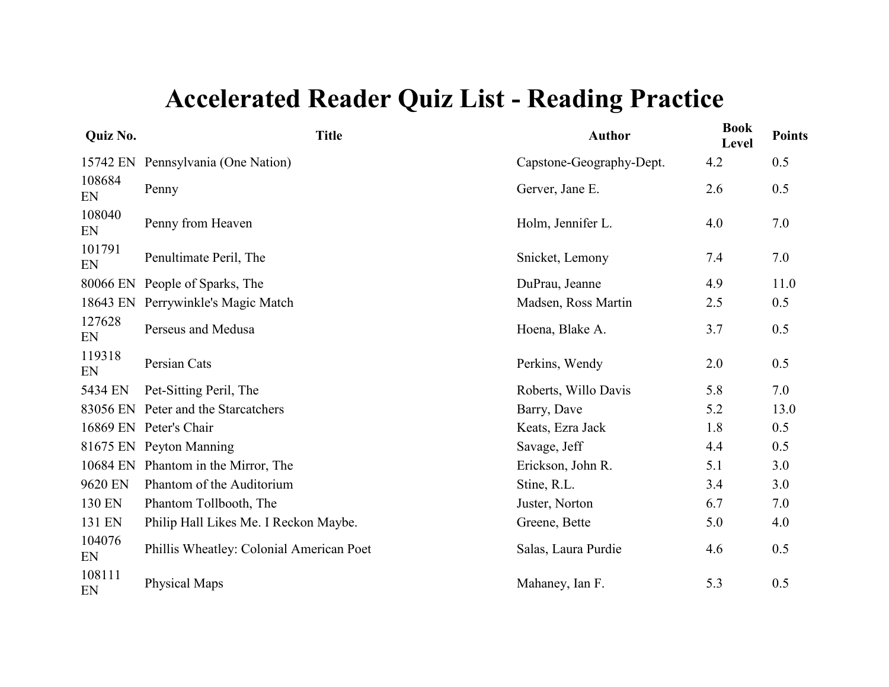# Accelerated Reader Quiz List - Reading Practice

| Quiz No. | Title | Author | Book Level | Points |
|---|---|---|---|---|
| 15742 EN | Pennsylvania (One Nation) | Capstone-Geography-Dept. | 4.2 | 0.5 |
| 108684 EN | Penny | Gerver, Jane E. | 2.6 | 0.5 |
| 108040 EN | Penny from Heaven | Holm, Jennifer L. | 4.0 | 7.0 |
| 101791 EN | Penultimate Peril, The | Snicket, Lemony | 7.4 | 7.0 |
| 80066 EN | People of Sparks, The | DuPrau, Jeanne | 4.9 | 11.0 |
| 18643 EN | Perrywinkle's Magic Match | Madsen, Ross Martin | 2.5 | 0.5 |
| 127628 EN | Perseus and Medusa | Hoena, Blake A. | 3.7 | 0.5 |
| 119318 EN | Persian Cats | Perkins, Wendy | 2.0 | 0.5 |
| 5434 EN | Pet-Sitting Peril, The | Roberts, Willo Davis | 5.8 | 7.0 |
| 83056 EN | Peter and the Starcatchers | Barry, Dave | 5.2 | 13.0 |
| 16869 EN | Peter's Chair | Keats, Ezra Jack | 1.8 | 0.5 |
| 81675 EN | Peyton Manning | Savage, Jeff | 4.4 | 0.5 |
| 10684 EN | Phantom in the Mirror, The | Erickson, John R. | 5.1 | 3.0 |
| 9620 EN | Phantom of the Auditorium | Stine, R.L. | 3.4 | 3.0 |
| 130 EN | Phantom Tollbooth, The | Juster, Norton | 6.7 | 7.0 |
| 131 EN | Philip Hall Likes Me. I Reckon Maybe. | Greene, Bette | 5.0 | 4.0 |
| 104076 EN | Phillis Wheatley: Colonial American Poet | Salas, Laura Purdie | 4.6 | 0.5 |
| 108111 EN | Physical Maps | Mahaney, Ian F. | 5.3 | 0.5 |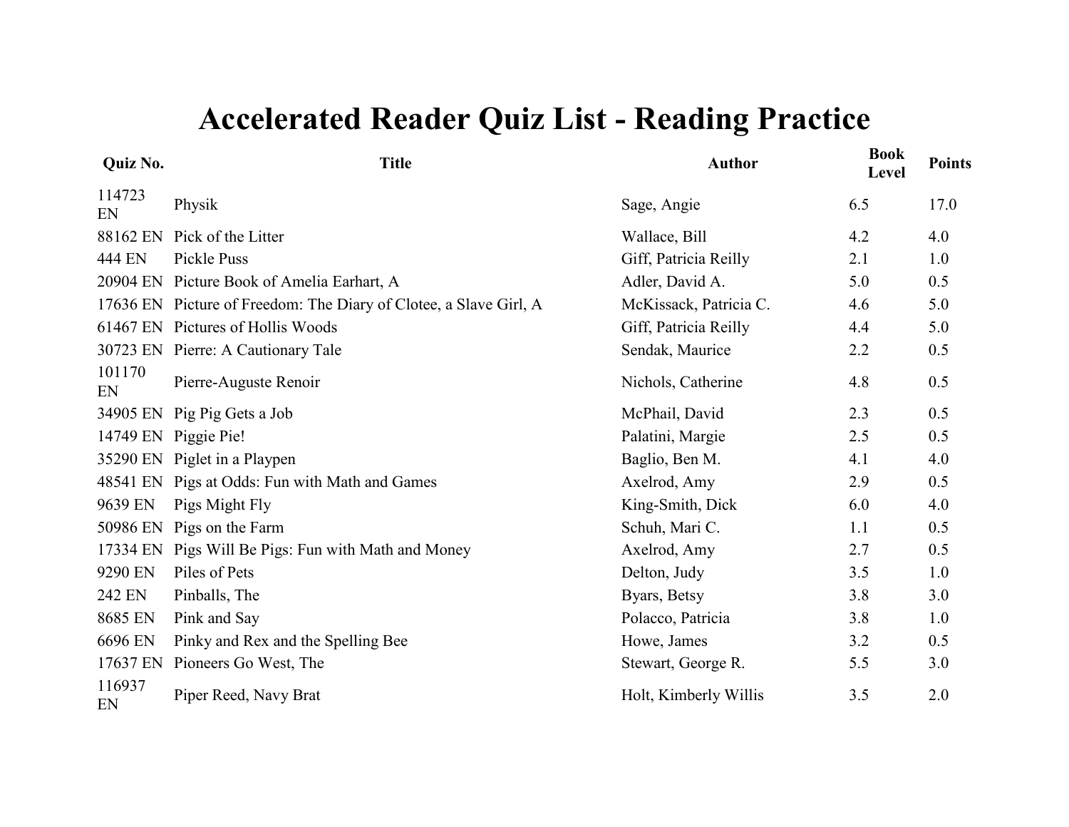# Accelerated Reader Quiz List - Reading Practice

| Quiz No. | Title | Author | Book Level | Points |
|---|---|---|---|---|
| 114723 EN | Physik | Sage, Angie | 6.5 | 17.0 |
| 88162 EN | Pick of the Litter | Wallace, Bill | 4.2 | 4.0 |
| 444 EN | Pickle Puss | Giff, Patricia Reilly | 2.1 | 1.0 |
| 20904 EN | Picture Book of Amelia Earhart, A | Adler, David A. | 5.0 | 0.5 |
| 17636 EN | Picture of Freedom: The Diary of Clotee, a Slave Girl, A | McKissack, Patricia C. | 4.6 | 5.0 |
| 61467 EN | Pictures of Hollis Woods | Giff, Patricia Reilly | 4.4 | 5.0 |
| 30723 EN | Pierre: A Cautionary Tale | Sendak, Maurice | 2.2 | 0.5 |
| 101170 EN | Pierre-Auguste Renoir | Nichols, Catherine | 4.8 | 0.5 |
| 34905 EN | Pig Pig Gets a Job | McPhail, David | 2.3 | 0.5 |
| 14749 EN | Piggie Pie! | Palatini, Margie | 2.5 | 0.5 |
| 35290 EN | Piglet in a Playpen | Baglio, Ben M. | 4.1 | 4.0 |
| 48541 EN | Pigs at Odds: Fun with Math and Games | Axelrod, Amy | 2.9 | 0.5 |
| 9639 EN | Pigs Might Fly | King-Smith, Dick | 6.0 | 4.0 |
| 50986 EN | Pigs on the Farm | Schuh, Mari C. | 1.1 | 0.5 |
| 17334 EN | Pigs Will Be Pigs: Fun with Math and Money | Axelrod, Amy | 2.7 | 0.5 |
| 9290 EN | Piles of Pets | Delton, Judy | 3.5 | 1.0 |
| 242 EN | Pinballs, The | Byars, Betsy | 3.8 | 3.0 |
| 8685 EN | Pink and Say | Polacco, Patricia | 3.8 | 1.0 |
| 6696 EN | Pinky and Rex and the Spelling Bee | Howe, James | 3.2 | 0.5 |
| 17637 EN | Pioneers Go West, The | Stewart, George R. | 5.5 | 3.0 |
| 116937 EN | Piper Reed, Navy Brat | Holt, Kimberly Willis | 3.5 | 2.0 |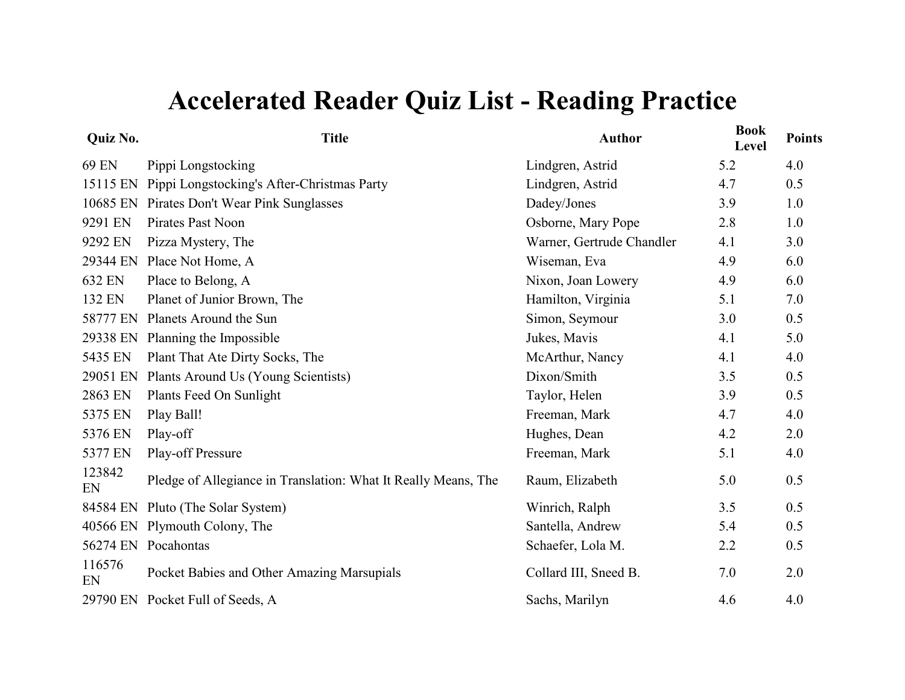# Accelerated Reader Quiz List - Reading Practice

| Quiz No. | Title | Author | Book Level | Points |
|---|---|---|---|---|
| 69 EN | Pippi Longstocking | Lindgren, Astrid | 5.2 | 4.0 |
| 15115 EN | Pippi Longstocking's After-Christmas Party | Lindgren, Astrid | 4.7 | 0.5 |
| 10685 EN | Pirates Don't Wear Pink Sunglasses | Dadey/Jones | 3.9 | 1.0 |
| 9291 EN | Pirates Past Noon | Osborne, Mary Pope | 2.8 | 1.0 |
| 9292 EN | Pizza Mystery, The | Warner, Gertrude Chandler | 4.1 | 3.0 |
| 29344 EN | Place Not Home, A | Wiseman, Eva | 4.9 | 6.0 |
| 632 EN | Place to Belong, A | Nixon, Joan Lowery | 4.9 | 6.0 |
| 132 EN | Planet of Junior Brown, The | Hamilton, Virginia | 5.1 | 7.0 |
| 58777 EN | Planets Around the Sun | Simon, Seymour | 3.0 | 0.5 |
| 29338 EN | Planning the Impossible | Jukes, Mavis | 4.1 | 5.0 |
| 5435 EN | Plant That Ate Dirty Socks, The | McArthur, Nancy | 4.1 | 4.0 |
| 29051 EN | Plants Around Us (Young Scientists) | Dixon/Smith | 3.5 | 0.5 |
| 2863 EN | Plants Feed On Sunlight | Taylor, Helen | 3.9 | 0.5 |
| 5375 EN | Play Ball! | Freeman, Mark | 4.7 | 4.0 |
| 5376 EN | Play-off | Hughes, Dean | 4.2 | 2.0 |
| 5377 EN | Play-off Pressure | Freeman, Mark | 5.1 | 4.0 |
| 123842 EN | Pledge of Allegiance in Translation: What It Really Means, The | Raum, Elizabeth | 5.0 | 0.5 |
| 84584 EN | Pluto (The Solar System) | Winrich, Ralph | 3.5 | 0.5 |
| 40566 EN | Plymouth Colony, The | Santella, Andrew | 5.4 | 0.5 |
| 56274 EN | Pocahontas | Schaefer, Lola M. | 2.2 | 0.5 |
| 116576 EN | Pocket Babies and Other Amazing Marsupials | Collard III, Sneed B. | 7.0 | 2.0 |
| 29790 EN | Pocket Full of Seeds, A | Sachs, Marilyn | 4.6 | 4.0 |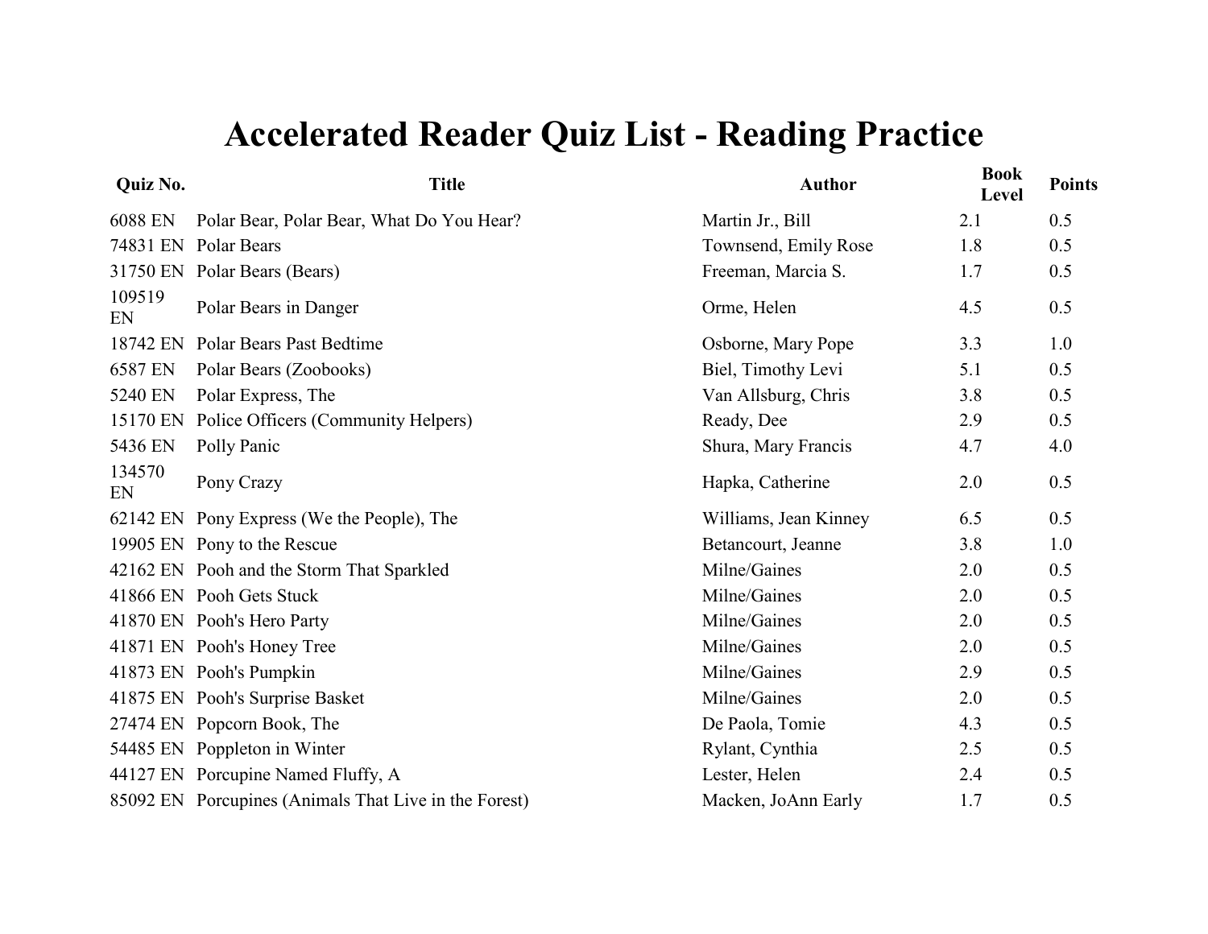# Accelerated Reader Quiz List - Reading Practice

| Quiz No. | Title | Author | Book Level | Points |
|---|---|---|---|---|
| 6088 EN | Polar Bear, Polar Bear, What Do You Hear? | Martin Jr., Bill | 2.1 | 0.5 |
| 74831 EN | Polar Bears | Townsend, Emily Rose | 1.8 | 0.5 |
| 31750 EN | Polar Bears (Bears) | Freeman, Marcia S. | 1.7 | 0.5 |
| 109519 EN | Polar Bears in Danger | Orme, Helen | 4.5 | 0.5 |
| 18742 EN | Polar Bears Past Bedtime | Osborne, Mary Pope | 3.3 | 1.0 |
| 6587 EN | Polar Bears (Zoobooks) | Biel, Timothy Levi | 5.1 | 0.5 |
| 5240 EN | Polar Express, The | Van Allsburg, Chris | 3.8 | 0.5 |
| 15170 EN | Police Officers (Community Helpers) | Ready, Dee | 2.9 | 0.5 |
| 5436 EN | Polly Panic | Shura, Mary Francis | 4.7 | 4.0 |
| 134570 EN | Pony Crazy | Hapka, Catherine | 2.0 | 0.5 |
| 62142 EN | Pony Express (We the People), The | Williams, Jean Kinney | 6.5 | 0.5 |
| 19905 EN | Pony to the Rescue | Betancourt, Jeanne | 3.8 | 1.0 |
| 42162 EN | Pooh and the Storm That Sparkled | Milne/Gaines | 2.0 | 0.5 |
| 41866 EN | Pooh Gets Stuck | Milne/Gaines | 2.0 | 0.5 |
| 41870 EN | Pooh's Hero Party | Milne/Gaines | 2.0 | 0.5 |
| 41871 EN | Pooh's Honey Tree | Milne/Gaines | 2.0 | 0.5 |
| 41873 EN | Pooh's Pumpkin | Milne/Gaines | 2.9 | 0.5 |
| 41875 EN | Pooh's Surprise Basket | Milne/Gaines | 2.0 | 0.5 |
| 27474 EN | Popcorn Book, The | De Paola, Tomie | 4.3 | 0.5 |
| 54485 EN | Poppleton in Winter | Rylant, Cynthia | 2.5 | 0.5 |
| 44127 EN | Porcupine Named Fluffy, A | Lester, Helen | 2.4 | 0.5 |
| 85092 EN | Porcupines (Animals That Live in the Forest) | Macken, JoAnn Early | 1.7 | 0.5 |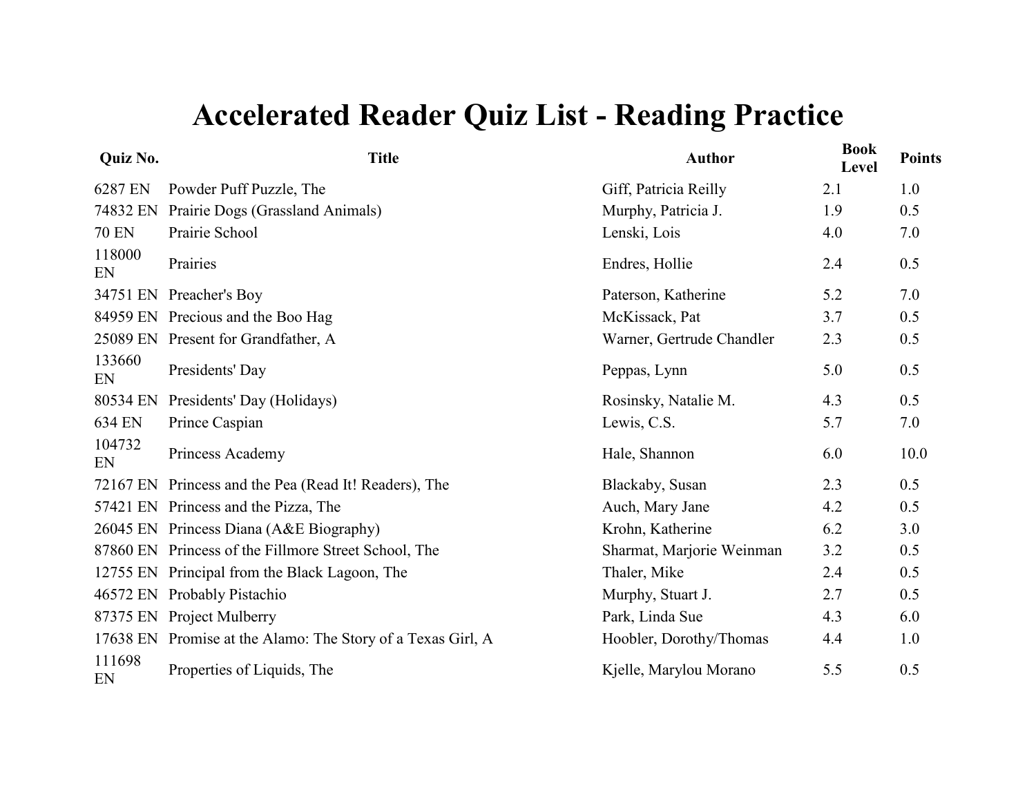# Accelerated Reader Quiz List - Reading Practice

| Quiz No. | Title | Author | Book Level | Points |
|---|---|---|---|---|
| 6287 EN | Powder Puff Puzzle, The | Giff, Patricia Reilly | 2.1 | 1.0 |
| 74832 EN | Prairie Dogs (Grassland Animals) | Murphy, Patricia J. | 1.9 | 0.5 |
| 70 EN | Prairie School | Lenski, Lois | 4.0 | 7.0 |
| 118000 EN | Prairies | Endres, Hollie | 2.4 | 0.5 |
| 34751 EN | Preacher's Boy | Paterson, Katherine | 5.2 | 7.0 |
| 84959 EN | Precious and the Boo Hag | McKissack, Pat | 3.7 | 0.5 |
| 25089 EN | Present for Grandfather, A | Warner, Gertrude Chandler | 2.3 | 0.5 |
| 133660 EN | Presidents' Day | Peppas, Lynn | 5.0 | 0.5 |
| 80534 EN | Presidents' Day (Holidays) | Rosinsky, Natalie M. | 4.3 | 0.5 |
| 634 EN | Prince Caspian | Lewis, C.S. | 5.7 | 7.0 |
| 104732 EN | Princess Academy | Hale, Shannon | 6.0 | 10.0 |
| 72167 EN | Princess and the Pea (Read It! Readers), The | Blackaby, Susan | 2.3 | 0.5 |
| 57421 EN | Princess and the Pizza, The | Auch, Mary Jane | 4.2 | 0.5 |
| 26045 EN | Princess Diana (A&E Biography) | Krohn, Katherine | 6.2 | 3.0 |
| 87860 EN | Princess of the Fillmore Street School, The | Sharmat, Marjorie Weinman | 3.2 | 0.5 |
| 12755 EN | Principal from the Black Lagoon, The | Thaler, Mike | 2.4 | 0.5 |
| 46572 EN | Probably Pistachio | Murphy, Stuart J. | 2.7 | 0.5 |
| 87375 EN | Project Mulberry | Park, Linda Sue | 4.3 | 6.0 |
| 17638 EN | Promise at the Alamo: The Story of a Texas Girl, A | Hoobler, Dorothy/Thomas | 4.4 | 1.0 |
| 111698 EN | Properties of Liquids, The | Kjelle, Marylou Morano | 5.5 | 0.5 |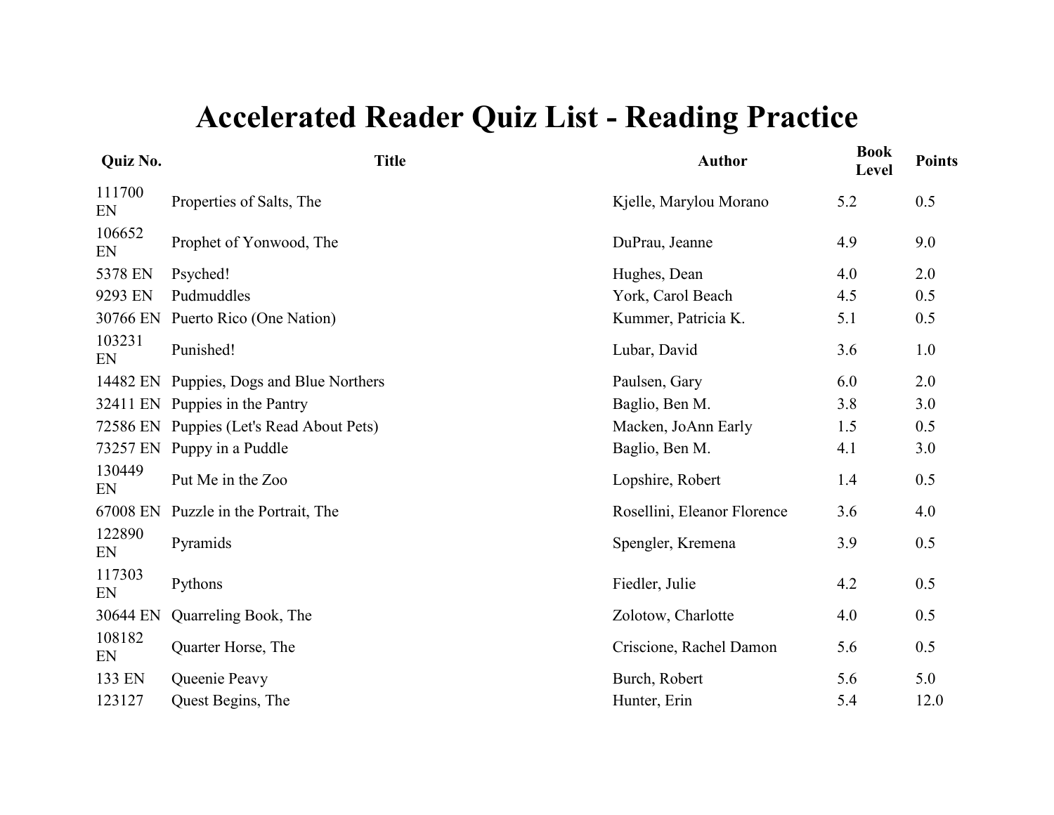# Accelerated Reader Quiz List - Reading Practice

| Quiz No. | Title | Author | Book Level | Points |
|---|---|---|---|---|
| 111700 EN | Properties of Salts, The | Kjelle, Marylou Morano | 5.2 | 0.5 |
| 106652 EN | Prophet of Yonwood, The | DuPrau, Jeanne | 4.9 | 9.0 |
| 5378 EN | Psyched! | Hughes, Dean | 4.0 | 2.0 |
| 9293 EN | Pudmuddles | York, Carol Beach | 4.5 | 0.5 |
| 30766 EN | Puerto Rico (One Nation) | Kummer, Patricia K. | 5.1 | 0.5 |
| 103231 EN | Punished! | Lubar, David | 3.6 | 1.0 |
| 14482 EN | Puppies, Dogs and Blue Northers | Paulsen, Gary | 6.0 | 2.0 |
| 32411 EN | Puppies in the Pantry | Baglio, Ben M. | 3.8 | 3.0 |
| 72586 EN | Puppies (Let's Read About Pets) | Macken, JoAnn Early | 1.5 | 0.5 |
| 73257 EN | Puppy in a Puddle | Baglio, Ben M. | 4.1 | 3.0 |
| 130449 EN | Put Me in the Zoo | Lopshire, Robert | 1.4 | 0.5 |
| 67008 EN | Puzzle in the Portrait, The | Rosellini, Eleanor Florence | 3.6 | 4.0 |
| 122890 EN | Pyramids | Spengler, Kremena | 3.9 | 0.5 |
| 117303 EN | Pythons | Fiedler, Julie | 4.2 | 0.5 |
| 30644 EN | Quarreling Book, The | Zolotow, Charlotte | 4.0 | 0.5 |
| 108182 EN | Quarter Horse, The | Criscione, Rachel Damon | 5.6 | 0.5 |
| 133 EN | Queenie Peavy | Burch, Robert | 5.6 | 5.0 |
| 123127 | Quest Begins, The | Hunter, Erin | 5.4 | 12.0 |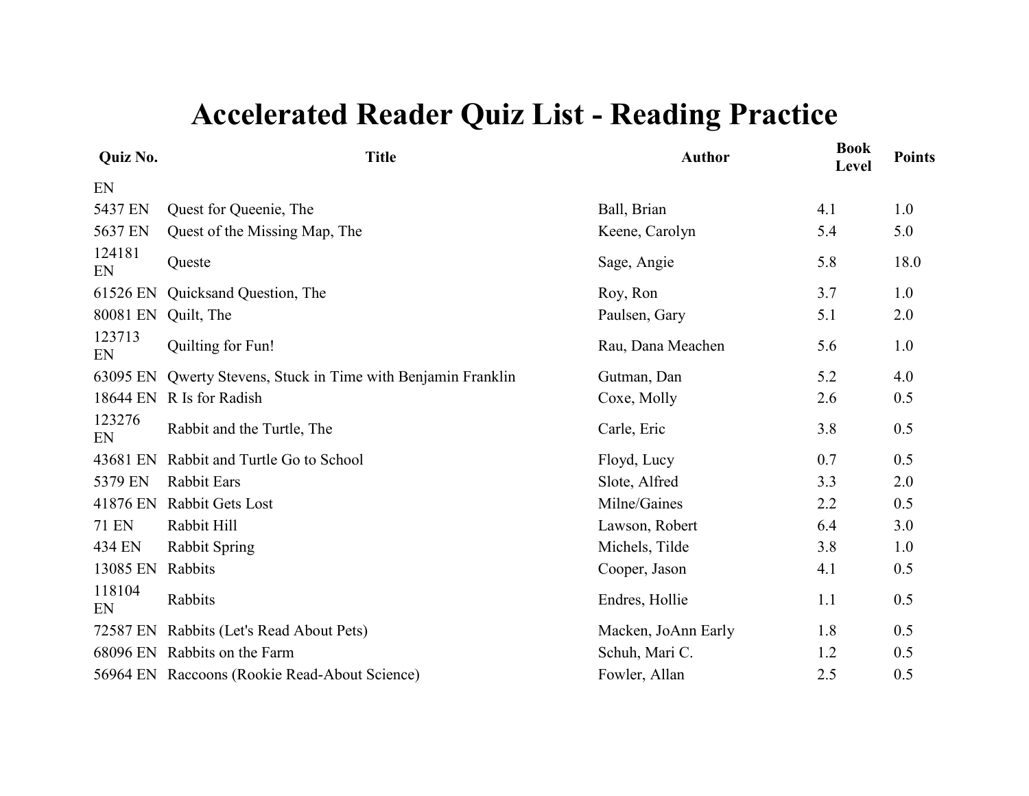# Accelerated Reader Quiz List - Reading Practice

| Quiz No. | Title | Author | Book Level | Points |
|---|---|---|---|---|
| EN | | | | |
| 5437 EN | Quest for Queenie, The | Ball, Brian | 4.1 | 1.0 |
| 5637 EN | Quest of the Missing Map, The | Keene, Carolyn | 5.4 | 5.0 |
| 124181 EN | Queste | Sage, Angie | 5.8 | 18.0 |
| 61526 EN | Quicksand Question, The | Roy, Ron | 3.7 | 1.0 |
| 80081 EN | Quilt, The | Paulsen, Gary | 5.1 | 2.0 |
| 123713 EN | Quilting for Fun! | Rau, Dana Meachen | 5.6 | 1.0 |
| 63095 EN | Qwerty Stevens, Stuck in Time with Benjamin Franklin | Gutman, Dan | 5.2 | 4.0 |
| 18644 EN | R Is for Radish | Coxe, Molly | 2.6 | 0.5 |
| 123276 EN | Rabbit and the Turtle, The | Carle, Eric | 3.8 | 0.5 |
| 43681 EN | Rabbit and Turtle Go to School | Floyd, Lucy | 0.7 | 0.5 |
| 5379 EN | Rabbit Ears | Slote, Alfred | 3.3 | 2.0 |
| 41876 EN | Rabbit Gets Lost | Milne/Gaines | 2.2 | 0.5 |
| 71 EN | Rabbit Hill | Lawson, Robert | 6.4 | 3.0 |
| 434 EN | Rabbit Spring | Michels, Tilde | 3.8 | 1.0 |
| 13085 EN | Rabbits | Cooper, Jason | 4.1 | 0.5 |
| 118104 EN | Rabbits | Endres, Hollie | 1.1 | 0.5 |
| 72587 EN | Rabbits (Let's Read About Pets) | Macken, JoAnn Early | 1.8 | 0.5 |
| 68096 EN | Rabbits on the Farm | Schuh, Mari C. | 1.2 | 0.5 |
| 56964 EN | Raccoons (Rookie Read-About Science) | Fowler, Allan | 2.5 | 0.5 |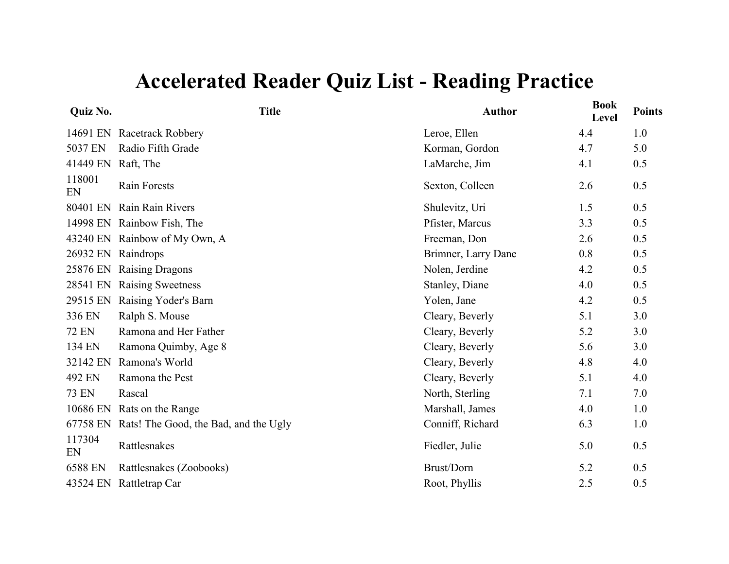# Accelerated Reader Quiz List - Reading Practice

| Quiz No. | Title | Author | Book Level | Points |
|---|---|---|---|---|
| 14691 EN | Racetrack Robbery | Leroe, Ellen | 4.4 | 1.0 |
| 5037 EN | Radio Fifth Grade | Korman, Gordon | 4.7 | 5.0 |
| 41449 EN | Raft, The | LaMarche, Jim | 4.1 | 0.5 |
| 118001 EN | Rain Forests | Sexton, Colleen | 2.6 | 0.5 |
| 80401 EN | Rain Rain Rivers | Shulevitz, Uri | 1.5 | 0.5 |
| 14998 EN | Rainbow Fish, The | Pfister, Marcus | 3.3 | 0.5 |
| 43240 EN | Rainbow of My Own, A | Freeman, Don | 2.6 | 0.5 |
| 26932 EN | Raindrops | Brimner, Larry Dane | 0.8 | 0.5 |
| 25876 EN | Raising Dragons | Nolen, Jerdine | 4.2 | 0.5 |
| 28541 EN | Raising Sweetness | Stanley, Diane | 4.0 | 0.5 |
| 29515 EN | Raising Yoder's Barn | Yolen, Jane | 4.2 | 0.5 |
| 336 EN | Ralph S. Mouse | Cleary, Beverly | 5.1 | 3.0 |
| 72 EN | Ramona and Her Father | Cleary, Beverly | 5.2 | 3.0 |
| 134 EN | Ramona Quimby, Age 8 | Cleary, Beverly | 5.6 | 3.0 |
| 32142 EN | Ramona's World | Cleary, Beverly | 4.8 | 4.0 |
| 492 EN | Ramona the Pest | Cleary, Beverly | 5.1 | 4.0 |
| 73 EN | Rascal | North, Sterling | 7.1 | 7.0 |
| 10686 EN | Rats on the Range | Marshall, James | 4.0 | 1.0 |
| 67758 EN | Rats! The Good, the Bad, and the Ugly | Conniff, Richard | 6.3 | 1.0 |
| 117304 EN | Rattlesnakes | Fiedler, Julie | 5.0 | 0.5 |
| 6588 EN | Rattlesnakes (Zoobooks) | Brust/Dorn | 5.2 | 0.5 |
| 43524 EN | Rattletrap Car | Root, Phyllis | 2.5 | 0.5 |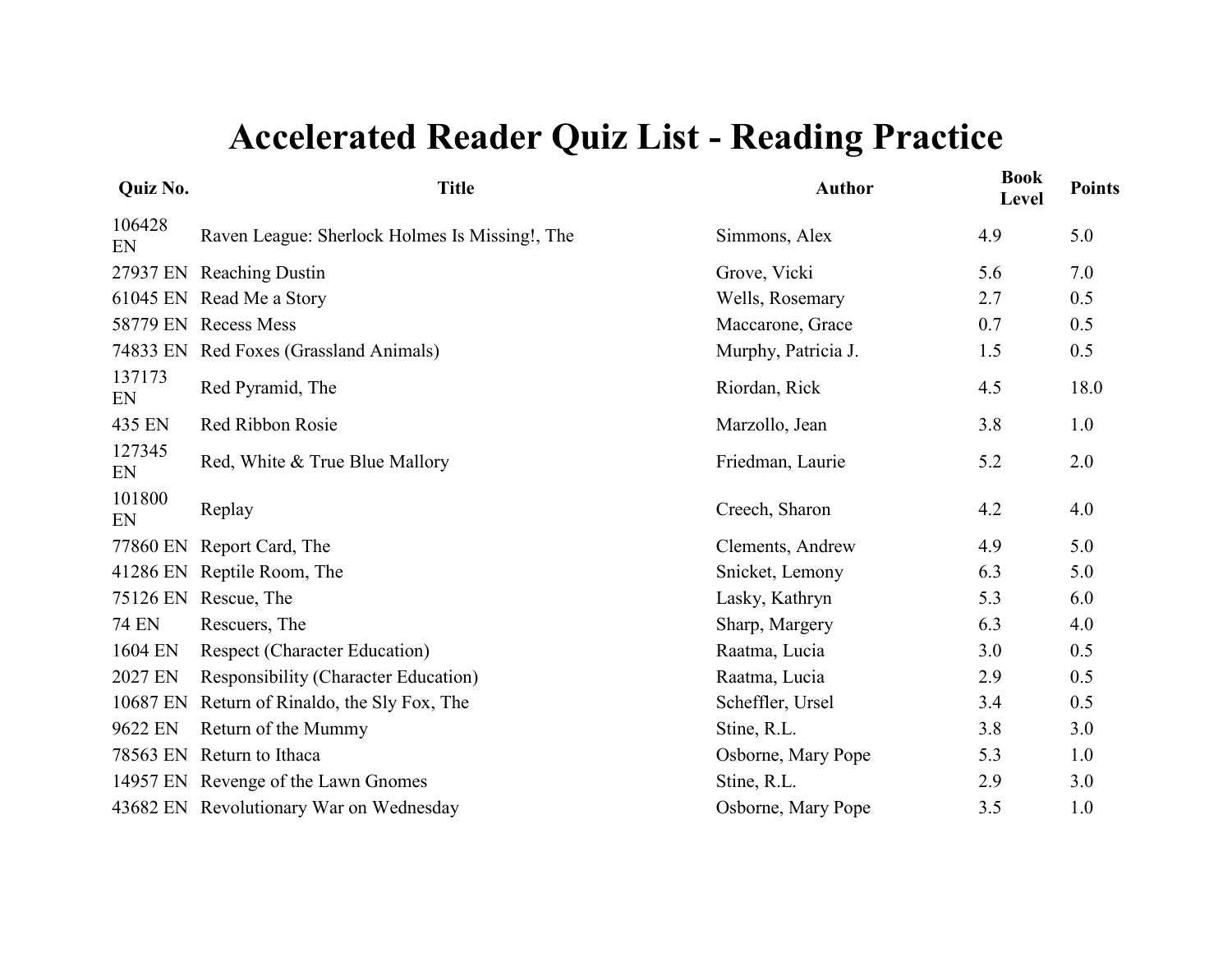# Accelerated Reader Quiz List - Reading Practice

| Quiz No. | Title | Author | Book Level | Points |
|---|---|---|---|---|
| 106428 EN | Raven League: Sherlock Holmes Is Missing!, The | Simmons, Alex | 4.9 | 5.0 |
| 27937 EN | Reaching Dustin | Grove, Vicki | 5.6 | 7.0 |
| 61045 EN | Read Me a Story | Wells, Rosemary | 2.7 | 0.5 |
| 58779 EN | Recess Mess | Maccarone, Grace | 0.7 | 0.5 |
| 74833 EN | Red Foxes (Grassland Animals) | Murphy, Patricia J. | 1.5 | 0.5 |
| 137173 EN | Red Pyramid, The | Riordan, Rick | 4.5 | 18.0 |
| 435 EN | Red Ribbon Rosie | Marzollo, Jean | 3.8 | 1.0 |
| 127345 EN | Red, White & True Blue Mallory | Friedman, Laurie | 5.2 | 2.0 |
| 101800 EN | Replay | Creech, Sharon | 4.2 | 4.0 |
| 77860 EN | Report Card, The | Clements, Andrew | 4.9 | 5.0 |
| 41286 EN | Reptile Room, The | Snicket, Lemony | 6.3 | 5.0 |
| 75126 EN | Rescue, The | Lasky, Kathryn | 5.3 | 6.0 |
| 74 EN | Rescuers, The | Sharp, Margery | 6.3 | 4.0 |
| 1604 EN | Respect (Character Education) | Raatma, Lucia | 3.0 | 0.5 |
| 2027 EN | Responsibility (Character Education) | Raatma, Lucia | 2.9 | 0.5 |
| 10687 EN | Return of Rinaldo, the Sly Fox, The | Scheffler, Ursel | 3.4 | 0.5 |
| 9622 EN | Return of the Mummy | Stine, R.L. | 3.8 | 3.0 |
| 78563 EN | Return to Ithaca | Osborne, Mary Pope | 5.3 | 1.0 |
| 14957 EN | Revenge of the Lawn Gnomes | Stine, R.L. | 2.9 | 3.0 |
| 43682 EN | Revolutionary War on Wednesday | Osborne, Mary Pope | 3.5 | 1.0 |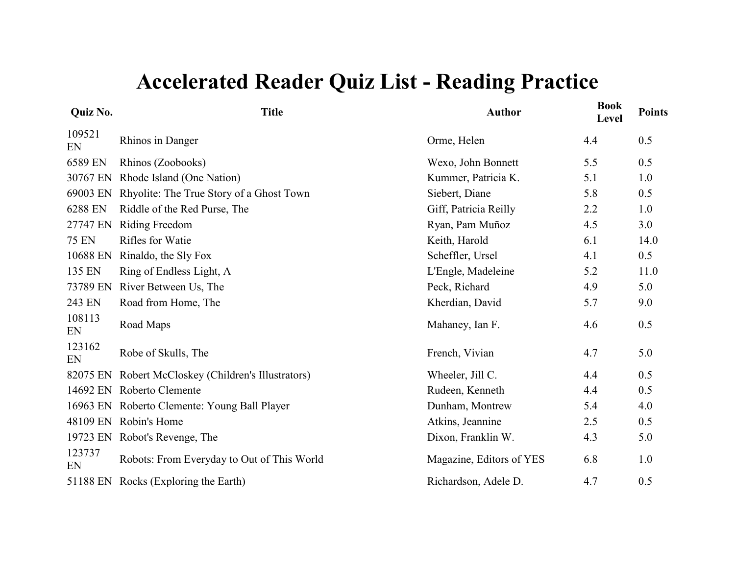# Accelerated Reader Quiz List - Reading Practice

| Quiz No. | Title | Author | Book Level | Points |
|---|---|---|---|---|
| 109521 EN | Rhinos in Danger | Orme, Helen | 4.4 | 0.5 |
| 6589 EN | Rhinos (Zoobooks) | Wexo, John Bonnett | 5.5 | 0.5 |
| 30767 EN | Rhode Island (One Nation) | Kummer, Patricia K. | 5.1 | 1.0 |
| 69003 EN | Rhyolite: The True Story of a Ghost Town | Siebert, Diane | 5.8 | 0.5 |
| 6288 EN | Riddle of the Red Purse, The | Giff, Patricia Reilly | 2.2 | 1.0 |
| 27747 EN | Riding Freedom | Ryan, Pam Muñoz | 4.5 | 3.0 |
| 75 EN | Rifles for Watie | Keith, Harold | 6.1 | 14.0 |
| 10688 EN | Rinaldo, the Sly Fox | Scheffler, Ursel | 4.1 | 0.5 |
| 135 EN | Ring of Endless Light, A | L'Engle, Madeleine | 5.2 | 11.0 |
| 73789 EN | River Between Us, The | Peck, Richard | 4.9 | 5.0 |
| 243 EN | Road from Home, The | Kherdian, David | 5.7 | 9.0 |
| 108113 EN | Road Maps | Mahaney, Ian F. | 4.6 | 0.5 |
| 123162 EN | Robe of Skulls, The | French, Vivian | 4.7 | 5.0 |
| 82075 EN | Robert McCloskey (Children's Illustrators) | Wheeler, Jill C. | 4.4 | 0.5 |
| 14692 EN | Roberto Clemente | Rudeen, Kenneth | 4.4 | 0.5 |
| 16963 EN | Roberto Clemente: Young Ball Player | Dunham, Montrew | 5.4 | 4.0 |
| 48109 EN | Robin's Home | Atkins, Jeannine | 2.5 | 0.5 |
| 19723 EN | Robot's Revenge, The | Dixon, Franklin W. | 4.3 | 5.0 |
| 123737 EN | Robots: From Everyday to Out of This World | Magazine, Editors of YES | 6.8 | 1.0 |
| 51188 EN | Rocks (Exploring the Earth) | Richardson, Adele D. | 4.7 | 0.5 |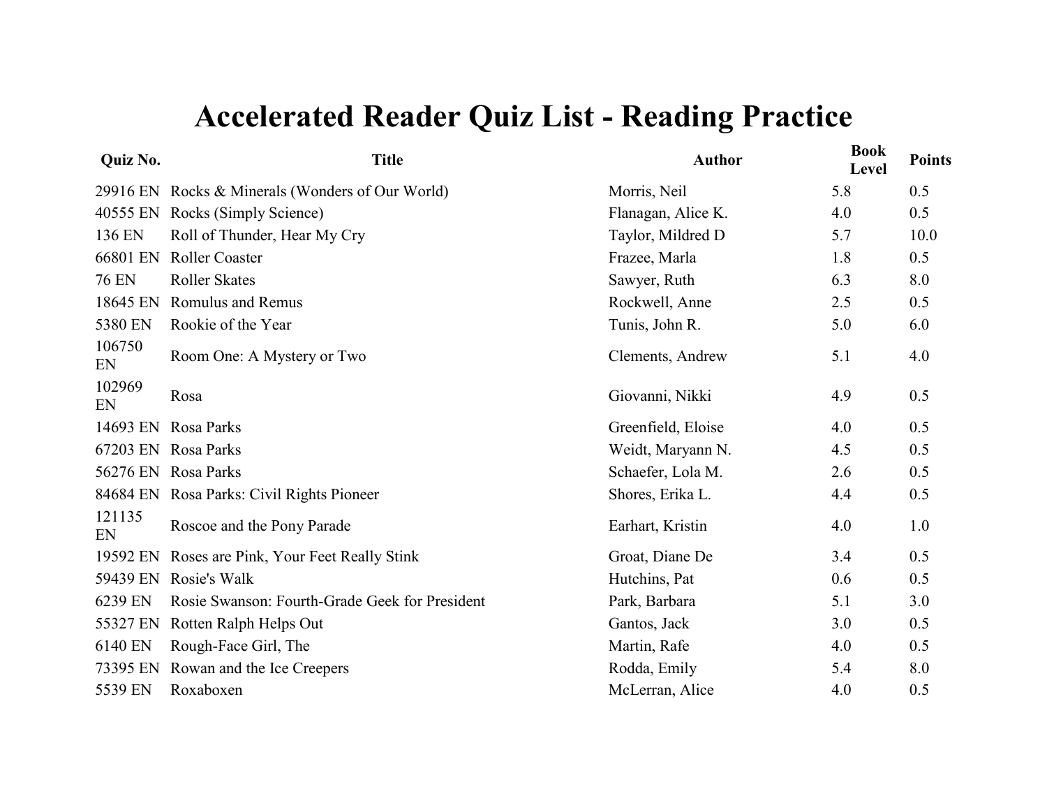# Accelerated Reader Quiz List - Reading Practice

| Quiz No. | Title | Author | Book Level | Points |
|---|---|---|---|---|
| 29916 EN | Rocks & Minerals (Wonders of Our World) | Morris, Neil | 5.8 | 0.5 |
| 40555 EN | Rocks (Simply Science) | Flanagan, Alice K. | 4.0 | 0.5 |
| 136 EN | Roll of Thunder, Hear My Cry | Taylor, Mildred D | 5.7 | 10.0 |
| 66801 EN | Roller Coaster | Frazee, Marla | 1.8 | 0.5 |
| 76 EN | Roller Skates | Sawyer, Ruth | 6.3 | 8.0 |
| 18645 EN | Romulus and Remus | Rockwell, Anne | 2.5 | 0.5 |
| 5380 EN | Rookie of the Year | Tunis, John R. | 5.0 | 6.0 |
| 106750 EN | Room One: A Mystery or Two | Clements, Andrew | 5.1 | 4.0 |
| 102969 EN | Rosa | Giovanni, Nikki | 4.9 | 0.5 |
| 14693 EN | Rosa Parks | Greenfield, Eloise | 4.0 | 0.5 |
| 67203 EN | Rosa Parks | Weidt, Maryann N. | 4.5 | 0.5 |
| 56276 EN | Rosa Parks | Schaefer, Lola M. | 2.6 | 0.5 |
| 84684 EN | Rosa Parks: Civil Rights Pioneer | Shores, Erika L. | 4.4 | 0.5 |
| 121135 EN | Roscoe and the Pony Parade | Earhart, Kristin | 4.0 | 1.0 |
| 19592 EN | Roses are Pink, Your Feet Really Stink | Groat, Diane De | 3.4 | 0.5 |
| 59439 EN | Rosie's Walk | Hutchins, Pat | 0.6 | 0.5 |
| 6239 EN | Rosie Swanson: Fourth-Grade Geek for President | Park, Barbara | 5.1 | 3.0 |
| 55327 EN | Rotten Ralph Helps Out | Gantos, Jack | 3.0 | 0.5 |
| 6140 EN | Rough-Face Girl, The | Martin, Rafe | 4.0 | 0.5 |
| 73395 EN | Rowan and the Ice Creepers | Rodda, Emily | 5.4 | 8.0 |
| 5539 EN | Roxaboxen | McLerran, Alice | 4.0 | 0.5 |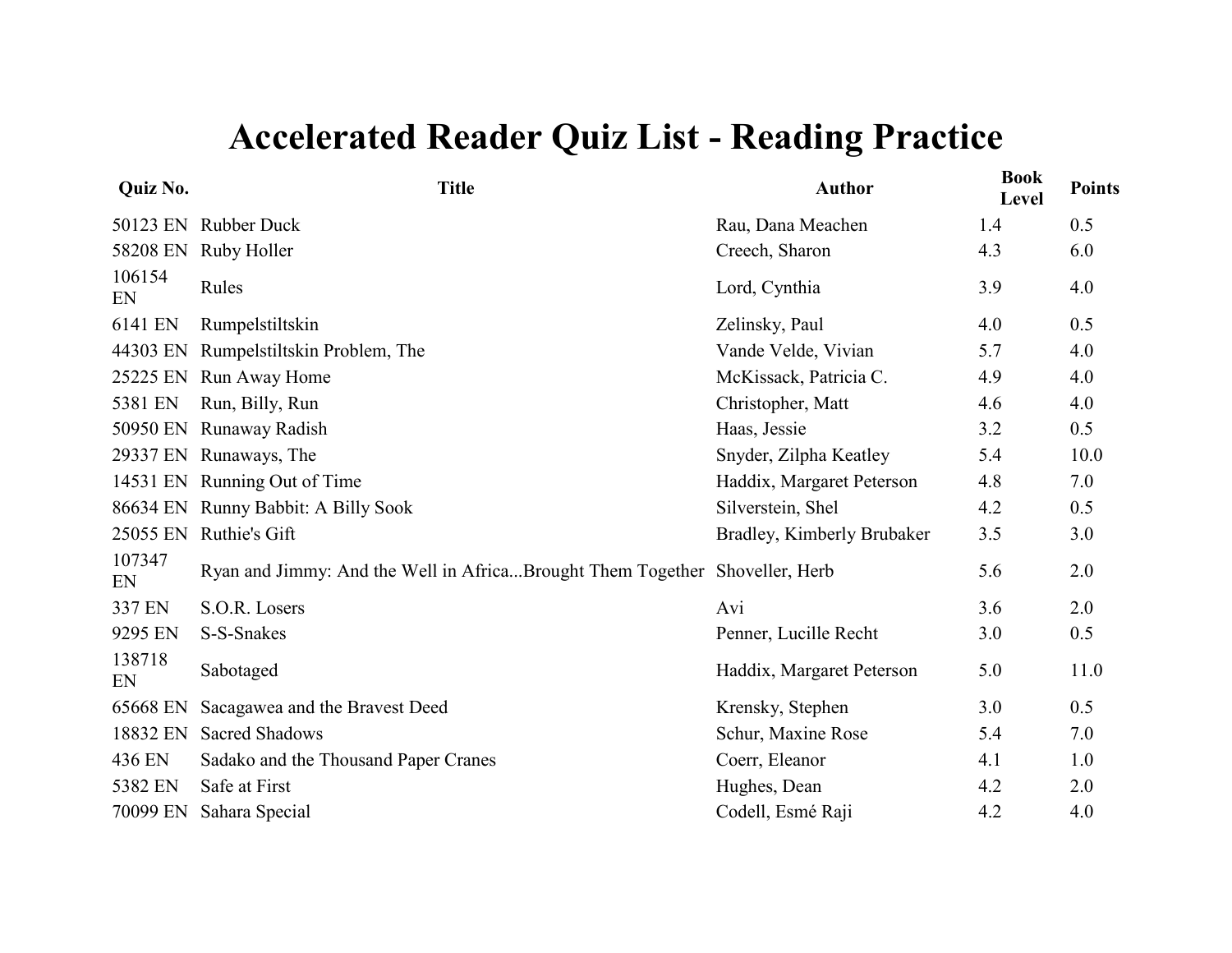# Accelerated Reader Quiz List - Reading Practice

| Quiz No. | Title | Author | Book Level | Points |
| --- | --- | --- | --- | --- |
| 50123 EN | Rubber Duck | Rau, Dana Meachen | 1.4 | 0.5 |
| 58208 EN | Ruby Holler | Creech, Sharon | 4.3 | 6.0 |
| 106154 EN | Rules | Lord, Cynthia | 3.9 | 4.0 |
| 6141 EN | Rumpelstiltskin | Zelinsky, Paul | 4.0 | 0.5 |
| 44303 EN | Rumpelstiltskin Problem, The | Vande Velde, Vivian | 5.7 | 4.0 |
| 25225 EN | Run Away Home | McKissack, Patricia C. | 4.9 | 4.0 |
| 5381 EN | Run, Billy, Run | Christopher, Matt | 4.6 | 4.0 |
| 50950 EN | Runaway Radish | Haas, Jessie | 3.2 | 0.5 |
| 29337 EN | Runaways, The | Snyder, Zilpha Keatley | 5.4 | 10.0 |
| 14531 EN | Running Out of Time | Haddix, Margaret Peterson | 4.8 | 7.0 |
| 86634 EN | Runny Babbit: A Billy Sook | Silverstein, Shel | 4.2 | 0.5 |
| 25055 EN | Ruthie's Gift | Bradley, Kimberly Brubaker | 3.5 | 3.0 |
| 107347 EN | Ryan and Jimmy: And the Well in Africa...Brought Them Together | Shoveller, Herb | 5.6 | 2.0 |
| 337 EN | S.O.R. Losers | Avi | 3.6 | 2.0 |
| 9295 EN | S-S-Snakes | Penner, Lucille Recht | 3.0 | 0.5 |
| 138718 EN | Sabotaged | Haddix, Margaret Peterson | 5.0 | 11.0 |
| 65668 EN | Sacagawea and the Bravest Deed | Krensky, Stephen | 3.0 | 0.5 |
| 18832 EN | Sacred Shadows | Schur, Maxine Rose | 5.4 | 7.0 |
| 436 EN | Sadako and the Thousand Paper Cranes | Coerr, Eleanor | 4.1 | 1.0 |
| 5382 EN | Safe at First | Hughes, Dean | 4.2 | 2.0 |
| 70099 EN | Sahara Special | Codell, Esmé Raji | 4.2 | 4.0 |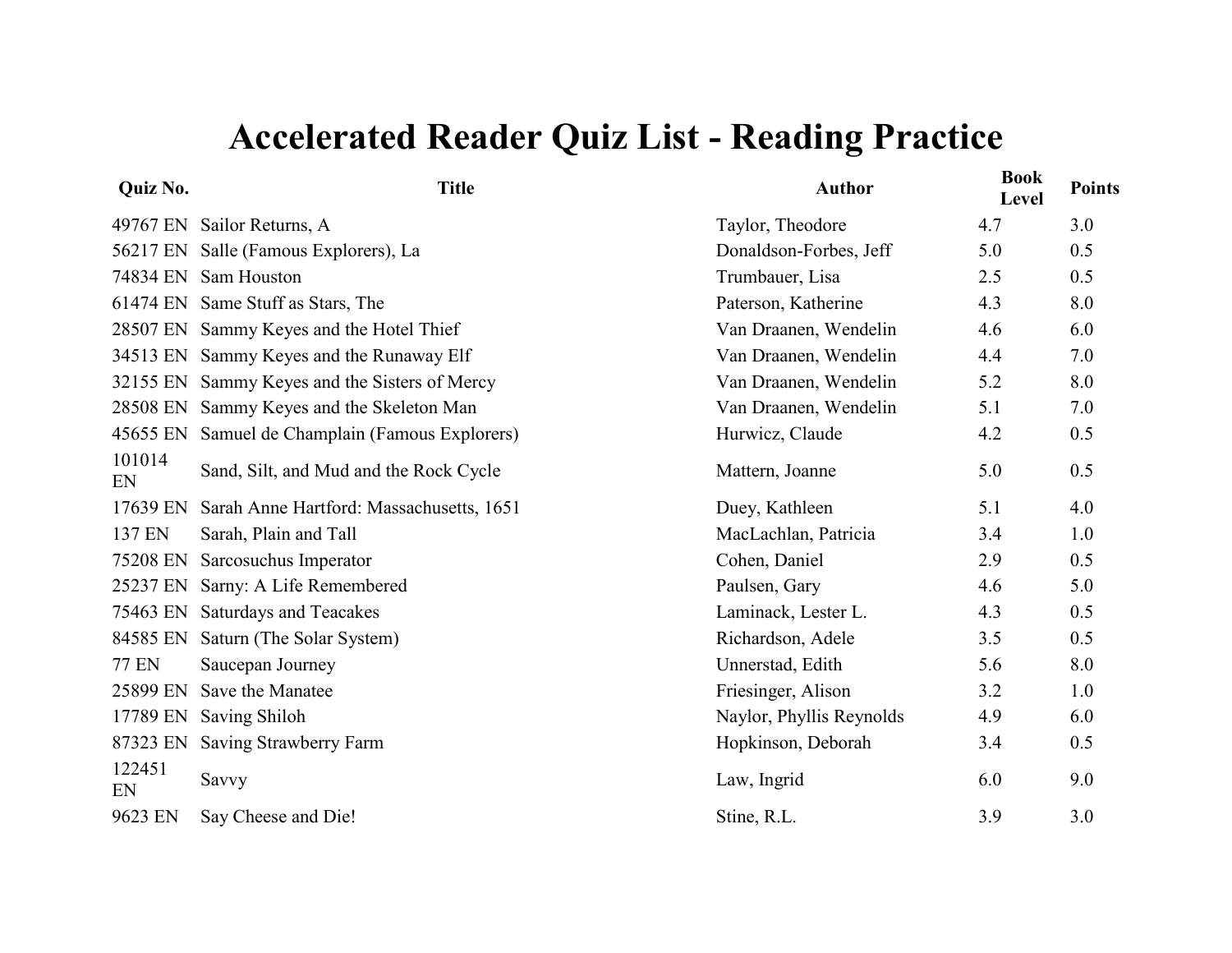# Accelerated Reader Quiz List - Reading Practice

| Quiz No. | Title | Author | Book Level | Points |
|---|---|---|---|---|
| 49767 EN | Sailor Returns, A | Taylor, Theodore | 4.7 | 3.0 |
| 56217 EN | Salle (Famous Explorers), La | Donaldson-Forbes, Jeff | 5.0 | 0.5 |
| 74834 EN | Sam Houston | Trumbauer, Lisa | 2.5 | 0.5 |
| 61474 EN | Same Stuff as Stars, The | Paterson, Katherine | 4.3 | 8.0 |
| 28507 EN | Sammy Keyes and the Hotel Thief | Van Draanen, Wendelin | 4.6 | 6.0 |
| 34513 EN | Sammy Keyes and the Runaway Elf | Van Draanen, Wendelin | 4.4 | 7.0 |
| 32155 EN | Sammy Keyes and the Sisters of Mercy | Van Draanen, Wendelin | 5.2 | 8.0 |
| 28508 EN | Sammy Keyes and the Skeleton Man | Van Draanen, Wendelin | 5.1 | 7.0 |
| 45655 EN | Samuel de Champlain (Famous Explorers) | Hurwicz, Claude | 4.2 | 0.5 |
| 101014 EN | Sand, Silt, and Mud and the Rock Cycle | Mattern, Joanne | 5.0 | 0.5 |
| 17639 EN | Sarah Anne Hartford: Massachusetts, 1651 | Duey, Kathleen | 5.1 | 4.0 |
| 137 EN | Sarah, Plain and Tall | MacLachlan, Patricia | 3.4 | 1.0 |
| 75208 EN | Sarcosuchus Imperator | Cohen, Daniel | 2.9 | 0.5 |
| 25237 EN | Sarny: A Life Remembered | Paulsen, Gary | 4.6 | 5.0 |
| 75463 EN | Saturdays and Teacakes | Laminack, Lester L. | 4.3 | 0.5 |
| 84585 EN | Saturn (The Solar System) | Richardson, Adele | 3.5 | 0.5 |
| 77 EN | Saucepan Journey | Unnerstad, Edith | 5.6 | 8.0 |
| 25899 EN | Save the Manatee | Friesinger, Alison | 3.2 | 1.0 |
| 17789 EN | Saving Shiloh | Naylor, Phyllis Reynolds | 4.9 | 6.0 |
| 87323 EN | Saving Strawberry Farm | Hopkinson, Deborah | 3.4 | 0.5 |
| 122451 EN | Savvy | Law, Ingrid | 6.0 | 9.0 |
| 9623 EN | Say Cheese and Die! | Stine, R.L. | 3.9 | 3.0 |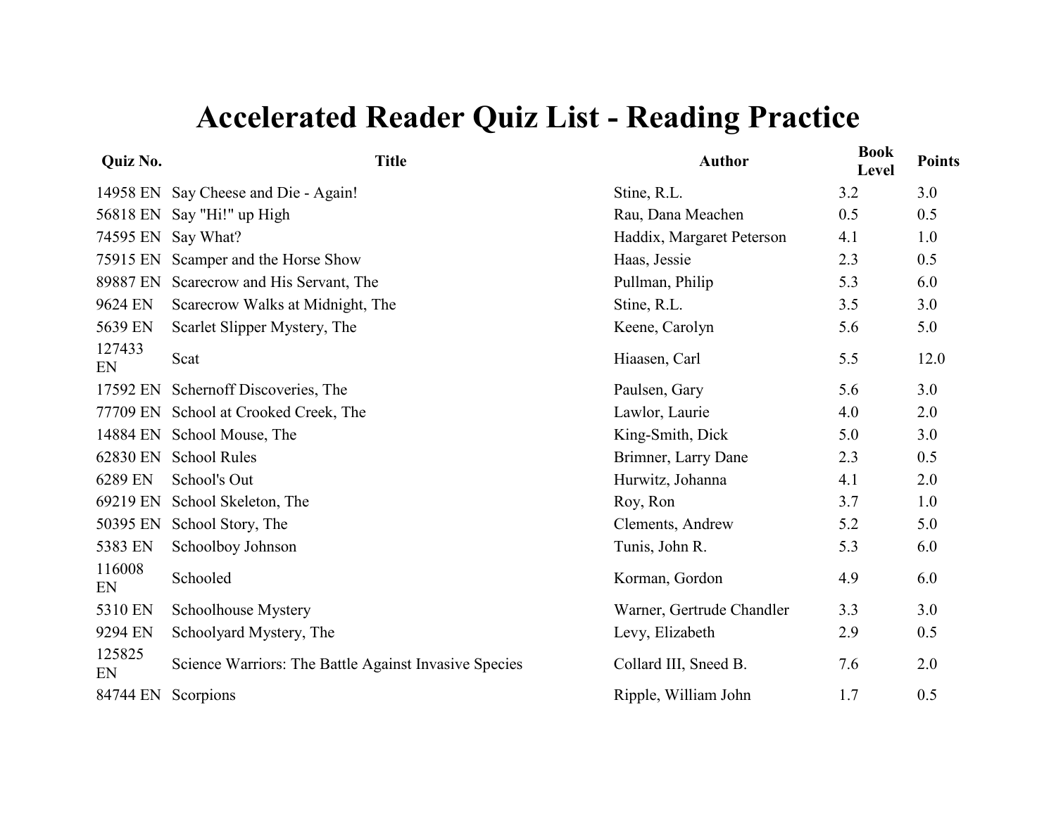# Accelerated Reader Quiz List - Reading Practice

| Quiz No. | Title | Author | Book Level | Points |
|---|---|---|---|---|
| 14958 EN | Say Cheese and Die - Again! | Stine, R.L. | 3.2 | 3.0 |
| 56818 EN | Say "Hi!" up High | Rau, Dana Meachen | 0.5 | 0.5 |
| 74595 EN | Say What? | Haddix, Margaret Peterson | 4.1 | 1.0 |
| 75915 EN | Scamper and the Horse Show | Haas, Jessie | 2.3 | 0.5 |
| 89887 EN | Scarecrow and His Servant, The | Pullman, Philip | 5.3 | 6.0 |
| 9624 EN | Scarecrow Walks at Midnight, The | Stine, R.L. | 3.5 | 3.0 |
| 5639 EN | Scarlet Slipper Mystery, The | Keene, Carolyn | 5.6 | 5.0 |
| 127433 EN | Scat | Hiaasen, Carl | 5.5 | 12.0 |
| 17592 EN | Schernoff Discoveries, The | Paulsen, Gary | 5.6 | 3.0 |
| 77709 EN | School at Crooked Creek, The | Lawlor, Laurie | 4.0 | 2.0 |
| 14884 EN | School Mouse, The | King-Smith, Dick | 5.0 | 3.0 |
| 62830 EN | School Rules | Brimner, Larry Dane | 2.3 | 0.5 |
| 6289 EN | School's Out | Hurwitz, Johanna | 4.1 | 2.0 |
| 69219 EN | School Skeleton, The | Roy, Ron | 3.7 | 1.0 |
| 50395 EN | School Story, The | Clements, Andrew | 5.2 | 5.0 |
| 5383 EN | Schoolboy Johnson | Tunis, John R. | 5.3 | 6.0 |
| 116008 EN | Schooled | Korman, Gordon | 4.9 | 6.0 |
| 5310 EN | Schoolhouse Mystery | Warner, Gertrude Chandler | 3.3 | 3.0 |
| 9294 EN | Schoolyard Mystery, The | Levy, Elizabeth | 2.9 | 0.5 |
| 125825 EN | Science Warriors: The Battle Against Invasive Species | Collard III, Sneed B. | 7.6 | 2.0 |
| 84744 EN | Scorpions | Ripple, William John | 1.7 | 0.5 |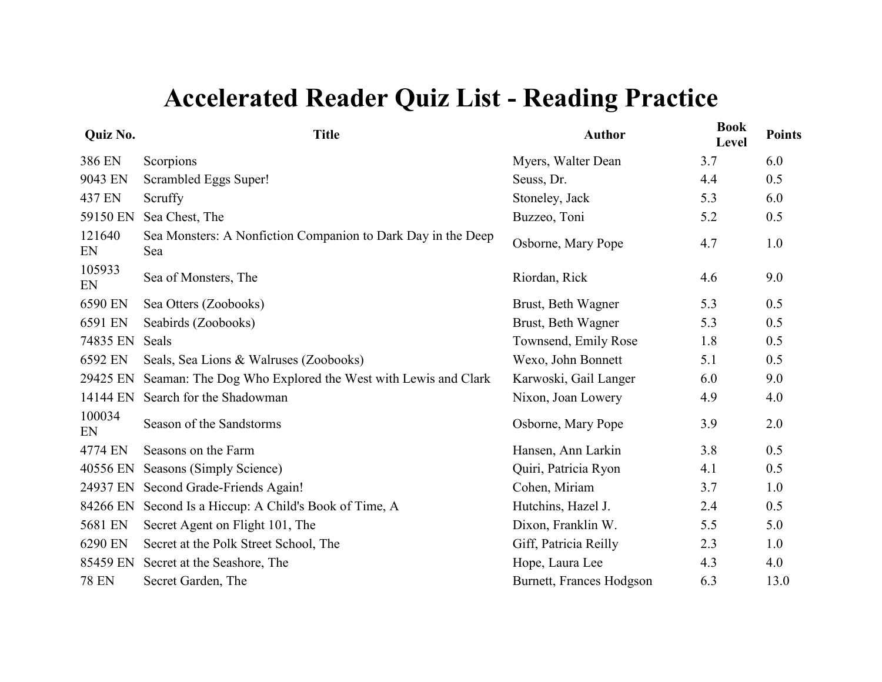# Accelerated Reader Quiz List - Reading Practice

| Quiz No. | Title | Author | Book Level | Points |
|---|---|---|---|---|
| 386 EN | Scorpions | Myers, Walter Dean | 3.7 | 6.0 |
| 9043 EN | Scrambled Eggs Super! | Seuss, Dr. | 4.4 | 0.5 |
| 437 EN | Scruffy | Stoneley, Jack | 5.3 | 6.0 |
| 59150 EN | Sea Chest, The | Buzzeo, Toni | 5.2 | 0.5 |
| 121640 EN | Sea Monsters: A Nonfiction Companion to Dark Day in the Deep Sea | Osborne, Mary Pope | 4.7 | 1.0 |
| 105933 EN | Sea of Monsters, The | Riordan, Rick | 4.6 | 9.0 |
| 6590 EN | Sea Otters (Zoobooks) | Brust, Beth Wagner | 5.3 | 0.5 |
| 6591 EN | Seabirds (Zoobooks) | Brust, Beth Wagner | 5.3 | 0.5 |
| 74835 EN | Seals | Townsend, Emily Rose | 1.8 | 0.5 |
| 6592 EN | Seals, Sea Lions & Walruses (Zoobooks) | Wexo, John Bonnett | 5.1 | 0.5 |
| 29425 EN | Seaman: The Dog Who Explored the West with Lewis and Clark | Karwoski, Gail Langer | 6.0 | 9.0 |
| 14144 EN | Search for the Shadowman | Nixon, Joan Lowery | 4.9 | 4.0 |
| 100034 EN | Season of the Sandstorms | Osborne, Mary Pope | 3.9 | 2.0 |
| 4774 EN | Seasons on the Farm | Hansen, Ann Larkin | 3.8 | 0.5 |
| 40556 EN | Seasons (Simply Science) | Quiri, Patricia Ryon | 4.1 | 0.5 |
| 24937 EN | Second Grade-Friends Again! | Cohen, Miriam | 3.7 | 1.0 |
| 84266 EN | Second Is a Hiccup: A Child's Book of Time, A | Hutchins, Hazel J. | 2.4 | 0.5 |
| 5681 EN | Secret Agent on Flight 101, The | Dixon, Franklin W. | 5.5 | 5.0 |
| 6290 EN | Secret at the Polk Street School, The | Giff, Patricia Reilly | 2.3 | 1.0 |
| 85459 EN | Secret at the Seashore, The | Hope, Laura Lee | 4.3 | 4.0 |
| 78 EN | Secret Garden, The | Burnett, Frances Hodgson | 6.3 | 13.0 |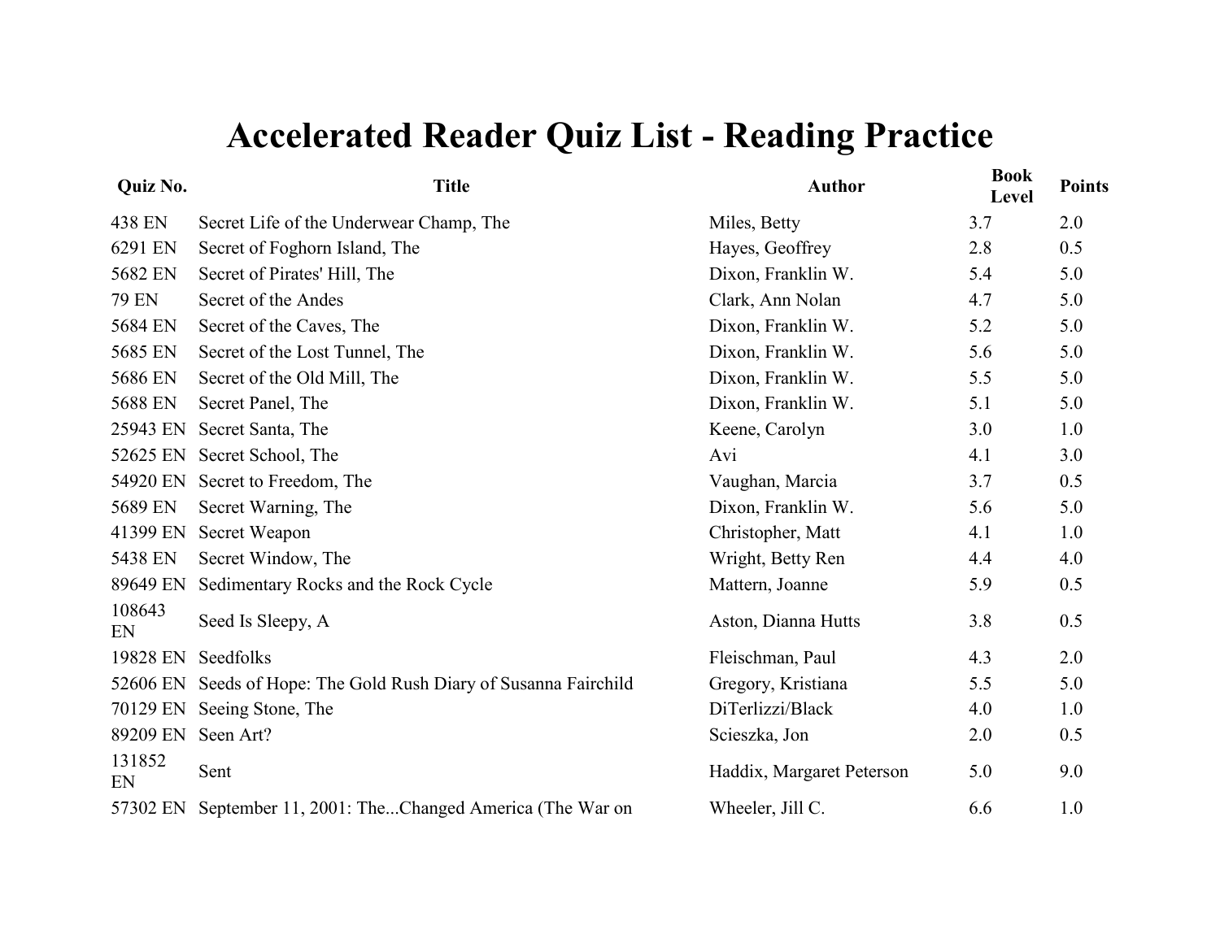# Accelerated Reader Quiz List - Reading Practice

| Quiz No. | Title | Author | Book Level | Points |
|---|---|---|---|---|
| 438 EN | Secret Life of the Underwear Champ, The | Miles, Betty | 3.7 | 2.0 |
| 6291 EN | Secret of Foghorn Island, The | Hayes, Geoffrey | 2.8 | 0.5 |
| 5682 EN | Secret of Pirates' Hill, The | Dixon, Franklin W. | 5.4 | 5.0 |
| 79 EN | Secret of the Andes | Clark, Ann Nolan | 4.7 | 5.0 |
| 5684 EN | Secret of the Caves, The | Dixon, Franklin W. | 5.2 | 5.0 |
| 5685 EN | Secret of the Lost Tunnel, The | Dixon, Franklin W. | 5.6 | 5.0 |
| 5686 EN | Secret of the Old Mill, The | Dixon, Franklin W. | 5.5 | 5.0 |
| 5688 EN | Secret Panel, The | Dixon, Franklin W. | 5.1 | 5.0 |
| 25943 EN | Secret Santa, The | Keene, Carolyn | 3.0 | 1.0 |
| 52625 EN | Secret School, The | Avi | 4.1 | 3.0 |
| 54920 EN | Secret to Freedom, The | Vaughan, Marcia | 3.7 | 0.5 |
| 5689 EN | Secret Warning, The | Dixon, Franklin W. | 5.6 | 5.0 |
| 41399 EN | Secret Weapon | Christopher, Matt | 4.1 | 1.0 |
| 5438 EN | Secret Window, The | Wright, Betty Ren | 4.4 | 4.0 |
| 89649 EN | Sedimentary Rocks and the Rock Cycle | Mattern, Joanne | 5.9 | 0.5 |
| 108643 EN | Seed Is Sleepy, A | Aston, Dianna Hutts | 3.8 | 0.5 |
| 19828 EN | Seedfolks | Fleischman, Paul | 4.3 | 2.0 |
| 52606 EN | Seeds of Hope: The Gold Rush Diary of Susanna Fairchild | Gregory, Kristiana | 5.5 | 5.0 |
| 70129 EN | Seeing Stone, The | DiTerlizzi/Black | 4.0 | 1.0 |
| 89209 EN | Seen Art? | Scieszka, Jon | 2.0 | 0.5 |
| 131852 EN | Sent | Haddix, Margaret Peterson | 5.0 | 9.0 |
| 57302 EN | September 11, 2001: The...Changed America (The War on | Wheeler, Jill C. | 6.6 | 1.0 |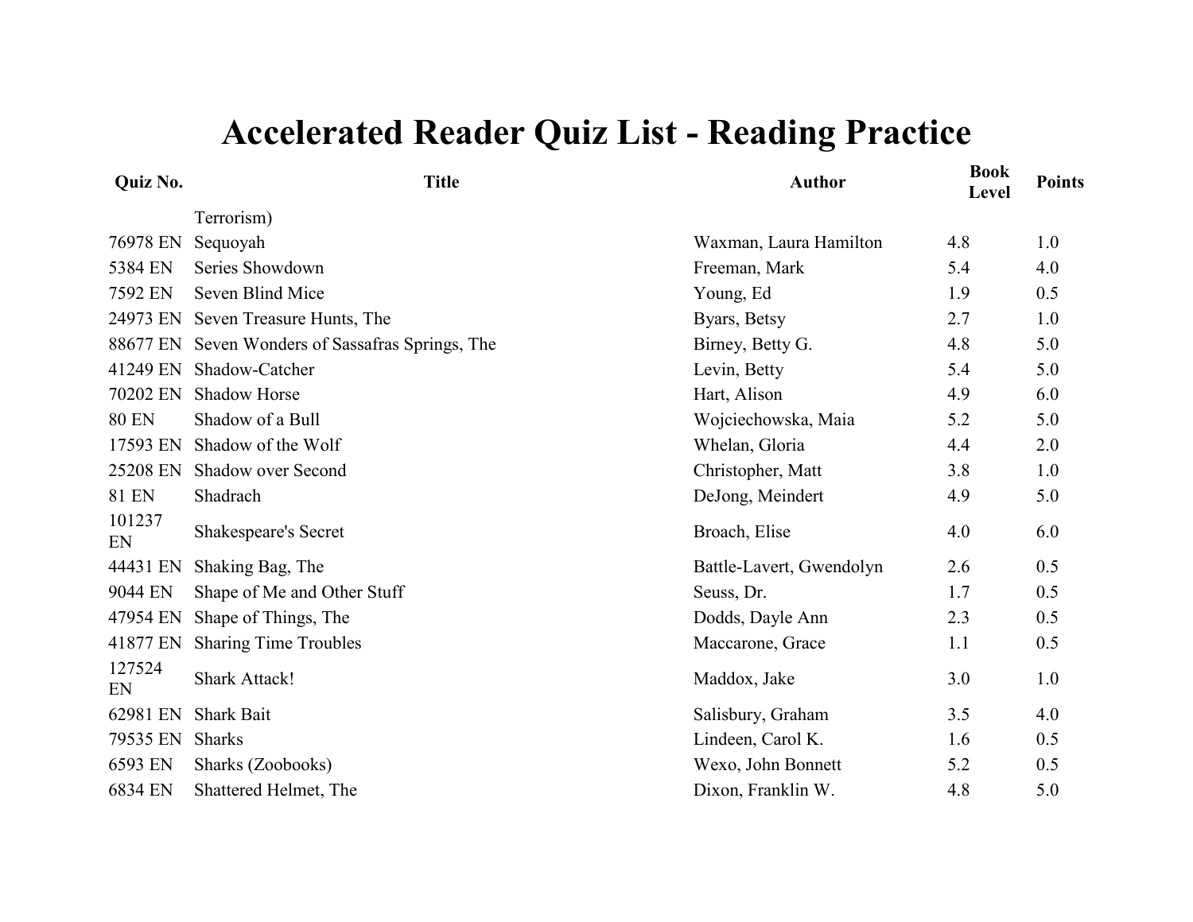# Accelerated Reader Quiz List - Reading Practice

| Quiz No. | Title | Author | Book Level | Points |
|---|---|---|---|---|
| | Terrorism) | | | |
| 76978 EN | Sequoyah | Waxman, Laura Hamilton | 4.8 | 1.0 |
| 5384 EN | Series Showdown | Freeman, Mark | 5.4 | 4.0 |
| 7592 EN | Seven Blind Mice | Young, Ed | 1.9 | 0.5 |
| 24973 EN | Seven Treasure Hunts, The | Byars, Betsy | 2.7 | 1.0 |
| 88677 EN | Seven Wonders of Sassafras Springs, The | Birney, Betty G. | 4.8 | 5.0 |
| 41249 EN | Shadow-Catcher | Levin, Betty | 5.4 | 5.0 |
| 70202 EN | Shadow Horse | Hart, Alison | 4.9 | 6.0 |
| 80 EN | Shadow of a Bull | Wojciechowska, Maia | 5.2 | 5.0 |
| 17593 EN | Shadow of the Wolf | Whelan, Gloria | 4.4 | 2.0 |
| 25208 EN | Shadow over Second | Christopher, Matt | 3.8 | 1.0 |
| 81 EN | Shadrach | DeJong, Meindert | 4.9 | 5.0 |
| 101237 EN | Shakespeare's Secret | Broach, Elise | 4.0 | 6.0 |
| 44431 EN | Shaking Bag, The | Battle-Lavert, Gwendolyn | 2.6 | 0.5 |
| 9044 EN | Shape of Me and Other Stuff | Seuss, Dr. | 1.7 | 0.5 |
| 47954 EN | Shape of Things, The | Dodds, Dayle Ann | 2.3 | 0.5 |
| 41877 EN | Sharing Time Troubles | Maccarone, Grace | 1.1 | 0.5 |
| 127524 EN | Shark Attack! | Maddox, Jake | 3.0 | 1.0 |
| 62981 EN | Shark Bait | Salisbury, Graham | 3.5 | 4.0 |
| 79535 EN | Sharks | Lindeen, Carol K. | 1.6 | 0.5 |
| 6593 EN | Sharks (Zoobooks) | Wexo, John Bonnett | 5.2 | 0.5 |
| 6834 EN | Shattered Helmet, The | Dixon, Franklin W. | 4.8 | 5.0 |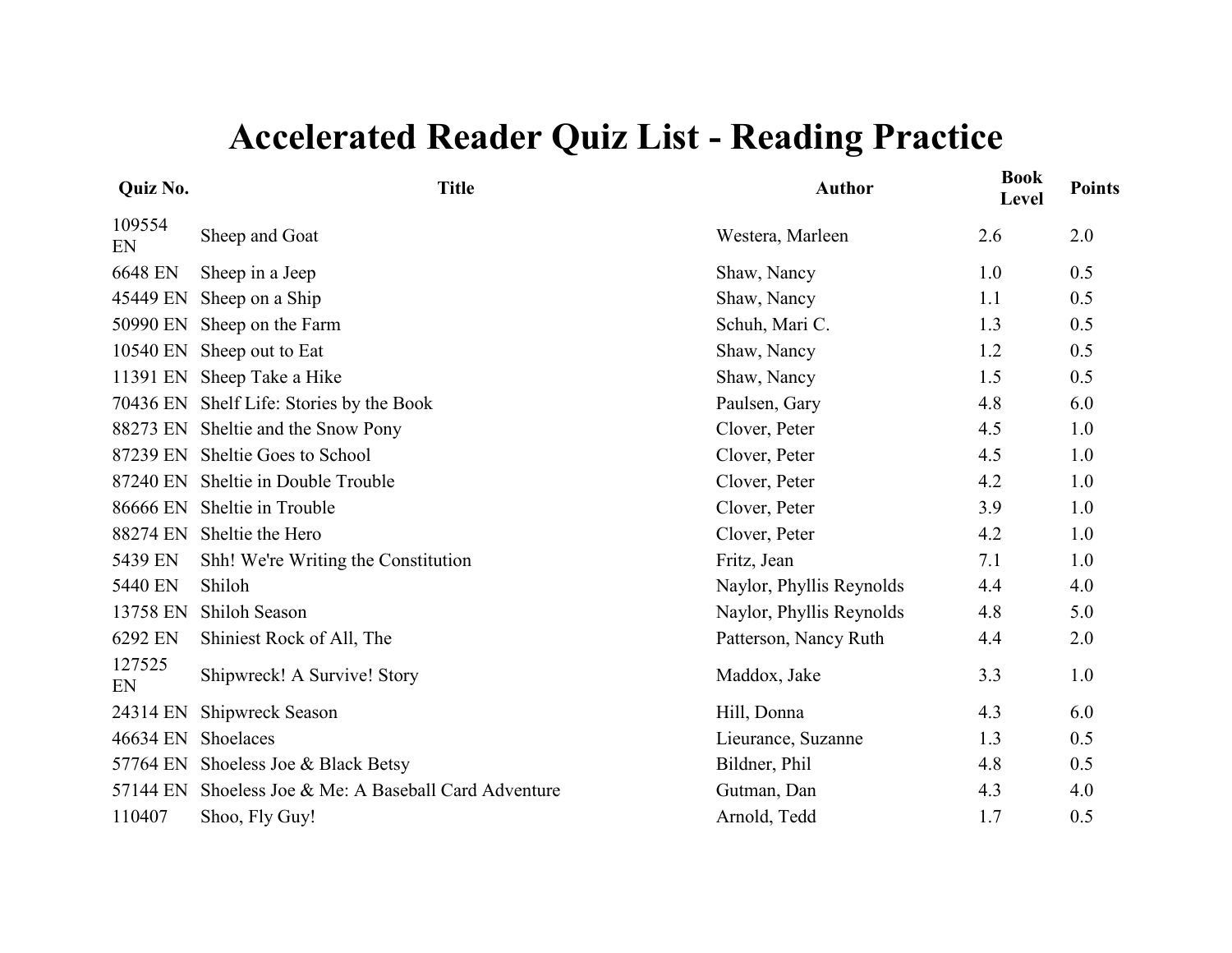# Accelerated Reader Quiz List - Reading Practice

| Quiz No. | Title | Author | Book Level | Points |
|---|---|---|---|---|
| 109554 EN | Sheep and Goat | Westera, Marleen | 2.6 | 2.0 |
| 6648 EN | Sheep in a Jeep | Shaw, Nancy | 1.0 | 0.5 |
| 45449 EN | Sheep on a Ship | Shaw, Nancy | 1.1 | 0.5 |
| 50990 EN | Sheep on the Farm | Schuh, Mari C. | 1.3 | 0.5 |
| 10540 EN | Sheep out to Eat | Shaw, Nancy | 1.2 | 0.5 |
| 11391 EN | Sheep Take a Hike | Shaw, Nancy | 1.5 | 0.5 |
| 70436 EN | Shelf Life: Stories by the Book | Paulsen, Gary | 4.8 | 6.0 |
| 88273 EN | Sheltie and the Snow Pony | Clover, Peter | 4.5 | 1.0 |
| 87239 EN | Sheltie Goes to School | Clover, Peter | 4.5 | 1.0 |
| 87240 EN | Sheltie in Double Trouble | Clover, Peter | 4.2 | 1.0 |
| 86666 EN | Sheltie in Trouble | Clover, Peter | 3.9 | 1.0 |
| 88274 EN | Sheltie the Hero | Clover, Peter | 4.2 | 1.0 |
| 5439 EN | Shh! We're Writing the Constitution | Fritz, Jean | 7.1 | 1.0 |
| 5440 EN | Shiloh | Naylor, Phyllis Reynolds | 4.4 | 4.0 |
| 13758 EN | Shiloh Season | Naylor, Phyllis Reynolds | 4.8 | 5.0 |
| 6292 EN | Shiniest Rock of All, The | Patterson, Nancy Ruth | 4.4 | 2.0 |
| 127525 EN | Shipwreck! A Survive! Story | Maddox, Jake | 3.3 | 1.0 |
| 24314 EN | Shipwreck Season | Hill, Donna | 4.3 | 6.0 |
| 46634 EN | Shoelaces | Lieurance, Suzanne | 1.3 | 0.5 |
| 57764 EN | Shoeless Joe & Black Betsy | Bildner, Phil | 4.8 | 0.5 |
| 57144 EN | Shoeless Joe & Me: A Baseball Card Adventure | Gutman, Dan | 4.3 | 4.0 |
| 110407 | Shoo, Fly Guy! | Arnold, Tedd | 1.7 | 0.5 |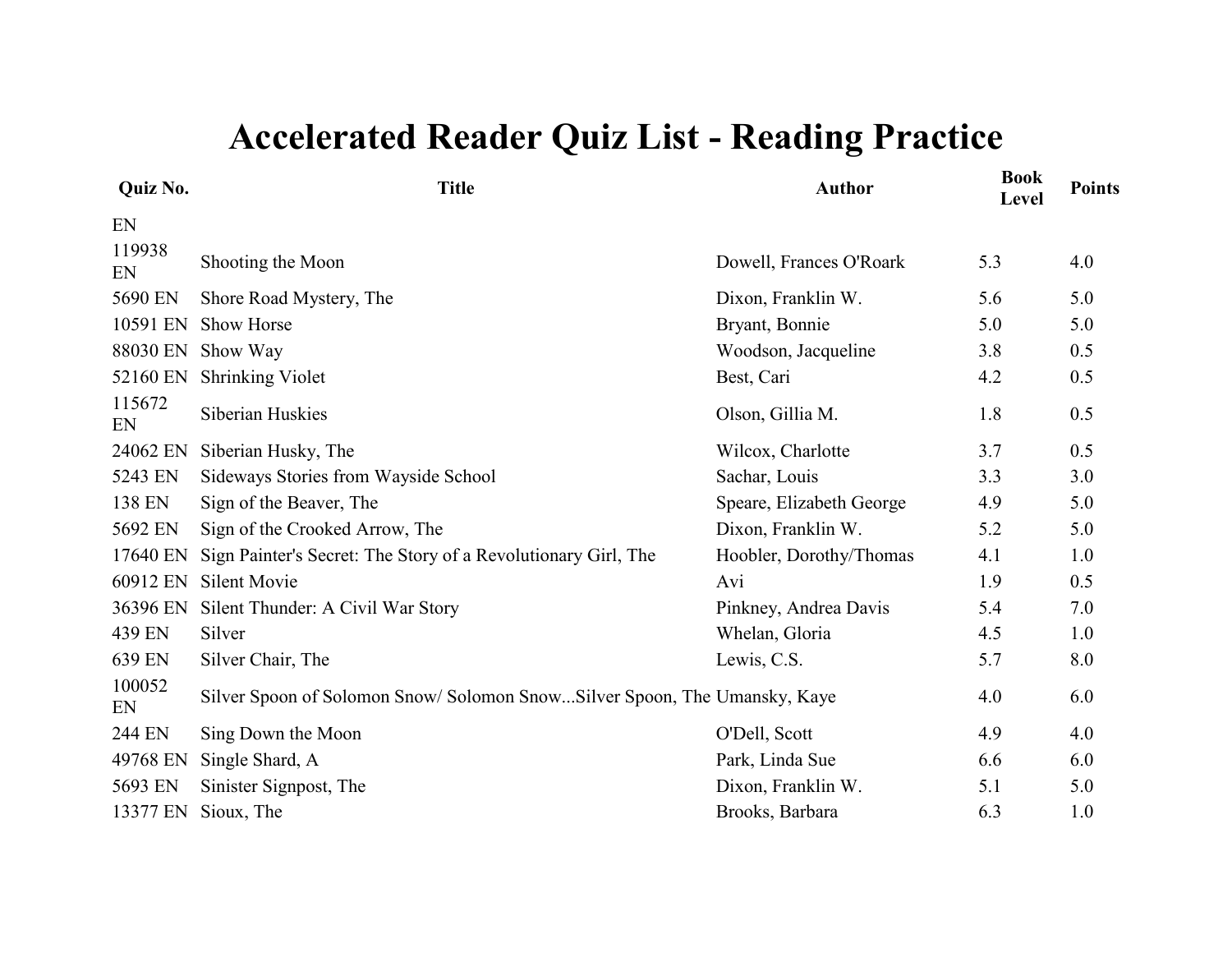# Accelerated Reader Quiz List - Reading Practice

| Quiz No. | Title | Author | Book Level | Points |
|---|---|---|---|---|
| EN | | | | |
| 119938 EN | Shooting the Moon | Dowell, Frances O'Roark | 5.3 | 4.0 |
| 5690 EN | Shore Road Mystery, The | Dixon, Franklin W. | 5.6 | 5.0 |
| 10591 EN | Show Horse | Bryant, Bonnie | 5.0 | 5.0 |
| 88030 EN | Show Way | Woodson, Jacqueline | 3.8 | 0.5 |
| 52160 EN | Shrinking Violet | Best, Cari | 4.2 | 0.5 |
| 115672 EN | Siberian Huskies | Olson, Gillia M. | 1.8 | 0.5 |
| 24062 EN | Siberian Husky, The | Wilcox, Charlotte | 3.7 | 0.5 |
| 5243 EN | Sideways Stories from Wayside School | Sachar, Louis | 3.3 | 3.0 |
| 138 EN | Sign of the Beaver, The | Speare, Elizabeth George | 4.9 | 5.0 |
| 5692 EN | Sign of the Crooked Arrow, The | Dixon, Franklin W. | 5.2 | 5.0 |
| 17640 EN | Sign Painter's Secret: The Story of a Revolutionary Girl, The | Hoobler, Dorothy/Thomas | 4.1 | 1.0 |
| 60912 EN | Silent Movie | Avi | 1.9 | 0.5 |
| 36396 EN | Silent Thunder: A Civil War Story | Pinkney, Andrea Davis | 5.4 | 7.0 |
| 439 EN | Silver | Whelan, Gloria | 4.5 | 1.0 |
| 639 EN | Silver Chair, The | Lewis, C.S. | 5.7 | 8.0 |
| 100052 EN | Silver Spoon of Solomon Snow/ Solomon Snow...Silver Spoon, The | Umansky, Kaye | 4.0 | 6.0 |
| 244 EN | Sing Down the Moon | O'Dell, Scott | 4.9 | 4.0 |
| 49768 EN | Single Shard, A | Park, Linda Sue | 6.6 | 6.0 |
| 5693 EN | Sinister Signpost, The | Dixon, Franklin W. | 5.1 | 5.0 |
| 13377 EN | Sioux, The | Brooks, Barbara | 6.3 | 1.0 |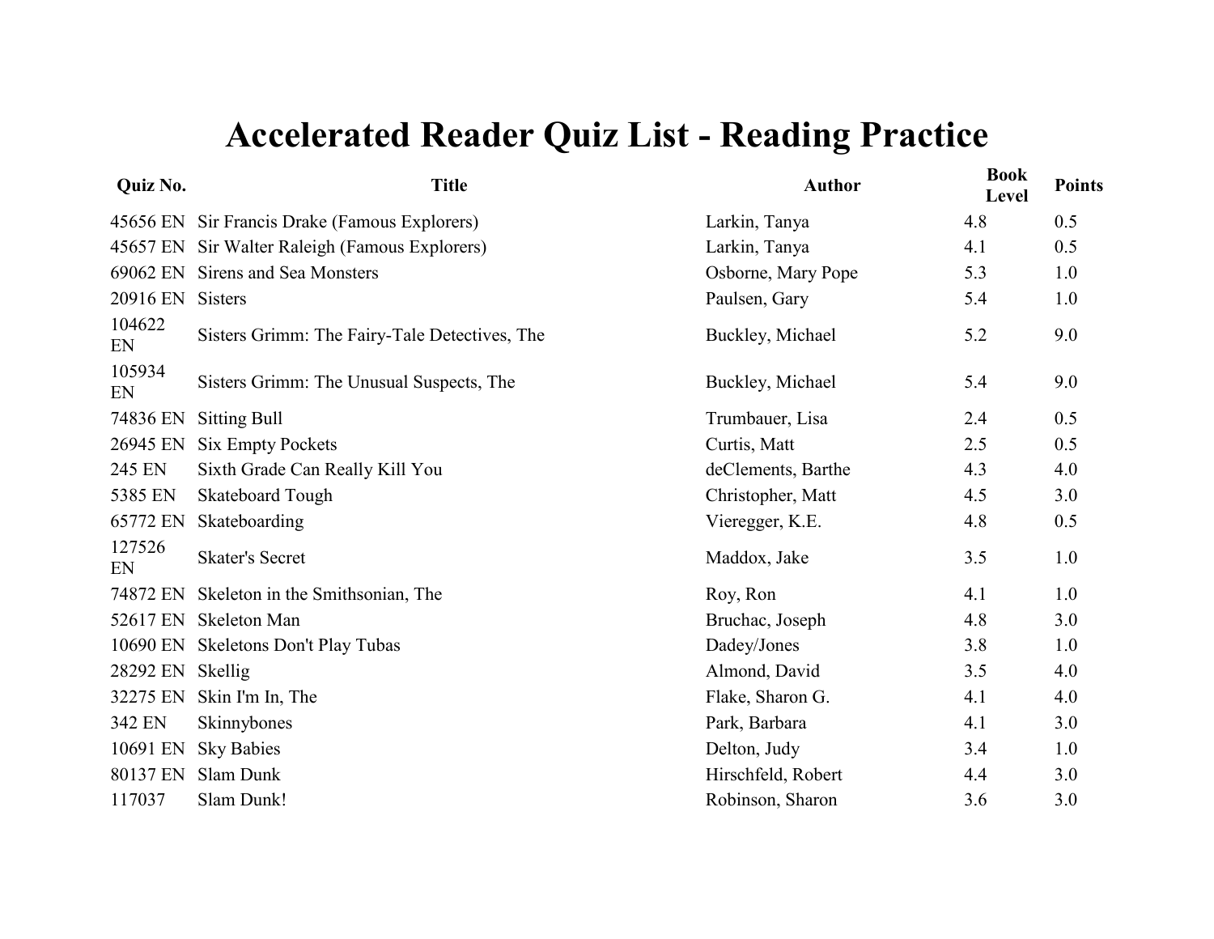# Accelerated Reader Quiz List - Reading Practice

| Quiz No. | Title | Author | Book Level | Points |
|---|---|---|---|---|
| 45656 EN | Sir Francis Drake (Famous Explorers) | Larkin, Tanya | 4.8 | 0.5 |
| 45657 EN | Sir Walter Raleigh (Famous Explorers) | Larkin, Tanya | 4.1 | 0.5 |
| 69062 EN | Sirens and Sea Monsters | Osborne, Mary Pope | 5.3 | 1.0 |
| 20916 EN | Sisters | Paulsen, Gary | 5.4 | 1.0 |
| 104622 EN | Sisters Grimm: The Fairy-Tale Detectives, The | Buckley, Michael | 5.2 | 9.0 |
| 105934 EN | Sisters Grimm: The Unusual Suspects, The | Buckley, Michael | 5.4 | 9.0 |
| 74836 EN | Sitting Bull | Trumbauer, Lisa | 2.4 | 0.5 |
| 26945 EN | Six Empty Pockets | Curtis, Matt | 2.5 | 0.5 |
| 245 EN | Sixth Grade Can Really Kill You | deClements, Barthe | 4.3 | 4.0 |
| 5385 EN | Skateboard Tough | Christopher, Matt | 4.5 | 3.0 |
| 65772 EN | Skateboarding | Vieregger, K.E. | 4.8 | 0.5 |
| 127526 EN | Skater's Secret | Maddox, Jake | 3.5 | 1.0 |
| 74872 EN | Skeleton in the Smithsonian, The | Roy, Ron | 4.1 | 1.0 |
| 52617 EN | Skeleton Man | Bruchac, Joseph | 4.8 | 3.0 |
| 10690 EN | Skeletons Don't Play Tubas | Dadey/Jones | 3.8 | 1.0 |
| 28292 EN | Skellig | Almond, David | 3.5 | 4.0 |
| 32275 EN | Skin I'm In, The | Flake, Sharon G. | 4.1 | 4.0 |
| 342 EN | Skinnybones | Park, Barbara | 4.1 | 3.0 |
| 10691 EN | Sky Babies | Delton, Judy | 3.4 | 1.0 |
| 80137 EN | Slam Dunk | Hirschfeld, Robert | 4.4 | 3.0 |
| 117037 | Slam Dunk! | Robinson, Sharon | 3.6 | 3.0 |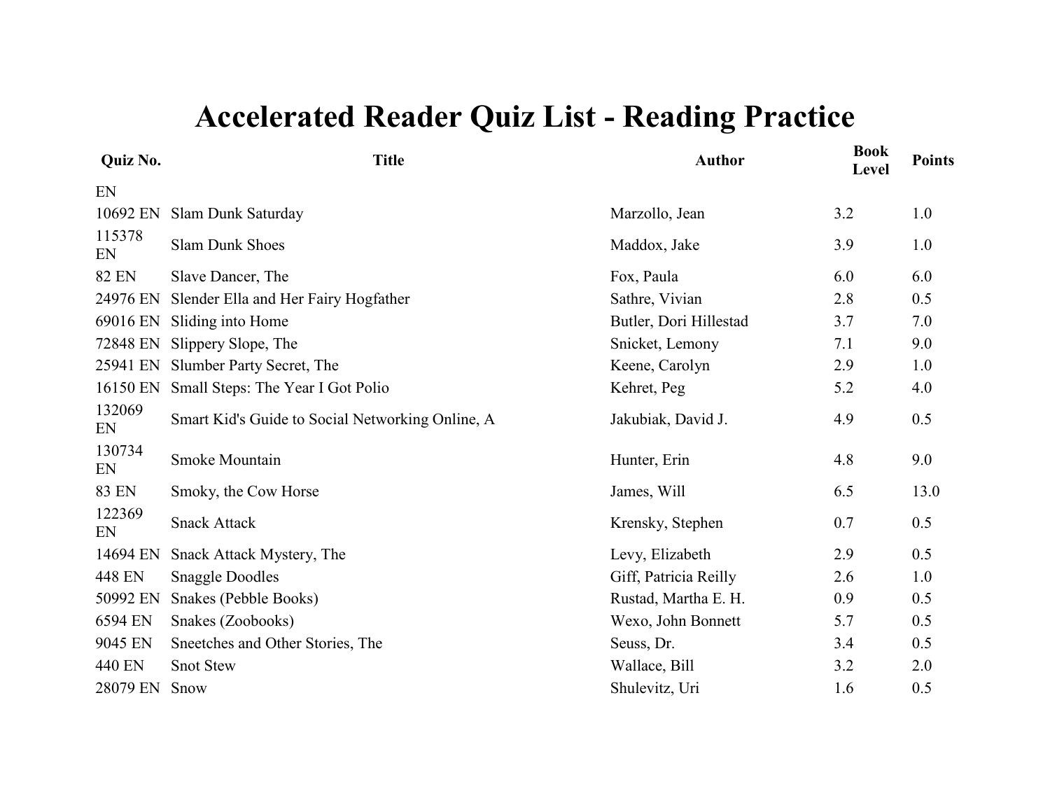# Accelerated Reader Quiz List - Reading Practice

| Quiz No. | Title | Author | Book Level | Points |
|---|---|---|---|---|
| EN | | | | |
| 10692 EN | Slam Dunk Saturday | Marzollo, Jean | 3.2 | 1.0 |
| 115378 EN | Slam Dunk Shoes | Maddox, Jake | 3.9 | 1.0 |
| 82 EN | Slave Dancer, The | Fox, Paula | 6.0 | 6.0 |
| 24976 EN | Slender Ella and Her Fairy Hogfather | Sathre, Vivian | 2.8 | 0.5 |
| 69016 EN | Sliding into Home | Butler, Dori Hillestad | 3.7 | 7.0 |
| 72848 EN | Slippery Slope, The | Snicket, Lemony | 7.1 | 9.0 |
| 25941 EN | Slumber Party Secret, The | Keene, Carolyn | 2.9 | 1.0 |
| 16150 EN | Small Steps: The Year I Got Polio | Kehret, Peg | 5.2 | 4.0 |
| 132069 EN | Smart Kid's Guide to Social Networking Online, A | Jakubiak, David J. | 4.9 | 0.5 |
| 130734 EN | Smoke Mountain | Hunter, Erin | 4.8 | 9.0 |
| 83 EN | Smoky, the Cow Horse | James, Will | 6.5 | 13.0 |
| 122369 EN | Snack Attack | Krensky, Stephen | 0.7 | 0.5 |
| 14694 EN | Snack Attack Mystery, The | Levy, Elizabeth | 2.9 | 0.5 |
| 448 EN | Snaggle Doodles | Giff, Patricia Reilly | 2.6 | 1.0 |
| 50992 EN | Snakes (Pebble Books) | Rustad, Martha E. H. | 0.9 | 0.5 |
| 6594 EN | Snakes (Zoobooks) | Wexo, John Bonnett | 5.7 | 0.5 |
| 9045 EN | Sneetches and Other Stories, The | Seuss, Dr. | 3.4 | 0.5 |
| 440 EN | Snot Stew | Wallace, Bill | 3.2 | 2.0 |
| 28079 EN | Snow | Shulevitz, Uri | 1.6 | 0.5 |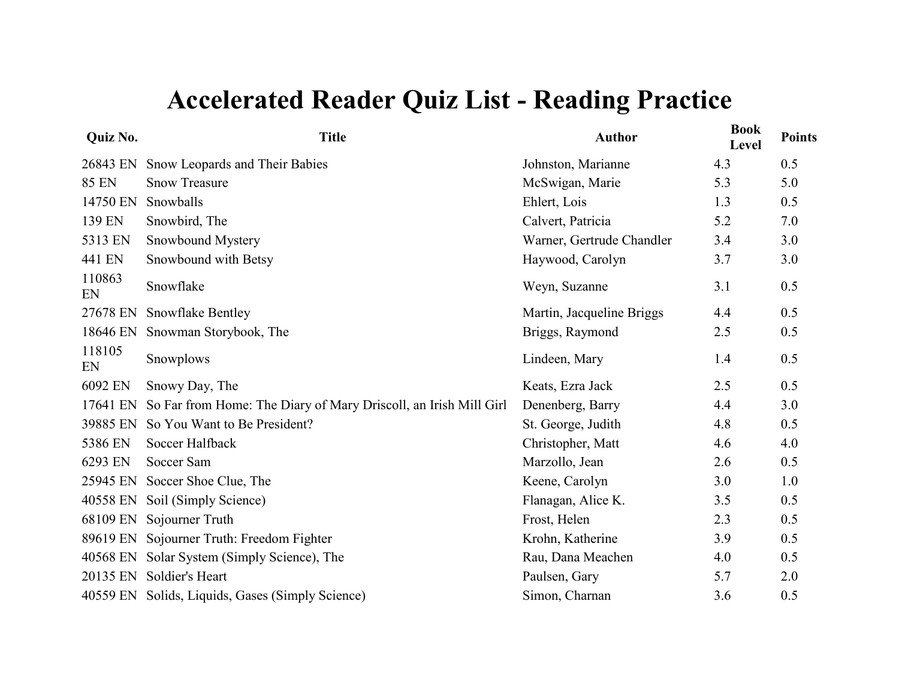# Accelerated Reader Quiz List - Reading Practice

| Quiz No. | Title | Author | Book Level | Points |
|---|---|---|---|---|
| 26843 EN | Snow Leopards and Their Babies | Johnston, Marianne | 4.3 | 0.5 |
| 85 EN | Snow Treasure | McSwigan, Marie | 5.3 | 5.0 |
| 14750 EN | Snowballs | Ehlert, Lois | 1.3 | 0.5 |
| 139 EN | Snowbird, The | Calvert, Patricia | 5.2 | 7.0 |
| 5313 EN | Snowbound Mystery | Warner, Gertrude Chandler | 3.4 | 3.0 |
| 441 EN | Snowbound with Betsy | Haywood, Carolyn | 3.7 | 3.0 |
| 110863 EN | Snowflake | Weyn, Suzanne | 3.1 | 0.5 |
| 27678 EN | Snowflake Bentley | Martin, Jacqueline Briggs | 4.4 | 0.5 |
| 18646 EN | Snowman Storybook, The | Briggs, Raymond | 2.5 | 0.5 |
| 118105 EN | Snowplows | Lindeen, Mary | 1.4 | 0.5 |
| 6092 EN | Snowy Day, The | Keats, Ezra Jack | 2.5 | 0.5 |
| 17641 EN | So Far from Home: The Diary of Mary Driscoll, an Irish Mill Girl | Denenberg, Barry | 4.4 | 3.0 |
| 39885 EN | So You Want to Be President? | St. George, Judith | 4.8 | 0.5 |
| 5386 EN | Soccer Halfback | Christopher, Matt | 4.6 | 4.0 |
| 6293 EN | Soccer Sam | Marzollo, Jean | 2.6 | 0.5 |
| 25945 EN | Soccer Shoe Clue, The | Keene, Carolyn | 3.0 | 1.0 |
| 40558 EN | Soil (Simply Science) | Flanagan, Alice K. | 3.5 | 0.5 |
| 68109 EN | Sojourner Truth | Frost, Helen | 2.3 | 0.5 |
| 89619 EN | Sojourner Truth: Freedom Fighter | Krohn, Katherine | 3.9 | 0.5 |
| 40568 EN | Solar System (Simply Science), The | Rau, Dana Meachen | 4.0 | 0.5 |
| 20135 EN | Soldier's Heart | Paulsen, Gary | 5.7 | 2.0 |
| 40559 EN | Solids, Liquids, Gases (Simply Science) | Simon, Charnan | 3.6 | 0.5 |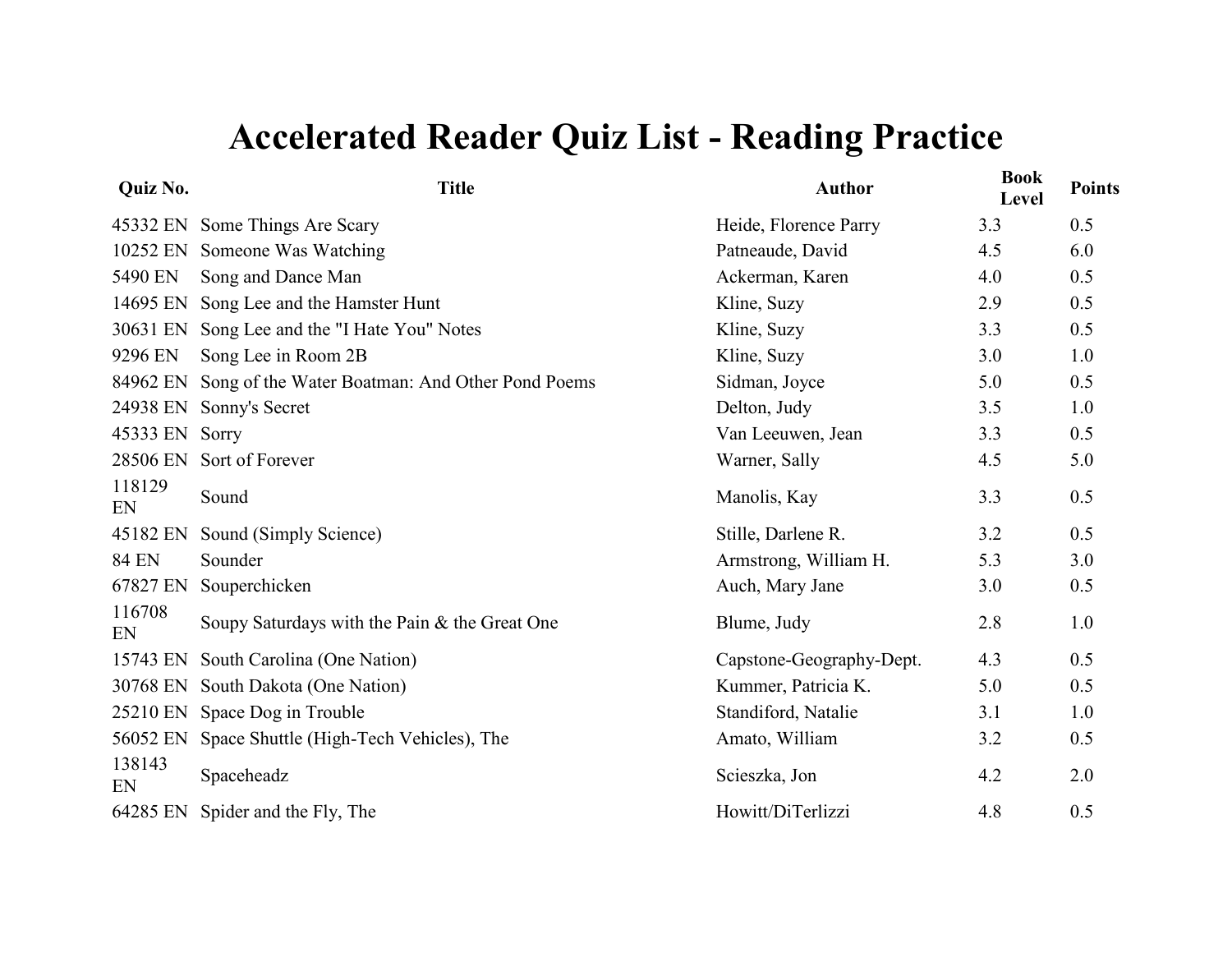# Accelerated Reader Quiz List - Reading Practice

| Quiz No. | Title | Author | Book Level | Points |
|---|---|---|---|---|
| 45332 EN | Some Things Are Scary | Heide, Florence Parry | 3.3 | 0.5 |
| 10252 EN | Someone Was Watching | Patneaude, David | 4.5 | 6.0 |
| 5490 EN | Song and Dance Man | Ackerman, Karen | 4.0 | 0.5 |
| 14695 EN | Song Lee and the Hamster Hunt | Kline, Suzy | 2.9 | 0.5 |
| 30631 EN | Song Lee and the "I Hate You" Notes | Kline, Suzy | 3.3 | 0.5 |
| 9296 EN | Song Lee in Room 2B | Kline, Suzy | 3.0 | 1.0 |
| 84962 EN | Song of the Water Boatman: And Other Pond Poems | Sidman, Joyce | 5.0 | 0.5 |
| 24938 EN | Sonny's Secret | Delton, Judy | 3.5 | 1.0 |
| 45333 EN | Sorry | Van Leeuwen, Jean | 3.3 | 0.5 |
| 28506 EN | Sort of Forever | Warner, Sally | 4.5 | 5.0 |
| 118129 EN | Sound | Manolis, Kay | 3.3 | 0.5 |
| 45182 EN | Sound (Simply Science) | Stille, Darlene R. | 3.2 | 0.5 |
| 84 EN | Sounder | Armstrong, William H. | 5.3 | 3.0 |
| 67827 EN | Souperchicken | Auch, Mary Jane | 3.0 | 0.5 |
| 116708 EN | Soupy Saturdays with the Pain & the Great One | Blume, Judy | 2.8 | 1.0 |
| 15743 EN | South Carolina (One Nation) | Capstone-Geography-Dept. | 4.3 | 0.5 |
| 30768 EN | South Dakota (One Nation) | Kummer, Patricia K. | 5.0 | 0.5 |
| 25210 EN | Space Dog in Trouble | Standiford, Natalie | 3.1 | 1.0 |
| 56052 EN | Space Shuttle (High-Tech Vehicles), The | Amato, William | 3.2 | 0.5 |
| 138143 EN | Spaceheadz | Scieszka, Jon | 4.2 | 2.0 |
| 64285 EN | Spider and the Fly, The | Howitt/DiTerlizzi | 4.8 | 0.5 |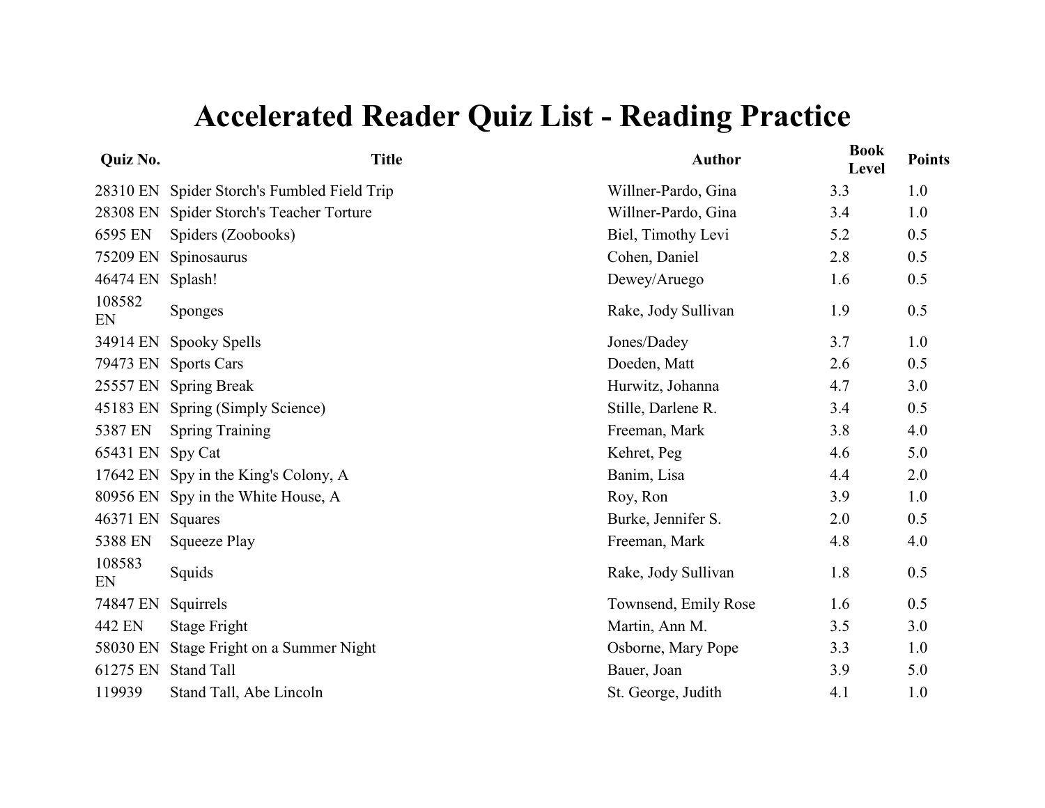# Accelerated Reader Quiz List - Reading Practice

| Quiz No. | Title | Author | Book Level | Points |
|---|---|---|---|---|
| 28310 EN | Spider Storch's Fumbled Field Trip | Willner-Pardo, Gina | 3.3 | 1.0 |
| 28308 EN | Spider Storch's Teacher Torture | Willner-Pardo, Gina | 3.4 | 1.0 |
| 6595 EN | Spiders (Zoobooks) | Biel, Timothy Levi | 5.2 | 0.5 |
| 75209 EN | Spinosaurus | Cohen, Daniel | 2.8 | 0.5 |
| 46474 EN | Splash! | Dewey/Aruego | 1.6 | 0.5 |
| 108582 EN | Sponges | Rake, Jody Sullivan | 1.9 | 0.5 |
| 34914 EN | Spooky Spells | Jones/Dadey | 3.7 | 1.0 |
| 79473 EN | Sports Cars | Doeden, Matt | 2.6 | 0.5 |
| 25557 EN | Spring Break | Hurwitz, Johanna | 4.7 | 3.0 |
| 45183 EN | Spring (Simply Science) | Stille, Darlene R. | 3.4 | 0.5 |
| 5387 EN | Spring Training | Freeman, Mark | 3.8 | 4.0 |
| 65431 EN | Spy Cat | Kehret, Peg | 4.6 | 5.0 |
| 17642 EN | Spy in the King's Colony, A | Banim, Lisa | 4.4 | 2.0 |
| 80956 EN | Spy in the White House, A | Roy, Ron | 3.9 | 1.0 |
| 46371 EN | Squares | Burke, Jennifer S. | 2.0 | 0.5 |
| 5388 EN | Squeeze Play | Freeman, Mark | 4.8 | 4.0 |
| 108583 EN | Squids | Rake, Jody Sullivan | 1.8 | 0.5 |
| 74847 EN | Squirrels | Townsend, Emily Rose | 1.6 | 0.5 |
| 442 EN | Stage Fright | Martin, Ann M. | 3.5 | 3.0 |
| 58030 EN | Stage Fright on a Summer Night | Osborne, Mary Pope | 3.3 | 1.0 |
| 61275 EN | Stand Tall | Bauer, Joan | 3.9 | 5.0 |
| 119939 | Stand Tall, Abe Lincoln | St. George, Judith | 4.1 | 1.0 |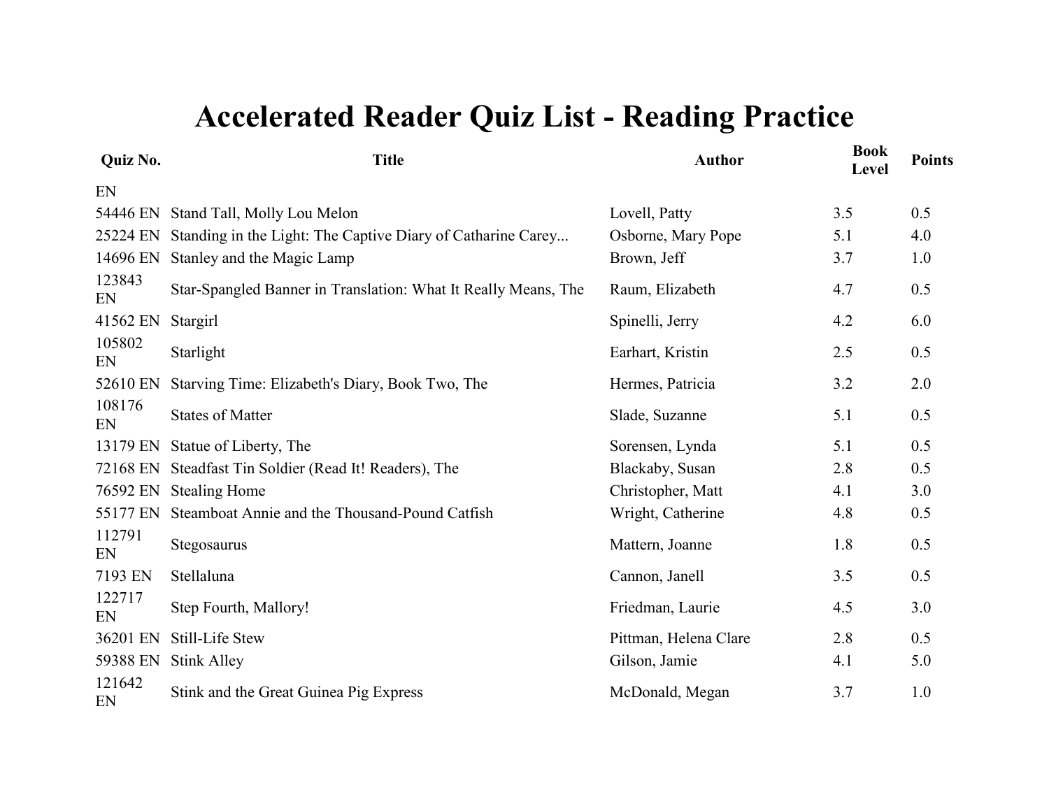# Accelerated Reader Quiz List - Reading Practice

| Quiz No. | Title | Author | Book Level | Points |
|---|---|---|---|---|
| EN | | | | |
| 54446 EN | Stand Tall, Molly Lou Melon | Lovell, Patty | 3.5 | 0.5 |
| 25224 EN | Standing in the Light: The Captive Diary of Catharine Carey... | Osborne, Mary Pope | 5.1 | 4.0 |
| 14696 EN | Stanley and the Magic Lamp | Brown, Jeff | 3.7 | 1.0 |
| 123843 EN | Star-Spangled Banner in Translation: What It Really Means, The | Raum, Elizabeth | 4.7 | 0.5 |
| 41562 EN | Stargirl | Spinelli, Jerry | 4.2 | 6.0 |
| 105802 EN | Starlight | Earhart, Kristin | 2.5 | 0.5 |
| 52610 EN | Starving Time: Elizabeth's Diary, Book Two, The | Hermes, Patricia | 3.2 | 2.0 |
| 108176 EN | States of Matter | Slade, Suzanne | 5.1 | 0.5 |
| 13179 EN | Statue of Liberty, The | Sorensen, Lynda | 5.1 | 0.5 |
| 72168 EN | Steadfast Tin Soldier (Read It! Readers), The | Blackaby, Susan | 2.8 | 0.5 |
| 76592 EN | Stealing Home | Christopher, Matt | 4.1 | 3.0 |
| 55177 EN | Steamboat Annie and the Thousand-Pound Catfish | Wright, Catherine | 4.8 | 0.5 |
| 112791 EN | Stegosaurus | Mattern, Joanne | 1.8 | 0.5 |
| 7193 EN | Stellaluna | Cannon, Janell | 3.5 | 0.5 |
| 122717 EN | Step Fourth, Mallory! | Friedman, Laurie | 4.5 | 3.0 |
| 36201 EN | Still-Life Stew | Pittman, Helena Clare | 2.8 | 0.5 |
| 59388 EN | Stink Alley | Gilson, Jamie | 4.1 | 5.0 |
| 121642 EN | Stink and the Great Guinea Pig Express | McDonald, Megan | 3.7 | 1.0 |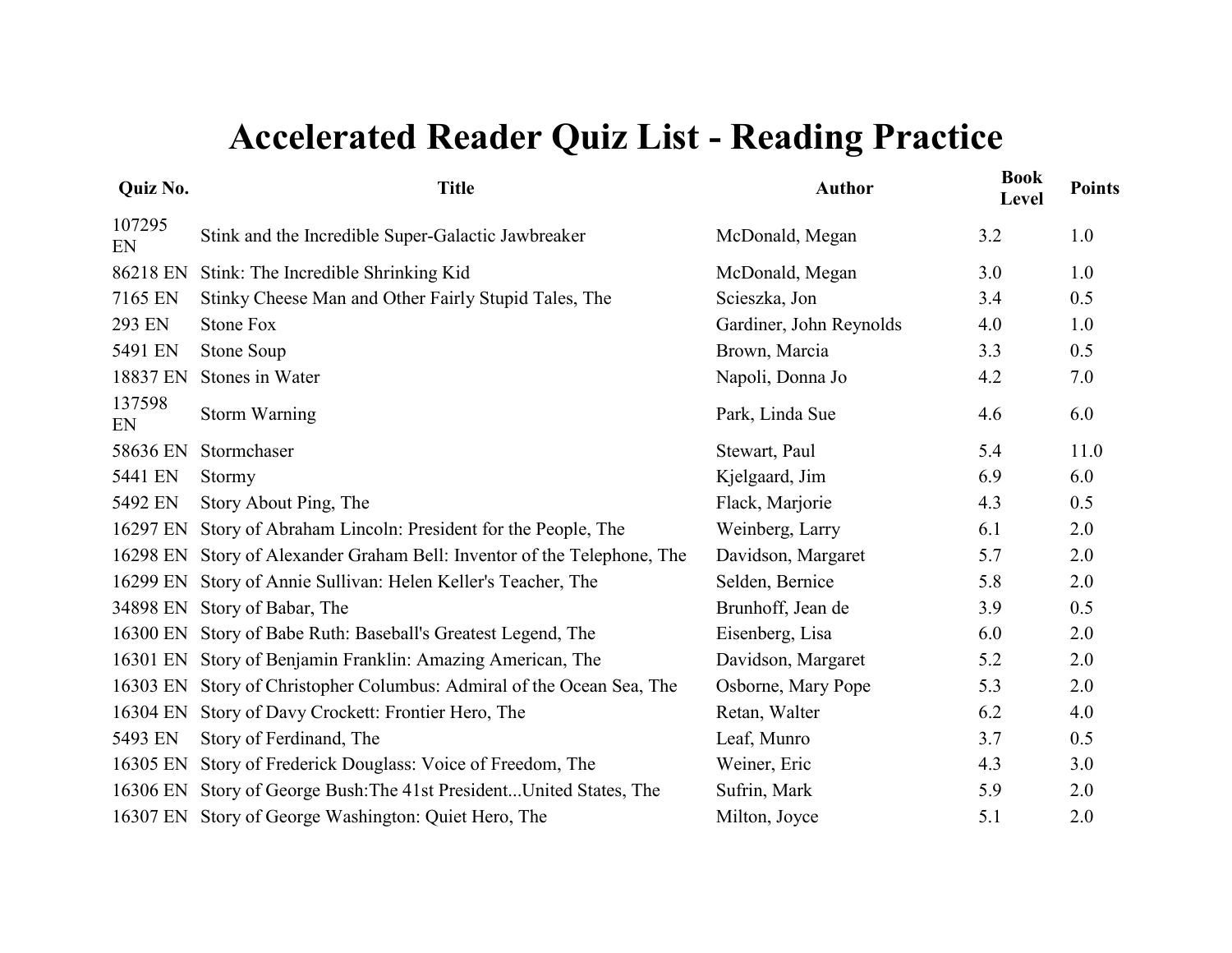# Accelerated Reader Quiz List - Reading Practice

| Quiz No. | Title | Author | Book Level | Points |
|---|---|---|---|---|
| 107295 EN | Stink and the Incredible Super-Galactic Jawbreaker | McDonald, Megan | 3.2 | 1.0 |
| 86218 EN | Stink: The Incredible Shrinking Kid | McDonald, Megan | 3.0 | 1.0 |
| 7165 EN | Stinky Cheese Man and Other Fairly Stupid Tales, The | Scieszka, Jon | 3.4 | 0.5 |
| 293 EN | Stone Fox | Gardiner, John Reynolds | 4.0 | 1.0 |
| 5491 EN | Stone Soup | Brown, Marcia | 3.3 | 0.5 |
| 18837 EN | Stones in Water | Napoli, Donna Jo | 4.2 | 7.0 |
| 137598 EN | Storm Warning | Park, Linda Sue | 4.6 | 6.0 |
| 58636 EN | Stormchaser | Stewart, Paul | 5.4 | 11.0 |
| 5441 EN | Stormy | Kjelgaard, Jim | 6.9 | 6.0 |
| 5492 EN | Story About Ping, The | Flack, Marjorie | 4.3 | 0.5 |
| 16297 EN | Story of Abraham Lincoln: President for the People, The | Weinberg, Larry | 6.1 | 2.0 |
| 16298 EN | Story of Alexander Graham Bell: Inventor of the Telephone, The | Davidson, Margaret | 5.7 | 2.0 |
| 16299 EN | Story of Annie Sullivan: Helen Keller's Teacher, The | Selden, Bernice | 5.8 | 2.0 |
| 34898 EN | Story of Babar, The | Brunhoff, Jean de | 3.9 | 0.5 |
| 16300 EN | Story of Babe Ruth: Baseball's Greatest Legend, The | Eisenberg, Lisa | 6.0 | 2.0 |
| 16301 EN | Story of Benjamin Franklin: Amazing American, The | Davidson, Margaret | 5.2 | 2.0 |
| 16303 EN | Story of Christopher Columbus: Admiral of the Ocean Sea, The | Osborne, Mary Pope | 5.3 | 2.0 |
| 16304 EN | Story of Davy Crockett: Frontier Hero, The | Retan, Walter | 6.2 | 4.0 |
| 5493 EN | Story of Ferdinand, The | Leaf, Munro | 3.7 | 0.5 |
| 16305 EN | Story of Frederick Douglass: Voice of Freedom, The | Weiner, Eric | 4.3 | 3.0 |
| 16306 EN | Story of George Bush:The 41st President...United States, The | Sufrin, Mark | 5.9 | 2.0 |
| 16307 EN | Story of George Washington: Quiet Hero, The | Milton, Joyce | 5.1 | 2.0 |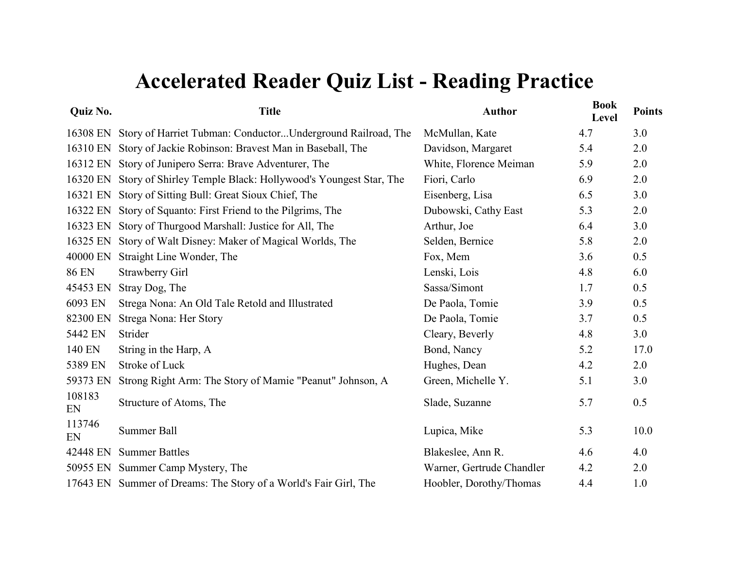# Accelerated Reader Quiz List - Reading Practice

| Quiz No. | Title | Author | Book Level | Points |
|---|---|---|---|---|
| 16308 EN | Story of Harriet Tubman: Conductor...Underground Railroad, The | McMullan, Kate | 4.7 | 3.0 |
| 16310 EN | Story of Jackie Robinson: Bravest Man in Baseball, The | Davidson, Margaret | 5.4 | 2.0 |
| 16312 EN | Story of Junipero Serra: Brave Adventurer, The | White, Florence Meiman | 5.9 | 2.0 |
| 16320 EN | Story of Shirley Temple Black: Hollywood's Youngest Star, The | Fiori, Carlo | 6.9 | 2.0 |
| 16321 EN | Story of Sitting Bull: Great Sioux Chief, The | Eisenberg, Lisa | 6.5 | 3.0 |
| 16322 EN | Story of Squanto: First Friend to the Pilgrims, The | Dubowski, Cathy East | 5.3 | 2.0 |
| 16323 EN | Story of Thurgood Marshall: Justice for All, The | Arthur, Joe | 6.4 | 3.0 |
| 16325 EN | Story of Walt Disney: Maker of Magical Worlds, The | Selden, Bernice | 5.8 | 2.0 |
| 40000 EN | Straight Line Wonder, The | Fox, Mem | 3.6 | 0.5 |
| 86 EN | Strawberry Girl | Lenski, Lois | 4.8 | 6.0 |
| 45453 EN | Stray Dog, The | Sassa/Simont | 1.7 | 0.5 |
| 6093 EN | Strega Nona: An Old Tale Retold and Illustrated | De Paola, Tomie | 3.9 | 0.5 |
| 82300 EN | Strega Nona: Her Story | De Paola, Tomie | 3.7 | 0.5 |
| 5442 EN | Strider | Cleary, Beverly | 4.8 | 3.0 |
| 140 EN | String in the Harp, A | Bond, Nancy | 5.2 | 17.0 |
| 5389 EN | Stroke of Luck | Hughes, Dean | 4.2 | 2.0 |
| 59373 EN | Strong Right Arm: The Story of Mamie "Peanut" Johnson, A | Green, Michelle Y. | 5.1 | 3.0 |
| 108183 EN | Structure of Atoms, The | Slade, Suzanne | 5.7 | 0.5 |
| 113746 EN | Summer Ball | Lupica, Mike | 5.3 | 10.0 |
| 42448 EN | Summer Battles | Blakeslee, Ann R. | 4.6 | 4.0 |
| 50955 EN | Summer Camp Mystery, The | Warner, Gertrude Chandler | 4.2 | 2.0 |
| 17643 EN | Summer of Dreams: The Story of a World's Fair Girl, The | Hoobler, Dorothy/Thomas | 4.4 | 1.0 |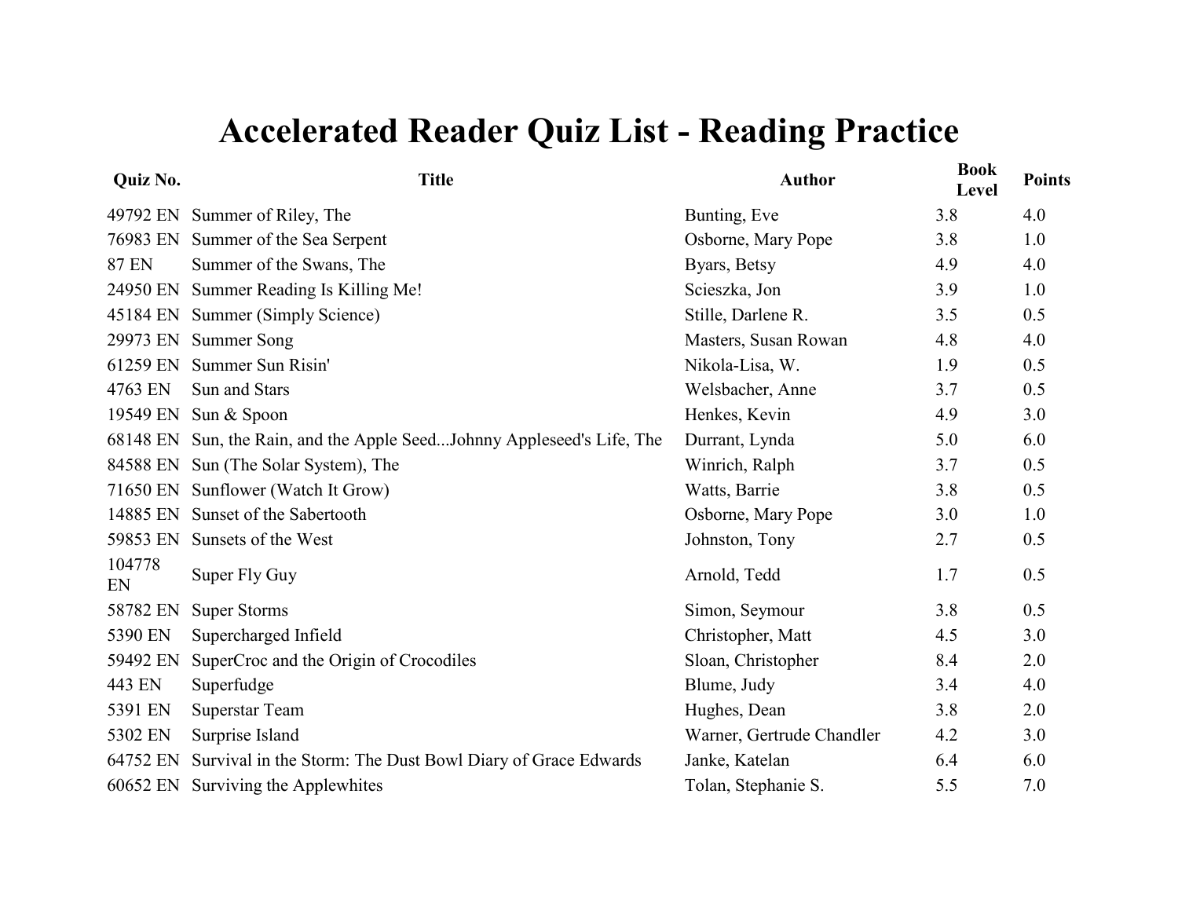# Accelerated Reader Quiz List - Reading Practice

| Quiz No. | Title | Author | Book Level | Points |
|---|---|---|---|---|
| 49792 EN | Summer of Riley, The | Bunting, Eve | 3.8 | 4.0 |
| 76983 EN | Summer of the Sea Serpent | Osborne, Mary Pope | 3.8 | 1.0 |
| 87 EN | Summer of the Swans, The | Byars, Betsy | 4.9 | 4.0 |
| 24950 EN | Summer Reading Is Killing Me! | Scieszka, Jon | 3.9 | 1.0 |
| 45184 EN | Summer (Simply Science) | Stille, Darlene R. | 3.5 | 0.5 |
| 29973 EN | Summer Song | Masters, Susan Rowan | 4.8 | 4.0 |
| 61259 EN | Summer Sun Risin' | Nikola-Lisa, W. | 1.9 | 0.5 |
| 4763 EN | Sun and Stars | Welsbacher, Anne | 3.7 | 0.5 |
| 19549 EN | Sun & Spoon | Henkes, Kevin | 4.9 | 3.0 |
| 68148 EN | Sun, the Rain, and the Apple Seed...Johnny Appleseed's Life, The | Durrant, Lynda | 5.0 | 6.0 |
| 84588 EN | Sun (The Solar System), The | Winrich, Ralph | 3.7 | 0.5 |
| 71650 EN | Sunflower (Watch It Grow) | Watts, Barrie | 3.8 | 0.5 |
| 14885 EN | Sunset of the Sabertooth | Osborne, Mary Pope | 3.0 | 1.0 |
| 59853 EN | Sunsets of the West | Johnston, Tony | 2.7 | 0.5 |
| 104778 EN | Super Fly Guy | Arnold, Tedd | 1.7 | 0.5 |
| 58782 EN | Super Storms | Simon, Seymour | 3.8 | 0.5 |
| 5390 EN | Supercharged Infield | Christopher, Matt | 4.5 | 3.0 |
| 59492 EN | SuperCroc and the Origin of Crocodiles | Sloan, Christopher | 8.4 | 2.0 |
| 443 EN | Superfudge | Blume, Judy | 3.4 | 4.0 |
| 5391 EN | Superstar Team | Hughes, Dean | 3.8 | 2.0 |
| 5302 EN | Surprise Island | Warner, Gertrude Chandler | 4.2 | 3.0 |
| 64752 EN | Survival in the Storm: The Dust Bowl Diary of Grace Edwards | Janke, Katelan | 6.4 | 6.0 |
| 60652 EN | Surviving the Applewhites | Tolan, Stephanie S. | 5.5 | 7.0 |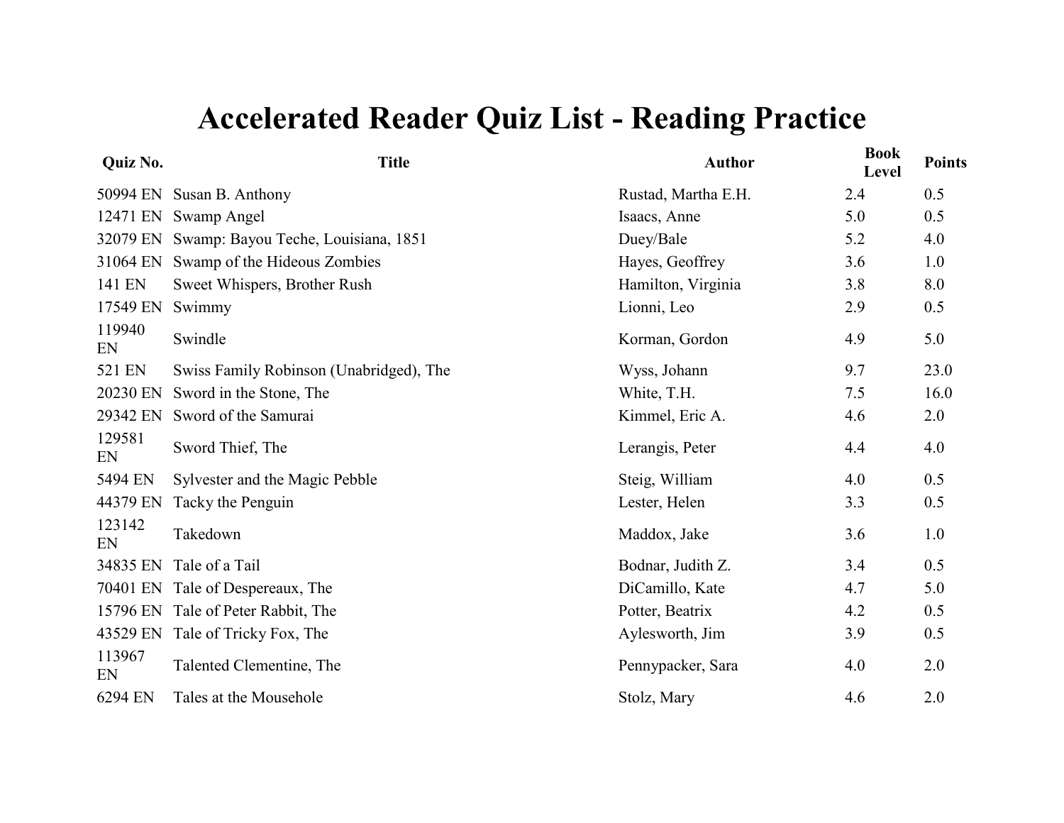# Accelerated Reader Quiz List - Reading Practice

| Quiz No. | Title | Author | Book Level | Points |
|---|---|---|---|---|
| 50994 EN | Susan B. Anthony | Rustad, Martha E.H. | 2.4 | 0.5 |
| 12471 EN | Swamp Angel | Isaacs, Anne | 5.0 | 0.5 |
| 32079 EN | Swamp: Bayou Teche, Louisiana, 1851 | Duey/Bale | 5.2 | 4.0 |
| 31064 EN | Swamp of the Hideous Zombies | Hayes, Geoffrey | 3.6 | 1.0 |
| 141 EN | Sweet Whispers, Brother Rush | Hamilton, Virginia | 3.8 | 8.0 |
| 17549 EN | Swimmy | Lionni, Leo | 2.9 | 0.5 |
| 119940 EN | Swindle | Korman, Gordon | 4.9 | 5.0 |
| 521 EN | Swiss Family Robinson (Unabridged), The | Wyss, Johann | 9.7 | 23.0 |
| 20230 EN | Sword in the Stone, The | White, T.H. | 7.5 | 16.0 |
| 29342 EN | Sword of the Samurai | Kimmel, Eric A. | 4.6 | 2.0 |
| 129581 EN | Sword Thief, The | Lerangis, Peter | 4.4 | 4.0 |
| 5494 EN | Sylvester and the Magic Pebble | Steig, William | 4.0 | 0.5 |
| 44379 EN | Tacky the Penguin | Lester, Helen | 3.3 | 0.5 |
| 123142 EN | Takedown | Maddox, Jake | 3.6 | 1.0 |
| 34835 EN | Tale of a Tail | Bodnar, Judith Z. | 3.4 | 0.5 |
| 70401 EN | Tale of Despereaux, The | DiCamillo, Kate | 4.7 | 5.0 |
| 15796 EN | Tale of Peter Rabbit, The | Potter, Beatrix | 4.2 | 0.5 |
| 43529 EN | Tale of Tricky Fox, The | Aylesworth, Jim | 3.9 | 0.5 |
| 113967 EN | Talented Clementine, The | Pennypacker, Sara | 4.0 | 2.0 |
| 6294 EN | Tales at the Mousehole | Stolz, Mary | 4.6 | 2.0 |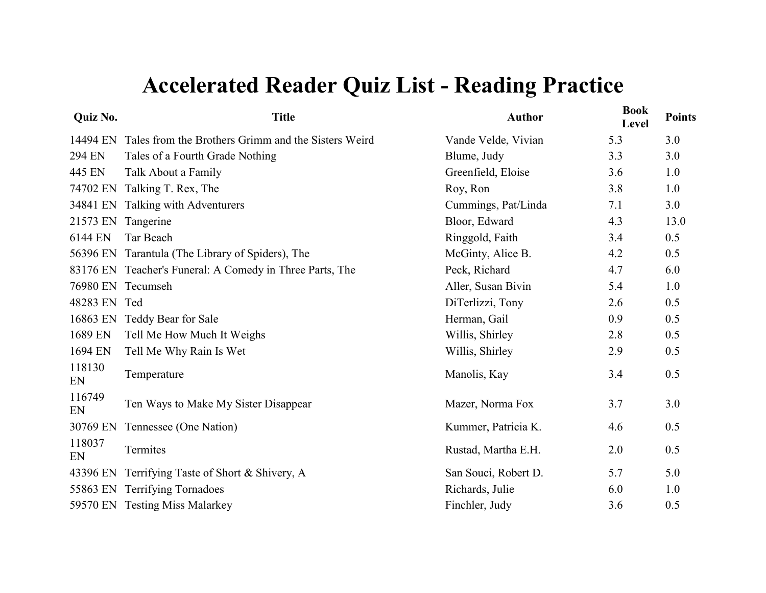# Accelerated Reader Quiz List - Reading Practice

| Quiz No. | Title | Author | Book Level | Points |
|---|---|---|---|---|
| 14494 EN | Tales from the Brothers Grimm and the Sisters Weird | Vande Velde, Vivian | 5.3 | 3.0 |
| 294 EN | Tales of a Fourth Grade Nothing | Blume, Judy | 3.3 | 3.0 |
| 445 EN | Talk About a Family | Greenfield, Eloise | 3.6 | 1.0 |
| 74702 EN | Talking T. Rex, The | Roy, Ron | 3.8 | 1.0 |
| 34841 EN | Talking with Adventurers | Cummings, Pat/Linda | 7.1 | 3.0 |
| 21573 EN | Tangerine | Bloor, Edward | 4.3 | 13.0 |
| 6144 EN | Tar Beach | Ringgold, Faith | 3.4 | 0.5 |
| 56396 EN | Tarantula (The Library of Spiders), The | McGinty, Alice B. | 4.2 | 0.5 |
| 83176 EN | Teacher's Funeral: A Comedy in Three Parts, The | Peck, Richard | 4.7 | 6.0 |
| 76980 EN | Tecumseh | Aller, Susan Bivin | 5.4 | 1.0 |
| 48283 EN | Ted | DiTerlizzi, Tony | 2.6 | 0.5 |
| 16863 EN | Teddy Bear for Sale | Herman, Gail | 0.9 | 0.5 |
| 1689 EN | Tell Me How Much It Weighs | Willis, Shirley | 2.8 | 0.5 |
| 1694 EN | Tell Me Why Rain Is Wet | Willis, Shirley | 2.9 | 0.5 |
| 118130 EN | Temperature | Manolis, Kay | 3.4 | 0.5 |
| 116749 EN | Ten Ways to Make My Sister Disappear | Mazer, Norma Fox | 3.7 | 3.0 |
| 30769 EN | Tennessee (One Nation) | Kummer, Patricia K. | 4.6 | 0.5 |
| 118037 EN | Termites | Rustad, Martha E.H. | 2.0 | 0.5 |
| 43396 EN | Terrifying Taste of Short & Shivery, A | San Souci, Robert D. | 5.7 | 5.0 |
| 55863 EN | Terrifying Tornadoes | Richards, Julie | 6.0 | 1.0 |
| 59570 EN | Testing Miss Malarkey | Finchler, Judy | 3.6 | 0.5 |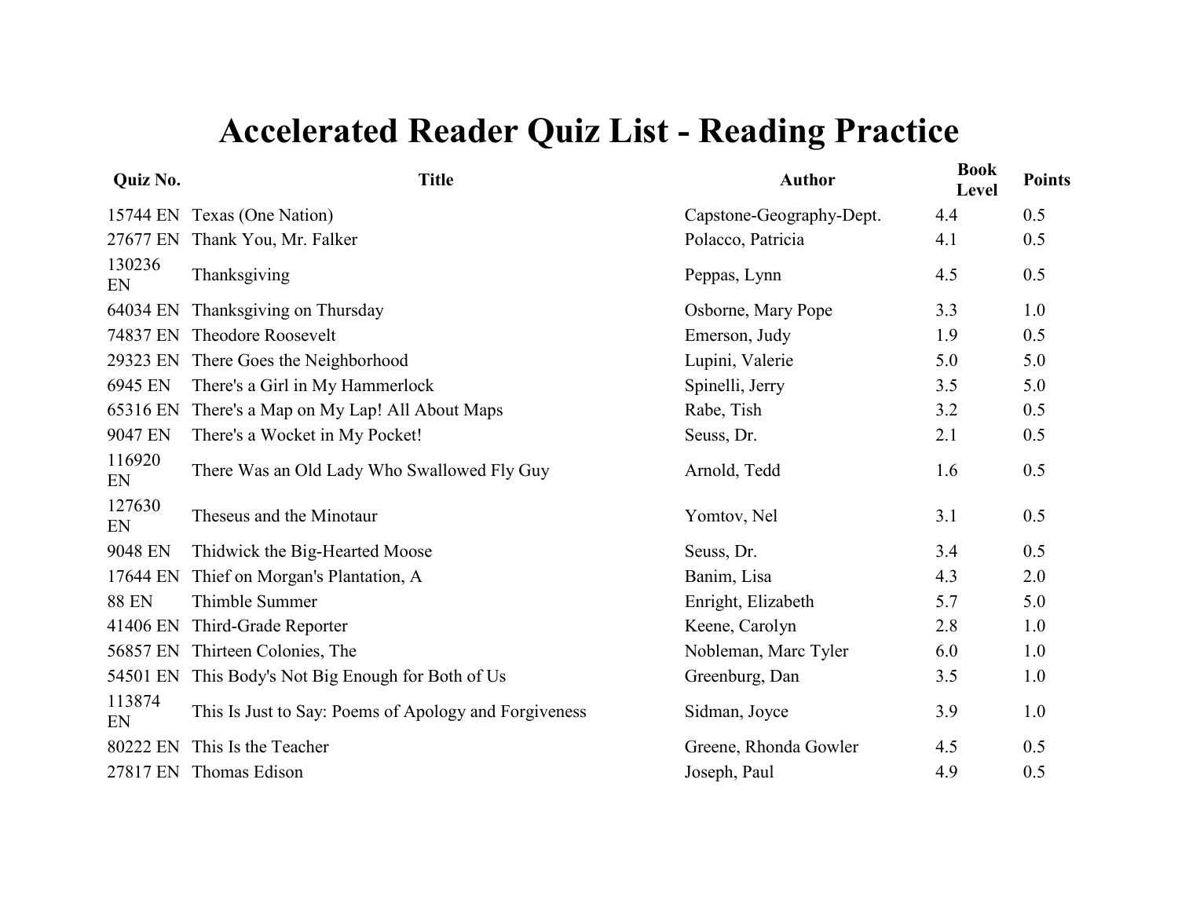# Accelerated Reader Quiz List - Reading Practice

| Quiz No. | Title | Author | Book Level | Points |
|---|---|---|---|---|
| 15744 EN | Texas (One Nation) | Capstone-Geography-Dept. | 4.4 | 0.5 |
| 27677 EN | Thank You, Mr. Falker | Polacco, Patricia | 4.1 | 0.5 |
| 130236 EN | Thanksgiving | Peppas, Lynn | 4.5 | 0.5 |
| 64034 EN | Thanksgiving on Thursday | Osborne, Mary Pope | 3.3 | 1.0 |
| 74837 EN | Theodore Roosevelt | Emerson, Judy | 1.9 | 0.5 |
| 29323 EN | There Goes the Neighborhood | Lupini, Valerie | 5.0 | 5.0 |
| 6945 EN | There's a Girl in My Hammerlock | Spinelli, Jerry | 3.5 | 5.0 |
| 65316 EN | There's a Map on My Lap! All About Maps | Rabe, Tish | 3.2 | 0.5 |
| 9047 EN | There's a Wocket in My Pocket! | Seuss, Dr. | 2.1 | 0.5 |
| 116920 EN | There Was an Old Lady Who Swallowed Fly Guy | Arnold, Tedd | 1.6 | 0.5 |
| 127630 EN | Theseus and the Minotaur | Yomtov, Nel | 3.1 | 0.5 |
| 9048 EN | Thidwick the Big-Hearted Moose | Seuss, Dr. | 3.4 | 0.5 |
| 17644 EN | Thief on Morgan's Plantation, A | Banim, Lisa | 4.3 | 2.0 |
| 88 EN | Thimble Summer | Enright, Elizabeth | 5.7 | 5.0 |
| 41406 EN | Third-Grade Reporter | Keene, Carolyn | 2.8 | 1.0 |
| 56857 EN | Thirteen Colonies, The | Nobleman, Marc Tyler | 6.0 | 1.0 |
| 54501 EN | This Body's Not Big Enough for Both of Us | Greenburg, Dan | 3.5 | 1.0 |
| 113874 EN | This Is Just to Say: Poems of Apology and Forgiveness | Sidman, Joyce | 3.9 | 1.0 |
| 80222 EN | This Is the Teacher | Greene, Rhonda Gowler | 4.5 | 0.5 |
| 27817 EN | Thomas Edison | Joseph, Paul | 4.9 | 0.5 |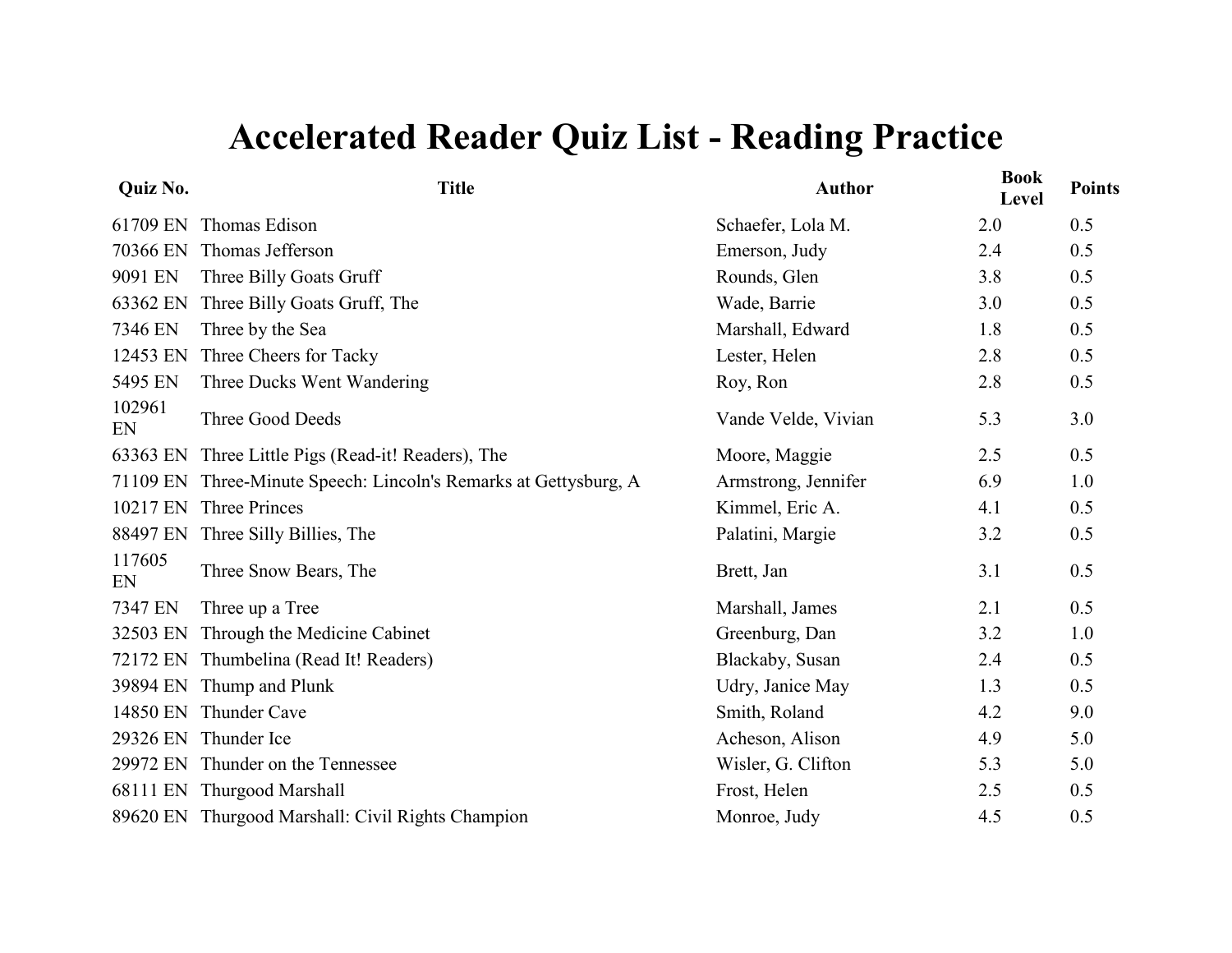# Accelerated Reader Quiz List - Reading Practice

| Quiz No. | Title | Author | Book Level | Points |
|---|---|---|---|---|
| 61709 EN | Thomas Edison | Schaefer, Lola M. | 2.0 | 0.5 |
| 70366 EN | Thomas Jefferson | Emerson, Judy | 2.4 | 0.5 |
| 9091 EN | Three Billy Goats Gruff | Rounds, Glen | 3.8 | 0.5 |
| 63362 EN | Three Billy Goats Gruff, The | Wade, Barrie | 3.0 | 0.5 |
| 7346 EN | Three by the Sea | Marshall, Edward | 1.8 | 0.5 |
| 12453 EN | Three Cheers for Tacky | Lester, Helen | 2.8 | 0.5 |
| 5495 EN | Three Ducks Went Wandering | Roy, Ron | 2.8 | 0.5 |
| 102961 EN | Three Good Deeds | Vande Velde, Vivian | 5.3 | 3.0 |
| 63363 EN | Three Little Pigs (Read-it! Readers), The | Moore, Maggie | 2.5 | 0.5 |
| 71109 EN | Three-Minute Speech: Lincoln's Remarks at Gettysburg, A | Armstrong, Jennifer | 6.9 | 1.0 |
| 10217 EN | Three Princes | Kimmel, Eric A. | 4.1 | 0.5 |
| 88497 EN | Three Silly Billies, The | Palatini, Margie | 3.2 | 0.5 |
| 117605 EN | Three Snow Bears, The | Brett, Jan | 3.1 | 0.5 |
| 7347 EN | Three up a Tree | Marshall, James | 2.1 | 0.5 |
| 32503 EN | Through the Medicine Cabinet | Greenburg, Dan | 3.2 | 1.0 |
| 72172 EN | Thumbelina (Read It! Readers) | Blackaby, Susan | 2.4 | 0.5 |
| 39894 EN | Thump and Plunk | Udry, Janice May | 1.3 | 0.5 |
| 14850 EN | Thunder Cave | Smith, Roland | 4.2 | 9.0 |
| 29326 EN | Thunder Ice | Acheson, Alison | 4.9 | 5.0 |
| 29972 EN | Thunder on the Tennessee | Wisler, G. Clifton | 5.3 | 5.0 |
| 68111 EN | Thurgood Marshall | Frost, Helen | 2.5 | 0.5 |
| 89620 EN | Thurgood Marshall: Civil Rights Champion | Monroe, Judy | 4.5 | 0.5 |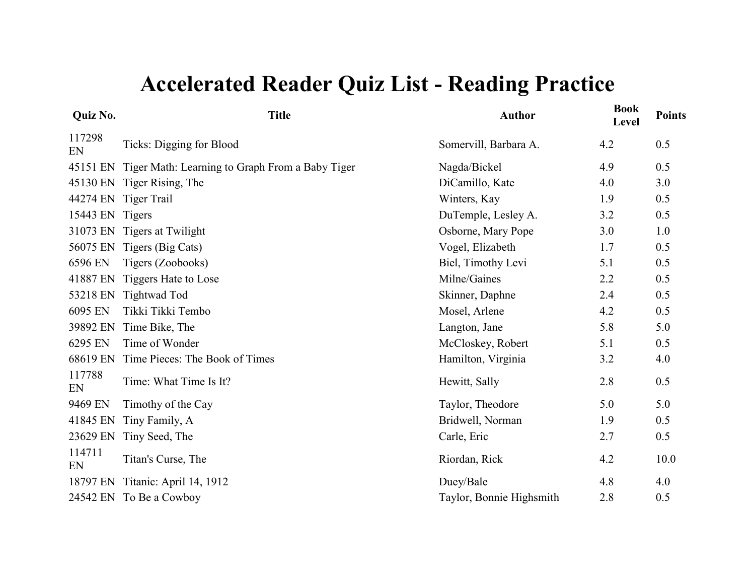# Accelerated Reader Quiz List - Reading Practice

| Quiz No. | Title | Author | Book Level | Points |
|---|---|---|---|---|
| 117298 EN | Ticks: Digging for Blood | Somervill, Barbara A. | 4.2 | 0.5 |
| 45151 EN | Tiger Math: Learning to Graph From a Baby Tiger | Nagda/Bickel | 4.9 | 0.5 |
| 45130 EN | Tiger Rising, The | DiCamillo, Kate | 4.0 | 3.0 |
| 44274 EN | Tiger Trail | Winters, Kay | 1.9 | 0.5 |
| 15443 EN | Tigers | DuTemple, Lesley A. | 3.2 | 0.5 |
| 31073 EN | Tigers at Twilight | Osborne, Mary Pope | 3.0 | 1.0 |
| 56075 EN | Tigers (Big Cats) | Vogel, Elizabeth | 1.7 | 0.5 |
| 6596 EN | Tigers (Zoobooks) | Biel, Timothy Levi | 5.1 | 0.5 |
| 41887 EN | Tiggers Hate to Lose | Milne/Gaines | 2.2 | 0.5 |
| 53218 EN | Tightwad Tod | Skinner, Daphne | 2.4 | 0.5 |
| 6095 EN | Tikki Tikki Tembo | Mosel, Arlene | 4.2 | 0.5 |
| 39892 EN | Time Bike, The | Langton, Jane | 5.8 | 5.0 |
| 6295 EN | Time of Wonder | McCloskey, Robert | 5.1 | 0.5 |
| 68619 EN | Time Pieces: The Book of Times | Hamilton, Virginia | 3.2 | 4.0 |
| 117788 EN | Time: What Time Is It? | Hewitt, Sally | 2.8 | 0.5 |
| 9469 EN | Timothy of the Cay | Taylor, Theodore | 5.0 | 5.0 |
| 41845 EN | Tiny Family, A | Bridwell, Norman | 1.9 | 0.5 |
| 23629 EN | Tiny Seed, The | Carle, Eric | 2.7 | 0.5 |
| 114711 EN | Titan's Curse, The | Riordan, Rick | 4.2 | 10.0 |
| 18797 EN | Titanic: April 14, 1912 | Duey/Bale | 4.8 | 4.0 |
| 24542 EN | To Be a Cowboy | Taylor, Bonnie Highsmith | 2.8 | 0.5 |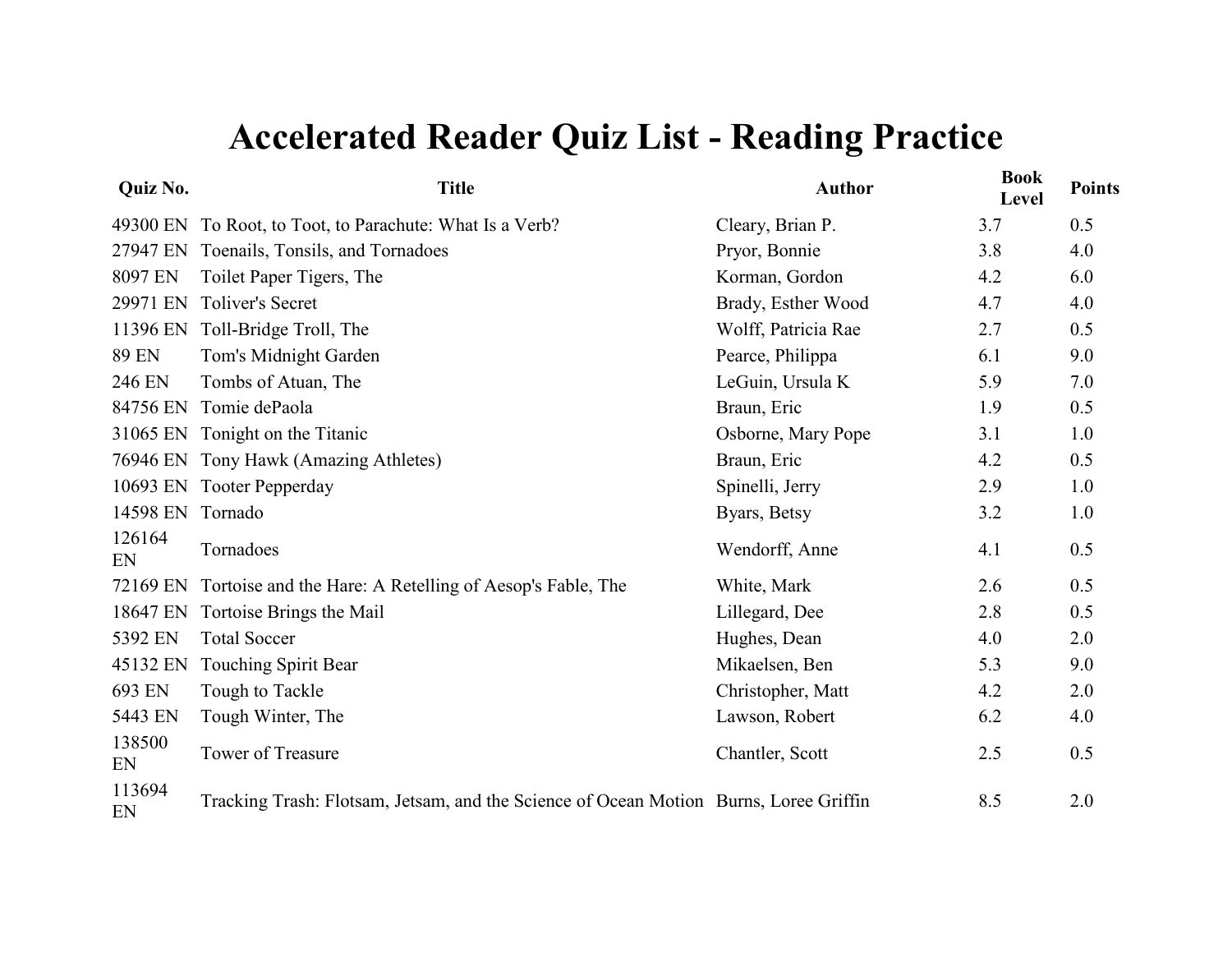# Accelerated Reader Quiz List - Reading Practice

| Quiz No. | Title | Author | Book Level | Points |
|---|---|---|---|---|
| 49300 EN | To Root, to Toot, to Parachute: What Is a Verb? | Cleary, Brian P. | 3.7 | 0.5 |
| 27947 EN | Toenails, Tonsils, and Tornadoes | Pryor, Bonnie | 3.8 | 4.0 |
| 8097 EN | Toilet Paper Tigers, The | Korman, Gordon | 4.2 | 6.0 |
| 29971 EN | Toliver's Secret | Brady, Esther Wood | 4.7 | 4.0 |
| 11396 EN | Toll-Bridge Troll, The | Wolff, Patricia Rae | 2.7 | 0.5 |
| 89 EN | Tom's Midnight Garden | Pearce, Philippa | 6.1 | 9.0 |
| 246 EN | Tombs of Atuan, The | LeGuin, Ursula K | 5.9 | 7.0 |
| 84756 EN | Tomie dePaola | Braun, Eric | 1.9 | 0.5 |
| 31065 EN | Tonight on the Titanic | Osborne, Mary Pope | 3.1 | 1.0 |
| 76946 EN | Tony Hawk (Amazing Athletes) | Braun, Eric | 4.2 | 0.5 |
| 10693 EN | Tooter Pepperday | Spinelli, Jerry | 2.9 | 1.0 |
| 14598 EN | Tornado | Byars, Betsy | 3.2 | 1.0 |
| 126164 EN | Tornadoes | Wendorff, Anne | 4.1 | 0.5 |
| 72169 EN | Tortoise and the Hare: A Retelling of Aesop's Fable, The | White, Mark | 2.6 | 0.5 |
| 18647 EN | Tortoise Brings the Mail | Lillegard, Dee | 2.8 | 0.5 |
| 5392 EN | Total Soccer | Hughes, Dean | 4.0 | 2.0 |
| 45132 EN | Touching Spirit Bear | Mikaelsen, Ben | 5.3 | 9.0 |
| 693 EN | Tough to Tackle | Christopher, Matt | 4.2 | 2.0 |
| 5443 EN | Tough Winter, The | Lawson, Robert | 6.2 | 4.0 |
| 138500 EN | Tower of Treasure | Chantler, Scott | 2.5 | 0.5 |
| 113694 EN | Tracking Trash: Flotsam, Jetsam, and the Science of Ocean Motion | Burns, Loree Griffin | 8.5 | 2.0 |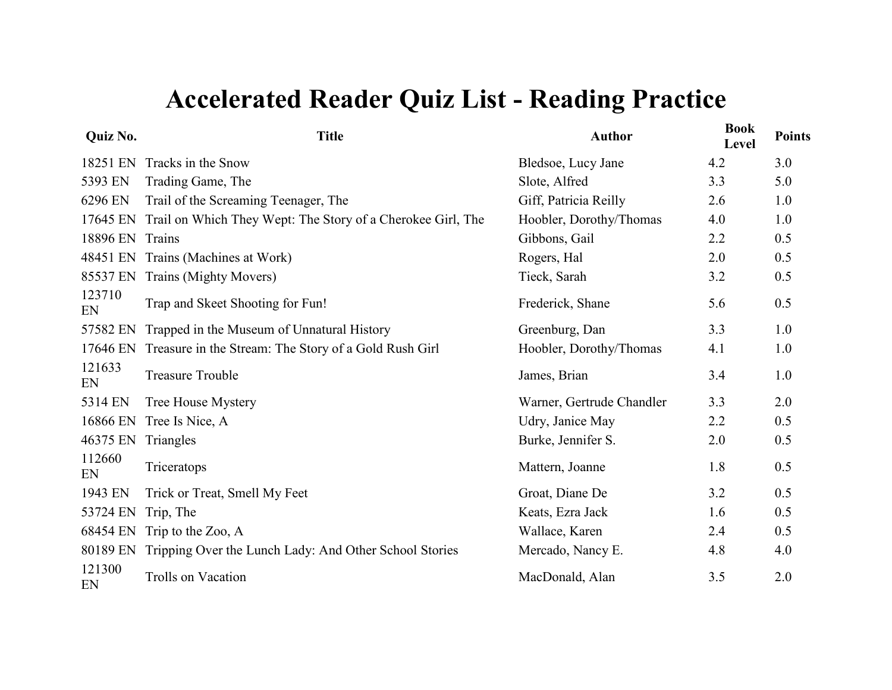# Accelerated Reader Quiz List - Reading Practice

| Quiz No. | Title | Author | Book Level | Points |
|---|---|---|---|---|
| 18251 EN | Tracks in the Snow | Bledsoe, Lucy Jane | 4.2 | 3.0 |
| 5393 EN | Trading Game, The | Slote, Alfred | 3.3 | 5.0 |
| 6296 EN | Trail of the Screaming Teenager, The | Giff, Patricia Reilly | 2.6 | 1.0 |
| 17645 EN | Trail on Which They Wept: The Story of a Cherokee Girl, The | Hoobler, Dorothy/Thomas | 4.0 | 1.0 |
| 18896 EN | Trains | Gibbons, Gail | 2.2 | 0.5 |
| 48451 EN | Trains (Machines at Work) | Rogers, Hal | 2.0 | 0.5 |
| 85537 EN | Trains (Mighty Movers) | Tieck, Sarah | 3.2 | 0.5 |
| 123710 EN | Trap and Skeet Shooting for Fun! | Frederick, Shane | 5.6 | 0.5 |
| 57582 EN | Trapped in the Museum of Unnatural History | Greenburg, Dan | 3.3 | 1.0 |
| 17646 EN | Treasure in the Stream: The Story of a Gold Rush Girl | Hoobler, Dorothy/Thomas | 4.1 | 1.0 |
| 121633 EN | Treasure Trouble | James, Brian | 3.4 | 1.0 |
| 5314 EN | Tree House Mystery | Warner, Gertrude Chandler | 3.3 | 2.0 |
| 16866 EN | Tree Is Nice, A | Udry, Janice May | 2.2 | 0.5 |
| 46375 EN | Triangles | Burke, Jennifer S. | 2.0 | 0.5 |
| 112660 EN | Triceratops | Mattern, Joanne | 1.8 | 0.5 |
| 1943 EN | Trick or Treat, Smell My Feet | Groat, Diane De | 3.2 | 0.5 |
| 53724 EN | Trip, The | Keats, Ezra Jack | 1.6 | 0.5 |
| 68454 EN | Trip to the Zoo, A | Wallace, Karen | 2.4 | 0.5 |
| 80189 EN | Tripping Over the Lunch Lady: And Other School Stories | Mercado, Nancy E. | 4.8 | 4.0 |
| 121300 EN | Trolls on Vacation | MacDonald, Alan | 3.5 | 2.0 |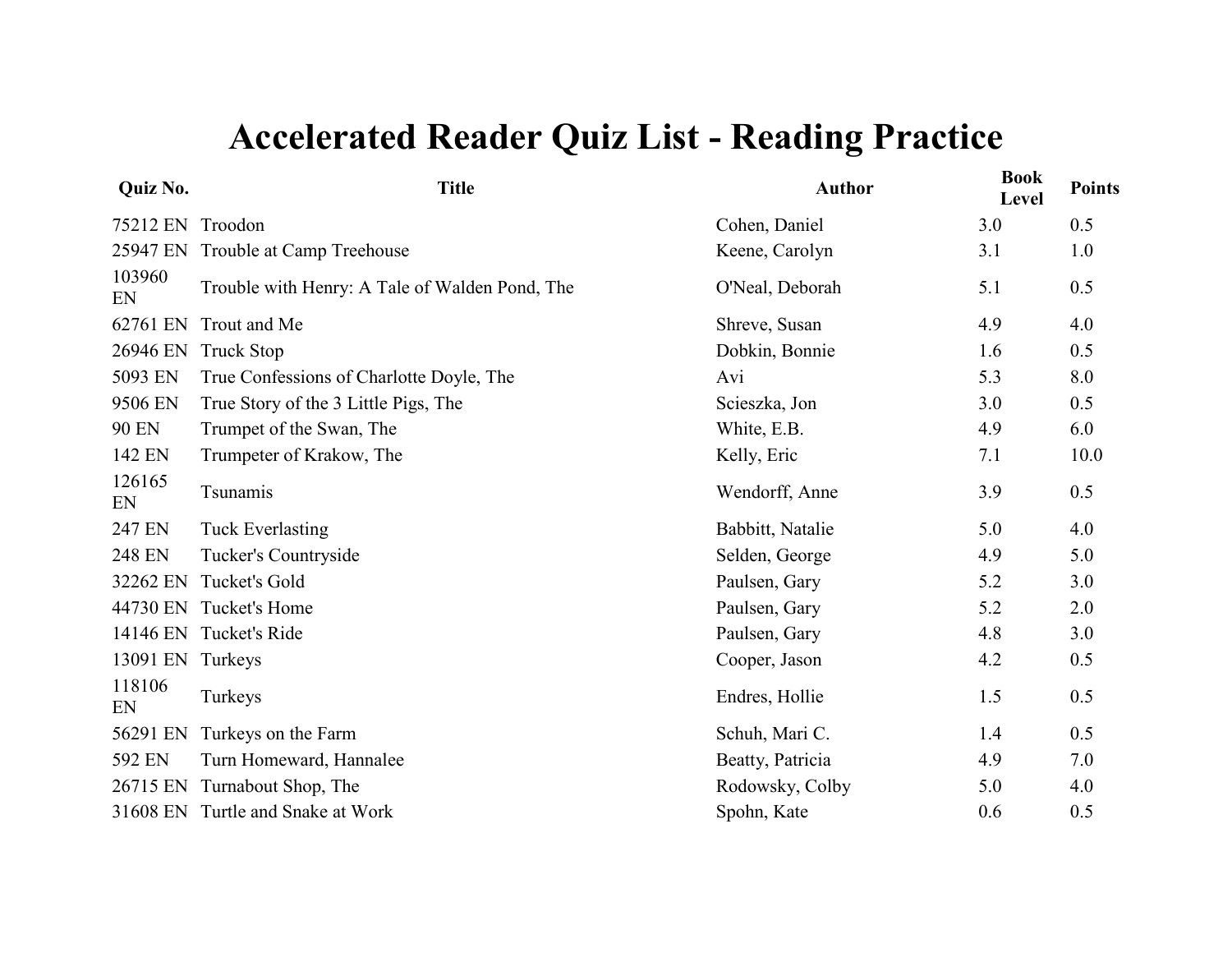# Accelerated Reader Quiz List - Reading Practice

| Quiz No. | Title | Author | Book Level | Points |
|---|---|---|---|---|
| 75212 EN | Troodon | Cohen, Daniel | 3.0 | 0.5 |
| 25947 EN | Trouble at Camp Treehouse | Keene, Carolyn | 3.1 | 1.0 |
| 103960 EN | Trouble with Henry: A Tale of Walden Pond, The | O'Neal, Deborah | 5.1 | 0.5 |
| 62761 EN | Trout and Me | Shreve, Susan | 4.9 | 4.0 |
| 26946 EN | Truck Stop | Dobkin, Bonnie | 1.6 | 0.5 |
| 5093 EN | True Confessions of Charlotte Doyle, The | Avi | 5.3 | 8.0 |
| 9506 EN | True Story of the 3 Little Pigs, The | Scieszka, Jon | 3.0 | 0.5 |
| 90 EN | Trumpet of the Swan, The | White, E.B. | 4.9 | 6.0 |
| 142 EN | Trumpeter of Krakow, The | Kelly, Eric | 7.1 | 10.0 |
| 126165 EN | Tsunamis | Wendorff, Anne | 3.9 | 0.5 |
| 247 EN | Tuck Everlasting | Babbitt, Natalie | 5.0 | 4.0 |
| 248 EN | Tucker's Countryside | Selden, George | 4.9 | 5.0 |
| 32262 EN | Tucket's Gold | Paulsen, Gary | 5.2 | 3.0 |
| 44730 EN | Tucket's Home | Paulsen, Gary | 5.2 | 2.0 |
| 14146 EN | Tucket's Ride | Paulsen, Gary | 4.8 | 3.0 |
| 13091 EN | Turkeys | Cooper, Jason | 4.2 | 0.5 |
| 118106 EN | Turkeys | Endres, Hollie | 1.5 | 0.5 |
| 56291 EN | Turkeys on the Farm | Schuh, Mari C. | 1.4 | 0.5 |
| 592 EN | Turn Homeward, Hannalee | Beatty, Patricia | 4.9 | 7.0 |
| 26715 EN | Turnabout Shop, The | Rodowsky, Colby | 5.0 | 4.0 |
| 31608 EN | Turtle and Snake at Work | Spohn, Kate | 0.6 | 0.5 |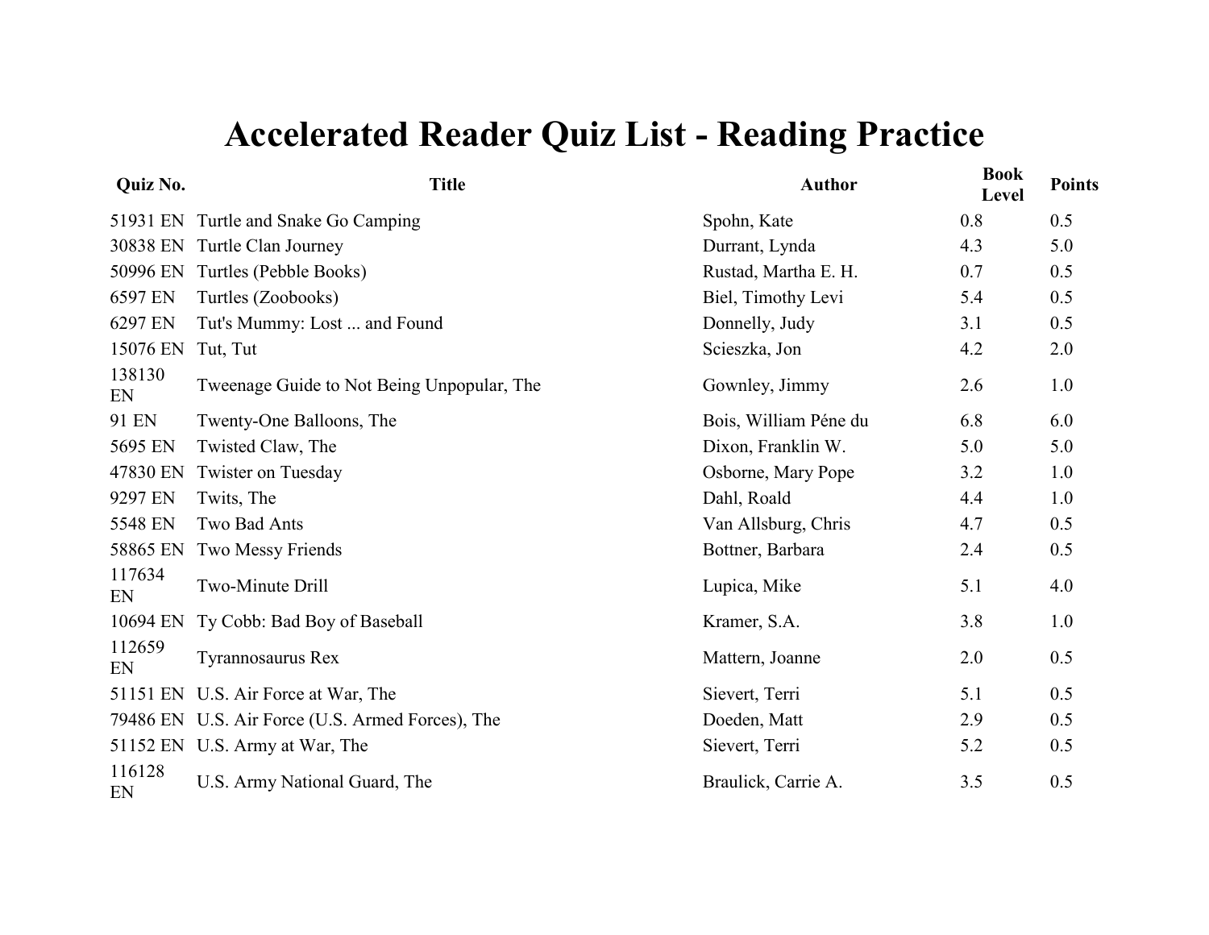# Accelerated Reader Quiz List - Reading Practice

| Quiz No. | Title | Author | Book Level | Points |
|---|---|---|---|---|
| 51931 EN | Turtle and Snake Go Camping | Spohn, Kate | 0.8 | 0.5 |
| 30838 EN | Turtle Clan Journey | Durrant, Lynda | 4.3 | 5.0 |
| 50996 EN | Turtles (Pebble Books) | Rustad, Martha E. H. | 0.7 | 0.5 |
| 6597 EN | Turtles (Zoobooks) | Biel, Timothy Levi | 5.4 | 0.5 |
| 6297 EN | Tut's Mummy: Lost ... and Found | Donnelly, Judy | 3.1 | 0.5 |
| 15076 EN | Tut, Tut | Scieszka, Jon | 4.2 | 2.0 |
| 138130 EN | Tweenage Guide to Not Being Unpopular, The | Gownley, Jimmy | 2.6 | 1.0 |
| 91 EN | Twenty-One Balloons, The | Bois, William Péne du | 6.8 | 6.0 |
| 5695 EN | Twisted Claw, The | Dixon, Franklin W. | 5.0 | 5.0 |
| 47830 EN | Twister on Tuesday | Osborne, Mary Pope | 3.2 | 1.0 |
| 9297 EN | Twits, The | Dahl, Roald | 4.4 | 1.0 |
| 5548 EN | Two Bad Ants | Van Allsburg, Chris | 4.7 | 0.5 |
| 58865 EN | Two Messy Friends | Bottner, Barbara | 2.4 | 0.5 |
| 117634 EN | Two-Minute Drill | Lupica, Mike | 5.1 | 4.0 |
| 10694 EN | Ty Cobb: Bad Boy of Baseball | Kramer, S.A. | 3.8 | 1.0 |
| 112659 EN | Tyrannosaurus Rex | Mattern, Joanne | 2.0 | 0.5 |
| 51151 EN | U.S. Air Force at War, The | Sievert, Terri | 5.1 | 0.5 |
| 79486 EN | U.S. Air Force (U.S. Armed Forces), The | Doeden, Matt | 2.9 | 0.5 |
| 51152 EN | U.S. Army at War, The | Sievert, Terri | 5.2 | 0.5 |
| 116128 EN | U.S. Army National Guard, The | Braulick, Carrie A. | 3.5 | 0.5 |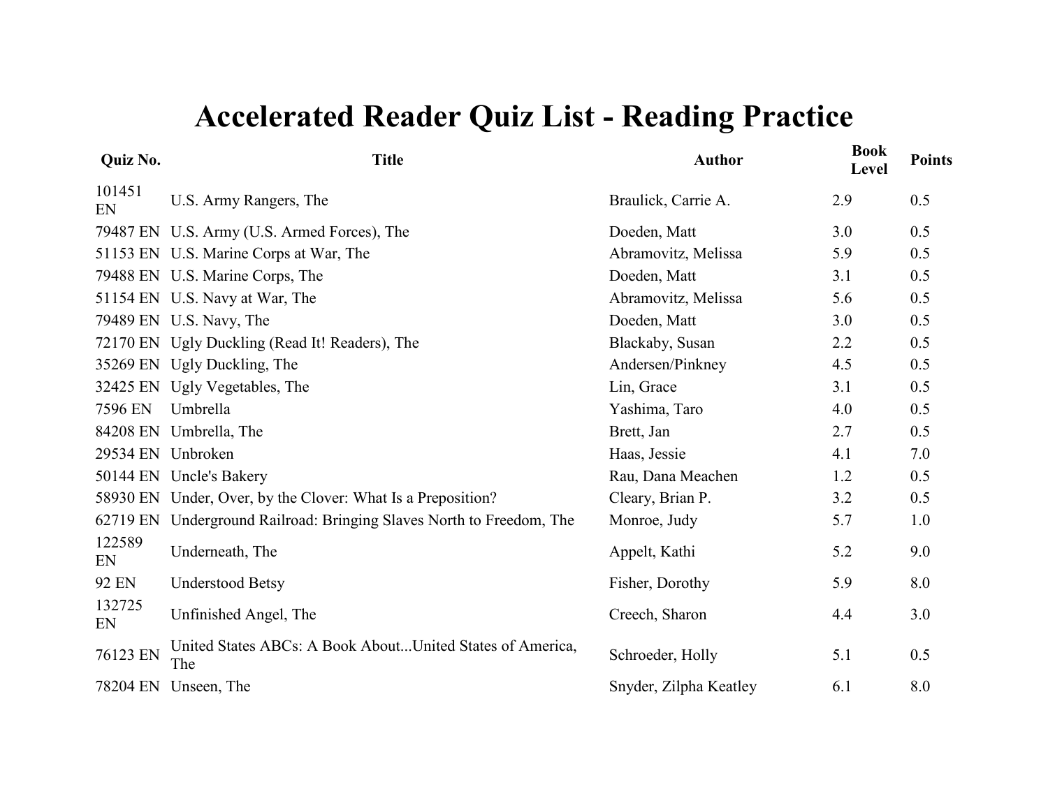# Accelerated Reader Quiz List - Reading Practice

| Quiz No. | Title | Author | Book Level | Points |
|---|---|---|---|---|
| 101451 EN | U.S. Army Rangers, The | Braulick, Carrie A. | 2.9 | 0.5 |
| 79487 EN | U.S. Army (U.S. Armed Forces), The | Doeden, Matt | 3.0 | 0.5 |
| 51153 EN | U.S. Marine Corps at War, The | Abramovitz, Melissa | 5.9 | 0.5 |
| 79488 EN | U.S. Marine Corps, The | Doeden, Matt | 3.1 | 0.5 |
| 51154 EN | U.S. Navy at War, The | Abramovitz, Melissa | 5.6 | 0.5 |
| 79489 EN | U.S. Navy, The | Doeden, Matt | 3.0 | 0.5 |
| 72170 EN | Ugly Duckling (Read It! Readers), The | Blackaby, Susan | 2.2 | 0.5 |
| 35269 EN | Ugly Duckling, The | Andersen/Pinkney | 4.5 | 0.5 |
| 32425 EN | Ugly Vegetables, The | Lin, Grace | 3.1 | 0.5 |
| 7596 EN | Umbrella | Yashima, Taro | 4.0 | 0.5 |
| 84208 EN | Umbrella, The | Brett, Jan | 2.7 | 0.5 |
| 29534 EN | Unbroken | Haas, Jessie | 4.1 | 7.0 |
| 50144 EN | Uncle's Bakery | Rau, Dana Meachen | 1.2 | 0.5 |
| 58930 EN | Under, Over, by the Clover: What Is a Preposition? | Cleary, Brian P. | 3.2 | 0.5 |
| 62719 EN | Underground Railroad: Bringing Slaves North to Freedom, The | Monroe, Judy | 5.7 | 1.0 |
| 122589 EN | Underneath, The | Appelt, Kathi | 5.2 | 9.0 |
| 92 EN | Understood Betsy | Fisher, Dorothy | 5.9 | 8.0 |
| 132725 EN | Unfinished Angel, The | Creech, Sharon | 4.4 | 3.0 |
| 76123 EN | United States ABCs: A Book About...United States of America, The | Schroeder, Holly | 5.1 | 0.5 |
| 78204 EN | Unseen, The | Snyder, Zilpha Keatley | 6.1 | 8.0 |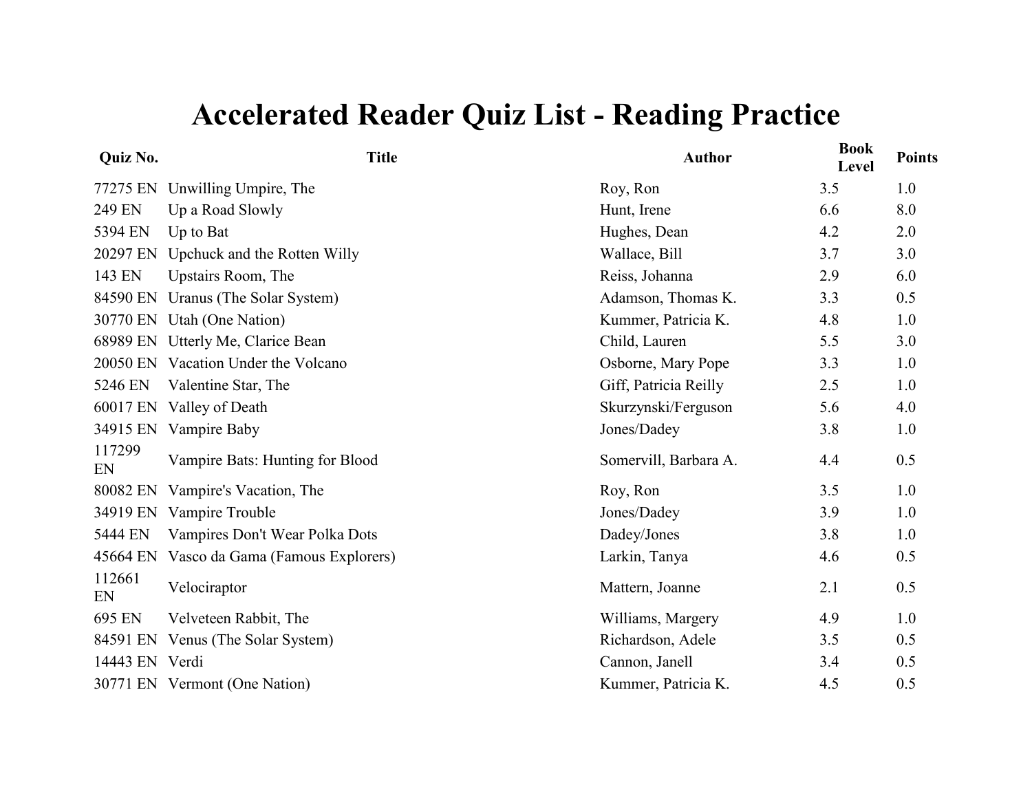# Accelerated Reader Quiz List - Reading Practice

| Quiz No. | Title | Author | Book Level | Points |
|---|---|---|---|---|
| 77275 EN | Unwilling Umpire, The | Roy, Ron | 3.5 | 1.0 |
| 249 EN | Up a Road Slowly | Hunt, Irene | 6.6 | 8.0 |
| 5394 EN | Up to Bat | Hughes, Dean | 4.2 | 2.0 |
| 20297 EN | Upchuck and the Rotten Willy | Wallace, Bill | 3.7 | 3.0 |
| 143 EN | Upstairs Room, The | Reiss, Johanna | 2.9 | 6.0 |
| 84590 EN | Uranus (The Solar System) | Adamson, Thomas K. | 3.3 | 0.5 |
| 30770 EN | Utah (One Nation) | Kummer, Patricia K. | 4.8 | 1.0 |
| 68989 EN | Utterly Me, Clarice Bean | Child, Lauren | 5.5 | 3.0 |
| 20050 EN | Vacation Under the Volcano | Osborne, Mary Pope | 3.3 | 1.0 |
| 5246 EN | Valentine Star, The | Giff, Patricia Reilly | 2.5 | 1.0 |
| 60017 EN | Valley of Death | Skurzynski/Ferguson | 5.6 | 4.0 |
| 34915 EN | Vampire Baby | Jones/Dadey | 3.8 | 1.0 |
| 117299 EN | Vampire Bats: Hunting for Blood | Somervill, Barbara A. | 4.4 | 0.5 |
| 80082 EN | Vampire's Vacation, The | Roy, Ron | 3.5 | 1.0 |
| 34919 EN | Vampire Trouble | Jones/Dadey | 3.9 | 1.0 |
| 5444 EN | Vampires Don't Wear Polka Dots | Dadey/Jones | 3.8 | 1.0 |
| 45664 EN | Vasco da Gama (Famous Explorers) | Larkin, Tanya | 4.6 | 0.5 |
| 112661 EN | Velociraptor | Mattern, Joanne | 2.1 | 0.5 |
| 695 EN | Velveteen Rabbit, The | Williams, Margery | 4.9 | 1.0 |
| 84591 EN | Venus (The Solar System) | Richardson, Adele | 3.5 | 0.5 |
| 14443 EN | Verdi | Cannon, Janell | 3.4 | 0.5 |
| 30771 EN | Vermont (One Nation) | Kummer, Patricia K. | 4.5 | 0.5 |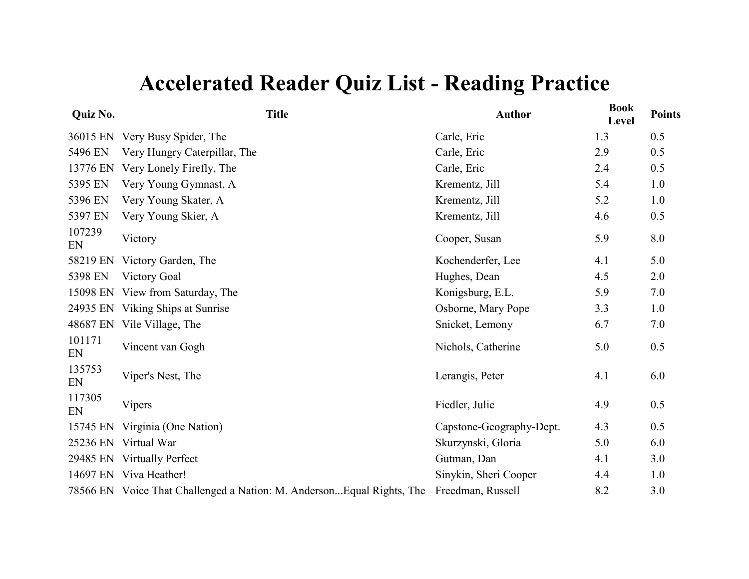# Accelerated Reader Quiz List - Reading Practice

| Quiz No. | Title | Author | Book Level | Points |
|---|---|---|---|---|
| 36015 EN | Very Busy Spider, The | Carle, Eric | 1.3 | 0.5 |
| 5496 EN | Very Hungry Caterpillar, The | Carle, Eric | 2.9 | 0.5 |
| 13776 EN | Very Lonely Firefly, The | Carle, Eric | 2.4 | 0.5 |
| 5395 EN | Very Young Gymnast, A | Krementz, Jill | 5.4 | 1.0 |
| 5396 EN | Very Young Skater, A | Krementz, Jill | 5.2 | 1.0 |
| 5397 EN | Very Young Skier, A | Krementz, Jill | 4.6 | 0.5 |
| 107239 EN | Victory | Cooper, Susan | 5.9 | 8.0 |
| 58219 EN | Victory Garden, The | Kochenderfer, Lee | 4.1 | 5.0 |
| 5398 EN | Victory Goal | Hughes, Dean | 4.5 | 2.0 |
| 15098 EN | View from Saturday, The | Konigsburg, E.L. | 5.9 | 7.0 |
| 24935 EN | Viking Ships at Sunrise | Osborne, Mary Pope | 3.3 | 1.0 |
| 48687 EN | Vile Village, The | Snicket, Lemony | 6.7 | 7.0 |
| 101171 EN | Vincent van Gogh | Nichols, Catherine | 5.0 | 0.5 |
| 135753 EN | Viper's Nest, The | Lerangis, Peter | 4.1 | 6.0 |
| 117305 EN | Vipers | Fiedler, Julie | 4.9 | 0.5 |
| 15745 EN | Virginia (One Nation) | Capstone-Geography-Dept. | 4.3 | 0.5 |
| 25236 EN | Virtual War | Skurzynski, Gloria | 5.0 | 6.0 |
| 29485 EN | Virtually Perfect | Gutman, Dan | 4.1 | 3.0 |
| 14697 EN | Viva Heather! | Sinykin, Sheri Cooper | 4.4 | 1.0 |
| 78566 EN | Voice That Challenged a Nation: M. Anderson...Equal Rights, The | Freedman, Russell | 8.2 | 3.0 |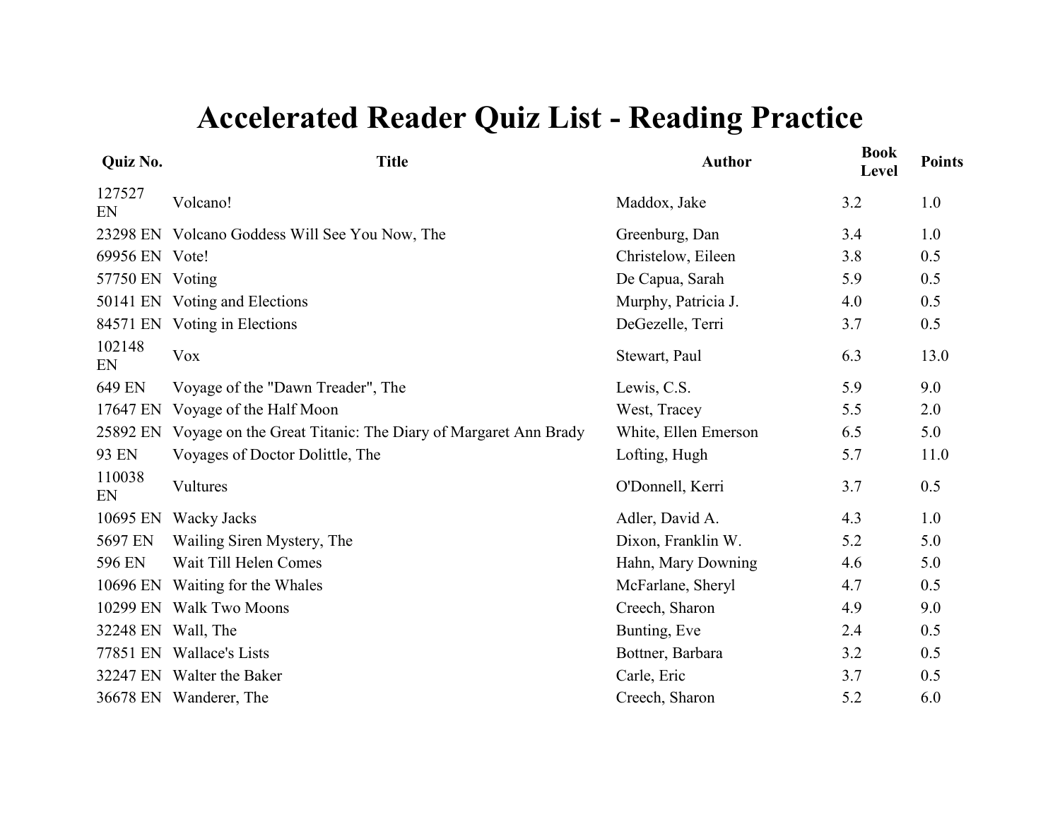# Accelerated Reader Quiz List - Reading Practice

| Quiz No. | Title | Author | Book Level | Points |
|---|---|---|---|---|
| 127527 EN | Volcano! | Maddox, Jake | 3.2 | 1.0 |
| 23298 EN | Volcano Goddess Will See You Now, The | Greenburg, Dan | 3.4 | 1.0 |
| 69956 EN | Vote! | Christelow, Eileen | 3.8 | 0.5 |
| 57750 EN | Voting | De Capua, Sarah | 5.9 | 0.5 |
| 50141 EN | Voting and Elections | Murphy, Patricia J. | 4.0 | 0.5 |
| 84571 EN | Voting in Elections | DeGezelle, Terri | 3.7 | 0.5 |
| 102148 EN | Vox | Stewart, Paul | 6.3 | 13.0 |
| 649 EN | Voyage of the "Dawn Treader", The | Lewis, C.S. | 5.9 | 9.0 |
| 17647 EN | Voyage of the Half Moon | West, Tracey | 5.5 | 2.0 |
| 25892 EN | Voyage on the Great Titanic: The Diary of Margaret Ann Brady | White, Ellen Emerson | 6.5 | 5.0 |
| 93 EN | Voyages of Doctor Dolittle, The | Lofting, Hugh | 5.7 | 11.0 |
| 110038 EN | Vultures | O'Donnell, Kerri | 3.7 | 0.5 |
| 10695 EN | Wacky Jacks | Adler, David A. | 4.3 | 1.0 |
| 5697 EN | Wailing Siren Mystery, The | Dixon, Franklin W. | 5.2 | 5.0 |
| 596 EN | Wait Till Helen Comes | Hahn, Mary Downing | 4.6 | 5.0 |
| 10696 EN | Waiting for the Whales | McFarlane, Sheryl | 4.7 | 0.5 |
| 10299 EN | Walk Two Moons | Creech, Sharon | 4.9 | 9.0 |
| 32248 EN | Wall, The | Bunting, Eve | 2.4 | 0.5 |
| 77851 EN | Wallace's Lists | Bottner, Barbara | 3.2 | 0.5 |
| 32247 EN | Walter the Baker | Carle, Eric | 3.7 | 0.5 |
| 36678 EN | Wanderer, The | Creech, Sharon | 5.2 | 6.0 |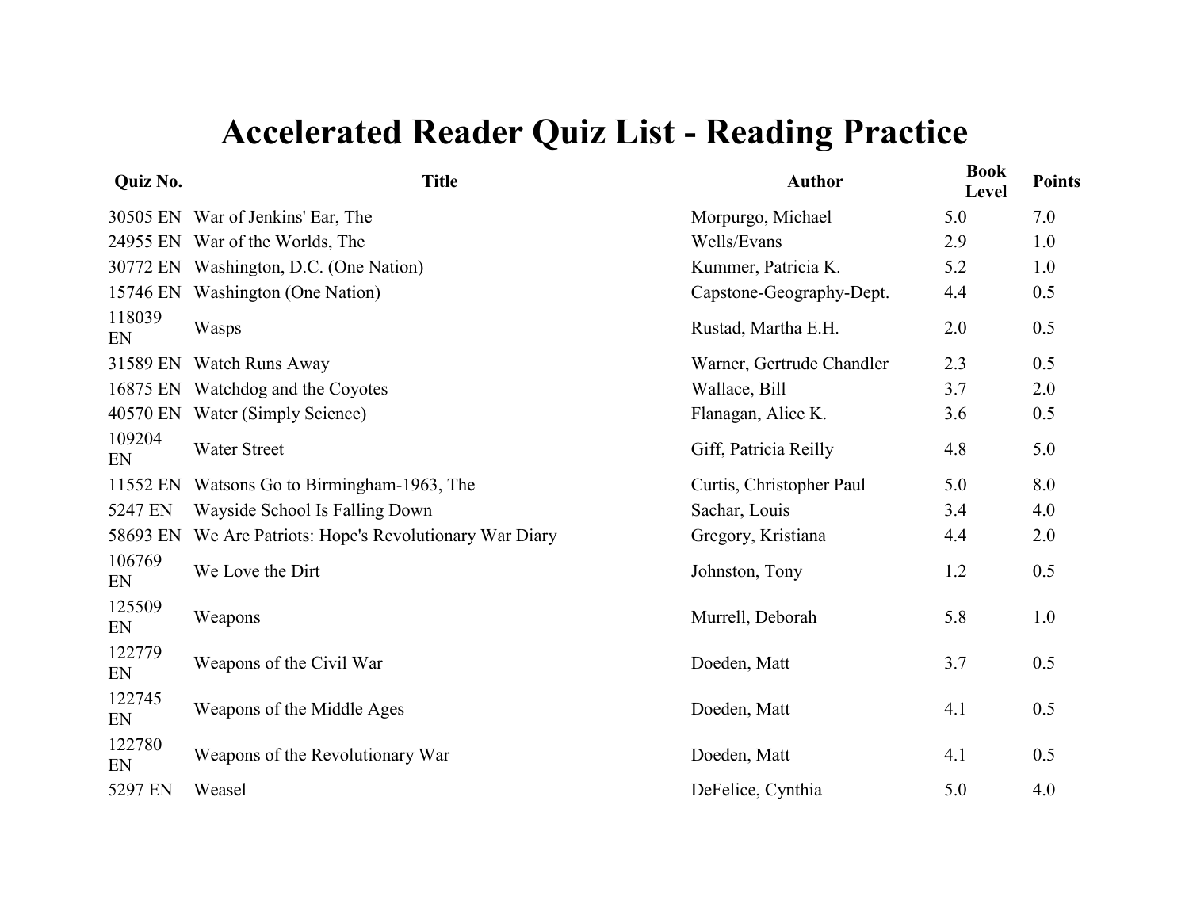# Accelerated Reader Quiz List - Reading Practice

| Quiz No. | Title | Author | Book Level | Points |
|---|---|---|---|---|
| 30505 EN | War of Jenkins' Ear, The | Morpurgo, Michael | 5.0 | 7.0 |
| 24955 EN | War of the Worlds, The | Wells/Evans | 2.9 | 1.0 |
| 30772 EN | Washington, D.C. (One Nation) | Kummer, Patricia K. | 5.2 | 1.0 |
| 15746 EN | Washington (One Nation) | Capstone-Geography-Dept. | 4.4 | 0.5 |
| 118039 EN | Wasps | Rustad, Martha E.H. | 2.0 | 0.5 |
| 31589 EN | Watch Runs Away | Warner, Gertrude Chandler | 2.3 | 0.5 |
| 16875 EN | Watchdog and the Coyotes | Wallace, Bill | 3.7 | 2.0 |
| 40570 EN | Water (Simply Science) | Flanagan, Alice K. | 3.6 | 0.5 |
| 109204 EN | Water Street | Giff, Patricia Reilly | 4.8 | 5.0 |
| 11552 EN | Watsons Go to Birmingham-1963, The | Curtis, Christopher Paul | 5.0 | 8.0 |
| 5247 EN | Wayside School Is Falling Down | Sachar, Louis | 3.4 | 4.0 |
| 58693 EN | We Are Patriots: Hope's Revolutionary War Diary | Gregory, Kristiana | 4.4 | 2.0 |
| 106769 EN | We Love the Dirt | Johnston, Tony | 1.2 | 0.5 |
| 125509 EN | Weapons | Murrell, Deborah | 5.8 | 1.0 |
| 122779 EN | Weapons of the Civil War | Doeden, Matt | 3.7 | 0.5 |
| 122745 EN | Weapons of the Middle Ages | Doeden, Matt | 4.1 | 0.5 |
| 122780 EN | Weapons of the Revolutionary War | Doeden, Matt | 4.1 | 0.5 |
| 5297 EN | Weasel | DeFelice, Cynthia | 5.0 | 4.0 |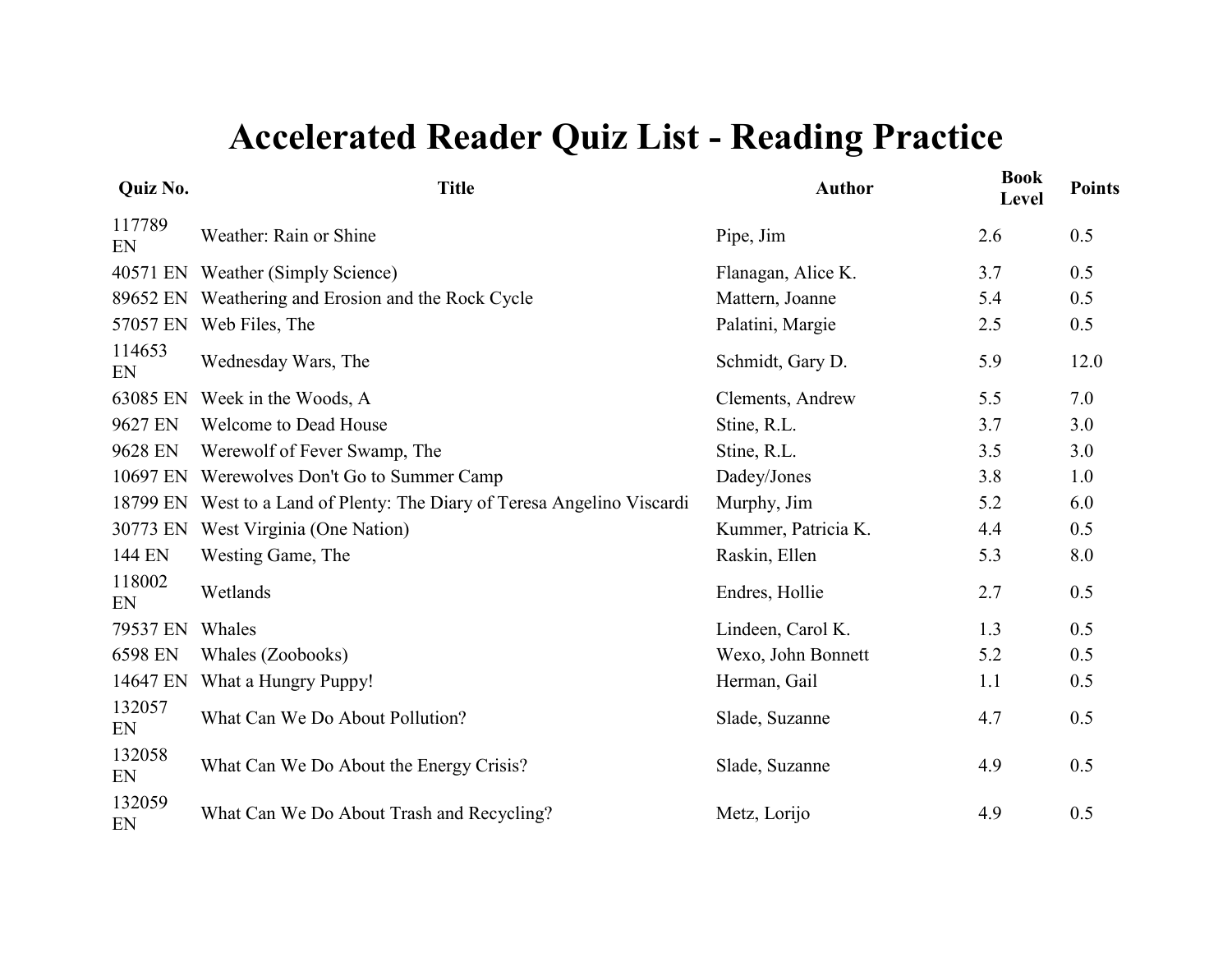# Accelerated Reader Quiz List - Reading Practice

| Quiz No. | Title | Author | Book Level | Points |
|---|---|---|---|---|
| 117789 EN | Weather: Rain or Shine | Pipe, Jim | 2.6 | 0.5 |
| 40571 EN | Weather (Simply Science) | Flanagan, Alice K. | 3.7 | 0.5 |
| 89652 EN | Weathering and Erosion and the Rock Cycle | Mattern, Joanne | 5.4 | 0.5 |
| 57057 EN | Web Files, The | Palatini, Margie | 2.5 | 0.5 |
| 114653 EN | Wednesday Wars, The | Schmidt, Gary D. | 5.9 | 12.0 |
| 63085 EN | Week in the Woods, A | Clements, Andrew | 5.5 | 7.0 |
| 9627 EN | Welcome to Dead House | Stine, R.L. | 3.7 | 3.0 |
| 9628 EN | Werewolf of Fever Swamp, The | Stine, R.L. | 3.5 | 3.0 |
| 10697 EN | Werewolves Don't Go to Summer Camp | Dadey/Jones | 3.8 | 1.0 |
| 18799 EN | West to a Land of Plenty: The Diary of Teresa Angelino Viscardi | Murphy, Jim | 5.2 | 6.0 |
| 30773 EN | West Virginia (One Nation) | Kummer, Patricia K. | 4.4 | 0.5 |
| 144 EN | Westing Game, The | Raskin, Ellen | 5.3 | 8.0 |
| 118002 EN | Wetlands | Endres, Hollie | 2.7 | 0.5 |
| 79537 EN | Whales | Lindeen, Carol K. | 1.3 | 0.5 |
| 6598 EN | Whales (Zoobooks) | Wexo, John Bonnett | 5.2 | 0.5 |
| 14647 EN | What a Hungry Puppy! | Herman, Gail | 1.1 | 0.5 |
| 132057 EN | What Can We Do About Pollution? | Slade, Suzanne | 4.7 | 0.5 |
| 132058 EN | What Can We Do About the Energy Crisis? | Slade, Suzanne | 4.9 | 0.5 |
| 132059 EN | What Can We Do About Trash and Recycling? | Metz, Lorijo | 4.9 | 0.5 |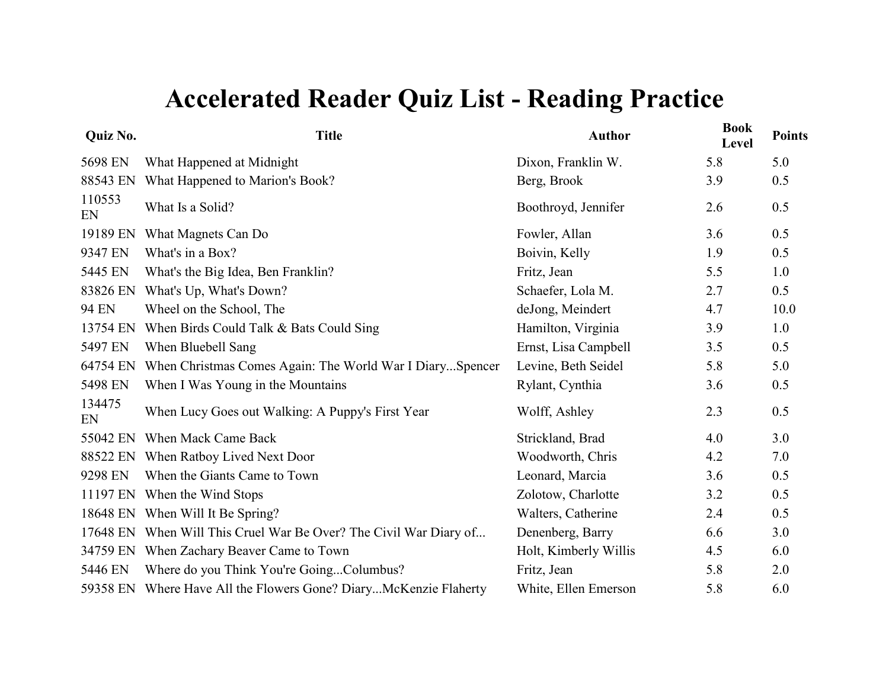# Accelerated Reader Quiz List - Reading Practice

| Quiz No. | Title | Author | Book Level | Points |
|---|---|---|---|---|
| 5698 EN | What Happened at Midnight | Dixon, Franklin W. | 5.8 | 5.0 |
| 88543 EN | What Happened to Marion's Book? | Berg, Brook | 3.9 | 0.5 |
| 110553 EN | What Is a Solid? | Boothroyd, Jennifer | 2.6 | 0.5 |
| 19189 EN | What Magnets Can Do | Fowler, Allan | 3.6 | 0.5 |
| 9347 EN | What's in a Box? | Boivin, Kelly | 1.9 | 0.5 |
| 5445 EN | What's the Big Idea, Ben Franklin? | Fritz, Jean | 5.5 | 1.0 |
| 83826 EN | What's Up, What's Down? | Schaefer, Lola M. | 2.7 | 0.5 |
| 94 EN | Wheel on the School, The | deJong, Meindert | 4.7 | 10.0 |
| 13754 EN | When Birds Could Talk & Bats Could Sing | Hamilton, Virginia | 3.9 | 1.0 |
| 5497 EN | When Bluebell Sang | Ernst, Lisa Campbell | 3.5 | 0.5 |
| 64754 EN | When Christmas Comes Again: The World War I Diary...Spencer | Levine, Beth Seidel | 5.8 | 5.0 |
| 5498 EN | When I Was Young in the Mountains | Rylant, Cynthia | 3.6 | 0.5 |
| 134475 EN | When Lucy Goes out Walking: A Puppy's First Year | Wolff, Ashley | 2.3 | 0.5 |
| 55042 EN | When Mack Came Back | Strickland, Brad | 4.0 | 3.0 |
| 88522 EN | When Ratboy Lived Next Door | Woodworth, Chris | 4.2 | 7.0 |
| 9298 EN | When the Giants Came to Town | Leonard, Marcia | 3.6 | 0.5 |
| 11197 EN | When the Wind Stops | Zolotow, Charlotte | 3.2 | 0.5 |
| 18648 EN | When Will It Be Spring? | Walters, Catherine | 2.4 | 0.5 |
| 17648 EN | When Will This Cruel War Be Over? The Civil War Diary of... | Denenberg, Barry | 6.6 | 3.0 |
| 34759 EN | When Zachary Beaver Came to Town | Holt, Kimberly Willis | 4.5 | 6.0 |
| 5446 EN | Where do you Think You're Going...Columbus? | Fritz, Jean | 5.8 | 2.0 |
| 59358 EN | Where Have All the Flowers Gone? Diary...McKenzie Flaherty | White, Ellen Emerson | 5.8 | 6.0 |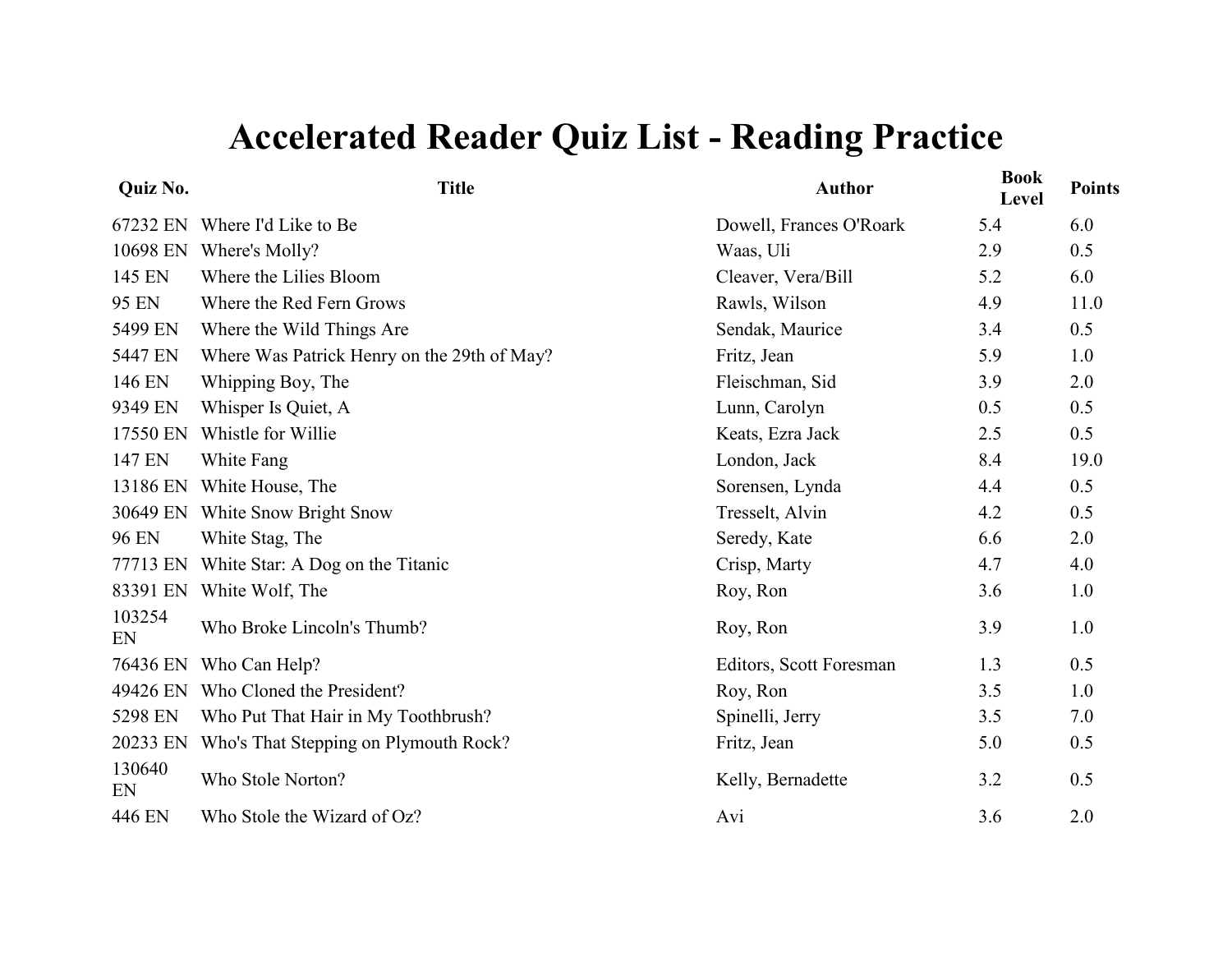# Accelerated Reader Quiz List - Reading Practice

| Quiz No. | Title | Author | Book Level | Points |
|---|---|---|---|---|
| 67232 EN | Where I'd Like to Be | Dowell, Frances O'Roark | 5.4 | 6.0 |
| 10698 EN | Where's Molly? | Waas, Uli | 2.9 | 0.5 |
| 145 EN | Where the Lilies Bloom | Cleaver, Vera/Bill | 5.2 | 6.0 |
| 95 EN | Where the Red Fern Grows | Rawls, Wilson | 4.9 | 11.0 |
| 5499 EN | Where the Wild Things Are | Sendak, Maurice | 3.4 | 0.5 |
| 5447 EN | Where Was Patrick Henry on the 29th of May? | Fritz, Jean | 5.9 | 1.0 |
| 146 EN | Whipping Boy, The | Fleischman, Sid | 3.9 | 2.0 |
| 9349 EN | Whisper Is Quiet, A | Lunn, Carolyn | 0.5 | 0.5 |
| 17550 EN | Whistle for Willie | Keats, Ezra Jack | 2.5 | 0.5 |
| 147 EN | White Fang | London, Jack | 8.4 | 19.0 |
| 13186 EN | White House, The | Sorensen, Lynda | 4.4 | 0.5 |
| 30649 EN | White Snow Bright Snow | Tresselt, Alvin | 4.2 | 0.5 |
| 96 EN | White Stag, The | Seredy, Kate | 6.6 | 2.0 |
| 77713 EN | White Star: A Dog on the Titanic | Crisp, Marty | 4.7 | 4.0 |
| 83391 EN | White Wolf, The | Roy, Ron | 3.6 | 1.0 |
| 103254 EN | Who Broke Lincoln's Thumb? | Roy, Ron | 3.9 | 1.0 |
| 76436 EN | Who Can Help? | Editors, Scott Foresman | 1.3 | 0.5 |
| 49426 EN | Who Cloned the President? | Roy, Ron | 3.5 | 1.0 |
| 5298 EN | Who Put That Hair in My Toothbrush? | Spinelli, Jerry | 3.5 | 7.0 |
| 20233 EN | Who's That Stepping on Plymouth Rock? | Fritz, Jean | 5.0 | 0.5 |
| 130640 EN | Who Stole Norton? | Kelly, Bernadette | 3.2 | 0.5 |
| 446 EN | Who Stole the Wizard of Oz? | Avi | 3.6 | 2.0 |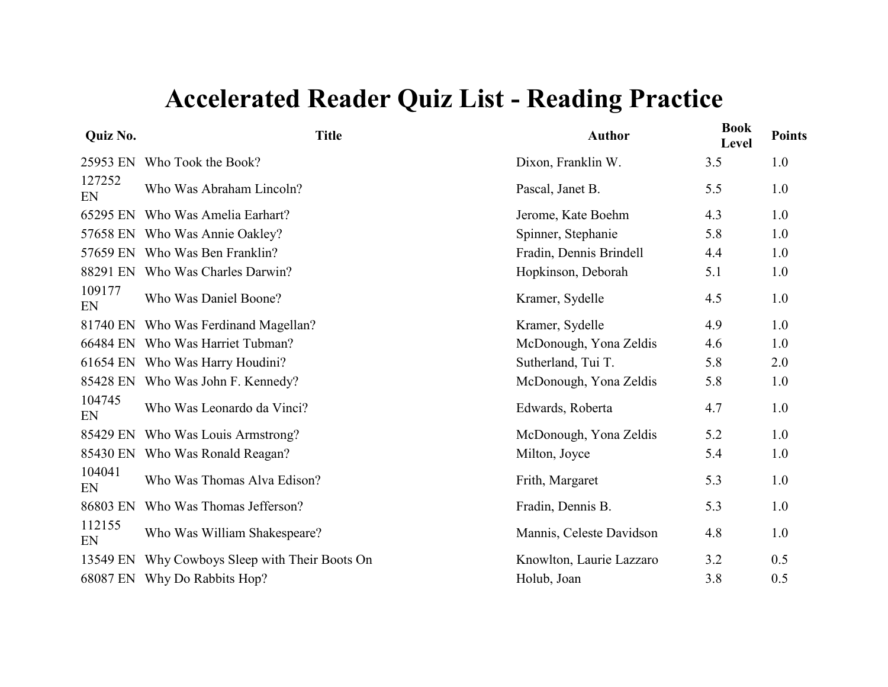# Accelerated Reader Quiz List - Reading Practice

| Quiz No. | Title | Author | Book Level | Points |
|---|---|---|---|---|
| 25953 EN | Who Took the Book? | Dixon, Franklin W. | 3.5 | 1.0 |
| 127252 EN | Who Was Abraham Lincoln? | Pascal, Janet B. | 5.5 | 1.0 |
| 65295 EN | Who Was Amelia Earhart? | Jerome, Kate Boehm | 4.3 | 1.0 |
| 57658 EN | Who Was Annie Oakley? | Spinner, Stephanie | 5.8 | 1.0 |
| 57659 EN | Who Was Ben Franklin? | Fradin, Dennis Brindell | 4.4 | 1.0 |
| 88291 EN | Who Was Charles Darwin? | Hopkinson, Deborah | 5.1 | 1.0 |
| 109177 EN | Who Was Daniel Boone? | Kramer, Sydelle | 4.5 | 1.0 |
| 81740 EN | Who Was Ferdinand Magellan? | Kramer, Sydelle | 4.9 | 1.0 |
| 66484 EN | Who Was Harriet Tubman? | McDonough, Yona Zeldis | 4.6 | 1.0 |
| 61654 EN | Who Was Harry Houdini? | Sutherland, Tui T. | 5.8 | 2.0 |
| 85428 EN | Who Was John F. Kennedy? | McDonough, Yona Zeldis | 5.8 | 1.0 |
| 104745 EN | Who Was Leonardo da Vinci? | Edwards, Roberta | 4.7 | 1.0 |
| 85429 EN | Who Was Louis Armstrong? | McDonough, Yona Zeldis | 5.2 | 1.0 |
| 85430 EN | Who Was Ronald Reagan? | Milton, Joyce | 5.4 | 1.0 |
| 104041 EN | Who Was Thomas Alva Edison? | Frith, Margaret | 5.3 | 1.0 |
| 86803 EN | Who Was Thomas Jefferson? | Fradin, Dennis B. | 5.3 | 1.0 |
| 112155 EN | Who Was William Shakespeare? | Mannis, Celeste Davidson | 4.8 | 1.0 |
| 13549 EN | Why Cowboys Sleep with Their Boots On | Knowlton, Laurie Lazzaro | 3.2 | 0.5 |
| 68087 EN | Why Do Rabbits Hop? | Holub, Joan | 3.8 | 0.5 |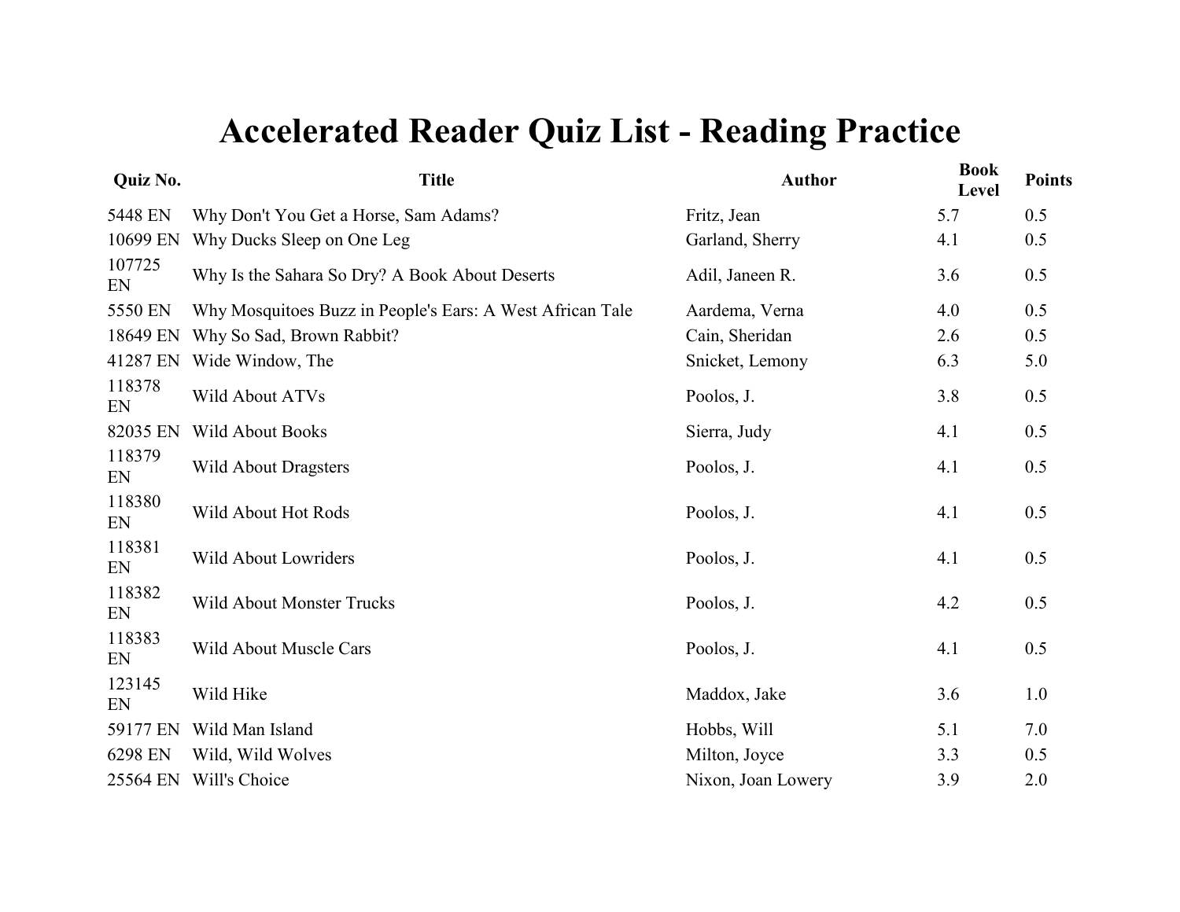# Accelerated Reader Quiz List - Reading Practice

| Quiz No. | Title | Author | Book Level | Points |
|---|---|---|---|---|
| 5448 EN | Why Don't You Get a Horse, Sam Adams? | Fritz, Jean | 5.7 | 0.5 |
| 10699 EN | Why Ducks Sleep on One Leg | Garland, Sherry | 4.1 | 0.5 |
| 107725 EN | Why Is the Sahara So Dry? A Book About Deserts | Adil, Janeen R. | 3.6 | 0.5 |
| 5550 EN | Why Mosquitoes Buzz in People's Ears: A West African Tale | Aardema, Verna | 4.0 | 0.5 |
| 18649 EN | Why So Sad, Brown Rabbit? | Cain, Sheridan | 2.6 | 0.5 |
| 41287 EN | Wide Window, The | Snicket, Lemony | 6.3 | 5.0 |
| 118378 EN | Wild About ATVs | Poolos, J. | 3.8 | 0.5 |
| 82035 EN | Wild About Books | Sierra, Judy | 4.1 | 0.5 |
| 118379 EN | Wild About Dragsters | Poolos, J. | 4.1 | 0.5 |
| 118380 EN | Wild About Hot Rods | Poolos, J. | 4.1 | 0.5 |
| 118381 EN | Wild About Lowriders | Poolos, J. | 4.1 | 0.5 |
| 118382 EN | Wild About Monster Trucks | Poolos, J. | 4.2 | 0.5 |
| 118383 EN | Wild About Muscle Cars | Poolos, J. | 4.1 | 0.5 |
| 123145 EN | Wild Hike | Maddox, Jake | 3.6 | 1.0 |
| 59177 EN | Wild Man Island | Hobbs, Will | 5.1 | 7.0 |
| 6298 EN | Wild, Wild Wolves | Milton, Joyce | 3.3 | 0.5 |
| 25564 EN | Will's Choice | Nixon, Joan Lowery | 3.9 | 2.0 |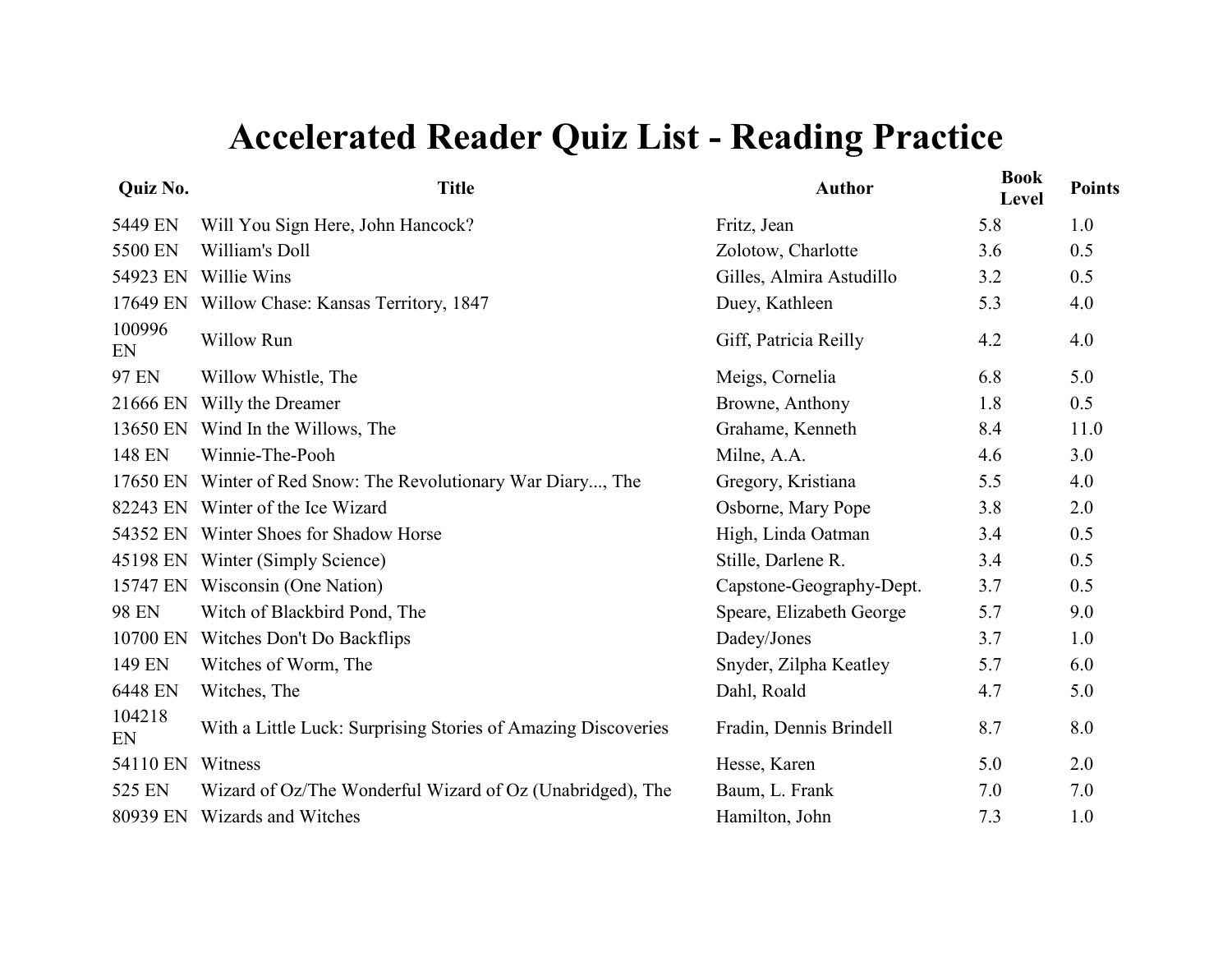# Accelerated Reader Quiz List - Reading Practice

| Quiz No. | Title | Author | Book Level | Points |
|---|---|---|---|---|
| 5449 EN | Will You Sign Here, John Hancock? | Fritz, Jean | 5.8 | 1.0 |
| 5500 EN | William's Doll | Zolotow, Charlotte | 3.6 | 0.5 |
| 54923 EN | Willie Wins | Gilles, Almira Astudillo | 3.2 | 0.5 |
| 17649 EN | Willow Chase: Kansas Territory, 1847 | Duey, Kathleen | 5.3 | 4.0 |
| 100996 EN | Willow Run | Giff, Patricia Reilly | 4.2 | 4.0 |
| 97 EN | Willow Whistle, The | Meigs, Cornelia | 6.8 | 5.0 |
| 21666 EN | Willy the Dreamer | Browne, Anthony | 1.8 | 0.5 |
| 13650 EN | Wind In the Willows, The | Grahame, Kenneth | 8.4 | 11.0 |
| 148 EN | Winnie-The-Pooh | Milne, A.A. | 4.6 | 3.0 |
| 17650 EN | Winter of Red Snow: The Revolutionary War Diary..., The | Gregory, Kristiana | 5.5 | 4.0 |
| 82243 EN | Winter of the Ice Wizard | Osborne, Mary Pope | 3.8 | 2.0 |
| 54352 EN | Winter Shoes for Shadow Horse | High, Linda Oatman | 3.4 | 0.5 |
| 45198 EN | Winter (Simply Science) | Stille, Darlene R. | 3.4 | 0.5 |
| 15747 EN | Wisconsin (One Nation) | Capstone-Geography-Dept. | 3.7 | 0.5 |
| 98 EN | Witch of Blackbird Pond, The | Speare, Elizabeth George | 5.7 | 9.0 |
| 10700 EN | Witches Don't Do Backflips | Dadey/Jones | 3.7 | 1.0 |
| 149 EN | Witches of Worm, The | Snyder, Zilpha Keatley | 5.7 | 6.0 |
| 6448 EN | Witches, The | Dahl, Roald | 4.7 | 5.0 |
| 104218 EN | With a Little Luck: Surprising Stories of Amazing Discoveries | Fradin, Dennis Brindell | 8.7 | 8.0 |
| 54110 EN | Witness | Hesse, Karen | 5.0 | 2.0 |
| 525 EN | Wizard of Oz/The Wonderful Wizard of Oz (Unabridged), The | Baum, L. Frank | 7.0 | 7.0 |
| 80939 EN | Wizards and Witches | Hamilton, John | 7.3 | 1.0 |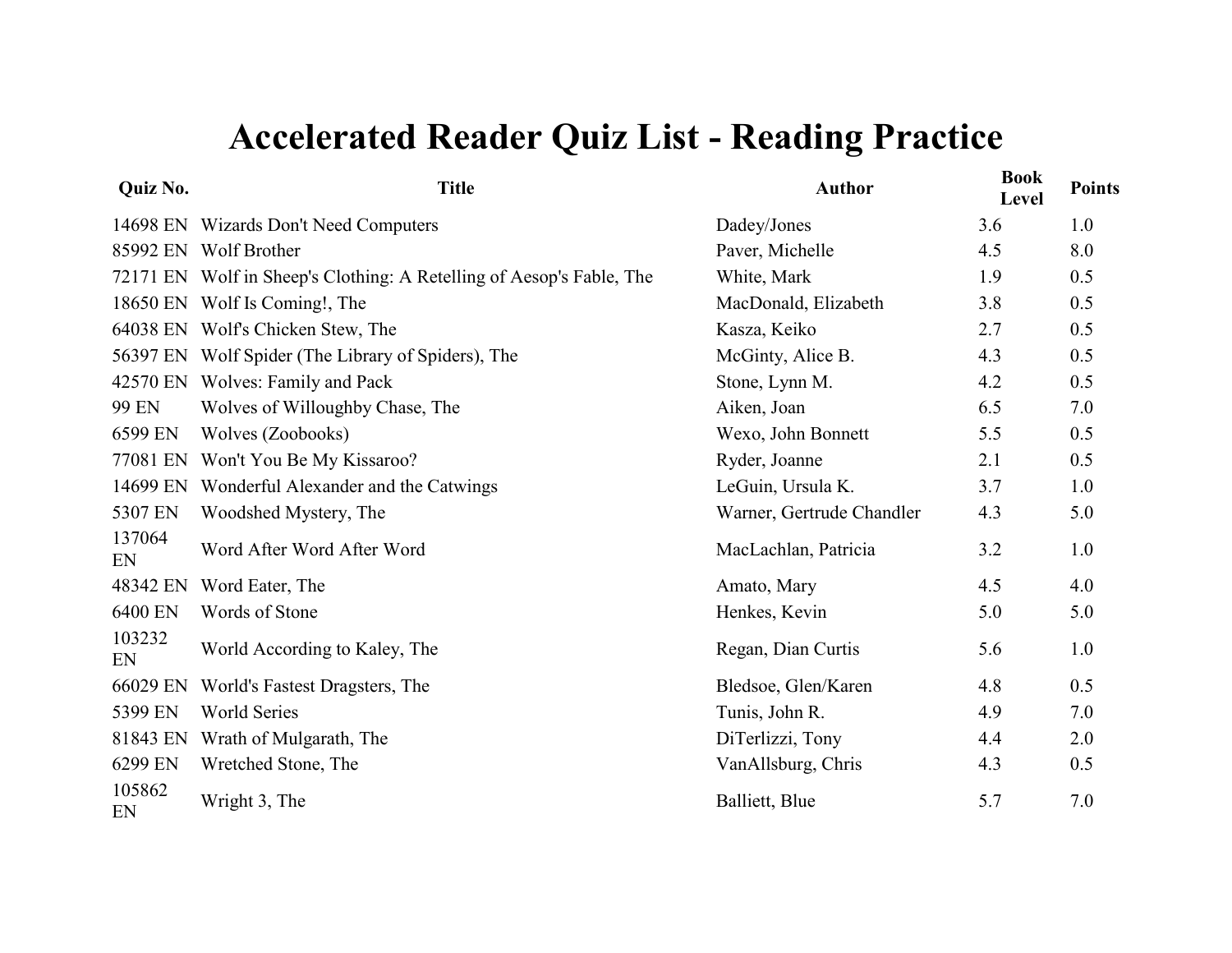# Accelerated Reader Quiz List - Reading Practice

| Quiz No. | Title | Author | Book Level | Points |
|---|---|---|---|---|
| 14698 EN | Wizards Don't Need Computers | Dadey/Jones | 3.6 | 1.0 |
| 85992 EN | Wolf Brother | Paver, Michelle | 4.5 | 8.0 |
| 72171 EN | Wolf in Sheep's Clothing: A Retelling of Aesop's Fable, The | White, Mark | 1.9 | 0.5 |
| 18650 EN | Wolf Is Coming!, The | MacDonald, Elizabeth | 3.8 | 0.5 |
| 64038 EN | Wolf's Chicken Stew, The | Kasza, Keiko | 2.7 | 0.5 |
| 56397 EN | Wolf Spider (The Library of Spiders), The | McGinty, Alice B. | 4.3 | 0.5 |
| 42570 EN | Wolves: Family and Pack | Stone, Lynn M. | 4.2 | 0.5 |
| 99 EN | Wolves of Willoughby Chase, The | Aiken, Joan | 6.5 | 7.0 |
| 6599 EN | Wolves (Zoobooks) | Wexo, John Bonnett | 5.5 | 0.5 |
| 77081 EN | Won't You Be My Kissaroo? | Ryder, Joanne | 2.1 | 0.5 |
| 14699 EN | Wonderful Alexander and the Catwings | LeGuin, Ursula K. | 3.7 | 1.0 |
| 5307 EN | Woodshed Mystery, The | Warner, Gertrude Chandler | 4.3 | 5.0 |
| 137064 EN | Word After Word After Word | MacLachlan, Patricia | 3.2 | 1.0 |
| 48342 EN | Word Eater, The | Amato, Mary | 4.5 | 4.0 |
| 6400 EN | Words of Stone | Henkes, Kevin | 5.0 | 5.0 |
| 103232 EN | World According to Kaley, The | Regan, Dian Curtis | 5.6 | 1.0 |
| 66029 EN | World's Fastest Dragsters, The | Bledsoe, Glen/Karen | 4.8 | 0.5 |
| 5399 EN | World Series | Tunis, John R. | 4.9 | 7.0 |
| 81843 EN | Wrath of Mulgarath, The | DiTerlizzi, Tony | 4.4 | 2.0 |
| 6299 EN | Wretched Stone, The | VanAllsburg, Chris | 4.3 | 0.5 |
| 105862 EN | Wright 3, The | Balliett, Blue | 5.7 | 7.0 |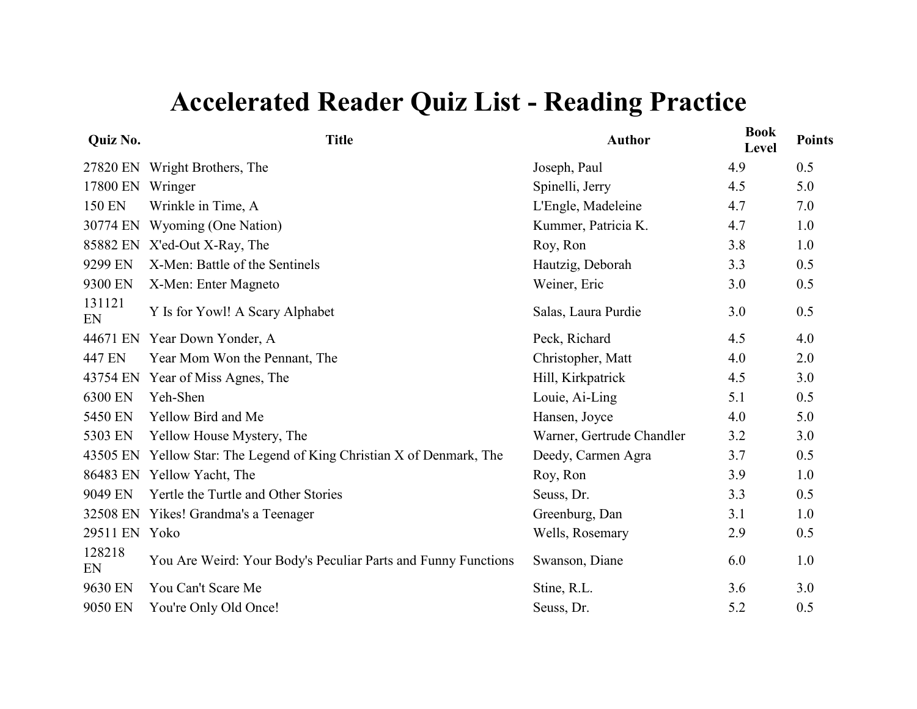# Accelerated Reader Quiz List - Reading Practice

| Quiz No. | Title | Author | Book Level | Points |
|---|---|---|---|---|
| 27820 EN | Wright Brothers, The | Joseph, Paul | 4.9 | 0.5 |
| 17800 EN | Wringer | Spinelli, Jerry | 4.5 | 5.0 |
| 150 EN | Wrinkle in Time, A | L'Engle, Madeleine | 4.7 | 7.0 |
| 30774 EN | Wyoming (One Nation) | Kummer, Patricia K. | 4.7 | 1.0 |
| 85882 EN | X'ed-Out X-Ray, The | Roy, Ron | 3.8 | 1.0 |
| 9299 EN | X-Men: Battle of the Sentinels | Hautzig, Deborah | 3.3 | 0.5 |
| 9300 EN | X-Men: Enter Magneto | Weiner, Eric | 3.0 | 0.5 |
| 131121 EN | Y Is for Yowl! A Scary Alphabet | Salas, Laura Purdie | 3.0 | 0.5 |
| 44671 EN | Year Down Yonder, A | Peck, Richard | 4.5 | 4.0 |
| 447 EN | Year Mom Won the Pennant, The | Christopher, Matt | 4.0 | 2.0 |
| 43754 EN | Year of Miss Agnes, The | Hill, Kirkpatrick | 4.5 | 3.0 |
| 6300 EN | Yeh-Shen | Louie, Ai-Ling | 5.1 | 0.5 |
| 5450 EN | Yellow Bird and Me | Hansen, Joyce | 4.0 | 5.0 |
| 5303 EN | Yellow House Mystery, The | Warner, Gertrude Chandler | 3.2 | 3.0 |
| 43505 EN | Yellow Star: The Legend of King Christian X of Denmark, The | Deedy, Carmen Agra | 3.7 | 0.5 |
| 86483 EN | Yellow Yacht, The | Roy, Ron | 3.9 | 1.0 |
| 9049 EN | Yertle the Turtle and Other Stories | Seuss, Dr. | 3.3 | 0.5 |
| 32508 EN | Yikes! Grandma's a Teenager | Greenburg, Dan | 3.1 | 1.0 |
| 29511 EN | Yoko | Wells, Rosemary | 2.9 | 0.5 |
| 128218 EN | You Are Weird: Your Body's Peculiar Parts and Funny Functions | Swanson, Diane | 6.0 | 1.0 |
| 9630 EN | You Can't Scare Me | Stine, R.L. | 3.6 | 3.0 |
| 9050 EN | You're Only Old Once! | Seuss, Dr. | 5.2 | 0.5 |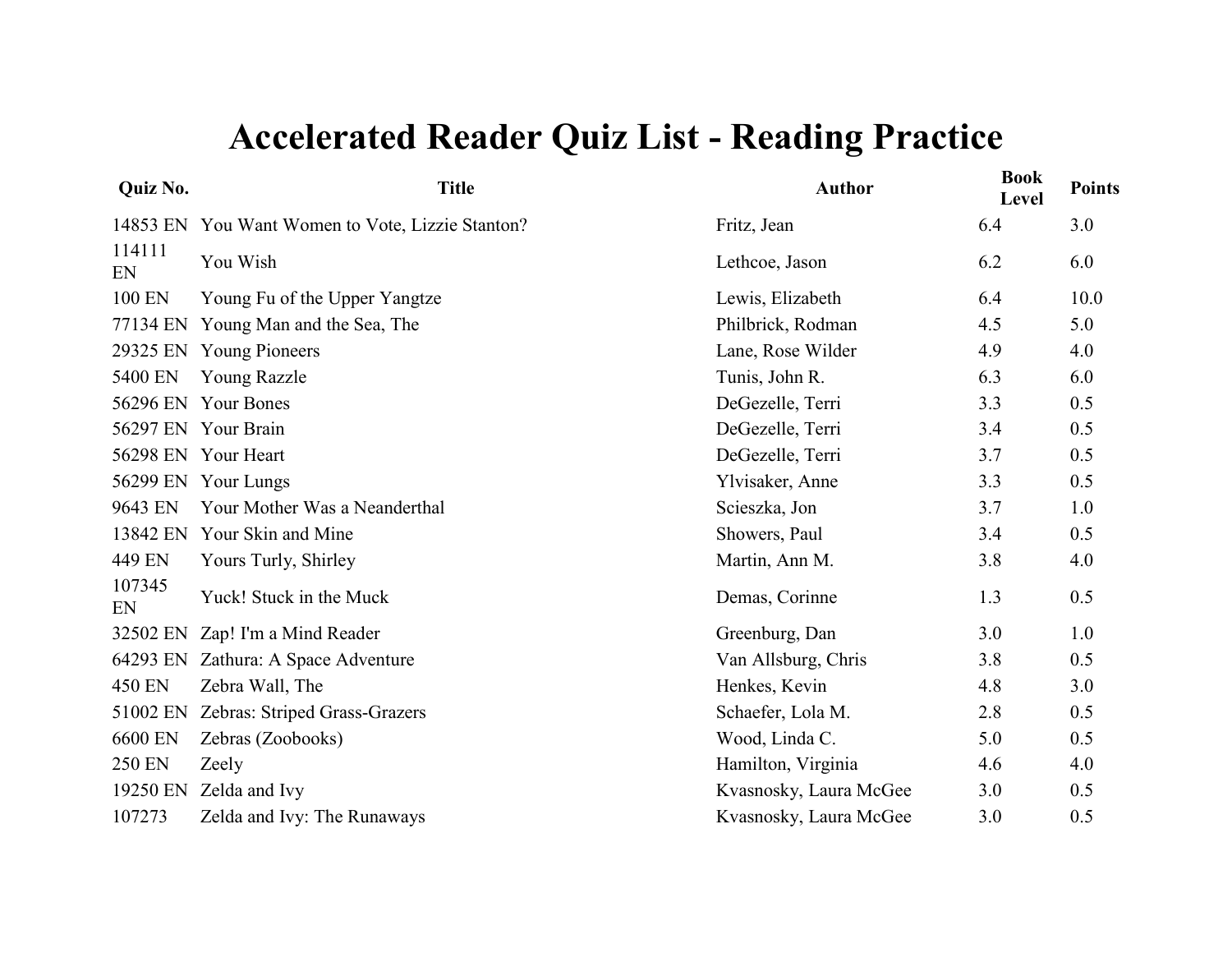# Accelerated Reader Quiz List - Reading Practice

| Quiz No. | Title | Author | Book Level | Points |
|---|---|---|---|---|
| 14853 EN | You Want Women to Vote, Lizzie Stanton? | Fritz, Jean | 6.4 | 3.0 |
| 114111 EN | You Wish | Lethcoe, Jason | 6.2 | 6.0 |
| 100 EN | Young Fu of the Upper Yangtze | Lewis, Elizabeth | 6.4 | 10.0 |
| 77134 EN | Young Man and the Sea, The | Philbrick, Rodman | 4.5 | 5.0 |
| 29325 EN | Young Pioneers | Lane, Rose Wilder | 4.9 | 4.0 |
| 5400 EN | Young Razzle | Tunis, John R. | 6.3 | 6.0 |
| 56296 EN | Your Bones | DeGezelle, Terri | 3.3 | 0.5 |
| 56297 EN | Your Brain | DeGezelle, Terri | 3.4 | 0.5 |
| 56298 EN | Your Heart | DeGezelle, Terri | 3.7 | 0.5 |
| 56299 EN | Your Lungs | Ylvisaker, Anne | 3.3 | 0.5 |
| 9643 EN | Your Mother Was a Neanderthal | Scieszka, Jon | 3.7 | 1.0 |
| 13842 EN | Your Skin and Mine | Showers, Paul | 3.4 | 0.5 |
| 449 EN | Yours Turly, Shirley | Martin, Ann M. | 3.8 | 4.0 |
| 107345 EN | Yuck! Stuck in the Muck | Demas, Corinne | 1.3 | 0.5 |
| 32502 EN | Zap! I'm a Mind Reader | Greenburg, Dan | 3.0 | 1.0 |
| 64293 EN | Zathura: A Space Adventure | Van Allsburg, Chris | 3.8 | 0.5 |
| 450 EN | Zebra Wall, The | Henkes, Kevin | 4.8 | 3.0 |
| 51002 EN | Zebras: Striped Grass-Grazers | Schaefer, Lola M. | 2.8 | 0.5 |
| 6600 EN | Zebras (Zoobooks) | Wood, Linda C. | 5.0 | 0.5 |
| 250 EN | Zeely | Hamilton, Virginia | 4.6 | 4.0 |
| 19250 EN | Zelda and Ivy | Kvasnosky, Laura McGee | 3.0 | 0.5 |
| 107273 | Zelda and Ivy: The Runaways | Kvasnosky, Laura McGee | 3.0 | 0.5 |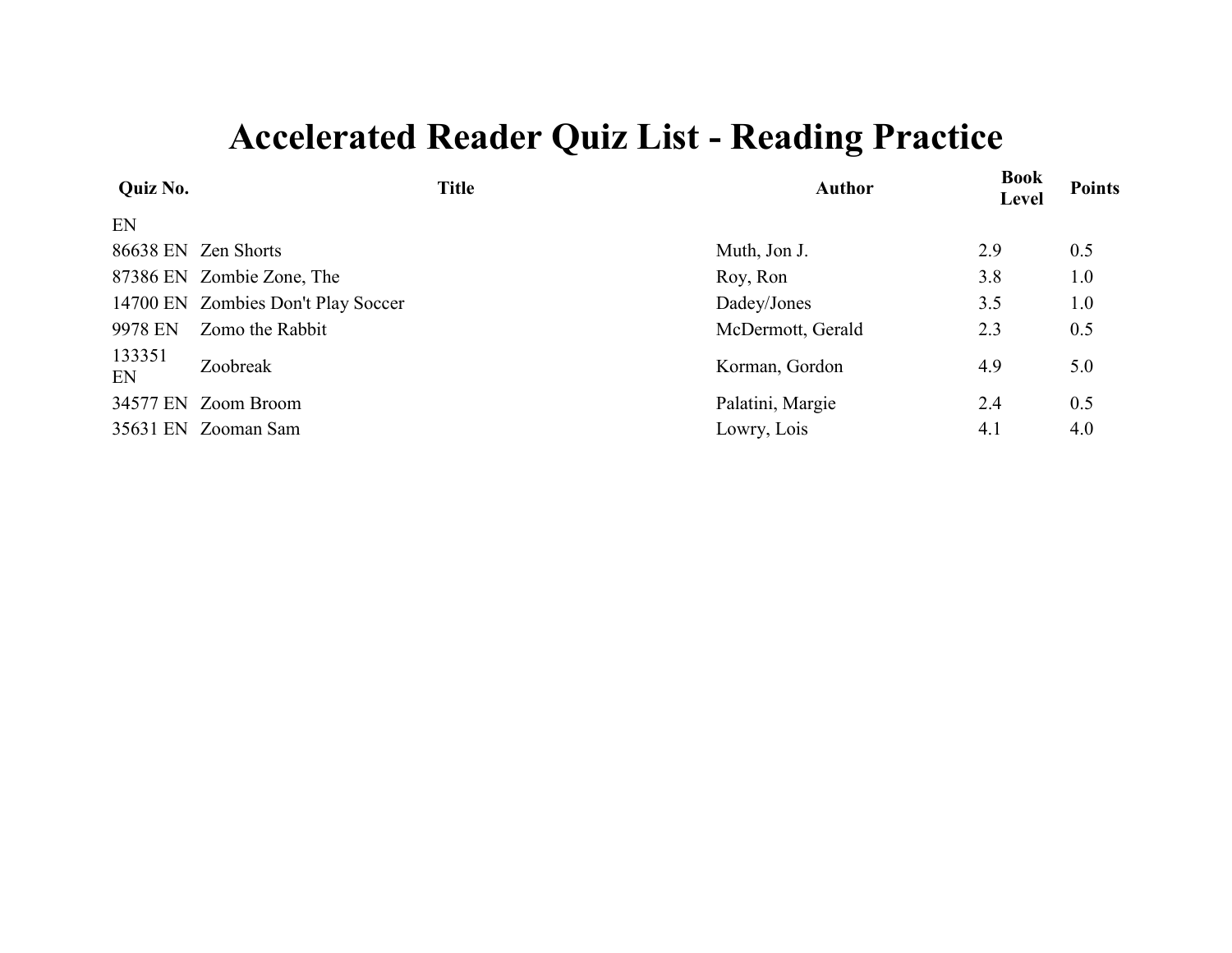# Accelerated Reader Quiz List - Reading Practice

| Quiz No. | Title | Author | Book Level | Points |
|---|---|---|---|---|
| EN | | | | |
| 86638 EN | Zen Shorts | Muth, Jon J. | 2.9 | 0.5 |
| 87386 EN | Zombie Zone, The | Roy, Ron | 3.8 | 1.0 |
| 14700 EN | Zombies Don't Play Soccer | Dadey/Jones | 3.5 | 1.0 |
| 9978 EN | Zomo the Rabbit | McDermott, Gerald | 2.3 | 0.5 |
| 133351 EN | Zoobreak | Korman, Gordon | 4.9 | 5.0 |
| 34577 EN | Zoom Broom | Palatini, Margie | 2.4 | 0.5 |
| 35631 EN | Zooman Sam | Lowry, Lois | 4.1 | 4.0 |